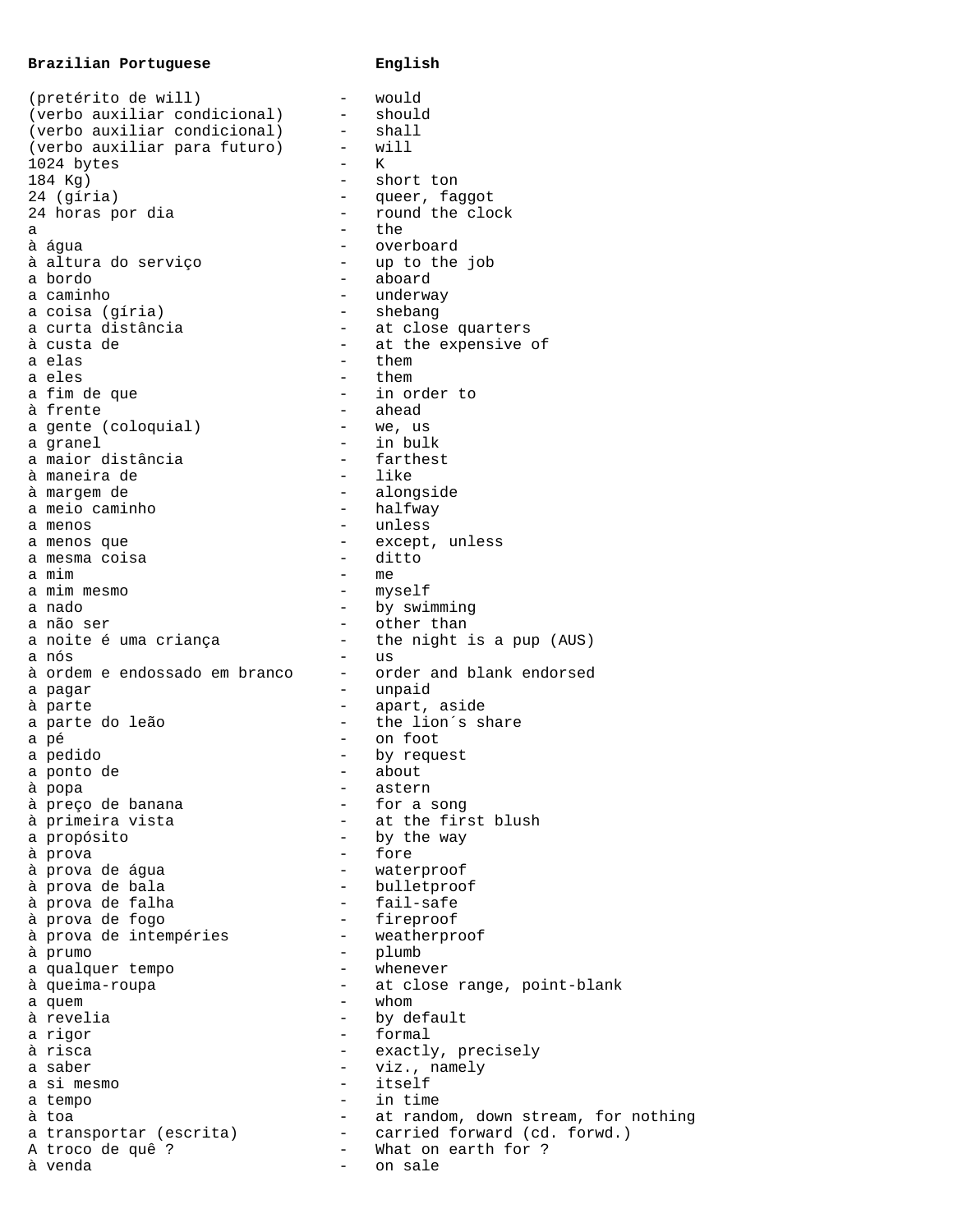| Brazilian Portuguese | | English |
|---|---|---|
| (pretérito de will) | - | would |
| (verbo auxiliar condicional) | - | should |
| (verbo auxiliar condicional) | - | shall |
| (verbo auxiliar para futuro) | - | will |
| 1024 bytes | - | K |
| 184 Kg) | - | short ton |
| 24 (gíria) | - | queer, faggot |
| 24 horas por dia | - | round the clock |
| a | - | the |
| à água | - | overboard |
| à altura do serviço | - | up to the job |
| a bordo | - | aboard |
| a caminho | - | underway |
| a coisa (gíria) | - | shebang |
| a curta distância | - | at close quarters |
| à custa de | - | at the expensive of |
| a elas | - | them |
| a eles | - | them |
| a fim de que | - | in order to |
| à frente | - | ahead |
| a gente (coloquial) | - | we, us |
| a granel | - | in bulk |
| a maior distância | - | farthest |
| à maneira de | - | like |
| à margem de | - | alongside |
| a meio caminho | - | halfway |
| a menos | - | unless |
| a menos que | - | except, unless |
| a mesma coisa | - | ditto |
| a mim | - | me |
| a mim mesmo | - | myself |
| a nado | - | by swimming |
| a não ser | - | other than |
| a noite é uma criança | - | the night is a pup (AUS) |
| a nós | - | us |
| à ordem e endossado em branco | - | order and blank endorsed |
| a pagar | - | unpaid |
| à parte | - | apart, aside |
| a parte do leão | - | the lion´s share |
| a pé | - | on foot |
| a pedido | - | by request |
| a ponto de | - | about |
| à popa | - | astern |
| à preço de banana | - | for a song |
| à primeira vista | - | at the first blush |
| a propósito | - | by the way |
| à prova | - | fore |
| à prova de água | - | waterproof |
| à prova de bala | - | bulletproof |
| à prova de falha | - | fail-safe |
| à prova de fogo | - | fireproof |
| à prova de intempéries | - | weatherproof |
| à prumo | - | plumb |
| a qualquer tempo | - | whenever |
| à queima-roupa | - | at close range, point-blank |
| a quem | - | whom |
| à revelia | - | by default |
| a rigor | - | formal |
| à risca | - | exactly, precisely |
| a saber | - | viz., namely |
| a si mesmo | - | itself |
| a tempo | - | in time |
| à toa | - | at random, down stream, for nothing |
| a transportar (escrita) | - | carried forward (cd. forwd.) |
| A troco de quê ? | - | What on earth for ? |
| à venda | - | on sale |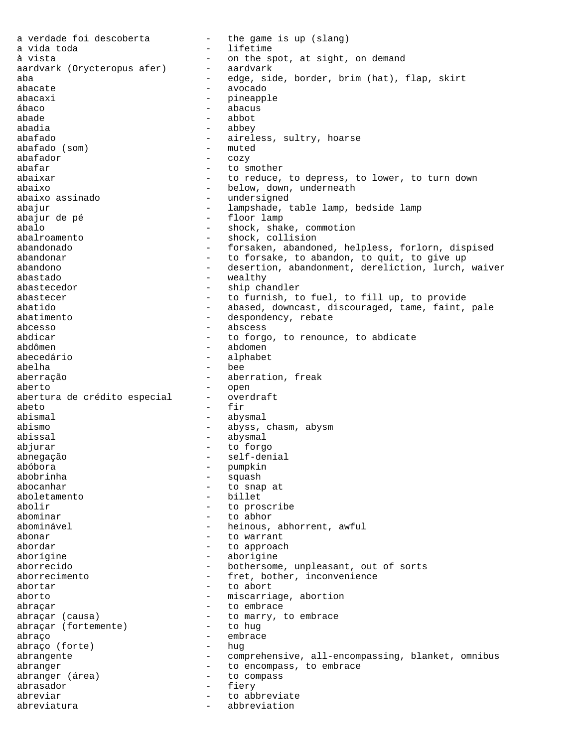a verdade foi descoberta - the game is up (slang)
a vida toda - lifetime
à vista - on the spot, at sight, on demand
aardvark (Orycteropus afer) - aardvark
aba - edge, side, border, brim (hat), flap, skirt
abacate - avocado
abacaxi - pineapple
ábaco - abacus
abade - abbot
abadia - abbey
abafado - aireless, sultry, hoarse
abafado (som) - muted
abafador - cozy
abafar - to smother
abaixar - to reduce, to depress, to lower, to turn down
abaixo - below, down, underneath
abaixo assinado - undersigned
abajur - lampshade, table lamp, bedside lamp
abajur de pé - floor lamp
abalo - shock, shake, commotion
abalroamento - shock, collision
abandonado - forsaken, abandoned, helpless, forlorn, dispised
abandonar - to forsake, to abandon, to quit, to give up
abandono - desertion, abandonment, dereliction, lurch, waiver
abastado - wealthy
abastecedor - ship chandler
abastecer - to furnish, to fuel, to fill up, to provide
abatido - abased, downcast, discouraged, tame, faint, pale
abatimento - despondency, rebate
abcesso - abscess
abdicar - to forgo, to renounce, to abdicate
abdômen - abdomen
abecedário - alphabet
abelha - bee
aberração - aberration, freak
aberto - open
abertura de crédito especial - overdraft
abeto - fir
abismal - abysmal
abismo - abyss, chasm, abysm
abissal - abysmal
abjurar - to forgo
abnegação - self-denial
abóbora - pumpkin
abobrinha - squash
abocanhar - to snap at
aboletamento - billet
abolir - to proscribe
abominar - to abhor
abominável - heinous, abhorrent, awful
abonar - to warrant
abordar - to approach
aborígine - aborigine
aborrecido - bothersome, unpleasant, out of sorts
aborrecimento - fret, bother, inconvenience
abortar - to abort
aborto - miscarriage, abortion
abraçar - to embrace
abraçar (causa) - to marry, to embrace
abraçar (fortemente) - to hug
abraço - embrace
abraço (forte) - hug
abrangente - comprehensive, all-encompassing, blanket, omnibus
abranger - to encompass, to embrace
abranger (área) - to compass
abrasador - fiery
abreviar - to abbreviate
abreviatura - abbreviation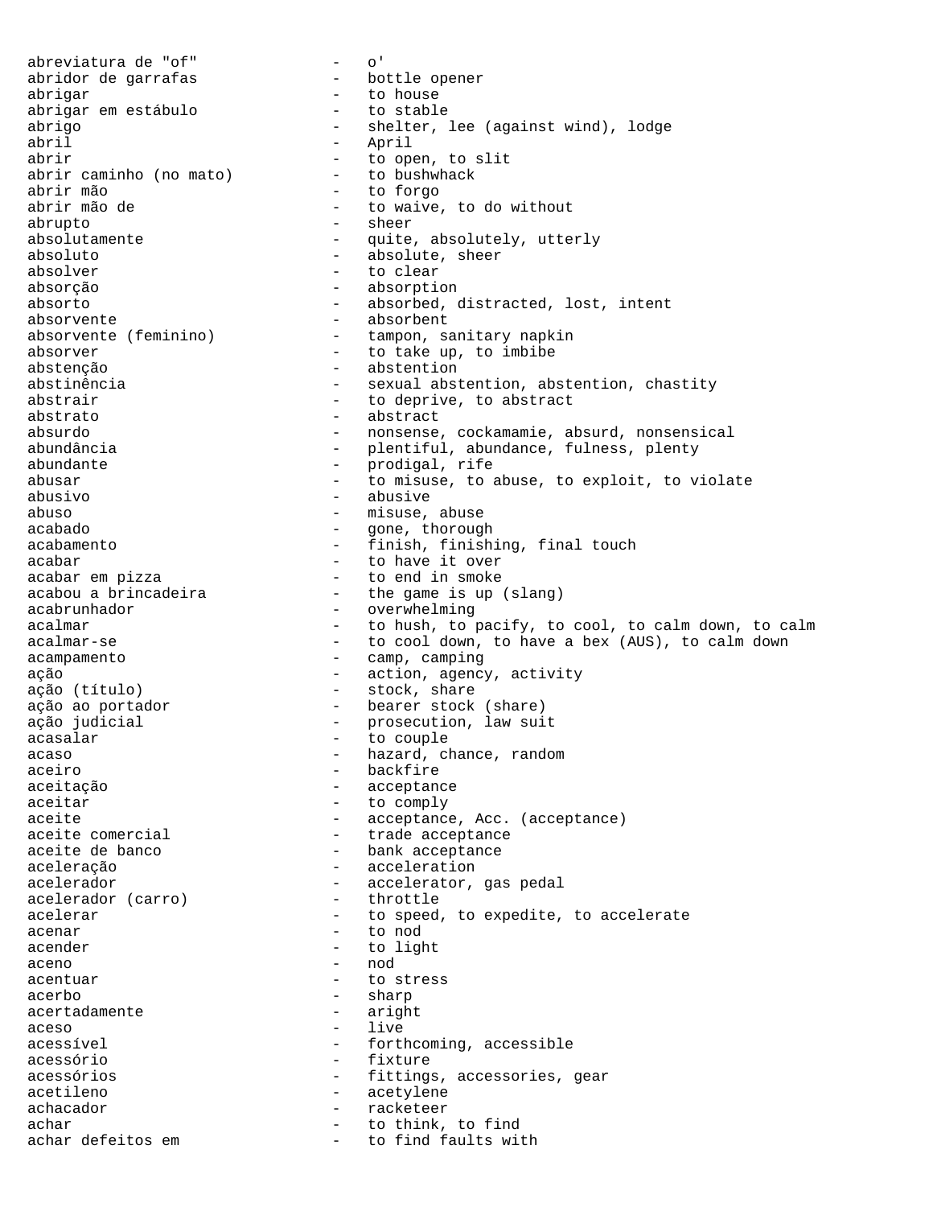abreviatura de "of" - o'
abridor de garrafas - bottle opener
abrigar - to house
abrigar em estábulo - to stable
abrigo - shelter, lee (against wind), lodge
abril - April
abrir - to open, to slit
abrir caminho (no mato) - to bushwhack
abrir mão - to forgo
abrir mão de - to waive, to do without
abrupto - sheer
absolutamente - quite, absolutely, utterly
absoluto - absolute, sheer
absolver - to clear
absorção - absorption
absorto - absorbed, distracted, lost, intent
absorvente - absorbent
absorvente (feminino) - tampon, sanitary napkin
absorver - to take up, to imbibe
abstenção - abstention
abstinência - sexual abstention, abstention, chastity
abstrair - to deprive, to abstract
abstrato - abstract
absurdo - nonsense, cockamamie, absurd, nonsensical
abundância - plentiful, abundance, fulness, plenty
abundante - prodigal, rife
abusar - to misuse, to abuse, to exploit, to violate
abusivo - abusive
abuso - misuse, abuse
acabado - gone, thorough
acabamento - finish, finishing, final touch
acabar - to have it over
acabar em pizza - to end in smoke
acabou a brincadeira - the game is up (slang)
acabrunhador - overwhelming
acalmar - to hush, to pacify, to cool, to calm down, to calm
acalmar-se - to cool down, to have a bex (AUS), to calm down
acampamento - camp, camping
ação - action, agency, activity
ação (título) - stock, share
ação ao portador - bearer stock (share)
ação judicial - prosecution, law suit
acasalar - to couple
acaso - hazard, chance, random
aceiro - backfire
aceitação - acceptance
aceitar - to comply
aceite - acceptance, Acc. (acceptance)
aceite comercial - trade acceptance
aceite de banco - bank acceptance
aceleração - acceleration
acelerador - accelerator, gas pedal
acelerador (carro) - throttle
acelerar - to speed, to expedite, to accelerate
acenar - to nod
acender - to light
aceno - nod
acentuar - to stress
acerbo - sharp
acertadamente - aright
aceso - live
acessível - forthcoming, accessible
acessório - fixture
acessórios - fittings, accessories, gear
acetileno - acetylene
achacador - racketeer
achar - to think, to find
achar defeitos em - to find faults with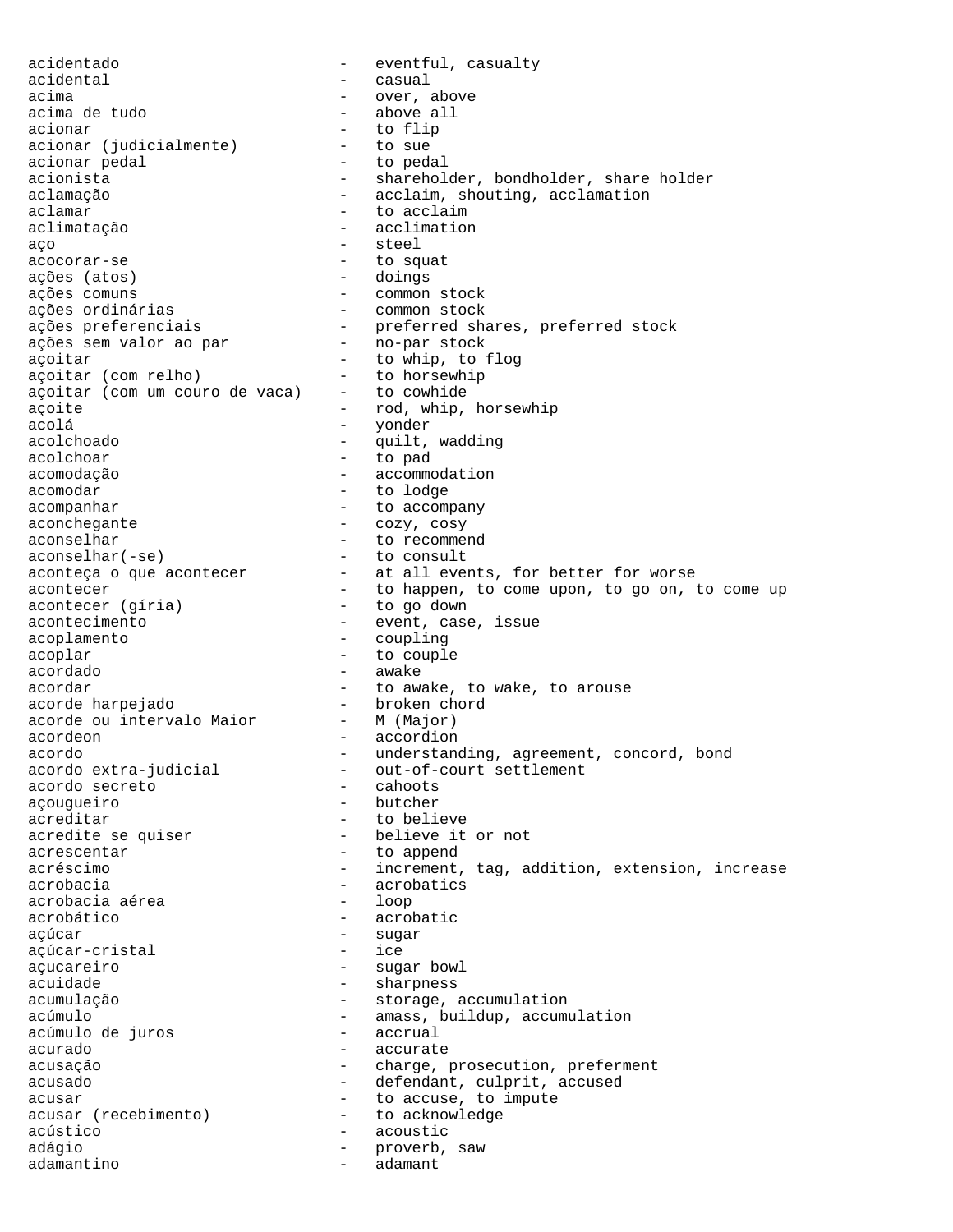acidentado - eventful, casualty
acidental - casual
acima - over, above
acima de tudo - above all
acionar - to flip
acionar (judicialmente) - to sue
acionar pedal - to pedal
acionista - shareholder, bondholder, share holder
aclamação - acclaim, shouting, acclamation
aclamar - to acclaim
aclimatação - acclimation
aço - steel
acocorar-se - to squat
ações (atos) - doings
ações comuns - common stock
ações ordinárias - common stock
ações preferenciais - preferred shares, preferred stock
ações sem valor ao par - no-par stock
açoitar - to whip, to flog
açoitar (com relho) - to horsewhip
açoitar (com um couro de vaca) - to cowhide
açoite - rod, whip, horsewhip
acolá - yonder
acolchoado - quilt, wadding
acolchoar - to pad
acomodação - accommodation
acomodar - to lodge
acompanhar - to accompany
aconchegante - cozy, cosy
aconselhar - to recommend
aconselhar(-se) - to consult
aconteça o que acontecer - at all events, for better for worse
acontecer - to happen, to come upon, to go on, to come up
acontecer (gíria) - to go down
acontecimento - event, case, issue
acoplamento - coupling
acoplar - to couple
acordado - awake
acordar - to awake, to wake, to arouse
acorde harpejado - broken chord
acorde ou intervalo Maior - M (Major)
acordeon - accordion
acordo - understanding, agreement, concord, bond
acordo extra-judicial - out-of-court settlement
acordo secreto - cahoots
açougueiro - butcher
acreditar - to believe
acredite se quiser - believe it or not
acrescentar - to append
acréscimo - increment, tag, addition, extension, increase
acrobacia - acrobatics
acrobacia aérea - loop
acrobático - acrobatic
açúcar - sugar
açúcar-cristal - ice
açucareiro - sugar bowl
acuidade - sharpness
acumulação - storage, accumulation
acúmulo - amass, buildup, accumulation
acúmulo de juros - accrual
acurado - accurate
acusação - charge, prosecution, preferment
acusado - defendant, culprit, accused
acusar - to accuse, to impute
acusar (recebimento) - to acknowledge
acústico - acoustic
adágio - proverb, saw
adamantino - adamant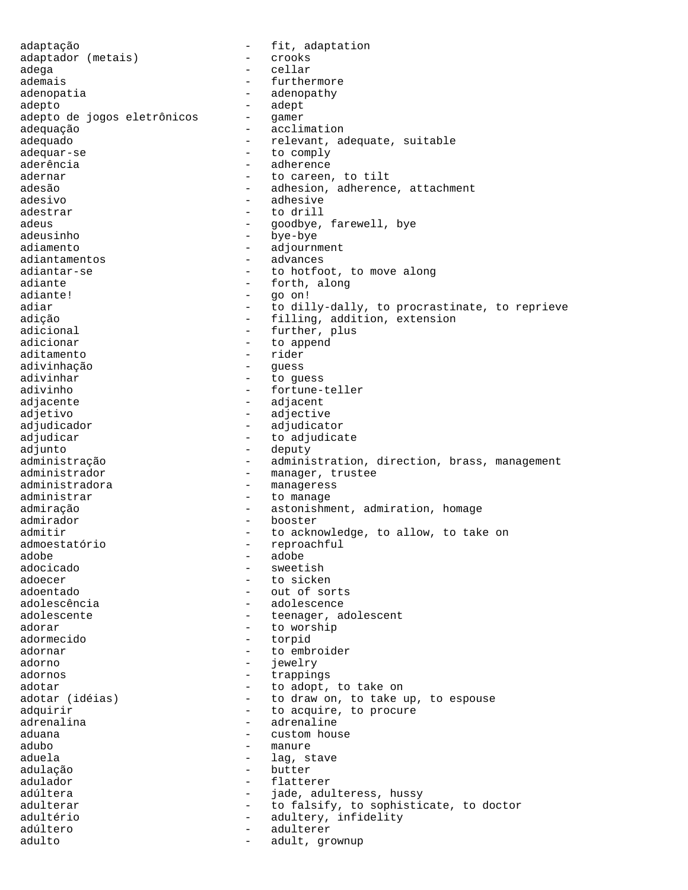adaptação - fit, adaptation
adaptador (metais) - crooks
adega - cellar
ademais - furthermore
adenopatia - adenopathy
adepto - adept
adepto de jogos eletrônicos - gamer
adequação - acclimation
adequado - relevant, adequate, suitable
adequar-se - to comply
aderência - adherence
adernar - to careen, to tilt
adesão - adhesion, adherence, attachment
adesivo - adhesive
adestrar - to drill
adeus - goodbye, farewell, bye
adeusinho - bye-bye
adiamento - adjournment
adiantamentos - advances
adiantar-se - to hotfoot, to move along
adiante - forth, along
adiante! - go on!
adiar - to dilly-dally, to procrastinate, to reprieve
adição - filling, addition, extension
adicional - further, plus
adicionar - to append
aditamento - rider
adivinhação - guess
adivinhar - to guess
adivinho - fortune-teller
adjacente - adjacent
adjetivo - adjective
adjudicador - adjudicator
adjudicar - to adjudicate
adjunto - deputy
administração - administration, direction, brass, management
administrador - manager, trustee
administradora - manageress
administrar - to manage
admiração - astonishment, admiration, homage
admirador - booster
admitir - to acknowledge, to allow, to take on
admoestatório - reproachful
adobe - adobe
adocicado - sweetish
adoecer - to sicken
adoentado - out of sorts
adolescência - adolescence
adolescente - teenager, adolescent
adorar - to worship
adormecido - torpid
adornar - to embroider
adorno - jewelry
adornos - trappings
adotar - to adopt, to take on
adotar (idéias) - to draw on, to take up, to espouse
adquirir - to acquire, to procure
adrenalina - adrenaline
aduana - custom house
adubo - manure
aduela - lag, stave
adulação - butter
adulador - flatterer
adúltera - jade, adulteress, hussy
adulterar - to falsify, to sophisticate, to doctor
adultério - adultery, infidelity
adúltero - adulterer
adulto - adult, grownup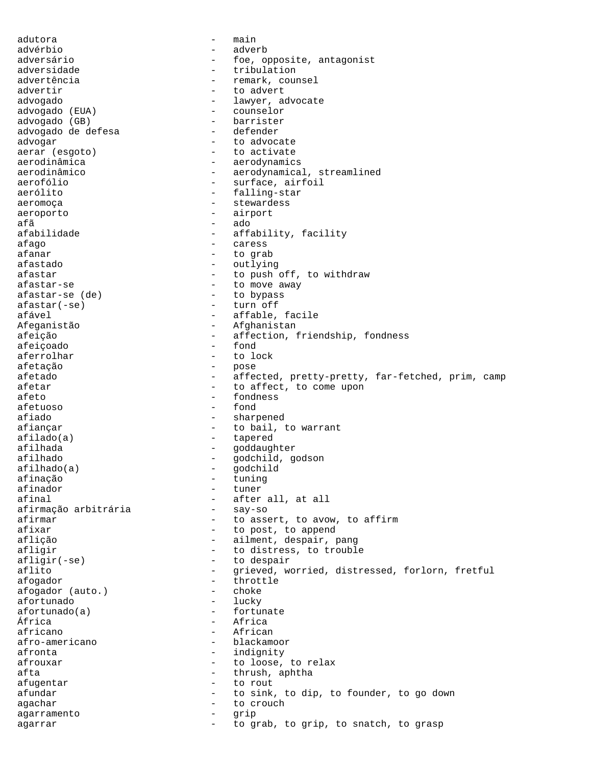adutora - main
advérbio - adverb
adversário - foe, opposite, antagonist
adversidade - tribulation
advertência - remark, counsel
advertir - to advert
advogado - lawyer, advocate
advogado (EUA) - counselor
advogado (GB) - barrister
advogado de defesa - defender
advogar - to advocate
aerar (esgoto) - to activate
aerodinâmica - aerodynamics
aerodinâmico - aerodynamical, streamlined
aerofólio - surface, airfoil
aerólito - falling-star
aeromoça - stewardess
aeroporto - airport
afã - ado
afabilidade - affability, facility
afago - caress
afanar - to grab
afastado - outlying
afastar - to push off, to withdraw
afastar-se - to move away
afastar-se (de) - to bypass
afastar(-se) - turn off
afável - affable, facile
Afeganistão - Afghanistan
afeição - affection, friendship, fondness
afeiçoado - fond
aferrolhar - to lock
afetação - pose
afetado - affected, pretty-pretty, far-fetched, prim, camp
afetar - to affect, to come upon
afeto - fondness
afetuoso - fond
afiado - sharpened
afiançar - to bail, to warrant
afilado(a) - tapered
afilhada - goddaughter
afilhado - godchild, godson
afilhado(a) - godchild
afinação - tuning
afinador - tuner
afinal - after all, at all
afirmação arbitrária - say-so
afirmar - to assert, to avow, to affirm
afixar - to post, to append
aflição - ailment, despair, pang
afligir - to distress, to trouble
afligir(-se) - to despair
aflito - grieved, worried, distressed, forlorn, fretful
afogador - throttle
afogador (auto.) - choke
afortunado - lucky
afortunado(a) - fortunate
África - Africa
africano - African
afro-americano - blackamoor
afronta - indignity
afrouxar - to loose, to relax
afta - thrush, aphtha
afugentar - to rout
afundar - to sink, to dip, to founder, to go down
agachar - to crouch
agarramento - grip
agarrar - to grab, to grip, to snatch, to grasp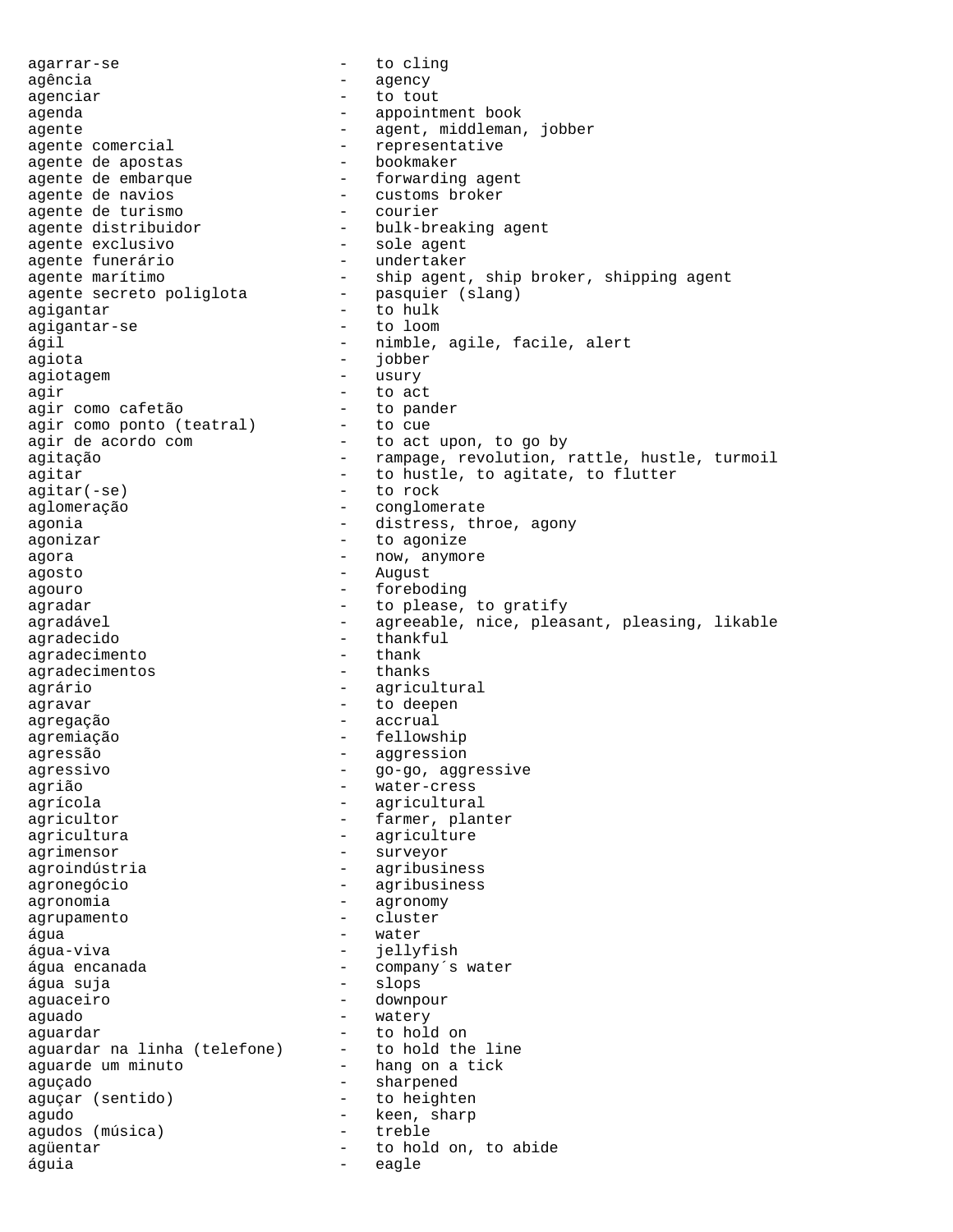agarrar-se - to cling
agência - agency
agenciar - to tout
agenda - appointment book
agente - agent, middleman, jobber
agente comercial - representative
agente de apostas - bookmaker
agente de embarque - forwarding agent
agente de navios - customs broker
agente de turismo - courier
agente distribuidor - bulk-breaking agent
agente exclusivo - sole agent
agente funerário - undertaker
agente marítimo - ship agent, ship broker, shipping agent
agente secreto poliglota - pasquier (slang)
agigantar - to hulk
agigantar-se - to loom
ágil - nimble, agile, facile, alert
agiota - jobber
agiotagem - usury
agir - to act
agir como cafetão - to pander
agir como ponto (teatral) - to cue
agir de acordo com - to act upon, to go by
agitação - rampage, revolution, rattle, hustle, turmoil
agitar - to hustle, to agitate, to flutter
agitar(-se) - to rock
aglomeração - conglomerate
agonia - distress, throe, agony
agonizar - to agonize
agora - now, anymore
agosto - August
agouro - foreboding
agradar - to please, to gratify
agradável - agreeable, nice, pleasant, pleasing, likable
agradecido - thankful
agradecimento - thank
agradecimentos - thanks
agrário - agricultural
agravar - to deepen
agregação - accrual
agremiação - fellowship
agressão - aggression
agressivo - go-go, aggressive
agrião - water-cress
agrícola - agricultural
agricultor - farmer, planter
agricultura - agriculture
agrimensor - surveyor
agroindústria - agribusiness
agronegócio - agribusiness
agronomia - agronomy
agrupamento - cluster
água - water
água-viva - jellyfish
água encanada - company´s water
água suja - slops
aguaceiro - downpour
aguado - watery
aguardar - to hold on
aguardar na linha (telefone) - to hold the line
aguarde um minuto - hang on a tick
aguçado - sharpened
aguçar (sentido) - to heighten
agudo - keen, sharp
agudos (música) - treble
agüentar - to hold on, to abide
águia - eagle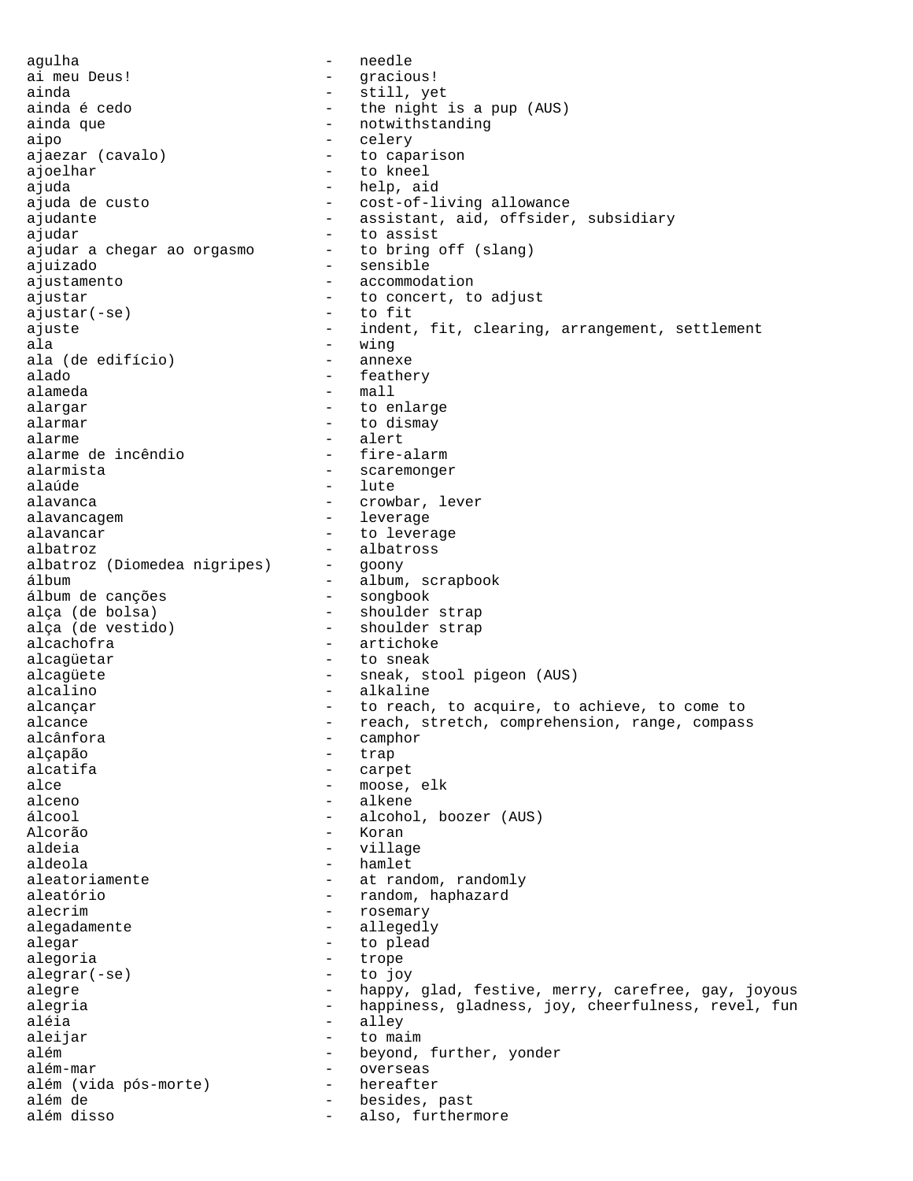agulha - needle
ai meu Deus! - gracious!
ainda - still, yet
ainda é cedo - the night is a pup (AUS)
ainda que - notwithstanding
aipo - celery
ajaezar (cavalo) - to caparison
ajoelhar - to kneel
ajuda - help, aid
ajuda de custo - cost-of-living allowance
ajudante - assistant, aid, offsider, subsidiary
ajudar - to assist
ajudar a chegar ao orgasmo - to bring off (slang)
ajuizado - sensible
ajustamento - accommodation
ajustar - to concert, to adjust
ajustar(-se) - to fit
ajuste - indent, fit, clearing, arrangement, settlement
ala - wing
ala (de edifício) - annexe
alado - feathery
alameda - mall
alargar - to enlarge
alarmar - to dismay
alarme - alert
alarme de incêndio - fire-alarm
alarmista - scaremonger
alaúde - lute
alavanca - crowbar, lever
alavancagem - leverage
alavancar - to leverage
albatroz - albatross
albatroz (Diomedea nigripes) - goony
álbum - album, scrapbook
álbum de canções - songbook
alça (de bolsa) - shoulder strap
alça (de vestido) - shoulder strap
alcachofra - artichoke
alcagüetar - to sneak
alcagüete - sneak, stool pigeon (AUS)
alcalino - alkaline
alcançar - to reach, to acquire, to achieve, to come to
alcance - reach, stretch, comprehension, range, compass
alcânfora - camphor
alçapão - trap
alcatifa - carpet
alce - moose, elk
alceno - alkene
álcool - alcohol, boozer (AUS)
Alcorão - Koran
aldeia - village
aldeola - hamlet
aleatoriamente - at random, randomly
aleatório - random, haphazard
alecrim - rosemary
alegadamente - allegedly
alegar - to plead
alegoria - trope
alegrar(-se) - to joy
alegre - happy, glad, festive, merry, carefree, gay, joyous
alegria - happiness, gladness, joy, cheerfulness, revel, fun
aléia - alley
aleijar - to maim
além - beyond, further, yonder
além-mar - overseas
além (vida pós-morte) - hereafter
além de - besides, past
além disso - also, furthermore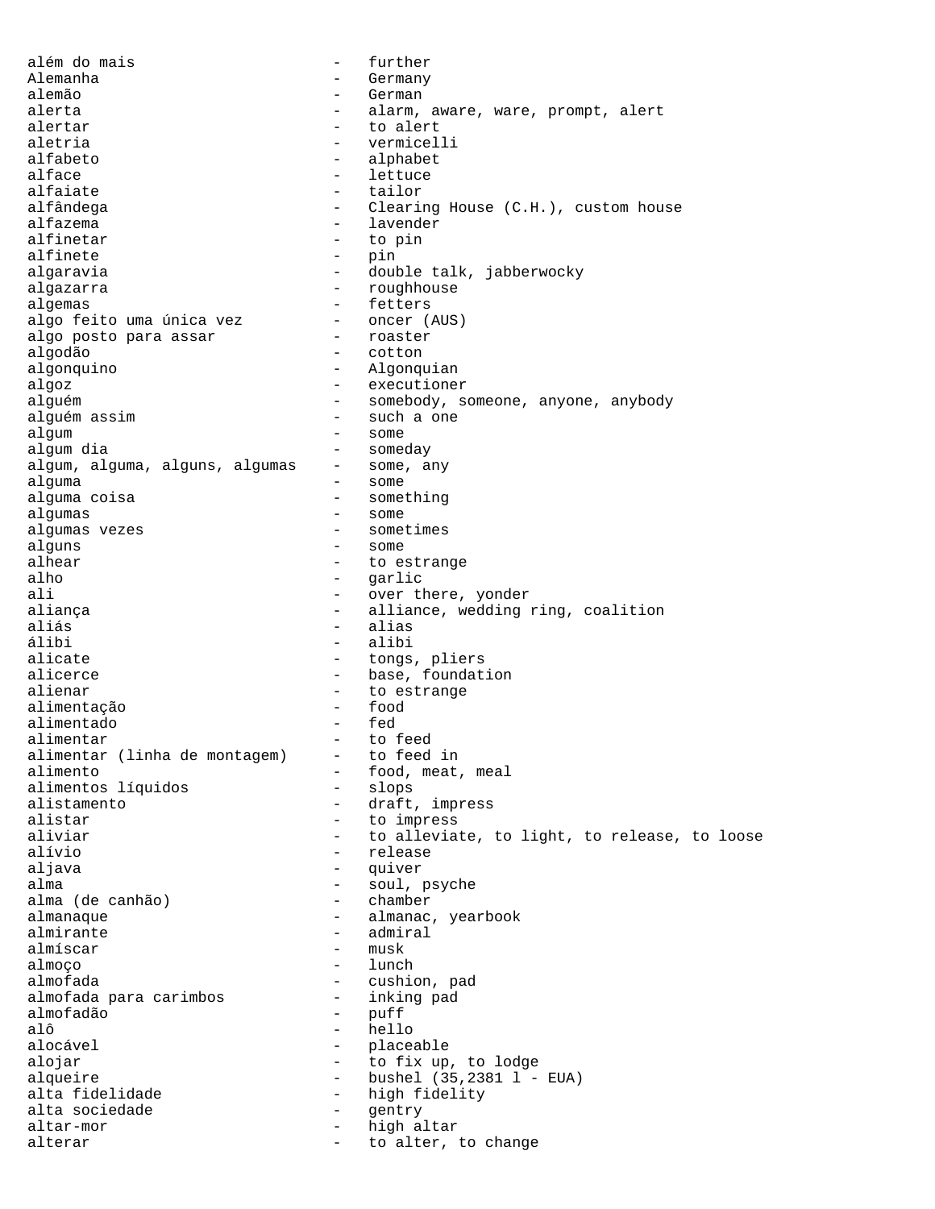além do mais - further
Alemanha - Germany
alemão - German
alerta - alarm, aware, ware, prompt, alert
alertar - to alert
aletria - vermicelli
alfabeto - alphabet
alface - lettuce
alfaiate - tailor
alfândega - Clearing House (C.H.), custom house
alfazema - lavender
alfinetar - to pin
alfinete - pin
algaravia - double talk, jabberwocky
algazarra - roughhouse
algemas - fetters
algo feito uma única vez - oncer (AUS)
algo posto para assar - roaster
algodão - cotton
algonquino - Algonquian
algoz - executioner
alguém - somebody, someone, anyone, anybody
alguém assim - such a one
algum - some
algum dia - someday
algum, alguma, alguns, algumas - some, any
alguma - some
alguma coisa - something
algumas - some
algumas vezes - sometimes
alguns - some
alhear - to estrange
alho - garlic
ali - over there, yonder
aliança - alliance, wedding ring, coalition
aliás - alias
álibi - alibi
alicate - tongs, pliers
alicerce - base, foundation
alienar - to estrange
alimentação - food
alimentado - fed
alimentar - to feed
alimentar (linha de montagem) - to feed in
alimento - food, meat, meal
alimentos líquidos - slops
alistamento - draft, impress
alistar - to impress
aliviar - to alleviate, to light, to release, to loose
alívio - release
aljava - quiver
alma - soul, psyche
alma (de canhão) - chamber
almanaque - almanac, yearbook
almirante - admiral
almíscar - musk
almoço - lunch
almofada - cushion, pad
almofada para carimbos - inking pad
almofadão - puff
alô - hello
alocável - placeable
alojar - to fix up, to lodge
alqueire - bushel (35,2381 l - EUA)
alta fidelidade - high fidelity
alta sociedade - gentry
altar-mor - high altar
alterar - to alter, to change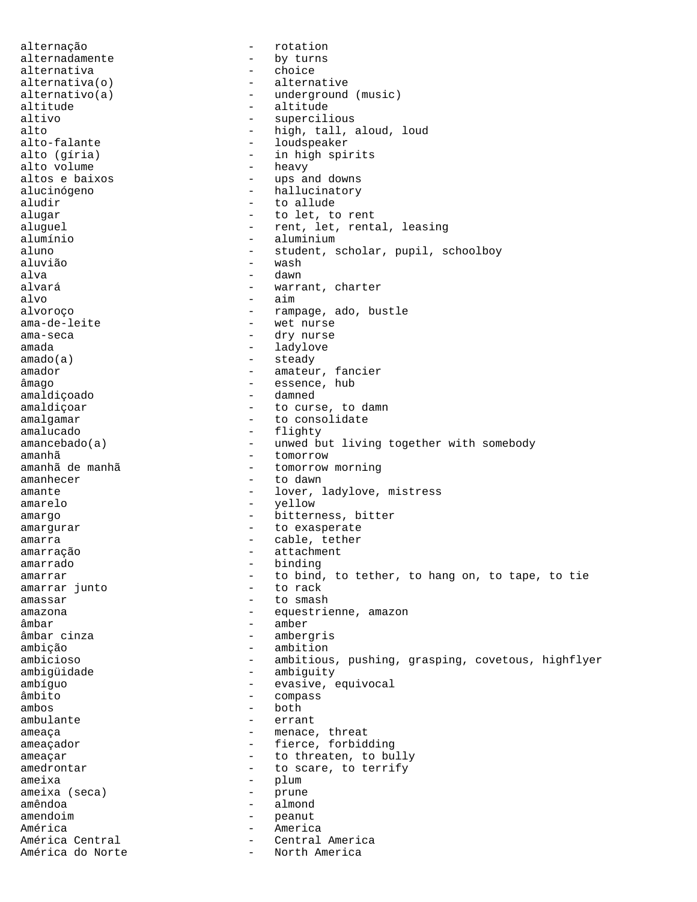alternação - rotation
alternadamente - by turns
alternativa - choice
alternativa(o) - alternative
alternativo(a) - underground (music)
altitude - altitude
altivo - supercilious
alto - high, tall, aloud, loud
alto-falante - loudspeaker
alto (gíria) - in high spirits
alto volume - heavy
altos e baixos - ups and downs
alucinógeno - hallucinatory
aludir - to allude
alugar - to let, to rent
aluguel - rent, let, rental, leasing
alumínio - aluminium
aluno - student, scholar, pupil, schoolboy
aluvião - wash
alva - dawn
alvará - warrant, charter
alvo - aim
alvoroço - rampage, ado, bustle
ama-de-leite - wet nurse
ama-seca - dry nurse
amada - ladylove
amado(a) - steady
amador - amateur, fancier
âmago - essence, hub
amaldiçoado - damned
amaldiçoar - to curse, to damn
amalgamar - to consolidate
amalucado - flighty
amancebado(a) - unwed but living together with somebody
amanhã - tomorrow
amanhã de manhã - tomorrow morning
amanhecer - to dawn
amante - lover, ladylove, mistress
amarelo - yellow
amargo - bitterness, bitter
amargurar - to exasperate
amarra - cable, tether
amarração - attachment
amarrado - binding
amarrar - to bind, to tether, to hang on, to tape, to tie
amarrar junto - to rack
amassar - to smash
amazona - equestrienne, amazon
âmbar - amber
âmbar cinza - ambergris
ambição - ambition
ambicioso - ambitious, pushing, grasping, covetous, highflyer
ambigüidade - ambiguity
ambíguo - evasive, equivocal
âmbito - compass
ambos - both
ambulante - errant
ameaça - menace, threat
ameaçador - fierce, forbidding
ameaçar - to threaten, to bully
amedrontar - to scare, to terrify
ameixa - plum
ameixa (seca) - prune
amêndoa - almond
amendoim - peanut
América - America
América Central - Central America
América do Norte - North America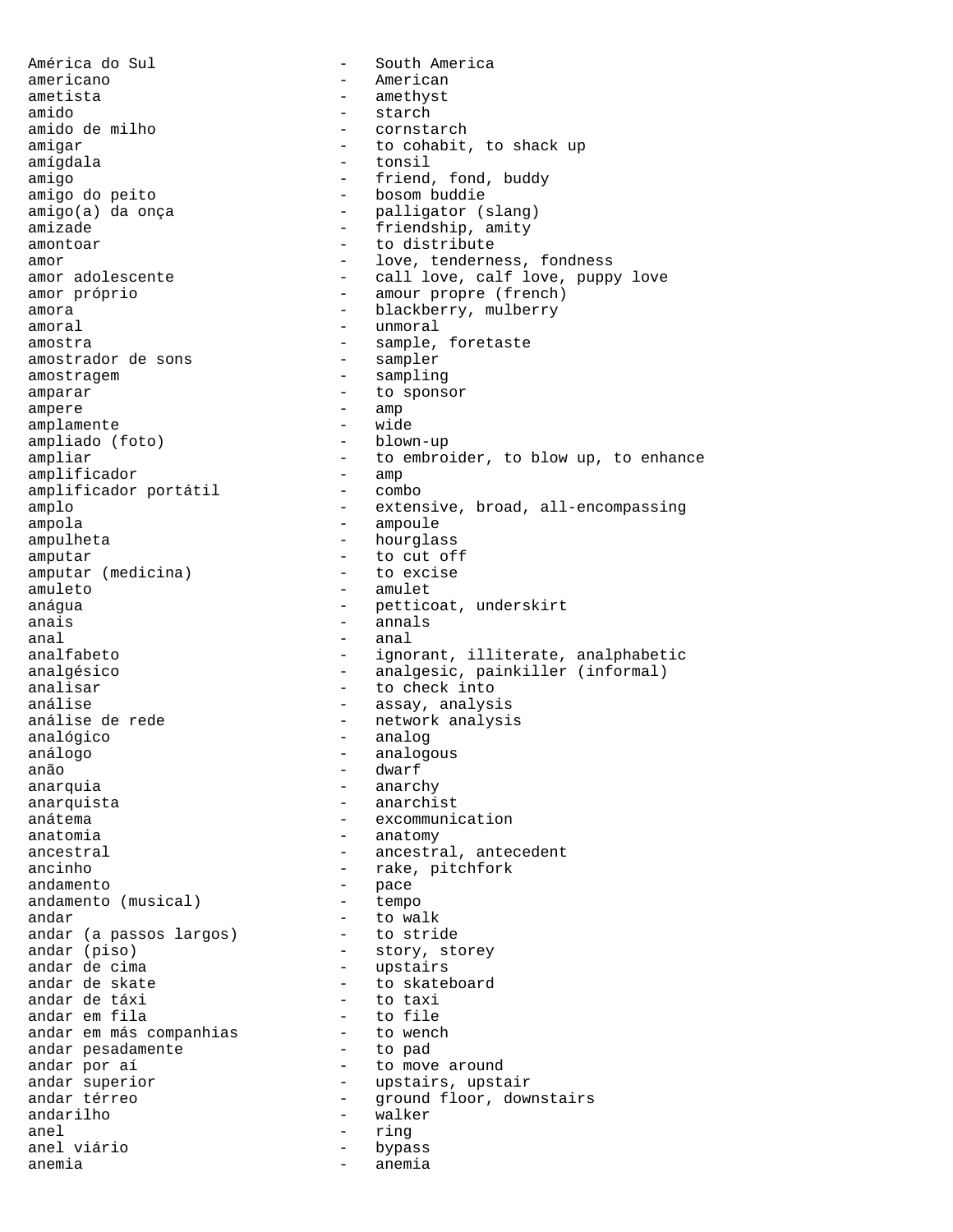América do Sul - South America
americano - American
ametista - amethyst
amido - starch
amido de milho - cornstarch
amigar - to cohabit, to shack up
amígdala - tonsil
amigo - friend, fond, buddy
amigo do peito - bosom buddie
amigo(a) da onça - palligator (slang)
amizade - friendship, amity
amontoar - to distribute
amor - love, tenderness, fondness
amor adolescente - call love, calf love, puppy love
amor próprio - amour propre (french)
amora - blackberry, mulberry
amoral - unmoral
amostra - sample, foretaste
amostrador de sons - sampler
amostragem - sampling
amparar - to sponsor
ampere - amp
amplamente - wide
ampliado (foto) - blown-up
ampliar - to embroider, to blow up, to enhance
amplificador - amp
amplificador portátil - combo
amplo - extensive, broad, all-encompassing
ampola - ampoule
ampulheta - hourglass
amputar - to cut off
amputar (medicina) - to excise
amuleto - amulet
anágua - petticoat, underskirt
anais - annals
anal - anal
analfabeto - ignorant, illiterate, analphabetic
analgésico - analgesic, painkiller (informal)
analisar - to check into
análise - assay, analysis
análise de rede - network analysis
analógico - analog
análogo - analogous
anão - dwarf
anarquia - anarchy
anarquista - anarchist
anátema - excommunication
anatomia - anatomy
ancestral - ancestral, antecedent
ancinho - rake, pitchfork
andamento - pace
andamento (musical) - tempo
andar - to walk
andar (a passos largos) - to stride
andar (piso) - story, storey
andar de cima - upstairs
andar de skate - to skateboard
andar de táxi - to taxi
andar em fila - to file
andar em más companhias - to wench
andar pesadamente - to pad
andar por aí - to move around
andar superior - upstairs, upstair
andar térreo - ground floor, downstairs
andarilho - walker
anel - ring
anel viário - bypass
anemia - anemia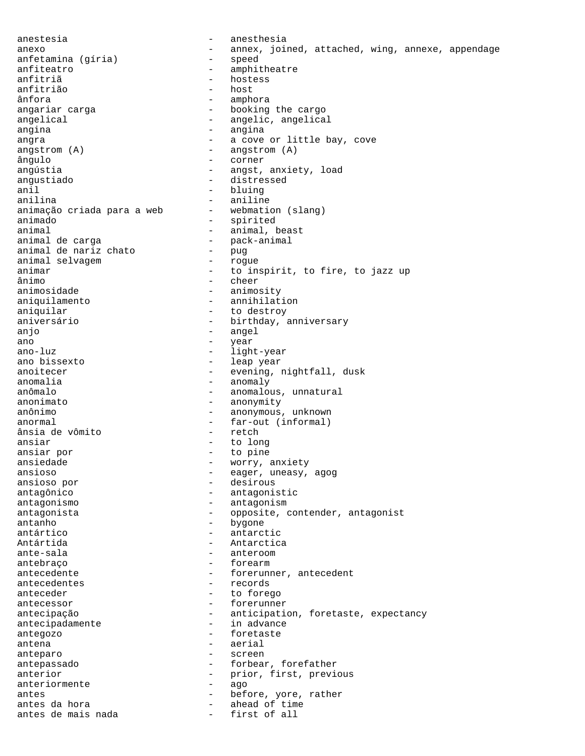anestesia - anesthesia
anexo - annex, joined, attached, wing, annexe, appendage
anfetamina (gíria) - speed
anfiteatro - amphitheatre
anfitriã - hostess
anfitrião - host
ânfora - amphora
angariar carga - booking the cargo
angelical - angelic, angelical
angina - angina
angra - a cove or little bay, cove
angstrom (A) - angstrom (A)
ângulo - corner
angústia - angst, anxiety, load
angustiado - distressed
anil - bluing
anilina - aniline
animação criada para a web - webmation (slang)
animado - spirited
animal - animal, beast
animal de carga - pack-animal
animal de nariz chato - pug
animal selvagem - rogue
animar - to inspirit, to fire, to jazz up
ânimo - cheer
animosidade - animosity
aniquilamento - annihilation
aniquilar - to destroy
aniversário - birthday, anniversary
anjo - angel
ano - year
ano-luz - light-year
ano bissexto - leap year
anoitecer - evening, nightfall, dusk
anomalia - anomaly
anômalo - anomalous, unnatural
anonimato - anonymity
anônimo - anonymous, unknown
anormal - far-out (informal)
ânsia de vômito - retch
ansiar - to long
ansiar por - to pine
ansiedade - worry, anxiety
ansioso - eager, uneasy, agog
ansioso por - desirous
antagônico - antagonistic
antagonismo - antagonism
antagonista - opposite, contender, antagonist
antanho - bygone
antártico - antarctic
Antártida - Antarctica
ante-sala - anteroom
antebraço - forearm
antecedente - forerunner, antecedent
antecedentes - records
anteceder - to forego
antecessor - forerunner
antecipação - anticipation, foretaste, expectancy
antecipadamente - in advance
antegozo - foretaste
antena - aerial
anteparo - screen
antepassado - forbear, forefather
anterior - prior, first, previous
anteriormente - ago
antes - before, yore, rather
antes da hora - ahead of time
antes de mais nada - first of all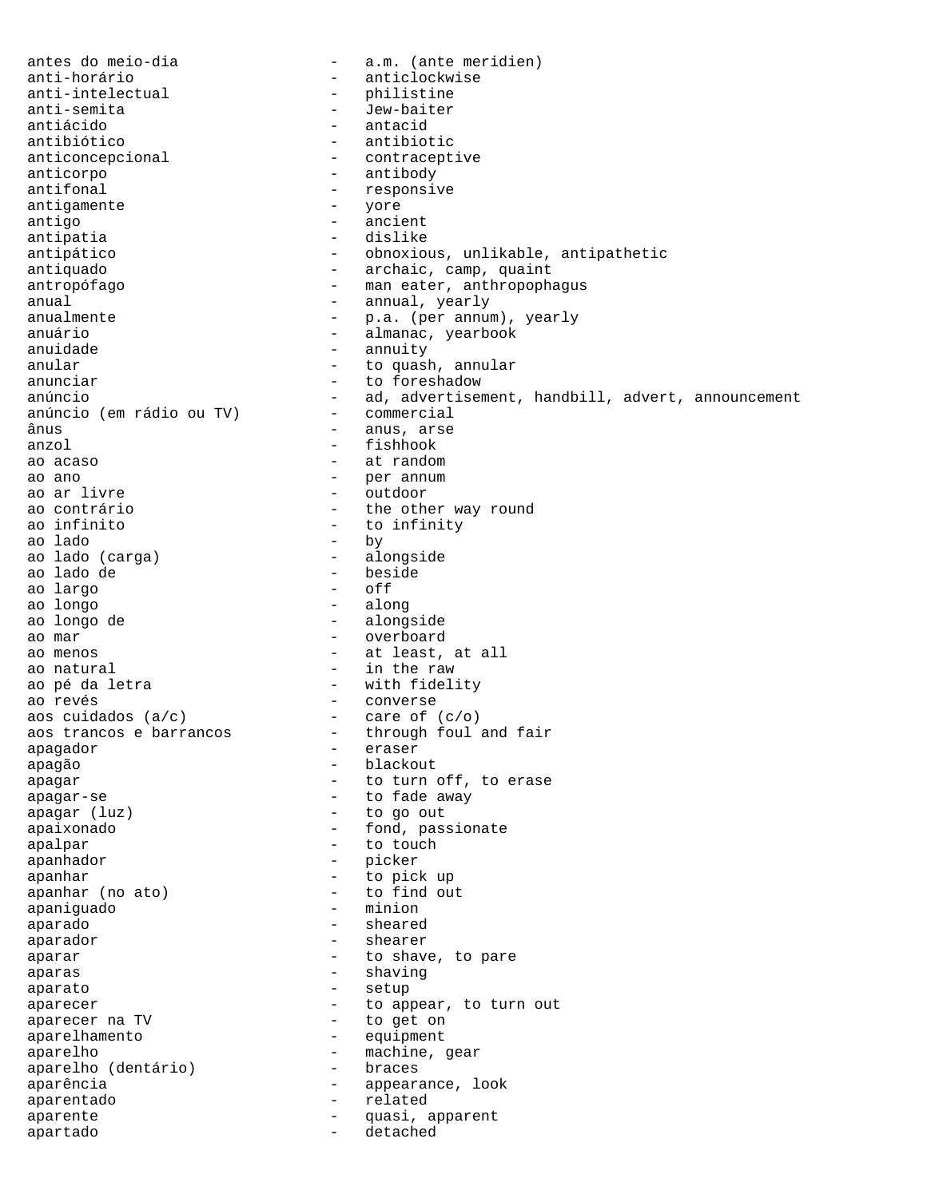antes do meio-dia - a.m. (ante meridien)
anti-horário - anticlockwise
anti-intelectual - philistine
anti-semita - Jew-baiter
antiácido - antacid
antibiótico - antibiotic
anticoncepcional - contraceptive
anticorpo - antibody
antifonal - responsive
antigamente - yore
antigo - ancient
antipatia - dislike
antipático - obnoxious, unlikable, antipathetic
antiquado - archaic, camp, quaint
antropófago - man eater, anthropophagus
anual - annual, yearly
anualmente - p.a. (per annum), yearly
anuário - almanac, yearbook
anuidade - annuity
anular - to quash, annular
anunciar - to foreshadow
anúncio - ad, advertisement, handbill, advert, announcement
anúncio (em rádio ou TV) - commercial
ânus - anus, arse
anzol - fishhook
ao acaso - at random
ao ano - per annum
ao ar livre - outdoor
ao contrário - the other way round
ao infinito - to infinity
ao lado - by
ao lado (carga) - alongside
ao lado de - beside
ao largo - off
ao longo - along
ao longo de - alongside
ao mar - overboard
ao menos - at least, at all
ao natural - in the raw
ao pé da letra - with fidelity
ao revés - converse
aos cuidados (a/c) - care of (c/o)
aos trancos e barrancos - through foul and fair
apagador - eraser
apagão - blackout
apagar - to turn off, to erase
apagar-se - to fade away
apagar (luz) - to go out
apaixonado - fond, passionate
apalpar - to touch
apanhador - picker
apanhar - to pick up
apanhar (no ato) - to find out
apaniguado - minion
aparado - sheared
aparador - shearer
aparar - to shave, to pare
aparas - shaving
aparato - setup
aparecer - to appear, to turn out
aparecer na TV - to get on
aparelhamento - equipment
aparelho - machine, gear
aparelho (dentário) - braces
aparência - appearance, look
aparentado - related
aparente - quasi, apparent
apartado - detached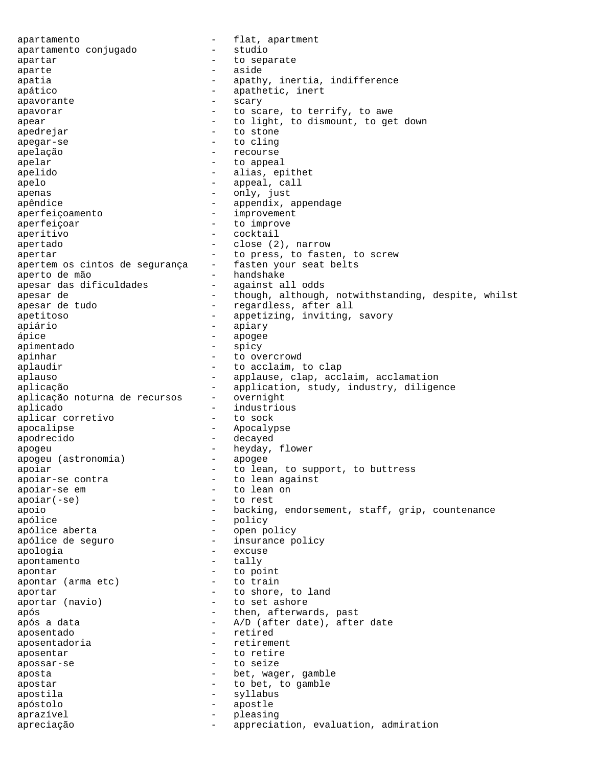apartamento - flat, apartment
apartamento conjugado - studio
apartar - to separate
aparte - aside
apatia - apathy, inertia, indifference
apático - apathetic, inert
apavorante - scary
apavorar - to scare, to terrify, to awe
apear - to light, to dismount, to get down
apedrejar - to stone
apegar-se - to cling
apelação - recourse
apelar - to appeal
apelido - alias, epithet
apelo - appeal, call
apenas - only, just
apêndice - appendix, appendage
aperfeiçoamento - improvement
aperfeiçoar - to improve
aperitivo - cocktail
apertado - close (2), narrow
apertar - to press, to fasten, to screw
apertem os cintos de segurança - fasten your seat belts
aperto de mão - handshake
apesar das dificuldades - against all odds
apesar de - though, although, notwithstanding, despite, whilst
apesar de tudo - regardless, after all
apetitoso - appetizing, inviting, savory
apiário - apiary
ápice - apogee
apimentado - spicy
apinhar - to overcrowd
aplaudir - to acclaim, to clap
aplauso - applause, clap, acclaim, acclamation
aplicação - application, study, industry, diligence
aplicação noturna de recursos - overnight
aplicado - industrious
aplicar corretivo - to sock
apocalipse - Apocalypse
apodrecido - decayed
apogeu - heyday, flower
apogeu (astronomia) - apogee
apoiar - to lean, to support, to buttress
apoiar-se contra - to lean against
apoiar-se em - to lean on
apoiar(-se) - to rest
apoio - backing, endorsement, staff, grip, countenance
apólice - policy
apólice aberta - open policy
apólice de seguro - insurance policy
apologia - excuse
apontamento - tally
apontar - to point
apontar (arma etc) - to train
aportar - to shore, to land
aportar (navio) - to set ashore
após - then, afterwards, past
após a data - A/D (after date), after date
aposentado - retired
aposentadoria - retirement
aposentar - to retire
apossar-se - to seize
aposta - bet, wager, gamble
apostar - to bet, to gamble
apostila - syllabus
apóstolo - apostle
aprazível - pleasing
apreciação - appreciation, evaluation, admiration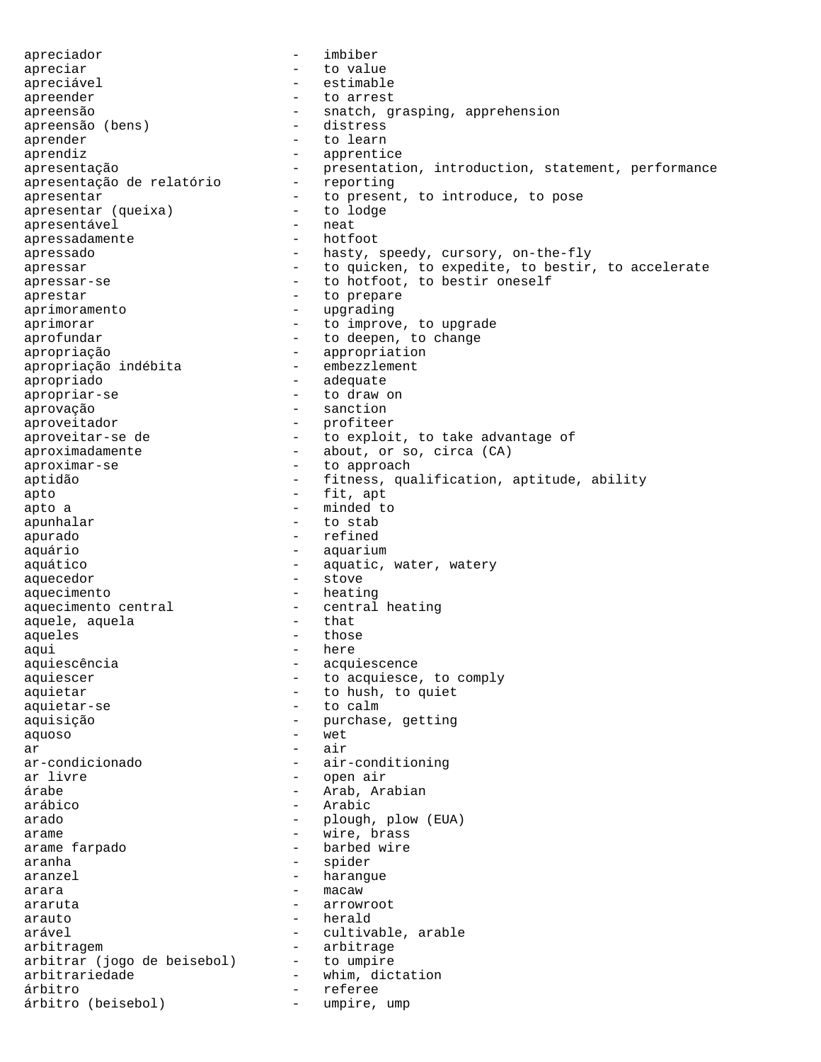apreciador - imbiber
apreciar - to value
apreciável - estimable
apreender - to arrest
apreensão - snatch, grasping, apprehension
apreensão (bens) - distress
aprender - to learn
aprendiz - apprentice
apresentação - presentation, introduction, statement, performance
apresentação de relatório - reporting
apresentar - to present, to introduce, to pose
apresentar (queixa) - to lodge
apresentável - neat
apressadamente - hotfoot
apressado - hasty, speedy, cursory, on-the-fly
apressar - to quicken, to expedite, to bestir, to accelerate
apressar-se - to hotfoot, to bestir oneself
aprestar - to prepare
aprimoramento - upgrading
aprimorar - to improve, to upgrade
aprofundar - to deepen, to change
apropriação - appropriation
apropriação indébita - embezzlement
apropriado - adequate
apropriar-se - to draw on
aprovação - sanction
aproveitador - profiteer
aproveitar-se de - to exploit, to take advantage of
aproximadamente - about, or so, circa (CA)
aproximar-se - to approach
aptidão - fitness, qualification, aptitude, ability
apto - fit, apt
apto a - minded to
apunhalar - to stab
apurado - refined
aquário - aquarium
aquático - aquatic, water, watery
aquecedor - stove
aquecimento - heating
aquecimento central - central heating
aquele, aquela - that
aqueles - those
aqui - here
aquiescência - acquiescence
aquiescer - to acquiesce, to comply
aquietar - to hush, to quiet
aquietar-se - to calm
aquisição - purchase, getting
aquoso - wet
ar - air
ar-condicionado - air-conditioning
ar livre - open air
árabe - Arab, Arabian
arábico - Arabic
arado - plough, plow (EUA)
arame - wire, brass
arame farpado - barbed wire
aranha - spider
aranzel - harangue
arara - macaw
araruta - arrowroot
arauto - herald
arável - cultivable, arable
arbitragem - arbitrage
arbitrar (jogo de beisebol) - to umpire
arbitrariedade - whim, dictation
árbitro - referee
árbitro (beisebol) - umpire, ump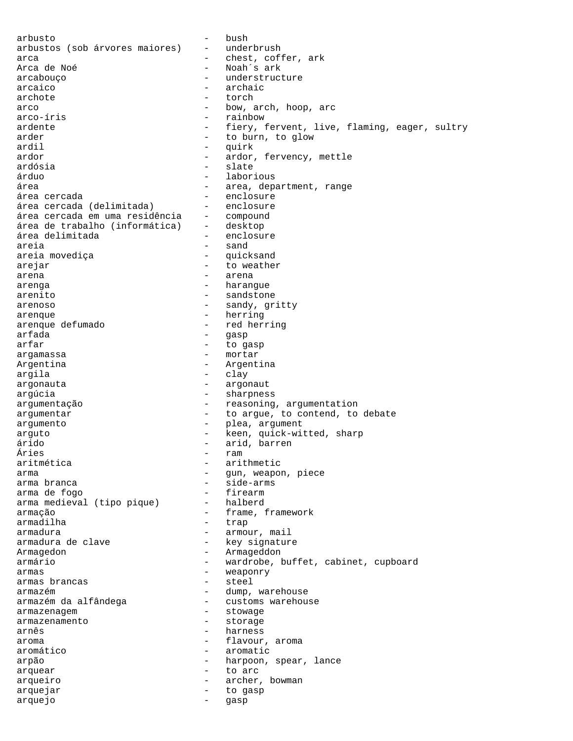arbusto - bush
arbustos (sob árvores maiores) - underbrush
arca - chest, coffer, ark
Arca de Noé - Noah´s ark
arcabouço - understructure
arcaico - archaic
archote - torch
arco - bow, arch, hoop, arc
arco-íris - rainbow
ardente - fiery, fervent, live, flaming, eager, sultry
arder - to burn, to glow
ardil - quirk
ardor - ardor, fervency, mettle
ardósia - slate
árduo - laborious
área - area, department, range
área cercada - enclosure
área cercada (delimitada) - enclosure
área cercada em uma residência - compound
área de trabalho (informática) - desktop
área delimitada - enclosure
areia - sand
areia movediça - quicksand
arejar - to weather
arena - arena
arenga - harangue
arenito - sandstone
arenoso - sandy, gritty
arenque - herring
arenque defumado - red herring
arfada - gasp
arfar - to gasp
argamassa - mortar
Argentina - Argentina
argila - clay
argonauta - argonaut
argúcia - sharpness
argumentação - reasoning, argumentation
argumentar - to argue, to contend, to debate
argumento - plea, argument
arguto - keen, quick-witted, sharp
árido - arid, barren
Áries - ram
aritmética - arithmetic
arma - gun, weapon, piece
arma branca - side-arms
arma de fogo - firearm
arma medieval (tipo pique) - halberd
armação - frame, framework
armadilha - trap
armadura - armour, mail
armadura de clave - key signature
Armagedon - Armageddon
armário - wardrobe, buffet, cabinet, cupboard
armas - weaponry
armas brancas - steel
armazém - dump, warehouse
armazém da alfândega - customs warehouse
armazenagem - stowage
armazenamento - storage
arnês - harness
aroma - flavour, aroma
aromático - aromatic
arpão - harpoon, spear, lance
arquear - to arc
arqueiro - archer, bowman
arquejar - to gasp
arquejo - gasp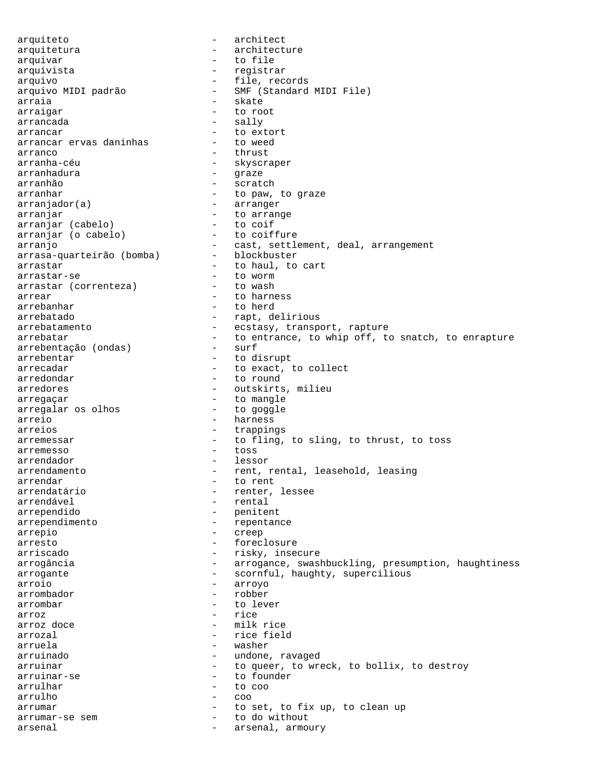arquiteto - architect
arquitetura - architecture
arquivar - to file
arquivista - registrar
arquivo - file, records
arquivo MIDI padrão - SMF (Standard MIDI File)
arraia - skate
arraigar - to root
arrancada - sally
arrancar - to extort
arrancar ervas daninhas - to weed
arranco - thrust
arranha-céu - skyscraper
arranhadura - graze
arranhão - scratch
arranhar - to paw, to graze
arranjador(a) - arranger
arranjar - to arrange
arranjar (cabelo) - to coif
arranjar (o cabelo) - to coiffure
arranjo - cast, settlement, deal, arrangement
arrasa-quarteirão (bomba) - blockbuster
arrastar - to haul, to cart
arrastar-se - to worm
arrastar (correnteza) - to wash
arrear - to harness
arrebanhar - to herd
arrebatado - rapt, delirious
arrebatamento - ecstasy, transport, rapture
arrebatar - to entrance, to whip off, to snatch, to enrapture
arrebentação (ondas) - surf
arrebentar - to disrupt
arrecadar - to exact, to collect
arredondar - to round
arredores - outskirts, milieu
arregaçar - to mangle
arregalar os olhos - to goggle
arreio - harness
arreios - trappings
arremessar - to fling, to sling, to thrust, to toss
arremesso - toss
arrendador - lessor
arrendamento - rent, rental, leasehold, leasing
arrendar - to rent
arrendatário - renter, lessee
arrendável - rental
arrependido - penitent
arrependimento - repentance
arrepio - creep
arresto - foreclosure
arriscado - risky, insecure
arrogância - arrogance, swashbuckling, presumption, haughtiness
arrogante - scornful, haughty, supercilious
arroio - arroyo
arrombador - robber
arrombar - to lever
arroz - rice
arroz doce - milk rice
arrozal - rice field
arruela - washer
arruinado - undone, ravaged
arruinar - to queer, to wreck, to bollix, to destroy
arruinar-se - to founder
arrulhar - to coo
arrulho - coo
arrumar - to set, to fix up, to clean up
arrumar-se sem - to do without
arsenal - arsenal, armoury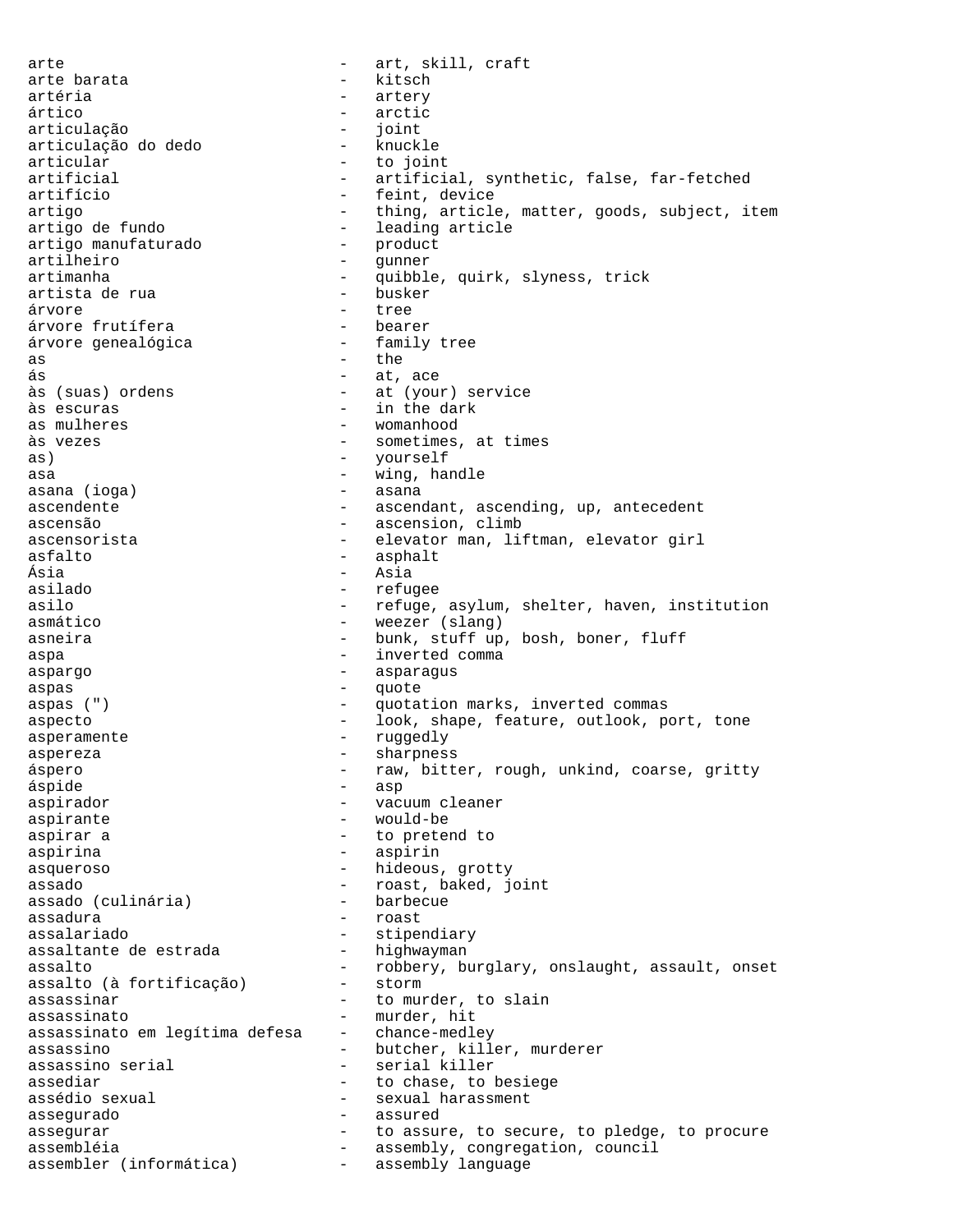```
arte                           -   art, skill, craft
arte barata                    -   kitsch
artéria                        -   artery
ártico                         -   arctic
articulação                    -   joint
articulação do dedo            -   knuckle
articular                      -   to joint
artificial                     -   artificial, synthetic, false, far-fetched
artifício                      -   feint, device
artigo                         -   thing, article, matter, goods, subject, item
artigo de fundo                -   leading article
artigo manufaturado            -   product
artilheiro                     -   gunner
artimanha                      -   quibble, quirk, slyness, trick
artista de rua                 -   busker
árvore                         -   tree
árvore frutífera               -   bearer
árvore genealógica             -   family tree
as                             -   the
ás                             -   at, ace
às (suas) ordens               -   at (your) service
às escuras                     -   in the dark
as mulheres                    -   womanhood
às vezes                       -   sometimes, at times
as)                            -   yourself
asa                            -   wing, handle
asana (ioga)                   -   asana
ascendente                     -   ascendant, ascending, up, antecedent
ascensão                       -   ascension, climb
ascensorista                   -   elevator man, liftman, elevator girl
asfalto                        -   asphalt
Ásia                           -   Asia
asilado                        -   refugee
asilo                          -   refuge, asylum, shelter, haven, institution
asmático                       -   weezer (slang)
asneira                        -   bunk, stuff up, bosh, boner, fluff
aspa                           -   inverted comma
aspargo                        -   asparagus
aspas                          -   quote
aspas (")                      -   quotation marks, inverted commas
aspecto                        -   look, shape, feature, outlook, port, tone
asperamente                    -   ruggedly
aspereza                       -   sharpness
áspero                         -   raw, bitter, rough, unkind, coarse, gritty
áspide                         -   asp
aspirador                      -   vacuum cleaner
aspirante                      -   would-be
aspirar a                      -   to pretend to
aspirina                       -   aspirin
asqueroso                      -   hideous, grotty
assado                         -   roast, baked, joint
assado (culinária)             -   barbecue
assadura                       -   roast
assalariado                    -   stipendiary
assaltante de estrada          -   highwayman
assalto                        -   robbery, burglary, onslaught, assault, onset
assalto (à fortificação)       -   storm
assassinar                     -   to murder, to slain
assassinato                    -   murder, hit
assassinato em legítima defesa -   chance-medley
assassino                      -   butcher, killer, murderer
assassino serial               -   serial killer
assediar                       -   to chase, to besiege
assédio sexual                 -   sexual harassment
assegurado                     -   assured
assegurar                      -   to assure, to secure, to pledge, to procure
assembléia                     -   assembly, congregation, council
assembler (informática)        -   assembly language
```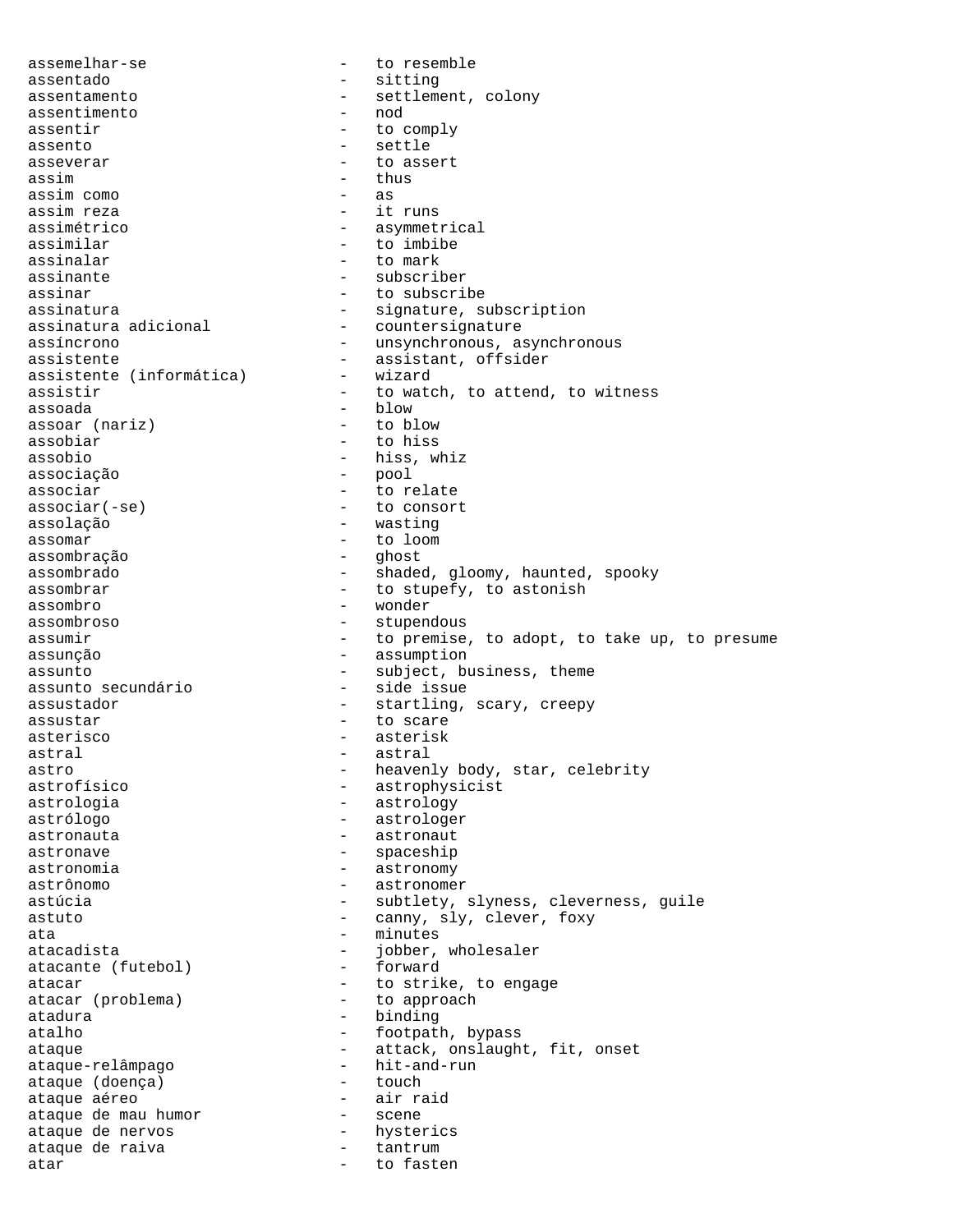assemelhar-se - to resemble
assentado - sitting
assentamento - settlement, colony
assentimento - nod
assentir - to comply
assento - settle
asseverar - to assert
assim - thus
assim como - as
assim reza - it runs
assimétrico - asymmetrical
assimilar - to imbibe
assinalar - to mark
assinante - subscriber
assinar - to subscribe
assinatura - signature, subscription
assinatura adicional - countersignature
assíncrono - unsynchronous, asynchronous
assistente - assistant, offsider
assistente (informática) - wizard
assistir - to watch, to attend, to witness
assoada - blow
assoar (nariz) - to blow
assobiar - to hiss
assobio - hiss, whiz
associação - pool
associar - to relate
associar(-se) - to consort
assolação - wasting
assomar - to loom
assombração - ghost
assombrado - shaded, gloomy, haunted, spooky
assombrar - to stupefy, to astonish
assombro - wonder
assombroso - stupendous
assumir - to premise, to adopt, to take up, to presume
assunção - assumption
assunto - subject, business, theme
assunto secundário - side issue
assustador - startling, scary, creepy
assustar - to scare
asterisco - asterisk
astral - astral
astro - heavenly body, star, celebrity
astrofísico - astrophysicist
astrologia - astrology
astrólogo - astrologer
astronauta - astronaut
astronave - spaceship
astronomia - astronomy
astrônomo - astronomer
astúcia - subtlety, slyness, cleverness, guile
astuto - canny, sly, clever, foxy
ata - minutes
atacadista - jobber, wholesaler
atacante (futebol) - forward
atacar - to strike, to engage
atacar (problema) - to approach
atadura - binding
atalho - footpath, bypass
ataque - attack, onslaught, fit, onset
ataque-relâmpago - hit-and-run
ataque (doença) - touch
ataque aéreo - air raid
ataque de mau humor - scene
ataque de nervos - hysterics
ataque de raiva - tantrum
atar - to fasten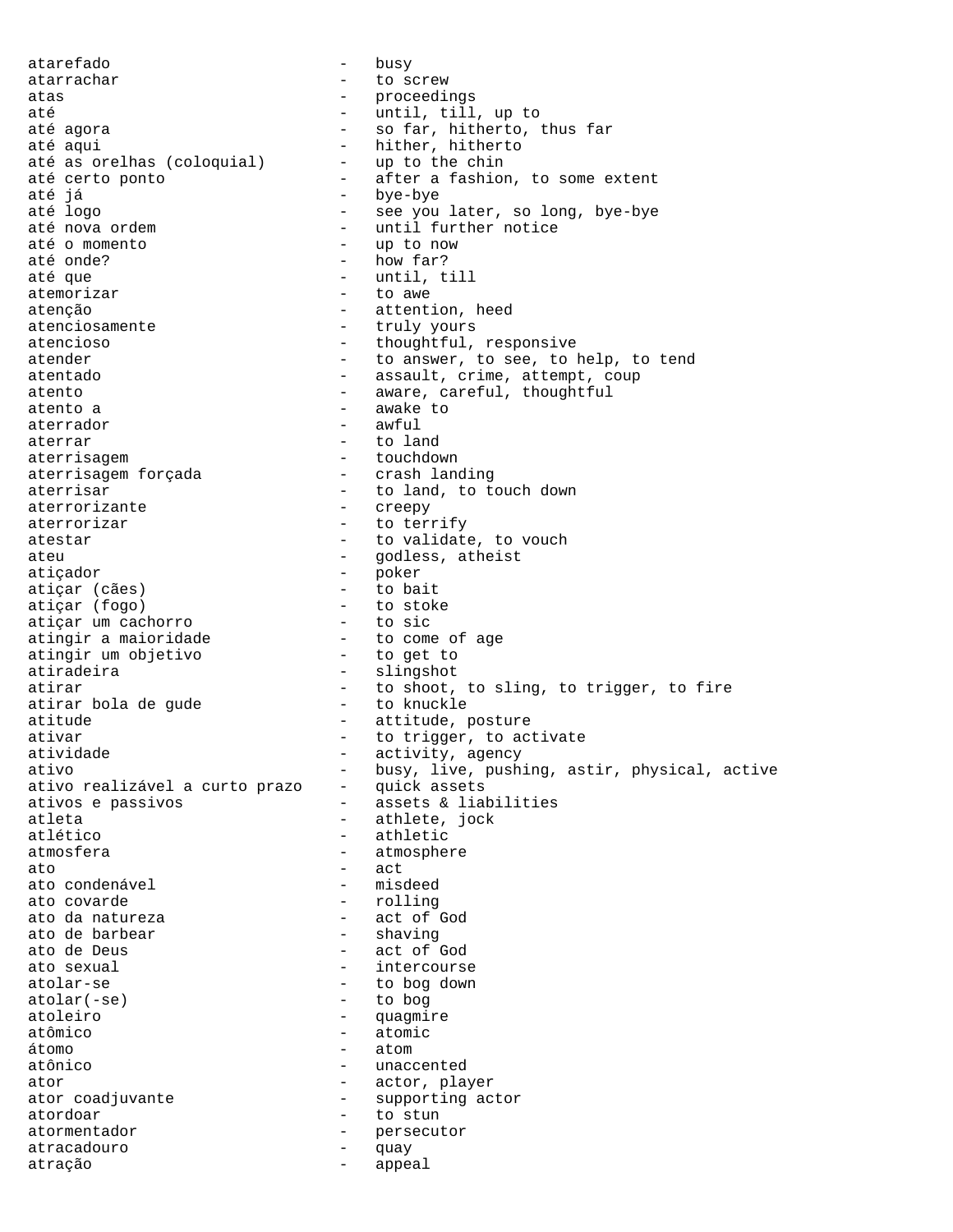atarefado - busy
atarrachar - to screw
atas - proceedings
até - until, till, up to
até agora - so far, hitherto, thus far
até aqui - hither, hitherto
até as orelhas (coloquial) - up to the chin
até certo ponto - after a fashion, to some extent
até já - bye-bye
até logo - see you later, so long, bye-bye
até nova ordem - until further notice
até o momento - up to now
até onde? - how far?
até que - until, till
atemorizar - to awe
atenção - attention, heed
atenciosamente - truly yours
atencioso - thoughtful, responsive
atender - to answer, to see, to help, to tend
atentado - assault, crime, attempt, coup
atento - aware, careful, thoughtful
atento a - awake to
aterrador - awful
aterrar - to land
aterrisagem - touchdown
aterrisagem forçada - crash landing
aterrisar - to land, to touch down
aterrorizante - creepy
aterrorizar - to terrify
atestar - to validate, to vouch
ateu - godless, atheist
atiçador - poker
atiçar (cães) - to bait
atiçar (fogo) - to stoke
atiçar um cachorro - to sic
atingir a maioridade - to come of age
atingir um objetivo - to get to
atiradeira - slingshot
atirar - to shoot, to sling, to trigger, to fire
atirar bola de gude - to knuckle
atitude - attitude, posture
ativar - to trigger, to activate
atividade - activity, agency
ativo - busy, live, pushing, astir, physical, active
ativo realizável a curto prazo - quick assets
ativos e passivos - assets & liabilities
atleta - athlete, jock
atlético - athletic
atmosfera - atmosphere
ato - act
ato condenável - misdeed
ato covarde - rolling
ato da natureza - act of God
ato de barbear - shaving
ato de Deus - act of God
ato sexual - intercourse
atolar-se - to bog down
atolar(-se) - to bog
atoleiro - quagmire
atômico - atomic
átomo - atom
atônico - unaccented
ator - actor, player
ator coadjuvante - supporting actor
atordoar - to stun
atormentador - persecutor
atracadouro - quay
atração - appeal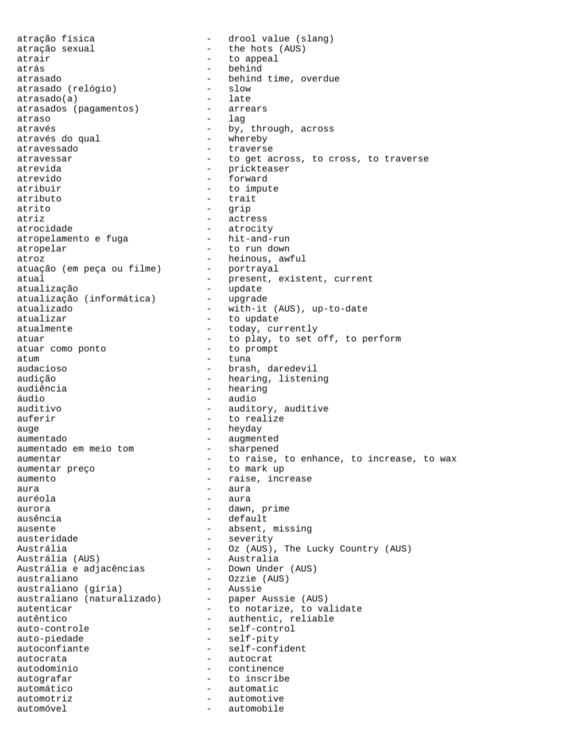atração física - drool value (slang)
atração sexual - the hots (AUS)
atrair - to appeal
atrás - behind
atrasado - behind time, overdue
atrasado (relógio) - slow
atrasado(a) - late
atrasados (pagamentos) - arrears
atraso - lag
através - by, through, across
através do qual - whereby
atravessado - traverse
atravessar - to get across, to cross, to traverse
atrevida - prickteaser
atrevido - forward
atribuir - to impute
atributo - trait
atrito - grip
atriz - actress
atrocidade - atrocity
atropelamento e fuga - hit-and-run
atropelar - to run down
atroz - heinous, awful
atuação (em peça ou filme) - portrayal
atual - present, existent, current
atualização - update
atualização (informática) - upgrade
atualizado - with-it (AUS), up-to-date
atualizar - to update
atualmente - today, currently
atuar - to play, to set off, to perform
atuar como ponto - to prompt
atum - tuna
audacioso - brash, daredevil
audição - hearing, listening
audiência - hearing
áudio - audio
auditivo - auditory, auditive
auferir - to realize
auge - heyday
aumentado - augmented
aumentado em meio tom - sharpened
aumentar - to raise, to enhance, to increase, to wax
aumentar preço - to mark up
aumento - raise, increase
aura - aura
auréola - aura
aurora - dawn, prime
ausência - default
ausente - absent, missing
austeridade - severity
Austrália - Oz (AUS), The Lucky Country (AUS)
Austrália (AUS) - Australia
Austrália e adjacências - Down Under (AUS)
australiano - Ozzie (AUS)
australiano (gíria) - Aussie
australiano (naturalizado) - paper Aussie (AUS)
autenticar - to notarize, to validate
autêntico - authentic, reliable
auto-controle - self-control
auto-piedade - self-pity
autoconfiante - self-confident
autocrata - autocrat
autodomínio - continence
autografar - to inscribe
automático - automatic
automotriz - automotive
automóvel - automobile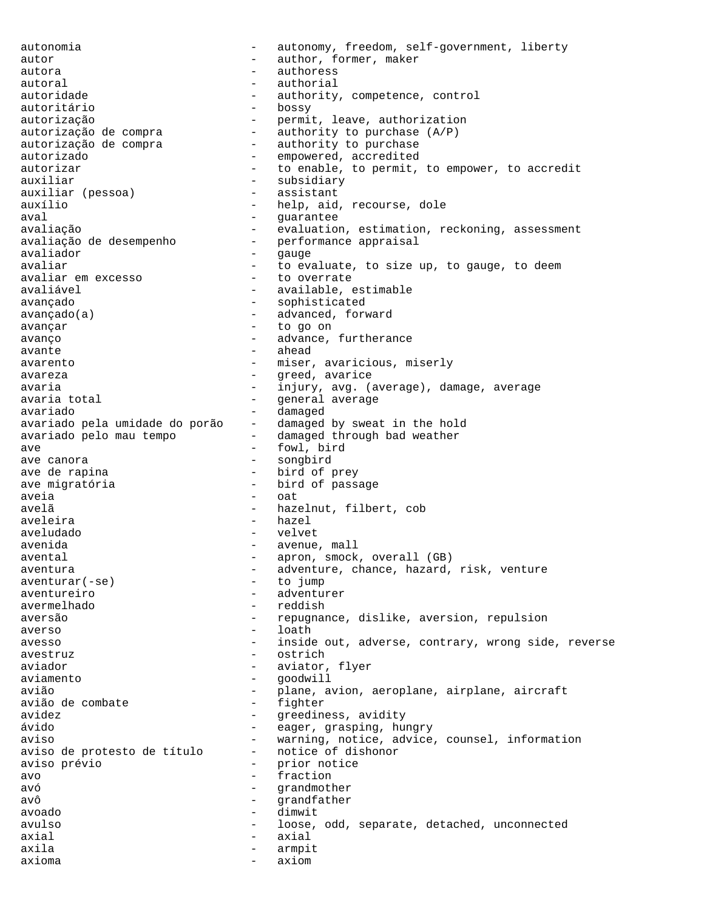autonomia - autonomy, freedom, self-government, liberty
autor - author, former, maker
autora - authoress
autoral - authorial
autoridade - authority, competence, control
autoritário - bossy
autorização - permit, leave, authorization
autorização de compra - authority to purchase (A/P)
autorização de compra - authority to purchase
autorizado - empowered, accredited
autorizar - to enable, to permit, to empower, to accredit
auxiliar - subsidiary
auxiliar (pessoa) - assistant
auxílio - help, aid, recourse, dole
aval - guarantee
avaliação - evaluation, estimation, reckoning, assessment
avaliação de desempenho - performance appraisal
avaliador - gauge
avaliar - to evaluate, to size up, to gauge, to deem
avaliar em excesso - to overrate
avaliável - available, estimable
avançado - sophisticated
avançado(a) - advanced, forward
avançar - to go on
avanço - advance, furtherance
avante - ahead
avarento - miser, avaricious, miserly
avareza - greed, avarice
avaria - injury, avg. (average), damage, average
avaria total - general average
avariado - damaged
avariado pela umidade do porão - damaged by sweat in the hold
avariado pelo mau tempo - damaged through bad weather
ave - fowl, bird
ave canora - songbird
ave de rapina - bird of prey
ave migratória - bird of passage
aveia - oat
avelã - hazelnut, filbert, cob
aveleira - hazel
aveludado - velvet
avenida - avenue, mall
avental - apron, smock, overall (GB)
aventura - adventure, chance, hazard, risk, venture
aventurar(-se) - to jump
aventureiro - adventurer
avermelhado - reddish
aversão - repugnance, dislike, aversion, repulsion
averso - loath
avesso - inside out, adverse, contrary, wrong side, reverse
avestruz - ostrich
aviador - aviator, flyer
aviamento - goodwill
avião - plane, avion, aeroplane, airplane, aircraft
avião de combate - fighter
avidez - greediness, avidity
ávido - eager, grasping, hungry
aviso - warning, notice, advice, counsel, information
aviso de protesto de título - notice of dishonor
aviso prévio - prior notice
avo - fraction
avó - grandmother
avô - grandfather
avoado - dimwit
avulso - loose, odd, separate, detached, unconnected
axial - axial
axila - armpit
axioma - axiom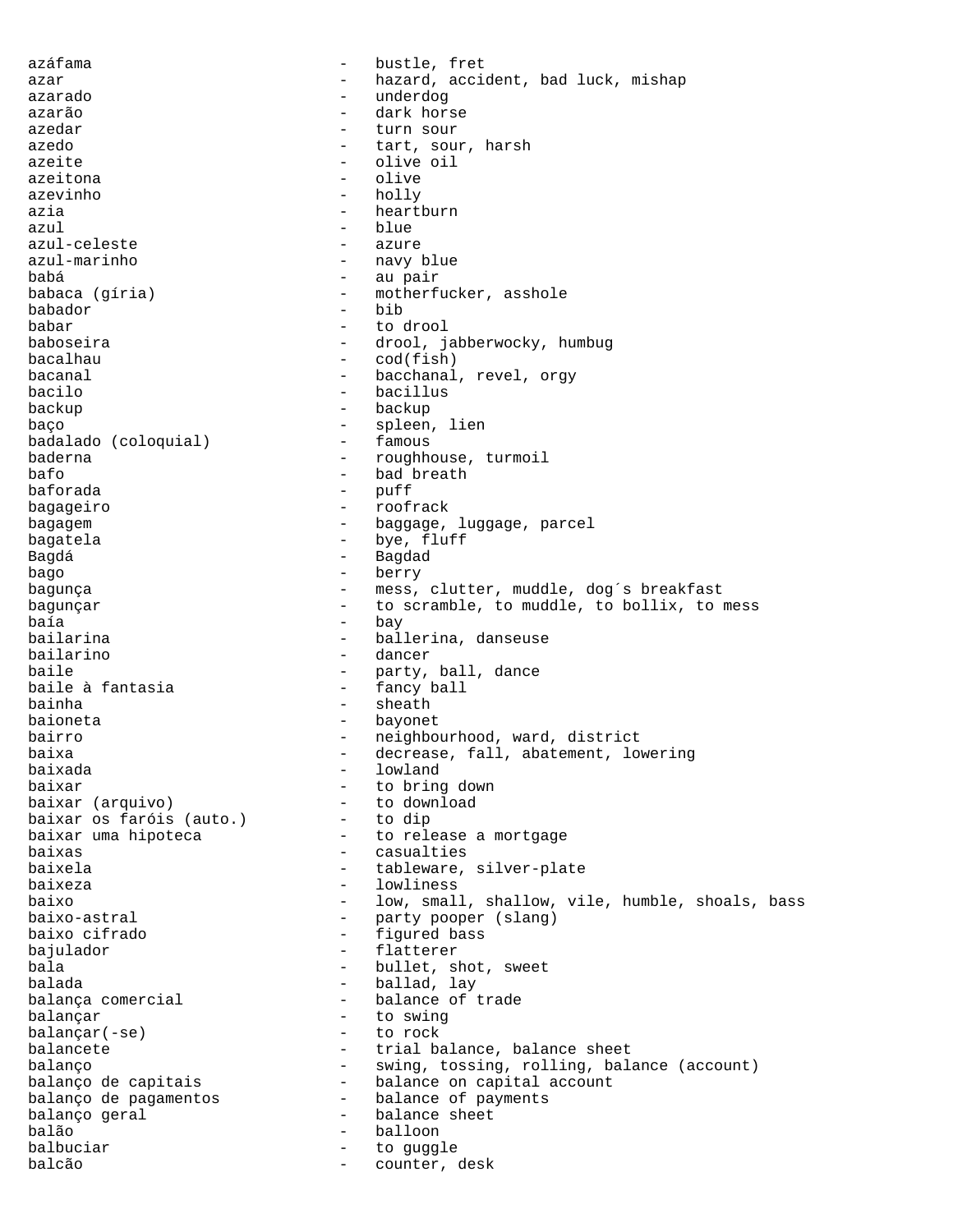azáfama - bustle, fret
azar - hazard, accident, bad luck, mishap
azarado - underdog
azarão - dark horse
azedar - turn sour
azedo - tart, sour, harsh
azeite - olive oil
azeitona - olive
azevinho - holly
azia - heartburn
azul - blue
azul-celeste - azure
azul-marinho - navy blue
babá - au pair
babaca (gíria) - motherfucker, asshole
babador - bib
babar - to drool
baboseira - drool, jabberwocky, humbug
bacalhau - cod(fish)
bacanal - bacchanal, revel, orgy
bacilo - bacillus
backup - backup
baço - spleen, lien
badalado (coloquial) - famous
baderna - roughhouse, turmoil
bafo - bad breath
baforada - puff
bagageiro - roofrack
bagagem - baggage, luggage, parcel
bagatela - bye, fluff
Bagdá - Bagdad
bago - berry
bagunça - mess, clutter, muddle, dog´s breakfast
bagunçar - to scramble, to muddle, to bollix, to mess
baía - bay
bailarina - ballerina, danseuse
bailarino - dancer
baile - party, ball, dance
baile à fantasia - fancy ball
bainha - sheath
baioneta - bayonet
bairro - neighbourhood, ward, district
baixa - decrease, fall, abatement, lowering
baixada - lowland
baixar - to bring down
baixar (arquivo) - to download
baixar os faróis (auto.) - to dip
baixar uma hipoteca - to release a mortgage
baixas - casualties
baixela - tableware, silver-plate
baixeza - lowliness
baixo - low, small, shallow, vile, humble, shoals, bass
baixo-astral - party pooper (slang)
baixo cifrado - figured bass
bajulador - flatterer
bala - bullet, shot, sweet
balada - ballad, lay
balança comercial - balance of trade
balançar - to swing
balançar(-se) - to rock
balancete - trial balance, balance sheet
balanço - swing, tossing, rolling, balance (account)
balanço de capitais - balance on capital account
balanço de pagamentos - balance of payments
balanço geral - balance sheet
balão - balloon
balbuciar - to guggle
balcão - counter, desk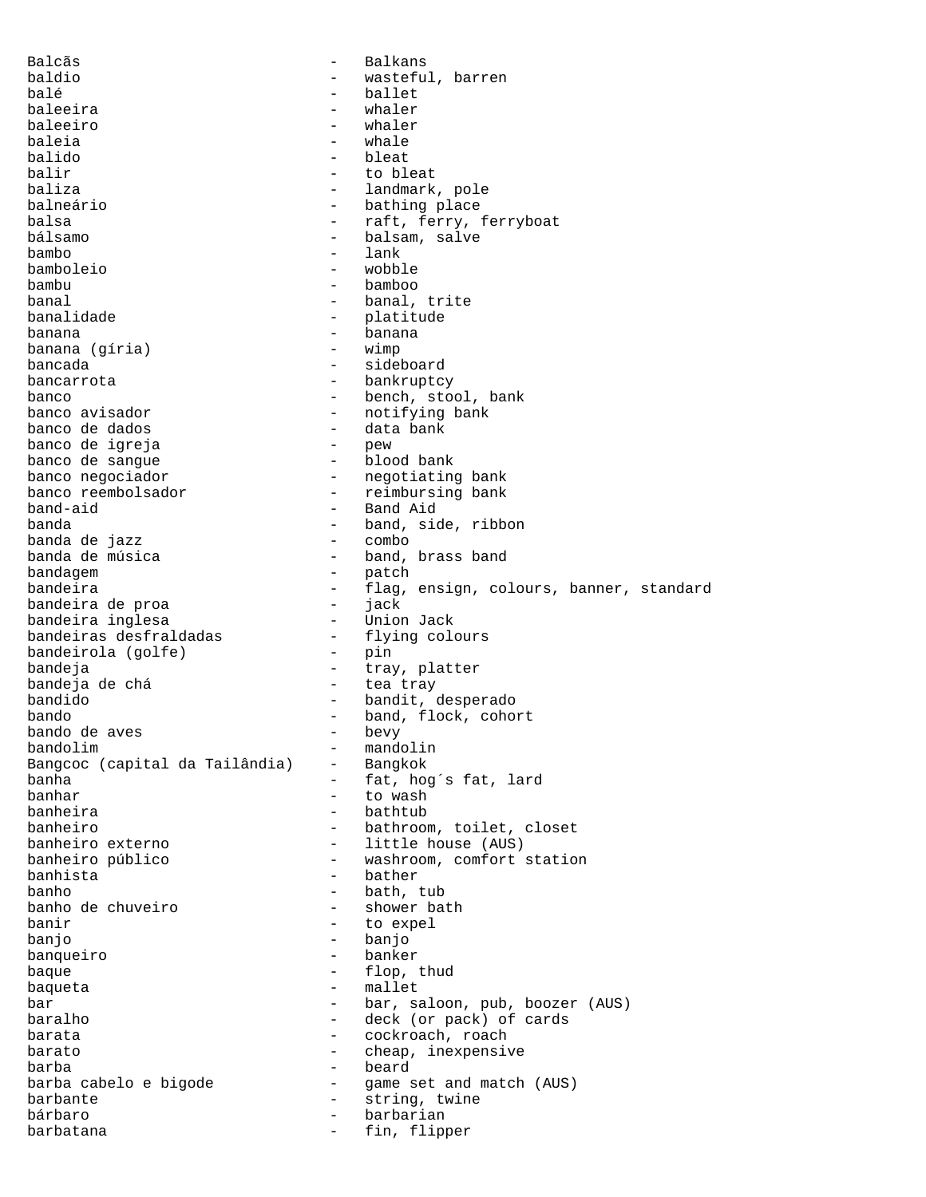Balcãs - Balkans
baldio - wasteful, barren
balé - ballet
baleeira - whaler
baleeiro - whaler
baleia - whale
balido - bleat
balir - to bleat
baliza - landmark, pole
balneário - bathing place
balsa - raft, ferry, ferryboat
bálsamo - balsam, salve
bambo - lank
bamboleio - wobble
bambu - bamboo
banal - banal, trite
banalidade - platitude
banana - banana
banana (gíria) - wimp
bancada - sideboard
bancarrota - bankruptcy
banco - bench, stool, bank
banco avisador - notifying bank
banco de dados - data bank
banco de igreja - pew
banco de sangue - blood bank
banco negociador - negotiating bank
banco reembolsador - reimbursing bank
band-aid - Band Aid
banda - band, side, ribbon
banda de jazz - combo
banda de música - band, brass band
bandagem - patch
bandeira - flag, ensign, colours, banner, standard
bandeira de proa - jack
bandeira inglesa - Union Jack
bandeiras desfraldadas - flying colours
bandeirola (golfe) - pin
bandeja - tray, platter
bandeja de chá - tea tray
bandido - bandit, desperado
bando - band, flock, cohort
bando de aves - bevy
bandolim - mandolin
Bangcoc (capital da Tailândia) - Bangkok
banha - fat, hog´s fat, lard
banhar - to wash
banheira - bathtub
banheiro - bathroom, toilet, closet
banheiro externo - little house (AUS)
banheiro público - washroom, comfort station
banhista - bather
banho - bath, tub
banho de chuveiro - shower bath
banir - to expel
banjo - banjo
banqueiro - banker
baque - flop, thud
baqueta - mallet
bar - bar, saloon, pub, boozer (AUS)
baralho - deck (or pack) of cards
barata - cockroach, roach
barato - cheap, inexpensive
barba - beard
barba cabelo e bigode - game set and match (AUS)
barbante - string, twine
bárbaro - barbarian
barbatana - fin, flipper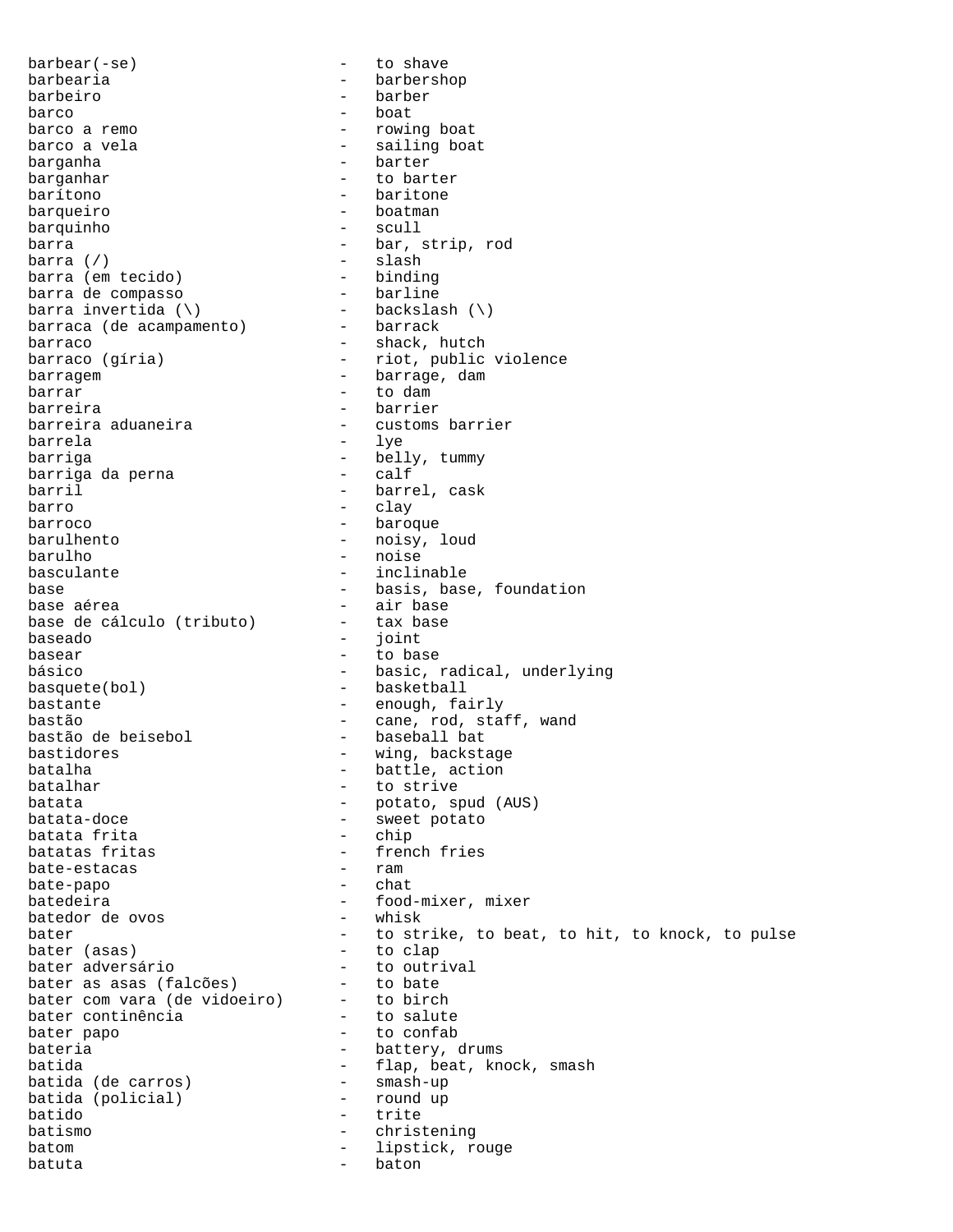barbear(-se) - to shave
barbearia - barbershop
barbeiro - barber
barco - boat
barco a remo - rowing boat
barco a vela - sailing boat
barganha - barter
barganhar - to barter
barítono - baritone
barqueiro - boatman
barquinho - scull
barra - bar, strip, rod
barra (/) - slash
barra (em tecido) - binding
barra de compasso - barline
barra invertida (\) - backslash (\)
barraca (de acampamento) - barrack
barraco - shack, hutch
barraco (gíria) - riot, public violence
barragem - barrage, dam
barrar - to dam
barreira - barrier
barreira aduaneira - customs barrier
barrela - lye
barriga - belly, tummy
barriga da perna - calf
barril - barrel, cask
barro - clay
barroco - baroque
barulhento - noisy, loud
barulho - noise
basculante - inclinable
base - basis, base, foundation
base aérea - air base
base de cálculo (tributo) - tax base
baseado - joint
basear - to base
básico - basic, radical, underlying
basquete(bol) - basketball
bastante - enough, fairly
bastão - cane, rod, staff, wand
bastão de beisebol - baseball bat
bastidores - wing, backstage
batalha - battle, action
batalhar - to strive
batata - potato, spud (AUS)
batata-doce - sweet potato
batata frita - chip
batatas fritas - french fries
bate-estacas - ram
bate-papo - chat
batedeira - food-mixer, mixer
batedor de ovos - whisk
bater - to strike, to beat, to hit, to knock, to pulse
bater (asas) - to clap
bater adversário - to outrival
bater as asas (falcões) - to bate
bater com vara (de vidoeiro) - to birch
bater continência - to salute
bater papo - to confab
bateria - battery, drums
batida - flap, beat, knock, smash
batida (de carros) - smash-up
batida (policial) - round up
batido - trite
batismo - christening
batom - lipstick, rouge
batuta - baton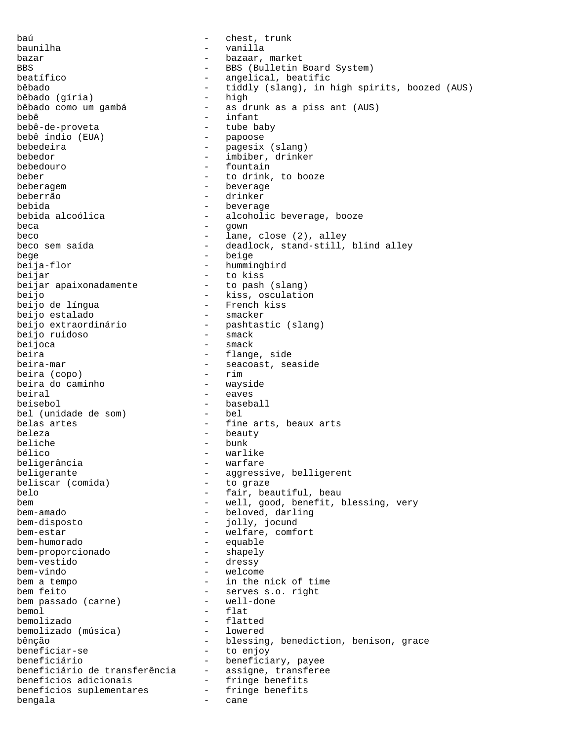baú - chest, trunk
baunilha - vanilla
bazar - bazaar, market
BBS - BBS (Bulletin Board System)
beatífico - angelical, beatific
bêbado - tiddly (slang), in high spirits, boozed (AUS)
bêbado (gíria) - high
bêbado como um gambá - as drunk as a piss ant (AUS)
bebê - infant
bebê-de-proveta - tube baby
bebê índio (EUA) - papoose
bebedeira - pagesix (slang)
bebedor - imbiber, drinker
bebedouro - fountain
beber - to drink, to booze
beberagem - beverage
beberrão - drinker
bebida - beverage
bebida alcoólica - alcoholic beverage, booze
beca - gown
beco - lane, close (2), alley
beco sem saída - deadlock, stand-still, blind alley
bege - beige
beija-flor - hummingbird
beijar - to kiss
beijar apaixonadamente - to pash (slang)
beijo - kiss, osculation
beijo de língua - French kiss
beijo estalado - smacker
beijo extraordinário - pashtastic (slang)
beijo ruidoso - smack
beijoca - smack
beira - flange, side
beira-mar - seacoast, seaside
beira (copo) - rim
beira do caminho - wayside
beiral - eaves
beisebol - baseball
bel (unidade de som) - bel
belas artes - fine arts, beaux arts
beleza - beauty
beliche - bunk
bélico - warlike
beligerância - warfare
beligerante - aggressive, belligerent
beliscar (comida) - to graze
belo - fair, beautiful, beau
bem - well, good, benefit, blessing, very
bem-amado - beloved, darling
bem-disposto - jolly, jocund
bem-estar - welfare, comfort
bem-humorado - equable
bem-proporcionado - shapely
bem-vestido - dressy
bem-vindo - welcome
bem a tempo - in the nick of time
bem feito - serves s.o. right
bem passado (carne) - well-done
bemol - flat
bemolizado - flatted
bemolizado (música) - lowered
bênção - blessing, benediction, benison, grace
beneficiar-se - to enjoy
beneficiário - beneficiary, payee
beneficiário de transferência - assigne, transferee
benefícios adicionais - fringe benefits
benefícios suplementares - fringe benefits
bengala - cane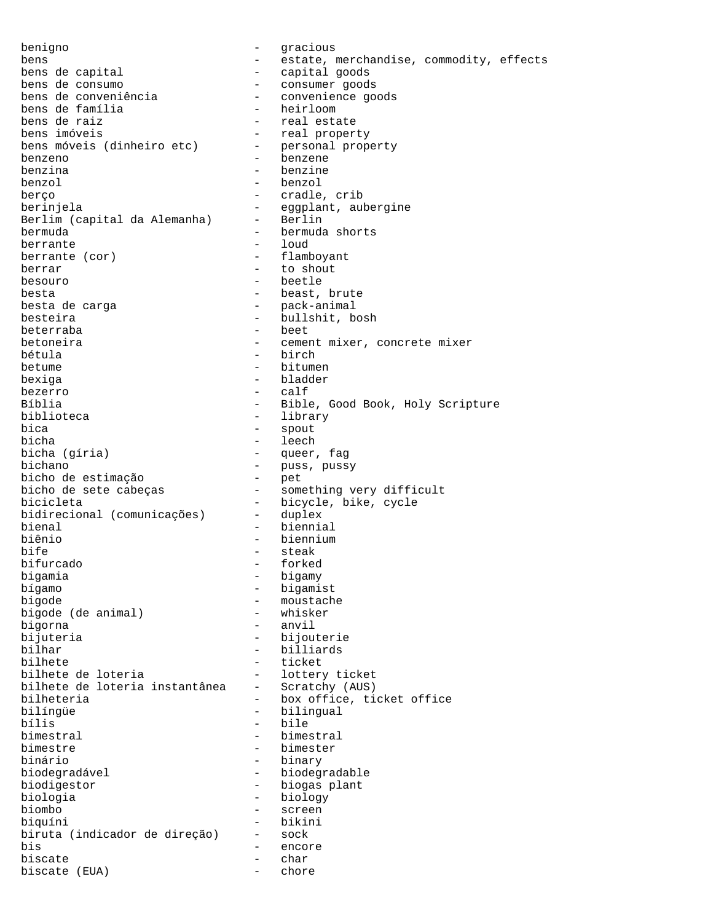benigno - gracious
bens - estate, merchandise, commodity, effects
bens de capital - capital goods
bens de consumo - consumer goods
bens de conveniência - convenience goods
bens de família - heirloom
bens de raiz - real estate
bens imóveis - real property
bens móveis (dinheiro etc) - personal property
benzeno - benzene
benzina - benzine
benzol - benzol
berço - cradle, crib
berinjela - eggplant, aubergine
Berlim (capital da Alemanha) - Berlin
bermuda - bermuda shorts
berrante - loud
berrante (cor) - flamboyant
berrar - to shout
besouro - beetle
besta - beast, brute
besta de carga - pack-animal
besteira - bullshit, bosh
beterraba - beet
betoneira - cement mixer, concrete mixer
bétula - birch
betume - bitumen
bexiga - bladder
bezerro - calf
Bíblia - Bible, Good Book, Holy Scripture
biblioteca - library
bica - spout
bicha - leech
bicha (gíria) - queer, fag
bichano - puss, pussy
bicho de estimação - pet
bicho de sete cabeças - something very difficult
bicicleta - bicycle, bike, cycle
bidirecional (comunicações) - duplex
bienal - biennial
biênio - biennium
bife - steak
bifurcado - forked
bigamia - bigamy
bígamo - bigamist
bigode - moustache
bigode (de animal) - whisker
bigorna - anvil
bijuteria - bijouterie
bilhar - billiards
bilhete - ticket
bilhete de loteria - lottery ticket
bilhete de loteria instantânea - Scratchy (AUS)
bilheteria - box office, ticket office
bilíngüe - bilingual
bílis - bile
bimestral - bimestral
bimestre - bimester
binário - binary
biodegradável - biodegradable
biodigestor - biogas plant
biologia - biology
biombo - screen
biquíni - bikini
biruta (indicador de direção) - sock
bis - encore
biscate - char
biscate (EUA) - chore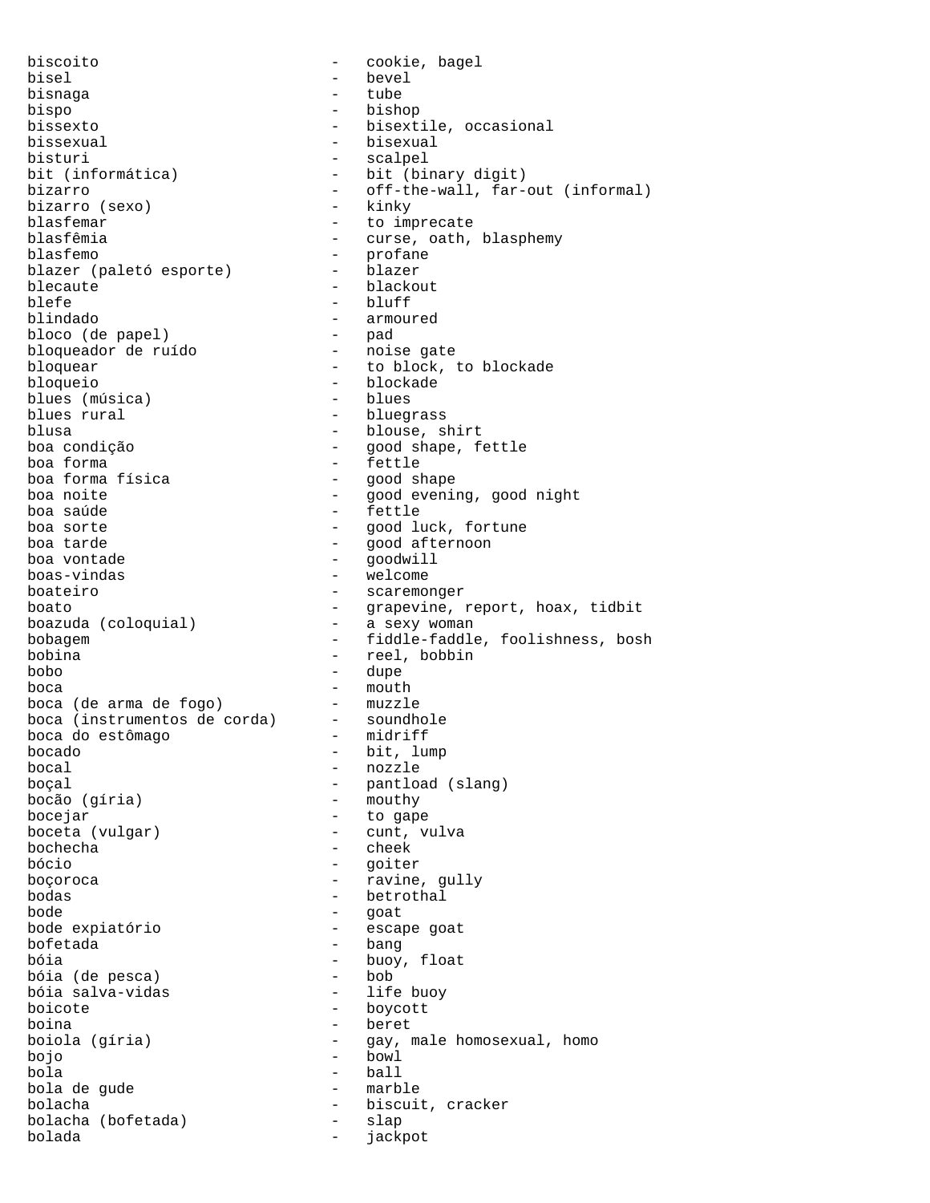biscoito - cookie, bagel
bisel - bevel
bisnaga - tube
bispo - bishop
bissexto - bisextile, occasional
bissexual - bisexual
bisturi - scalpel
bit (informática) - bit (binary digit)
bizarro - off-the-wall, far-out (informal)
bizarro (sexo) - kinky
blasfemar - to imprecate
blasfêmia - curse, oath, blasphemy
blasfemo - profane
blazer (paletó esporte) - blazer
blecaute - blackout
blefe - bluff
blindado - armoured
bloco (de papel) - pad
bloqueador de ruído - noise gate
bloquear - to block, to blockade
bloqueio - blockade
blues (música) - blues
blues rural - bluegrass
blusa - blouse, shirt
boa condição - good shape, fettle
boa forma - fettle
boa forma física - good shape
boa noite - good evening, good night
boa saúde - fettle
boa sorte - good luck, fortune
boa tarde - good afternoon
boa vontade - goodwill
boas-vindas - welcome
boateiro - scaremonger
boato - grapevine, report, hoax, tidbit
boazuda (coloquial) - a sexy woman
bobagem - fiddle-faddle, foolishness, bosh
bobina - reel, bobbin
bobo - dupe
boca - mouth
boca (de arma de fogo) - muzzle
boca (instrumentos de corda) - soundhole
boca do estômago - midriff
bocado - bit, lump
bocal - nozzle
boçal - pantload (slang)
bocão (gíria) - mouthy
bocejar - to gape
boceta (vulgar) - cunt, vulva
bochecha - cheek
bócio - goiter
boçoroca - ravine, gully
bodas - betrothal
bode - goat
bode expiatório - escape goat
bofetada - bang
bóia - buoy, float
bóia (de pesca) - bob
bóia salva-vidas - life buoy
boicote - boycott
boina - beret
boiola (gíria) - gay, male homosexual, homo
bojo - bowl
bola - ball
bola de gude - marble
bolacha - biscuit, cracker
bolacha (bofetada) - slap
bolada - jackpot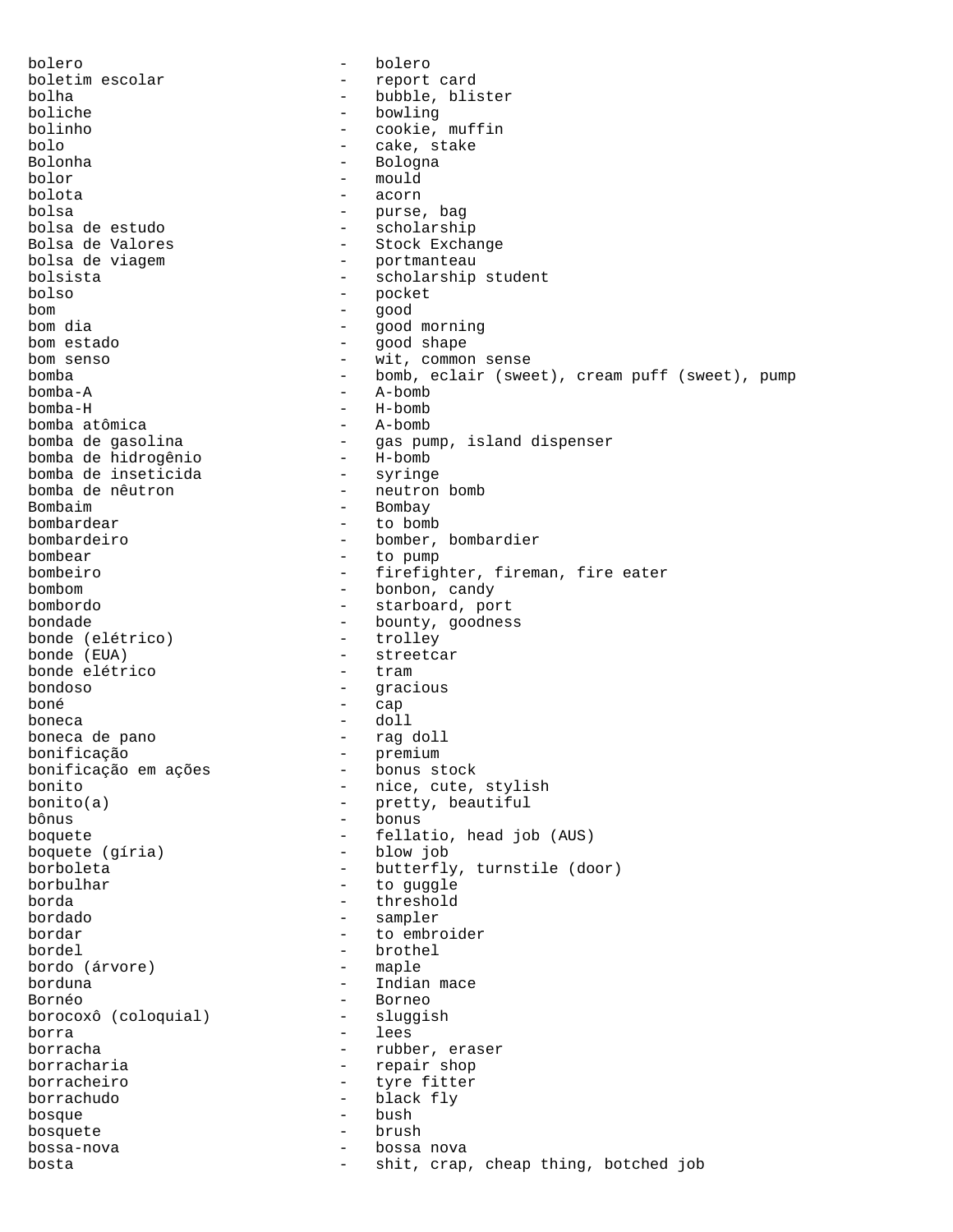bolero - bolero
boletim escolar - report card
bolha - bubble, blister
boliche - bowling
bolinho - cookie, muffin
bolo - cake, stake
Bolonha - Bologna
bolor - mould
bolota - acorn
bolsa - purse, bag
bolsa de estudo - scholarship
Bolsa de Valores - Stock Exchange
bolsa de viagem - portmanteau
bolsista - scholarship student
bolso - pocket
bom - good
bom dia - good morning
bom estado - good shape
bom senso - wit, common sense
bomba - bomb, eclair (sweet), cream puff (sweet), pump
bomba-A - A-bomb
bomba-H - H-bomb
bomba atômica - A-bomb
bomba de gasolina - gas pump, island dispenser
bomba de hidrogênio - H-bomb
bomba de inseticida - syringe
bomba de nêutron - neutron bomb
Bombaim - Bombay
bombardear - to bomb
bombardeiro - bomber, bombardier
bombear - to pump
bombeiro - firefighter, fireman, fire eater
bombom - bonbon, candy
bombordo - starboard, port
bondade - bounty, goodness
bonde (elétrico) - trolley
bonde (EUA) - streetcar
bonde elétrico - tram
bondoso - gracious
boné - cap
boneca - doll
boneca de pano - rag doll
bonificação - premium
bonificação em ações - bonus stock
bonito - nice, cute, stylish
bonito(a) - pretty, beautiful
bônus - bonus
boquete - fellatio, head job (AUS)
boquete (gíria) - blow job
borboleta - butterfly, turnstile (door)
borbulhar - to guggle
borda - threshold
bordado - sampler
bordar - to embroider
bordel - brothel
bordo (árvore) - maple
borduna - Indian mace
Bornéo - Borneo
borocoxô (coloquial) - sluggish
borra - lees
borracha - rubber, eraser
borracharia - repair shop
borracheiro - tyre fitter
borrachudo - black fly
bosque - bush
bosquete - brush
bossa-nova - bossa nova
bosta - shit, crap, cheap thing, botched job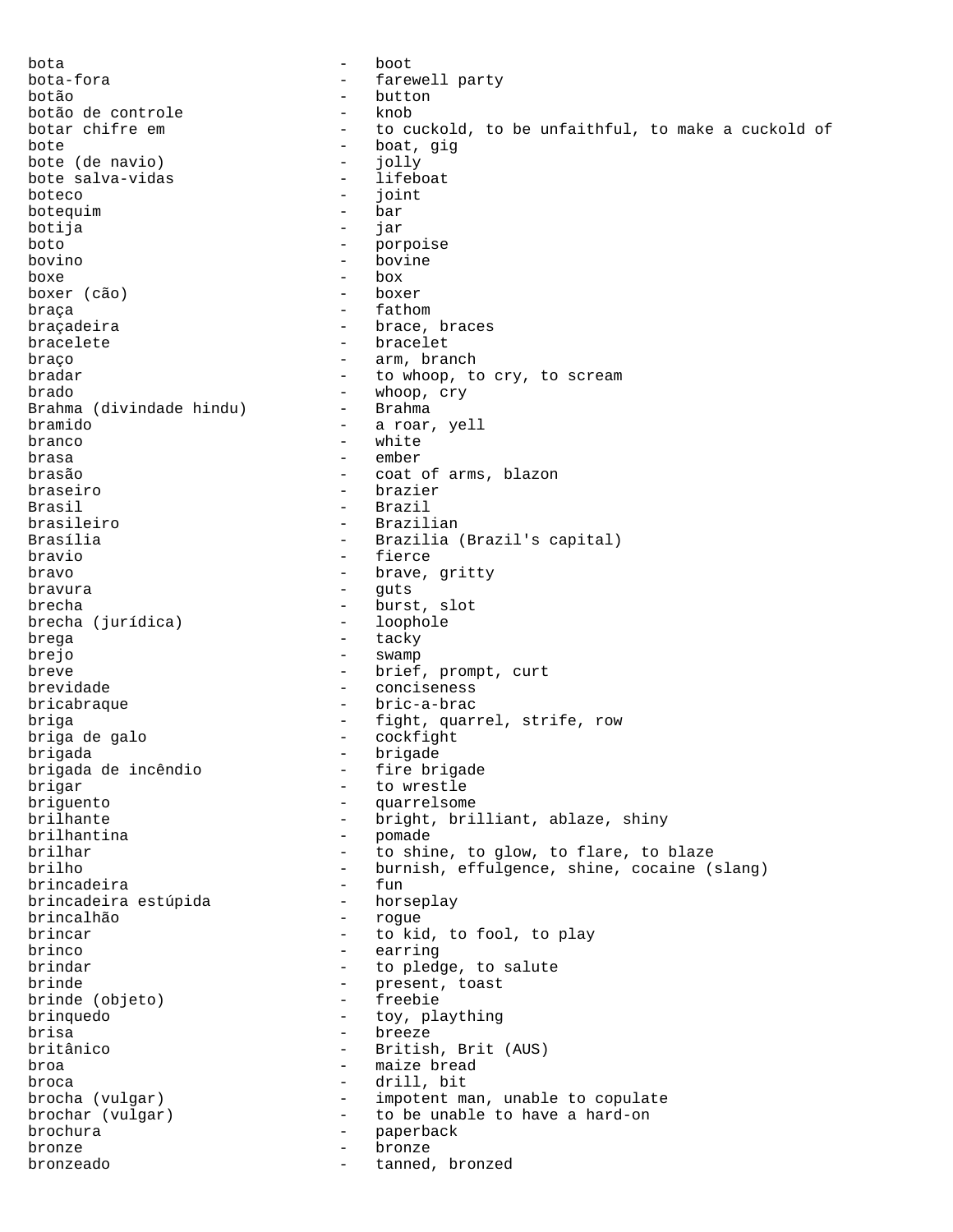bota - boot
bota-fora - farewell party
botão - button
botão de controle - knob
botar chifre em - to cuckold, to be unfaithful, to make a cuckold of
bote - boat, gig
bote (de navio) - jolly
bote salva-vidas - lifeboat
boteco - joint
botequim - bar
botija - jar
boto - porpoise
bovino - bovine
boxe - box
boxer (cão) - boxer
braça - fathom
braçadeira - brace, braces
bracelete - bracelet
braço - arm, branch
bradar - to whoop, to cry, to scream
brado - whoop, cry
Brahma (divindade hindu) - Brahma
bramido - a roar, yell
branco - white
brasa - ember
brasão - coat of arms, blazon
braseiro - brazier
Brasil - Brazil
brasileiro - Brazilian
Brasília - Brazilia (Brazil's capital)
bravio - fierce
bravo - brave, gritty
bravura - guts
brecha - burst, slot
brecha (jurídica) - loophole
brega - tacky
brejo - swamp
breve - brief, prompt, curt
brevidade - conciseness
bricabraque - bric-a-brac
briga - fight, quarrel, strife, row
briga de galo - cockfight
brigada - brigade
brigada de incêndio - fire brigade
brigar - to wrestle
briguento - quarrelsome
brilhante - bright, brilliant, ablaze, shiny
brilhantina - pomade
brilhar - to shine, to glow, to flare, to blaze
brilho - burnish, effulgence, shine, cocaine (slang)
brincadeira - fun
brincadeira estúpida - horseplay
brincalhão - rogue
brincar - to kid, to fool, to play
brinco - earring
brindar - to pledge, to salute
brinde - present, toast
brinde (objeto) - freebie
brinquedo - toy, plaything
brisa - breeze
britânico - British, Brit (AUS)
broa - maize bread
broca - drill, bit
brocha (vulgar) - impotent man, unable to copulate
brochar (vulgar) - to be unable to have a hard-on
brochura - paperback
bronze - bronze
bronzeado - tanned, bronzed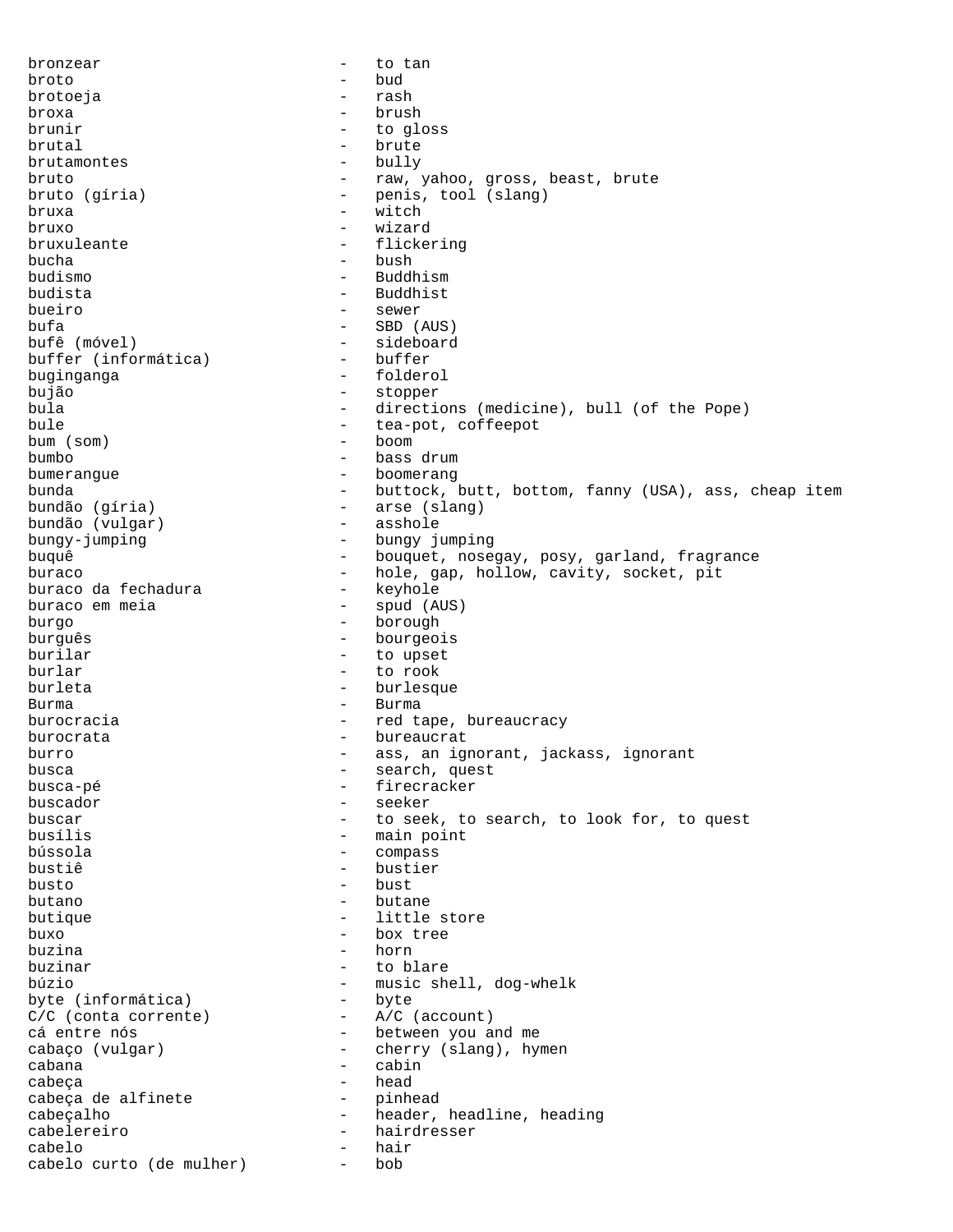bronzear - to tan
broto - bud
brotoeja - rash
broxa - brush
brunir - to gloss
brutal - brute
brutamontes - bully
bruto - raw, yahoo, gross, beast, brute
bruto (gíria) - penis, tool (slang)
bruxa - witch
bruxo - wizard
bruxuleante - flickering
bucha - bush
budismo - Buddhism
budista - Buddhist
bueiro - sewer
bufa - SBD (AUS)
bufê (móvel) - sideboard
buffer (informática) - buffer
buginganga - folderol
bujão - stopper
bula - directions (medicine), bull (of the Pope)
bule - tea-pot, coffeepot
bum (som) - boom
bumbo - bass drum
bumerangue - boomerang
bunda - buttock, butt, bottom, fanny (USA), ass, cheap item
bundão (gíria) - arse (slang)
bundão (vulgar) - asshole
bungy-jumping - bungy jumping
buquê - bouquet, nosegay, posy, garland, fragrance
buraco - hole, gap, hollow, cavity, socket, pit
buraco da fechadura - keyhole
buraco em meia - spud (AUS)
burgo - borough
burguês - bourgeois
burilar - to upset
burlar - to rook
burleta - burlesque
Burma - Burma
burocracia - red tape, bureaucracy
burocrata - bureaucrat
burro - ass, an ignorant, jackass, ignorant
busca - search, quest
busca-pé - firecracker
buscador - seeker
buscar - to seek, to search, to look for, to quest
busílis - main point
bússola - compass
bustiê - bustier
busto - bust
butano - butane
butique - little store
buxo - box tree
buzina - horn
buzinar - to blare
búzio - music shell, dog-whelk
byte (informática) - byte
C/C (conta corrente) - A/C (account)
cá entre nós - between you and me
cabaço (vulgar) - cherry (slang), hymen
cabana - cabin
cabeça - head
cabeça de alfinete - pinhead
cabeçalho - header, headline, heading
cabelereiro - hairdresser
cabelo - hair
cabelo curto (de mulher) - bob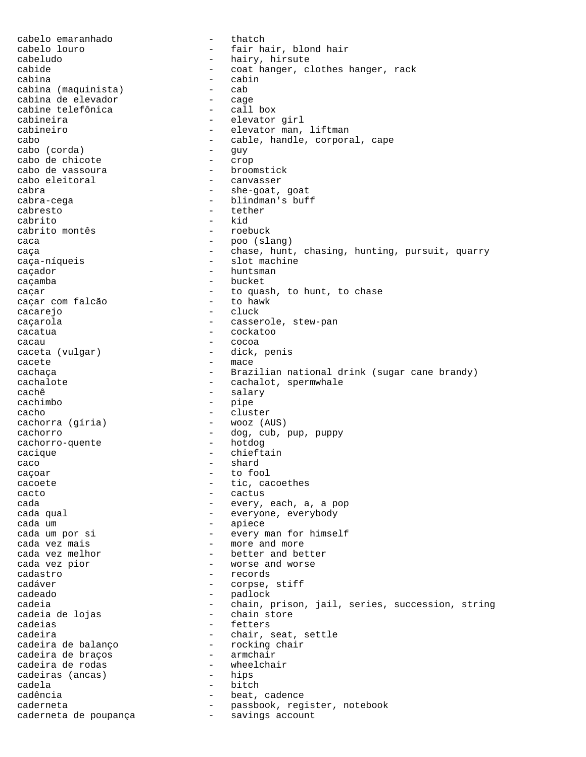cabelo emaranhado - thatch
cabelo louro - fair hair, blond hair
cabeludo - hairy, hirsute
cabide - coat hanger, clothes hanger, rack
cabina - cabin
cabina (maquinista) - cab
cabina de elevador - cage
cabine telefônica - call box
cabineira - elevator girl
cabineiro - elevator man, liftman
cabo - cable, handle, corporal, cape
cabo (corda) - guy
cabo de chicote - crop
cabo de vassoura - broomstick
cabo eleitoral - canvasser
cabra - she-goat, goat
cabra-cega - blindman's buff
cabresto - tether
cabrito - kid
cabrito montês - roebuck
caca - poo (slang)
caça - chase, hunt, chasing, hunting, pursuit, quarry
caça-níqueis - slot machine
caçador - huntsman
caçamba - bucket
caçar - to quash, to hunt, to chase
caçar com falcão - to hawk
cacarejo - cluck
caçarola - casserole, stew-pan
cacatua - cockatoo
cacau - cocoa
caceta (vulgar) - dick, penis
cacete - mace
cachaça - Brazilian national drink (sugar cane brandy)
cachalote - cachalot, spermwhale
cachê - salary
cachimbo - pipe
cacho - cluster
cachorra (gíria) - wooz (AUS)
cachorro - dog, cub, pup, puppy
cachorro-quente - hotdog
cacique - chieftain
caco - shard
caçoar - to fool
cacoete - tic, cacoethes
cacto - cactus
cada - every, each, a, a pop
cada qual - everyone, everybody
cada um - apiece
cada um por si - every man for himself
cada vez mais - more and more
cada vez melhor - better and better
cada vez pior - worse and worse
cadastro - records
cadáver - corpse, stiff
cadeado - padlock
cadeia - chain, prison, jail, series, succession, string
cadeia de lojas - chain store
cadeias - fetters
cadeira - chair, seat, settle
cadeira de balanço - rocking chair
cadeira de braços - armchair
cadeira de rodas - wheelchair
cadeiras (ancas) - hips
cadela - bitch
cadência - beat, cadence
caderneta - passbook, register, notebook
caderneta de poupança - savings account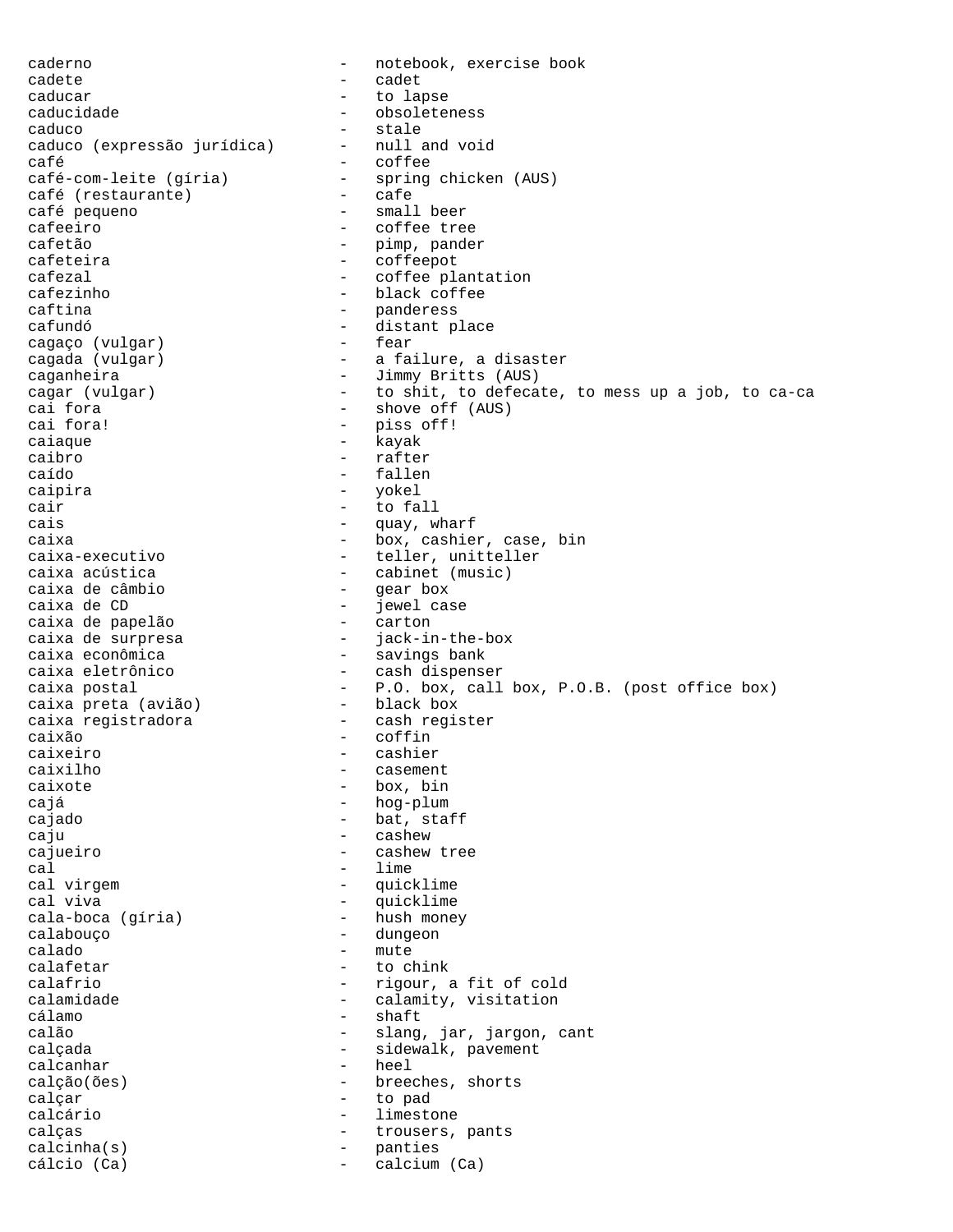caderno - notebook, exercise book
cadete - cadet
caducar - to lapse
caducidade - obsoleteness
caduco - stale
caduco (expressão jurídica) - null and void
café - coffee
café-com-leite (gíria) - spring chicken (AUS)
café (restaurante) - cafe
café pequeno - small beer
cafeeiro - coffee tree
cafetão - pimp, pander
cafeteira - coffeepot
cafezal - coffee plantation
cafezinho - black coffee
caftina - panderess
cafundó - distant place
cagaço (vulgar) - fear
cagada (vulgar) - a failure, a disaster
caganheira - Jimmy Britts (AUS)
cagar (vulgar) - to shit, to defecate, to mess up a job, to ca-ca
cai fora - shove off (AUS)
cai fora! - piss off!
caiaque - kayak
caibro - rafter
caído - fallen
caipira - yokel
cair - to fall
cais - quay, wharf
caixa - box, cashier, case, bin
caixa-executivo - teller, unitteller
caixa acústica - cabinet (music)
caixa de câmbio - gear box
caixa de CD - jewel case
caixa de papelão - carton
caixa de surpresa - jack-in-the-box
caixa econômica - savings bank
caixa eletrônico - cash dispenser
caixa postal - P.O. box, call box, P.O.B. (post office box)
caixa preta (avião) - black box
caixa registradora - cash register
caixão - coffin
caixeiro - cashier
caixilho - casement
caixote - box, bin
cajá - hog-plum
cajado - bat, staff
caju - cashew
cajueiro - cashew tree
cal - lime
cal virgem - quicklime
cal viva - quicklime
cala-boca (gíria) - hush money
calabouço - dungeon
calado - mute
calafetar - to chink
calafrio - rigour, a fit of cold
calamidade - calamity, visitation
cálamo - shaft
calão - slang, jar, jargon, cant
calçada - sidewalk, pavement
calcanhar - heel
calção(ões) - breeches, shorts
calçar - to pad
calcário - limestone
calças - trousers, pants
calcinha(s) - panties
cálcio (Ca) - calcium (Ca)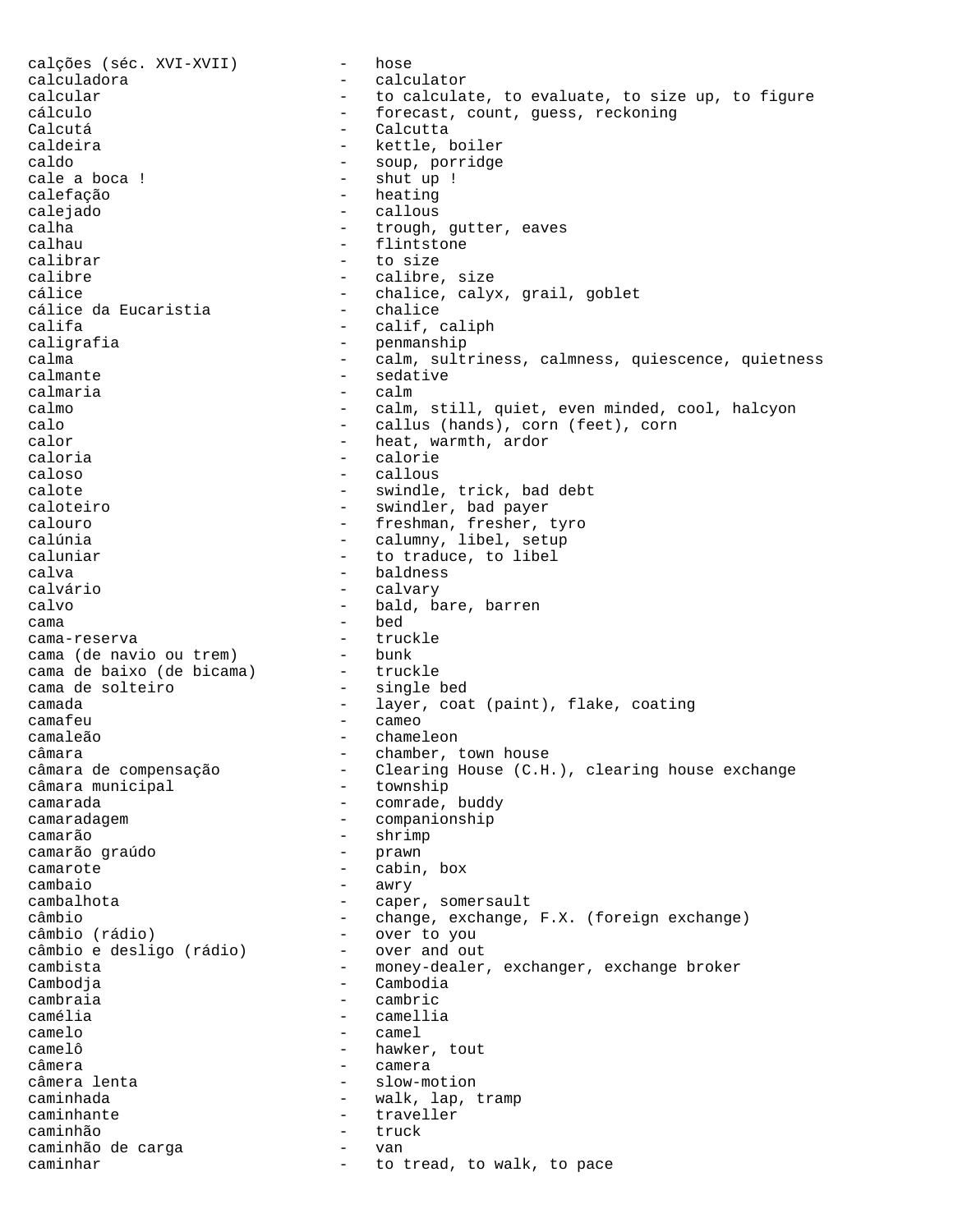calções (séc. XVI-XVII) - hose
calculadora - calculator
calcular - to calculate, to evaluate, to size up, to figure
cálculo - forecast, count, guess, reckoning
Calcutá - Calcutta
caldeira - kettle, boiler
caldo - soup, porridge
cale a boca ! - shut up !
calefação - heating
calejado - callous
calha - trough, gutter, eaves
calhau - flintstone
calibrar - to size
calibre - calibre, size
cálice - chalice, calyx, grail, goblet
cálice da Eucaristia - chalice
califa - calif, caliph
caligrafia - penmanship
calma - calm, sultriness, calmness, quiescence, quietness
calmante - sedative
calmaria - calm
calmo - calm, still, quiet, even minded, cool, halcyon
calo - callus (hands), corn (feet), corn
calor - heat, warmth, ardor
caloria - calorie
caloso - callous
calote - swindle, trick, bad debt
caloteiro - swindler, bad payer
calouro - freshman, fresher, tyro
calúnia - calumny, libel, setup
caluniar - to traduce, to libel
calva - baldness
calvário - calvary
calvo - bald, bare, barren
cama - bed
cama-reserva - truckle
cama (de navio ou trem) - bunk
cama de baixo (de bicama) - truckle
cama de solteiro - single bed
camada - layer, coat (paint), flake, coating
camafeu - cameo
camaleão - chameleon
câmara - chamber, town house
câmara de compensação - Clearing House (C.H.), clearing house exchange
câmara municipal - township
camarada - comrade, buddy
camaradagem - companionship
camarão - shrimp
camarão graúdo - prawn
camarote - cabin, box
cambaio - awry
cambalhota - caper, somersault
câmbio - change, exchange, F.X. (foreign exchange)
câmbio (rádio) - over to you
câmbio e desligo (rádio) - over and out
cambista - money-dealer, exchanger, exchange broker
Cambodja - Cambodia
cambraia - cambric
camélia - camellia
camelo - camel
camelô - hawker, tout
câmera - camera
câmera lenta - slow-motion
caminhada - walk, lap, tramp
caminhante - traveller
caminhão - truck
caminhão de carga - van
caminhar - to tread, to walk, to pace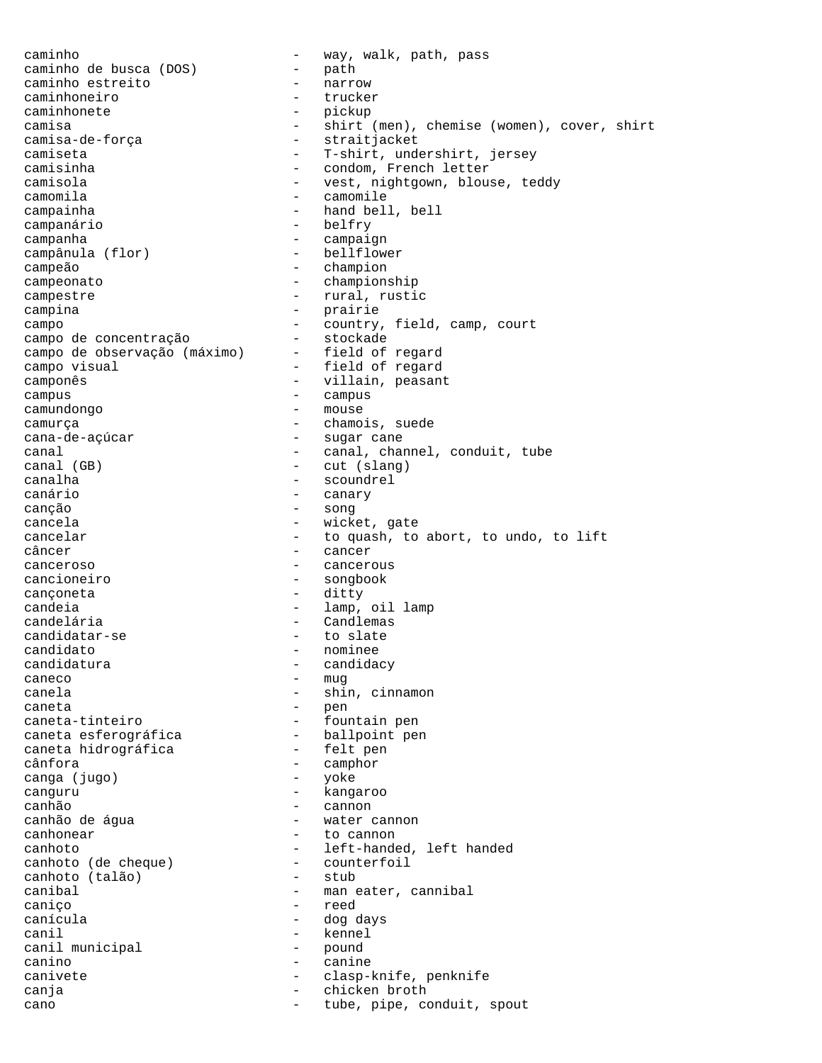caminho - way, walk, path, pass
caminho de busca (DOS) - path
caminho estreito - narrow
caminhoneiro - trucker
caminhonete - pickup
camisa - shirt (men), chemise (women), cover, shirt
camisa-de-força - straitjacket
camiseta - T-shirt, undershirt, jersey
camisinha - condom, French letter
camisola - vest, nightgown, blouse, teddy
camomila - camomile
campainha - hand bell, bell
campanário - belfry
campanha - campaign
campânula (flor) - bellflower
campeão - champion
campeonato - championship
campestre - rural, rustic
campina - prairie
campo - country, field, camp, court
campo de concentração - stockade
campo de observação (máximo) - field of regard
campo visual - field of regard
camponês - villain, peasant
campus - campus
camundongo - mouse
camurça - chamois, suede
cana-de-açúcar - sugar cane
canal - canal, channel, conduit, tube
canal (GB) - cut (slang)
canalha - scoundrel
canário - canary
canção - song
cancela - wicket, gate
cancelar - to quash, to abort, to undo, to lift
câncer - cancer
canceroso - cancerous
cancioneiro - songbook
cançoneta - ditty
candeia - lamp, oil lamp
candelária - Candlemas
candidatar-se - to slate
candidato - nominee
candidatura - candidacy
caneco - mug
canela - shin, cinnamon
caneta - pen
caneta-tinteiro - fountain pen
caneta esferográfica - ballpoint pen
caneta hidrográfica - felt pen
cânfora - camphor
canga (jugo) - yoke
canguru - kangaroo
canhão - cannon
canhão de água - water cannon
canhonear - to cannon
canhoto - left-handed, left handed
canhoto (de cheque) - counterfoil
canhoto (talão) - stub
canibal - man eater, cannibal
caniço - reed
canícula - dog days
canil - kennel
canil municipal - pound
canino - canine
canivete - clasp-knife, penknife
canja - chicken broth
cano - tube, pipe, conduit, spout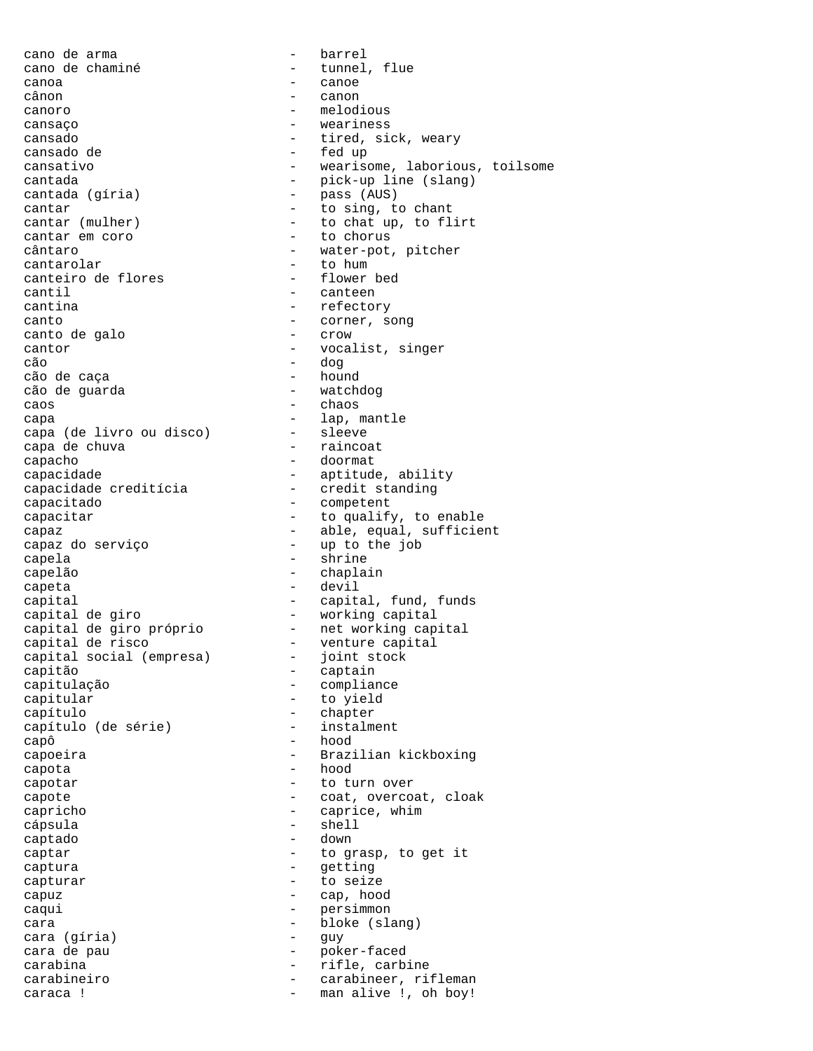cano de arma - barrel
cano de chaminé - tunnel, flue
canoa - canoe
cânon - canon
canoro - melodious
cansaço - weariness
cansado - tired, sick, weary
cansado de - fed up
cansativo - wearisome, laborious, toilsome
cantada - pick-up line (slang)
cantada (gíria) - pass (AUS)
cantar - to sing, to chant
cantar (mulher) - to chat up, to flirt
cantar em coro - to chorus
cântaro - water-pot, pitcher
cantarolar - to hum
canteiro de flores - flower bed
cantil - canteen
cantina - refectory
canto - corner, song
canto de galo - crow
cantor - vocalist, singer
cão - dog
cão de caça - hound
cão de guarda - watchdog
caos - chaos
capa - lap, mantle
capa (de livro ou disco) - sleeve
capa de chuva - raincoat
capacho - doormat
capacidade - aptitude, ability
capacidade creditícia - credit standing
capacitado - competent
capacitar - to qualify, to enable
capaz - able, equal, sufficient
capaz do serviço - up to the job
capela - shrine
capelão - chaplain
capeta - devil
capital - capital, fund, funds
capital de giro - working capital
capital de giro próprio - net working capital
capital de risco - venture capital
capital social (empresa) - joint stock
capitão - captain
capitulação - compliance
capitular - to yield
capítulo - chapter
capítulo (de série) - instalment
capô - hood
capoeira - Brazilian kickboxing
capota - hood
capotar - to turn over
capote - coat, overcoat, cloak
capricho - caprice, whim
cápsula - shell
captado - down
captar - to grasp, to get it
captura - getting
capturar - to seize
capuz - cap, hood
caqui - persimmon
cara - bloke (slang)
cara (gíria) - guy
cara de pau - poker-faced
carabina - rifle, carbine
carabineiro - carabineer, rifleman
caraca ! - man alive !, oh boy!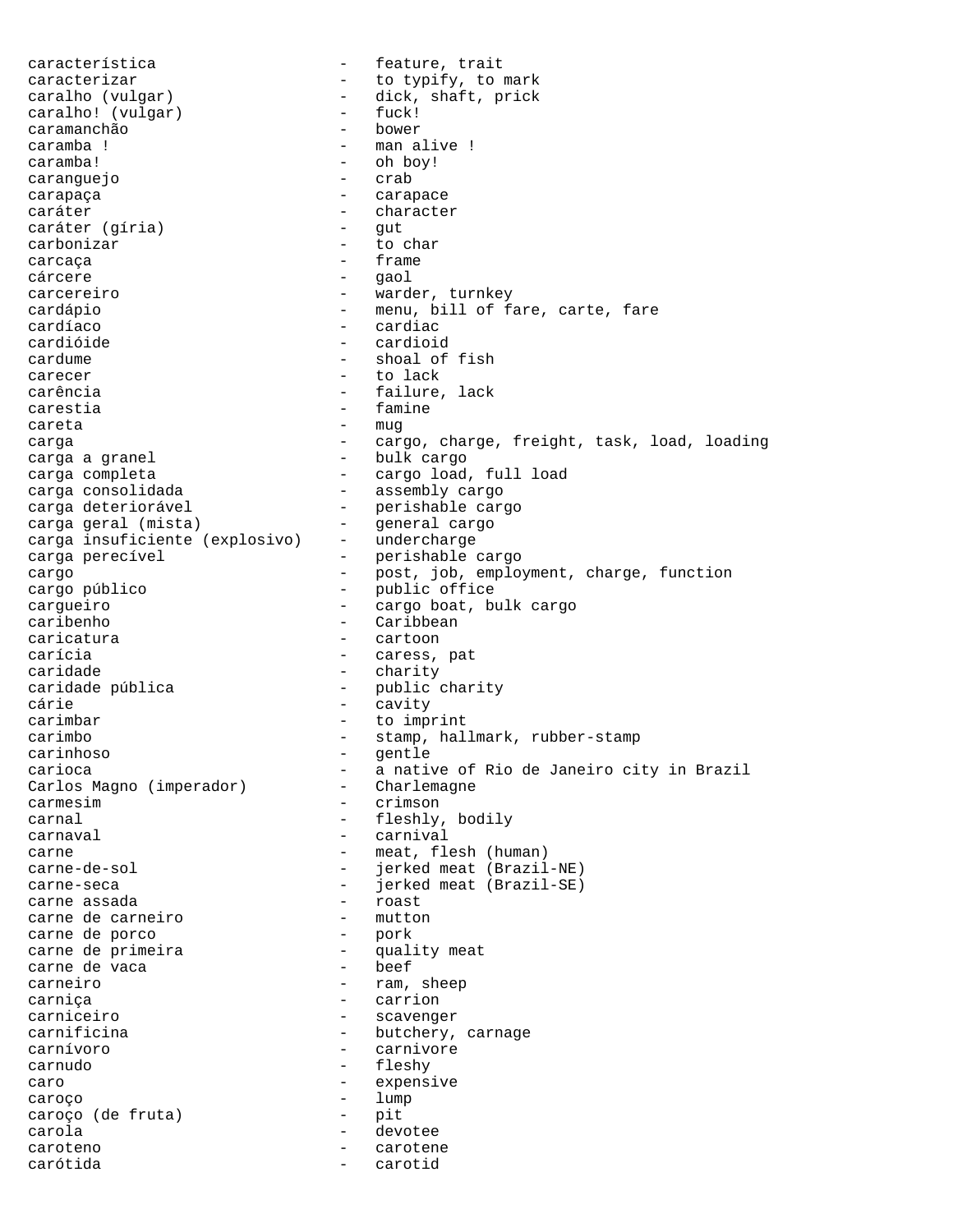característica - feature, trait
caracterizar - to typify, to mark
caralho (vulgar) - dick, shaft, prick
caralho! (vulgar) - fuck!
caramanchão - bower
caramba ! - man alive !
caramba! - oh boy!
caranguejo - crab
carapaça - carapace
caráter - character
caráter (gíria) - gut
carbonizar - to char
carcaça - frame
cárcere - gaol
carcereiro - warder, turnkey
cardápio - menu, bill of fare, carte, fare
cardíaco - cardiac
cardióide - cardioid
cardume - shoal of fish
carecer - to lack
carência - failure, lack
carestia - famine
careta - mug
carga - cargo, charge, freight, task, load, loading
carga a granel - bulk cargo
carga completa - cargo load, full load
carga consolidada - assembly cargo
carga deteriorável - perishable cargo
carga geral (mista) - general cargo
carga insuficiente (explosivo) - undercharge
carga perecível - perishable cargo
cargo - post, job, employment, charge, function
cargo público - public office
cargueiro - cargo boat, bulk cargo
caribenho - Caribbean
caricatura - cartoon
carícia - caress, pat
caridade - charity
caridade pública - public charity
cárie - cavity
carimbar - to imprint
carimbo - stamp, hallmark, rubber-stamp
carinhoso - gentle
carioca - a native of Rio de Janeiro city in Brazil
Carlos Magno (imperador) - Charlemagne
carmesim - crimson
carnal - fleshly, bodily
carnaval - carnival
carne - meat, flesh (human)
carne-de-sol - jerked meat (Brazil-NE)
carne-seca - jerked meat (Brazil-SE)
carne assada - roast
carne de carneiro - mutton
carne de porco - pork
carne de primeira - quality meat
carne de vaca - beef
carneiro - ram, sheep
carniça - carrion
carniceiro - scavenger
carnificina - butchery, carnage
carnívoro - carnivore
carnudo - fleshy
caro - expensive
caroço - lump
caroço (de fruta) - pit
carola - devotee
caroteno - carotene
carótida - carotid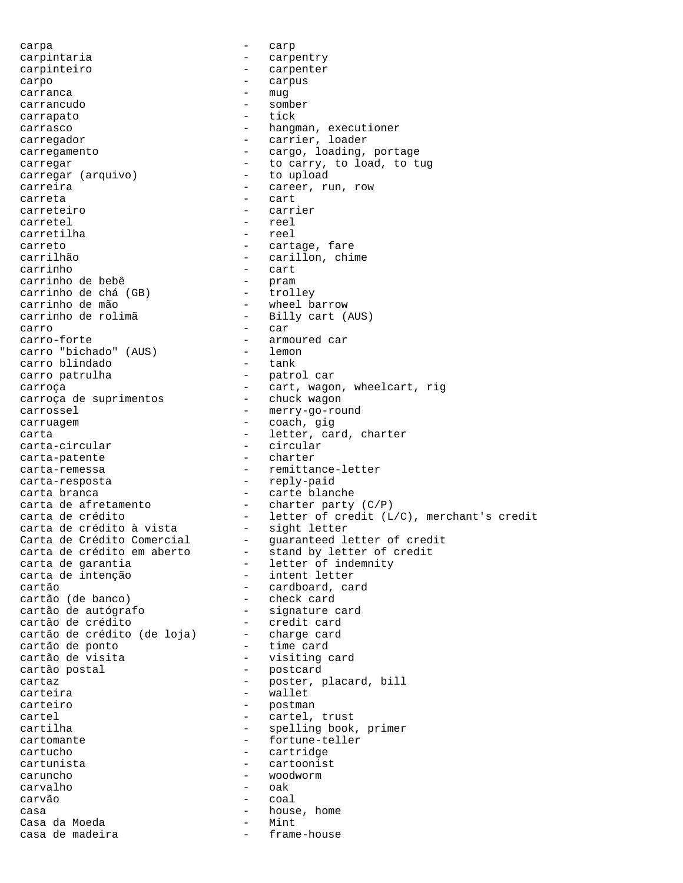carpa - carp
carpintaria - carpentry
carpinteiro - carpenter
carpo - carpus
carranca - mug
carrancudo - somber
carrapato - tick
carrasco - hangman, executioner
carregador - carrier, loader
carregamento - cargo, loading, portage
carregar - to carry, to load, to tug
carregar (arquivo) - to upload
carreira - career, run, row
carreta - cart
carreteiro - carrier
carretel - reel
carretilha - reel
carreto - cartage, fare
carrilhão - carillon, chime
carrinho - cart
carrinho de bebê - pram
carrinho de chá (GB) - trolley
carrinho de mão - wheel barrow
carrinho de rolimã - Billy cart (AUS)
carro - car
carro-forte - armoured car
carro "bichado" (AUS) - lemon
carro blindado - tank
carro patrulha - patrol car
carroça - cart, wagon, wheelcart, rig
carroça de suprimentos - chuck wagon
carrossel - merry-go-round
carruagem - coach, gig
carta - letter, card, charter
carta-circular - circular
carta-patente - charter
carta-remessa - remittance-letter
carta-resposta - reply-paid
carta branca - carte blanche
carta de afretamento - charter party (C/P)
carta de crédito - letter of credit (L/C), merchant's credit
carta de crédito à vista - sight letter
Carta de Crédito Comercial - guaranteed letter of credit
carta de crédito em aberto - stand by letter of credit
carta de garantia - letter of indemnity
carta de intenção - intent letter
cartão - cardboard, card
cartão (de banco) - check card
cartão de autógrafo - signature card
cartão de crédito - credit card
cartão de crédito (de loja) - charge card
cartão de ponto - time card
cartão de visita - visiting card
cartão postal - postcard
cartaz - poster, placard, bill
carteira - wallet
carteiro - postman
cartel - cartel, trust
cartilha - spelling book, primer
cartomante - fortune-teller
cartucho - cartridge
cartunista - cartoonist
caruncho - woodworm
carvalho - oak
carvão - coal
casa - house, home
Casa da Moeda - Mint
casa de madeira - frame-house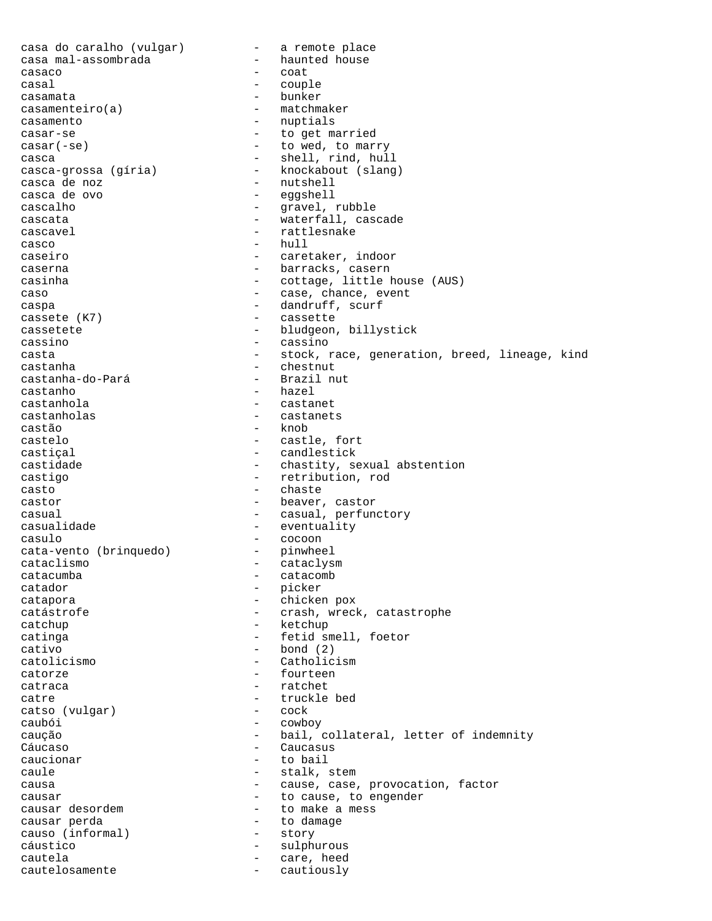casa do caralho (vulgar) - a remote place
casa mal-assombrada - haunted house
casaco - coat
casal - couple
casamata - bunker
casamenteiro(a) - matchmaker
casamento - nuptials
casar-se - to get married
casar(-se) - to wed, to marry
casca - shell, rind, hull
casca-grossa (gíria) - knockabout (slang)
casca de noz - nutshell
casca de ovo - eggshell
cascalho - gravel, rubble
cascata - waterfall, cascade
cascavel - rattlesnake
casco - hull
caseiro - caretaker, indoor
caserna - barracks, casern
casinha - cottage, little house (AUS)
caso - case, chance, event
caspa - dandruff, scurf
cassete (K7) - cassette
cassetete - bludgeon, billystick
cassino - cassino
casta - stock, race, generation, breed, lineage, kind
castanha - chestnut
castanha-do-Pará - Brazil nut
castanho - hazel
castanhola - castanet
castanholas - castanets
castão - knob
castelo - castle, fort
castiçal - candlestick
castidade - chastity, sexual abstention
castigo - retribution, rod
casto - chaste
castor - beaver, castor
casual - casual, perfunctory
casualidade - eventuality
casulo - cocoon
cata-vento (brinquedo) - pinwheel
cataclismo - cataclysm
catacumba - catacomb
catador - picker
catapora - chicken pox
catástrofe - crash, wreck, catastrophe
catchup - ketchup
catinga - fetid smell, foetor
cativo - bond (2)
catolicismo - Catholicism
catorze - fourteen
catraca - ratchet
catre - truckle bed
catso (vulgar) - cock
caubói - cowboy
caução - bail, collateral, letter of indemnity
Cáucaso - Caucasus
caucionar - to bail
caule - stalk, stem
causa - cause, case, provocation, factor
causar - to cause, to engender
causar desordem - to make a mess
causar perda - to damage
causo (informal) - story
cáustico - sulphurous
cautela - care, heed
cautelosamente - cautiously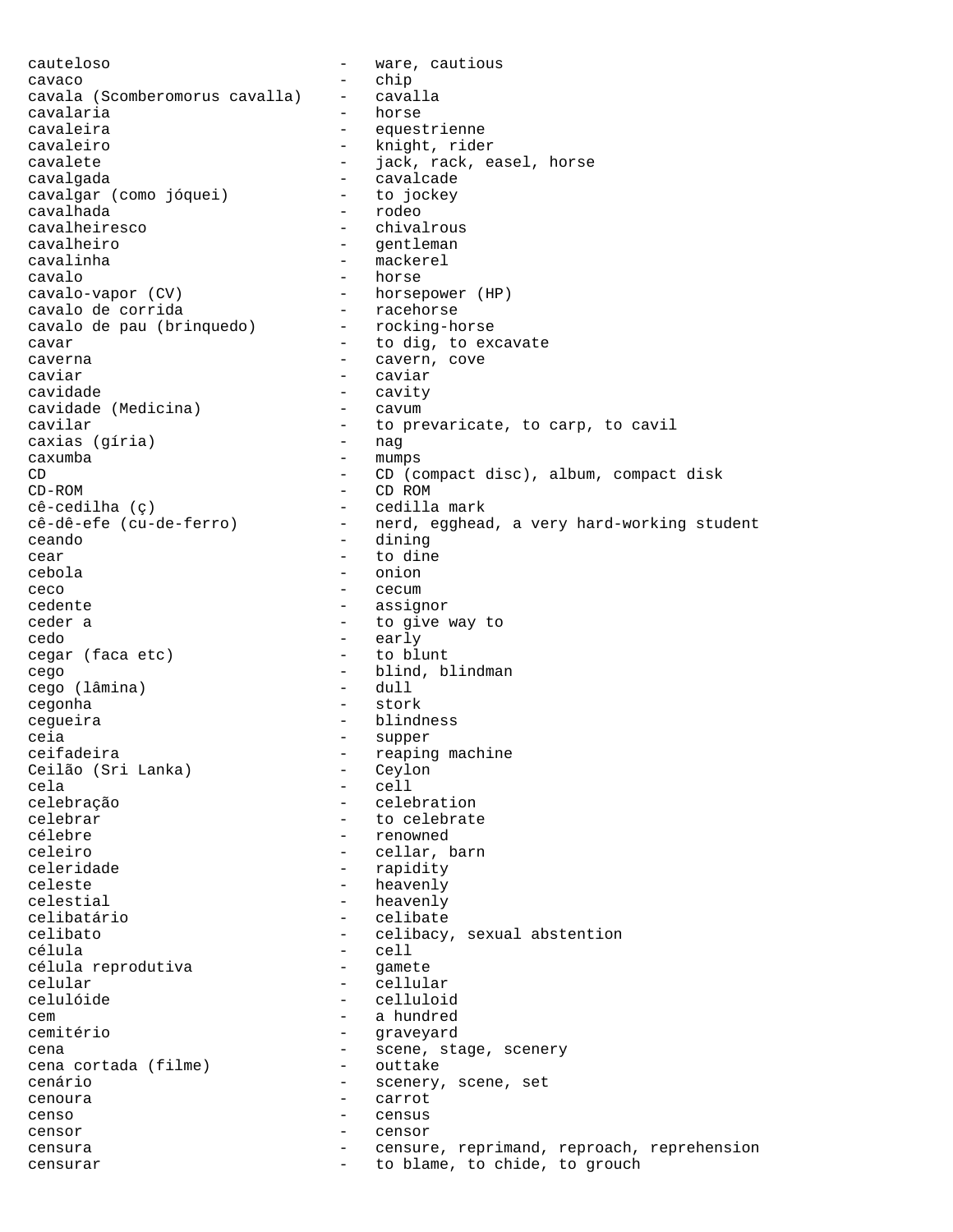cauteloso - ware, cautious
cavaco - chip
cavala (Scomberomorus cavalla) - cavalla
cavalaria - horse
cavaleira - equestrienne
cavaleiro - knight, rider
cavalete - jack, rack, easel, horse
cavalgada - cavalcade
cavalgar (como jóquei) - to jockey
cavalhada - rodeo
cavalheiresco - chivalrous
cavalheiro - gentleman
cavalinha - mackerel
cavalo - horse
cavalo-vapor (CV) - horsepower (HP)
cavalo de corrida - racehorse
cavalo de pau (brinquedo) - rocking-horse
cavar - to dig, to excavate
caverna - cavern, cove
caviar - caviar
cavidade - cavity
cavidade (Medicina) - cavum
cavilar - to prevaricate, to carp, to cavil
caxias (gíria) - nag
caxumba - mumps
CD - CD (compact disc), album, compact disk
CD-ROM - CD ROM
cê-cedilha (ç) - cedilla mark
cê-dê-efe (cu-de-ferro) - nerd, egghead, a very hard-working student
ceando - dining
cear - to dine
cebola - onion
ceco - cecum
cedente - assignor
ceder a - to give way to
cedo - early
cegar (faca etc) - to blunt
cego - blind, blindman
cego (lâmina) - dull
cegonha - stork
cegueira - blindness
ceia - supper
ceifadeira - reaping machine
Ceilão (Sri Lanka) - Ceylon
cela - cell
celebração - celebration
celebrar - to celebrate
célebre - renowned
celeiro - cellar, barn
celeridade - rapidity
celeste - heavenly
celestial - heavenly
celibatário - celibate
celibato - celibacy, sexual abstention
célula - cell
célula reprodutiva - gamete
celular - cellular
celulóide - celluloid
cem - a hundred
cemitério - graveyard
cena - scene, stage, scenery
cena cortada (filme) - outtake
cenário - scenery, scene, set
cenoura - carrot
censo - census
censor - censor
censura - censure, reprimand, reproach, reprehension
censurar - to blame, to chide, to grouch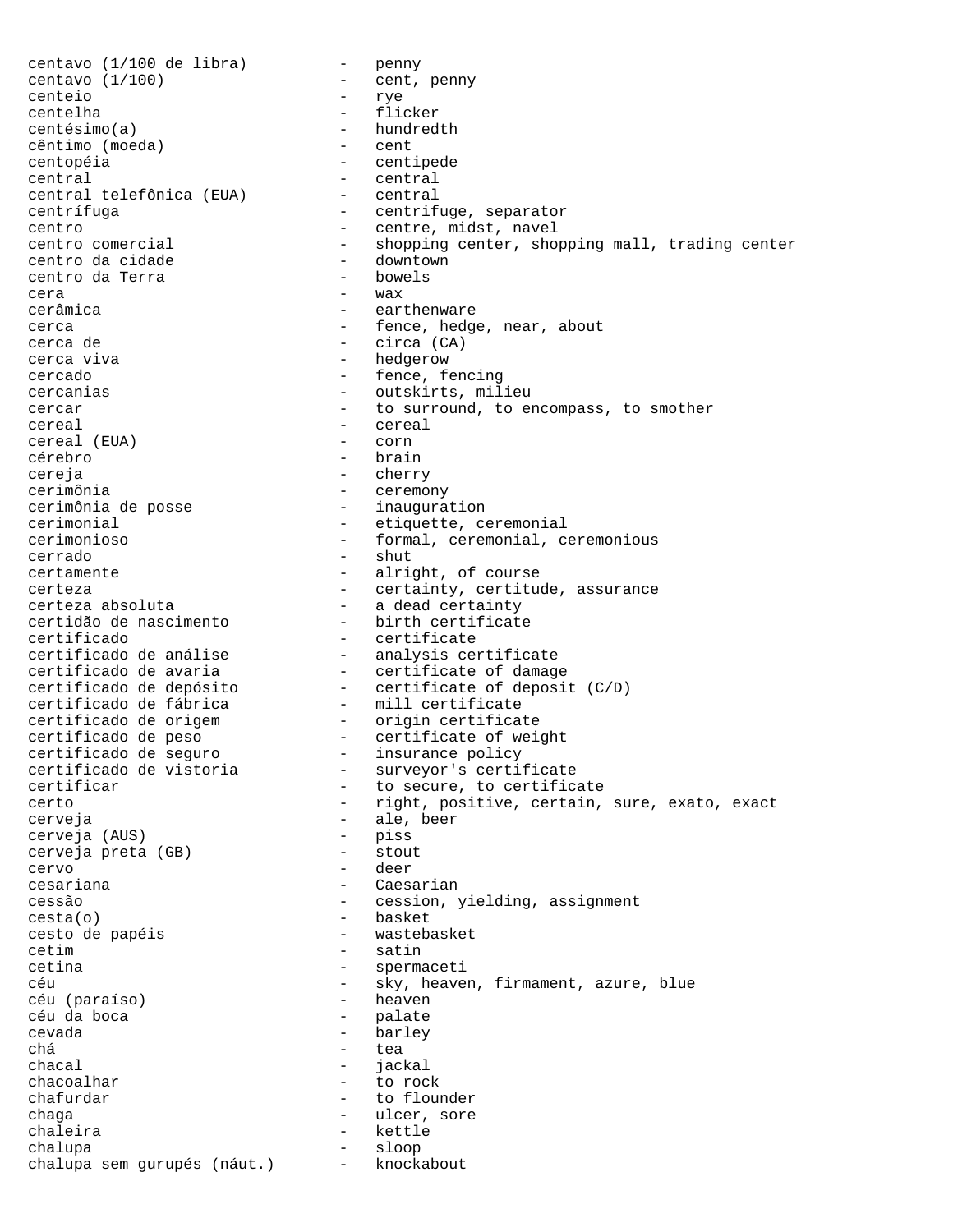centavo (1/100 de libra) - penny
centavo (1/100) - cent, penny
centeio - rye
centelha - flicker
centésimo(a) - hundredth
cêntimo (moeda) - cent
centopéia - centipede
central - central
central telefônica (EUA) - central
centrífuga - centrifuge, separator
centro - centre, midst, navel
centro comercial - shopping center, shopping mall, trading center
centro da cidade - downtown
centro da Terra - bowels
cera - wax
cerâmica - earthenware
cerca - fence, hedge, near, about
cerca de - circa (CA)
cerca viva - hedgerow
cercado - fence, fencing
cercanias - outskirts, milieu
cercar - to surround, to encompass, to smother
cereal - cereal
cereal (EUA) - corn
cérebro - brain
cereja - cherry
cerimônia - ceremony
cerimônia de posse - inauguration
cerimonial - etiquette, ceremonial
cerimonioso - formal, ceremonial, ceremonious
cerrado - shut
certamente - alright, of course
certeza - certainty, certitude, assurance
certeza absoluta - a dead certainty
certidão de nascimento - birth certificate
certificado - certificate
certificado de análise - analysis certificate
certificado de avaria - certificate of damage
certificado de depósito - certificate of deposit (C/D)
certificado de fábrica - mill certificate
certificado de origem - origin certificate
certificado de peso - certificate of weight
certificado de seguro - insurance policy
certificado de vistoria - surveyor's certificate
certificar - to secure, to certificate
certo - right, positive, certain, sure, exato, exact
cerveja - ale, beer
cerveja (AUS) - piss
cerveja preta (GB) - stout
cervo - deer
cesariana - Caesarian
cessão - cession, yielding, assignment
cesta(o) - basket
cesto de papéis - wastebasket
cetim - satin
cetina - spermaceti
céu - sky, heaven, firmament, azure, blue
céu (paraíso) - heaven
céu da boca - palate
cevada - barley
chá - tea
chacal - jackal
chacoalhar - to rock
chafurdar - to flounder
chaga - ulcer, sore
chaleira - kettle
chalupa - sloop
chalupa sem gurupés (náut.) - knockabout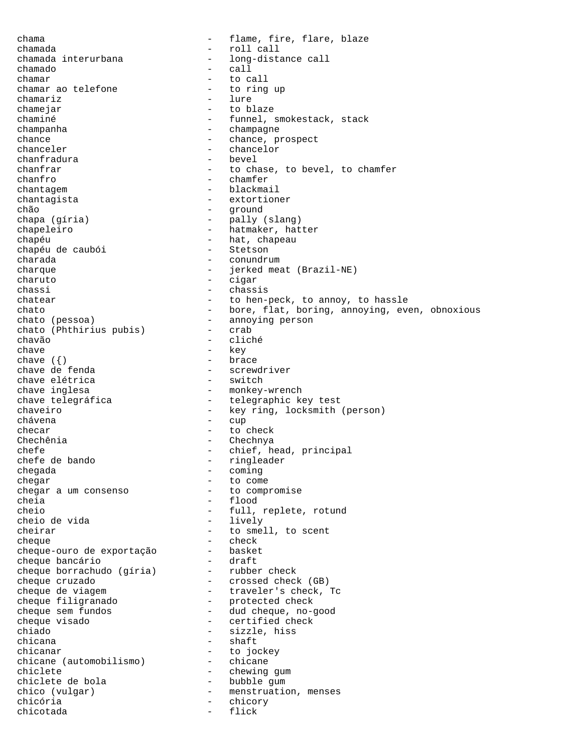chama - flame, fire, flare, blaze
chamada - roll call
chamada interurbana - long-distance call
chamado - call
chamar - to call
chamar ao telefone - to ring up
chamariz - lure
chamejar - to blaze
chaminé - funnel, smokestack, stack
champanha - champagne
chance - chance, prospect
chanceler - chancelor
chanfradura - bevel
chanfrar - to chase, to bevel, to chamfer
chanfro - chamfer
chantagem - blackmail
chantagista - extortioner
chão - ground
chapa (gíria) - pally (slang)
chapeleiro - hatmaker, hatter
chapéu - hat, chapeau
chapéu de caubói - Stetson
charada - conundrum
charque - jerked meat (Brazil-NE)
charuto - cigar
chassi - chassis
chatear - to hen-peck, to annoy, to hassle
chato - bore, flat, boring, annoying, even, obnoxious
chato (pessoa) - annoying person
chato (Phthirius pubis) - crab
chavão - cliché
chave - key
chave ({) - brace
chave de fenda - screwdriver
chave elétrica - switch
chave inglesa - monkey-wrench
chave telegráfica - telegraphic key test
chaveiro - key ring, locksmith (person)
chávena - cup
checar - to check
Chechênia - Chechnya
chefe - chief, head, principal
chefe de bando - ringleader
chegada - coming
chegar - to come
chegar a um consenso - to compromise
cheia - flood
cheio - full, replete, rotund
cheio de vida - lively
cheirar - to smell, to scent
cheque - check
cheque-ouro de exportação - basket
cheque bancário - draft
cheque borrachudo (gíria) - rubber check
cheque cruzado - crossed check (GB)
cheque de viagem - traveler's check, Tc
cheque filigranado - protected check
cheque sem fundos - dud cheque, no-good
cheque visado - certified check
chiado - sizzle, hiss
chicana - shaft
chicanar - to jockey
chicane (automobilismo) - chicane
chiclete - chewing gum
chiclete de bola - bubble gum
chico (vulgar) - menstruation, menses
chicória - chicory
chicotada - flick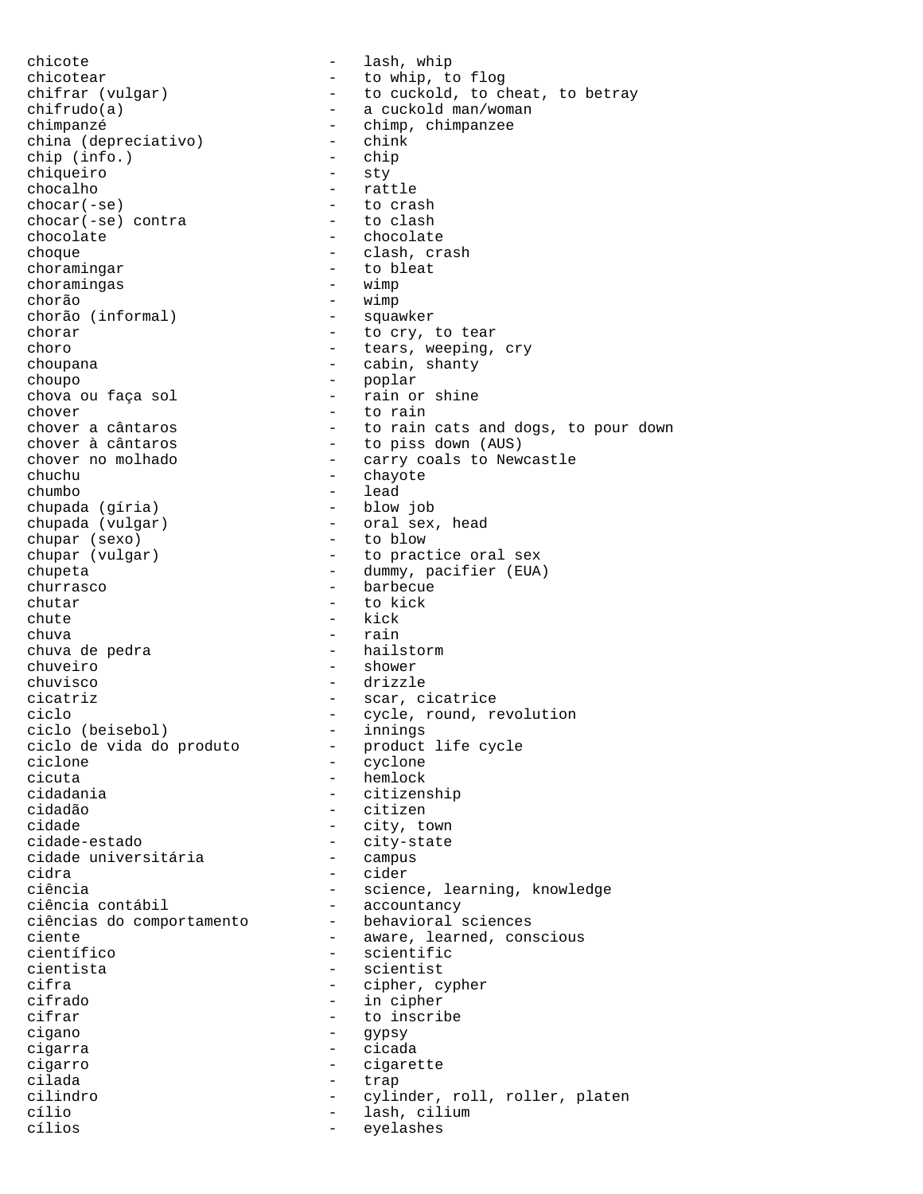chicote - lash, whip
chicotear - to whip, to flog
chifrar (vulgar) - to cuckold, to cheat, to betray
chifrudo(a) - a cuckold man/woman
chimpanzé - chimp, chimpanzee
china (depreciativo) - chink
chip (info.) - chip
chiqueiro - sty
chocalho - rattle
chocar(-se) - to crash
chocar(-se) contra - to clash
chocolate - chocolate
choque - clash, crash
choramingar - to bleat
choramingas - wimp
chorão - wimp
chorão (informal) - squawker
chorar - to cry, to tear
choro - tears, weeping, cry
choupana - cabin, shanty
choupo - poplar
chova ou faça sol - rain or shine
chover - to rain
chover a cântaros - to rain cats and dogs, to pour down
chover à cântaros - to piss down (AUS)
chover no molhado - carry coals to Newcastle
chuchu - chayote
chumbo - lead
chupada (gíria) - blow job
chupada (vulgar) - oral sex, head
chupar (sexo) - to blow
chupar (vulgar) - to practice oral sex
chupeta - dummy, pacifier (EUA)
churrasco - barbecue
chutar - to kick
chute - kick
chuva - rain
chuva de pedra - hailstorm
chuveiro - shower
chuvisco - drizzle
cicatriz - scar, cicatrice
ciclo - cycle, round, revolution
ciclo (beisebol) - innings
ciclo de vida do produto - product life cycle
ciclone - cyclone
cicuta - hemlock
cidadania - citizenship
cidadão - citizen
cidade - city, town
cidade-estado - city-state
cidade universitária - campus
cidra - cider
ciência - science, learning, knowledge
ciência contábil - accountancy
ciências do comportamento - behavioral sciences
ciente - aware, learned, conscious
científico - scientific
cientista - scientist
cifra - cipher, cypher
cifrado - in cipher
cifrar - to inscribe
cigano - gypsy
cigarra - cicada
cigarro - cigarette
cilada - trap
cilindro - cylinder, roll, roller, platen
cílio - lash, cilium
cílios - eyelashes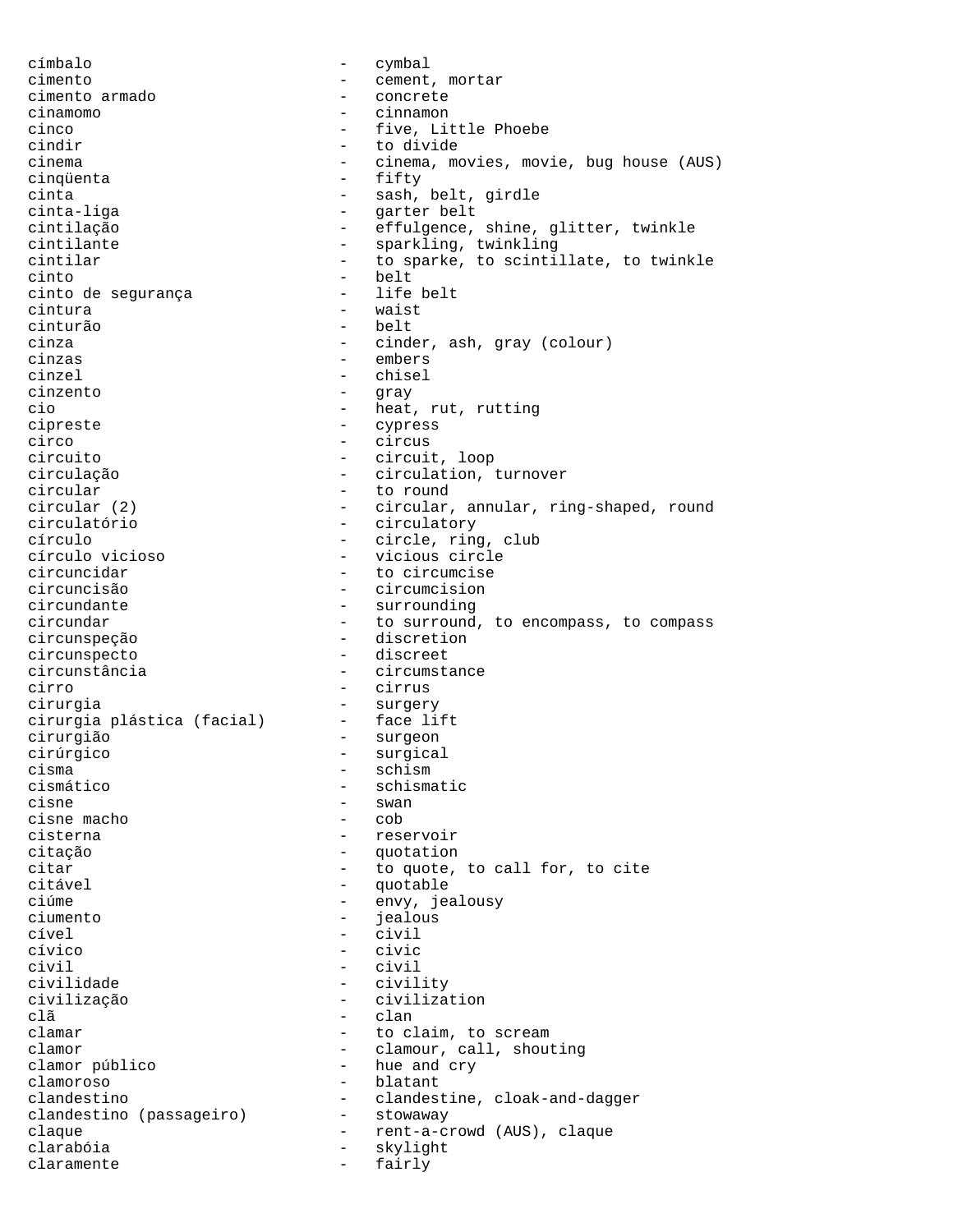címbalo - cymbal
cimento - cement, mortar
cimento armado - concrete
cinamomo - cinnamon
cinco - five, Little Phoebe
cindir - to divide
cinema - cinema, movies, movie, bug house (AUS)
cinqüenta - fifty
cinta - sash, belt, girdle
cinta-liga - garter belt
cintilação - effulgence, shine, glitter, twinkle
cintilante - sparkling, twinkling
cintilar - to sparke, to scintillate, to twinkle
cinto - belt
cinto de segurança - life belt
cintura - waist
cinturão - belt
cinza - cinder, ash, gray (colour)
cinzas - embers
cinzel - chisel
cinzento - gray
cio - heat, rut, rutting
cipreste - cypress
circo - circus
circuito - circuit, loop
circulação - circulation, turnover
circular - to round
circular (2) - circular, annular, ring-shaped, round
circulatório - circulatory
círculo - circle, ring, club
círculo vicioso - vicious circle
circuncidar - to circumcise
circuncisão - circumcision
circundante - surrounding
circundar - to surround, to encompass, to compass
circunspeção - discretion
circunspecto - discreet
circunstância - circumstance
cirro - cirrus
cirurgia - surgery
cirurgia plástica (facial) - face lift
cirurgião - surgeon
cirúrgico - surgical
cisma - schism
cismático - schismatic
cisne - swan
cisne macho - cob
cisterna - reservoir
citação - quotation
citar - to quote, to call for, to cite
citável - quotable
ciúme - envy, jealousy
ciumento - jealous
cível - civil
cívico - civic
civil - civil
civilidade - civility
civilização - civilization
clã - clan
clamar - to claim, to scream
clamor - clamour, call, shouting
clamor público - hue and cry
clamoroso - blatant
clandestino - clandestine, cloak-and-dagger
clandestino (passageiro) - stowaway
claque - rent-a-crowd (AUS), claque
clarabóia - skylight
claramente - fairly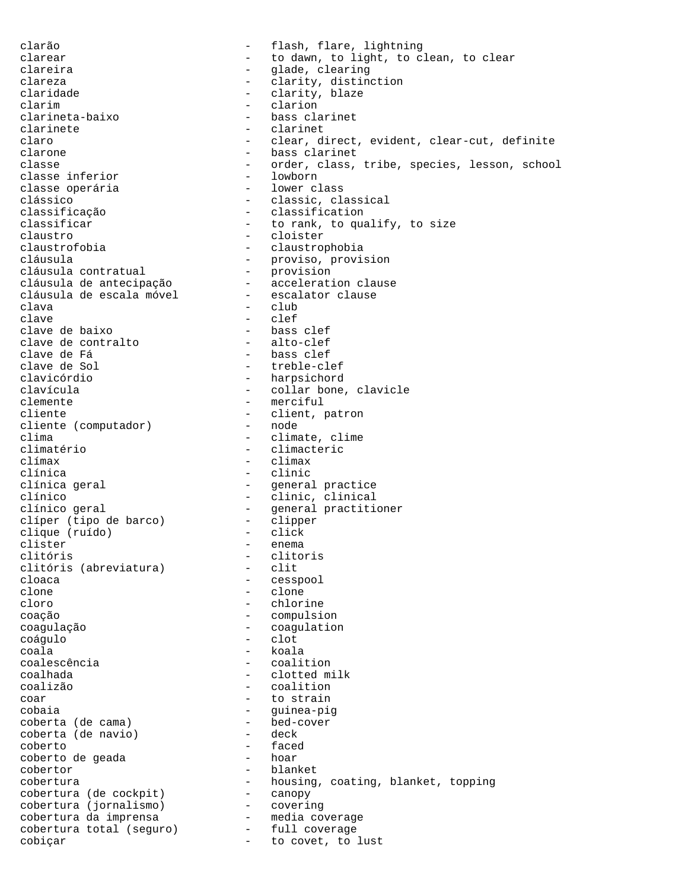clarão - flash, flare, lightning
clarear - to dawn, to light, to clean, to clear
clareira - glade, clearing
clareza - clarity, distinction
claridade - clarity, blaze
clarim - clarion
clarineta-baixo - bass clarinet
clarinete - clarinet
claro - clear, direct, evident, clear-cut, definite
clarone - bass clarinet
classe - order, class, tribe, species, lesson, school
classe inferior - lowborn
classe operária - lower class
clássico - classic, classical
classificação - classification
classificar - to rank, to qualify, to size
claustro - cloister
claustrofobia - claustrophobia
cláusula - proviso, provision
cláusula contratual - provision
cláusula de antecipação - acceleration clause
cláusula de escala móvel - escalator clause
clava - club
clave - clef
clave de baixo - bass clef
clave de contralto - alto-clef
clave de Fá - bass clef
clave de Sol - treble-clef
clavicórdio - harpsichord
clavícula - collar bone, clavicle
clemente - merciful
cliente - client, patron
cliente (computador) - node
clima - climate, clime
climatério - climacteric
clímax - climax
clínica - clinic
clínica geral - general practice
clínico - clinic, clinical
clínico geral - general practitioner
clíper (tipo de barco) - clipper
clique (ruído) - click
clister - enema
clitóris - clitoris
clitóris (abreviatura) - clit
cloaca - cesspool
clone - clone
cloro - chlorine
coação - compulsion
coagulação - coagulation
coágulo - clot
coala - koala
coalescência - coalition
coalhada - clotted milk
coalizão - coalition
coar - to strain
cobaia - guinea-pig
coberta (de cama) - bed-cover
coberta (de navio) - deck
coberto - faced
coberto de geada - hoar
cobertor - blanket
cobertura - housing, coating, blanket, topping
cobertura (de cockpit) - canopy
cobertura (jornalismo) - covering
cobertura da imprensa - media coverage
cobertura total (seguro) - full coverage
cobiçar - to covet, to lust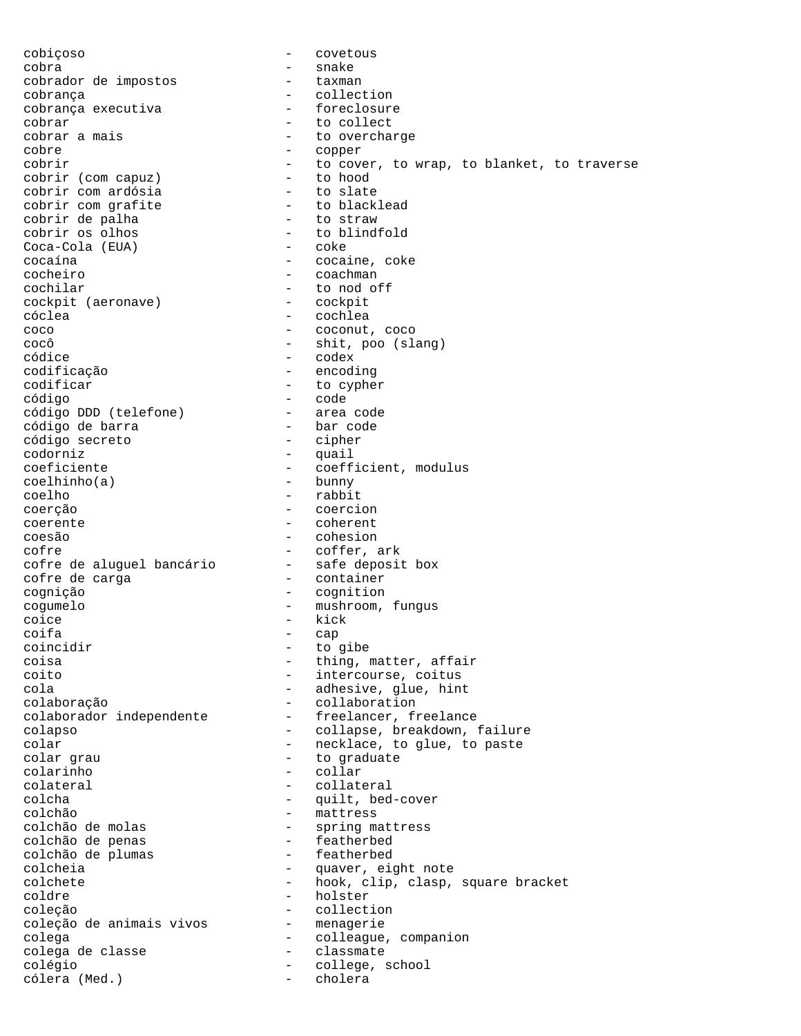cobiçoso - covetous
cobra - snake
cobrador de impostos - taxman
cobrança - collection
cobrança executiva - foreclosure
cobrar - to collect
cobrar a mais - to overcharge
cobre - copper
cobrir - to cover, to wrap, to blanket, to traverse
cobrir (com capuz) - to hood
cobrir com ardósia - to slate
cobrir com grafite - to blacklead
cobrir de palha - to straw
cobrir os olhos - to blindfold
Coca-Cola (EUA) - coke
cocaína - cocaine, coke
cocheiro - coachman
cochilar - to nod off
cockpit (aeronave) - cockpit
cóclea - cochlea
coco - coconut, coco
cocô - shit, poo (slang)
códice - codex
codificação - encoding
codificar - to cypher
código - code
código DDD (telefone) - area code
código de barra - bar code
código secreto - cipher
codorniz - quail
coeficiente - coefficient, modulus
coelhinho(a) - bunny
coelho - rabbit
coerção - coercion
coerente - coherent
coesão - cohesion
cofre - coffer, ark
cofre de aluguel bancário - safe deposit box
cofre de carga - container
cognição - cognition
cogumelo - mushroom, fungus
coice - kick
coifa - cap
coincidir - to gibe
coisa - thing, matter, affair
coito - intercourse, coitus
cola - adhesive, glue, hint
colaboração - collaboration
colaborador independente - freelancer, freelance
colapso - collapse, breakdown, failure
colar - necklace, to glue, to paste
colar grau - to graduate
colarinho - collar
colateral - collateral
colcha - quilt, bed-cover
colchão - mattress
colchão de molas - spring mattress
colchão de penas - featherbed
colchão de plumas - featherbed
colcheia - quaver, eight note
colchete - hook, clip, clasp, square bracket
coldre - holster
coleção - collection
coleção de animais vivos - menagerie
colega - colleague, companion
colega de classe - classmate
colégio - college, school
cólera (Med.) - cholera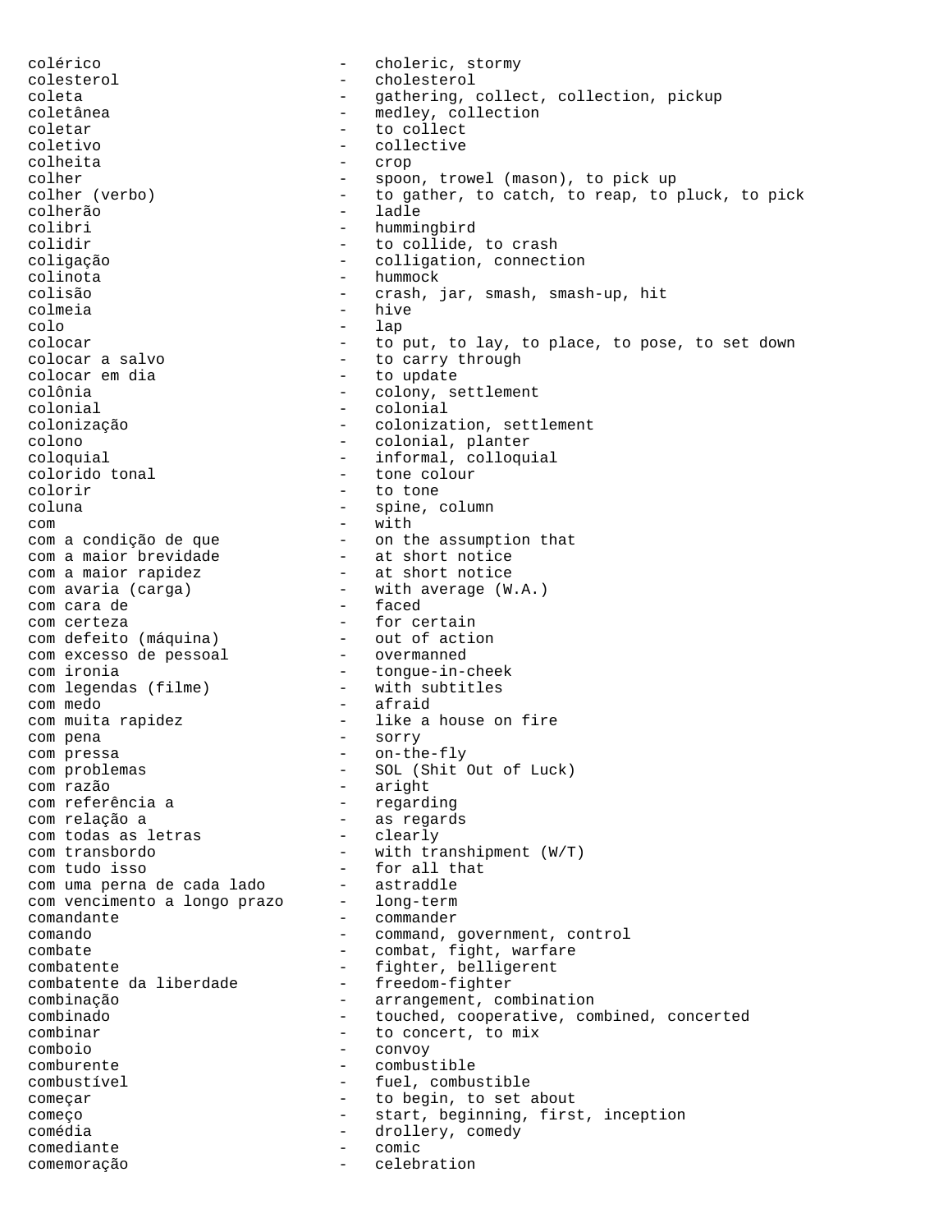colérico - choleric, stormy
colesterol - cholesterol
coleta - gathering, collect, collection, pickup
coletânea - medley, collection
coletar - to collect
coletivo - collective
colheita - crop
colher - spoon, trowel (mason), to pick up
colher (verbo) - to gather, to catch, to reap, to pluck, to pick
colherão - ladle
colibri - hummingbird
colidir - to collide, to crash
coligação - colligation, connection
colinota - hummock
colisão - crash, jar, smash, smash-up, hit
colmeia - hive
colo - lap
colocar - to put, to lay, to place, to pose, to set down
colocar a salvo - to carry through
colocar em dia - to update
colônia - colony, settlement
colonial - colonial
colonização - colonization, settlement
colono - colonial, planter
coloquial - informal, colloquial
colorido tonal - tone colour
colorir - to tone
coluna - spine, column
com - with
com a condição de que - on the assumption that
com a maior brevidade - at short notice
com a maior rapidez - at short notice
com avaria (carga) - with average (W.A.)
com cara de - faced
com certeza - for certain
com defeito (máquina) - out of action
com excesso de pessoal - overmanned
com ironia - tongue-in-cheek
com legendas (filme) - with subtitles
com medo - afraid
com muita rapidez - like a house on fire
com pena - sorry
com pressa - on-the-fly
com problemas - SOL (Shit Out of Luck)
com razão - aright
com referência a - regarding
com relação a - as regards
com todas as letras - clearly
com transbordo - with transhipment (W/T)
com tudo isso - for all that
com uma perna de cada lado - astraddle
com vencimento a longo prazo - long-term
comandante - commander
comando - command, government, control
combate - combat, fight, warfare
combatente - fighter, belligerent
combatente da liberdade - freedom-fighter
combinação - arrangement, combination
combinado - touched, cooperative, combined, concerted
combinar - to concert, to mix
comboio - convoy
comburente - combustible
combustível - fuel, combustible
começar - to begin, to set about
começo - start, beginning, first, inception
comédia - drollery, comedy
comediante - comic
comemoração - celebration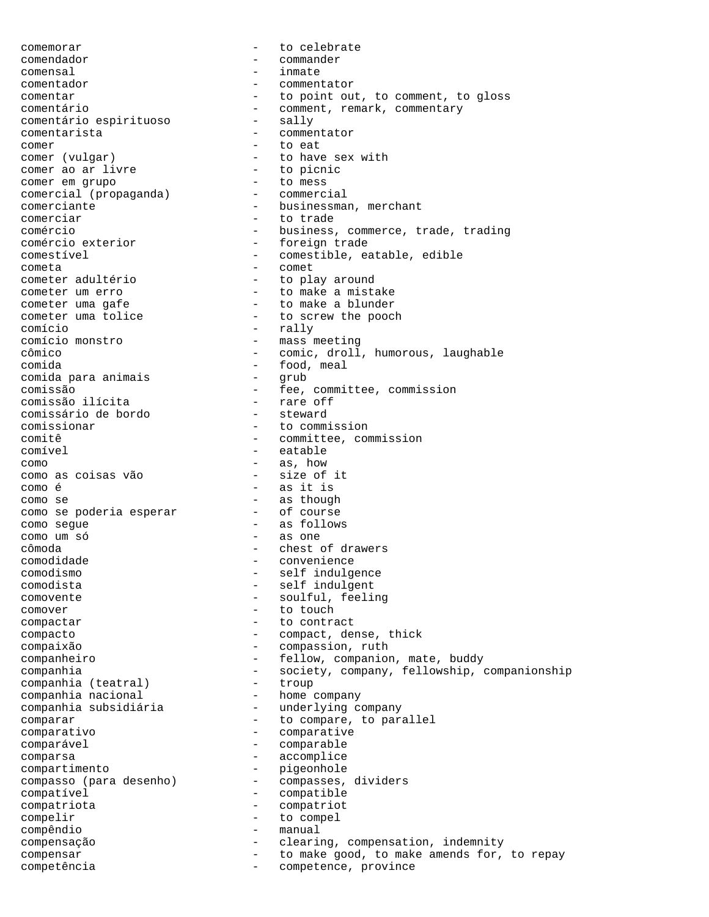comemorar - to celebrate
comendador - commander
comensal - inmate
comentador - commentator
comentar - to point out, to comment, to gloss
comentário - comment, remark, commentary
comentário espirituoso - sally
comentarista - commentator
comer - to eat
comer (vulgar) - to have sex with
comer ao ar livre - to picnic
comer em grupo - to mess
comercial (propaganda) - commercial
comerciante - businessman, merchant
comerciar - to trade
comércio - business, commerce, trade, trading
comércio exterior - foreign trade
comestível - comestible, eatable, edible
cometa - comet
cometer adultério - to play around
cometer um erro - to make a mistake
cometer uma gafe - to make a blunder
cometer uma tolice - to screw the pooch
comício - rally
comício monstro - mass meeting
cômico - comic, droll, humorous, laughable
comida - food, meal
comida para animais - grub
comissão - fee, committee, commission
comissão ilícita - rare off
comissário de bordo - steward
comissionar - to commission
comitê - committee, commission
comível - eatable
como - as, how
como as coisas vão - size of it
como é - as it is
como se - as though
como se poderia esperar - of course
como segue - as follows
como um só - as one
cômoda - chest of drawers
comodidade - convenience
comodismo - self indulgence
comodista - self indulgent
comovente - soulful, feeling
comover - to touch
compactar - to contract
compacto - compact, dense, thick
compaixão - compassion, ruth
companheiro - fellow, companion, mate, buddy
companhia - society, company, fellowship, companionship
companhia (teatral) - troup
companhia nacional - home company
companhia subsidiária - underlying company
comparar - to compare, to parallel
comparativo - comparative
comparável - comparable
comparsa - accomplice
compartimento - pigeonhole
compasso (para desenho) - compasses, dividers
compatível - compatible
compatriota - compatriot
compelir - to compel
compêndio - manual
compensação - clearing, compensation, indemnity
compensar - to make good, to make amends for, to repay
competência - competence, province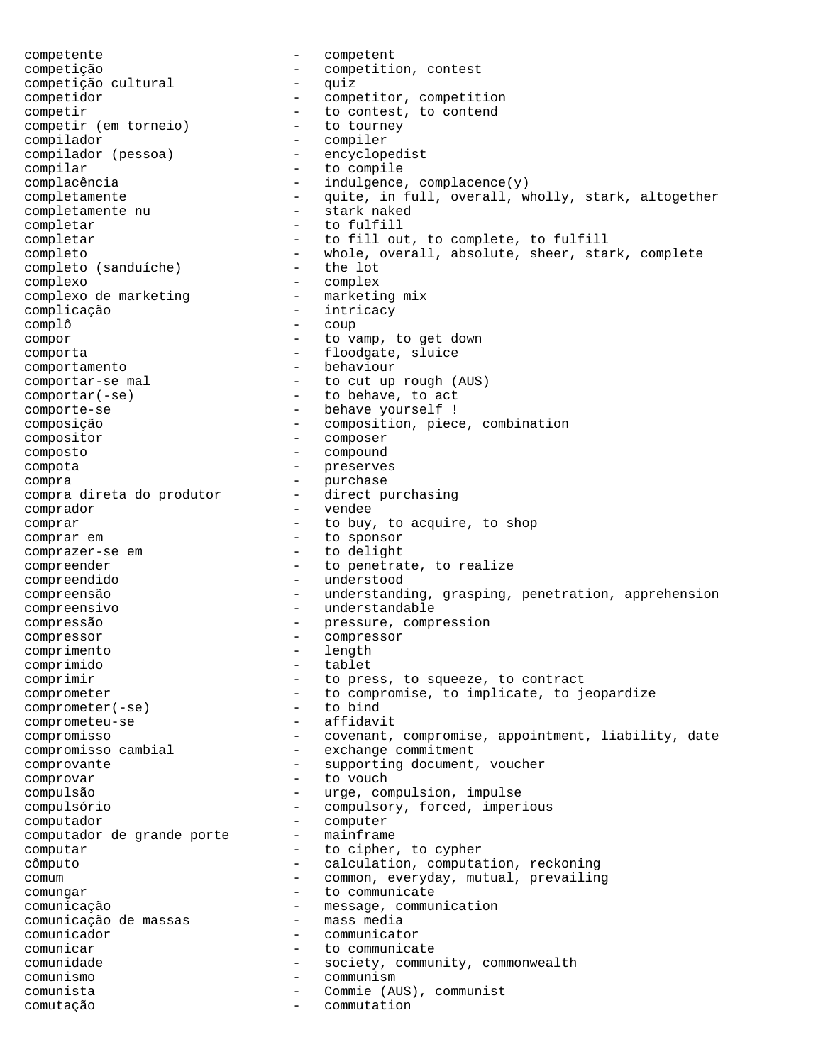competente - competent
competição - competition, contest
competição cultural - quiz
competidor - competitor, competition
competir - to contest, to contend
competir (em torneio) - to tourney
compilador - compiler
compilador (pessoa) - encyclopedist
compilar - to compile
complacência - indulgence, complacence(y)
completamente - quite, in full, overall, wholly, stark, altogether
completamente nu - stark naked
completar - to fulfill
completar - to fill out, to complete, to fulfill
completo - whole, overall, absolute, sheer, stark, complete
completo (sanduíche) - the lot
complexo - complex
complexo de marketing - marketing mix
complicação - intricacy
complô - coup
compor - to vamp, to get down
comporta - floodgate, sluice
comportamento - behaviour
comportar-se mal - to cut up rough (AUS)
comportar(-se) - to behave, to act
comporte-se - behave yourself !
composição - composition, piece, combination
compositor - composer
composto - compound
compota - preserves
compra - purchase
compra direta do produtor - direct purchasing
comprador - vendee
comprar - to buy, to acquire, to shop
comprar em - to sponsor
comprazer-se em - to delight
compreender - to penetrate, to realize
compreendido - understood
compreensão - understanding, grasping, penetration, apprehension
compreensivo - understandable
compressão - pressure, compression
compressor - compressor
comprimento - length
comprimido - tablet
comprimir - to press, to squeeze, to contract
comprometer - to compromise, to implicate, to jeopardize
comprometer(-se) - to bind
comprometeu-se - affidavit
compromisso - covenant, compromise, appointment, liability, date
compromisso cambial - exchange commitment
comprovante - supporting document, voucher
comprovar - to vouch
compulsão - urge, compulsion, impulse
compulsório - compulsory, forced, imperious
computador - computer
computador de grande porte - mainframe
computar - to cipher, to cypher
cômputo - calculation, computation, reckoning
comum - common, everyday, mutual, prevailing
comungar - to communicate
comunicação - message, communication
comunicação de massas - mass media
comunicador - communicator
comunicar - to communicate
comunidade - society, community, commonwealth
comunismo - communism
comunista - Commie (AUS), communist
comutação - commutation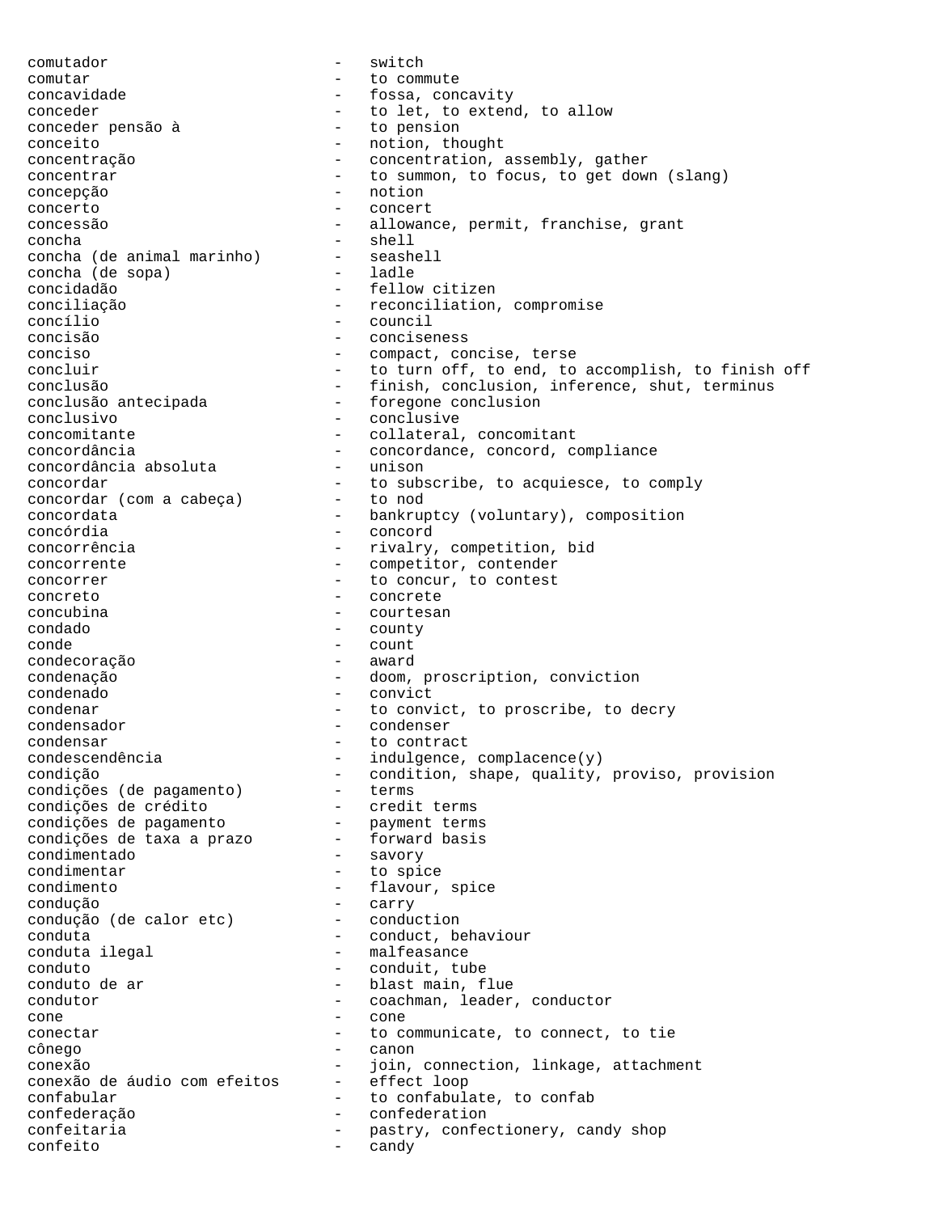comutador - switch
comutar - to commute
concavidade - fossa, concavity
conceder - to let, to extend, to allow
conceder pensão à - to pension
conceito - notion, thought
concentração - concentration, assembly, gather
concentrar - to summon, to focus, to get down (slang)
concepção - notion
concerto - concert
concessão - allowance, permit, franchise, grant
concha - shell
concha (de animal marinho) - seashell
concha (de sopa) - ladle
concidadão - fellow citizen
conciliação - reconciliation, compromise
concílio - council
concisão - conciseness
conciso - compact, concise, terse
concluir - to turn off, to end, to accomplish, to finish off
conclusão - finish, conclusion, inference, shut, terminus
conclusão antecipada - foregone conclusion
conclusivo - conclusive
concomitante - collateral, concomitant
concordância - concordance, concord, compliance
concordância absoluta - unison
concordar - to subscribe, to acquiesce, to comply
concordar (com a cabeça) - to nod
concordata - bankruptcy (voluntary), composition
concórdia - concord
concorrência - rivalry, competition, bid
concorrente - competitor, contender
concorrer - to concur, to contest
concreto - concrete
concubina - courtesan
condado - county
conde - count
condecoração - award
condenação - doom, proscription, conviction
condenado - convict
condenar - to convict, to proscribe, to decry
condensador - condenser
condensar - to contract
condescendência - indulgence, complacence(y)
condição - condition, shape, quality, proviso, provision
condições (de pagamento) - terms
condições de crédito - credit terms
condições de pagamento - payment terms
condições de taxa a prazo - forward basis
condimentado - savory
condimentar - to spice
condimento - flavour, spice
condução - carry
condução (de calor etc) - conduction
conduta - conduct, behaviour
conduta ilegal - malfeasance
conduto - conduit, tube
conduto de ar - blast main, flue
condutor - coachman, leader, conductor
cone - cone
conectar - to communicate, to connect, to tie
cônego - canon
conexão - join, connection, linkage, attachment
conexão de áudio com efeitos - effect loop
confabular - to confabulate, to confab
confederação - confederation
confeitaria - pastry, confectionery, candy shop
confeito - candy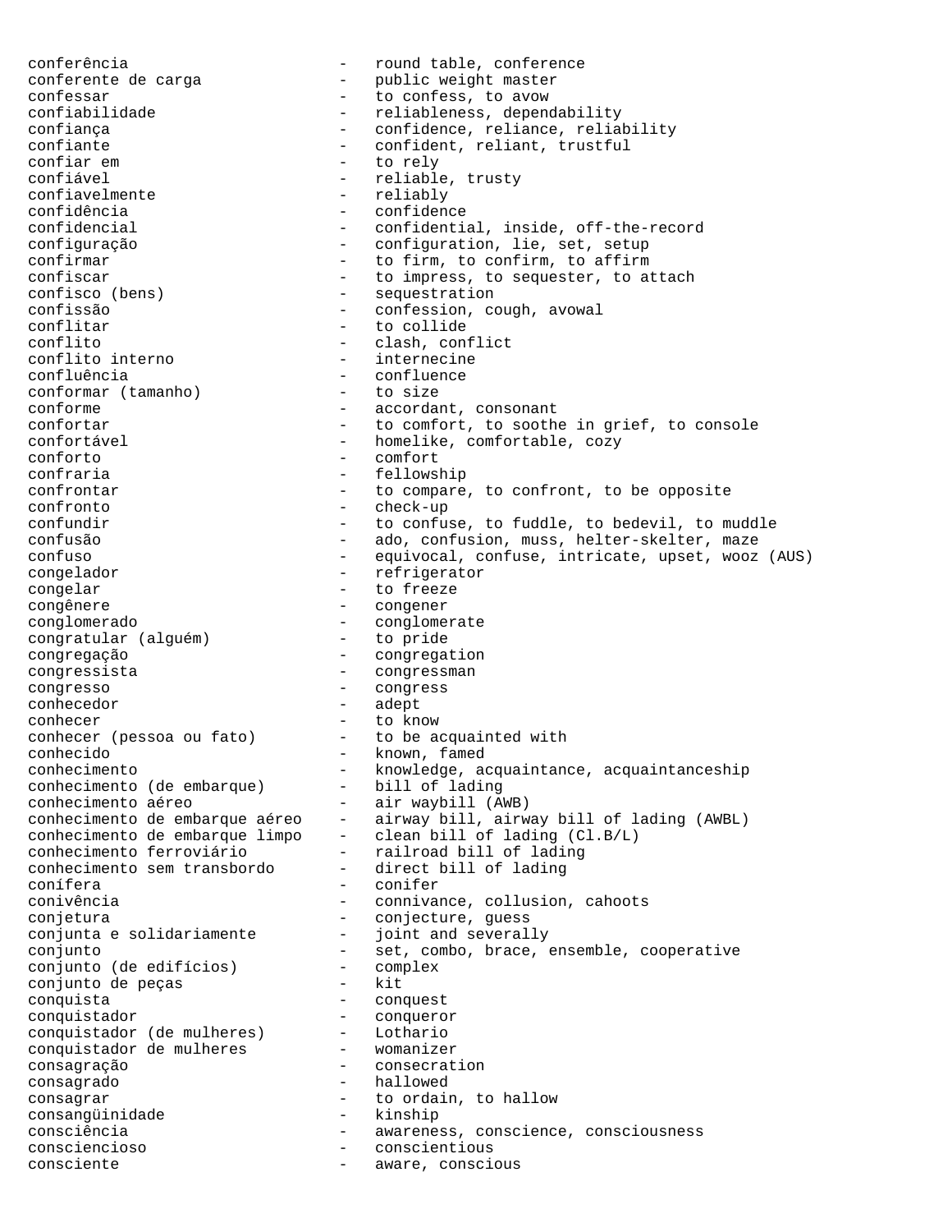conferência - round table, conference
conferente de carga - public weight master
confessar - to confess, to avow
confiabilidade - reliableness, dependability
confiança - confidence, reliance, reliability
confiante - confident, reliant, trustful
confiar em - to rely
confiável - reliable, trusty
confiavelmente - reliably
confidência - confidence
confidencial - confidential, inside, off-the-record
configuração - configuration, lie, set, setup
confirmar - to firm, to confirm, to affirm
confiscar - to impress, to sequester, to attach
confisco (bens) - sequestration
confissão - confession, cough, avowal
conflitar - to collide
conflito - clash, conflict
conflito interno - internecine
confluência - confluence
conformar (tamanho) - to size
conforme - accordant, consonant
confortar - to comfort, to soothe in grief, to console
confortável - homelike, comfortable, cozy
conforto - comfort
confraria - fellowship
confrontar - to compare, to confront, to be opposite
confronto - check-up
confundir - to confuse, to fuddle, to bedevil, to muddle
confusão - ado, confusion, muss, helter-skelter, maze
confuso - equivocal, confuse, intricate, upset, wooz (AUS)
congelador - refrigerator
congelar - to freeze
congênere - congener
conglomerado - conglomerate
congratular (alguém) - to pride
congregação - congregation
congressista - congressman
congresso - congress
conhecedor - adept
conhecer - to know
conhecer (pessoa ou fato) - to be acquainted with
conhecido - known, famed
conhecimento - knowledge, acquaintance, acquaintanceship
conhecimento (de embarque) - bill of lading
conhecimento aéreo - air waybill (AWB)
conhecimento de embarque aéreo - airway bill, airway bill of lading (AWBL)
conhecimento de embarque limpo - clean bill of lading (Cl.B/L)
conhecimento ferroviário - railroad bill of lading
conhecimento sem transbordo - direct bill of lading
conífera - conifer
conivência - connivance, collusion, cahoots
conjetura - conjecture, guess
conjunta e solidariamente - joint and severally
conjunto - set, combo, brace, ensemble, cooperative
conjunto (de edifícios) - complex
conjunto de peças - kit
conquista - conquest
conquistador - conqueror
conquistador (de mulheres) - Lothario
conquistador de mulheres - womanizer
consagração - consecration
consagrado - hallowed
consagrar - to ordain, to hallow
consangüinidade - kinship
consciência - awareness, conscience, consciousness
consciencioso - conscientious
consciente - aware, conscious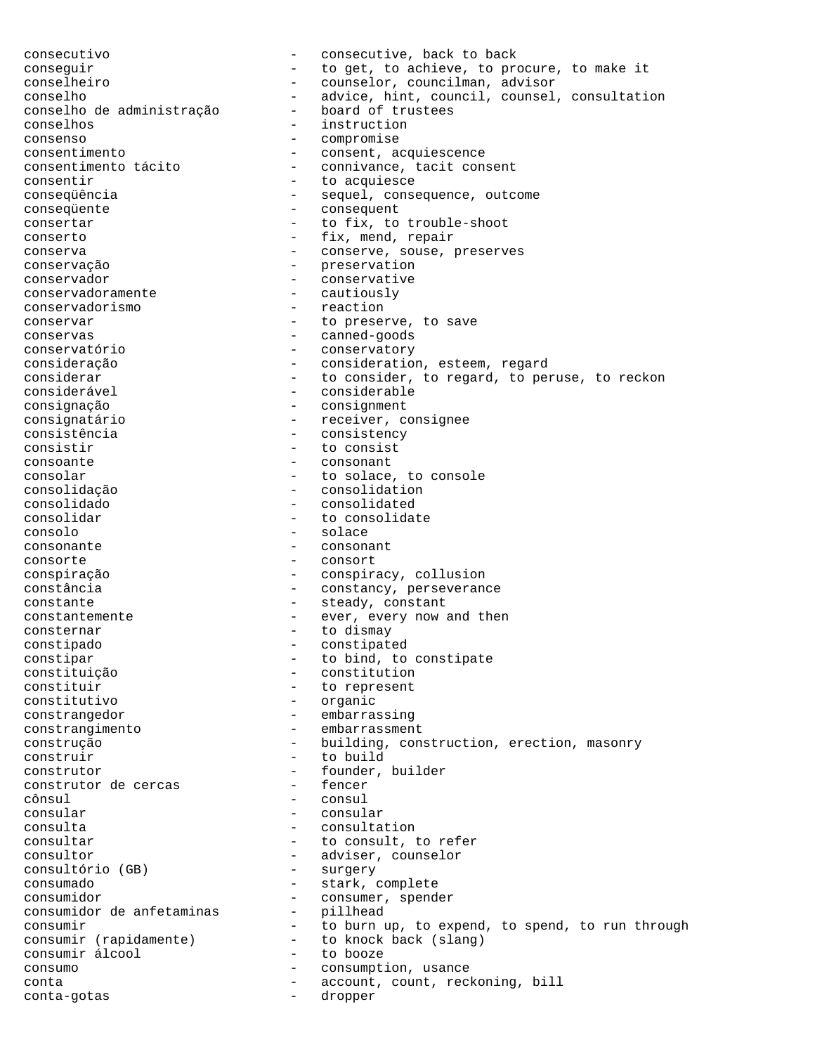consecutivo - consecutive, back to back
conseguir - to get, to achieve, to procure, to make it
conselheiro - counselor, councilman, advisor
conselho - advice, hint, council, counsel, consultation
conselho de administração - board of trustees
conselhos - instruction
consenso - compromise
consentimento - consent, acquiescence
consentimento tácito - connivance, tacit consent
consentir - to acquiesce
conseqüência - sequel, consequence, outcome
conseqüente - consequent
consertar - to fix, to trouble-shoot
conserto - fix, mend, repair
conserva - conserve, souse, preserves
conservação - preservation
conservador - conservative
conservadoramente - cautiously
conservadorismo - reaction
conservar - to preserve, to save
conservas - canned-goods
conservatório - conservatory
consideração - consideration, esteem, regard
considerar - to consider, to regard, to peruse, to reckon
considerável - considerable
consignação - consignment
consignatário - receiver, consignee
consistência - consistency
consistir - to consist
consoante - consonant
consolar - to solace, to console
consolidação - consolidation
consolidado - consolidated
consolidar - to consolidate
consolo - solace
consonante - consonant
consorte - consort
conspiração - conspiracy, collusion
constância - constancy, perseverance
constante - steady, constant
constantemente - ever, every now and then
consternar - to dismay
constipado - constipated
constipar - to bind, to constipate
constituição - constitution
constituir - to represent
constitutivo - organic
constrangedor - embarrassing
constrangimento - embarrassment
construção - building, construction, erection, masonry
construir - to build
construtor - founder, builder
construtor de cercas - fencer
cônsul - consul
consular - consular
consulta - consultation
consultar - to consult, to refer
consultor - adviser, counselor
consultório (GB) - surgery
consumado - stark, complete
consumidor - consumer, spender
consumidor de anfetaminas - pillhead
consumir - to burn up, to expend, to spend, to run through
consumir (rapidamente) - to knock back (slang)
consumir álcool - to booze
consumo - consumption, usance
conta - account, count, reckoning, bill
conta-gotas - dropper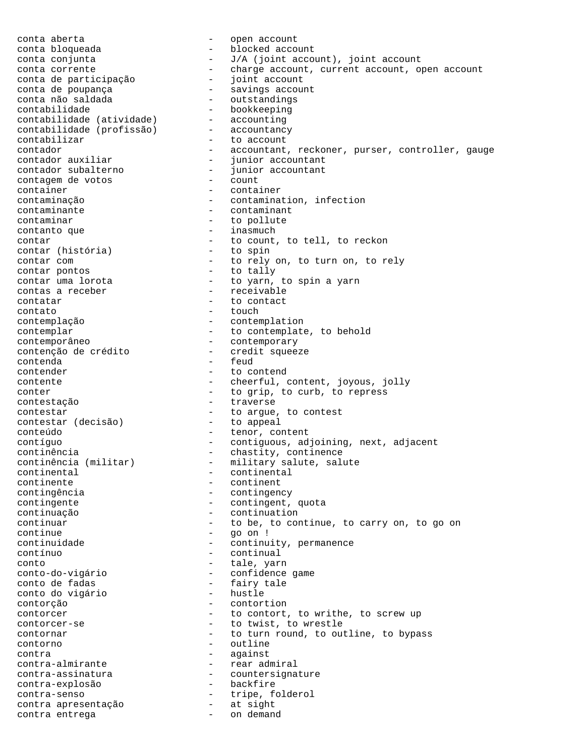conta aberta - open account
conta bloqueada - blocked account
conta conjunta - J/A (joint account), joint account
conta corrente - charge account, current account, open account
conta de participação - joint account
conta de poupança - savings account
conta não saldada - outstandings
contabilidade - bookkeeping
contabilidade (atividade) - accounting
contabilidade (profissão) - accountancy
contabilizar - to account
contador - accountant, reckoner, purser, controller, gauge
contador auxiliar - junior accountant
contador subalterno - junior accountant
contagem de votos - count
container - container
contaminação - contamination, infection
contaminante - contaminant
contaminar - to pollute
contanto que - inasmuch
contar - to count, to tell, to reckon
contar (história) - to spin
contar com - to rely on, to turn on, to rely
contar pontos - to tally
contar uma lorota - to yarn, to spin a yarn
contas a receber - receivable
contatar - to contact
contato - touch
contemplação - contemplation
contemplar - to contemplate, to behold
contemporâneo - contemporary
contenção de crédito - credit squeeze
contenda - feud
contender - to contend
contente - cheerful, content, joyous, jolly
conter - to grip, to curb, to repress
contestação - traverse
contestar - to argue, to contest
contestar (decisão) - to appeal
conteúdo - tenor, content
contíguo - contiguous, adjoining, next, adjacent
continência - chastity, continence
continência (militar) - military salute, salute
continental - continental
continente - continent
contingência - contingency
contingente - contingent, quota
continuação - continuation
continuar - to be, to continue, to carry on, to go on
continue - go on !
continuidade - continuity, permanence
contínuo - continual
conto - tale, yarn
conto-do-vigário - confidence game
conto de fadas - fairy tale
conto do vigário - hustle
contorção - contortion
contorcer - to contort, to writhe, to screw up
contorcer-se - to twist, to wrestle
contornar - to turn round, to outline, to bypass
contorno - outline
contra - against
contra-almirante - rear admiral
contra-assinatura - countersignature
contra-explosão - backfire
contra-senso - tripe, folderol
contra apresentação - at sight
contra entrega - on demand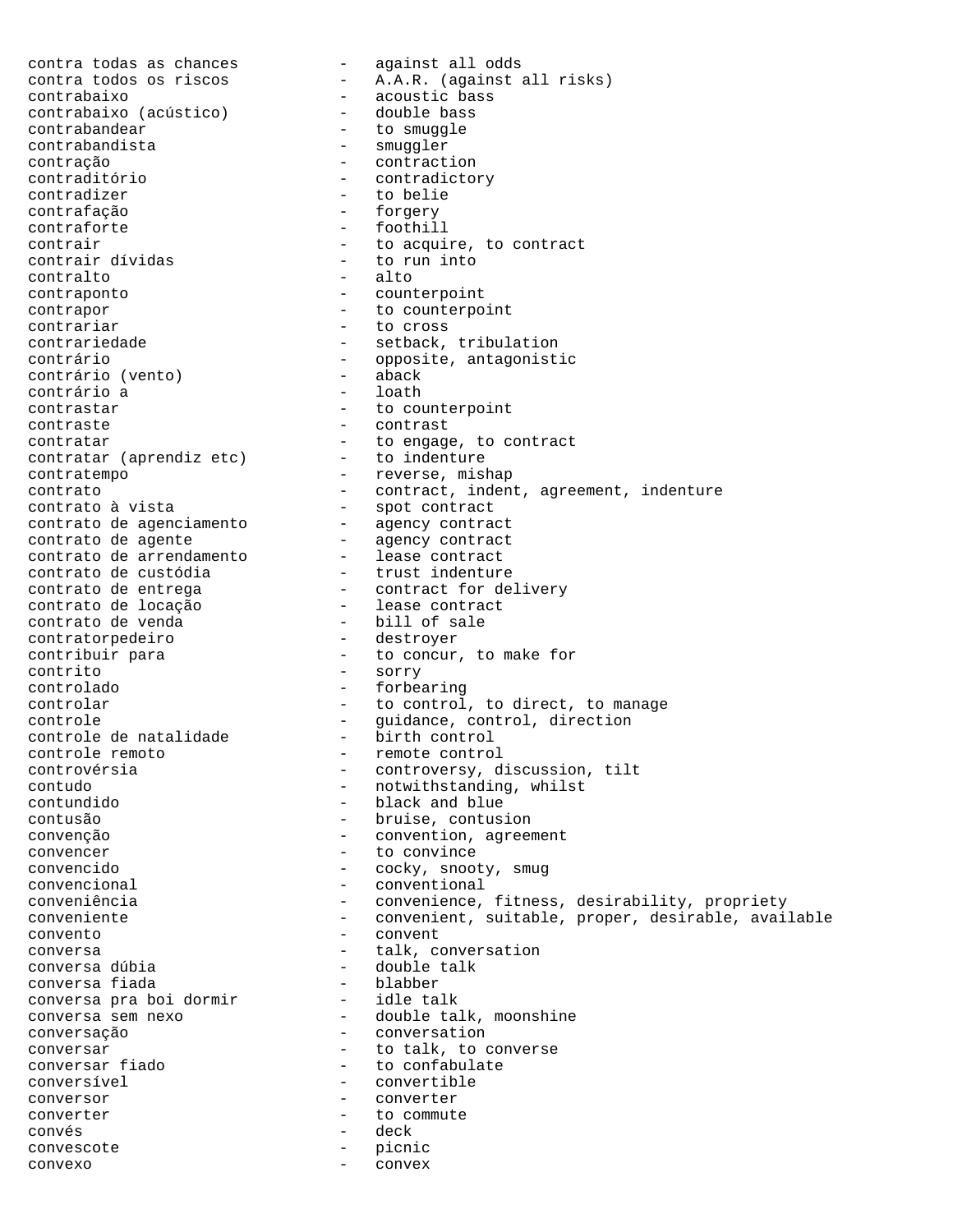contra todas as chances - against all odds
contra todos os riscos - A.A.R. (against all risks)
contrabaixo - acoustic bass
contrabaixo (acústico) - double bass
contrabandear - to smuggle
contrabandista - smuggler
contração - contraction
contraditório - contradictory
contradizer - to belie
contrafação - forgery
contraforte - foothill
contrair - to acquire, to contract
contrair dívidas - to run into
contralto - alto
contraponto - counterpoint
contrapor - to counterpoint
contrariar - to cross
contrariedade - setback, tribulation
contrário - opposite, antagonistic
contrário (vento) - aback
contrário a - loath
contrastar - to counterpoint
contraste - contrast
contratar - to engage, to contract
contratar (aprendiz etc) - to indenture
contratempo - reverse, mishap
contrato - contract, indent, agreement, indenture
contrato à vista - spot contract
contrato de agenciamento - agency contract
contrato de agente - agency contract
contrato de arrendamento - lease contract
contrato de custódia - trust indenture
contrato de entrega - contract for delivery
contrato de locação - lease contract
contrato de venda - bill of sale
contratorpedeiro - destroyer
contribuir para - to concur, to make for
contrito - sorry
controlado - forbearing
controlar - to control, to direct, to manage
controle - guidance, control, direction
controle de natalidade - birth control
controle remoto - remote control
controvérsia - controversy, discussion, tilt
contudo - notwithstanding, whilst
contundido - black and blue
contusão - bruise, contusion
convenção - convention, agreement
convencer - to convince
convencido - cocky, snooty, smug
convencional - conventional
conveniência - convenience, fitness, desirability, propriety
conveniente - convenient, suitable, proper, desirable, available
convento - convent
conversa - talk, conversation
conversa dúbia - double talk
conversa fiada - blabber
conversa pra boi dormir - idle talk
conversa sem nexo - double talk, moonshine
conversação - conversation
conversar - to talk, to converse
conversar fiado - to confabulate
conversível - convertible
conversor - converter
converter - to commute
convés - deck
convescote - picnic
convexo - convex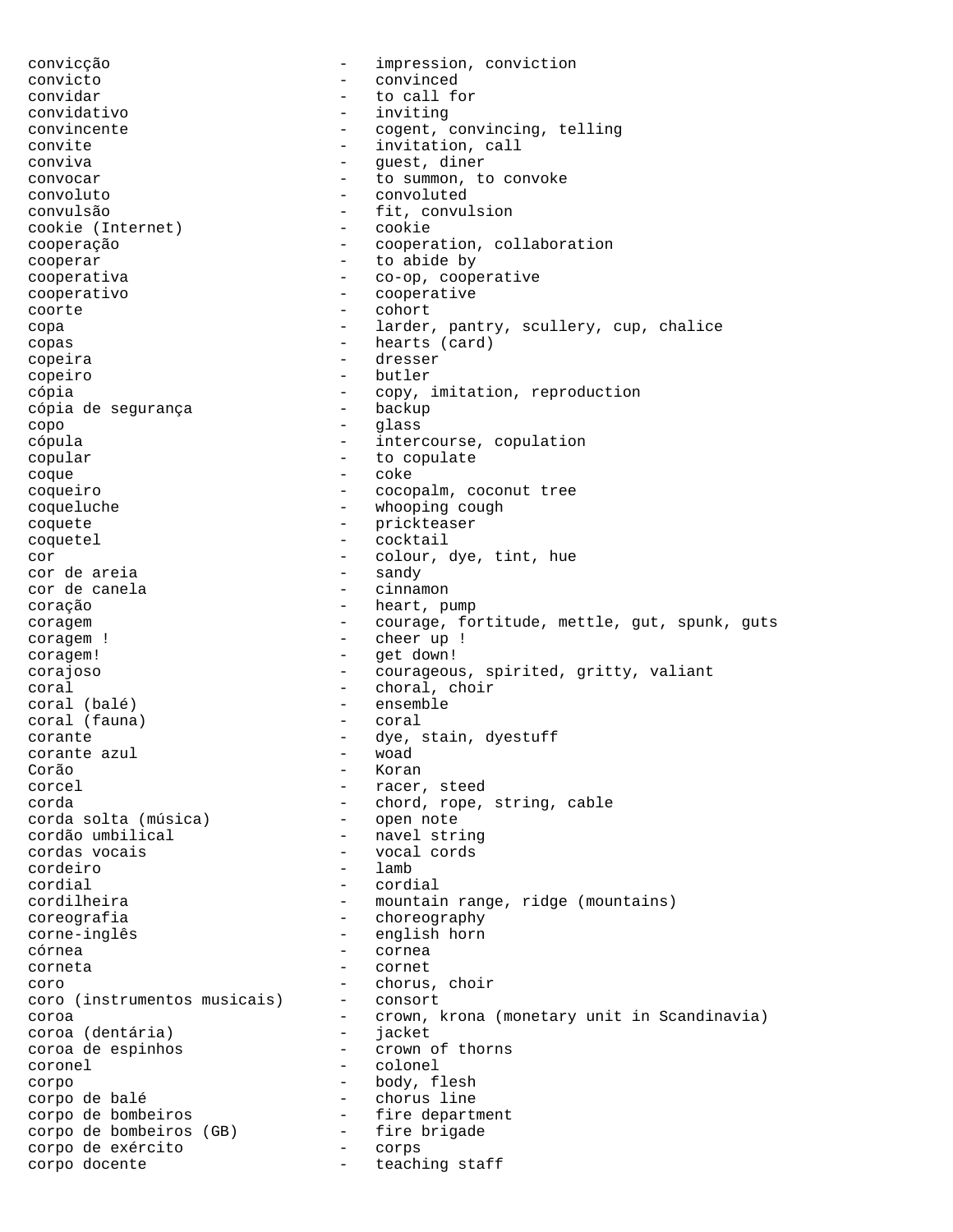convicção - impression, conviction
convicto - convinced
convidar - to call for
convidativo - inviting
convincente - cogent, convincing, telling
convite - invitation, call
conviva - guest, diner
convocar - to summon, to convoke
convoluto - convoluted
convulsão - fit, convulsion
cookie (Internet) - cookie
cooperação - cooperation, collaboration
cooperar - to abide by
cooperativa - co-op, cooperative
cooperativo - cooperative
coorte - cohort
copa - larder, pantry, scullery, cup, chalice
copas - hearts (card)
copeira - dresser
copeiro - butler
cópia - copy, imitation, reproduction
cópia de segurança - backup
copo - glass
cópula - intercourse, copulation
copular - to copulate
coque - coke
coqueiro - cocopalm, coconut tree
coqueluche - whooping cough
coquete - prickteaser
coquetel - cocktail
cor - colour, dye, tint, hue
cor de areia - sandy
cor de canela - cinnamon
coração - heart, pump
coragem - courage, fortitude, mettle, gut, spunk, guts
coragem ! - cheer up !
coragem! - get down!
corajoso - courageous, spirited, gritty, valiant
coral - choral, choir
coral (balé) - ensemble
coral (fauna) - coral
corante - dye, stain, dyestuff
corante azul - woad
Corão - Koran
corcel - racer, steed
corda - chord, rope, string, cable
corda solta (música) - open note
cordão umbilical - navel string
cordas vocais - vocal cords
cordeiro - lamb
cordial - cordial
cordilheira - mountain range, ridge (mountains)
coreografia - choreography
corne-inglês - english horn
córnea - cornea
corneta - cornet
coro - chorus, choir
coro (instrumentos musicais) - consort
coroa - crown, krona (monetary unit in Scandinavia)
coroa (dentária) - jacket
coroa de espinhos - crown of thorns
coronel - colonel
corpo - body, flesh
corpo de balé - chorus line
corpo de bombeiros - fire department
corpo de bombeiros (GB) - fire brigade
corpo de exército - corps
corpo docente - teaching staff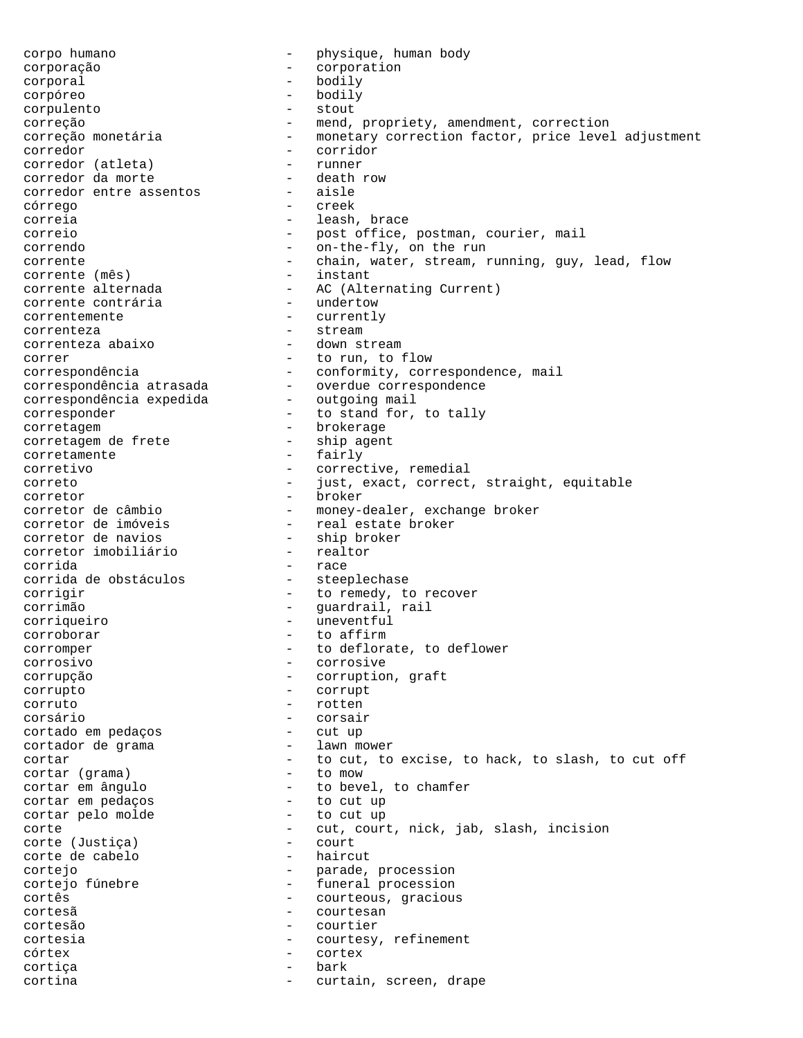corpo humano - physique, human body
corporação - corporation
corporal - bodily
corpóreo - bodily
corpulento - stout
correção - mend, propriety, amendment, correction
correção monetária - monetary correction factor, price level adjustment
corredor - corridor
corredor (atleta) - runner
corredor da morte - death row
corredor entre assentos - aisle
córrego - creek
correia - leash, brace
correio - post office, postman, courier, mail
correndo - on-the-fly, on the run
corrente - chain, water, stream, running, guy, lead, flow
corrente (mês) - instant
corrente alternada - AC (Alternating Current)
corrente contrária - undertow
correntemente - currently
correnteza - stream
correnteza abaixo - down stream
correr - to run, to flow
correspondência - conformity, correspondence, mail
correspondência atrasada - overdue correspondence
correspondência expedida - outgoing mail
corresponder - to stand for, to tally
corretagem - brokerage
corretagem de frete - ship agent
corretamente - fairly
corretivo - corrective, remedial
correto - just, exact, correct, straight, equitable
corretor - broker
corretor de câmbio - money-dealer, exchange broker
corretor de imóveis - real estate broker
corretor de navios - ship broker
corretor imobiliário - realtor
corrida - race
corrida de obstáculos - steeplechase
corrigir - to remedy, to recover
corrimão - guardrail, rail
corriqueiro - uneventful
corroborar - to affirm
corromper - to deflorate, to deflower
corrosivo - corrosive
corrupção - corruption, graft
corrupto - corrupt
corruto - rotten
corsário - corsair
cortado em pedaços - cut up
cortador de grama - lawn mower
cortar - to cut, to excise, to hack, to slash, to cut off
cortar (grama) - to mow
cortar em ângulo - to bevel, to chamfer
cortar em pedaços - to cut up
cortar pelo molde - to cut up
corte - cut, court, nick, jab, slash, incision
corte (Justiça) - court
corte de cabelo - haircut
cortejo - parade, procession
cortejo fúnebre - funeral procession
cortês - courteous, gracious
cortesã - courtesan
cortesão - courtier
cortesia - courtesy, refinement
córtex - cortex
cortiça - bark
cortina - curtain, screen, drape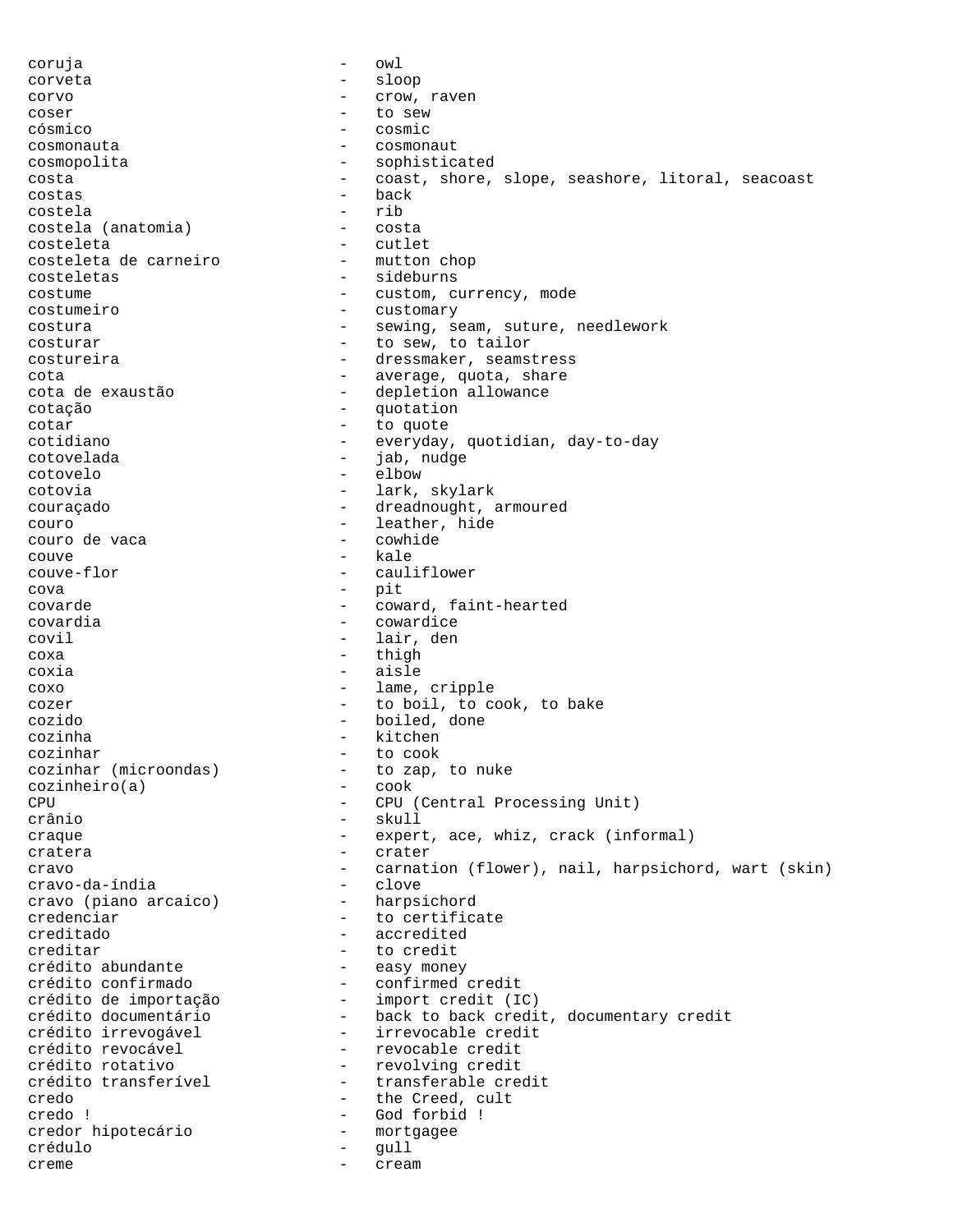coruja - owl
corveta - sloop
corvo - crow, raven
coser - to sew
cósmico - cosmic
cosmonauta - cosmonaut
cosmopolita - sophisticated
costa - coast, shore, slope, seashore, litoral, seacoast
costas - back
costela - rib
costela (anatomia) - costa
costeleta - cutlet
costeleta de carneiro - mutton chop
costeletas - sideburns
costume - custom, currency, mode
costumeiro - customary
costura - sewing, seam, suture, needlework
costurar - to sew, to tailor
costureira - dressmaker, seamstress
cota - average, quota, share
cota de exaustão - depletion allowance
cotação - quotation
cotar - to quote
cotidiano - everyday, quotidian, day-to-day
cotovelada - jab, nudge
cotovelo - elbow
cotovia - lark, skylark
couraçado - dreadnought, armoured
couro - leather, hide
couro de vaca - cowhide
couve - kale
couve-flor - cauliflower
cova - pit
covarde - coward, faint-hearted
covardia - cowardice
covil - lair, den
coxa - thigh
coxia - aisle
coxo - lame, cripple
cozer - to boil, to cook, to bake
cozido - boiled, done
cozinha - kitchen
cozinhar - to cook
cozinhar (microondas) - to zap, to nuke
cozinheiro(a) - cook
CPU - CPU (Central Processing Unit)
crânio - skull
craque - expert, ace, whiz, crack (informal)
cratera - crater
cravo - carnation (flower), nail, harpsichord, wart (skin)
cravo-da-índia - clove
cravo (piano arcaico) - harpsichord
credenciar - to certificate
creditado - accredited
creditar - to credit
crédito abundante - easy money
crédito confirmado - confirmed credit
crédito de importação - import credit (IC)
crédito documentário - back to back credit, documentary credit
crédito irrevogável - irrevocable credit
crédito revocável - revocable credit
crédito rotativo - revolving credit
crédito transferível - transferable credit
credo - the Creed, cult
credo ! - God forbid !
credor hipotecário - mortgagee
crédulo - gull
creme - cream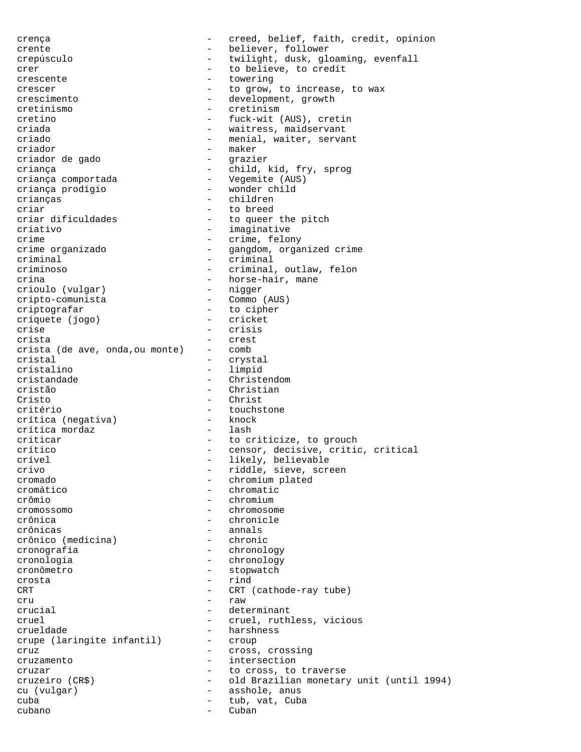crença - creed, belief, faith, credit, opinion
crente - believer, follower
crepúsculo - twilight, dusk, gloaming, evenfall
crer - to believe, to credit
crescente - towering
crescer - to grow, to increase, to wax
crescimento - development, growth
cretinismo - cretinism
cretino - fuck-wit (AUS), cretin
criada - waitress, maidservant
criado - menial, waiter, servant
criador - maker
criador de gado - grazier
criança - child, kid, fry, sprog
criança comportada - Vegemite (AUS)
criança prodígio - wonder child
crianças - children
criar - to breed
criar dificuldades - to queer the pitch
criativo - imaginative
crime - crime, felony
crime organizado - gangdom, organized crime
criminal - criminal
criminoso - criminal, outlaw, felon
crina - horse-hair, mane
crioulo (vulgar) - nigger
cripto-comunista - Commo (AUS)
criptografar - to cipher
críquete (jogo) - cricket
crise - crisis
crista - crest
crista (de ave, onda,ou monte) - comb
cristal - crystal
cristalino - limpid
cristandade - Christendom
cristão - Christian
Cristo - Christ
critério - touchstone
crítica (negativa) - knock
crítica mordaz - lash
criticar - to criticize, to grouch
crítico - censor, decisive, critic, critical
crível - likely, believable
crivo - riddle, sieve, screen
cromado - chromium plated
cromático - chromatic
crômio - chromium
cromossomo - chromosome
crônica - chronicle
crônicas - annals
crônico (medicina) - chronic
cronografia - chronology
cronologia - chronology
cronômetro - stopwatch
crosta - rind
CRT - CRT (cathode-ray tube)
cru - raw
crucial - determinant
cruel - cruel, ruthless, vicious
crueldade - harshness
crupe (laringite infantil) - croup
cruz - cross, crossing
cruzamento - intersection
cruzar - to cross, to traverse
cruzeiro (CR$) - old Brazilian monetary unit (until 1994)
cu (vulgar) - asshole, anus
cuba - tub, vat, Cuba
cubano - Cuban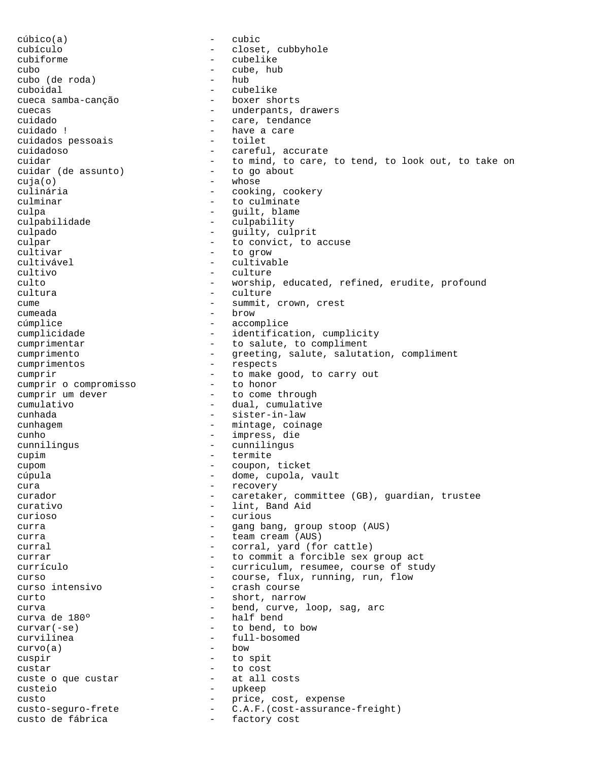cúbico(a) - cubic
cubículo - closet, cubbyhole
cubiforme - cubelike
cubo - cube, hub
cubo (de roda) - hub
cuboidal - cubelike
cueca samba-canção - boxer shorts
cuecas - underpants, drawers
cuidado - care, tendance
cuidado ! - have a care
cuidados pessoais - toilet
cuidadoso - careful, accurate
cuidar - to mind, to care, to tend, to look out, to take on
cuidar (de assunto) - to go about
cuja(o) - whose
culinária - cooking, cookery
culminar - to culminate
culpa - guilt, blame
culpabilidade - culpability
culpado - guilty, culprit
culpar - to convict, to accuse
cultivar - to grow
cultivável - cultivable
cultivo - culture
culto - worship, educated, refined, erudite, profound
cultura - culture
cume - summit, crown, crest
cumeada - brow
cúmplice - accomplice
cumplicidade - identification, cumplicity
cumprimentar - to salute, to compliment
cumprimento - greeting, salute, salutation, compliment
cumprimentos - respects
cumprir - to make good, to carry out
cumprir o compromisso - to honor
cumprir um dever - to come through
cumulativo - dual, cumulative
cunhada - sister-in-law
cunhagem - mintage, coinage
cunho - impress, die
cunnilingus - cunnilingus
cupim - termite
cupom - coupon, ticket
cúpula - dome, cupola, vault
cura - recovery
curador - caretaker, committee (GB), guardian, trustee
curativo - lint, Band Aid
curioso - curious
curra - gang bang, group stoop (AUS)
curra - team cream (AUS)
curral - corral, yard (for cattle)
currar - to commit a forcible sex group act
currículo - curriculum, resumee, course of study
curso - course, flux, running, run, flow
curso intensivo - crash course
curto - short, narrow
curva - bend, curve, loop, sag, arc
curva de 180º - half bend
curvar(-se) - to bend, to bow
curvilínea - full-bosomed
curvo(a) - bow
cuspir - to spit
custar - to cost
custe o que custar - at all costs
custeio - upkeep
custo - price, cost, expense
custo-seguro-frete - C.A.F.(cost-assurance-freight)
custo de fábrica - factory cost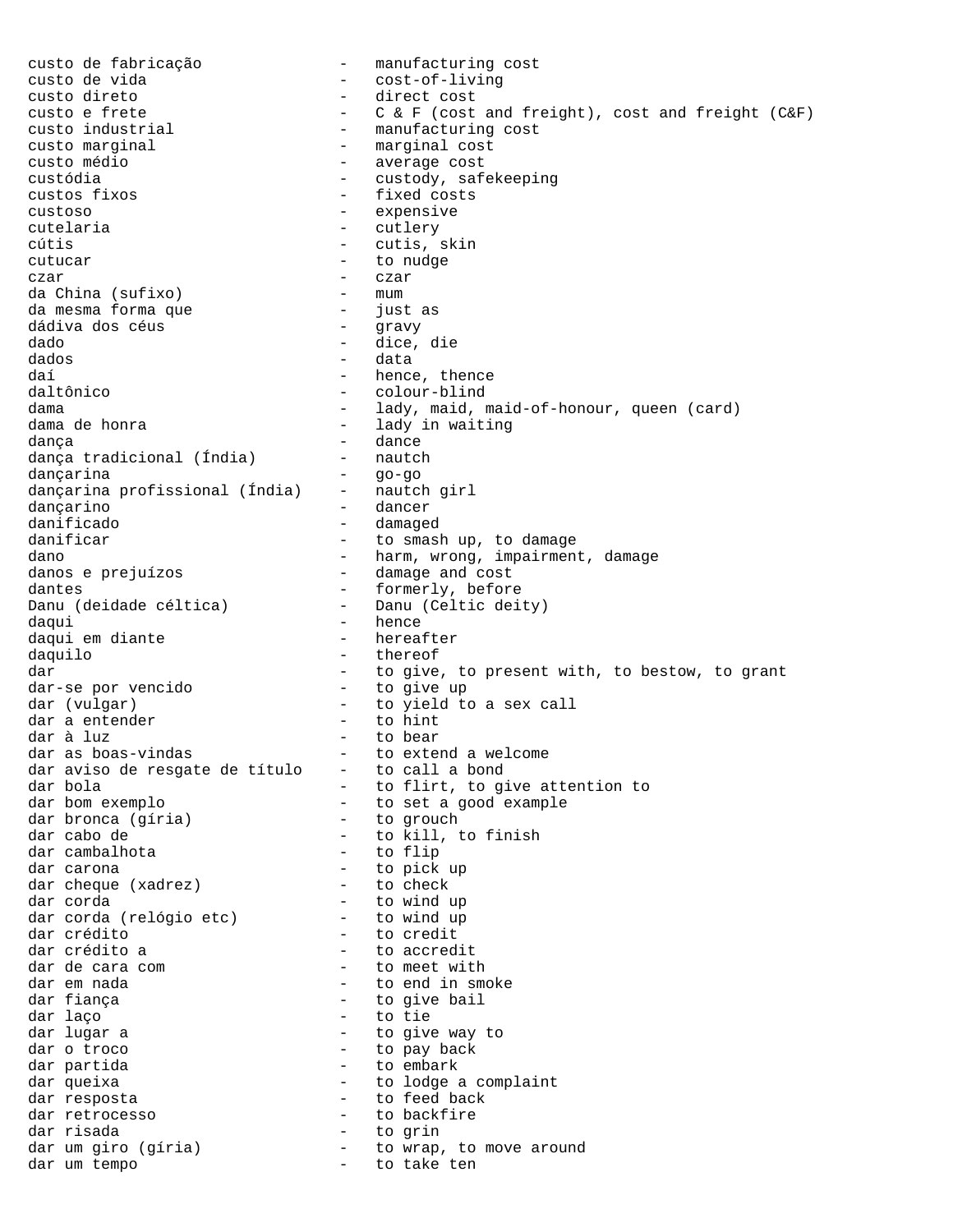```
custo de fabricação              -   manufacturing cost
custo de vida                    -   cost-of-living
custo direto                     -   direct cost
custo e frete                    -   C & F (cost and freight), cost and freight (C&F)
custo industrial                 -   manufacturing cost
custo marginal                   -   marginal cost
custo médio                      -   average cost
custódia                         -   custody, safekeeping
custos fixos                     -   fixed costs
custoso                          -   expensive
cutelaria                        -   cutlery
cútis                            -   cutis, skin
cutucar                          -   to nudge
czar                             -   czar
da China (sufixo)                -   mum
da mesma forma que               -   just as
dádiva dos céus                  -   gravy
dado                             -   dice, die
dados                            -   data
daí                              -   hence, thence
daltônico                        -   colour-blind
dama                             -   lady, maid, maid-of-honour, queen (card)
dama de honra                    -   lady in waiting
dança                            -   dance
dança tradicional (Índia)        -   nautch
dançarina                        -   go-go
dançarina profissional (Índia)   -   nautch girl
dançarino                        -   dancer
danificado                       -   damaged
danificar                        -   to smash up, to damage
dano                             -   harm, wrong, impairment, damage
danos e prejuízos                -   damage and cost
dantes                           -   formerly, before
Danu (deidade céltica)           -   Danu (Celtic deity)
daqui                            -   hence
daqui em diante                  -   hereafter
daquilo                          -   thereof
dar                              -   to give, to present with, to bestow, to grant
dar-se por vencido               -   to give up
dar (vulgar)                     -   to yield to a sex call
dar a entender                   -   to hint
dar à luz                        -   to bear
dar as boas-vindas               -   to extend a welcome
dar aviso de resgate de título   -   to call a bond
dar bola                         -   to flirt, to give attention to
dar bom exemplo                  -   to set a good example
dar bronca (gíria)               -   to grouch
dar cabo de                      -   to kill, to finish
dar cambalhota                   -   to flip
dar carona                       -   to pick up
dar cheque (xadrez)              -   to check
dar corda                        -   to wind up
dar corda (relógio etc)          -   to wind up
dar crédito                      -   to credit
dar crédito a                    -   to accredit
dar de cara com                  -   to meet with
dar em nada                      -   to end in smoke
dar fiança                       -   to give bail
dar laço                         -   to tie
dar lugar a                      -   to give way to
dar o troco                      -   to pay back
dar partida                      -   to embark
dar queixa                       -   to lodge a complaint
dar resposta                     -   to feed back
dar retrocesso                   -   to backfire
dar risada                       -   to grin
dar um giro (gíria)              -   to wrap, to move around
dar um tempo                     -   to take ten
```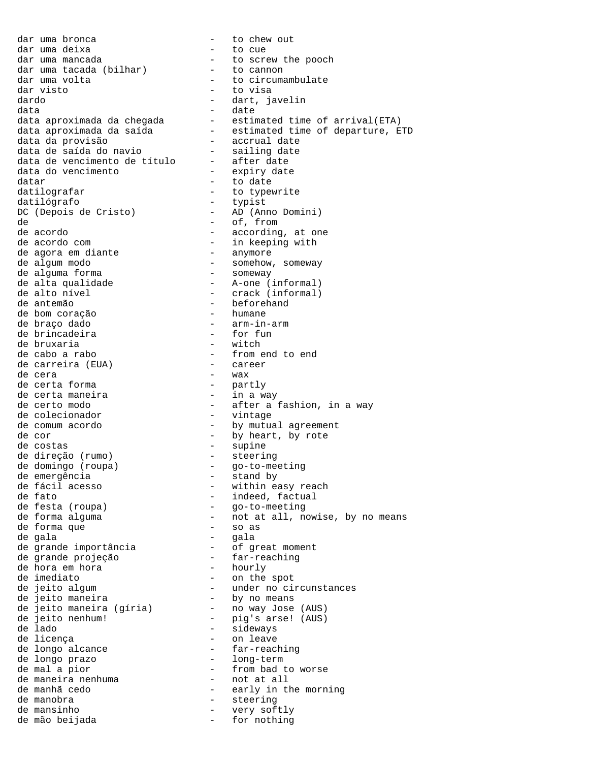dar uma bronca - to chew out
dar uma deixa - to cue
dar uma mancada - to screw the pooch
dar uma tacada (bilhar) - to cannon
dar uma volta - to circumambulate
dar visto - to visa
dardo - dart, javelin
data - date
data aproximada da chegada - estimated time of arrival(ETA)
data aproximada da saída - estimated time of departure, ETD
data da provisão - accrual date
data de saída do navio - sailing date
data de vencimento de título - after date
data do vencimento - expiry date
datar - to date
datilografar - to typewrite
datilógrafo - typist
DC (Depois de Cristo) - AD (Anno Domini)
de - of, from
de acordo - according, at one
de acordo com - in keeping with
de agora em diante - anymore
de algum modo - somehow, someway
de alguma forma - someway
de alta qualidade - A-one (informal)
de alto nível - crack (informal)
de antemão - beforehand
de bom coração - humane
de braço dado - arm-in-arm
de brincadeira - for fun
de bruxaria - witch
de cabo a rabo - from end to end
de carreira (EUA) - career
de cera - wax
de certa forma - partly
de certa maneira - in a way
de certo modo - after a fashion, in a way
de colecionador - vintage
de comum acordo - by mutual agreement
de cor - by heart, by rote
de costas - supine
de direção (rumo) - steering
de domingo (roupa) - go-to-meeting
de emergência - stand by
de fácil acesso - within easy reach
de fato - indeed, factual
de festa (roupa) - go-to-meeting
de forma alguma - not at all, nowise, by no means
de forma que - so as
de gala - gala
de grande importância - of great moment
de grande projeção - far-reaching
de hora em hora - hourly
de imediato - on the spot
de jeito algum - under no circunstances
de jeito maneira - by no means
de jeito maneira (gíria) - no way Jose (AUS)
de jeito nenhum! - pig's arse! (AUS)
de lado - sideways
de licença - on leave
de longo alcance - far-reaching
de longo prazo - long-term
de mal a pior - from bad to worse
de maneira nenhuma - not at all
de manhã cedo - early in the morning
de manobra - steering
de mansinho - very softly
de mão beijada - for nothing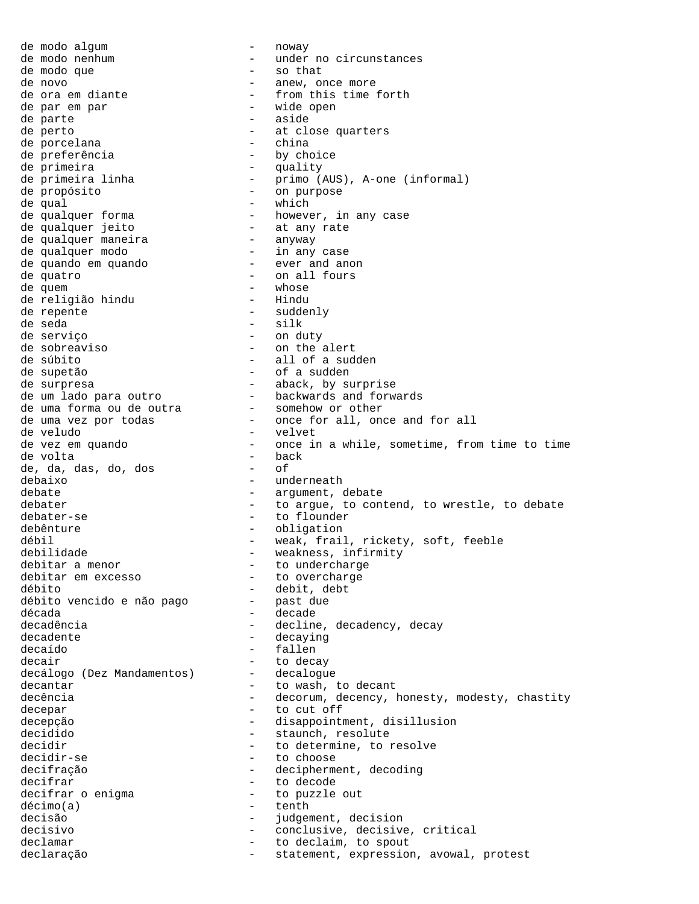de modo algum - noway
de modo nenhum - under no circumstances
de modo que - so that
de novo - anew, once more
de ora em diante - from this time forth
de par em par - wide open
de parte - aside
de perto - at close quarters
de porcelana - china
de preferência - by choice
de primeira - quality
de primeira linha - primo (AUS), A-one (informal)
de propósito - on purpose
de qual - which
de qualquer forma - however, in any case
de qualquer jeito - at any rate
de qualquer maneira - anyway
de qualquer modo - in any case
de quando em quando - ever and anon
de quatro - on all fours
de quem - whose
de religião hindu - Hindu
de repente - suddenly
de seda - silk
de serviço - on duty
de sobreaviso - on the alert
de súbito - all of a sudden
de supetão - of a sudden
de surpresa - aback, by surprise
de um lado para outro - backwards and forwards
de uma forma ou de outra - somehow or other
de uma vez por todas - once for all, once and for all
de veludo - velvet
de vez em quando - once in a while, sometime, from time to time
de volta - back
de, da, das, do, dos - of
debaixo - underneath
debate - argument, debate
debater - to argue, to contend, to wrestle, to debate
debater-se - to flounder
debênture - obligation
débil - weak, frail, rickety, soft, feeble
debilidade - weakness, infirmity
debitar a menor - to undercharge
debitar em excesso - to overcharge
débito - debit, debt
débito vencido e não pago - past due
década - decade
decadência - decline, decadency, decay
decadente - decaying
decaído - fallen
decair - to decay
decálogo (Dez Mandamentos) - decalogue
decantar - to wash, to decant
decência - decorum, decency, honesty, modesty, chastity
decepar - to cut off
decepção - disappointment, disillusion
decidido - staunch, resolute
decidir - to determine, to resolve
decidir-se - to choose
decifração - decipherment, decoding
decifrar - to decode
decifrar o enigma - to puzzle out
décimo(a) - tenth
decisão - judgement, decision
decisivo - conclusive, decisive, critical
declamar - to declaim, to spout
declaração - statement, expression, avowal, protest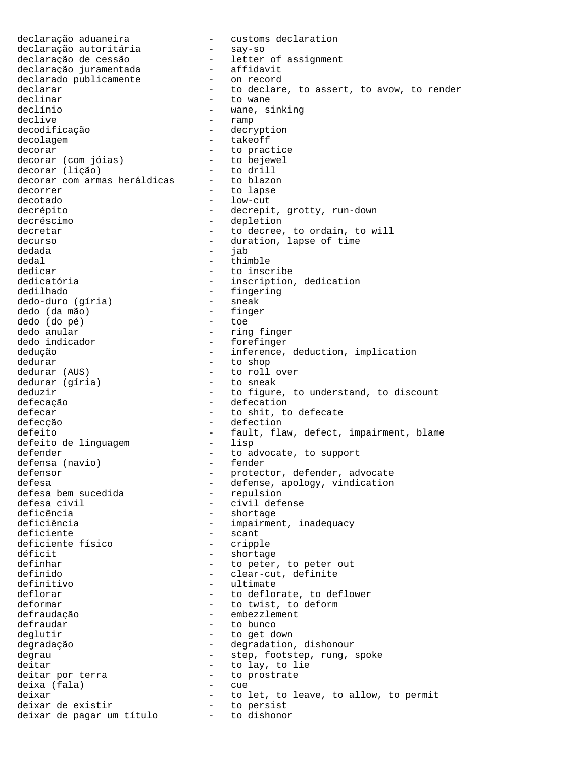declaração aduaneira - customs declaration
declaração autoritária - say-so
declaração de cessão - letter of assignment
declaração juramentada - affidavit
declarado publicamente - on record
declarar - to declare, to assert, to avow, to render
declinar - to wane
declínio - wane, sinking
declive - ramp
decodificação - decryption
decolagem - takeoff
decorar - to practice
decorar (com jóias) - to bejewel
decorar (lição) - to drill
decorar com armas heráldicas - to blazon
decorrer - to lapse
decotado - low-cut
decrépito - decrepit, grotty, run-down
decréscimo - depletion
decretar - to decree, to ordain, to will
decurso - duration, lapse of time
dedada - jab
dedal - thimble
dedicar - to inscribe
dedicatória - inscription, dedication
dedilhado - fingering
dedo-duro (gíria) - sneak
dedo (da mão) - finger
dedo (do pé) - toe
dedo anular - ring finger
dedo indicador - forefinger
dedução - inference, deduction, implication
dedurar - to shop
dedurar (AUS) - to roll over
dedurar (gíria) - to sneak
deduzir - to figure, to understand, to discount
defecação - defecation
defecar - to shit, to defecate
defecção - defection
defeito - fault, flaw, defect, impairment, blame
defeito de linguagem - lisp
defender - to advocate, to support
defensa (navio) - fender
defensor - protector, defender, advocate
defesa - defense, apology, vindication
defesa bem sucedida - repulsion
defesa civil - civil defense
deficência - shortage
deficiência - impairment, inadequacy
deficiente - scant
deficiente físico - cripple
déficit - shortage
definhar - to peter, to peter out
definido - clear-cut, definite
definitivo - ultimate
deflorar - to deflorate, to deflower
deformar - to twist, to deform
defraudação - embezzlement
defraudar - to bunco
deglutir - to get down
degradação - degradation, dishonour
degrau - step, footstep, rung, spoke
deitar - to lay, to lie
deitar por terra - to prostrate
deixa (fala) - cue
deixar - to let, to leave, to allow, to permit
deixar de existir - to persist
deixar de pagar um título - to dishonor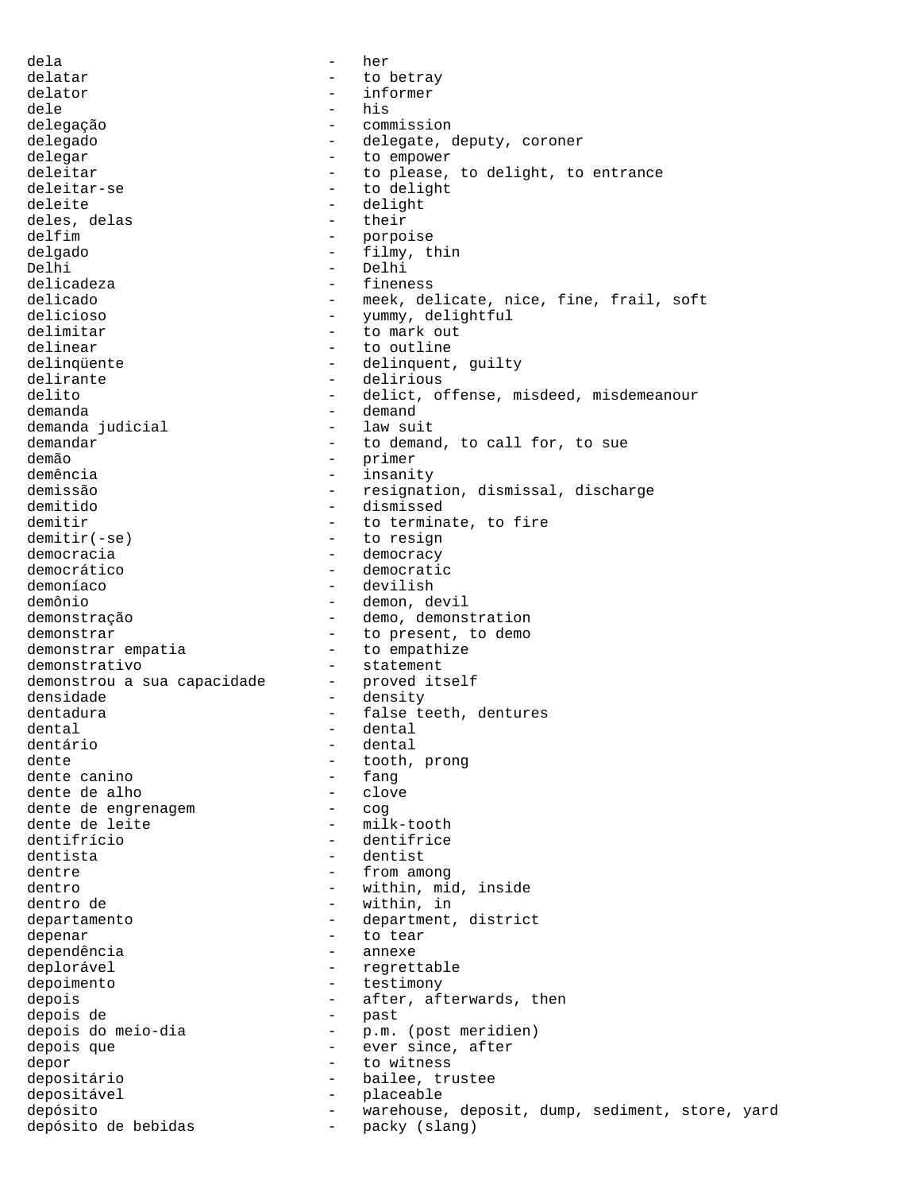dela - her
delatar - to betray
delator - informer
dele - his
delegação - commission
delegado - delegate, deputy, coroner
delegar - to empower
deleitar - to please, to delight, to entrance
deleitar-se - to delight
deleite - delight
deles, delas - their
delfim - porpoise
delgado - filmy, thin
Delhi - Delhi
delicadeza - fineness
delicado - meek, delicate, nice, fine, frail, soft
delicioso - yummy, delightful
delimitar - to mark out
delinear - to outline
delinqüente - delinquent, guilty
delirante - delirious
delito - delict, offense, misdeed, misdemeanour
demanda - demand
demanda judicial - law suit
demandar - to demand, to call for, to sue
demão - primer
demência - insanity
demissão - resignation, dismissal, discharge
demitido - dismissed
demitir - to terminate, to fire
demitir(-se) - to resign
democracia - democracy
democrático - democratic
demoníaco - devilish
demônio - demon, devil
demonstração - demo, demonstration
demonstrar - to present, to demo
demonstrar empatia - to empathize
demonstrativo - statement
demonstrou a sua capacidade - proved itself
densidade - density
dentadura - false teeth, dentures
dental - dental
dentário - dental
dente - tooth, prong
dente canino - fang
dente de alho - clove
dente de engrenagem - cog
dente de leite - milk-tooth
dentifrício - dentifrice
dentista - dentist
dentre - from among
dentro - within, mid, inside
dentro de - within, in
departamento - department, district
depenar - to tear
dependência - annexe
deplorável - regrettable
depoimento - testimony
depois - after, afterwards, then
depois de - past
depois do meio-dia - p.m. (post meridien)
depois que - ever since, after
depor - to witness
depositário - bailee, trustee
depositável - placeable
depósito - warehouse, deposit, dump, sediment, store, yard
depósito de bebidas - packy (slang)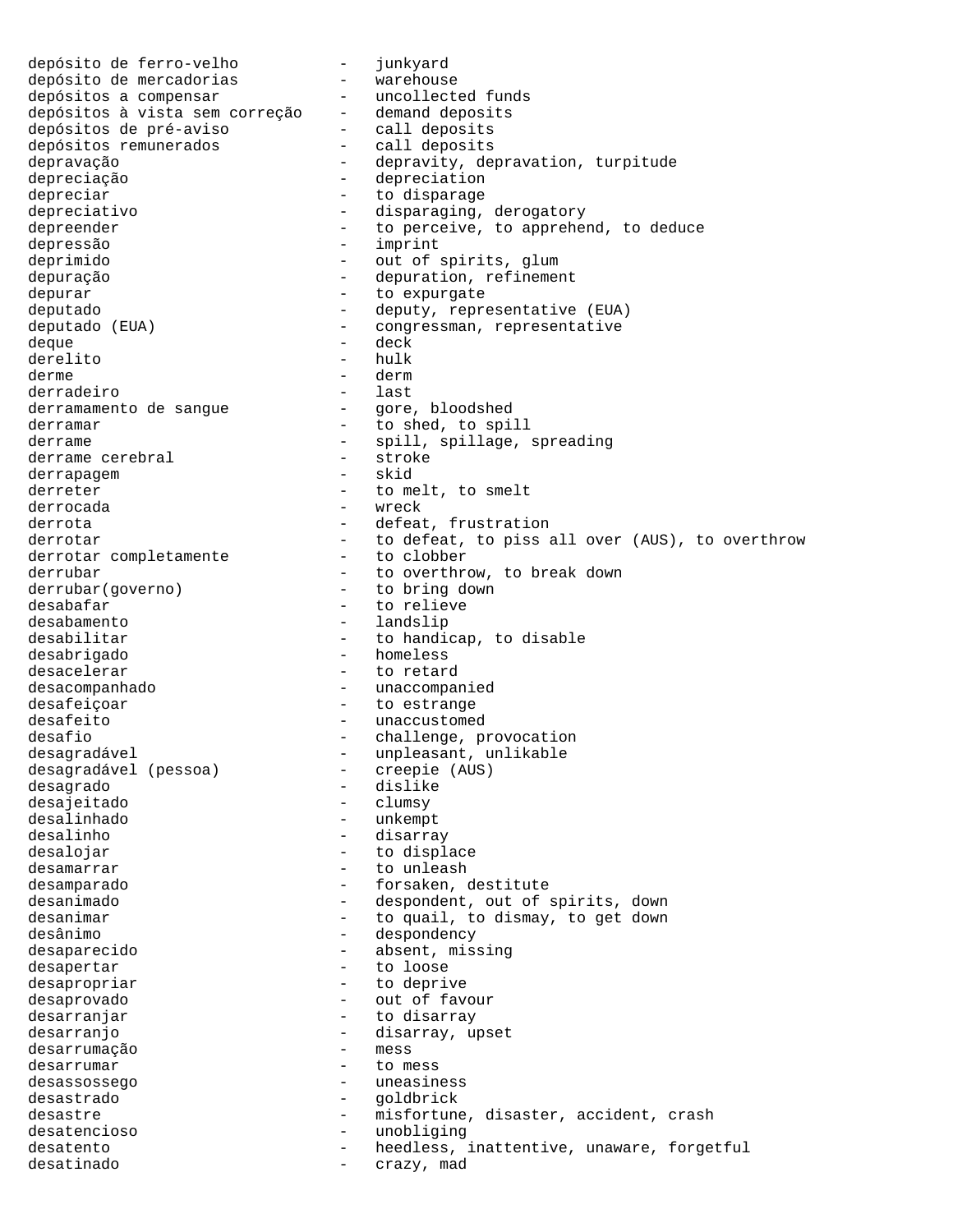depósito de ferro-velho - junkyard
depósito de mercadorias - warehouse
depósitos a compensar - uncollected funds
depósitos à vista sem correção - demand deposits
depósitos de pré-aviso - call deposits
depósitos remunerados - call deposits
depravação - depravity, depravation, turpitude
depreciação - depreciation
depreciar - to disparage
depreciativo - disparaging, derogatory
depreender - to perceive, to apprehend, to deduce
depressão - imprint
deprimido - out of spirits, glum
depuração - depuration, refinement
depurar - to expurgate
deputado - deputy, representative (EUA)
deputado (EUA) - congressman, representative
deque - deck
derelito - hulk
derme - derm
derradeiro - last
derramamento de sangue - gore, bloodshed
derramar - to shed, to spill
derrame - spill, spillage, spreading
derrame cerebral - stroke
derrapagem - skid
derreter - to melt, to smelt
derrocada - wreck
derrota - defeat, frustration
derrotar - to defeat, to piss all over (AUS), to overthrow
derrotar completamente - to clobber
derrubar - to overthrow, to break down
derrubar(governo) - to bring down
desabafar - to relieve
desabamento - landslip
desabilitar - to handicap, to disable
desabrigado - homeless
desacelerar - to retard
desacompanhado - unaccompanied
desafeiçoar - to estrange
desafeito - unaccustomed
desafio - challenge, provocation
desagradável - unpleasant, unlikable
desagradável (pessoa) - creepie (AUS)
desagrado - dislike
desajeitado - clumsy
desalinhado - unkempt
desalinho - disarray
desalojar - to displace
desamarrar - to unleash
desamparado - forsaken, destitute
desanimado - despondent, out of spirits, down
desanimar - to quail, to dismay, to get down
desânimo - despondency
desaparecido - absent, missing
desapertar - to loose
desapropriar - to deprive
desaprovado - out of favour
desarranjar - to disarray
desarranjo - disarray, upset
desarrumação - mess
desarrumar - to mess
desassossego - uneasiness
desastrado - goldbrick
desastre - misfortune, disaster, accident, crash
desatencioso - unobliging
desatento - heedless, inattentive, unaware, forgetful
desatinado - crazy, mad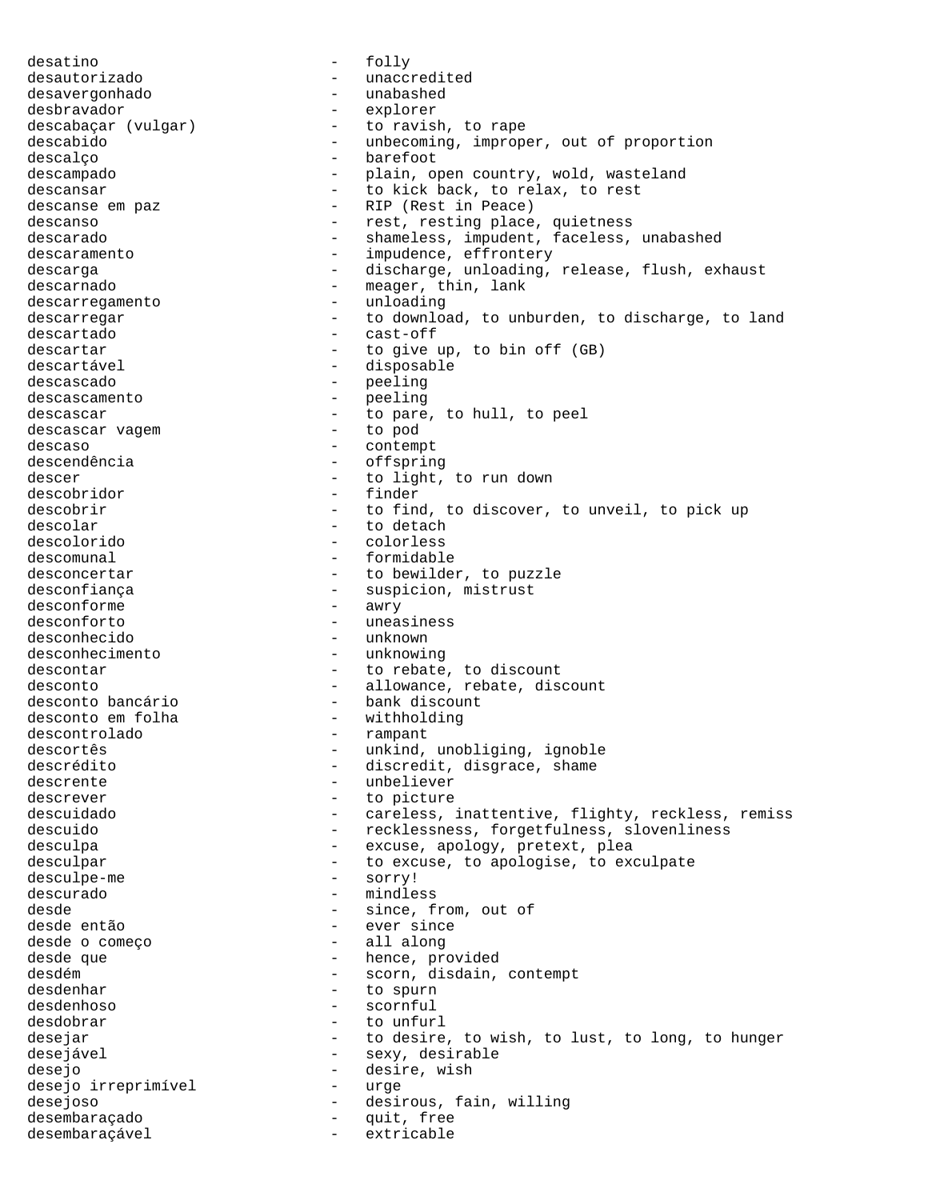desatino - folly
desautorizado - unaccredited
desavergonhado - unabashed
desbravador - explorer
descabaçar (vulgar) - to ravish, to rape
descabido - unbecoming, improper, out of proportion
descalço - barefoot
descampado - plain, open country, wold, wasteland
descansar - to kick back, to relax, to rest
descanse em paz - RIP (Rest in Peace)
descanso - rest, resting place, quietness
descarado - shameless, impudent, faceless, unabashed
descaramento - impudence, effrontery
descarga - discharge, unloading, release, flush, exhaust
descarnado - meager, thin, lank
descarregamento - unloading
descarregar - to download, to unburden, to discharge, to land
descartado - cast-off
descartar - to give up, to bin off (GB)
descartável - disposable
descascado - peeling
descascamento - peeling
descascar - to pare, to hull, to peel
descascar vagem - to pod
descaso - contempt
descendência - offspring
descer - to light, to run down
descobridor - finder
descobrir - to find, to discover, to unveil, to pick up
descolar - to detach
descolorido - colorless
descomunal - formidable
desconcertar - to bewilder, to puzzle
desconfiança - suspicion, mistrust
desconforme - awry
desconforto - uneasiness
desconhecido - unknown
desconhecimento - unknowing
descontar - to rebate, to discount
desconto - allowance, rebate, discount
desconto bancário - bank discount
desconto em folha - withholding
descontrolado - rampant
descortês - unkind, unobliging, ignoble
descrédito - discredit, disgrace, shame
descrente - unbeliever
descrever - to picture
descuidado - careless, inattentive, flighty, reckless, remiss
descuido - recklessness, forgetfulness, slovenliness
desculpa - excuse, apology, pretext, plea
desculpar - to excuse, to apologise, to exculpate
desculpe-me - sorry!
descurado - mindless
desde - since, from, out of
desde então - ever since
desde o começo - all along
desde que - hence, provided
desdém - scorn, disdain, contempt
desdenhar - to spurn
desdenhoso - scornful
desdobrar - to unfurl
desejar - to desire, to wish, to lust, to long, to hunger
desejável - sexy, desirable
desejo - desire, wish
desejo irreprimível - urge
desejoso - desirous, fain, willing
desembaraçado - quit, free
desembaraçável - extricable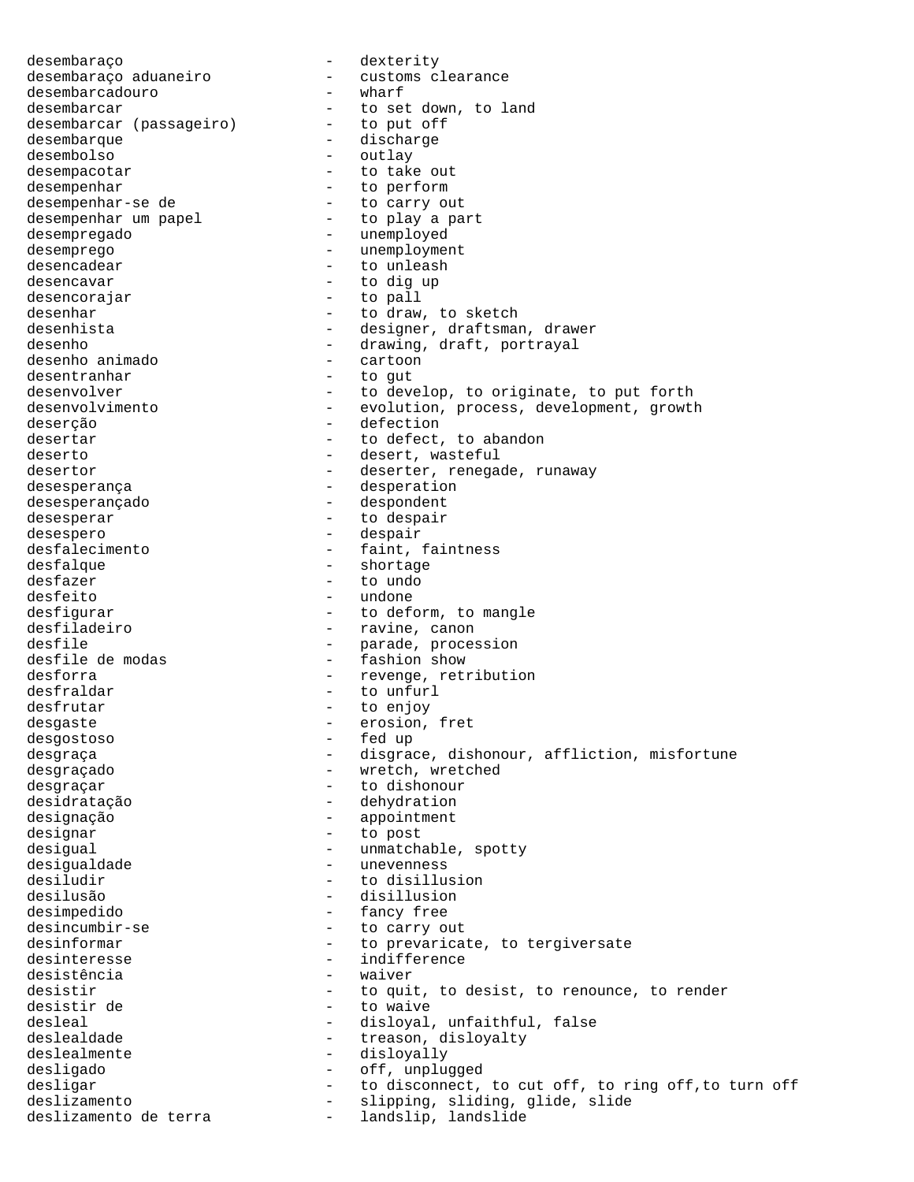desembaraço - dexterity
desembaraço aduaneiro - customs clearance
desembarcadouro - wharf
desembarcar - to set down, to land
desembarcar (passageiro) - to put off
desembarque - discharge
desembolso - outlay
desempacotar - to take out
desempenhar - to perform
desempenhar-se de - to carry out
desempenhar um papel - to play a part
desempregado - unemployed
desemprego - unemployment
desencadear - to unleash
desencavar - to dig up
desencorajar - to pall
desenhar - to draw, to sketch
desenhista - designer, draftsman, drawer
desenho - drawing, draft, portrayal
desenho animado - cartoon
desentranhar - to gut
desenvolver - to develop, to originate, to put forth
desenvolvimento - evolution, process, development, growth
deserção - defection
desertar - to defect, to abandon
deserto - desert, wasteful
desertor - deserter, renegade, runaway
desesperança - desperation
desesperançado - despondent
desesperar - to despair
desespero - despair
desfalecimento - faint, faintness
desfalque - shortage
desfazer - to undo
desfeito - undone
desfigurar - to deform, to mangle
desfiladeiro - ravine, canon
desfile - parade, procession
desfile de modas - fashion show
desforra - revenge, retribution
desfraldar - to unfurl
desfrutar - to enjoy
desgaste - erosion, fret
desgostoso - fed up
desgraça - disgrace, dishonour, affliction, misfortune
desgraçado - wretch, wretched
desgraçar - to dishonour
desidratação - dehydration
designação - appointment
designar - to post
desigual - unmatchable, spotty
desigualdade - unevenness
desiludir - to disillusion
desilusão - disillusion
desimpedido - fancy free
desincumbir-se - to carry out
desinformar - to prevaricate, to tergiversate
desinteresse - indifference
desistência - waiver
desistir - to quit, to desist, to renounce, to render
desistir de - to waive
desleal - disloyal, unfaithful, false
deslealdade - treason, disloyalty
deslealmente - disloyally
desligado - off, unplugged
desligar - to disconnect, to cut off, to ring off,to turn off
deslizamento - slipping, sliding, glide, slide
deslizamento de terra - landslip, landslide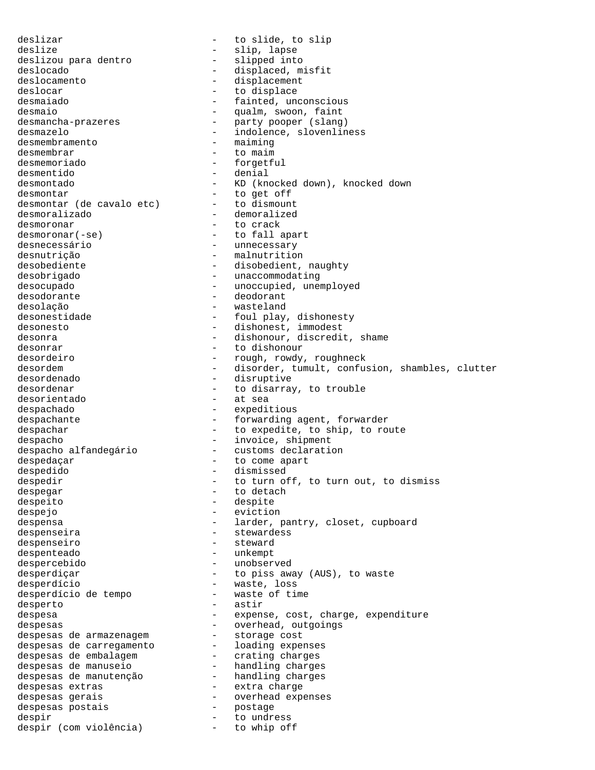deslizar - to slide, to slip
deslize - slip, lapse
deslizou para dentro - slipped into
deslocado - displaced, misfit
deslocamento - displacement
deslocar - to displace
desmaiado - fainted, unconscious
desmaio - qualm, swoon, faint
desmancha-prazeres - party pooper (slang)
desmazelo - indolence, slovenliness
desmembramento - maiming
desmembrar - to maim
desmemoriado - forgetful
desmentido - denial
desmontado - KD (knocked down), knocked down
desmontar - to get off
desmontar (de cavalo etc) - to dismount
desmoralizado - demoralized
desmoronar - to crack
desmoronar(-se) - to fall apart
desnecessário - unnecessary
desnutrição - malnutrition
desobediente - disobedient, naughty
desobrigado - unaccommodating
desocupado - unoccupied, unemployed
desodorante - deodorant
desolação - wasteland
desonestidade - foul play, dishonesty
desonesto - dishonest, immodest
desonra - dishonour, discredit, shame
desonrar - to dishonour
desordeiro - rough, rowdy, roughneck
desordem - disorder, tumult, confusion, shambles, clutter
desordenado - disruptive
desordenar - to disarray, to trouble
desorientado - at sea
despachado - expeditious
despachante - forwarding agent, forwarder
despachar - to expedite, to ship, to route
despacho - invoice, shipment
despacho alfandegário - customs declaration
despedaçar - to come apart
despedido - dismissed
despedir - to turn off, to turn out, to dismiss
despegar - to detach
despeito - despite
despejo - eviction
despensa - larder, pantry, closet, cupboard
despenseira - stewardess
despenseiro - steward
despenteado - unkempt
despercebido - unobserved
desperdiçar - to piss away (AUS), to waste
desperdício - waste, loss
desperdício de tempo - waste of time
desperto - astir
despesa - expense, cost, charge, expenditure
despesas - overhead, outgoings
despesas de armazenagem - storage cost
despesas de carregamento - loading expenses
despesas de embalagem - crating charges
despesas de manuseio - handling charges
despesas de manutenção - handling charges
despesas extras - extra charge
despesas gerais - overhead expenses
despesas postais - postage
despir - to undress
despir (com violência) - to whip off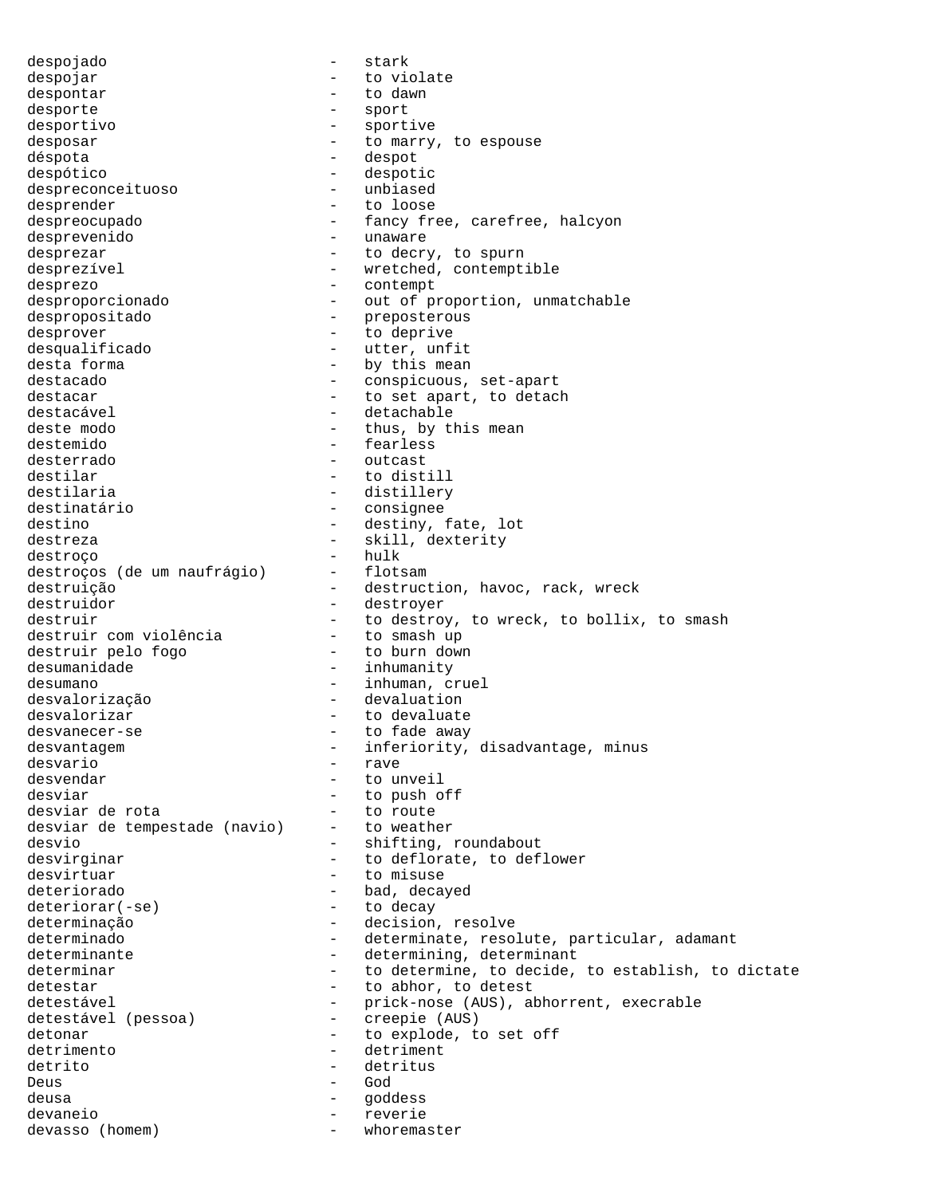despojado - stark
despojar - to violate
despontar - to dawn
desporte - sport
desportivo - sportive
desposar - to marry, to espouse
déspota - despot
despótico - despotic
despreconceituoso - unbiased
desprender - to loose
despreocupado - fancy free, carefree, halcyon
desprevenido - unaware
desprezar - to decry, to spurn
desprezível - wretched, contemptible
desprezo - contempt
desproporcionado - out of proportion, unmatchable
despropositado - preposterous
desprover - to deprive
desqualificado - utter, unfit
desta forma - by this mean
destacado - conspicuous, set-apart
destacar - to set apart, to detach
destacável - detachable
deste modo - thus, by this mean
destemido - fearless
desterrado - outcast
destilar - to distill
destilaria - distillery
destinatário - consignee
destino - destiny, fate, lot
destreza - skill, dexterity
destroço - hulk
destroços (de um naufrágio) - flotsam
destruição - destruction, havoc, rack, wreck
destruidor - destroyer
destruir - to destroy, to wreck, to bollix, to smash
destruir com violência - to smash up
destruir pelo fogo - to burn down
desumanidade - inhumanity
desumano - inhuman, cruel
desvalorização - devaluation
desvalorizar - to devaluate
desvanecer-se - to fade away
desvantagem - inferiority, disadvantage, minus
desvario - rave
desvendar - to unveil
desviar - to push off
desviar de rota - to route
desviar de tempestade (navio) - to weather
desvio - shifting, roundabout
desvirginar - to deflorate, to deflower
desvirtuar - to misuse
deteriorado - bad, decayed
deteriorar(-se) - to decay
determinação - decision, resolve
determinado - determinate, resolute, particular, adamant
determinante - determining, determinant
determinar - to determine, to decide, to establish, to dictate
detestar - to abhor, to detest
detestável - prick-nose (AUS), abhorrent, execrable
detestável (pessoa) - creepie (AUS)
detonar - to explode, to set off
detrimento - detriment
detrito - detritus
Deus - God
deusa - goddess
devaneio - reverie
devasso (homem) - whoremaster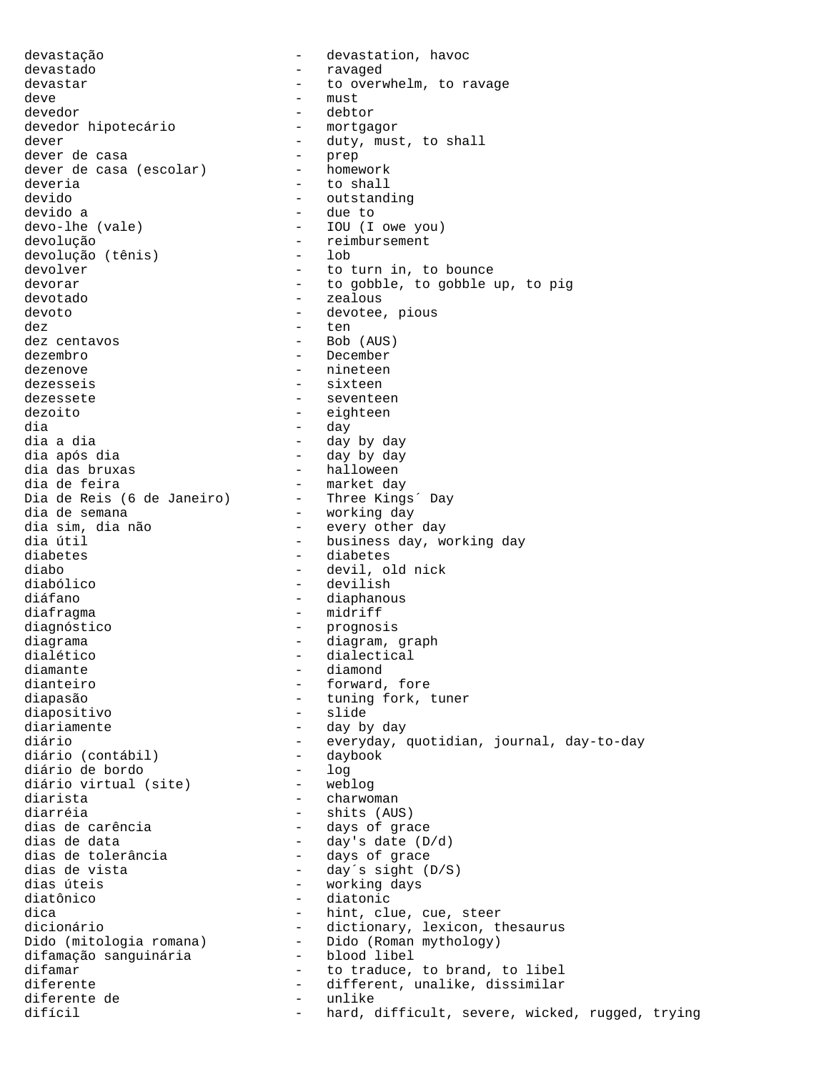devastação - devastation, havoc
devastado - ravaged
devastar - to overwhelm, to ravage
deve - must
devedor - debtor
devedor hipotecário - mortgagor
dever - duty, must, to shall
dever de casa - prep
dever de casa (escolar) - homework
deveria - to shall
devido - outstanding
devido a - due to
devo-lhe (vale) - IOU (I owe you)
devolução - reimbursement
devolução (tênis) - lob
devolver - to turn in, to bounce
devorar - to gobble, to gobble up, to pig
devotado - zealous
devoto - devotee, pious
dez - ten
dez centavos - Bob (AUS)
dezembro - December
dezenove - nineteen
dezesseis - sixteen
dezessete - seventeen
dezoito - eighteen
dia - day
dia a dia - day by day
dia após dia - day by day
dia das bruxas - halloween
dia de feira - market day
Dia de Reis (6 de Janeiro) - Three Kings´ Day
dia de semana - working day
dia sim, dia não - every other day
dia útil - business day, working day
diabetes - diabetes
diabo - devil, old nick
diabólico - devilish
diáfano - diaphanous
diafragma - midriff
diagnóstico - prognosis
diagrama - diagram, graph
dialético - dialectical
diamante - diamond
dianteiro - forward, fore
diapasão - tuning fork, tuner
diapositivo - slide
diariamente - day by day
diário - everyday, quotidian, journal, day-to-day
diário (contábil) - daybook
diário de bordo - log
diário virtual (site) - weblog
diarista - charwoman
diarréia - shits (AUS)
dias de carência - days of grace
dias de data - day's date (D/d)
dias de tolerância - days of grace
dias de vista - day´s sight (D/S)
dias úteis - working days
diatônico - diatonic
dica - hint, clue, cue, steer
dicionário - dictionary, lexicon, thesaurus
Dido (mitologia romana) - Dido (Roman mythology)
difamação sanguinária - blood libel
difamar - to traduce, to brand, to libel
diferente - different, unalike, dissimilar
diferente de - unlike
difícil - hard, difficult, severe, wicked, rugged, trying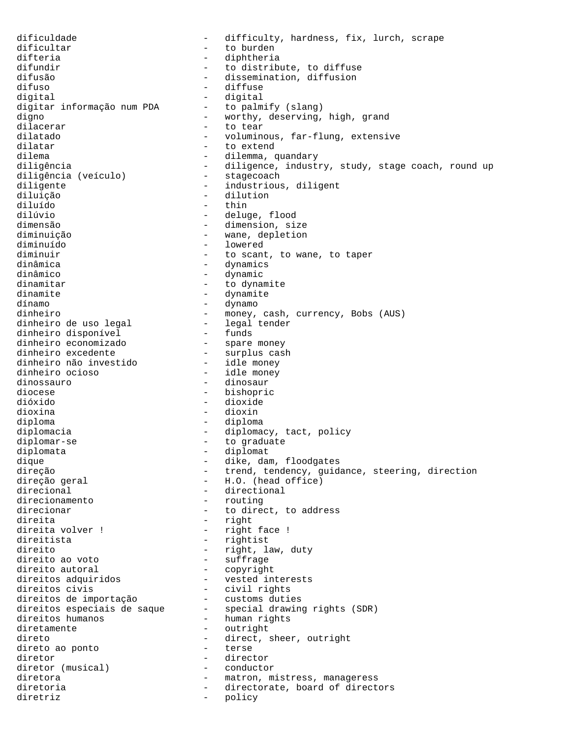dificuldade - difficulty, hardness, fix, lurch, scrape
dificultar - to burden
difteria - diphtheria
difundir - to distribute, to diffuse
difusão - dissemination, diffusion
difuso - diffuse
digital - digital
digitar informação num PDA - to palmify (slang)
digno - worthy, deserving, high, grand
dilacerar - to tear
dilatado - voluminous, far-flung, extensive
dilatar - to extend
dilema - dilemma, quandary
diligência - diligence, industry, study, stage coach, round up
diligência (veículo) - stagecoach
diligente - industrious, diligent
diluição - dilution
diluído - thin
dilúvio - deluge, flood
dimensão - dimension, size
diminuição - wane, depletion
diminuído - lowered
diminuir - to scant, to wane, to taper
dinâmica - dynamics
dinâmico - dynamic
dinamitar - to dynamite
dinamite - dynamite
dínamo - dynamo
dinheiro - money, cash, currency, Bobs (AUS)
dinheiro de uso legal - legal tender
dinheiro disponível - funds
dinheiro economizado - spare money
dinheiro excedente - surplus cash
dinheiro não investido - idle money
dinheiro ocioso - idle money
dinossauro - dinosaur
diocese - bishopric
dióxido - dioxide
dioxina - dioxin
diploma - diploma
diplomacia - diplomacy, tact, policy
diplomar-se - to graduate
diplomata - diplomat
dique - dike, dam, floodgates
direção - trend, tendency, guidance, steering, direction
direção geral - H.O. (head office)
direcional - directional
direcionamento - routing
direcionar - to direct, to address
direita - right
direita volver ! - right face !
direitista - rightist
direito - right, law, duty
direito ao voto - suffrage
direito autoral - copyright
direitos adquiridos - vested interests
direitos civis - civil rights
direitos de importação - customs duties
direitos especiais de saque - special drawing rights (SDR)
direitos humanos - human rights
diretamente - outright
direto - direct, sheer, outright
direto ao ponto - terse
diretor - director
diretor (musical) - conductor
diretora - matron, mistress, manageress
diretoria - directorate, board of directors
diretriz - policy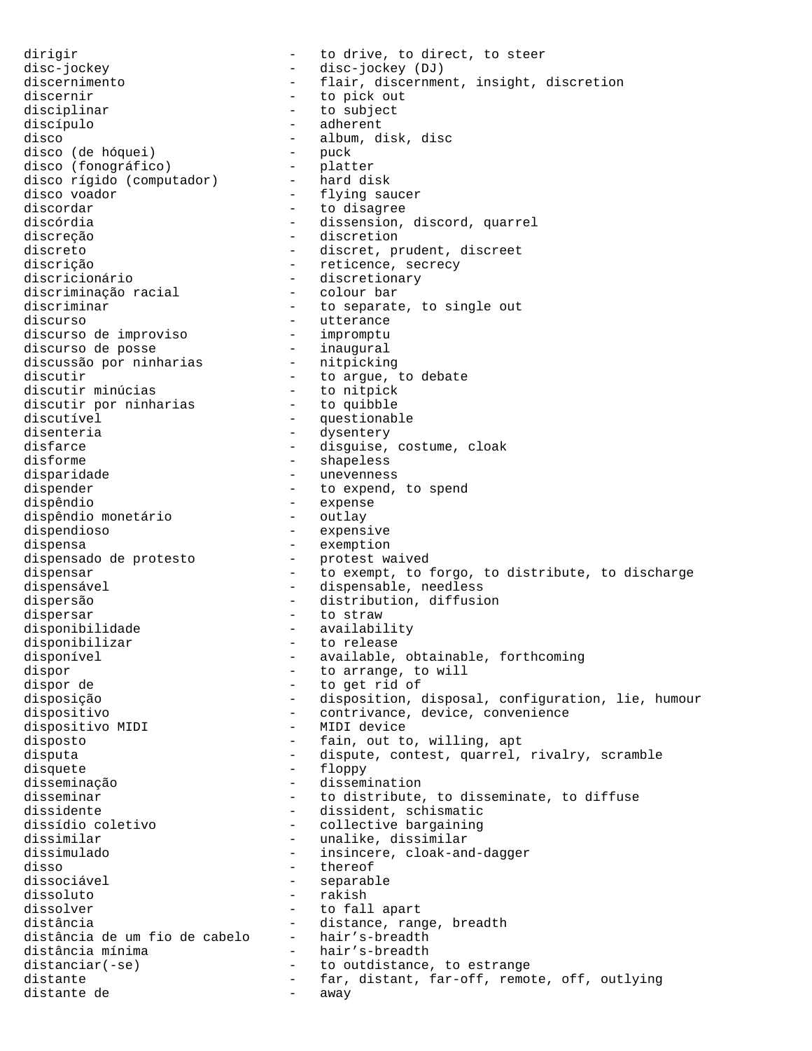dirigir - to drive, to direct, to steer
disc-jockey - disc-jockey (DJ)
discernimento - flair, discernment, insight, discretion
discernir - to pick out
disciplinar - to subject
discípulo - adherent
disco - album, disk, disc
disco (de hóquei) - puck
disco (fonográfico) - platter
disco rígido (computador) - hard disk
disco voador - flying saucer
discordar - to disagree
discórdia - dissension, discord, quarrel
discreção - discretion
discreto - discret, prudent, discreet
discrição - reticence, secrecy
discricionário - discretionary
discriminação racial - colour bar
discriminar - to separate, to single out
discurso - utterance
discurso de improviso - impromptu
discurso de posse - inaugural
discussão por ninharias - nitpicking
discutir - to argue, to debate
discutir minúcias - to nitpick
discutir por ninharias - to quibble
discutível - questionable
disenteria - dysentery
disfarce - disguise, costume, cloak
disforme - shapeless
disparidade - unevenness
dispender - to expend, to spend
dispêndio - expense
dispêndio monetário - outlay
dispendioso - expensive
dispensa - exemption
dispensado de protesto - protest waived
dispensar - to exempt, to forgo, to distribute, to discharge
dispensável - dispensable, needless
dispersão - distribution, diffusion
dispersar - to straw
disponibilidade - availability
disponibilizar - to release
disponível - available, obtainable, forthcoming
dispor - to arrange, to will
dispor de - to get rid of
disposição - disposition, disposal, configuration, lie, humour
dispositivo - contrivance, device, convenience
dispositivo MIDI - MIDI device
disposto - fain, out to, willing, apt
disputa - dispute, contest, quarrel, rivalry, scramble
disquete - floppy
disseminação - dissemination
disseminar - to distribute, to disseminate, to diffuse
dissidente - dissident, schismatic
dissídio coletivo - collective bargaining
dissimilar - unalike, dissimilar
dissimulado - insincere, cloak-and-dagger
disso - thereof
dissociável - separable
dissoluto - rakish
dissolver - to fall apart
distância - distance, range, breadth
distância de um fio de cabelo - hair's-breadth
distância mínima - hair's-breadth
distanciar(-se) - to outdistance, to estrange
distante - far, distant, far-off, remote, off, outlying
distante de - away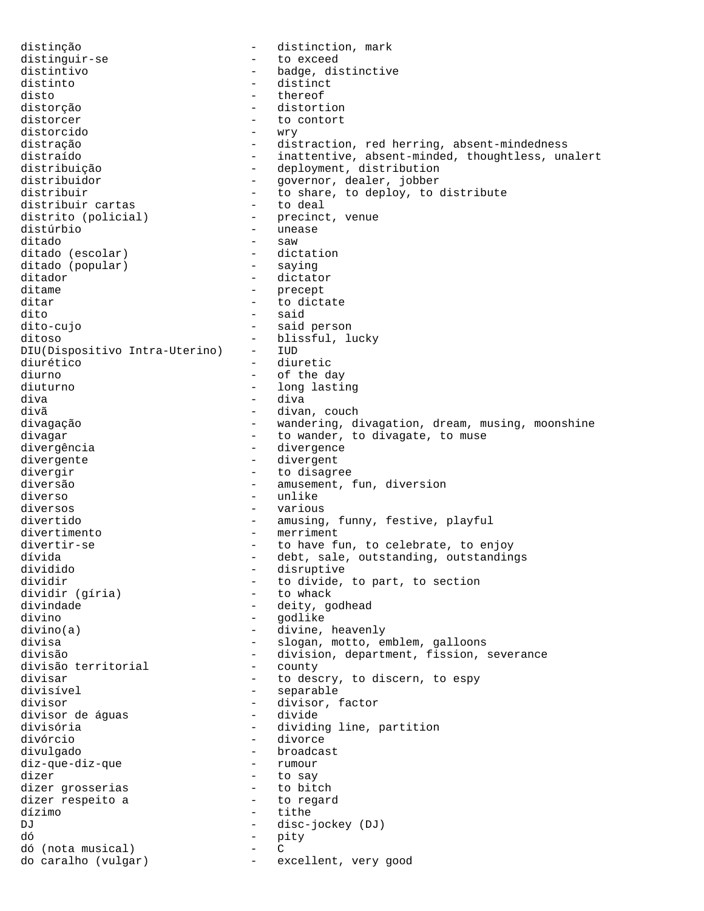distinção - distinction, mark
distinguir-se - to exceed
distintivo - badge, distinctive
distinto - distinct
disto - thereof
distorção - distortion
distorcer - to contort
distorcido - wry
distração - distraction, red herring, absent-mindedness
distraído - inattentive, absent-minded, thoughtless, unalert
distribuição - deployment, distribution
distribuidor - governor, dealer, jobber
distribuir - to share, to deploy, to distribute
distribuir cartas - to deal
distrito (policial) - precinct, venue
distúrbio - unease
ditado - saw
ditado (escolar) - dictation
ditado (popular) - saying
ditador - dictator
ditame - precept
ditar - to dictate
dito - said
dito-cujo - said person
ditoso - blissful, lucky
DIU(Dispositivo Intra-Uterino) - IUD
diurético - diuretic
diurno - of the day
diuturno - long lasting
diva - diva
divã - divan, couch
divagação - wandering, divagation, dream, musing, moonshine
divagar - to wander, to divagate, to muse
divergência - divergence
divergente - divergent
divergir - to disagree
diversão - amusement, fun, diversion
diverso - unlike
diversos - various
divertido - amusing, funny, festive, playful
divertimento - merriment
divertir-se - to have fun, to celebrate, to enjoy
dívida - debt, sale, outstanding, outstandings
dividido - disruptive
dividir - to divide, to part, to section
dividir (gíria) - to whack
divindade - deity, godhead
divino - godlike
divino(a) - divine, heavenly
divisa - slogan, motto, emblem, galloons
divisão - division, department, fission, severance
divisão territorial - county
divisar - to descry, to discern, to espy
divisível - separable
divisor - divisor, factor
divisor de águas - divide
divisória - dividing line, partition
divórcio - divorce
divulgado - broadcast
diz-que-diz-que - rumour
dizer - to say
dizer grosserias - to bitch
dizer respeito a - to regard
dízimo - tithe
DJ - disc-jockey (DJ)
dó - pity
dó (nota musical) - C
do caralho (vulgar) - excellent, very good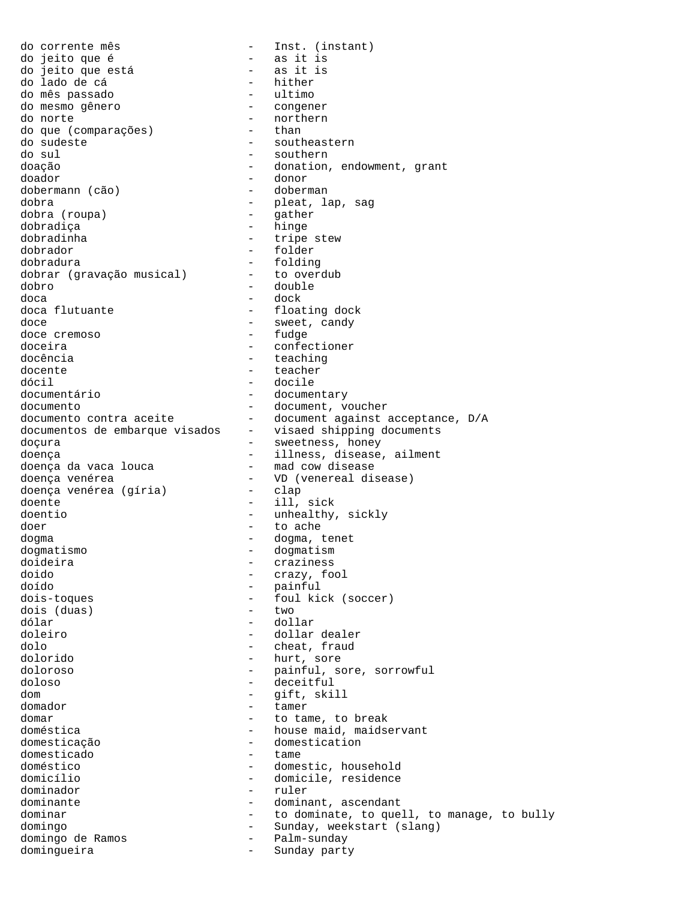do corrente mês - Inst. (instant)
do jeito que é - as it is
do jeito que está - as it is
do lado de cá - hither
do mês passado - ultimo
do mesmo gênero - congener
do norte - northern
do que (comparações) - than
do sudeste - southeastern
do sul - southern
doação - donation, endowment, grant
doador - donor
dobermann (cão) - doberman
dobra - pleat, lap, sag
dobra (roupa) - gather
dobradiça - hinge
dobradinha - tripe stew
dobrador - folder
dobradura - folding
dobrar (gravação musical) - to overdub
dobro - double
doca - dock
doca flutuante - floating dock
doce - sweet, candy
doce cremoso - fudge
doceira - confectioner
docência - teaching
docente - teacher
dócil - docile
documentário - documentary
documento - document, voucher
documento contra aceite - document against acceptance, D/A
documentos de embarque visados - visaed shipping documents
doçura - sweetness, honey
doença - illness, disease, ailment
doença da vaca louca - mad cow disease
doença venérea - VD (venereal disease)
doença venérea (gíria) - clap
doente - ill, sick
doentio - unhealthy, sickly
doer - to ache
dogma - dogma, tenet
dogmatismo - dogmatism
doideira - craziness
doido - crazy, fool
doído - painful
dois-toques - foul kick (soccer)
dois (duas) - two
dólar - dollar
doleiro - dollar dealer
dolo - cheat, fraud
dolorido - hurt, sore
doloroso - painful, sore, sorrowful
doloso - deceitful
dom - gift, skill
domador - tamer
domar - to tame, to break
doméstica - house maid, maidservant
domesticação - domestication
domesticado - tame
doméstico - domestic, household
domicílio - domicile, residence
dominador - ruler
dominante - dominant, ascendant
dominar - to dominate, to quell, to manage, to bully
domingo - Sunday, weekstart (slang)
domingo de Ramos - Palm-sunday
domingueira - Sunday party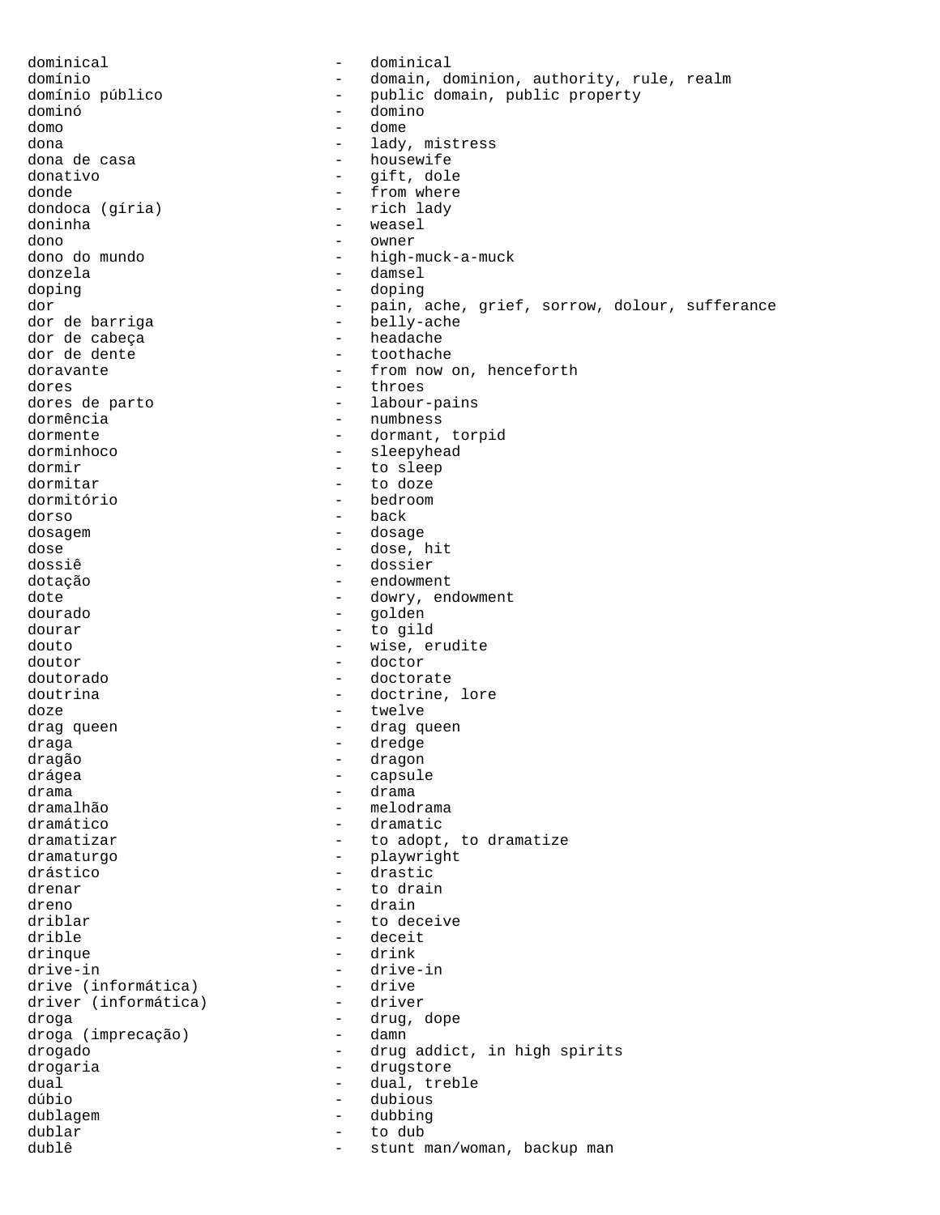dominical - dominical
domínio - domain, dominion, authority, rule, realm
domínio público - public domain, public property
dominó - domino
domo - dome
dona - lady, mistress
dona de casa - housewife
donativo - gift, dole
donde - from where
dondoca (gíria) - rich lady
doninha - weasel
dono - owner
dono do mundo - high-muck-a-muck
donzela - damsel
doping - doping
dor - pain, ache, grief, sorrow, dolour, sufferance
dor de barriga - belly-ache
dor de cabeça - headache
dor de dente - toothache
doravante - from now on, henceforth
dores - throes
dores de parto - labour-pains
dormência - numbness
dormente - dormant, torpid
dorminhoco - sleepyhead
dormir - to sleep
dormitar - to doze
dormitório - bedroom
dorso - back
dosagem - dosage
dose - dose, hit
dossiê - dossier
dotação - endowment
dote - dowry, endowment
dourado - golden
dourar - to gild
douto - wise, erudite
doutor - doctor
doutorado - doctorate
doutrina - doctrine, lore
doze - twelve
drag queen - drag queen
draga - dredge
dragão - dragon
drágea - capsule
drama - drama
dramalhão - melodrama
dramático - dramatic
dramatizar - to adopt, to dramatize
dramaturgo - playwright
drástico - drastic
drenar - to drain
dreno - drain
driblar - to deceive
drible - deceit
drinque - drink
drive-in - drive-in
drive (informática) - drive
driver (informática) - driver
droga - drug, dope
droga (imprecação) - damn
drogado - drug addict, in high spirits
drogaria - drugstore
dual - dual, treble
dúbio - dubious
dublagem - dubbing
dublar - to dub
dublê - stunt man/woman, backup man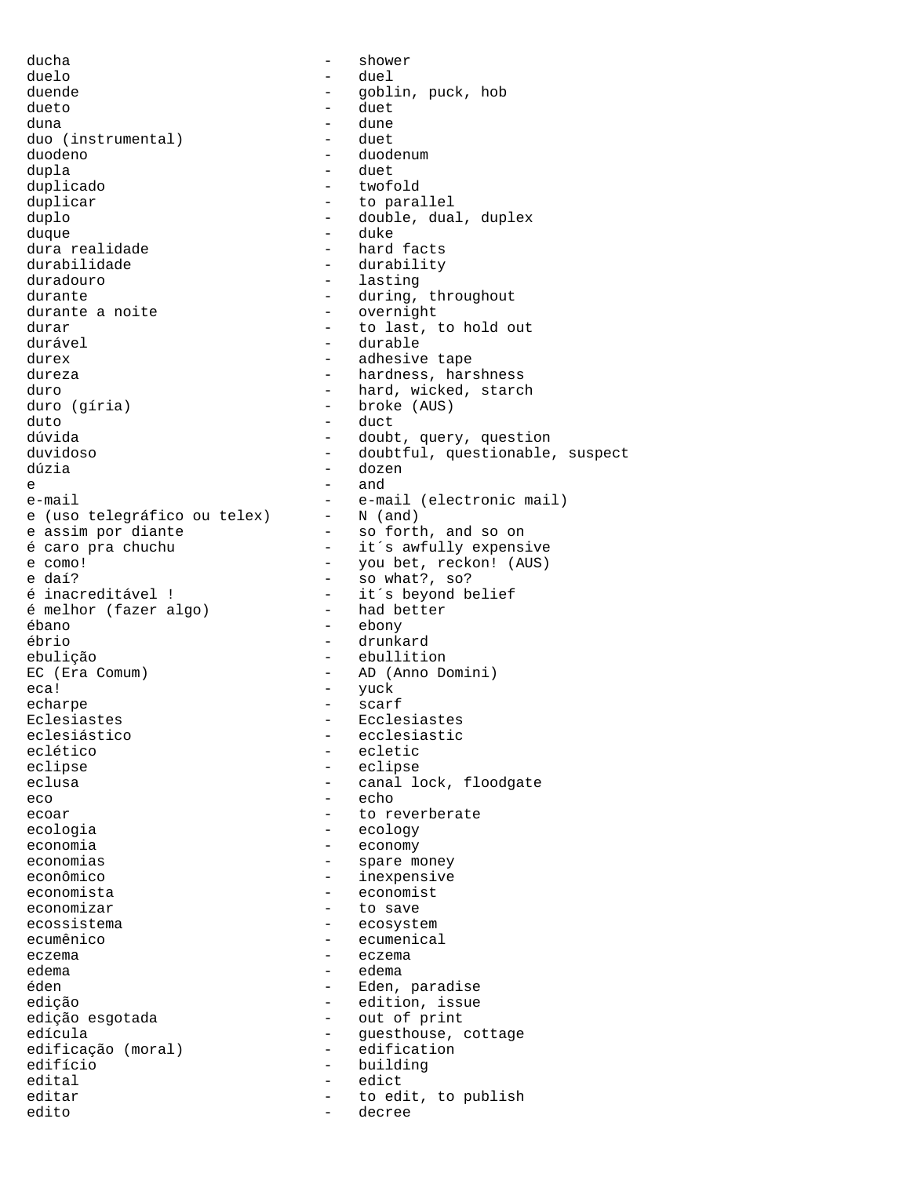ducha - shower
duelo - duel
duende - goblin, puck, hob
dueto - duet
duna - dune
duo (instrumental) - duet
duodeno - duodenum
dupla - duet
duplicado - twofold
duplicar - to parallel
duplo - double, dual, duplex
duque - duke
dura realidade - hard facts
durabilidade - durability
duradouro - lasting
durante - during, throughout
durante a noite - overnight
durar - to last, to hold out
durável - durable
durex - adhesive tape
dureza - hardness, harshness
duro - hard, wicked, starch
duro (gíria) - broke (AUS)
duto - duct
dúvida - doubt, query, question
duvidoso - doubtful, questionable, suspect
dúzia - dozen
e - and
e-mail - e-mail (electronic mail)
e (uso telegráfico ou telex) - N (and)
e assim por diante - so forth, and so on
é caro pra chuchu - it´s awfully expensive
e como! - you bet, reckon! (AUS)
e daí? - so what?, so?
é inacreditável ! - it´s beyond belief
é melhor (fazer algo) - had better
ébano - ebony
ébrio - drunkard
ebulição - ebullition
EC (Era Comum) - AD (Anno Domini)
eca! - yuck
echarpe - scarf
Eclesiastes - Ecclesiastes
eclesiástico - ecclesiastic
eclético - ecletic
eclipse - eclipse
eclusa - canal lock, floodgate
eco - echo
ecoar - to reverberate
ecologia - ecology
economia - economy
economias - spare money
econômico - inexpensive
economista - economist
economizar - to save
ecossistema - ecosystem
ecumênico - ecumenical
eczema - eczema
edema - edema
éden - Eden, paradise
edição - edition, issue
edição esgotada - out of print
edícula - guesthouse, cottage
edificação (moral) - edification
edifício - building
edital - edict
editar - to edit, to publish
edito - decree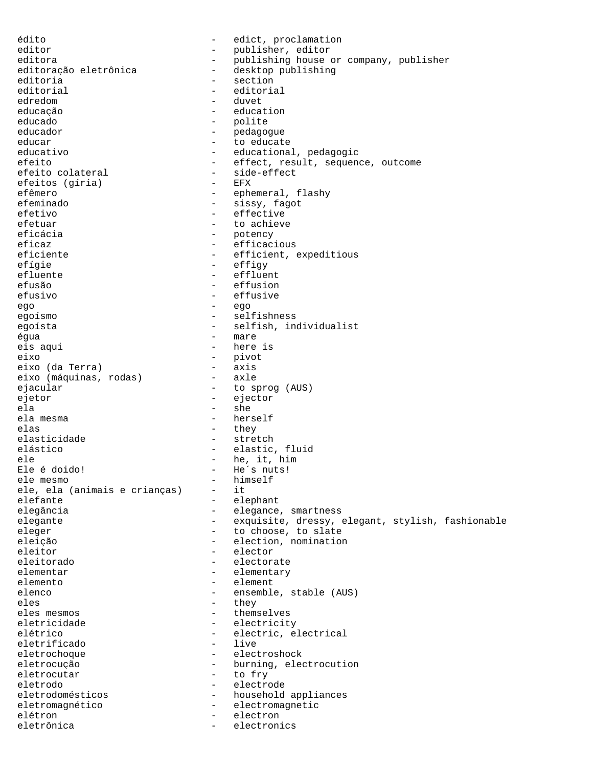édito - edict, proclamation
editor - publisher, editor
editora - publishing house or company, publisher
editoração eletrônica - desktop publishing
editoria - section
editorial - editorial
edredom - duvet
educação - education
educado - polite
educador - pedagogue
educar - to educate
educativo - educational, pedagogic
efeito - effect, result, sequence, outcome
efeito colateral - side-effect
efeitos (gíria) - EFX
efêmero - ephemeral, flashy
efeminado - sissy, fagot
efetivo - effective
efetuar - to achieve
eficácia - potency
eficaz - efficacious
eficiente - efficient, expeditious
efígie - effigy
efluente - effluent
efusão - effusion
efusivo - effusive
ego - ego
egoísmo - selfishness
egoísta - selfish, individualist
égua - mare
eis aqui - here is
eixo - pivot
eixo (da Terra) - axis
eixo (máquinas, rodas) - axle
ejacular - to sprog (AUS)
ejetor - ejector
ela - she
ela mesma - herself
elas - they
elasticidade - stretch
elástico - elastic, fluid
ele - he, it, him
Ele é doido! - He´s nuts!
ele mesmo - himself
ele, ela (animais e crianças) - it
elefante - elephant
elegância - elegance, smartness
elegante - exquisite, dressy, elegant, stylish, fashionable
eleger - to choose, to slate
eleição - election, nomination
eleitor - elector
eleitorado - electorate
elementar - elementary
elemento - element
elenco - ensemble, stable (AUS)
eles - they
eles mesmos - themselves
eletricidade - electricity
elétrico - electric, electrical
eletrificado - live
eletrochoque - electroshock
eletrocução - burning, electrocution
eletrocutar - to fry
eletrodo - electrode
eletrodomésticos - household appliances
eletromagnético - electromagnetic
elétron - electron
eletrônica - electronics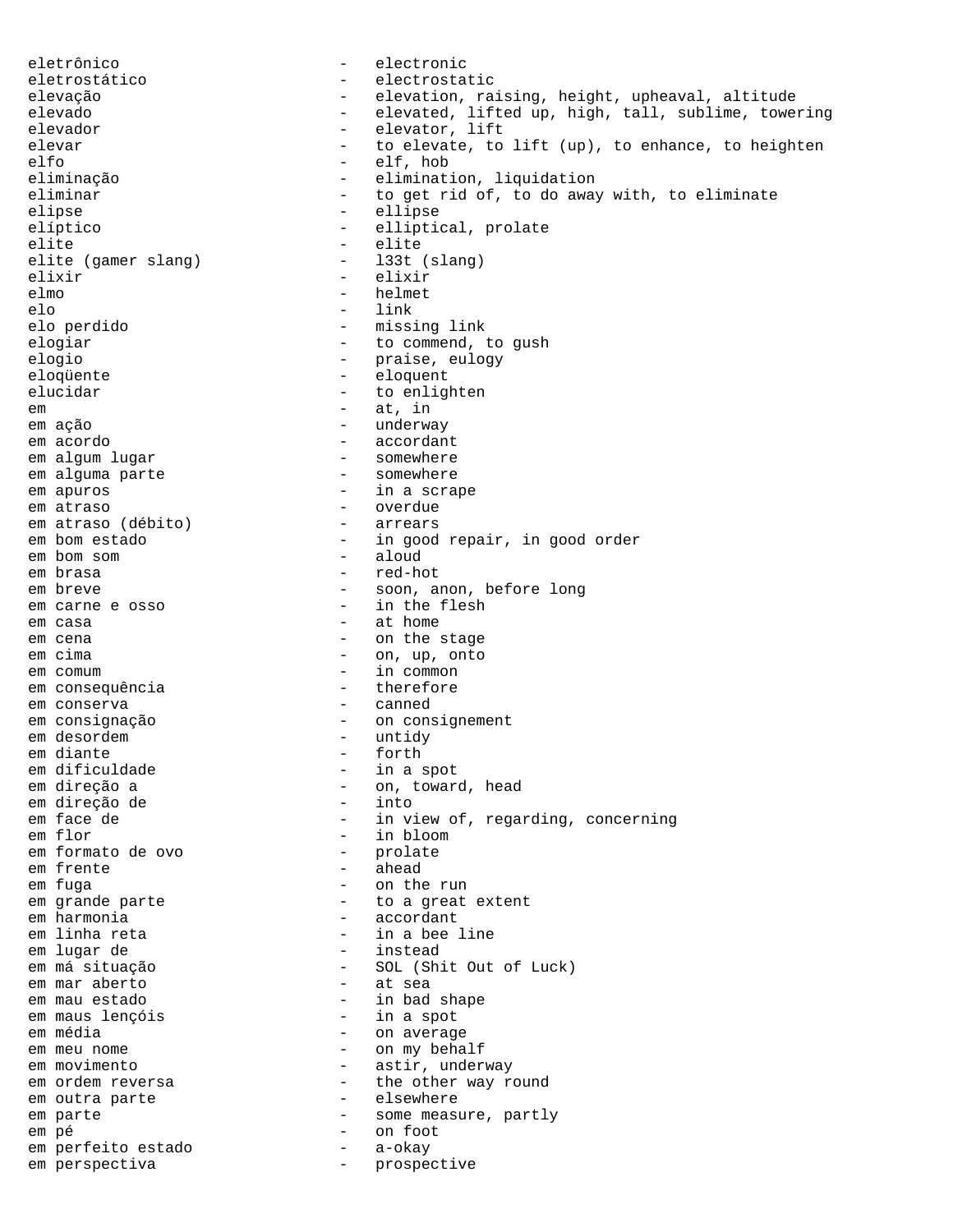eletrônico - electronic
eletrostático - electrostatic
elevação - elevation, raising, height, upheaval, altitude
elevado - elevated, lifted up, high, tall, sublime, towering
elevador - elevator, lift
elevar - to elevate, to lift (up), to enhance, to heighten
elfo - elf, hob
eliminação - elimination, liquidation
eliminar - to get rid of, to do away with, to eliminate
elipse - ellipse
elíptico - elliptical, prolate
elite - elite
elite (gamer slang) - l33t (slang)
elixir - elixir
elmo - helmet
elo - link
elo perdido - missing link
elogiar - to commend, to gush
elogio - praise, eulogy
eloqüente - eloquent
elucidar - to enlighten
em - at, in
em ação - underway
em acordo - accordant
em algum lugar - somewhere
em alguma parte - somewhere
em apuros - in a scrape
em atraso - overdue
em atraso (débito) - arrears
em bom estado - in good repair, in good order
em bom som - aloud
em brasa - red-hot
em breve - soon, anon, before long
em carne e osso - in the flesh
em casa - at home
em cena - on the stage
em cima - on, up, onto
em comum - in common
em consequência - therefore
em conserva - canned
em consignação - on consignement
em desordem - untidy
em diante - forth
em dificuldade - in a spot
em direção a - on, toward, head
em direção de - into
em face de - in view of, regarding, concerning
em flor - in bloom
em formato de ovo - prolate
em frente - ahead
em fuga - on the run
em grande parte - to a great extent
em harmonia - accordant
em linha reta - in a bee line
em lugar de - instead
em má situação - SOL (Shit Out of Luck)
em mar aberto - at sea
em mau estado - in bad shape
em maus lençóis - in a spot
em média - on average
em meu nome - on my behalf
em movimento - astir, underway
em ordem reversa - the other way round
em outra parte - elsewhere
em parte - some measure, partly
em pé - on foot
em perfeito estado - a-okay
em perspectiva - prospective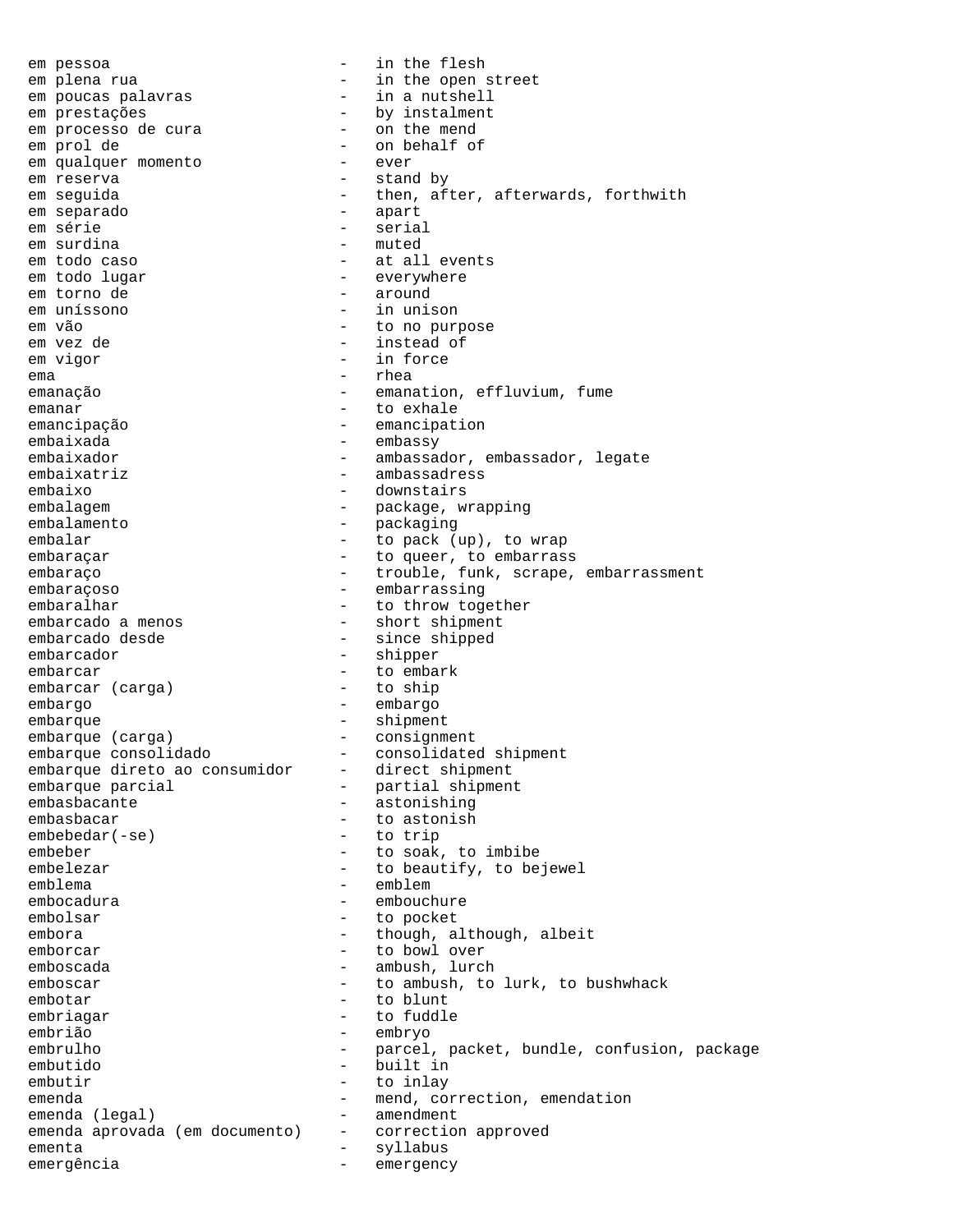em pessoa - in the flesh
em plena rua - in the open street
em poucas palavras - in a nutshell
em prestações - by instalment
em processo de cura - on the mend
em prol de - on behalf of
em qualquer momento - ever
em reserva - stand by
em seguida - then, after, afterwards, forthwith
em separado - apart
em série - serial
em surdina - muted
em todo caso - at all events
em todo lugar - everywhere
em torno de - around
em uníssono - in unison
em vão - to no purpose
em vez de - instead of
em vigor - in force
ema - rhea
emanação - emanation, effluvium, fume
emanar - to exhale
emancipação - emancipation
embaixada - embassy
embaixador - ambassador, embassador, legate
embaixatriz - ambassadress
embaixo - downstairs
embalagem - package, wrapping
embalamento - packaging
embalar - to pack (up), to wrap
embaraçar - to queer, to embarrass
embaraço - trouble, funk, scrape, embarrassment
embaraçoso - embarrassing
embaralhar - to throw together
embarcado a menos - short shipment
embarcado desde - since shipped
embarcador - shipper
embarcar - to embark
embarcar (carga) - to ship
embargo - embargo
embarque - shipment
embarque (carga) - consignment
embarque consolidado - consolidated shipment
embarque direto ao consumidor - direct shipment
embarque parcial - partial shipment
embasbacante - astonishing
embasbacar - to astonish
embebedar(-se) - to trip
embeber - to soak, to imbibe
embelezar - to beautify, to bejewel
emblema - emblem
embocadura - embouchure
embolsar - to pocket
embora - though, although, albeit
emborcar - to bowl over
emboscada - ambush, lurch
emboscar - to ambush, to lurk, to bushwhack
embotar - to blunt
embriagar - to fuddle
embrião - embryo
embrulho - parcel, packet, bundle, confusion, package
embutido - built in
embutir - to inlay
emenda - mend, correction, emendation
emenda (legal) - amendment
emenda aprovada (em documento) - correction approved
ementa - syllabus
emergência - emergency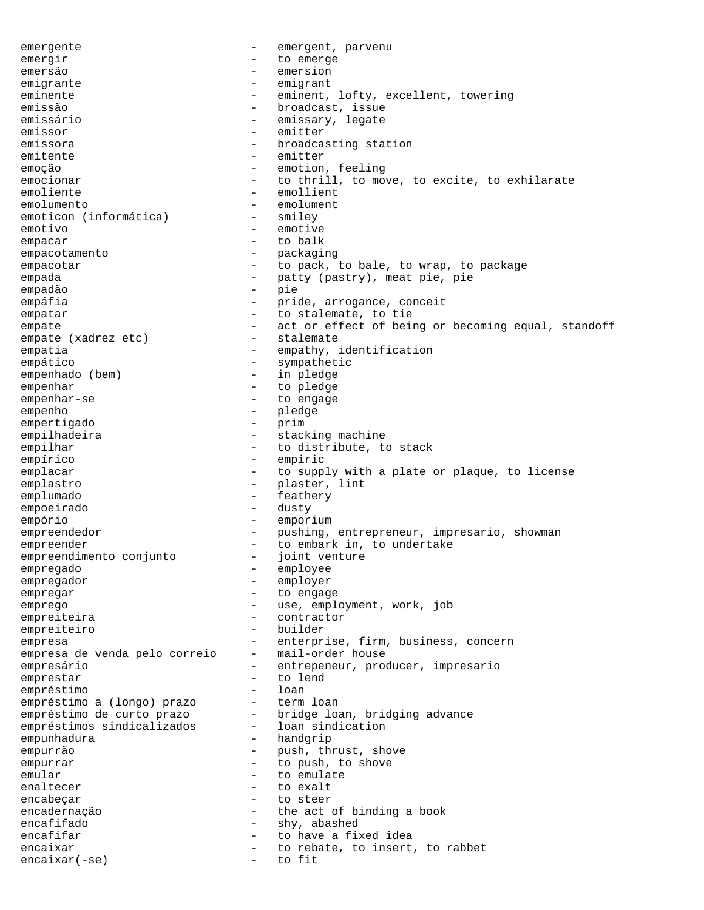emergente - emergent, parvenu
emergir - to emerge
emersão - emersion
emigrante - emigrant
eminente - eminent, lofty, excellent, towering
emissão - broadcast, issue
emissário - emissary, legate
emissor - emitter
emissora - broadcasting station
emitente - emitter
emoção - emotion, feeling
emocionar - to thrill, to move, to excite, to exhilarate
emoliente - emollient
emolumento - emolument
emoticon (informática) - smiley
emotivo - emotive
empacar - to balk
empacotamento - packaging
empacotar - to pack, to bale, to wrap, to package
empada - patty (pastry), meat pie, pie
empadão - pie
empáfia - pride, arrogance, conceit
empatar - to stalemate, to tie
empate - act or effect of being or becoming equal, standoff
empate (xadrez etc) - stalemate
empatia - empathy, identification
empático - sympathetic
empenhado (bem) - in pledge
empenhar - to pledge
empenhar-se - to engage
empenho - pledge
empertigado - prim
empilhadeira - stacking machine
empilhar - to distribute, to stack
empírico - empiric
emplacar - to supply with a plate or plaque, to license
emplastro - plaster, lint
emplumado - feathery
empoeirado - dusty
empório - emporium
empreendedor - pushing, entrepreneur, impresario, showman
empreender - to embark in, to undertake
empreendimento conjunto - joint venture
empregado - employee
empregador - employer
empregar - to engage
emprego - use, employment, work, job
empreiteira - contractor
empreiteiro - builder
empresa - enterprise, firm, business, concern
empresa de venda pelo correio - mail-order house
empresário - entrepeneur, producer, impresario
emprestar - to lend
empréstimo - loan
empréstimo a (longo) prazo - term loan
empréstimo de curto prazo - bridge loan, bridging advance
empréstimos sindicalizados - loan sindication
empunhadura - handgrip
empurrão - push, thrust, shove
empurrar - to push, to shove
emular - to emulate
enaltecer - to exalt
encabeçar - to steer
encadernação - the act of binding a book
encafifado - shy, abashed
encafifar - to have a fixed idea
encaixar - to rebate, to insert, to rabbet
encaixar(-se) - to fit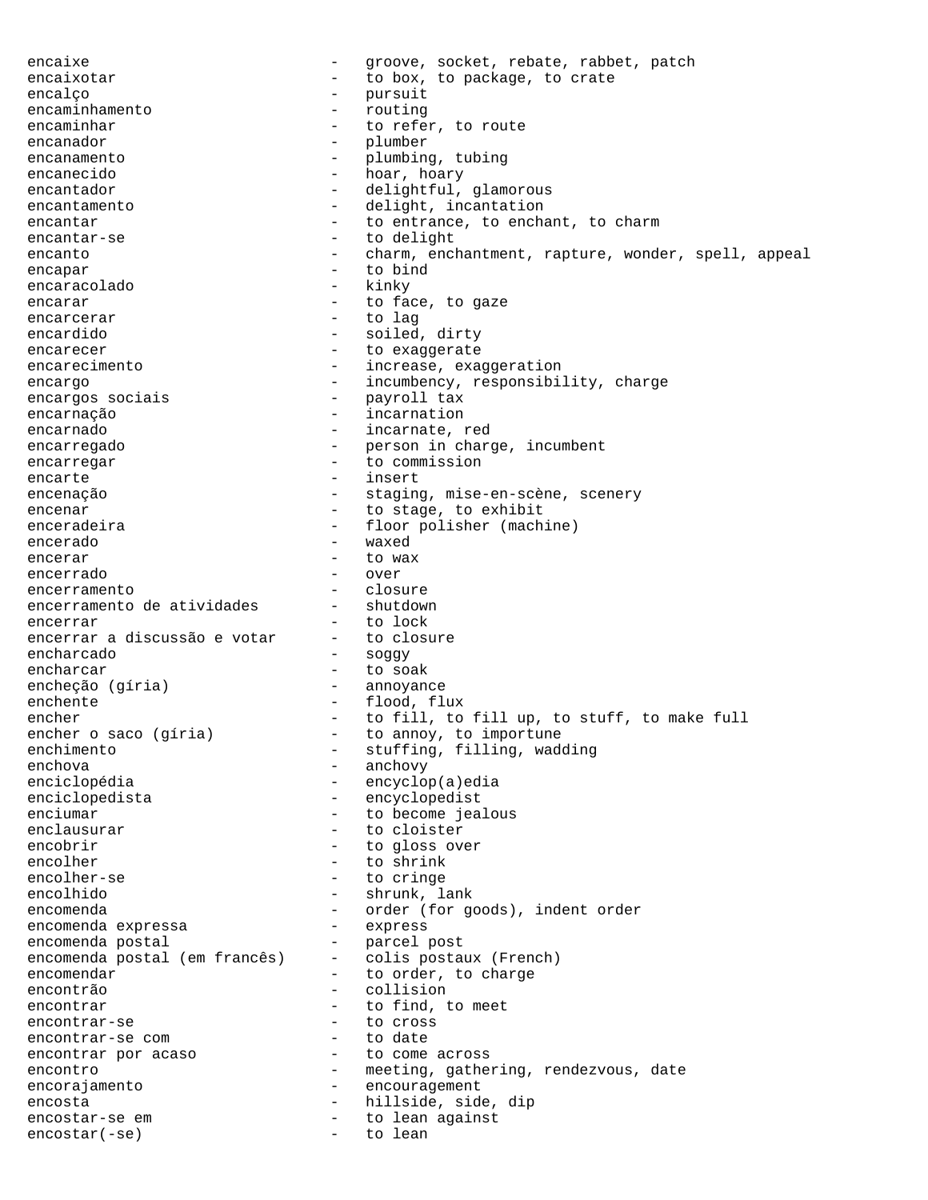```
encaixe                       -   groove, socket, rebate, rabbet, patch
encaixotar                    -   to box, to package, to crate
encalço                       -   pursuit
encaminhamento                -   routing
encaminhar                    -   to refer, to route
encanador                     -   plumber
encanamento                   -   plumbing, tubing
encanecido                    -   hoar, hoary
encantador                    -   delightful, glamorous
encantamento                  -   delight, incantation
encantar                      -   to entrance, to enchant, to charm
encantar-se                   -   to delight
encanto                       -   charm, enchantment, rapture, wonder, spell, appeal
encapar                       -   to bind
encaracolado                  -   kinky
encarar                       -   to face, to gaze
encarcerar                    -   to lag
encardido                     -   soiled, dirty
encarecer                     -   to exaggerate
encarecimento                 -   increase, exaggeration
encargo                       -   incumbency, responsibility, charge
encargos sociais              -   payroll tax
encarnação                    -   incarnation
encarnado                     -   incarnate, red
encarregado                   -   person in charge, incumbent
encarregar                    -   to commission
encarte                       -   insert
encenação                     -   staging, mise-en-scène, scenery
encenar                       -   to stage, to exhibit
enceradeira                   -   floor polisher (machine)
encerado                      -   waxed
encerar                       -   to wax
encerrado                     -   over
encerramento                  -   closure
encerramento de atividades    -   shutdown
encerrar                      -   to lock
encerrar a discussão e votar  -   to closure
encharcado                    -   soggy
encharcar                     -   to soak
encheção (gíria)              -   annoyance
enchente                      -   flood, flux
encher                        -   to fill, to fill up, to stuff, to make full
encher o saco (gíria)         -   to annoy, to importune
enchimento                    -   stuffing, filling, wadding
enchova                       -   anchovy
enciclopédia                  -   encyclop(a)edia
enciclopedista                -   encyclopedist
enciumar                      -   to become jealous
enclausurar                   -   to cloister
encobrir                      -   to gloss over
encolher                      -   to shrink
encolher-se                   -   to cringe
encolhido                     -   shrunk, lank
encomenda                     -   order (for goods), indent order
encomenda expressa            -   express
encomenda postal              -   parcel post
encomenda postal (em francês) -   colis postaux (French)
encomendar                    -   to order, to charge
encontrão                     -   collision
encontrar                     -   to find, to meet
encontrar-se                  -   to cross
encontrar-se com              -   to date
encontrar por acaso           -   to come across
encontro                      -   meeting, gathering, rendezvous, date
encorajamento                 -   encouragement
encosta                       -   hillside, side, dip
encostar-se em                -   to lean against
encostar(-se)                 -   to lean
```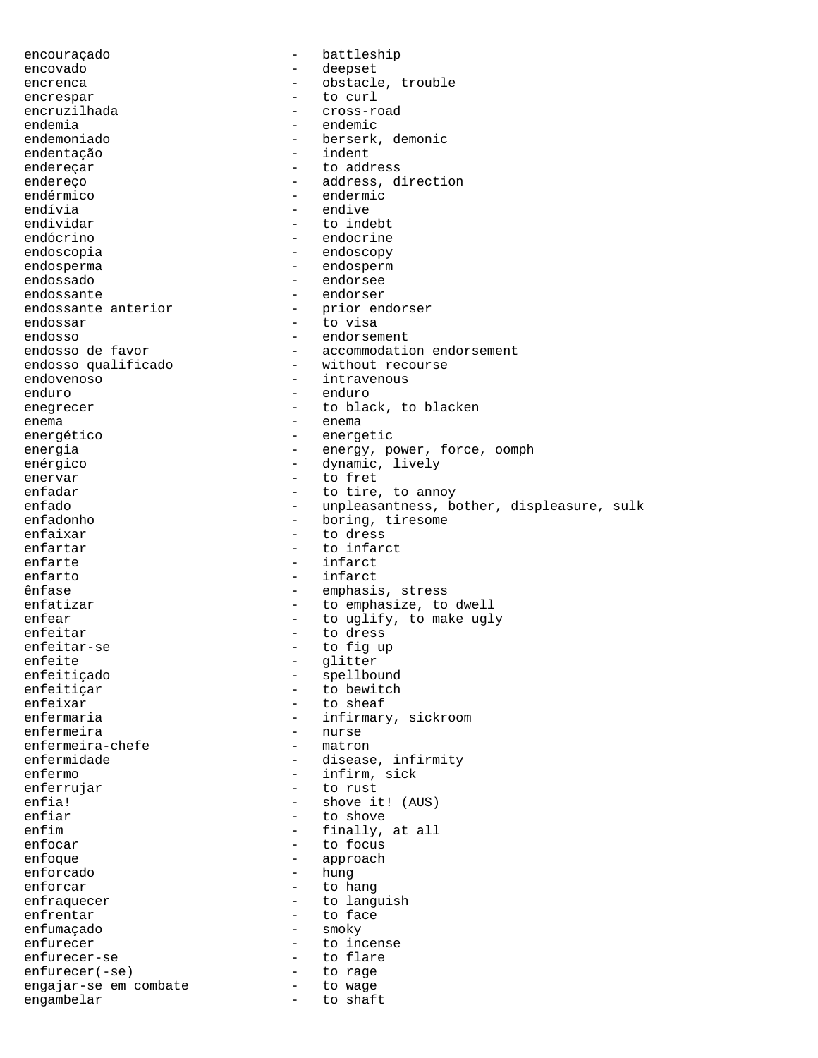encouraçado - battleship
encovado - deepset
encrenca - obstacle, trouble
encrespar - to curl
encruzilhada - cross-road
endemia - endemic
endemoniado - berserk, demonic
endentação - indent
endereçar - to address
endereço - address, direction
endérmico - endermic
endívia - endive
endividar - to indebt
endócrino - endocrine
endoscopia - endoscopy
endosperma - endosperm
endossado - endorsee
endossante - endorser
endossante anterior - prior endorser
endossar - to visa
endosso - endorsement
endosso de favor - accommodation endorsement
endosso qualificado - without recourse
endovenoso - intravenous
enduro - enduro
enegrecer - to black, to blacken
enema - enema
energético - energetic
energia - energy, power, force, oomph
enérgico - dynamic, lively
enervar - to fret
enfadar - to tire, to annoy
enfado - unpleasantness, bother, displeasure, sulk
enfadonho - boring, tiresome
enfaixar - to dress
enfartar - to infarct
enfarte - infarct
enfarto - infarct
ênfase - emphasis, stress
enfatizar - to emphasize, to dwell
enfear - to uglify, to make ugly
enfeitar - to dress
enfeitar-se - to fig up
enfeite - glitter
enfeitiçado - spellbound
enfeitiçar - to bewitch
enfeixar - to sheaf
enfermaria - infirmary, sickroom
enfermeira - nurse
enfermeira-chefe - matron
enfermidade - disease, infirmity
enfermo - infirm, sick
enferrujar - to rust
enfia! - shove it! (AUS)
enfiar - to shove
enfim - finally, at all
enfocar - to focus
enfoque - approach
enforcado - hung
enforcar - to hang
enfraquecer - to languish
enfrentar - to face
enfumaçado - smoky
enfurecer - to incense
enfurecer-se - to flare
enfurecer(-se) - to rage
engajar-se em combate - to wage
engambelar - to shaft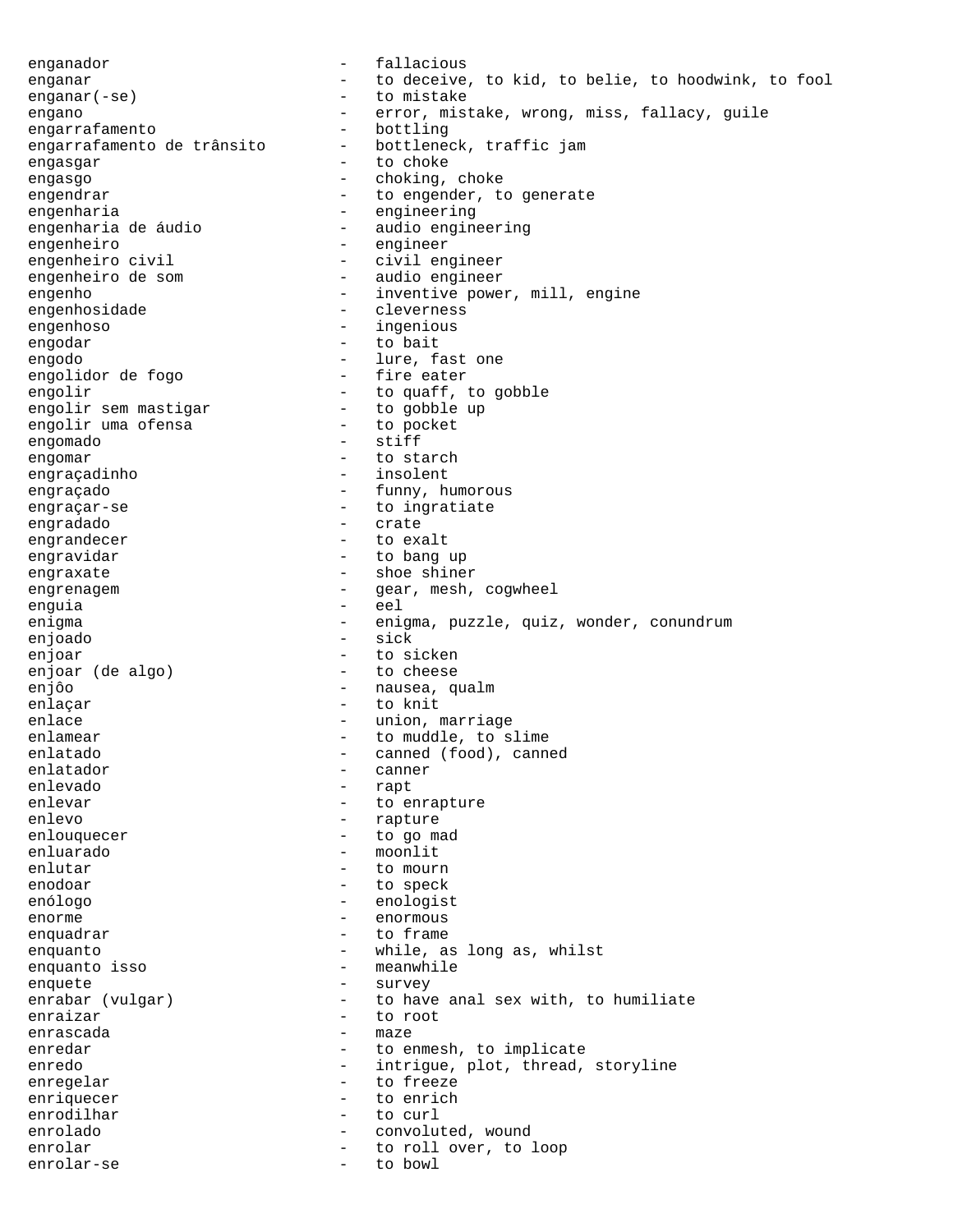enganador - fallacious
enganar - to deceive, to kid, to belie, to hoodwink, to fool
enganar(-se) - to mistake
engano - error, mistake, wrong, miss, fallacy, guile
engarrafamento - bottling
engarrafamento de trânsito - bottleneck, traffic jam
engasgar - to choke
engasgo - choking, choke
engendrar - to engender, to generate
engenharia - engineering
engenharia de áudio - audio engineering
engenheiro - engineer
engenheiro civil - civil engineer
engenheiro de som - audio engineer
engenho - inventive power, mill, engine
engenhosidade - cleverness
engenhoso - ingenious
engodar - to bait
engodo - lure, fast one
engolidor de fogo - fire eater
engolir - to quaff, to gobble
engolir sem mastigar - to gobble up
engolir uma ofensa - to pocket
engomado - stiff
engomar - to starch
engraçadinho - insolent
engraçado - funny, humorous
engraçar-se - to ingratiate
engradado - crate
engrandecer - to exalt
engravidar - to bang up
engraxate - shoe shiner
engrenagem - gear, mesh, cogwheel
enguia - eel
enigma - enigma, puzzle, quiz, wonder, conundrum
enjoado - sick
enjoar - to sicken
enjoar (de algo) - to cheese
enjôo - nausea, qualm
enlaçar - to knit
enlace - union, marriage
enlamear - to muddle, to slime
enlatado - canned (food), canned
enlatador - canner
enlevado - rapt
enlevar - to enrapture
enlevo - rapture
enlouquecer - to go mad
enluarado - moonlit
enlutar - to mourn
enodoar - to speck
enólogo - enologist
enorme - enormous
enquadrar - to frame
enquanto - while, as long as, whilst
enquanto isso - meanwhile
enquete - survey
enrabar (vulgar) - to have anal sex with, to humiliate
enraizar - to root
enrascada - maze
enredar - to enmesh, to implicate
enredo - intrigue, plot, thread, storyline
enregelar - to freeze
enriquecer - to enrich
enrodilhar - to curl
enrolado - convoluted, wound
enrolar - to roll over, to loop
enrolar-se - to bowl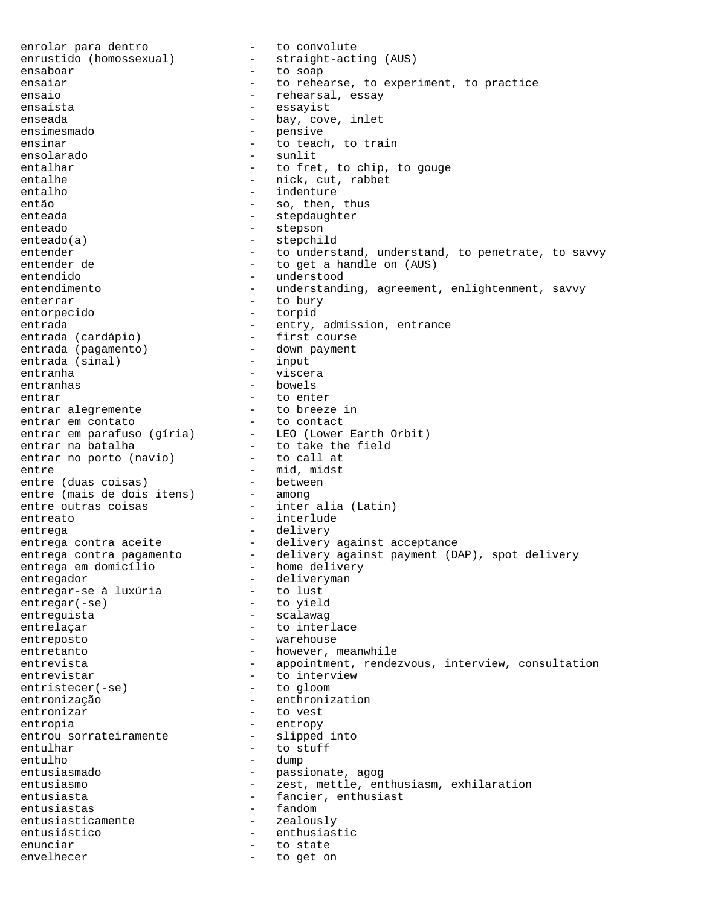enrolar para dentro - to convolute
enrustido (homossexual) - straight-acting (AUS)
ensaboar - to soap
ensaiar - to rehearse, to experiment, to practice
ensaio - rehearsal, essay
ensaísta - essayist
enseada - bay, cove, inlet
ensimesmado - pensive
ensinar - to teach, to train
ensolarado - sunlit
entalhar - to fret, to chip, to gouge
entalhe - nick, cut, rabbet
entalho - indenture
então - so, then, thus
enteada - stepdaughter
enteado - stepson
enteado(a) - stepchild
entender - to understand, understand, to penetrate, to savvy
entender de - to get a handle on (AUS)
entendido - understood
entendimento - understanding, agreement, enlightenment, savvy
enterrar - to bury
entorpecido - torpid
entrada - entry, admission, entrance
entrada (cardápio) - first course
entrada (pagamento) - down payment
entrada (sinal) - input
entranha - viscera
entranhas - bowels
entrar - to enter
entrar alegremente - to breeze in
entrar em contato - to contact
entrar em parafuso (gíria) - LEO (Lower Earth Orbit)
entrar na batalha - to take the field
entrar no porto (navio) - to call at
entre - mid, midst
entre (duas coisas) - between
entre (mais de dois itens) - among
entre outras coisas - inter alia (Latin)
entreato - interlude
entrega - delivery
entrega contra aceite - delivery against acceptance
entrega contra pagamento - delivery against payment (DAP), spot delivery
entrega em domicílio - home delivery
entregador - deliveryman
entregar-se à luxúria - to lust
entregar(-se) - to yield
entreguista - scalawag
entrelaçar - to interlace
entreposto - warehouse
entretanto - however, meanwhile
entrevista - appointment, rendezvous, interview, consultation
entrevistar - to interview
entristecer(-se) - to gloom
entronização - enthronization
entronizar - to vest
entropia - entropy
entrou sorrateiramente - slipped into
entulhar - to stuff
entulho - dump
entusiasmado - passionate, agog
entusiasmo - zest, mettle, enthusiasm, exhilaration
entusiasta - fancier, enthusiast
entusiastas - fandom
entusiasticamente - zealously
entusiástico - enthusiastic
enunciar - to state
envelhecer - to get on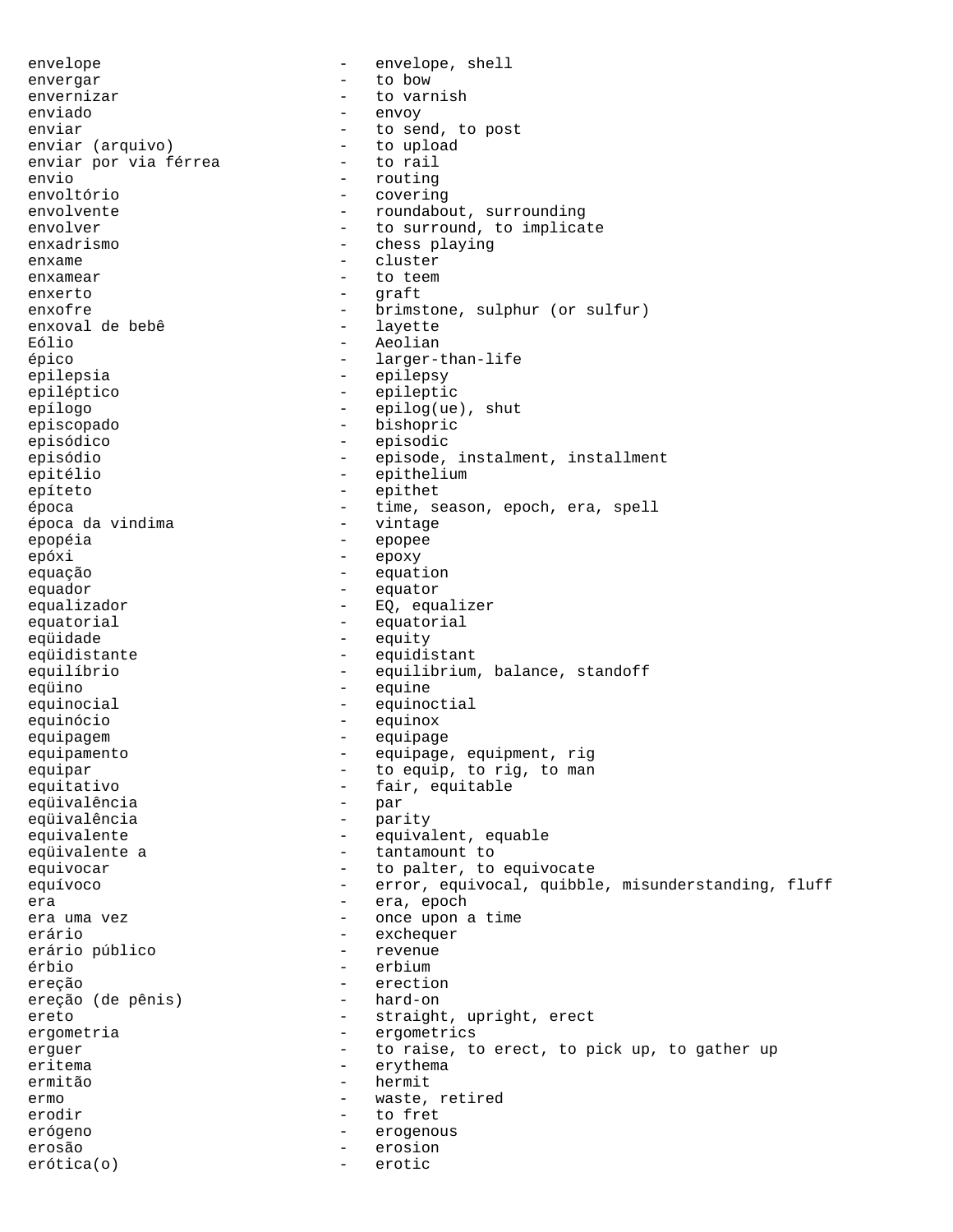envelope - envelope, shell
envergar - to bow
envernizar - to varnish
enviado - envoy
enviar - to send, to post
enviar (arquivo) - to upload
enviar por via férrea - to rail
envio - routing
envoltório - covering
envolvente - roundabout, surrounding
envolver - to surround, to implicate
enxadrismo - chess playing
enxame - cluster
enxamear - to teem
enxerto - graft
enxofre - brimstone, sulphur (or sulfur)
enxoval de bebê - layette
Eólio - Aeolian
épico - larger-than-life
epilepsia - epilepsy
epiléptico - epileptic
epílogo - epilog(ue), shut
episcopado - bishopric
episódico - episodic
episódio - episode, instalment, installment
epitélio - epithelium
epíteto - epithet
época - time, season, epoch, era, spell
época da vindima - vintage
epopéia - epopee
epóxi - epoxy
equação - equation
equador - equator
equalizador - EQ, equalizer
equatorial - equatorial
eqüidade - equity
eqüidistante - equidistant
equilíbrio - equilibrium, balance, standoff
eqüino - equine
equinocial - equinoctial
equinócio - equinox
equipagem - equipage
equipamento - equipage, equipment, rig
equipar - to equip, to rig, to man
equitativo - fair, equitable
eqüivalência - par
eqüivalência - parity
equivalente - equivalent, equable
eqüivalente a - tantamount to
equivocar - to palter, to equivocate
equívoco - error, equivocal, quibble, misunderstanding, fluff
era - era, epoch
era uma vez - once upon a time
erário - exchequer
erário público - revenue
érbio - erbium
ereção - erection
ereção (de pênis) - hard-on
ereto - straight, upright, erect
ergometria - ergometrics
erguer - to raise, to erect, to pick up, to gather up
eritema - erythema
ermitão - hermit
ermo - waste, retired
erodir - to fret
erógeno - erogenous
erosão - erosion
erótica(o) - erotic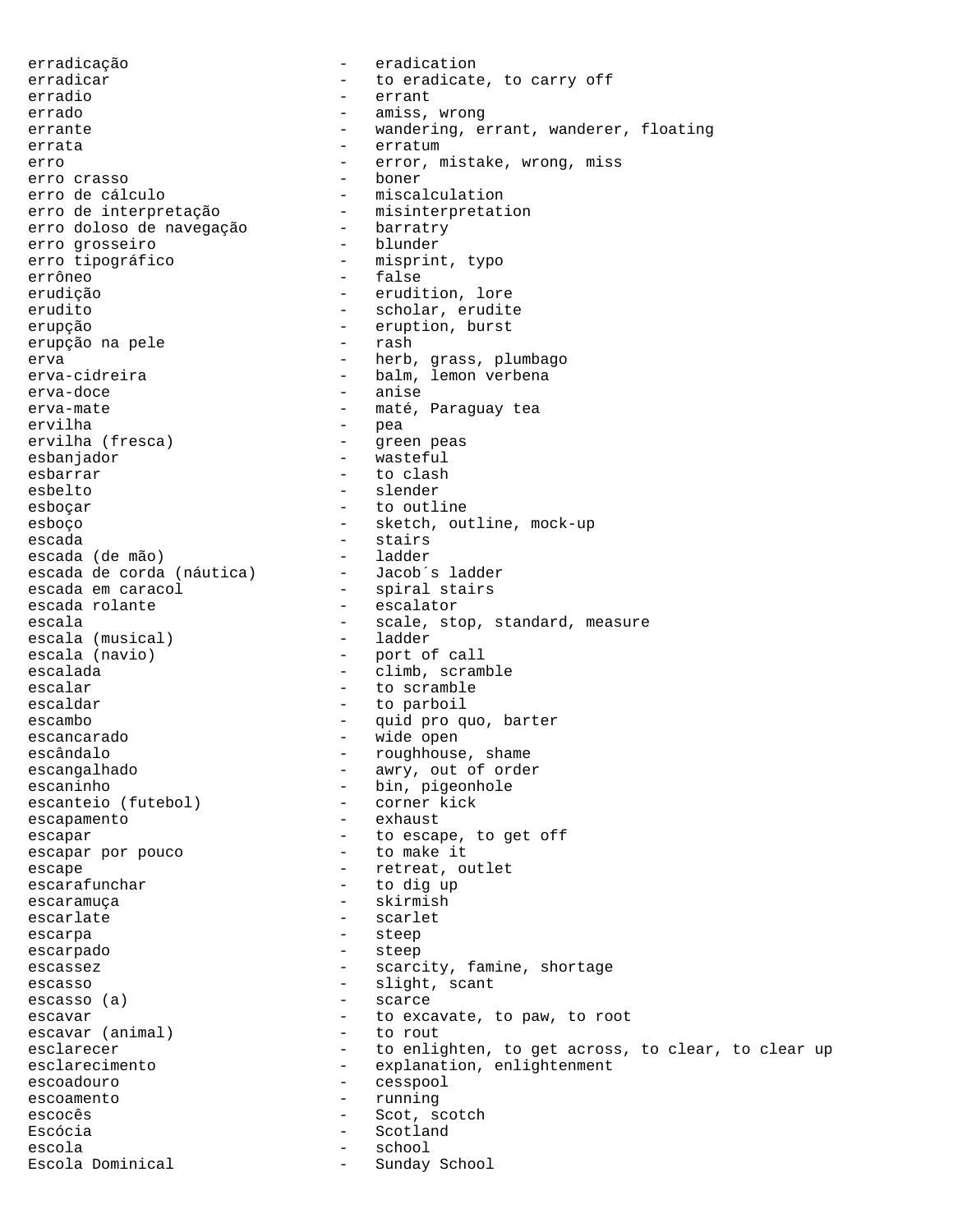erradicação - eradication
erradicar - to eradicate, to carry off
erradio - errant
errado - amiss, wrong
errante - wandering, errant, wanderer, floating
errata - erratum
erro - error, mistake, wrong, miss
erro crasso - boner
erro de cálculo - miscalculation
erro de interpretação - misinterpretation
erro doloso de navegação - barratry
erro grosseiro - blunder
erro tipográfico - misprint, typo
errôneo - false
erudição - erudition, lore
erudito - scholar, erudite
erupção - eruption, burst
erupção na pele - rash
erva - herb, grass, plumbago
erva-cidreira - balm, lemon verbena
erva-doce - anise
erva-mate - maté, Paraguay tea
ervilha - pea
ervilha (fresca) - green peas
esbanjador - wasteful
esbarrar - to clash
esbelto - slender
esboçar - to outline
esboço - sketch, outline, mock-up
escada - stairs
escada (de mão) - ladder
escada de corda (náutica) - Jacob´s ladder
escada em caracol - spiral stairs
escada rolante - escalator
escala - scale, stop, standard, measure
escala (musical) - ladder
escala (navio) - port of call
escalada - climb, scramble
escalar - to scramble
escaldar - to parboil
escambo - quid pro quo, barter
escancarado - wide open
escândalo - roughhouse, shame
escangalhado - awry, out of order
escaninho - bin, pigeonhole
escanteio (futebol) - corner kick
escapamento - exhaust
escapar - to escape, to get off
escapar por pouco - to make it
escape - retreat, outlet
escarafunchar - to dig up
escaramuça - skirmish
escarlate - scarlet
escarpa - steep
escarpado - steep
escassez - scarcity, famine, shortage
escasso - slight, scant
escasso (a) - scarce
escavar - to excavate, to paw, to root
escavar (animal) - to rout
esclarecer - to enlighten, to get across, to clear, to clear up
esclarecimento - explanation, enlightenment
escoadouro - cesspool
escoamento - running
escocês - Scot, scotch
Escócia - Scotland
escola - school
Escola Dominical - Sunday School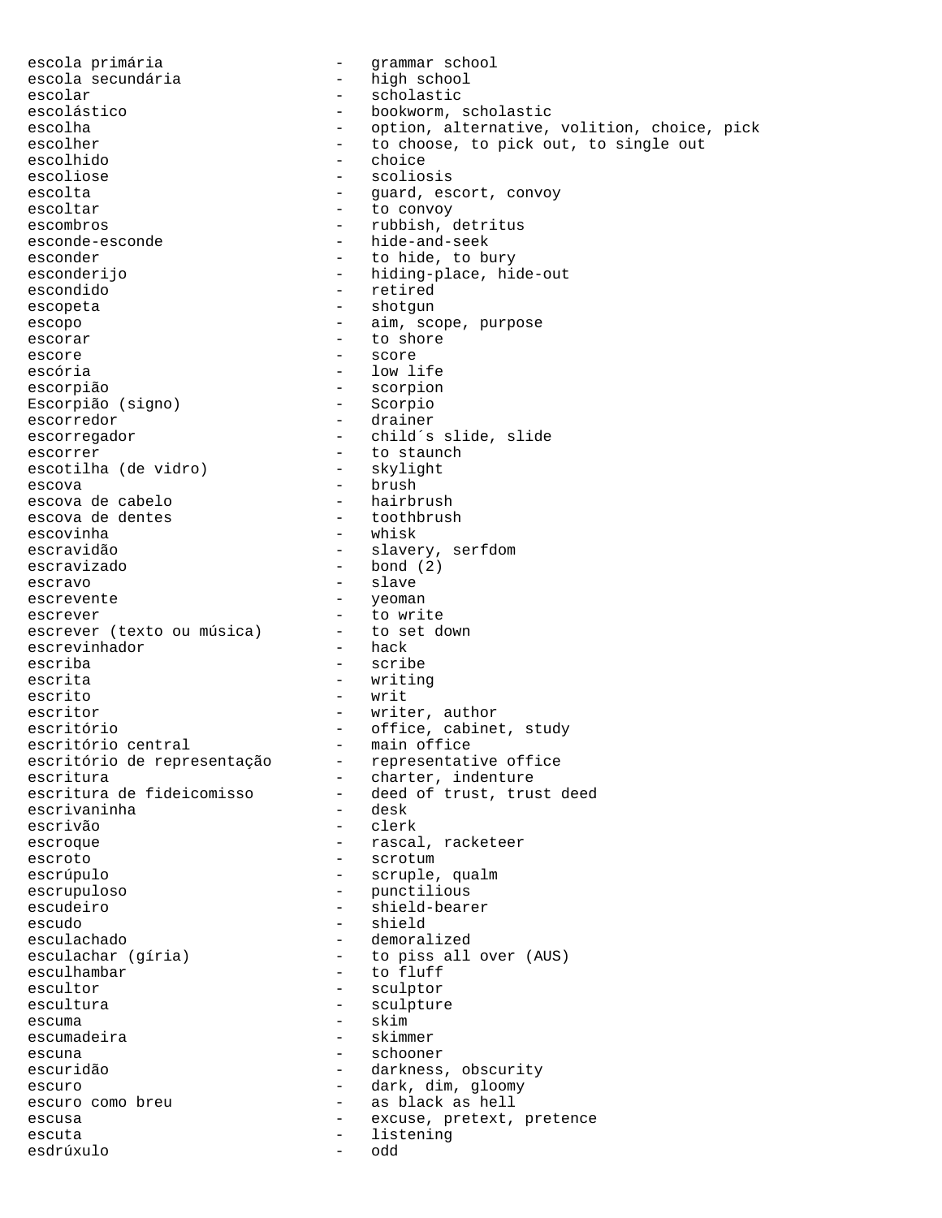escola primária - grammar school
escola secundária - high school
escolar - scholastic
escolástico - bookworm, scholastic
escolha - option, alternative, volition, choice, pick
escolher - to choose, to pick out, to single out
escolhido - choice
escoliose - scoliosis
escolta - guard, escort, convoy
escoltar - to convoy
escombros - rubbish, detritus
esconde-esconde - hide-and-seek
esconder - to hide, to bury
esconderijo - hiding-place, hide-out
escondido - retired
escopeta - shotgun
escopo - aim, scope, purpose
escorar - to shore
escore - score
escória - low life
escorpião - scorpion
Escorpião (signo) - Scorpio
escorredor - drainer
escorregador - child´s slide, slide
escorrer - to staunch
escotilha (de vidro) - skylight
escova - brush
escova de cabelo - hairbrush
escova de dentes - toothbrush
escovinha - whisk
escravidão - slavery, serfdom
escravizado - bond (2)
escravo - slave
escrevente - yeoman
escrever - to write
escrever (texto ou música) - to set down
escrevinhador - hack
escriba - scribe
escrita - writing
escrito - writ
escritor - writer, author
escritório - office, cabinet, study
escritório central - main office
escritório de representação - representative office
escritura - charter, indenture
escritura de fideicomisso - deed of trust, trust deed
escrivaninha - desk
escrivão - clerk
escroque - rascal, racketeer
escroto - scrotum
escrúpulo - scruple, qualm
escrupuloso - punctilious
escudeiro - shield-bearer
escudo - shield
esculachado - demoralized
esculachar (gíria) - to piss all over (AUS)
esculhambar - to fluff
escultor - sculptor
escultura - sculpture
escuma - skim
escumadeira - skimmer
escuna - schooner
escuridão - darkness, obscurity
escuro - dark, dim, gloomy
escuro como breu - as black as hell
escusa - excuse, pretext, pretence
escuta - listening
esdrúxulo - odd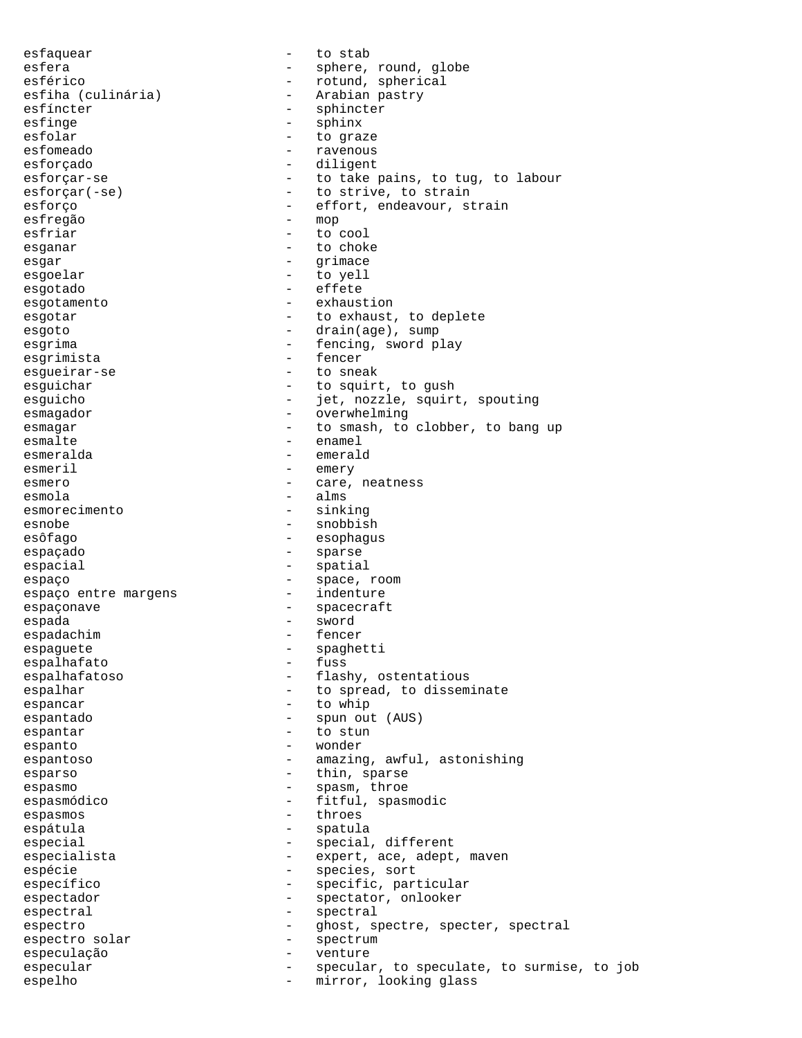esfaquear - to stab
esfera - sphere, round, globe
esférico - rotund, spherical
esfiha (culinária) - Arabian pastry
esfíncter - sphincter
esfinge - sphinx
esfolar - to graze
esfomeado - ravenous
esforçado - diligent
esforçar-se - to take pains, to tug, to labour
esforçar(-se) - to strive, to strain
esforço - effort, endeavour, strain
esfregão - mop
esfriar - to cool
esganar - to choke
esgar - grimace
esgoelar - to yell
esgotado - effete
esgotamento - exhaustion
esgotar - to exhaust, to deplete
esgoto - drain(age), sump
esgrima - fencing, sword play
esgrimista - fencer
esgueirar-se - to sneak
esguichar - to squirt, to gush
esguicho - jet, nozzle, squirt, spouting
esmagador - overwhelming
esmagar - to smash, to clobber, to bang up
esmalte - enamel
esmeralda - emerald
esmeril - emery
esmero - care, neatness
esmola - alms
esmorecimento - sinking
esnobe - snobbish
esôfago - esophagus
espaçado - sparse
espacial - spatial
espaço - space, room
espaço entre margens - indenture
espaçonave - spacecraft
espada - sword
espadachim - fencer
espaguete - spaghetti
espalhafato - fuss
espalhafatoso - flashy, ostentatious
espalhar - to spread, to disseminate
espancar - to whip
espantado - spun out (AUS)
espantar - to stun
espanto - wonder
espantoso - amazing, awful, astonishing
esparso - thin, sparse
espasmo - spasm, throe
espasmódico - fitful, spasmodic
espasmos - throes
espátula - spatula
especial - special, different
especialista - expert, ace, adept, maven
espécie - species, sort
específico - specific, particular
espectador - spectator, onlooker
espectral - spectral
espectro - ghost, spectre, specter, spectral
espectro solar - spectrum
especulação - venture
especular - specular, to speculate, to surmise, to job
espelho - mirror, looking glass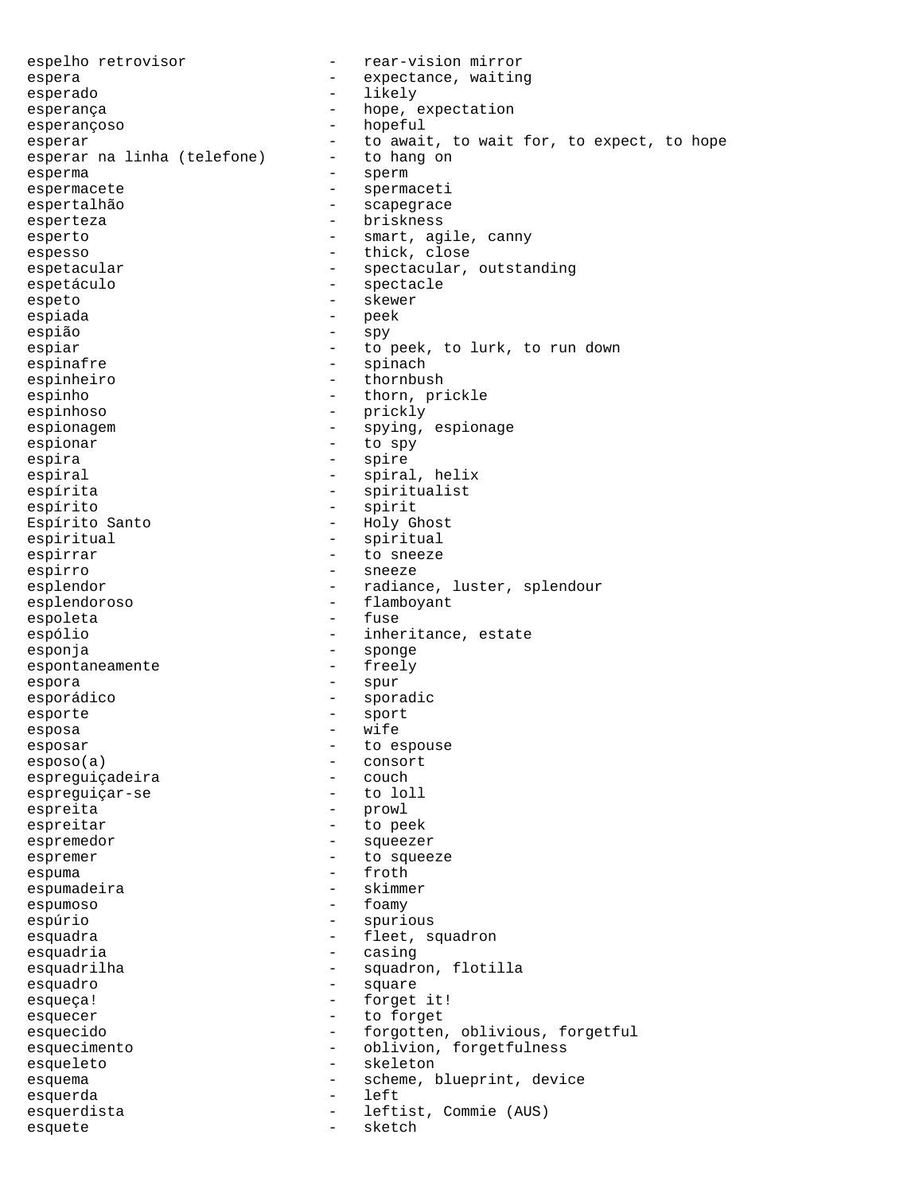espelho retrovisor - rear-vision mirror
espera - expectance, waiting
esperado - likely
esperança - hope, expectation
esperançoso - hopeful
esperar - to await, to wait for, to expect, to hope
esperar na linha (telefone) - to hang on
esperma - sperm
espermacete - spermaceti
espertalhão - scapegrace
esperteza - briskness
esperto - smart, agile, canny
espesso - thick, close
espetacular - spectacular, outstanding
espetáculo - spectacle
espeto - skewer
espiada - peek
espião - spy
espiar - to peek, to lurk, to run down
espinafre - spinach
espinheiro - thornbush
espinho - thorn, prickle
espinhoso - prickly
espionagem - spying, espionage
espionar - to spy
espira - spire
espiral - spiral, helix
espírita - spiritualist
espírito - spirit
Espírito Santo - Holy Ghost
espiritual - spiritual
espirrar - to sneeze
espirro - sneeze
esplendor - radiance, luster, splendour
esplendoroso - flamboyant
espoleta - fuse
espólio - inheritance, estate
esponja - sponge
espontaneamente - freely
espora - spur
esporádico - sporadic
esporte - sport
esposa - wife
esposar - to espouse
esposo(a) - consort
espreguiçadeira - couch
espreguiçar-se - to loll
espreita - prowl
espreitar - to peek
espremedor - squeezer
espremer - to squeeze
espuma - froth
espumadeira - skimmer
espumoso - foamy
espúrio - spurious
esquadra - fleet, squadron
esquadria - casing
esquadrilha - squadron, flotilla
esquadro - square
esqueça! - forget it!
esquecer - to forget
esquecido - forgotten, oblivious, forgetful
esquecimento - oblivion, forgetfulness
esqueleto - skeleton
esquema - scheme, blueprint, device
esquerda - left
esquerdista - leftist, Commie (AUS)
esquete - sketch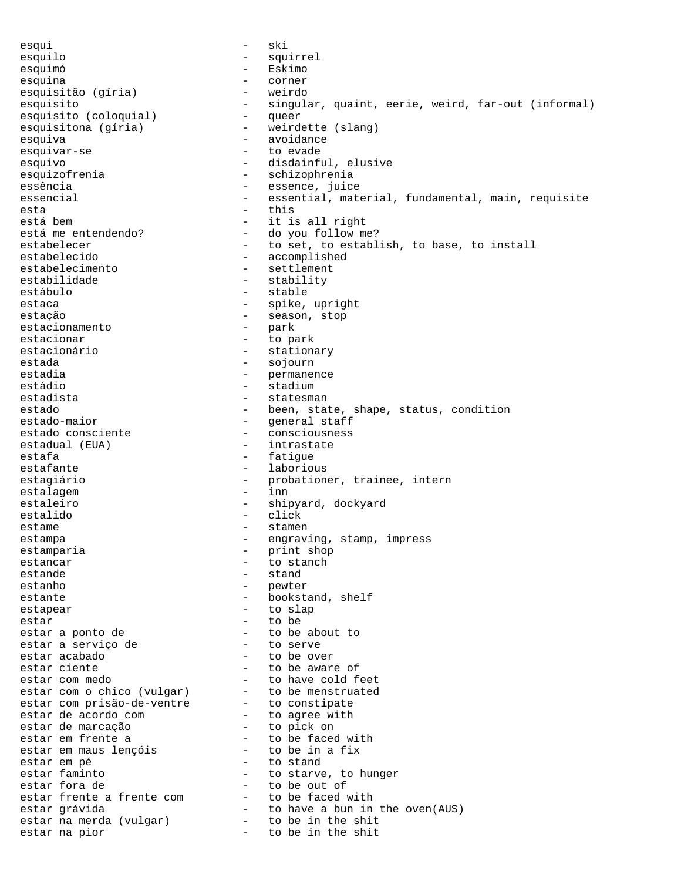esqui - ski
esquilo - squirrel
esquimó - Eskimo
esquina - corner
esquisitão (gíria) - weirdo
esquisito - singular, quaint, eerie, weird, far-out (informal)
esquisito (coloquial) - queer
esquisitona (gíria) - weirdette (slang)
esquiva - avoidance
esquivar-se - to evade
esquivo - disdainful, elusive
esquizofrenia - schizophrenia
essência - essence, juice
essencial - essential, material, fundamental, main, requisite
esta - this
está bem - it is all right
está me entendendo? - do you follow me?
estabelecer - to set, to establish, to base, to install
estabelecido - accomplished
estabelecimento - settlement
estabilidade - stability
estábulo - stable
estaca - spike, upright
estação - season, stop
estacionamento - park
estacionar - to park
estacionário - stationary
estada - sojourn
estadia - permanence
estádio - stadium
estadista - statesman
estado - been, state, shape, status, condition
estado-maior - general staff
estado consciente - consciousness
estadual (EUA) - intrastate
estafa - fatigue
estafante - laborious
estagiário - probationer, trainee, intern
estalagem - inn
estaleiro - shipyard, dockyard
estalido - click
estame - stamen
estampa - engraving, stamp, impress
estamparia - print shop
estancar - to stanch
estande - stand
estanho - pewter
estante - bookstand, shelf
estapear - to slap
estar - to be
estar a ponto de - to be about to
estar a serviço de - to serve
estar acabado - to be over
estar ciente - to be aware of
estar com medo - to have cold feet
estar com o chico (vulgar) - to be menstruated
estar com prisão-de-ventre - to constipate
estar de acordo com - to agree with
estar de marcação - to pick on
estar em frente a - to be faced with
estar em maus lençóis - to be in a fix
estar em pé - to stand
estar faminto - to starve, to hunger
estar fora de - to be out of
estar frente a frente com - to be faced with
estar grávida - to have a bun in the oven(AUS)
estar na merda (vulgar) - to be in the shit
estar na pior - to be in the shit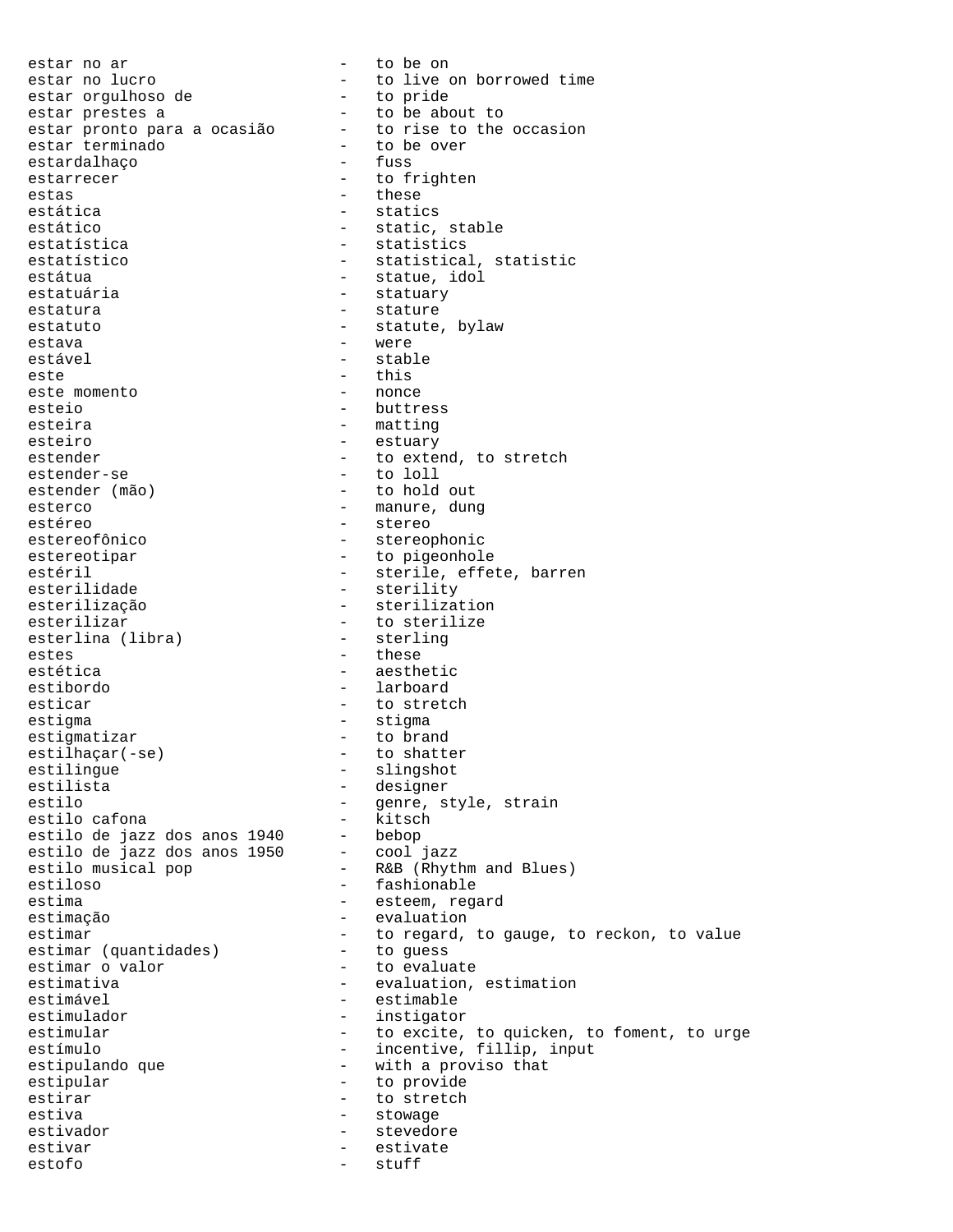estar no ar - to be on
estar no lucro - to live on borrowed time
estar orgulhoso de - to pride
estar prestes a - to be about to
estar pronto para a ocasião - to rise to the occasion
estar terminado - to be over
estardalhaço - fuss
estarrecer - to frighten
estas - these
estática - statics
estático - static, stable
estatística - statistics
estatístico - statistical, statistic
estátua - statue, idol
estatuária - statuary
estatura - stature
estatuto - statute, bylaw
estava - were
estável - stable
este - this
este momento - nonce
esteio - buttress
esteira - matting
esteiro - estuary
estender - to extend, to stretch
estender-se - to loll
estender (mão) - to hold out
esterco - manure, dung
estéreo - stereo
estereofônico - stereophonic
estereotipar - to pigeonhole
estéril - sterile, effete, barren
esterilidade - sterility
esterilização - sterilization
esterilizar - to sterilize
esterlina (libra) - sterling
estes - these
estética - aesthetic
estibordo - larboard
esticar - to stretch
estigma - stigma
estigmatizar - to brand
estilhaçar(-se) - to shatter
estilingue - slingshot
estilista - designer
estilo - genre, style, strain
estilo cafona - kitsch
estilo de jazz dos anos 1940 - bebop
estilo de jazz dos anos 1950 - cool jazz
estilo musical pop - R&B (Rhythm and Blues)
estiloso - fashionable
estima - esteem, regard
estimação - evaluation
estimar - to regard, to gauge, to reckon, to value
estimar (quantidades) - to guess
estimar o valor - to evaluate
estimativa - evaluation, estimation
estimável - estimable
estimulador - instigator
estimular - to excite, to quicken, to foment, to urge
estímulo - incentive, fillip, input
estipulando que - with a proviso that
estipular - to provide
estirar - to stretch
estiva - stowage
estivador - stevedore
estivar - estivate
estofo - stuff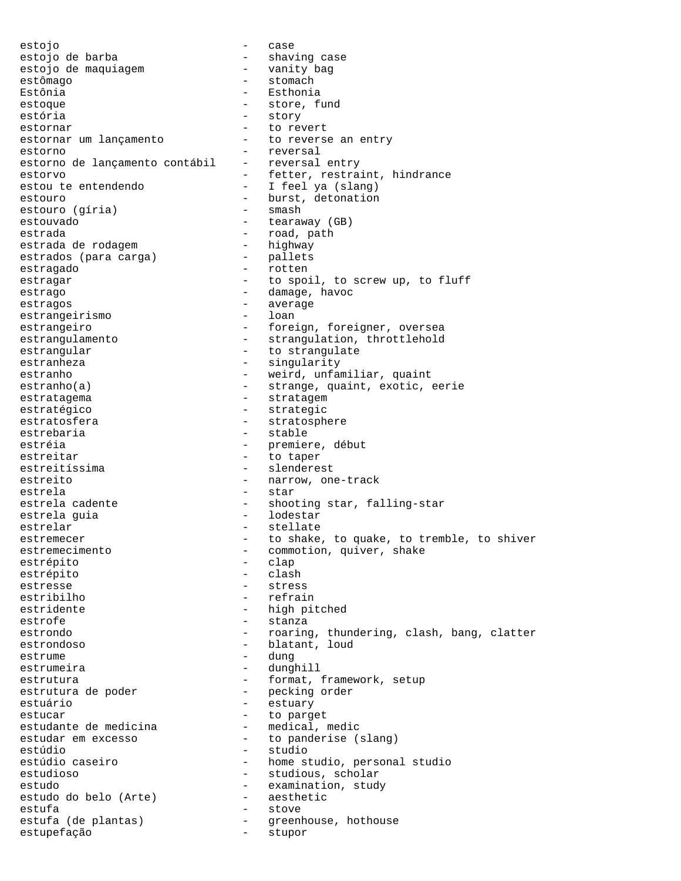estojo - case
estojo de barba - shaving case
estojo de maquiagem - vanity bag
estômago - stomach
Estônia - Esthonia
estoque - store, fund
estória - story
estornar - to revert
estornar um lançamento - to reverse an entry
estorno - reversal
estorno de lançamento contábil - reversal entry
estorvo - fetter, restraint, hindrance
estou te entendendo - I feel ya (slang)
estouro - burst, detonation
estouro (gíria) - smash
estouvado - tearaway (GB)
estrada - road, path
estrada de rodagem - highway
estrados (para carga) - pallets
estragado - rotten
estragar - to spoil, to screw up, to fluff
estrago - damage, havoc
estragos - average
estrangeirismo - loan
estrangeiro - foreign, foreigner, oversea
estrangulamento - strangulation, throttlehold
estrangular - to strangulate
estranheza - singularity
estranho - weird, unfamiliar, quaint
estranho(a) - strange, quaint, exotic, eerie
estratagema - stratagem
estratégico - strategic
estratosfera - stratosphere
estrebaria - stable
estréia - premiere, début
estreitar - to taper
estreitíssima - slenderest
estreito - narrow, one-track
estrela - star
estrela cadente - shooting star, falling-star
estrela guia - lodestar
estrelar - stellate
estremecer - to shake, to quake, to tremble, to shiver
estremecimento - commotion, quiver, shake
estrépito - clap
estrépito - clash
estresse - stress
estribilho - refrain
estridente - high pitched
estrofe - stanza
estrondo - roaring, thundering, clash, bang, clatter
estrondoso - blatant, loud
estrume - dung
estrumeira - dunghill
estrutura - format, framework, setup
estrutura de poder - pecking order
estuário - estuary
estucar - to parget
estudante de medicina - medical, medic
estudar em excesso - to panderise (slang)
estúdio - studio
estúdio caseiro - home studio, personal studio
estudioso - studious, scholar
estudo - examination, study
estudo do belo (Arte) - aesthetic
estufa - stove
estufa (de plantas) - greenhouse, hothouse
estupefação - stupor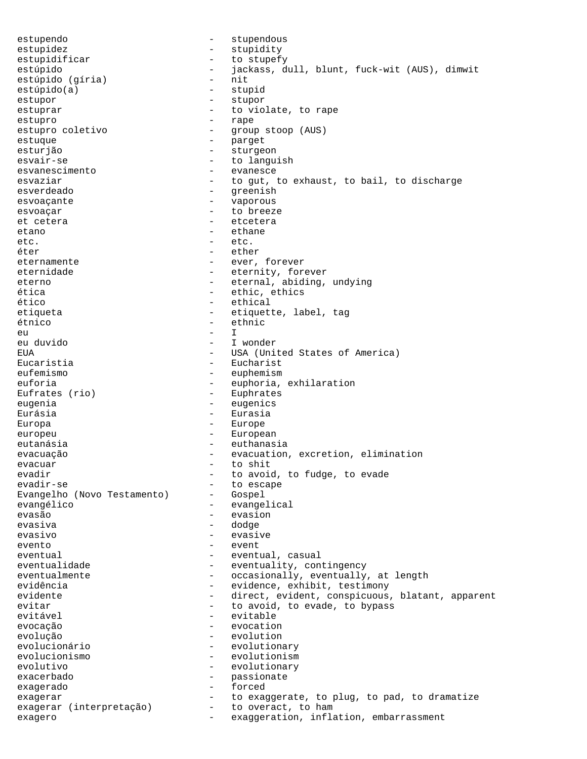estupendo - stupendous
estupidez - stupidity
estupidificar - to stupefy
estúpido - jackass, dull, blunt, fuck-wit (AUS), dimwit
estúpido (gíria) - nit
estúpido(a) - stupid
estupor - stupor
estuprar - to violate, to rape
estupro - rape
estupro coletivo - group stoop (AUS)
estuque - parget
esturjão - sturgeon
esvair-se - to languish
esvanescimento - evanesce
esvaziar - to gut, to exhaust, to bail, to discharge
esverdeado - greenish
esvoaçante - vaporous
esvoaçar - to breeze
et cetera - etcetera
etano - ethane
etc. - etc.
éter - ether
eternamente - ever, forever
eternidade - eternity, forever
eterno - eternal, abiding, undying
ética - ethic, ethics
ético - ethical
etiqueta - etiquette, label, tag
étnico - ethnic
eu - I
eu duvido - I wonder
EUA - USA (United States of America)
Eucaristia - Eucharist
eufemismo - euphemism
euforia - euphoria, exhilaration
Eufrates (rio) - Euphrates
eugenia - eugenics
Eurásia - Eurasia
Europa - Europe
europeu - European
eutanásia - euthanasia
evacuação - evacuation, excretion, elimination
evacuar - to shit
evadir - to avoid, to fudge, to evade
evadir-se - to escape
Evangelho (Novo Testamento) - Gospel
evangélico - evangelical
evasão - evasion
evasiva - dodge
evasivo - evasive
evento - event
eventual - eventual, casual
eventualidade - eventuality, contingency
eventualmente - occasionally, eventually, at length
evidência - evidence, exhibit, testimony
evidente - direct, evident, conspicuous, blatant, apparent
evitar - to avoid, to evade, to bypass
evitável - evitable
evocação - evocation
evolução - evolution
evolucionário - evolutionary
evolucionismo - evolutionism
evolutivo - evolutionary
exacerbado - passionate
exagerado - forced
exagerar - to exaggerate, to plug, to pad, to dramatize
exagerar (interpretação) - to overact, to ham
exagero - exaggeration, inflation, embarrassment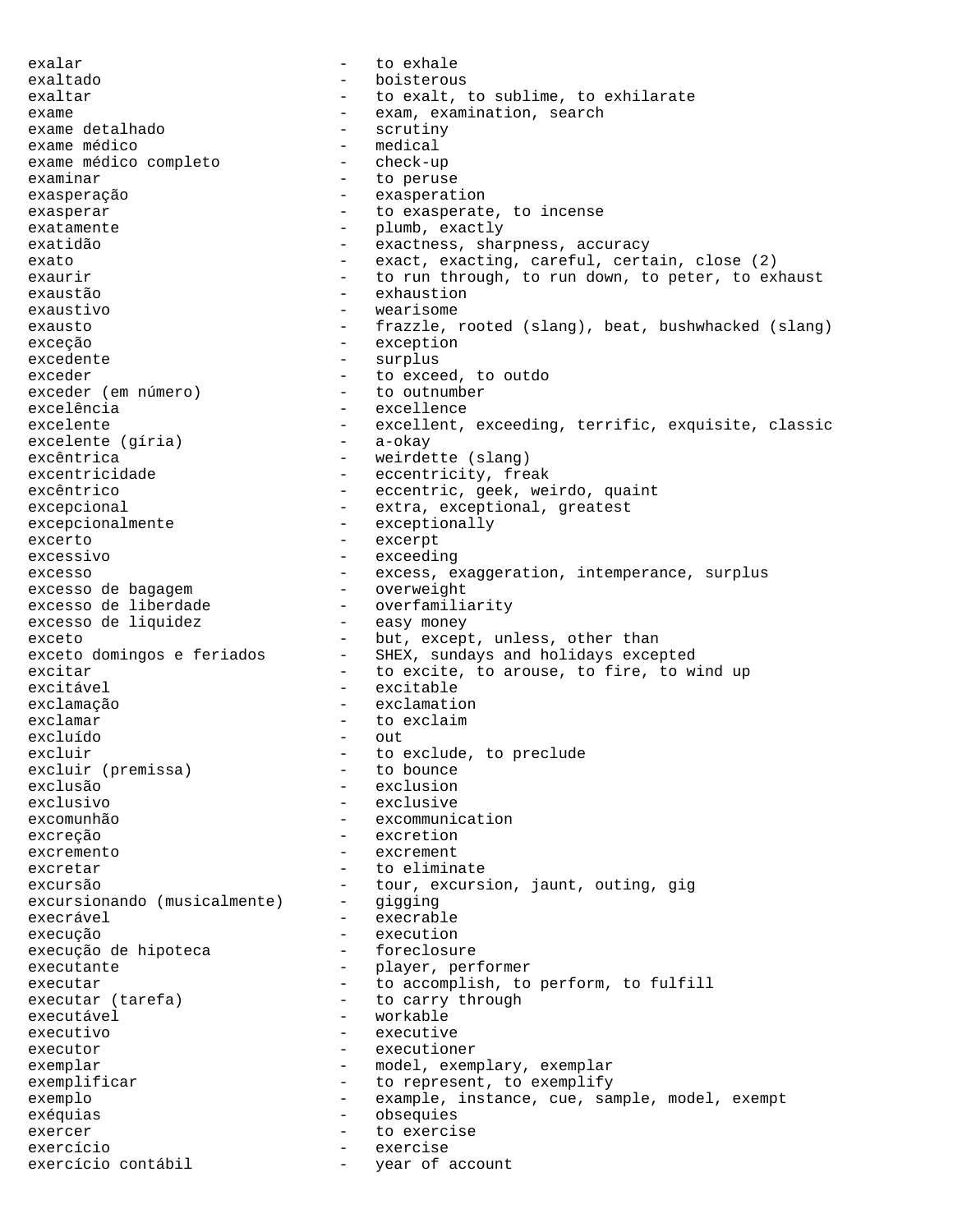exalar - to exhale
exaltado - boisterous
exaltar - to exalt, to sublime, to exhilarate
exame - exam, examination, search
exame detalhado - scrutiny
exame médico - medical
exame médico completo - check-up
examinar - to peruse
exasperação - exasperation
exasperar - to exasperate, to incense
exatamente - plumb, exactly
exatidão - exactness, sharpness, accuracy
exato - exact, exacting, careful, certain, close (2)
exaurir - to run through, to run down, to peter, to exhaust
exaustão - exhaustion
exaustivo - wearisome
exausto - frazzle, rooted (slang), beat, bushwhacked (slang)
exceção - exception
excedente - surplus
exceder - to exceed, to outdo
exceder (em número) - to outnumber
excelência - excellence
excelente - excellent, exceeding, terrific, exquisite, classic
excelente (gíria) - a-okay
excêntrica - weirdette (slang)
excentricidade - eccentricity, freak
excêntrico - eccentric, geek, weirdo, quaint
excepcional - extra, exceptional, greatest
excepcionalmente - exceptionally
excerto - excerpt
excessivo - exceeding
excesso - excess, exaggeration, intemperance, surplus
excesso de bagagem - overweight
excesso de liberdade - overfamiliarity
excesso de liquidez - easy money
exceto - but, except, unless, other than
exceto domingos e feriados - SHEX, sundays and holidays excepted
excitar - to excite, to arouse, to fire, to wind up
excitável - excitable
exclamação - exclamation
exclamar - to exclaim
excluído - out
excluir - to exclude, to preclude
excluir (premissa) - to bounce
exclusão - exclusion
exclusivo - exclusive
excomunhão - excommunication
excreção - excretion
excremento - excrement
excretar - to eliminate
excursão - tour, excursion, jaunt, outing, gig
excursionando (musicalmente) - gigging
execrável - execrable
execução - execution
execução de hipoteca - foreclosure
executante - player, performer
executar - to accomplish, to perform, to fulfill
executar (tarefa) - to carry through
executável - workable
executivo - executive
executor - executioner
exemplar - model, exemplary, exemplar
exemplificar - to represent, to exemplify
exemplo - example, instance, cue, sample, model, exempt
exéquias - obsequies
exercer - to exercise
exercício - exercise
exercício contábil - year of account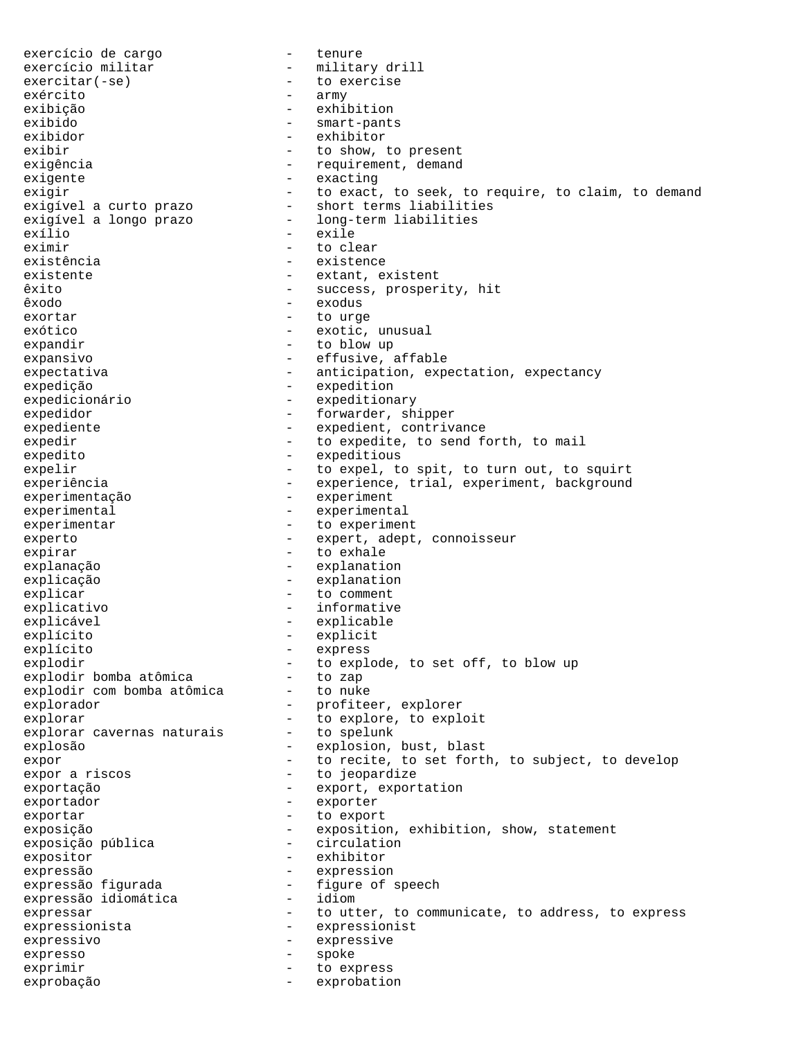exercício de cargo - tenure
exercício militar - military drill
exercitar(-se) - to exercise
exército - army
exibição - exhibition
exibido - smart-pants
exibidor - exhibitor
exibir - to show, to present
exigência - requirement, demand
exigente - exacting
exigir - to exact, to seek, to require, to claim, to demand
exigível a curto prazo - short terms liabilities
exigível a longo prazo - long-term liabilities
exílio - exile
eximir - to clear
existência - existence
existente - extant, existent
êxito - success, prosperity, hit
êxodo - exodus
exortar - to urge
exótico - exotic, unusual
expandir - to blow up
expansivo - effusive, affable
expectativa - anticipation, expectation, expectancy
expedição - expedition
expedicionário - expeditionary
expedidor - forwarder, shipper
expediente - expedient, contrivance
expedir - to expedite, to send forth, to mail
expedito - expeditious
expelir - to expel, to spit, to turn out, to squirt
experiência - experience, trial, experiment, background
experimentação - experiment
experimental - experimental
experimentar - to experiment
experto - expert, adept, connoisseur
expirar - to exhale
explanação - explanation
explicação - explanation
explicar - to comment
explicativo - informative
explicável - explicable
explícito - explicit
explícito - express
explodir - to explode, to set off, to blow up
explodir bomba atômica - to zap
explodir com bomba atômica - to nuke
explorador - profiteer, explorer
explorar - to explore, to exploit
explorar cavernas naturais - to spelunk
explosão - explosion, bust, blast
expor - to recite, to set forth, to subject, to develop
expor a riscos - to jeopardize
exportação - export, exportation
exportador - exporter
exportar - to export
exposição - exposition, exhibition, show, statement
exposição pública - circulation
expositor - exhibitor
expressão - expression
expressão figurada - figure of speech
expressão idiomática - idiom
expressar - to utter, to communicate, to address, to express
expressionista - expressionist
expressivo - expressive
expresso - spoke
exprimir - to express
exprobação - exprobation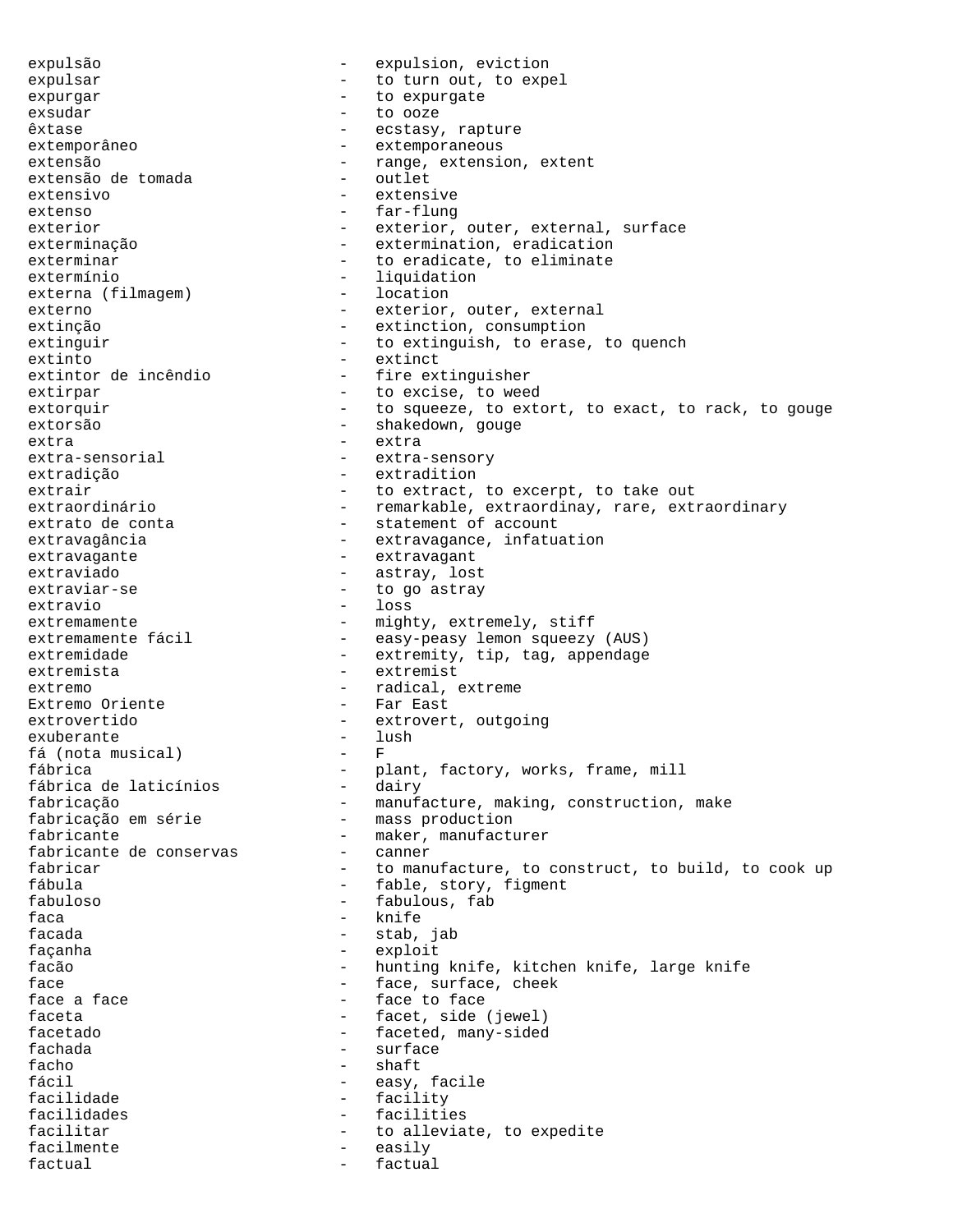expulsão - expulsion, eviction
expulsar - to turn out, to expel
expurgar - to expurgate
exsudar - to ooze
êxtase - ecstasy, rapture
extemporâneo - extemporaneous
extensão - range, extension, extent
extensão de tomada - outlet
extensivo - extensive
extenso - far-flung
exterior - exterior, outer, external, surface
exterminação - extermination, eradication
exterminar - to eradicate, to eliminate
extermínio - liquidation
externa (filmagem) - location
externo - exterior, outer, external
extinção - extinction, consumption
extinguir - to extinguish, to erase, to quench
extinto - extinct
extintor de incêndio - fire extinguisher
extirpar - to excise, to weed
extorquir - to squeeze, to extort, to exact, to rack, to gouge
extorsão - shakedown, gouge
extra - extra
extra-sensorial - extra-sensory
extradição - extradition
extrair - to extract, to excerpt, to take out
extraordinário - remarkable, extraordinay, rare, extraordinary
extrato de conta - statement of account
extravagância - extravagance, infatuation
extravagante - extravagant
extraviado - astray, lost
extraviar-se - to go astray
extravio - loss
extremamente - mighty, extremely, stiff
extremamente fácil - easy-peasy lemon squeezy (AUS)
extremidade - extremity, tip, tag, appendage
extremista - extremist
extremo - radical, extreme
Extremo Oriente - Far East
extrovertido - extrovert, outgoing
exuberante - lush
fá (nota musical) - F
fábrica - plant, factory, works, frame, mill
fábrica de laticínios - dairy
fabricação - manufacture, making, construction, make
fabricação em série - mass production
fabricante - maker, manufacturer
fabricante de conservas - canner
fabricar - to manufacture, to construct, to build, to cook up
fábula - fable, story, figment
fabuloso - fabulous, fab
faca - knife
facada - stab, jab
façanha - exploit
facão - hunting knife, kitchen knife, large knife
face - face, surface, cheek
face a face - face to face
faceta - facet, side (jewel)
facetado - faceted, many-sided
fachada - surface
facho - shaft
fácil - easy, facile
facilidade - facility
facilidades - facilities
facilitar - to alleviate, to expedite
facilmente - easily
factual - factual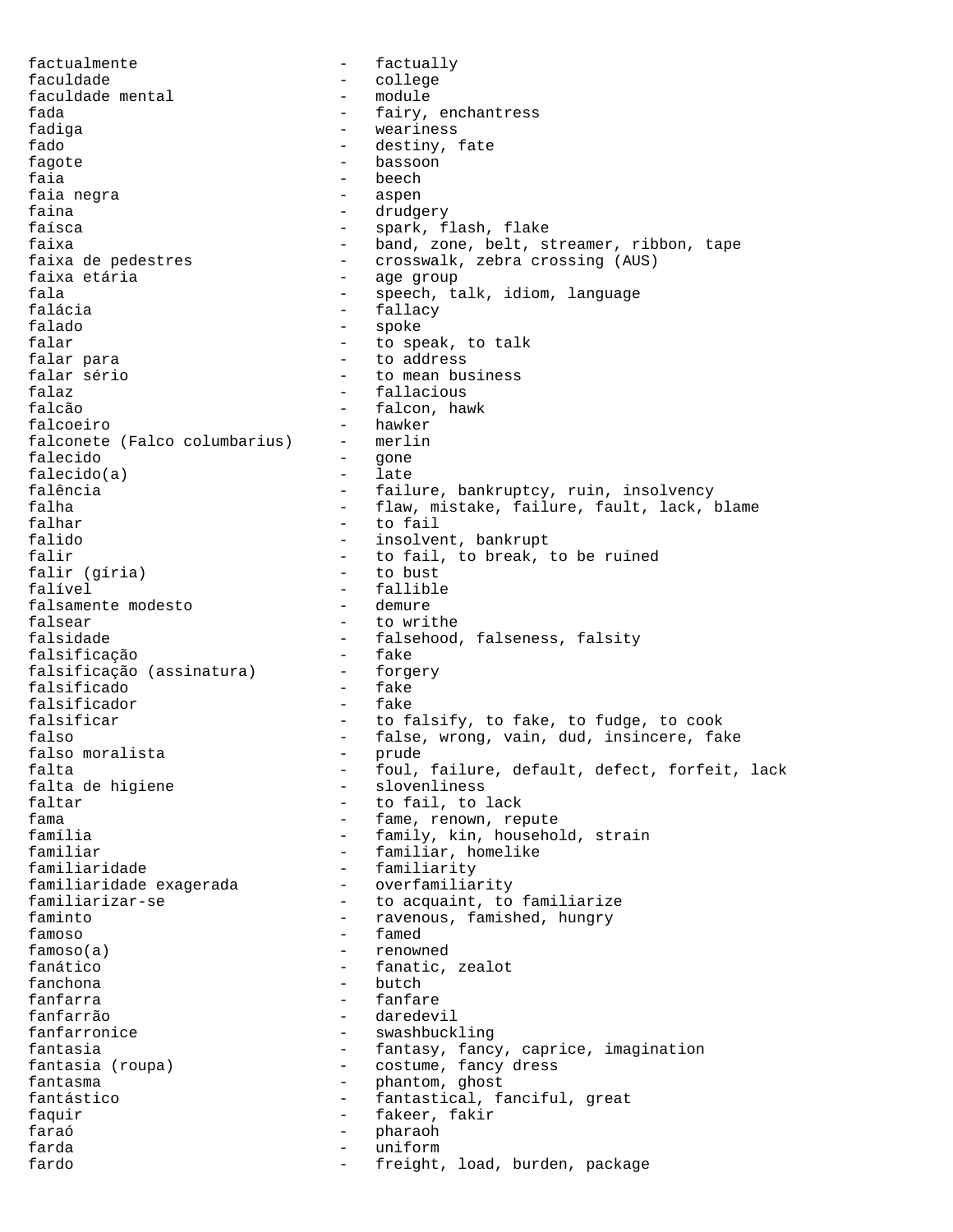factualmente - factually
faculdade - college
faculdade mental - module
fada - fairy, enchantress
fadiga - weariness
fado - destiny, fate
fagote - bassoon
faia - beech
faia negra - aspen
faina - drudgery
faísca - spark, flash, flake
faixa - band, zone, belt, streamer, ribbon, tape
faixa de pedestres - crosswalk, zebra crossing (AUS)
faixa etária - age group
fala - speech, talk, idiom, language
falácia - fallacy
falado - spoke
falar - to speak, to talk
falar para - to address
falar sério - to mean business
falaz - fallacious
falcão - falcon, hawk
falcoeiro - hawker
falconete (Falco columbarius) - merlin
falecido - gone
falecido(a) - late
falência - failure, bankruptcy, ruin, insolvency
falha - flaw, mistake, failure, fault, lack, blame
falhar - to fail
falido - insolvent, bankrupt
falir - to fail, to break, to be ruined
falir (gíria) - to bust
falível - fallible
falsamente modesto - demure
falsear - to writhe
falsidade - falsehood, falseness, falsity
falsificação - fake
falsificação (assinatura) - forgery
falsificado - fake
falsificador - fake
falsificar - to falsify, to fake, to fudge, to cook
falso - false, wrong, vain, dud, insincere, fake
falso moralista - prude
falta - foul, failure, default, defect, forfeit, lack
falta de higiene - slovenliness
faltar - to fail, to lack
fama - fame, renown, repute
família - family, kin, household, strain
familiar - familiar, homelike
familiaridade - familiarity
familiaridade exagerada - overfamiliarity
familiarizar-se - to acquaint, to familiarize
faminto - ravenous, famished, hungry
famoso - famed
famoso(a) - renowned
fanático - fanatic, zealot
fanchona - butch
fanfarra - fanfare
fanfarrão - daredevil
fanfarronice - swashbuckling
fantasia - fantasy, fancy, caprice, imagination
fantasia (roupa) - costume, fancy dress
fantasma - phantom, ghost
fantástico - fantastical, fanciful, great
faquir - fakeer, fakir
faraó - pharaoh
farda - uniform
fardo - freight, load, burden, package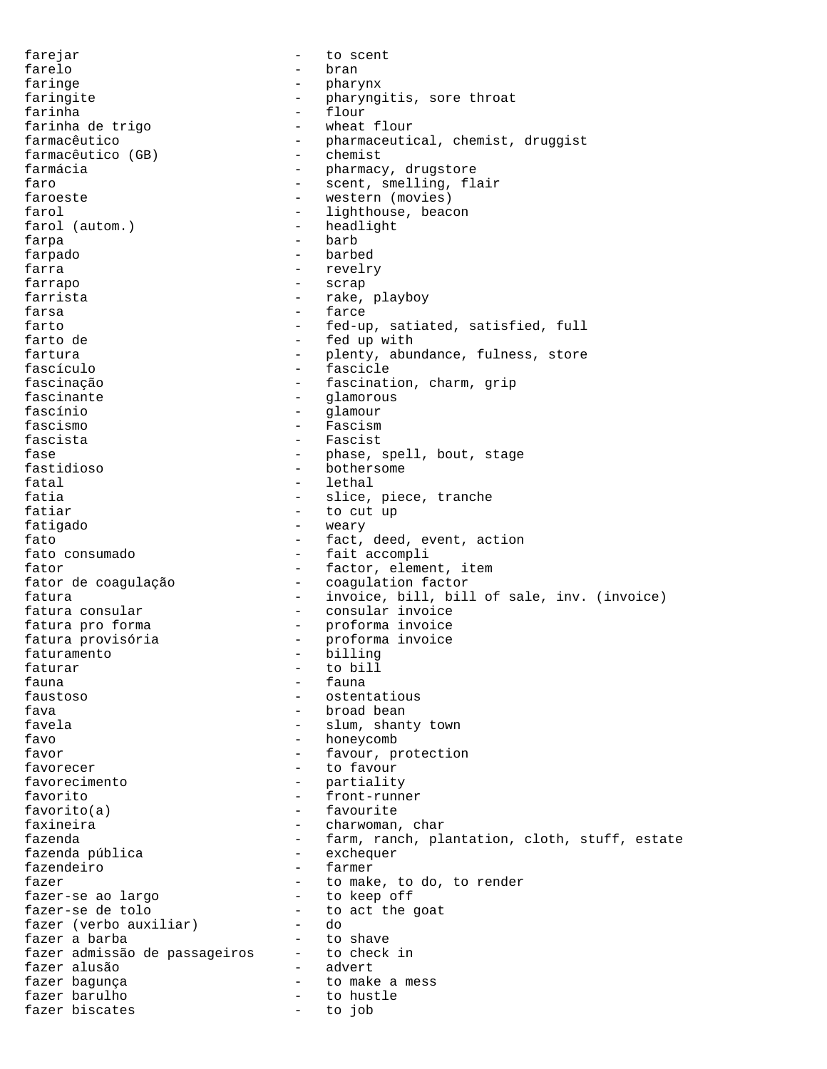farejar - to scent
farelo - bran
faringe - pharynx
faringite - pharyngitis, sore throat
farinha - flour
farinha de trigo - wheat flour
farmacêutico - pharmaceutical, chemist, druggist
farmacêutico (GB) - chemist
farmácia - pharmacy, drugstore
faro - scent, smelling, flair
faroeste - western (movies)
farol - lighthouse, beacon
farol (autom.) - headlight
farpa - barb
farpado - barbed
farra - revelry
farrapo - scrap
farrista - rake, playboy
farsa - farce
farto - fed-up, satiated, satisfied, full
farto de - fed up with
fartura - plenty, abundance, fulness, store
fascículo - fascicle
fascinação - fascination, charm, grip
fascinante - glamorous
fascínio - glamour
fascismo - Fascism
fascista - Fascist
fase - phase, spell, bout, stage
fastidioso - bothersome
fatal - lethal
fatia - slice, piece, tranche
fatiar - to cut up
fatigado - weary
fato - fact, deed, event, action
fato consumado - fait accompli
fator - factor, element, item
fator de coagulação - coagulation factor
fatura - invoice, bill, bill of sale, inv. (invoice)
fatura consular - consular invoice
fatura pro forma - proforma invoice
fatura provisória - proforma invoice
faturamento - billing
faturar - to bill
fauna - fauna
faustoso - ostentatious
fava - broad bean
favela - slum, shanty town
favo - honeycomb
favor - favour, protection
favorecer - to favour
favorecimento - partiality
favorito - front-runner
favorito(a) - favourite
faxineira - charwoman, char
fazenda - farm, ranch, plantation, cloth, stuff, estate
fazenda pública - exchequer
fazendeiro - farmer
fazer - to make, to do, to render
fazer-se ao largo - to keep off
fazer-se de tolo - to act the goat
fazer (verbo auxiliar) - do
fazer a barba - to shave
fazer admissão de passageiros - to check in
fazer alusão - advert
fazer bagunça - to make a mess
fazer barulho - to hustle
fazer biscates - to job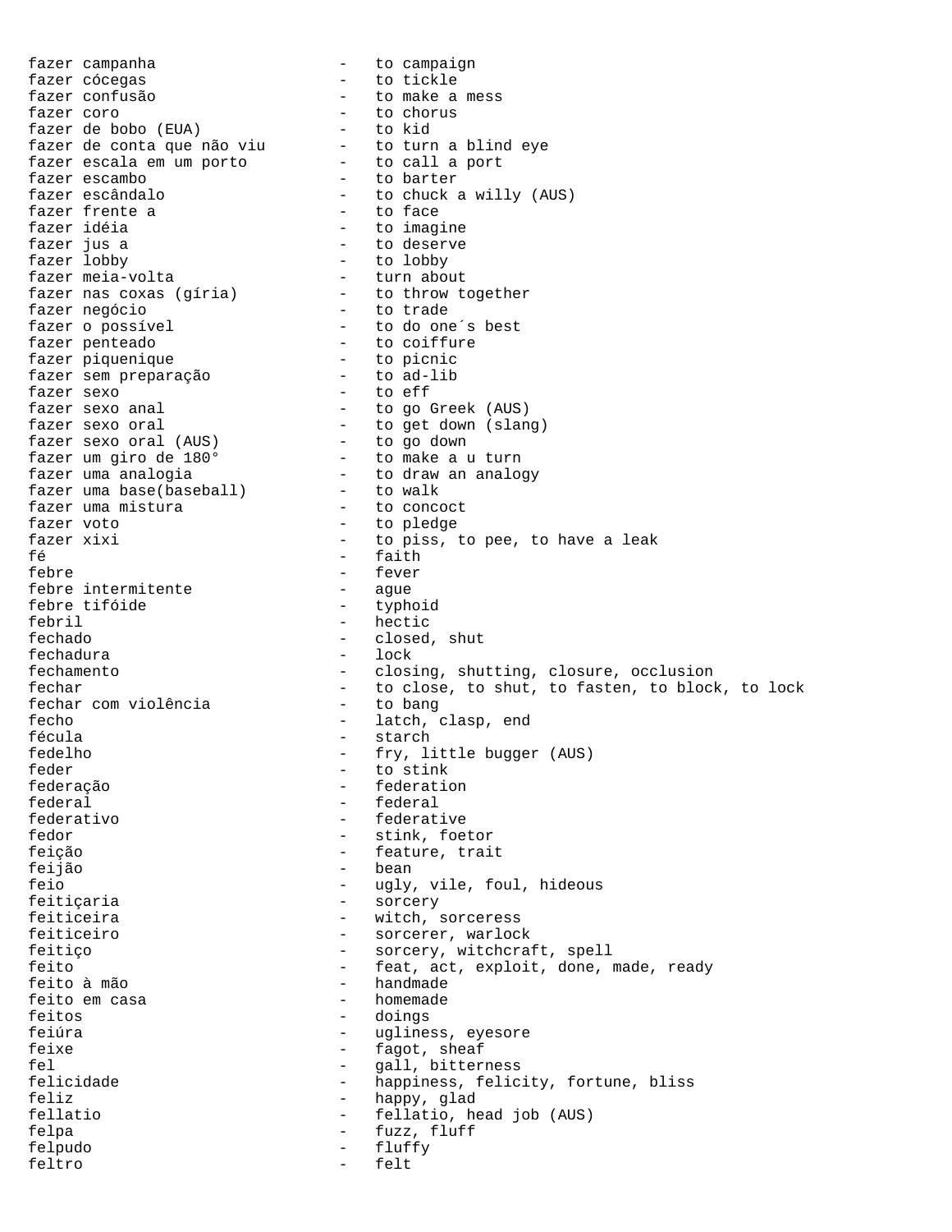fazer campanha - to campaign
fazer cócegas - to tickle
fazer confusão - to make a mess
fazer coro - to chorus
fazer de bobo (EUA) - to kid
fazer de conta que não viu - to turn a blind eye
fazer escala em um porto - to call a port
fazer escambo - to barter
fazer escândalo - to chuck a willy (AUS)
fazer frente a - to face
fazer idéia - to imagine
fazer jus a - to deserve
fazer lobby - to lobby
fazer meia-volta - turn about
fazer nas coxas (gíria) - to throw together
fazer negócio - to trade
fazer o possível - to do one´s best
fazer penteado - to coiffure
fazer piquenique - to picnic
fazer sem preparação - to ad-lib
fazer sexo - to eff
fazer sexo anal - to go Greek (AUS)
fazer sexo oral - to get down (slang)
fazer sexo oral (AUS) - to go down
fazer um giro de 180° - to make a u turn
fazer uma analogia - to draw an analogy
fazer uma base(baseball) - to walk
fazer uma mistura - to concoct
fazer voto - to pledge
fazer xixi - to piss, to pee, to have a leak
fé - faith
febre - fever
febre intermitente - ague
febre tifóide - typhoid
febril - hectic
fechado - closed, shut
fechadura - lock
fechamento - closing, shutting, closure, occlusion
fechar - to close, to shut, to fasten, to block, to lock
fechar com violência - to bang
fecho - latch, clasp, end
fécula - starch
fedelho - fry, little bugger (AUS)
feder - to stink
federação - federation
federal - federal
federativo - federative
fedor - stink, foetor
feição - feature, trait
feijão - bean
feio - ugly, vile, foul, hideous
feitiçaria - sorcery
feiticeira - witch, sorceress
feiticeiro - sorcerer, warlock
feitiço - sorcery, witchcraft, spell
feito - feat, act, exploit, done, made, ready
feito à mão - handmade
feito em casa - homemade
feitos - doings
feiúra - ugliness, eyesore
feixe - fagot, sheaf
fel - gall, bitterness
felicidade - happiness, felicity, fortune, bliss
feliz - happy, glad
fellatio - fellatio, head job (AUS)
felpa - fuzz, fluff
felpudo - fluffy
feltro - felt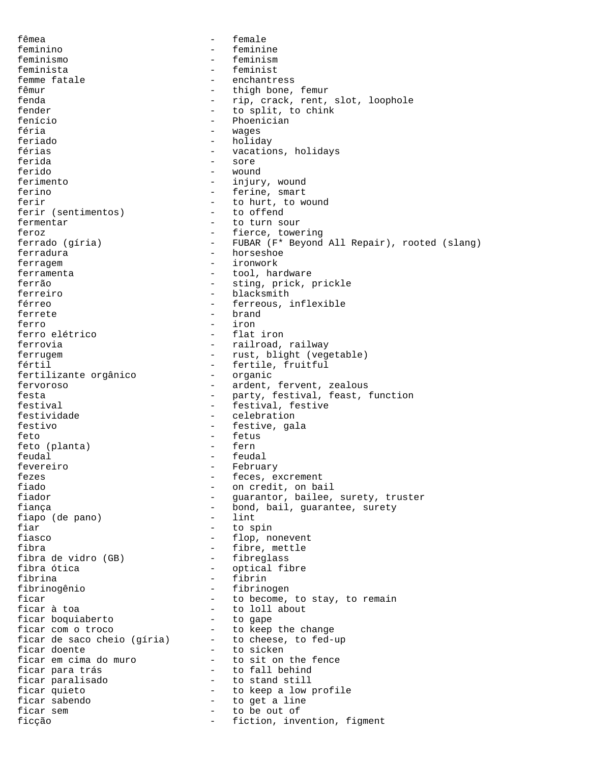fêmea - female
feminino - feminine
feminismo - feminism
feminista - feminist
femme fatale - enchantress
fêmur - thigh bone, femur
fenda - rip, crack, rent, slot, loophole
fender - to split, to chink
fenício - Phoenician
féria - wages
feriado - holiday
férias - vacations, holidays
ferida - sore
ferido - wound
ferimento - injury, wound
ferino - ferine, smart
ferir - to hurt, to wound
ferir (sentimentos) - to offend
fermentar - to turn sour
feroz - fierce, towering
ferrado (gíria) - FUBAR (F* Beyond All Repair), rooted (slang)
ferradura - horseshoe
ferragem - ironwork
ferramenta - tool, hardware
ferrão - sting, prick, prickle
ferreiro - blacksmith
férreo - ferreous, inflexible
ferrete - brand
ferro - iron
ferro elétrico - flat iron
ferrovia - railroad, railway
ferrugem - rust, blight (vegetable)
fértil - fertile, fruitful
fertilizante orgânico - organic
fervoroso - ardent, fervent, zealous
festa - party, festival, feast, function
festival - festival, festive
festividade - celebration
festivo - festive, gala
feto - fetus
feto (planta) - fern
feudal - feudal
fevereiro - February
fezes - feces, excrement
fiado - on credit, on bail
fiador - guarantor, bailee, surety, truster
fiança - bond, bail, guarantee, surety
fiapo (de pano) - lint
fiar - to spin
fiasco - flop, nonevent
fibra - fibre, mettle
fibra de vidro (GB) - fibreglass
fibra ótica - optical fibre
fibrina - fibrin
fibrinogênio - fibrinogen
ficar - to become, to stay, to remain
ficar à toa - to loll about
ficar boquiaberto - to gape
ficar com o troco - to keep the change
ficar de saco cheio (gíria) - to cheese, to fed-up
ficar doente - to sicken
ficar em cima do muro - to sit on the fence
ficar para trás - to fall behind
ficar paralisado - to stand still
ficar quieto - to keep a low profile
ficar sabendo - to get a line
ficar sem - to be out of
ficção - fiction, invention, figment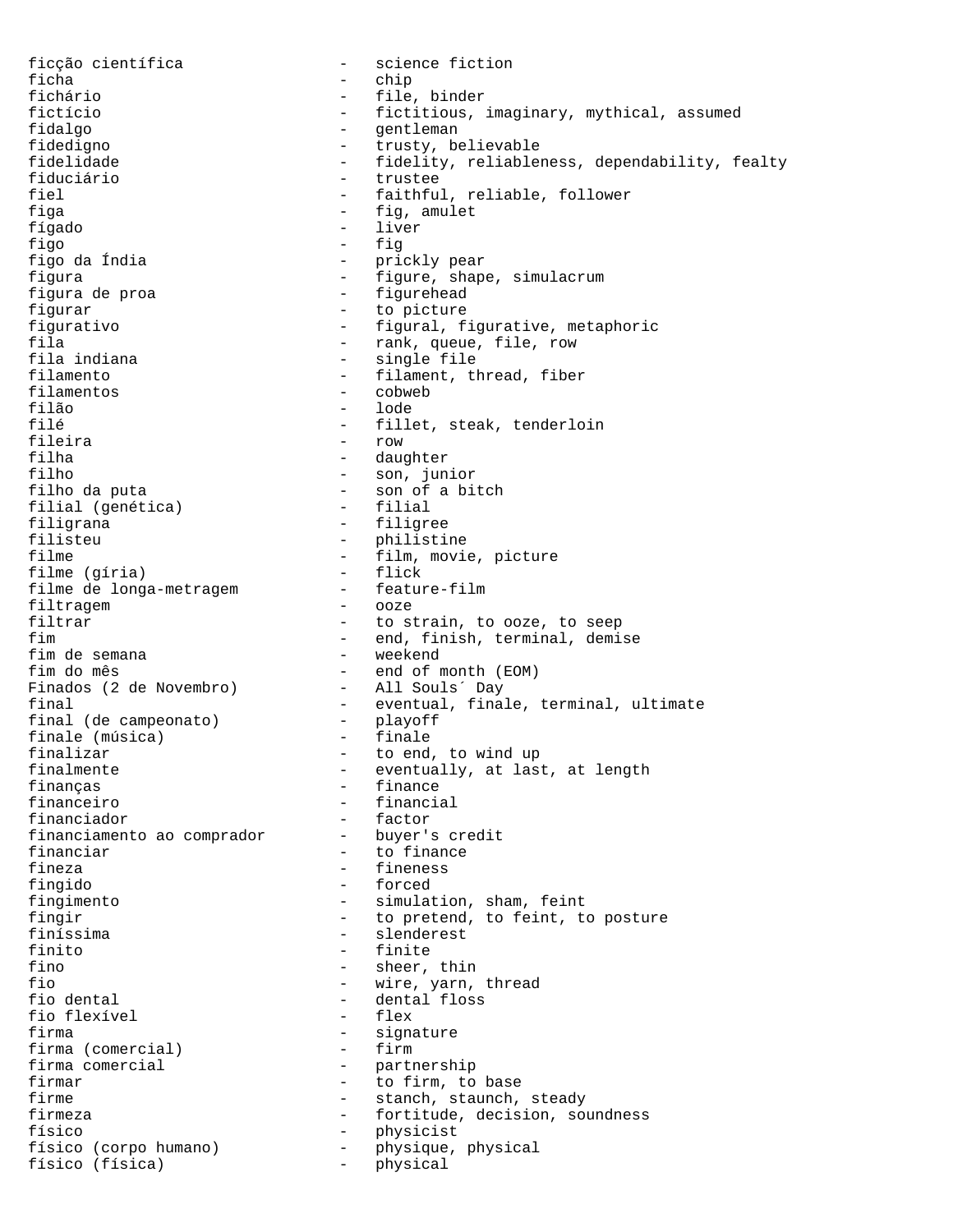ficção científica - science fiction
ficha - chip
fichário - file, binder
fictício - fictitious, imaginary, mythical, assumed
fidalgo - gentleman
fidedigno - trusty, believable
fidelidade - fidelity, reliableness, dependability, fealty
fiduciário - trustee
fiel - faithful, reliable, follower
figa - fig, amulet
fígado - liver
figo - fig
figo da Índia - prickly pear
figura - figure, shape, simulacrum
figura de proa - figurehead
figurar - to picture
figurativo - figural, figurative, metaphoric
fila - rank, queue, file, row
fila indiana - single file
filamento - filament, thread, fiber
filamentos - cobweb
filão - lode
filé - fillet, steak, tenderloin
fileira - row
filha - daughter
filho - son, junior
filho da puta - son of a bitch
filial (genética) - filial
filigrana - filigree
filisteu - philistine
filme - film, movie, picture
filme (gíria) - flick
filme de longa-metragem - feature-film
filtragem - ooze
filtrar - to strain, to ooze, to seep
fim - end, finish, terminal, demise
fim de semana - weekend
fim do mês - end of month (EOM)
Finados (2 de Novembro) - All Souls´ Day
final - eventual, finale, terminal, ultimate
final (de campeonato) - playoff
finale (música) - finale
finalizar - to end, to wind up
finalmente - eventually, at last, at length
finanças - finance
financeiro - financial
financiador - factor
financiamento ao comprador - buyer's credit
financiar - to finance
fineza - fineness
fingido - forced
fingimento - simulation, sham, feint
fingir - to pretend, to feint, to posture
finíssima - slenderest
finito - finite
fino - sheer, thin
fio - wire, yarn, thread
fio dental - dental floss
fio flexível - flex
firma - signature
firma (comercial) - firm
firma comercial - partnership
firmar - to firm, to base
firme - stanch, staunch, steady
firmeza - fortitude, decision, soundness
físico - physicist
físico (corpo humano) - physique, physical
físico (física) - physical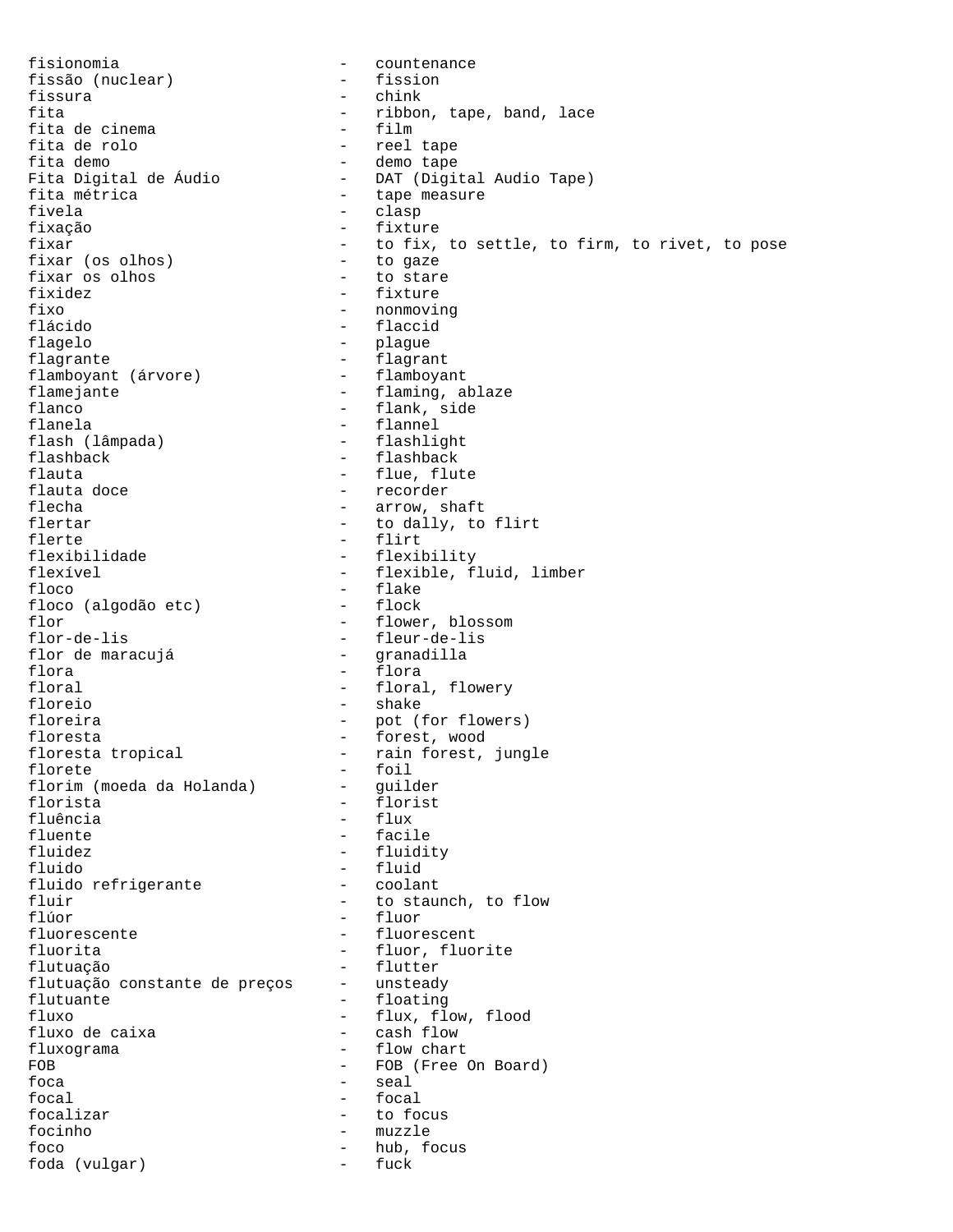fisionomia - countenance
fissão (nuclear) - fission
fissura - chink
fita - ribbon, tape, band, lace
fita de cinema - film
fita de rolo - reel tape
fita demo - demo tape
Fita Digital de Áudio - DAT (Digital Audio Tape)
fita métrica - tape measure
fivela - clasp
fixação - fixture
fixar - to fix, to settle, to firm, to rivet, to pose
fixar (os olhos) - to gaze
fixar os olhos - to stare
fixidez - fixture
fixo - nonmoving
flácido - flaccid
flagelo - plague
flagrante - flagrant
flamboyant (árvore) - flamboyant
flamejante - flaming, ablaze
flanco - flank, side
flanela - flannel
flash (lâmpada) - flashlight
flashback - flashback
flauta - flue, flute
flauta doce - recorder
flecha - arrow, shaft
flertar - to dally, to flirt
flerte - flirt
flexibilidade - flexibility
flexível - flexible, fluid, limber
floco - flake
floco (algodão etc) - flock
flor - flower, blossom
flor-de-lis - fleur-de-lis
flor de maracujá - granadilla
flora - flora
floral - floral, flowery
floreio - shake
floreira - pot (for flowers)
floresta - forest, wood
floresta tropical - rain forest, jungle
florete - foil
florim (moeda da Holanda) - guilder
florista - florist
fluência - flux
fluente - facile
fluidez - fluidity
fluido - fluid
fluido refrigerante - coolant
fluir - to staunch, to flow
flúor - fluor
fluorescente - fluorescent
fluorita - fluor, fluorite
flutuação - flutter
flutuação constante de preços - unsteady
flutuante - floating
fluxo - flux, flow, flood
fluxo de caixa - cash flow
fluxograma - flow chart
FOB - FOB (Free On Board)
foca - seal
focal - focal
focalizar - to focus
focinho - muzzle
foco - hub, focus
foda (vulgar) - fuck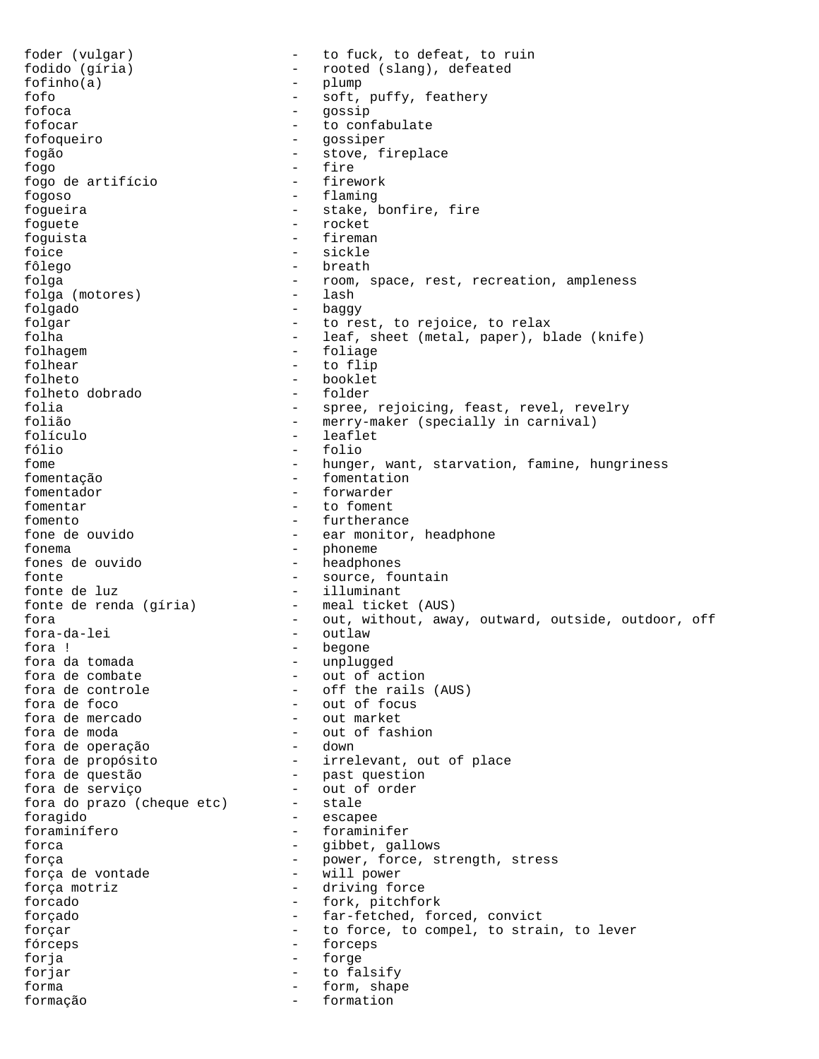foder (vulgar) - to fuck, to defeat, to ruin
fodido (gíria) - rooted (slang), defeated
fofinho(a) - plump
fofo - soft, puffy, feathery
fofoca - gossip
fofocar - to confabulate
fofoqueiro - gossiper
fogão - stove, fireplace
fogo - fire
fogo de artifício - firework
fogoso - flaming
fogueira - stake, bonfire, fire
foguete - rocket
foguista - fireman
foice - sickle
fôlego - breath
folga - room, space, rest, recreation, ampleness
folga (motores) - lash
folgado - baggy
folgar - to rest, to rejoice, to relax
folha - leaf, sheet (metal, paper), blade (knife)
folhagem - foliage
folhear - to flip
folheto - booklet
folheto dobrado - folder
folia - spree, rejoicing, feast, revel, revelry
folião - merry-maker (specially in carnival)
folículo - leaflet
fólio - folio
fome - hunger, want, starvation, famine, hungriness
fomentação - fomentation
fomentador - forwarder
fomentar - to foment
fomento - furtherance
fone de ouvido - ear monitor, headphone
fonema - phoneme
fones de ouvido - headphones
fonte - source, fountain
fonte de luz - illuminant
fonte de renda (gíria) - meal ticket (AUS)
fora - out, without, away, outward, outside, outdoor, off
fora-da-lei - outlaw
fora ! - begone
fora da tomada - unplugged
fora de combate - out of action
fora de controle - off the rails (AUS)
fora de foco - out of focus
fora de mercado - out market
fora de moda - out of fashion
fora de operação - down
fora de propósito - irrelevant, out of place
fora de questão - past question
fora de serviço - out of order
fora do prazo (cheque etc) - stale
foragido - escapee
foraminífero - foraminifer
forca - gibbet, gallows
força - power, force, strength, stress
força de vontade - will power
força motriz - driving force
forcado - fork, pitchfork
forçado - far-fetched, forced, convict
forçar - to force, to compel, to strain, to lever
fórceps - forceps
forja - forge
forjar - to falsify
forma - form, shape
formação - formation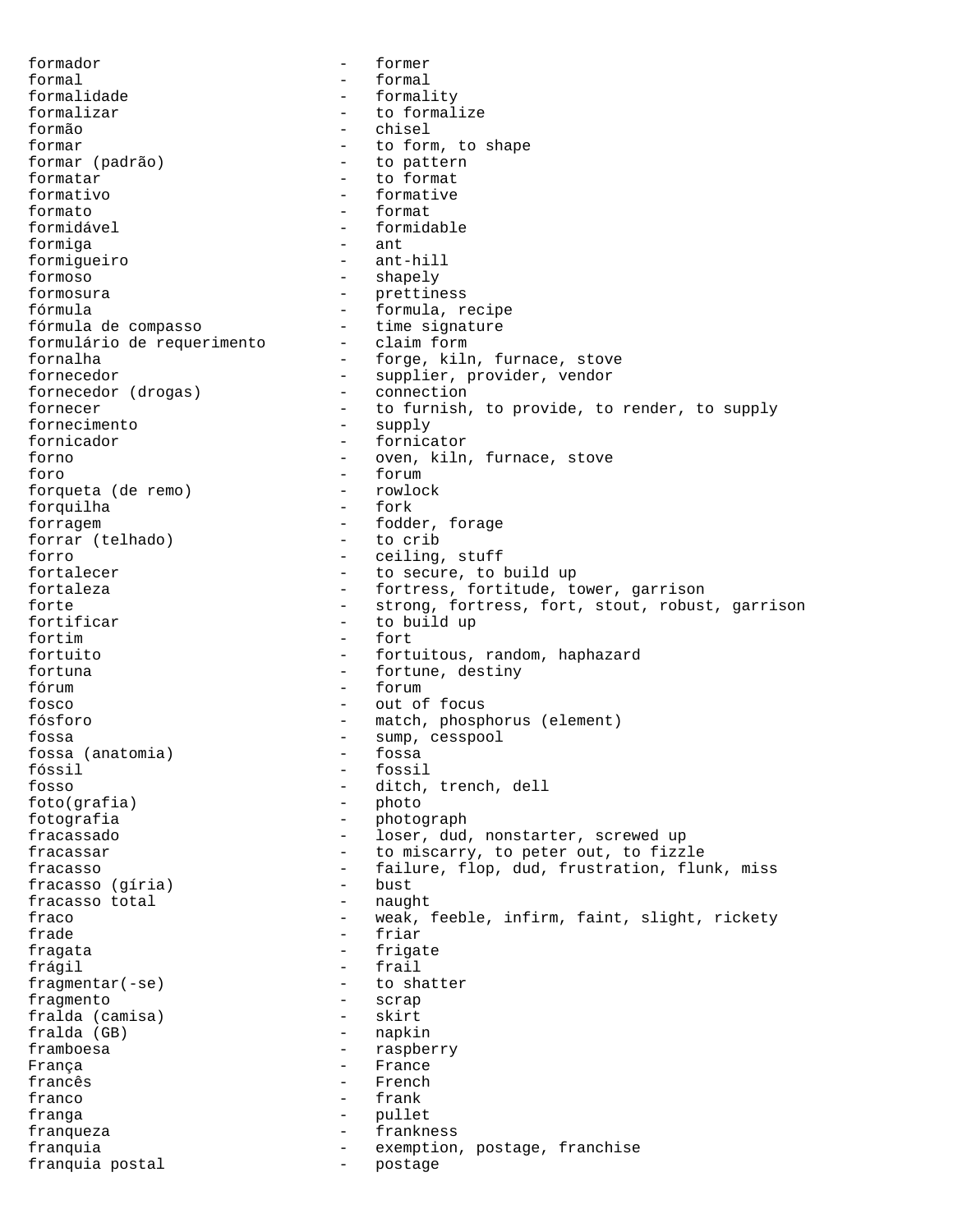formador - former
formal - formal
formalidade - formality
formalizar - to formalize
formão - chisel
formar - to form, to shape
formar (padrão) - to pattern
formatar - to format
formativo - formative
formato - format
formidável - formidable
formiga - ant
formigueiro - ant-hill
formoso - shapely
formosura - prettiness
fórmula - formula, recipe
fórmula de compasso - time signature
formulário de requerimento - claim form
fornalha - forge, kiln, furnace, stove
fornecedor - supplier, provider, vendor
fornecedor (drogas) - connection
fornecer - to furnish, to provide, to render, to supply
fornecimento - supply
fornicador - fornicator
forno - oven, kiln, furnace, stove
foro - forum
forqueta (de remo) - rowlock
forquilha - fork
forragem - fodder, forage
forrar (telhado) - to crib
forro - ceiling, stuff
fortalecer - to secure, to build up
fortaleza - fortress, fortitude, tower, garrison
forte - strong, fortress, fort, stout, robust, garrison
fortificar - to build up
fortim - fort
fortuito - fortuitous, random, haphazard
fortuna - fortune, destiny
fórum - forum
fosco - out of focus
fósforo - match, phosphorus (element)
fossa - sump, cesspool
fossa (anatomia) - fossa
fóssil - fossil
fosso - ditch, trench, dell
foto(grafia) - photo
fotografia - photograph
fracassado - loser, dud, nonstarter, screwed up
fracassar - to miscarry, to peter out, to fizzle
fracasso - failure, flop, dud, frustration, flunk, miss
fracasso (gíria) - bust
fracasso total - naught
fraco - weak, feeble, infirm, faint, slight, rickety
frade - friar
fragata - frigate
frágil - frail
fragmentar(-se) - to shatter
fragmento - scrap
fralda (camisa) - skirt
fralda (GB) - napkin
framboesa - raspberry
França - France
francês - French
franco - frank
franga - pullet
franqueza - frankness
franquia - exemption, postage, franchise
franquia postal - postage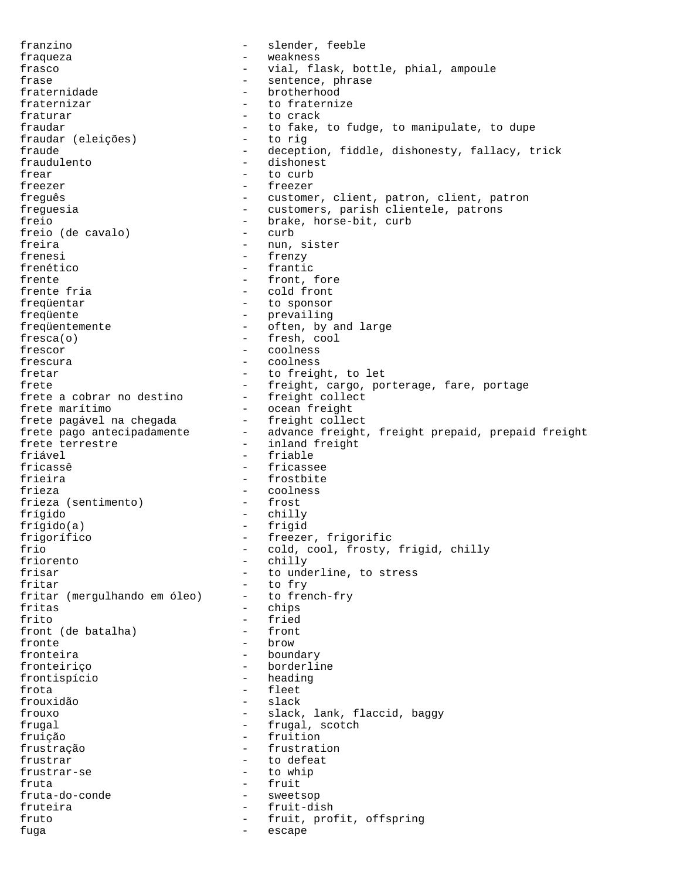franzino - slender, feeble
fraqueza - weakness
frasco - vial, flask, bottle, phial, ampoule
frase - sentence, phrase
fraternidade - brotherhood
fraternizar - to fraternize
fraturar - to crack
fraudar - to fake, to fudge, to manipulate, to dupe
fraudar (eleições) - to rig
fraude - deception, fiddle, dishonesty, fallacy, trick
fraudulento - dishonest
frear - to curb
freezer - freezer
freguês - customer, client, patron, client, patron
freguesia - customers, parish clientele, patrons
freio - brake, horse-bit, curb
freio (de cavalo) - curb
freira - nun, sister
frenesi - frenzy
frenético - frantic
frente - front, fore
frente fria - cold front
freqüentar - to sponsor
freqüente - prevailing
freqüentemente - often, by and large
fresca(o) - fresh, cool
frescor - coolness
frescura - coolness
fretar - to freight, to let
frete - freight, cargo, porterage, fare, portage
frete a cobrar no destino - freight collect
frete marítimo - ocean freight
frete pagável na chegada - freight collect
frete pago antecipadamente - advance freight, freight prepaid, prepaid freight
frete terrestre - inland freight
friável - friable
fricassê - fricassee
frieira - frostbite
frieza - coolness
frieza (sentimento) - frost
frígido - chilly
frígido(a) - frigid
frigorífico - freezer, frigorific
frio - cold, cool, frosty, frigid, chilly
friorento - chilly
frisar - to underline, to stress
fritar - to fry
fritar (mergulhando em óleo) - to french-fry
fritas - chips
frito - fried
front (de batalha) - front
fronte - brow
fronteira - boundary
fronteiriço - borderline
frontispício - heading
frota - fleet
frouxidão - slack
frouxo - slack, lank, flaccid, baggy
frugal - frugal, scotch
fruição - fruition
frustração - frustration
frustrar - to defeat
frustrar-se - to whip
fruta - fruit
fruta-do-conde - sweetsop
fruteira - fruit-dish
fruto - fruit, profit, offspring
fuga - escape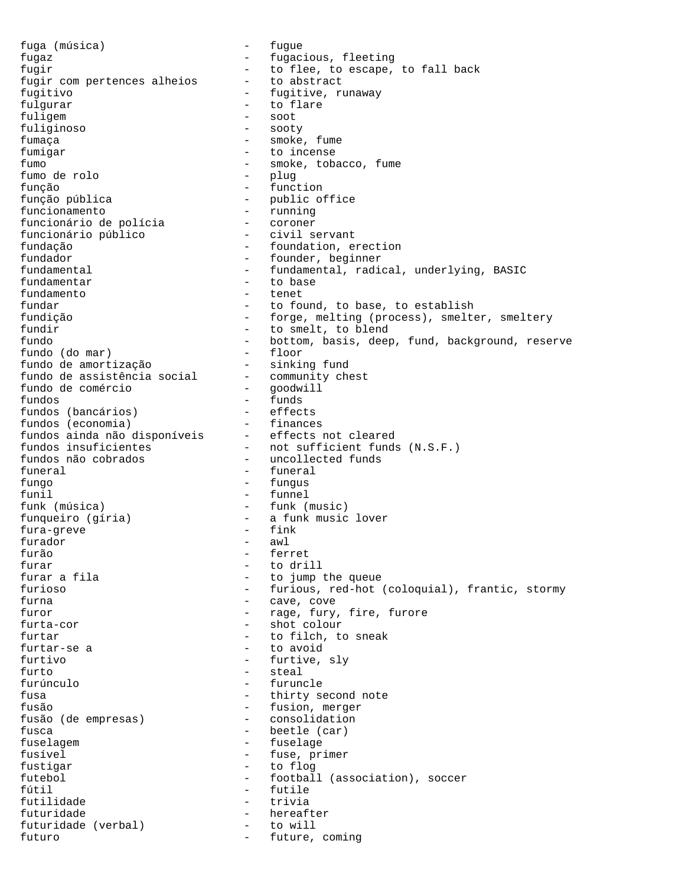fuga (música) - fugue
fugaz - fugacious, fleeting
fugir - to flee, to escape, to fall back
fugir com pertences alheios - to abstract
fugitivo - fugitive, runaway
fulgurar - to flare
fuligem - soot
fuliginoso - sooty
fumaça - smoke, fume
fumigar - to incense
fumo - smoke, tobacco, fume
fumo de rolo - plug
função - function
função pública - public office
funcionamento - running
funcionário de polícia - coroner
funcionário público - civil servant
fundação - foundation, erection
fundador - founder, beginner
fundamental - fundamental, radical, underlying, BASIC
fundamentar - to base
fundamento - tenet
fundar - to found, to base, to establish
fundição - forge, melting (process), smelter, smeltery
fundir - to smelt, to blend
fundo - bottom, basis, deep, fund, background, reserve
fundo (do mar) - floor
fundo de amortização - sinking fund
fundo de assistência social - community chest
fundo de comércio - goodwill
fundos - funds
fundos (bancários) - effects
fundos (economia) - finances
fundos ainda não disponíveis - effects not cleared
fundos insuficientes - not sufficient funds (N.S.F.)
fundos não cobrados - uncollected funds
funeral - funeral
fungo - fungus
funil - funnel
funk (música) - funk (music)
funqueiro (gíria) - a funk music lover
fura-greve - fink
furador - awl
furão - ferret
furar - to drill
furar a fila - to jump the queue
furioso - furious, red-hot (coloquial), frantic, stormy
furna - cave, cove
furor - rage, fury, fire, furore
furta-cor - shot colour
furtar - to filch, to sneak
furtar-se a - to avoid
furtivo - furtive, sly
furto - steal
furúnculo - furuncle
fusa - thirty second note
fusão - fusion, merger
fusão (de empresas) - consolidation
fusca - beetle (car)
fuselagem - fuselage
fusível - fuse, primer
fustigar - to flog
futebol - football (association), soccer
fútil - futile
futilidade - trivia
futuridade - hereafter
futuridade (verbal) - to will
futuro - future, coming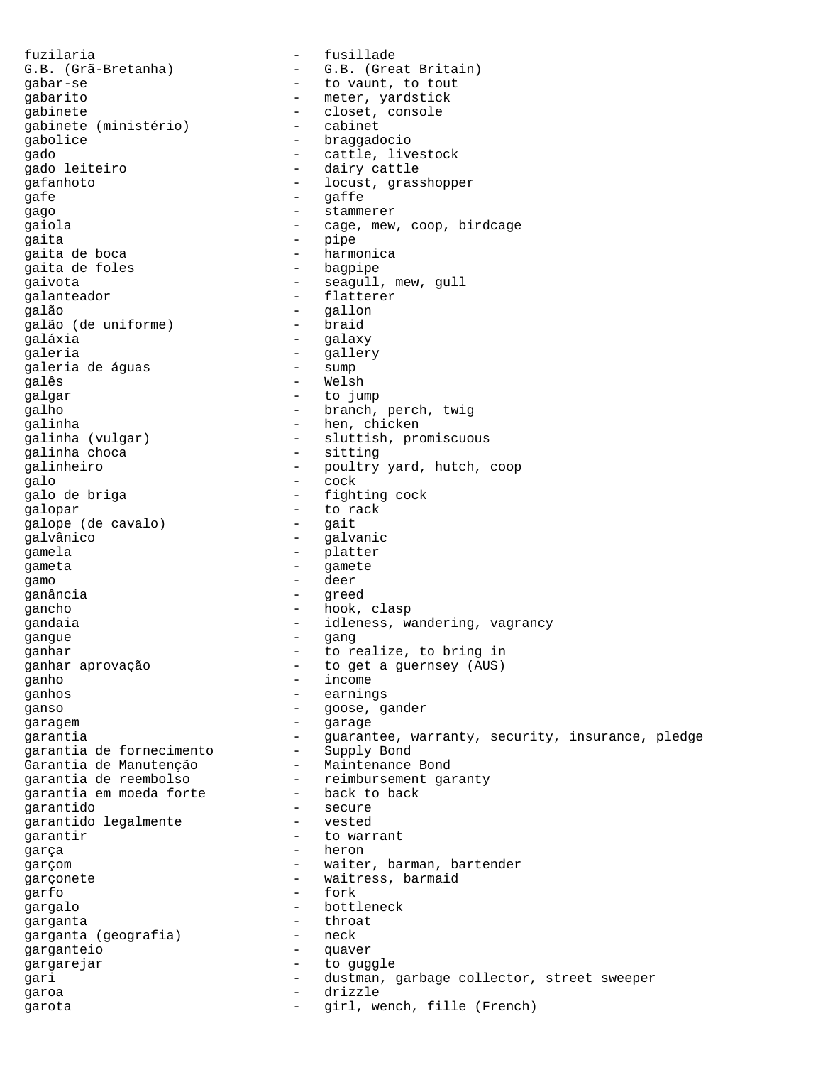fuzilaria - fusillade
G.B. (Grã-Bretanha) - G.B. (Great Britain)
gabar-se - to vaunt, to tout
gabarito - meter, yardstick
gabinete - closet, console
gabinete (ministério) - cabinet
gabolice - braggadocio
gado - cattle, livestock
gado leiteiro - dairy cattle
gafanhoto - locust, grasshopper
gafe - gaffe
gago - stammerer
gaiola - cage, mew, coop, birdcage
gaita - pipe
gaita de boca - harmonica
gaita de foles - bagpipe
gaivota - seagull, mew, gull
galanteador - flatterer
galão - gallon
galão (de uniforme) - braid
galáxia - galaxy
galeria - gallery
galeria de águas - sump
galês - Welsh
galgar - to jump
galho - branch, perch, twig
galinha - hen, chicken
galinha (vulgar) - sluttish, promiscuous
galinha choca - sitting
galinheiro - poultry yard, hutch, coop
galo - cock
galo de briga - fighting cock
galopar - to rack
galope (de cavalo) - gait
galvânico - galvanic
gamela - platter
gameta - gamete
gamo - deer
ganância - greed
gancho - hook, clasp
gandaia - idleness, wandering, vagrancy
gangue - gang
ganhar - to realize, to bring in
ganhar aprovação - to get a guernsey (AUS)
ganho - income
ganhos - earnings
ganso - goose, gander
garagem - garage
garantia - guarantee, warranty, security, insurance, pledge
garantia de fornecimento - Supply Bond
Garantia de Manutenção - Maintenance Bond
garantia de reembolso - reimbursement garanty
garantia em moeda forte - back to back
garantido - secure
garantido legalmente - vested
garantir - to warrant
garça - heron
garçom - waiter, barman, bartender
garçonete - waitress, barmaid
garfo - fork
gargalo - bottleneck
garganta - throat
garganta (geografia) - neck
garganteio - quaver
gargarejar - to guggle
gari - dustman, garbage collector, street sweeper
garoa - drizzle
garota - girl, wench, fille (French)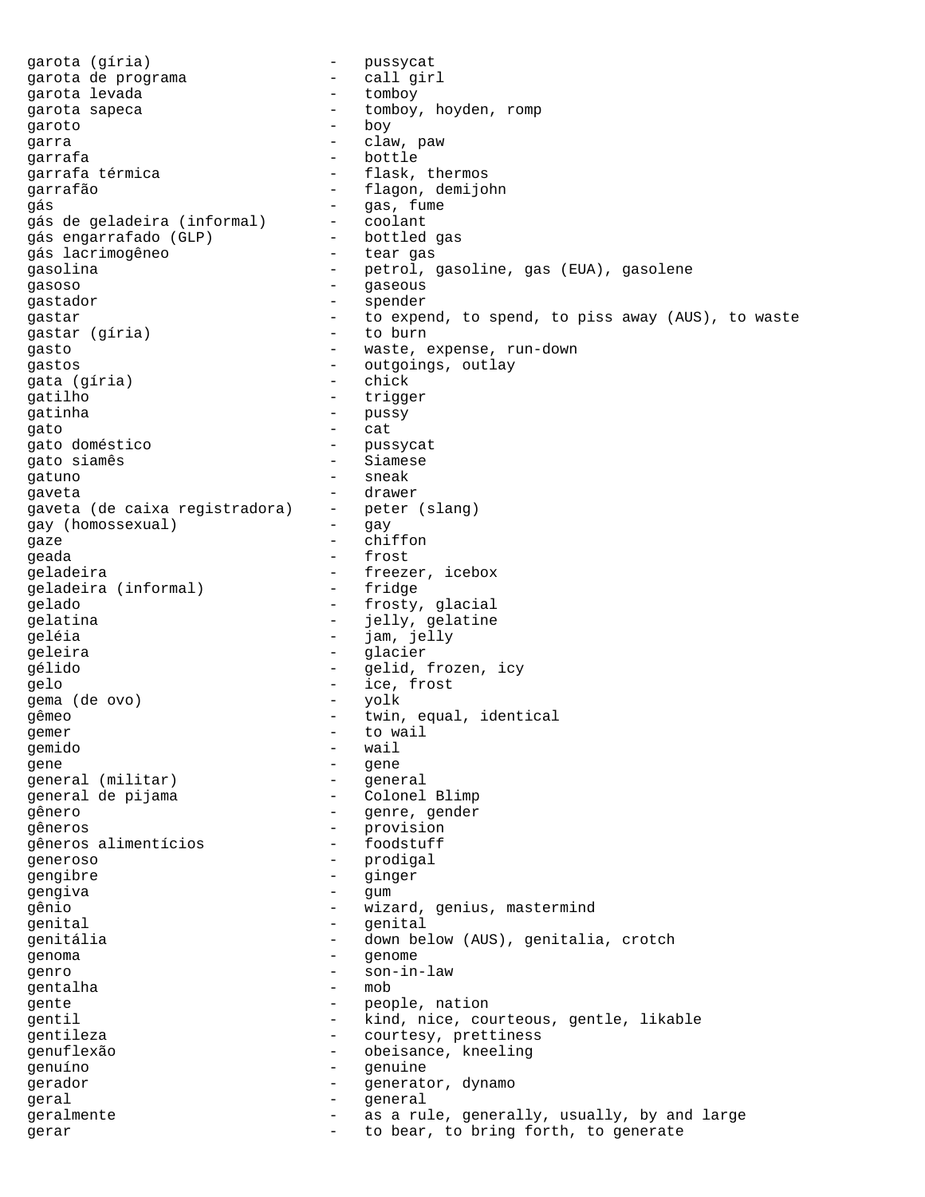garota (gíria) - pussycat
garota de programa - call girl
garota levada - tomboy
garota sapeca - tomboy, hoyden, romp
garoto - boy
garra - claw, paw
garrafa - bottle
garrafa térmica - flask, thermos
garrafão - flagon, demijohn
gás - gas, fume
gás de geladeira (informal) - coolant
gás engarrafado (GLP) - bottled gas
gás lacrimogêneo - tear gas
gasolina - petrol, gasoline, gas (EUA), gasolene
gasoso - gaseous
gastador - spender
gastar - to expend, to spend, to piss away (AUS), to waste
gastar (gíria) - to burn
gasto - waste, expense, run-down
gastos - outgoings, outlay
gata (gíria) - chick
gatilho - trigger
gatinha - pussy
gato - cat
gato doméstico - pussycat
gato siamês - Siamese
gatuno - sneak
gaveta - drawer
gaveta (de caixa registradora) - peter (slang)
gay (homossexual) - gay
gaze - chiffon
geada - frost
geladeira - freezer, icebox
geladeira (informal) - fridge
gelado - frosty, glacial
gelatina - jelly, gelatine
geléia - jam, jelly
geleira - glacier
gélido - gelid, frozen, icy
gelo - ice, frost
gema (de ovo) - yolk
gêmeo - twin, equal, identical
gemer - to wail
gemido - wail
gene - gene
general (militar) - general
general de pijama - Colonel Blimp
gênero - genre, gender
gêneros - provision
gêneros alimentícios - foodstuff
generoso - prodigal
gengibre - ginger
gengiva - gum
gênio - wizard, genius, mastermind
genital - genital
genitália - down below (AUS), genitalia, crotch
genoma - genome
genro - son-in-law
gentalha - mob
gente - people, nation
gentil - kind, nice, courteous, gentle, likable
gentileza - courtesy, prettiness
genuflexão - obeisance, kneeling
genuíno - genuine
gerador - generator, dynamo
geral - general
geralmente - as a rule, generally, usually, by and large
gerar - to bear, to bring forth, to generate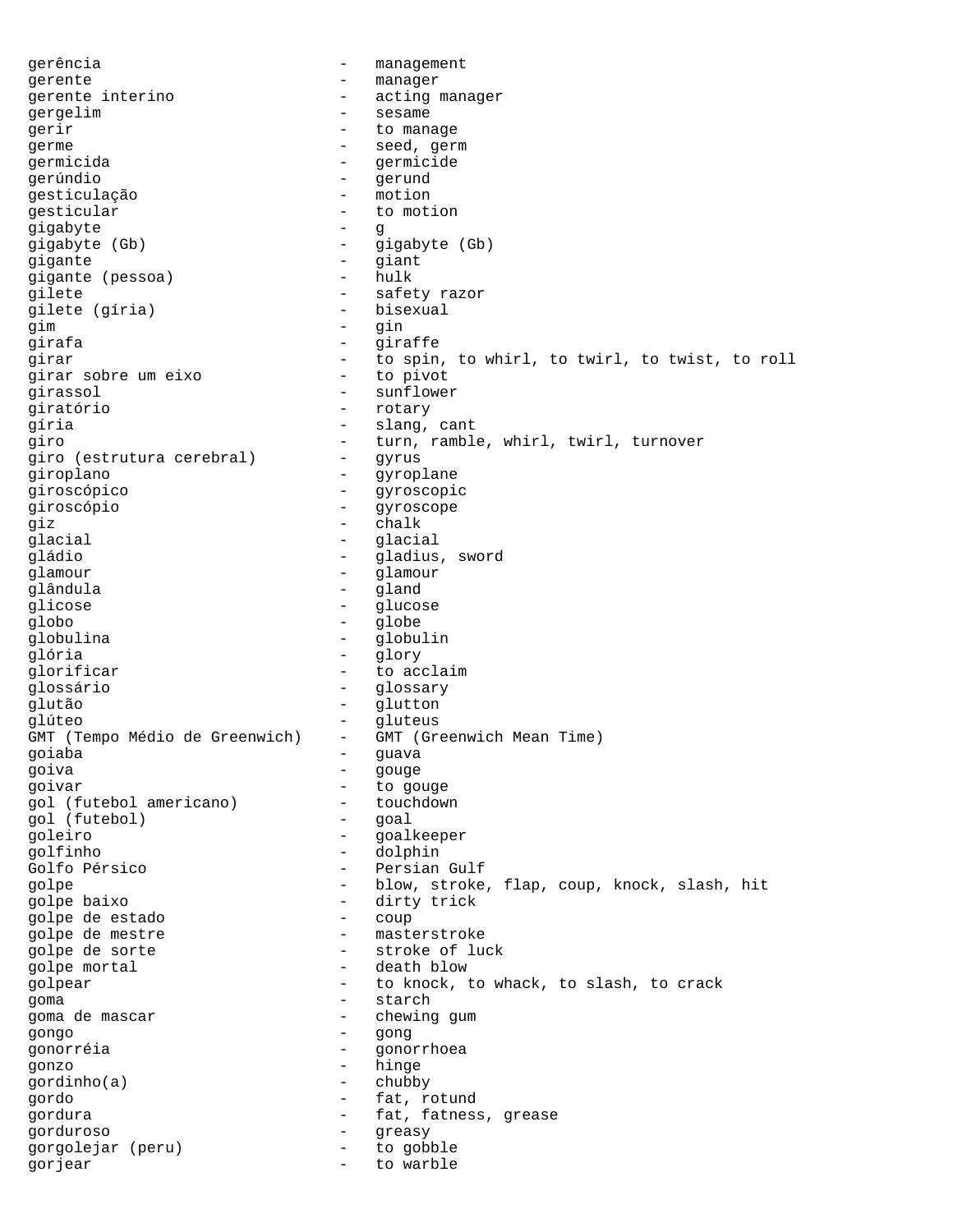gerência - management
gerente - manager
gerente interino - acting manager
gergelim - sesame
gerir - to manage
germe - seed, germ
germicida - germicide
gerúndio - gerund
gesticulação - motion
gesticular - to motion
gigabyte - g
gigabyte (Gb) - gigabyte (Gb)
gigante - giant
gigante (pessoa) - hulk
gilete - safety razor
gilete (gíria) - bisexual
gim - gin
girafa - giraffe
girar - to spin, to whirl, to twirl, to twist, to roll
girar sobre um eixo - to pivot
girassol - sunflower
giratório - rotary
gíria - slang, cant
giro - turn, ramble, whirl, twirl, turnover
giro (estrutura cerebral) - gyrus
giroplano - gyroplane
giroscópico - gyroscopic
giroscópio - gyroscope
giz - chalk
glacial - glacial
gládio - gladius, sword
glamour - glamour
glândula - gland
glicose - glucose
globo - globe
globulina - globulin
glória - glory
glorificar - to acclaim
glossário - glossary
glutão - glutton
glúteo - gluteus
GMT (Tempo Médio de Greenwich) - GMT (Greenwich Mean Time)
goiaba - guava
goiva - gouge
goivar - to gouge
gol (futebol americano) - touchdown
gol (futebol) - goal
goleiro - goalkeeper
golfinho - dolphin
Golfo Pérsico - Persian Gulf
golpe - blow, stroke, flap, coup, knock, slash, hit
golpe baixo - dirty trick
golpe de estado - coup
golpe de mestre - masterstroke
golpe de sorte - stroke of luck
golpe mortal - death blow
golpear - to knock, to whack, to slash, to crack
goma - starch
goma de mascar - chewing gum
gongo - gong
gonorréia - gonorrhoea
gonzo - hinge
gordinho(a) - chubby
gordo - fat, rotund
gordura - fat, fatness, grease
gorduroso - greasy
gorgolejar (peru) - to gobble
gorjear - to warble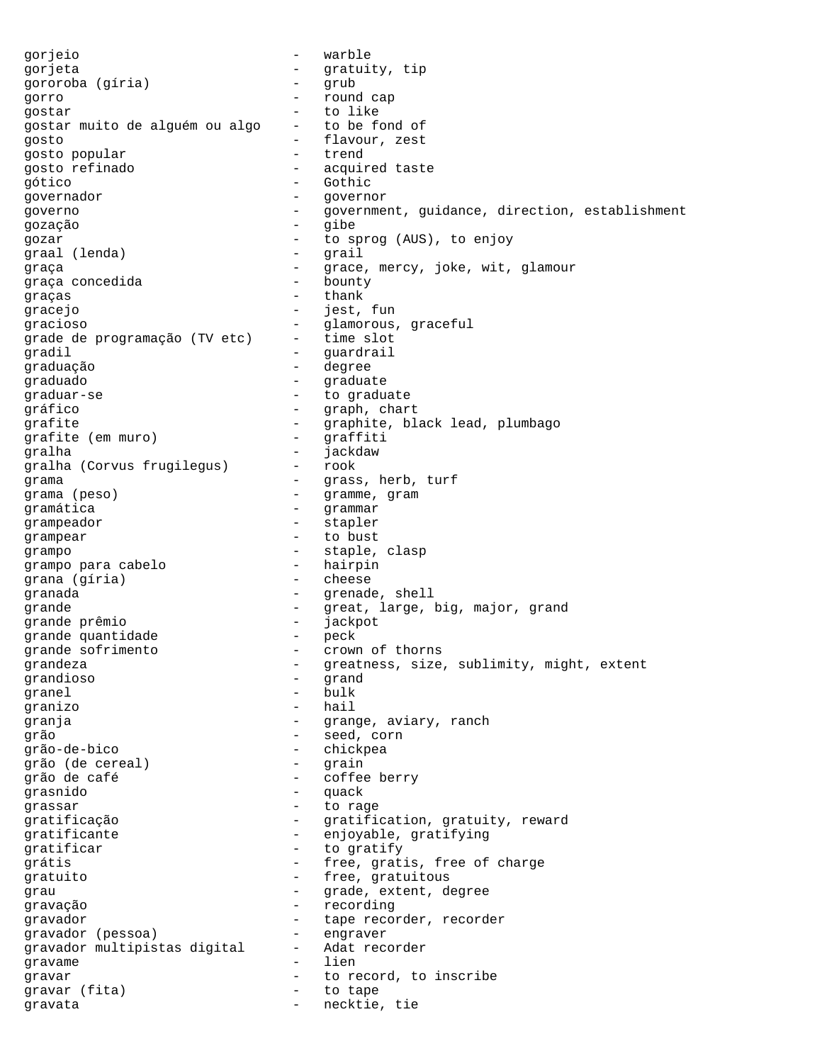gorjeio - warble
gorjeta - gratuity, tip
gororoba (gíria) - grub
gorro - round cap
gostar - to like
gostar muito de alguém ou algo - to be fond of
gosto - flavour, zest
gosto popular - trend
gosto refinado - acquired taste
gótico - Gothic
governador - governor
governo - government, guidance, direction, establishment
gozação - gibe
gozar - to sprog (AUS), to enjoy
graal (lenda) - grail
graça - grace, mercy, joke, wit, glamour
graça concedida - bounty
graças - thank
gracejo - jest, fun
gracioso - glamorous, graceful
grade de programação (TV etc) - time slot
gradil - guardrail
graduação - degree
graduado - graduate
graduar-se - to graduate
gráfico - graph, chart
grafite - graphite, black lead, plumbago
grafite (em muro) - graffiti
gralha - jackdaw
gralha (Corvus frugilegus) - rook
grama - grass, herb, turf
grama (peso) - gramme, gram
gramática - grammar
grampeador - stapler
grampear - to bust
grampo - staple, clasp
grampo para cabelo - hairpin
grana (gíria) - cheese
granada - grenade, shell
grande - great, large, big, major, grand
grande prêmio - jackpot
grande quantidade - peck
grande sofrimento - crown of thorns
grandeza - greatness, size, sublimity, might, extent
grandioso - grand
granel - bulk
granizo - hail
granja - grange, aviary, ranch
grão - seed, corn
grão-de-bico - chickpea
grão (de cereal) - grain
grão de café - coffee berry
grasnido - quack
grassar - to rage
gratificação - gratification, gratuity, reward
gratificante - enjoyable, gratifying
gratificar - to gratify
grátis - free, gratis, free of charge
gratuito - free, gratuitous
grau - grade, extent, degree
gravação - recording
gravador - tape recorder, recorder
gravador (pessoa) - engraver
gravador multipistas digital - Adat recorder
gravame - lien
gravar - to record, to inscribe
gravar (fita) - to tape
gravata - necktie, tie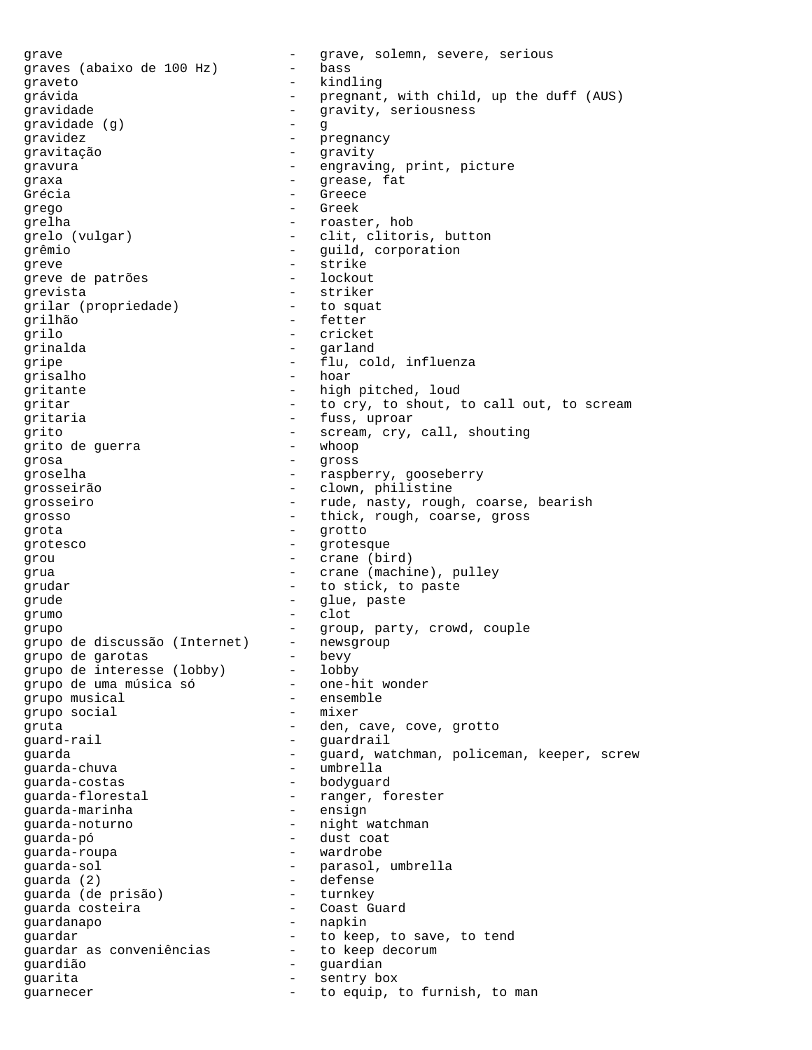grave - grave, solemn, severe, serious
graves (abaixo de 100 Hz) - bass
graveto - kindling
grávida - pregnant, with child, up the duff (AUS)
gravidade - gravity, seriousness
gravidade (g) - g
gravidez - pregnancy
gravitação - gravity
gravura - engraving, print, picture
graxa - grease, fat
Grécia - Greece
grego - Greek
grelha - roaster, hob
grelo (vulgar) - clit, clitoris, button
grêmio - guild, corporation
greve - strike
greve de patrões - lockout
grevista - striker
grilar (propriedade) - to squat
grilhão - fetter
grilo - cricket
grinalda - garland
gripe - flu, cold, influenza
grisalho - hoar
gritante - high pitched, loud
gritar - to cry, to shout, to call out, to scream
gritaria - fuss, uproar
grito - scream, cry, call, shouting
grito de guerra - whoop
grosa - gross
groselha - raspberry, gooseberry
grosseirão - clown, philistine
grosseiro - rude, nasty, rough, coarse, bearish
grosso - thick, rough, coarse, gross
grota - grotto
grotesco - grotesque
grou - crane (bird)
grua - crane (machine), pulley
grudar - to stick, to paste
grude - glue, paste
grumo - clot
grupo - group, party, crowd, couple
grupo de discussão (Internet) - newsgroup
grupo de garotas - bevy
grupo de interesse (lobby) - lobby
grupo de uma música só - one-hit wonder
grupo musical - ensemble
grupo social - mixer
gruta - den, cave, cove, grotto
guard-rail - guardrail
guarda - guard, watchman, policeman, keeper, screw
guarda-chuva - umbrella
guarda-costas - bodyguard
guarda-florestal - ranger, forester
guarda-marinha - ensign
guarda-noturno - night watchman
guarda-pó - dust coat
guarda-roupa - wardrobe
guarda-sol - parasol, umbrella
guarda (2) - defense
guarda (de prisão) - turnkey
guarda costeira - Coast Guard
guardanapo - napkin
guardar - to keep, to save, to tend
guardar as conveniências - to keep decorum
guardião - guardian
guarita - sentry box
guarnecer - to equip, to furnish, to man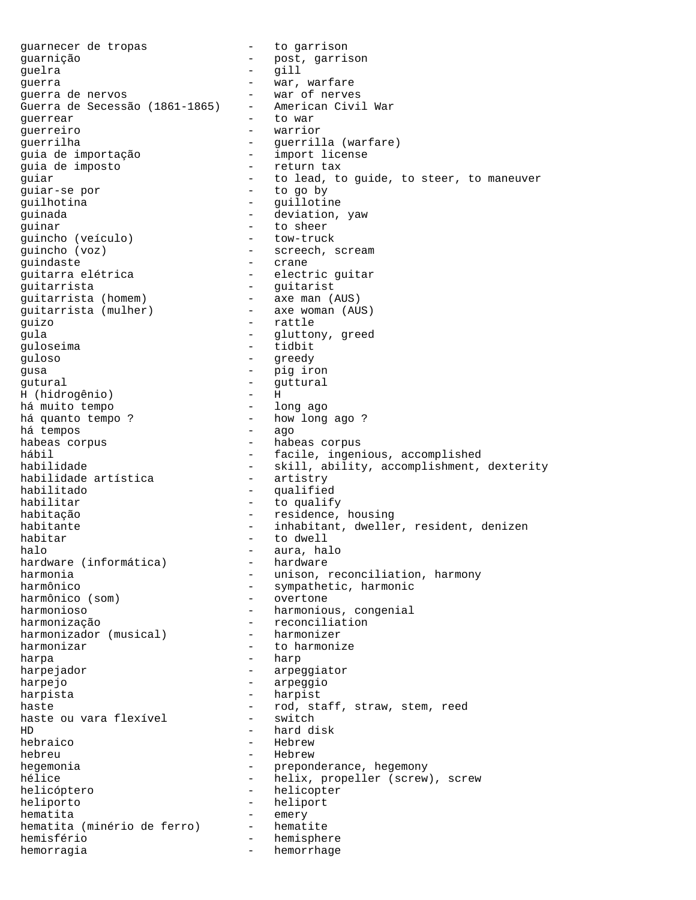guarnecer de tropas - to garrison
guarnição - post, garrison
guelra - gill
guerra - war, warfare
guerra de nervos - war of nerves
Guerra de Secessão (1861-1865) - American Civil War
guerrear - to war
guerreiro - warrior
guerrilha - guerrilla (warfare)
guia de importação - import license
guia de imposto - return tax
guiar - to lead, to guide, to steer, to maneuver
guiar-se por - to go by
guilhotina - guillotine
guinada - deviation, yaw
guinar - to sheer
guincho (veículo) - tow-truck
guincho (voz) - screech, scream
guindaste - crane
guitarra elétrica - electric guitar
guitarrista - guitarist
guitarrista (homem) - axe man (AUS)
guitarrista (mulher) - axe woman (AUS)
guizo - rattle
gula - gluttony, greed
guloseima - tidbit
guloso - greedy
gusa - pig iron
gutural - guttural
H (hidrogênio) - H
há muito tempo - long ago
há quanto tempo ? - how long ago ?
há tempos - ago
habeas corpus - habeas corpus
hábil - facile, ingenious, accomplished
habilidade - skill, ability, accomplishment, dexterity
habilidade artística - artistry
habilitado - qualified
habilitar - to qualify
habitação - residence, housing
habitante - inhabitant, dweller, resident, denizen
habitar - to dwell
halo - aura, halo
hardware (informática) - hardware
harmonia - unison, reconciliation, harmony
harmônico - sympathetic, harmonic
harmônico (som) - overtone
harmonioso - harmonious, congenial
harmonização - reconciliation
harmonizador (musical) - harmonizer
harmonizar - to harmonize
harpa - harp
harpejador - arpeggiator
harpejo - arpeggio
harpista - harpist
haste - rod, staff, straw, stem, reed
haste ou vara flexível - switch
HD - hard disk
hebraico - Hebrew
hebreu - Hebrew
hegemonia - preponderance, hegemony
hélice - helix, propeller (screw), screw
helicóptero - helicopter
heliporto - heliport
hematita - emery
hematita (minério de ferro) - hematite
hemisfério - hemisphere
hemorragia - hemorrhage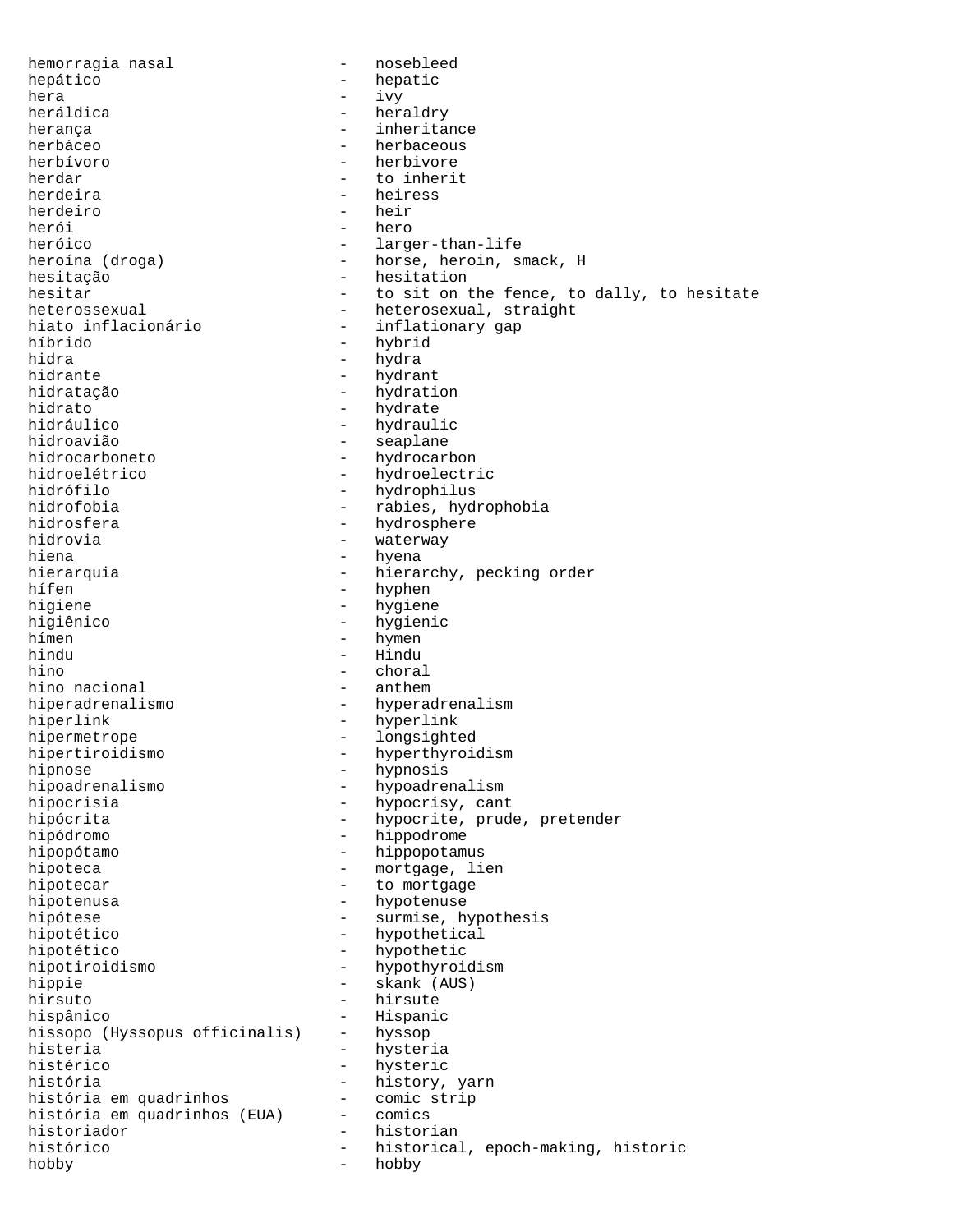hemorragia nasal - nosebleed
hepático - hepatic
hera - ivy
heráldica - heraldry
herança - inheritance
herbáceo - herbaceous
herbívoro - herbivore
herdar - to inherit
herdeira - heiress
herdeiro - heir
herói - hero
heróico - larger-than-life
heroína (droga) - horse, heroin, smack, H
hesitação - hesitation
hesitar - to sit on the fence, to dally, to hesitate
heterossexual - heterosexual, straight
hiato inflacionário - inflationary gap
híbrido - hybrid
hidra - hydra
hidrante - hydrant
hidratação - hydration
hidrato - hydrate
hidráulico - hydraulic
hidroavião - seaplane
hidrocarboneto - hydrocarbon
hidroelétrico - hydroelectric
hidrófilo - hydrophilus
hidrofobia - rabies, hydrophobia
hidrosfera - hydrosphere
hidrovia - waterway
hiena - hyena
hierarquia - hierarchy, pecking order
hífen - hyphen
higiene - hygiene
higiênico - hygienic
hímen - hymen
hindu - Hindu
hino - choral
hino nacional - anthem
hiperadrenalismo - hyperadrenalism
hiperlink - hyperlink
hipermetrope - longsighted
hipertiroidismo - hyperthyroidism
hipnose - hypnosis
hipoadrenalismo - hypoadrenalism
hipocrisia - hypocrisy, cant
hipócrita - hypocrite, prude, pretender
hipódromo - hippodrome
hipopótamo - hippopotamus
hipoteca - mortgage, lien
hipotecar - to mortgage
hipotenusa - hypotenuse
hipótese - surmise, hypothesis
hipotético - hypothetical
hipotético - hypothetic
hipotiroidismo - hypothyroidism
hippie - skank (AUS)
hirsuto - hirsute
hispânico - Hispanic
hissopo (Hyssopus officinalis) - hyssop
histeria - hysteria
histérico - hysteric
história - history, yarn
história em quadrinhos - comic strip
história em quadrinhos (EUA) - comics
historiador - historian
histórico - historical, epoch-making, historic
hobby - hobby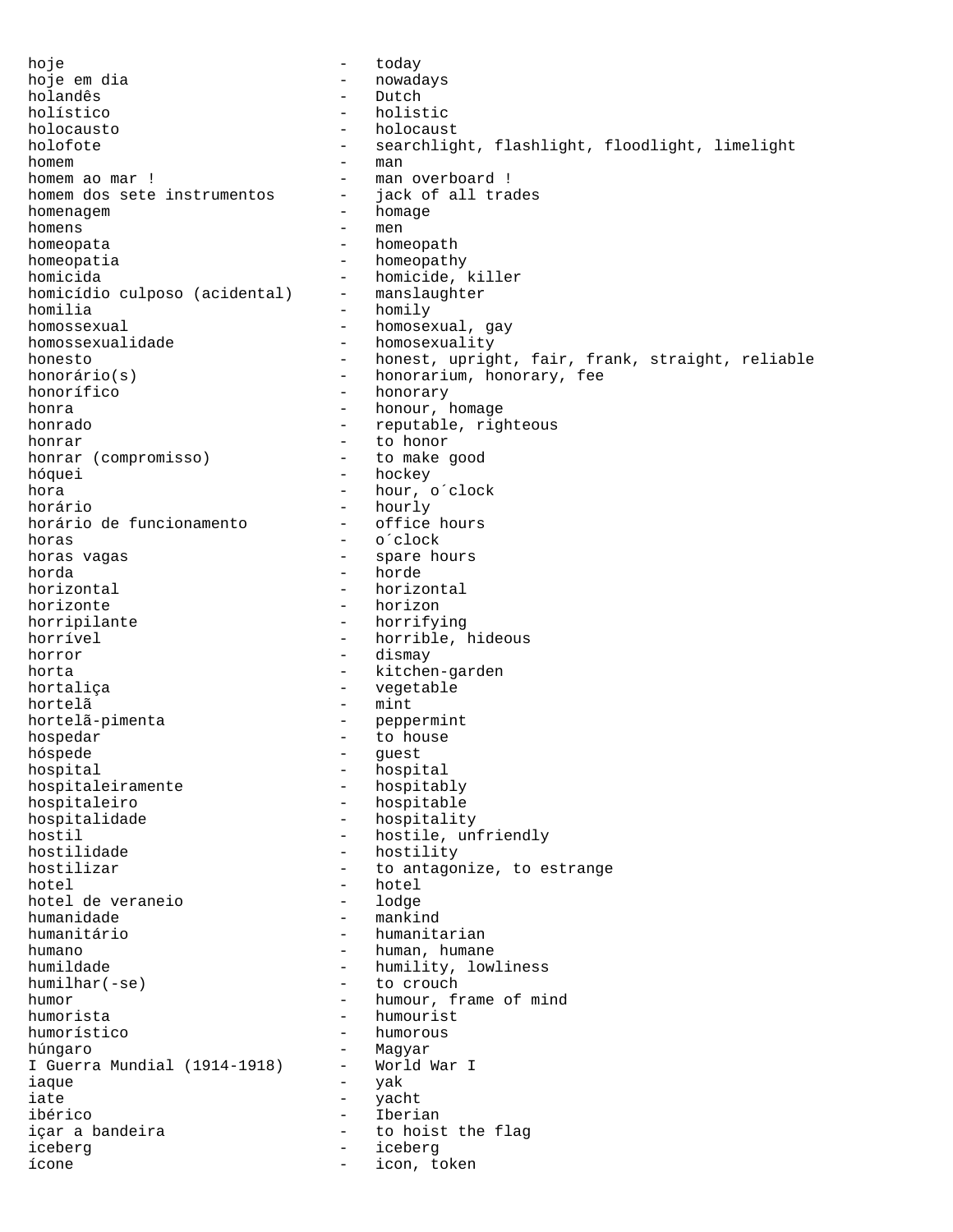hoje - today
hoje em dia - nowadays
holandês - Dutch
holístico - holistic
holocausto - holocaust
holofote - searchlight, flashlight, floodlight, limelight
homem - man
homem ao mar ! - man overboard !
homem dos sete instrumentos - jack of all trades
homenagem - homage
homens - men
homeopata - homeopath
homeopatia - homeopathy
homicida - homicide, killer
homicídio culposo (acidental) - manslaughter
homilia - homily
homossexual - homosexual, gay
homossexualidade - homosexuality
honesto - honest, upright, fair, frank, straight, reliable
honorário(s) - honorarium, honorary, fee
honorífico - honorary
honra - honour, homage
honrado - reputable, righteous
honrar - to honor
honrar (compromisso) - to make good
hóquei - hockey
hora - hour, o´clock
horário - hourly
horário de funcionamento - office hours
horas - o´clock
horas vagas - spare hours
horda - horde
horizontal - horizontal
horizonte - horizon
horripilante - horrifying
horrível - horrible, hideous
horror - dismay
horta - kitchen-garden
hortaliça - vegetable
hortelã - mint
hortelã-pimenta - peppermint
hospedar - to house
hóspede - guest
hospital - hospital
hospitaleiramente - hospitably
hospitaleiro - hospitable
hospitalidade - hospitality
hostil - hostile, unfriendly
hostilidade - hostility
hostilizar - to antagonize, to estrange
hotel - hotel
hotel de veraneio - lodge
humanidade - mankind
humanitário - humanitarian
humano - human, humane
humildade - humility, lowliness
humilhar(-se) - to crouch
humor - humour, frame of mind
humorista - humourist
humorístico - humorous
húngaro - Magyar
I Guerra Mundial (1914-1918) - World War I
iaque - yak
iate - yacht
ibérico - Iberian
içar a bandeira - to hoist the flag
iceberg - iceberg
ícone - icon, token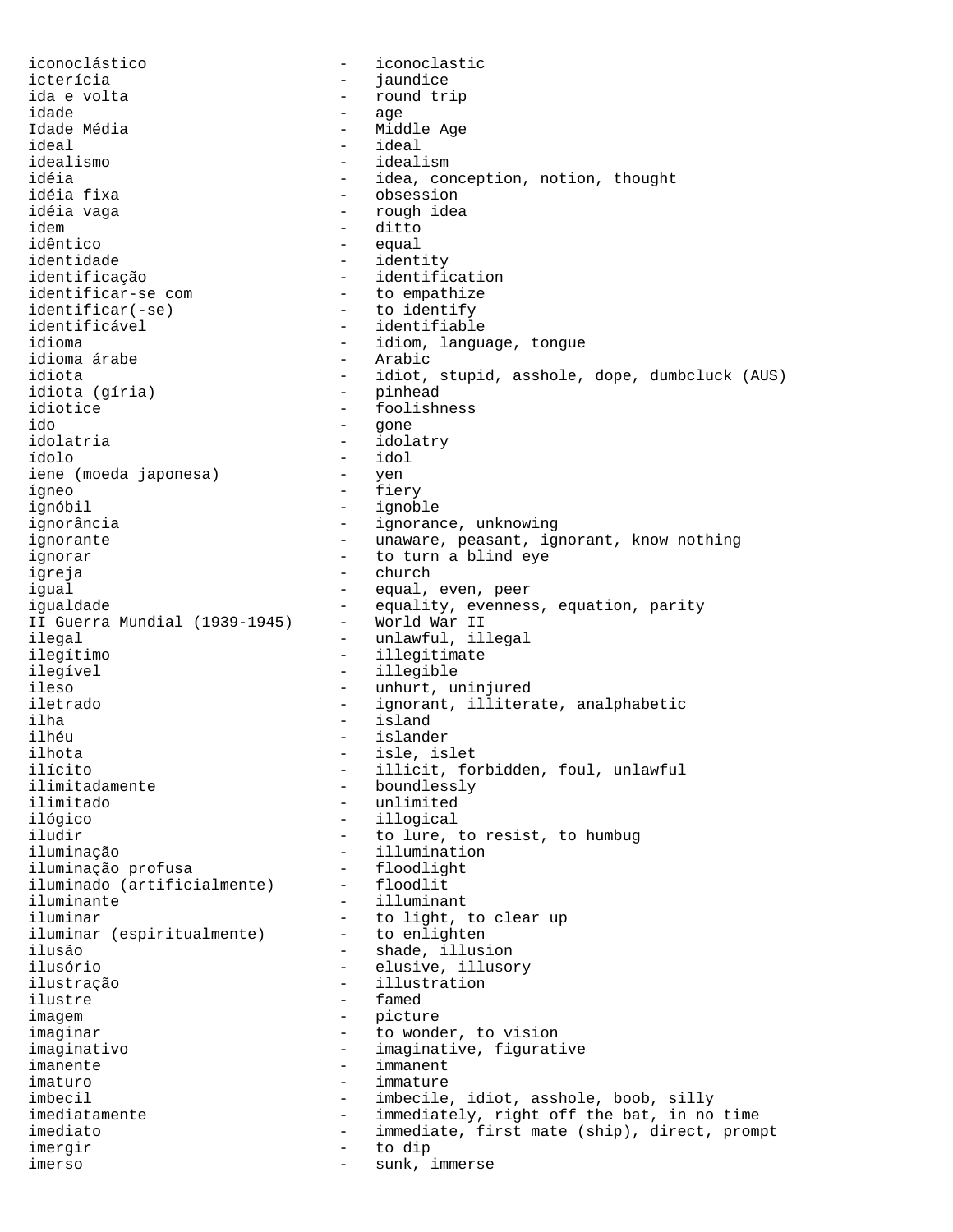iconoclástico - iconoclastic
icterícia - jaundice
ida e volta - round trip
idade - age
Idade Média - Middle Age
ideal - ideal
idealismo - idealism
idéia - idea, conception, notion, thought
idéia fixa - obsession
idéia vaga - rough idea
idem - ditto
idêntico - equal
identidade - identity
identificação - identification
identificar-se com - to empathize
identificar(-se) - to identify
identificável - identifiable
idioma - idiom, language, tongue
idioma árabe - Arabic
idiota - idiot, stupid, asshole, dope, dumbcluck (AUS)
idiota (gíria) - pinhead
idiotice - foolishness
ido - gone
idolatria - idolatry
ídolo - idol
iene (moeda japonesa) - yen
ígneo - fiery
ignóbil - ignoble
ignorância - ignorance, unknowing
ignorante - unaware, peasant, ignorant, know nothing
ignorar - to turn a blind eye
igreja - church
igual - equal, even, peer
igualdade - equality, evenness, equation, parity
II Guerra Mundial (1939-1945) - World War II
ilegal - unlawful, illegal
ilegítimo - illegitimate
ilegível - illegible
ileso - unhurt, uninjured
iletrado - ignorant, illiterate, analphabetic
ilha - island
ilhéu - islander
ilhota - isle, islet
ilícito - illicit, forbidden, foul, unlawful
ilimitadamente - boundlessly
ilimitado - unlimited
ilógico - illogical
iludir - to lure, to resist, to humbug
iluminação - illumination
iluminação profusa - floodlight
iluminado (artificialmente) - floodlit
iluminante - illuminant
iluminar - to light, to clear up
iluminar (espiritualmente) - to enlighten
ilusão - shade, illusion
ilusório - elusive, illusory
ilustração - illustration
ilustre - famed
imagem - picture
imaginar - to wonder, to vision
imaginativo - imaginative, figurative
imanente - immanent
imaturo - immature
imbecil - imbecile, idiot, asshole, boob, silly
imediatamente - immediately, right off the bat, in no time
imediato - immediate, first mate (ship), direct, prompt
imergir - to dip
imerso - sunk, immerse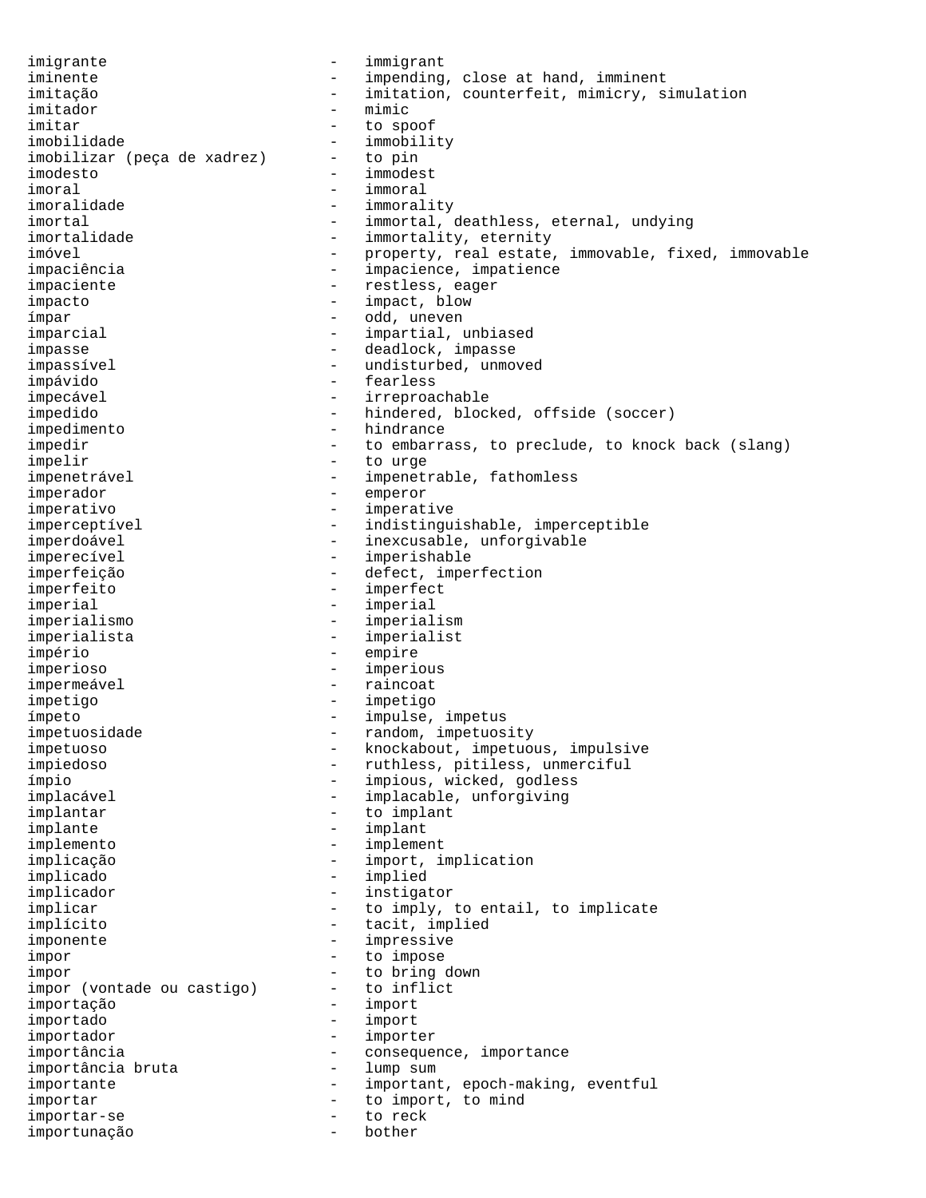imigrante - immigrant
iminente - impending, close at hand, imminent
imitação - imitation, counterfeit, mimicry, simulation
imitador - mimic
imitar - to spoof
imobilidade - immobility
imobilizar (peça de xadrez) - to pin
imodesto - immodest
imoral - immoral
imoralidade - immorality
imortal - immortal, deathless, eternal, undying
imortalidade - immortality, eternity
imóvel - property, real estate, immovable, fixed, immovable
impaciência - impacience, impatience
impaciente - restless, eager
impacto - impact, blow
ímpar - odd, uneven
imparcial - impartial, unbiased
impasse - deadlock, impasse
impassível - undisturbed, unmoved
impávido - fearless
impecável - irreproachable
impedido - hindered, blocked, offside (soccer)
impedimento - hindrance
impedir - to embarrass, to preclude, to knock back (slang)
impelir - to urge
impenetrável - impenetrable, fathomless
imperador - emperor
imperativo - imperative
imperceptível - indistinguishable, imperceptible
imperdoável - inexcusable, unforgivable
imperecível - imperishable
imperfeição - defect, imperfection
imperfeito - imperfect
imperial - imperial
imperialismo - imperialism
imperialista - imperialist
império - empire
imperioso - imperious
impermeável - raincoat
impetigo - impetigo
ímpeto - impulse, impetus
impetuosidade - random, impetuosity
impetuoso - knockabout, impetuous, impulsive
impiedoso - ruthless, pitiless, unmerciful
ímpio - impious, wicked, godless
implacável - implacable, unforgiving
implantar - to implant
implante - implant
implemento - implement
implicação - import, implication
implicado - implied
implicador - instigator
implicar - to imply, to entail, to implicate
implícito - tacit, implied
imponente - impressive
impor - to impose
impor - to bring down
impor (vontade ou castigo) - to inflict
importação - import
importado - import
importador - importer
importância - consequence, importance
importância bruta - lump sum
importante - important, epoch-making, eventful
importar - to import, to mind
importar-se - to reck
importunação - bother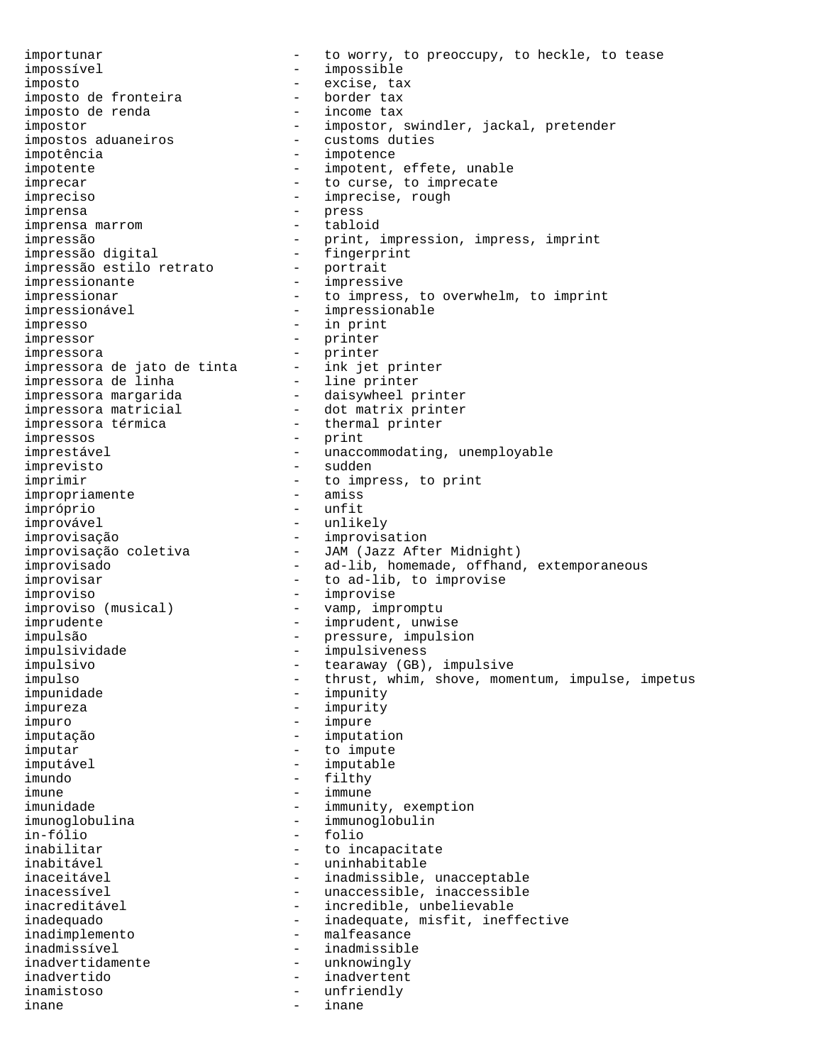importunar - to worry, to preoccupy, to heckle, to tease
impossível - impossible
imposto - excise, tax
imposto de fronteira - border tax
imposto de renda - income tax
impostor - impostor, swindler, jackal, pretender
impostos aduaneiros - customs duties
impotência - impotence
impotente - impotent, effete, unable
imprecar - to curse, to imprecate
impreciso - imprecise, rough
imprensa - press
imprensa marrom - tabloid
impressão - print, impression, impress, imprint
impressão digital - fingerprint
impressão estilo retrato - portrait
impressionante - impressive
impressionar - to impress, to overwhelm, to imprint
impressionável - impressionable
impresso - in print
impressor - printer
impressora - printer
impressora de jato de tinta - ink jet printer
impressora de linha - line printer
impressora margarida - daisywheel printer
impressora matricial - dot matrix printer
impressora térmica - thermal printer
impressos - print
imprestável - unaccommodating, unemployable
imprevisto - sudden
imprimir - to impress, to print
impropriamente - amiss
impróprio - unfit
improvável - unlikely
improvisação - improvisation
improvisação coletiva - JAM (Jazz After Midnight)
improvisado - ad-lib, homemade, offhand, extemporaneous
improvisar - to ad-lib, to improvise
improviso - improvise
improviso (musical) - vamp, impromptu
imprudente - imprudent, unwise
impulsão - pressure, impulsion
impulsividade - impulsiveness
impulsivo - tearaway (GB), impulsive
impulso - thrust, whim, shove, momentum, impulse, impetus
impunidade - impunity
impureza - impurity
impuro - impure
imputação - imputation
imputar - to impute
imputável - imputable
imundo - filthy
imune - immune
imunidade - immunity, exemption
imunoglobulina - immunoglobulin
in-fólio - folio
inabilitar - to incapacitate
inabitável - uninhabitable
inaceitável - inadmissible, unacceptable
inacessível - unaccessible, inaccessible
inacreditável - incredible, unbelievable
inadequado - inadequate, misfit, ineffective
inadimplemento - malfeasance
inadmissível - inadmissible
inadvertidamente - unknowingly
inadvertido - inadvertent
inamistoso - unfriendly
inane - inane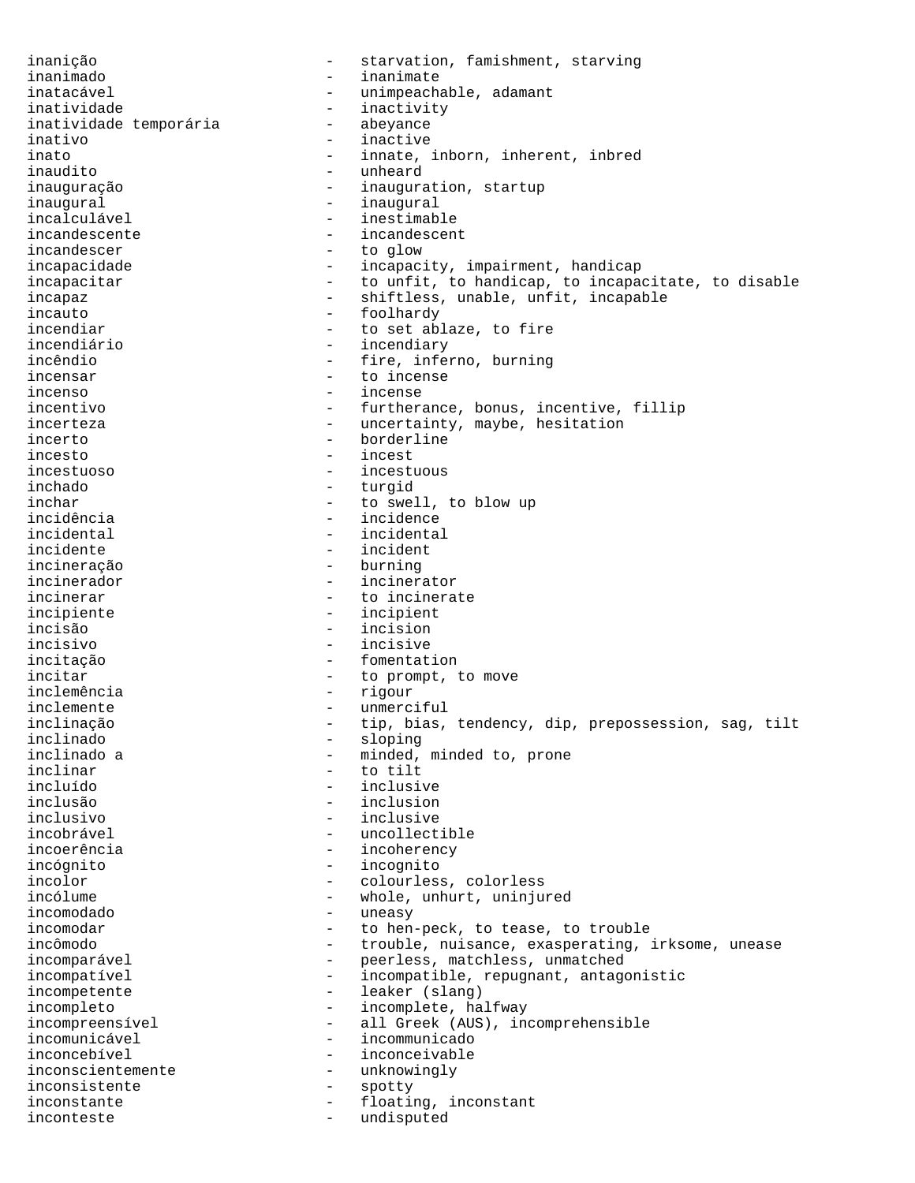inanição - starvation, famishment, starving
inanimado - inanimate
inatacável - unimpeachable, adamant
inatividade - inactivity
inatividade temporária - abeyance
inativo - inactive
inato - innate, inborn, inherent, inbred
inaudito - unheard
inauguração - inauguration, startup
inaugural - inaugural
incalculável - inestimable
incandescente - incandescent
incandescer - to glow
incapacidade - incapacity, impairment, handicap
incapacitar - to unfit, to handicap, to incapacitate, to disable
incapaz - shiftless, unable, unfit, incapable
incauto - foolhardy
incendiar - to set ablaze, to fire
incendiário - incendiary
incêndio - fire, inferno, burning
incensar - to incense
incenso - incense
incentivo - furtherance, bonus, incentive, fillip
incerteza - uncertainty, maybe, hesitation
incerto - borderline
incesto - incest
incestuoso - incestuous
inchado - turgid
inchar - to swell, to blow up
incidência - incidence
incidental - incidental
incidente - incident
incineração - burning
incinerador - incinerator
incinerar - to incinerate
incipiente - incipient
incisão - incision
incisivo - incisive
incitação - fomentation
incitar - to prompt, to move
inclemência - rigour
inclemente - unmerciful
inclinação - tip, bias, tendency, dip, prepossession, sag, tilt
inclinado - sloping
inclinado a - minded, minded to, prone
inclinar - to tilt
incluído - inclusive
inclusão - inclusion
inclusivo - inclusive
incobrável - uncollectible
incoerência - incoherency
incógnito - incognito
incolor - colourless, colorless
incólume - whole, unhurt, uninjured
incomodado - uneasy
incomodar - to hen-peck, to tease, to trouble
incômodo - trouble, nuisance, exasperating, irksome, unease
incomparável - peerless, matchless, unmatched
incompatível - incompatible, repugnant, antagonistic
incompetente - leaker (slang)
incompleto - incomplete, halfway
incompreensível - all Greek (AUS), incomprehensible
incomunicável - incommunicado
inconcebível - inconceivable
inconscientemente - unknowingly
inconsistente - spotty
inconstante - floating, inconstant
inconteste - undisputed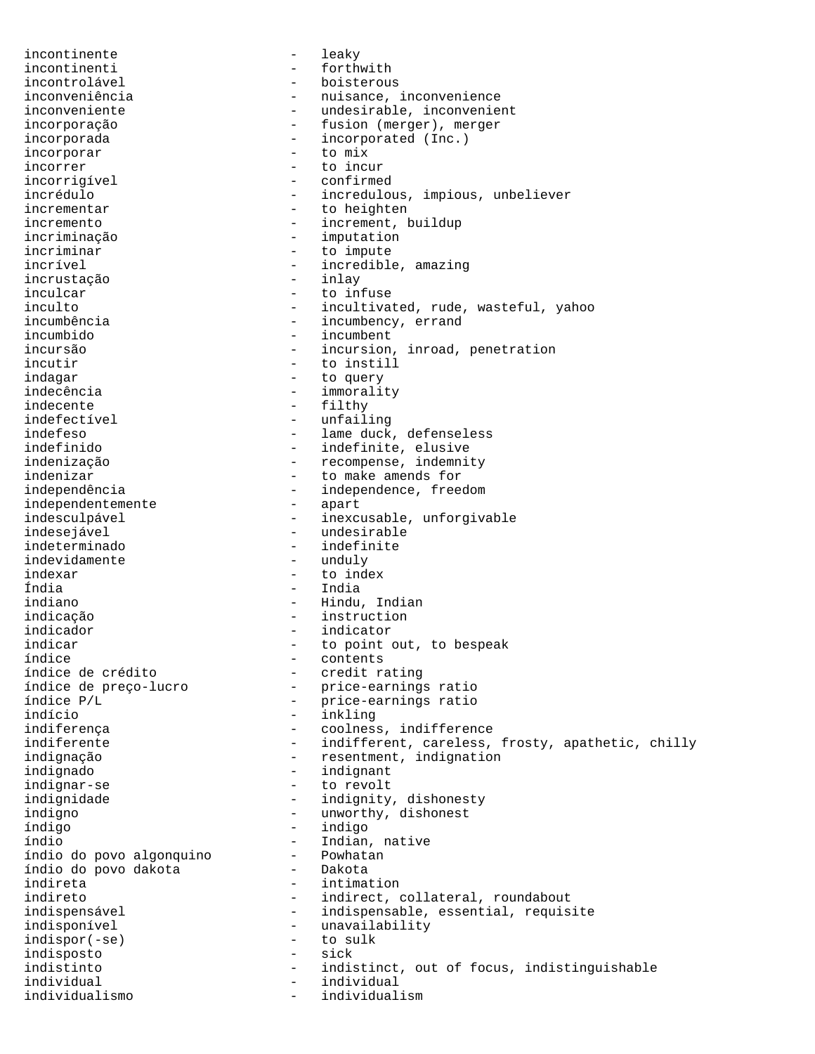incontinente - leaky
incontinenti - forthwith
incontrolável - boisterous
inconveniência - nuisance, inconvenience
inconveniente - undesirable, inconvenient
incorporação - fusion (merger), merger
incorporada - incorporated (Inc.)
incorporar - to mix
incorrer - to incur
incorrigível - confirmed
incrédulo - incredulous, impious, unbeliever
incrementar - to heighten
incremento - increment, buildup
incriminação - imputation
incriminar - to impute
incrível - incredible, amazing
incrustação - inlay
inculcar - to infuse
inculto - incultivated, rude, wasteful, yahoo
incumbência - incumbency, errand
incumbido - incumbent
incursão - incursion, inroad, penetration
incutir - to instill
indagar - to query
indecência - immorality
indecente - filthy
indefectível - unfailing
indefeso - lame duck, defenseless
indefinido - indefinite, elusive
indenização - recompense, indemnity
indenizar - to make amends for
independência - independence, freedom
independentemente - apart
indesculpável - inexcusable, unforgivable
indesejável - undesirable
indeterminado - indefinite
indevidamente - unduly
indexar - to index
Índia - India
indiano - Hindu, Indian
indicação - instruction
indicador - indicator
indicar - to point out, to bespeak
índice - contents
índice de crédito - credit rating
índice de preço-lucro - price-earnings ratio
índice P/L - price-earnings ratio
indício - inkling
indiferença - coolness, indifference
indiferente - indifferent, careless, frosty, apathetic, chilly
indignação - resentment, indignation
indignado - indignant
indignar-se - to revolt
indignidade - indignity, dishonesty
indigno - unworthy, dishonest
índigo - indigo
índio - Indian, native
índio do povo algonquino - Powhatan
índio do povo dakota - Dakota
indireta - intimation
indireto - indirect, collateral, roundabout
indispensável - indispensable, essential, requisite
indisponível - unavailability
indispor(-se) - to sulk
indisposto - sick
indistinto - indistinct, out of focus, indistinguishable
individual - individual
individualismo - individualism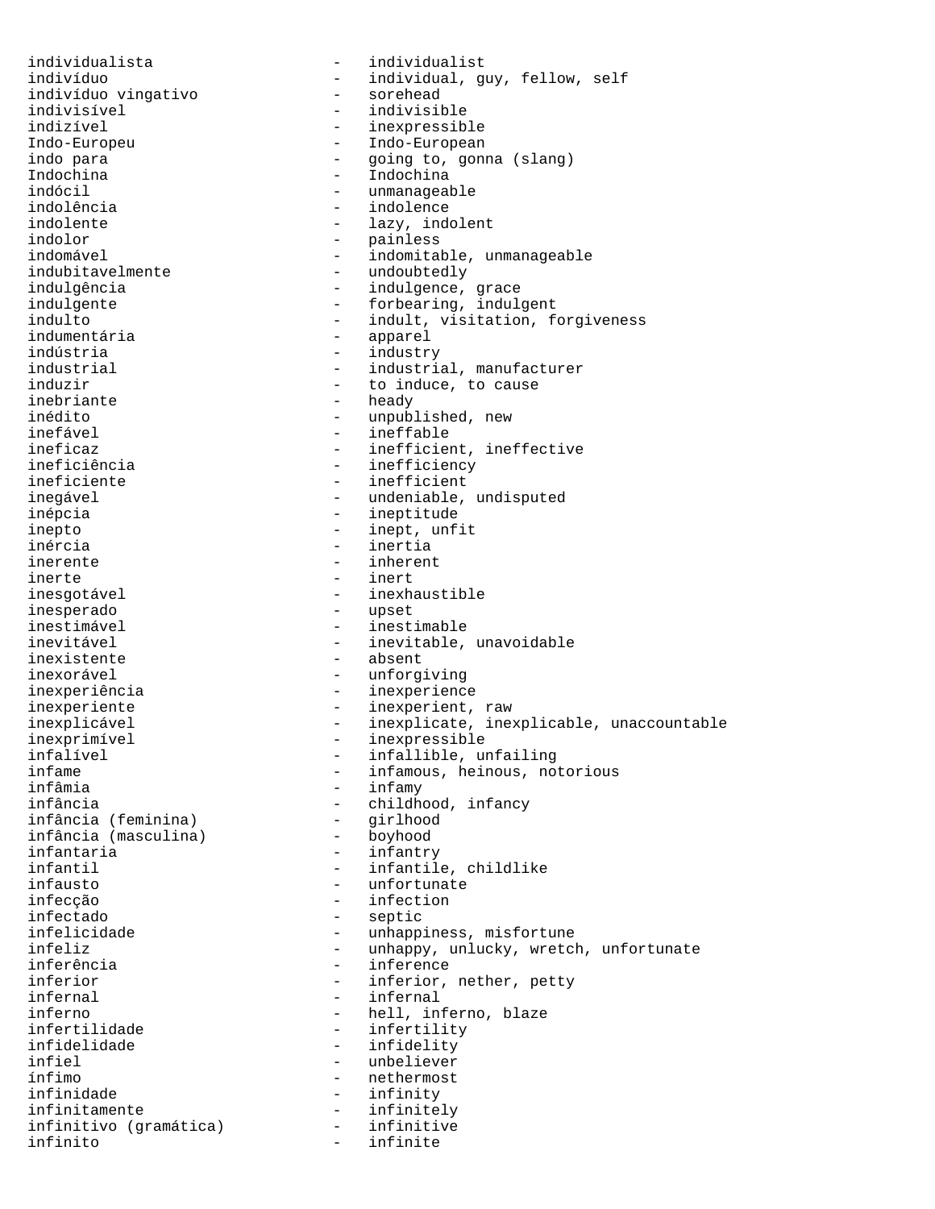individualista - individualist
indivíduo - individual, guy, fellow, self
indivíduo vingativo - sorehead
indivisível - indivisible
indizível - inexpressible
Indo-Europeu - Indo-European
indo para - going to, gonna (slang)
Indochina - Indochina
indócil - unmanageable
indolência - indolence
indolente - lazy, indolent
indolor - painless
indomável - indomitable, unmanageable
indubitavelmente - undoubtedly
indulgência - indulgence, grace
indulgente - forbearing, indulgent
indulto - indult, visitation, forgiveness
indumentária - apparel
indústria - industry
industrial - industrial, manufacturer
induzir - to induce, to cause
inebriante - heady
inédito - unpublished, new
inefável - ineffable
ineficaz - inefficient, ineffective
ineficiência - inefficiency
ineficiente - inefficient
inegável - undeniable, undisputed
inépcia - ineptitude
inepto - inept, unfit
inércia - inertia
inerente - inherent
inerte - inert
inesgotável - inexhaustible
inesperado - upset
inestimável - inestimable
inevitável - inevitable, unavoidable
inexistente - absent
inexorável - unforgiving
inexperiência - inexperience
inexperiente - inexperient, raw
inexplicável - inexplicate, inexplicable, unaccountable
inexprimível - inexpressible
infalível - infallible, unfailing
infame - infamous, heinous, notorious
infâmia - infamy
infância - childhood, infancy
infância (feminina) - girlhood
infância (masculina) - boyhood
infantaria - infantry
infantil - infantile, childlike
infausto - unfortunate
infecção - infection
infectado - septic
infelicidade - unhappiness, misfortune
infeliz - unhappy, unlucky, wretch, unfortunate
inferência - inference
inferior - inferior, nether, petty
infernal - infernal
inferno - hell, inferno, blaze
infertilidade - infertility
infidelidade - infidelity
infiel - unbeliever
ínfimo - nethermost
infinidade - infinity
infinitamente - infinitely
infinitivo (gramática) - infinitive
infinito - infinite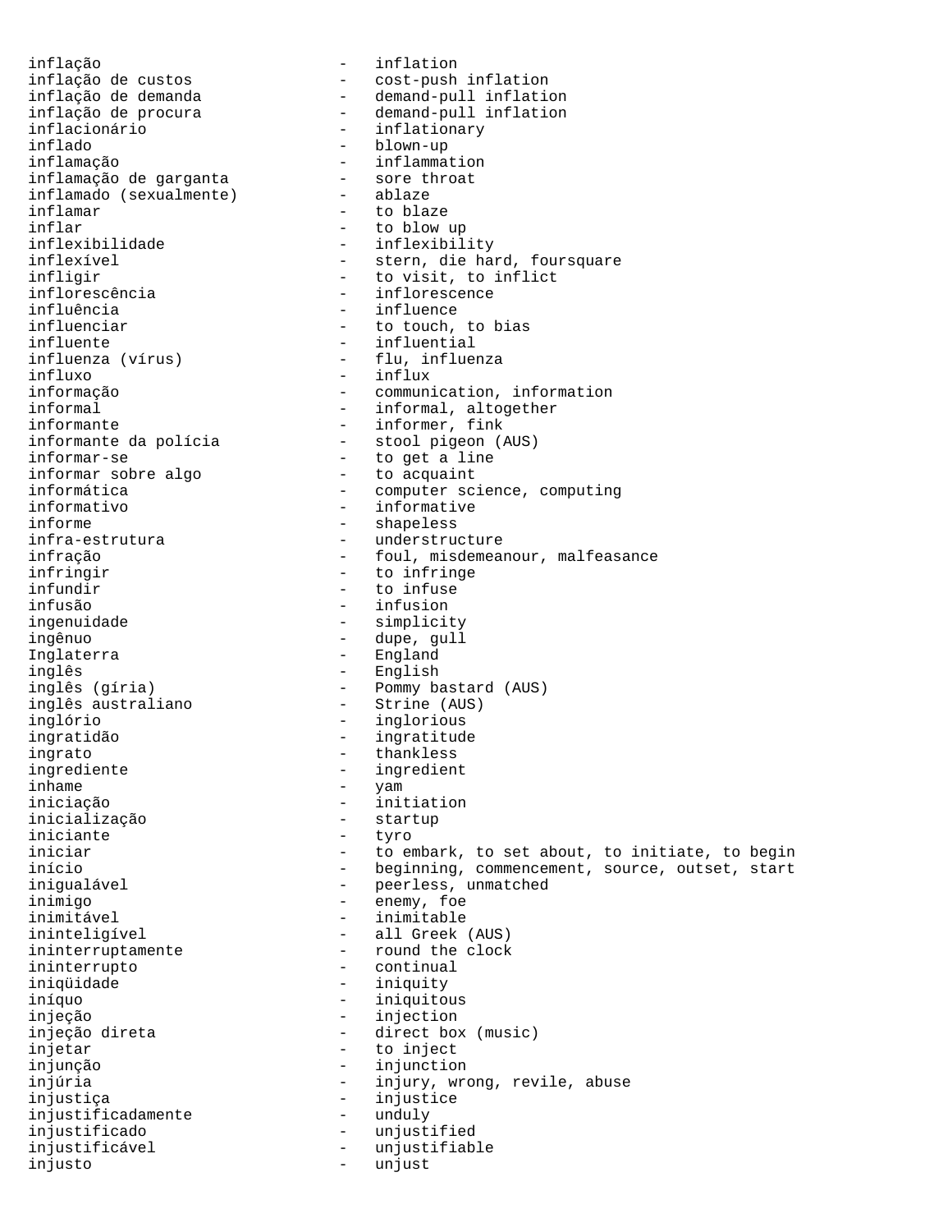inflação - inflation
inflação de custos - cost-push inflation
inflação de demanda - demand-pull inflation
inflação de procura - demand-pull inflation
inflacionário - inflationary
inflado - blown-up
inflamação - inflammation
inflamação de garganta - sore throat
inflamado (sexualmente) - ablaze
inflamar - to blaze
inflar - to blow up
inflexibilidade - inflexibility
inflexível - stern, die hard, foursquare
infligir - to visit, to inflict
inflorescência - inflorescence
influência - influence
influenciar - to touch, to bias
influente - influential
influenza (vírus) - flu, influenza
influxo - influx
informação - communication, information
informal - informal, altogether
informante - informer, fink
informante da polícia - stool pigeon (AUS)
informar-se - to get a line
informar sobre algo - to acquaint
informática - computer science, computing
informativo - informative
informe - shapeless
infra-estrutura - understructure
infração - foul, misdemeanour, malfeasance
infringir - to infringe
infundir - to infuse
infusão - infusion
ingenuidade - simplicity
ingênuo - dupe, gull
Inglaterra - England
inglês - English
inglês (gíria) - Pommy bastard (AUS)
inglês australiano - Strine (AUS)
inglório - inglorious
ingratidão - ingratitude
ingrato - thankless
ingrediente - ingredient
inhame - yam
iniciação - initiation
inicialização - startup
iniciante - tyro
iniciar - to embark, to set about, to initiate, to begin
início - beginning, commencement, source, outset, start
inigualável - peerless, unmatched
inimigo - enemy, foe
inimitável - inimitable
ininteligível - all Greek (AUS)
ininterruptamente - round the clock
ininterrupto - continual
iniqüidade - iniquity
iníquo - iniquitous
injeção - injection
injeção direta - direct box (music)
injetar - to inject
injunção - injunction
injúria - injury, wrong, revile, abuse
injustiça - injustice
injustificadamente - unduly
injustificado - unjustified
injustificável - unjustifiable
injusto - unjust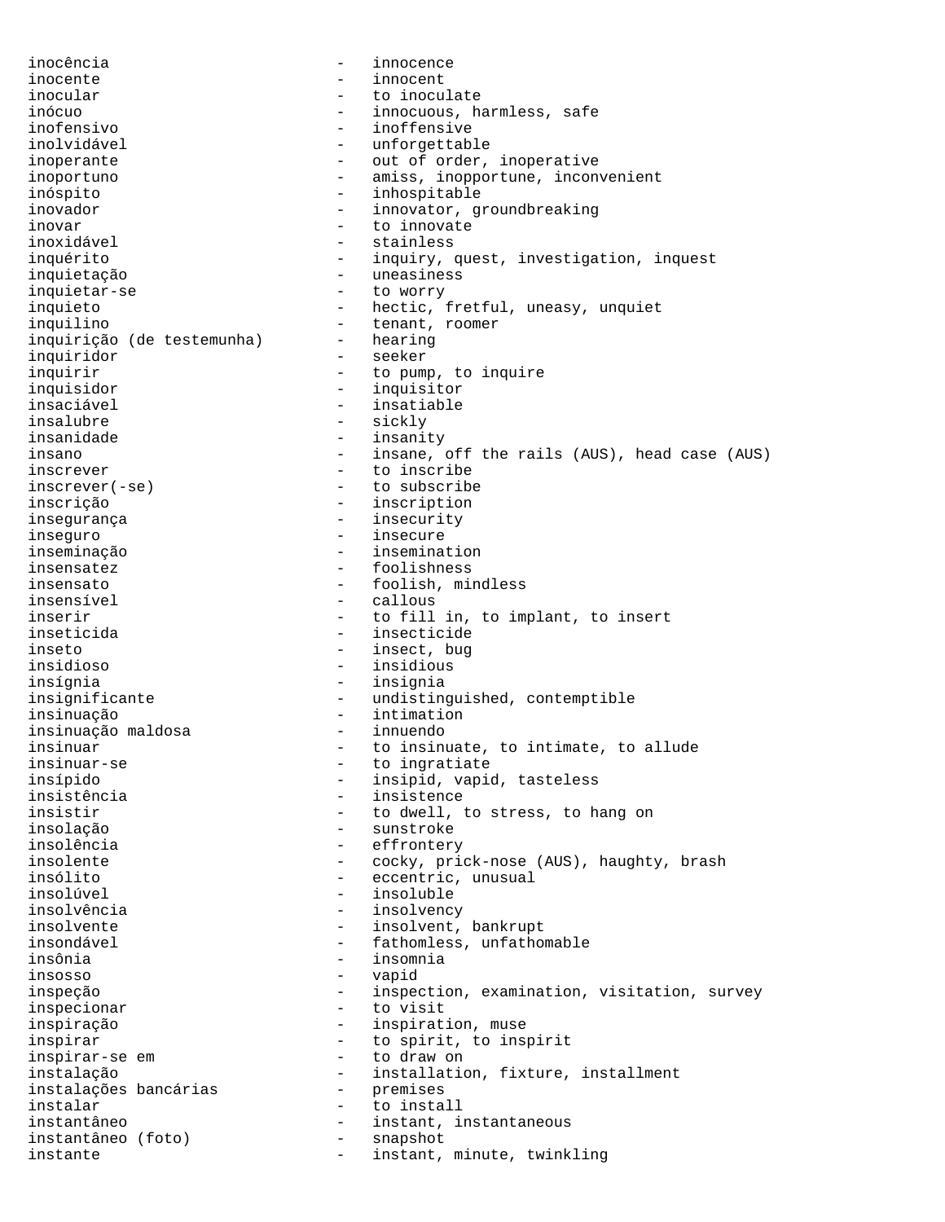inocência - innocence
inocente - innocent
inocular - to inoculate
inócuo - innocuous, harmless, safe
inofensivo - inoffensive
inolvidável - unforgettable
inoperante - out of order, inoperative
inoportuno - amiss, inopportune, inconvenient
inóspito - inhospitable
inovador - innovator, groundbreaking
inovar - to innovate
inoxidável - stainless
inquérito - inquiry, quest, investigation, inquest
inquietação - uneasiness
inquietar-se - to worry
inquieto - hectic, fretful, uneasy, unquiet
inquilino - tenant, roomer
inquirição (de testemunha) - hearing
inquiridor - seeker
inquirir - to pump, to inquire
inquisidor - inquisitor
insaciável - insatiable
insalubre - sickly
insanidade - insanity
insano - insane, off the rails (AUS), head case (AUS)
inscrever - to inscribe
inscrever(-se) - to subscribe
inscrição - inscription
insegurança - insecurity
inseguro - insecure
inseminação - insemination
insensatez - foolishness
insensato - foolish, mindless
insensível - callous
inserir - to fill in, to implant, to insert
inseticida - insecticide
inseto - insect, bug
insidioso - insidious
insígnia - insignia
insignificante - undistinguished, contemptible
insinuação - intimation
insinuação maldosa - innuendo
insinuar - to insinuate, to intimate, to allude
insinuar-se - to ingratiate
insípido - insipid, vapid, tasteless
insistência - insistence
insistir - to dwell, to stress, to hang on
insolação - sunstroke
insolência - effrontery
insolente - cocky, prick-nose (AUS), haughty, brash
insólito - eccentric, unusual
insolúvel - insoluble
insolvência - insolvency
insolvente - insolvent, bankrupt
insondável - fathomless, unfathomable
insônia - insomnia
insosso - vapid
inspeção - inspection, examination, visitation, survey
inspecionar - to visit
inspiração - inspiration, muse
inspirar - to spirit, to inspirit
inspirar-se em - to draw on
instalação - installation, fixture, installment
instalações bancárias - premises
instalar - to install
instantâneo - instant, instantaneous
instantâneo (foto) - snapshot
instante - instant, minute, twinkling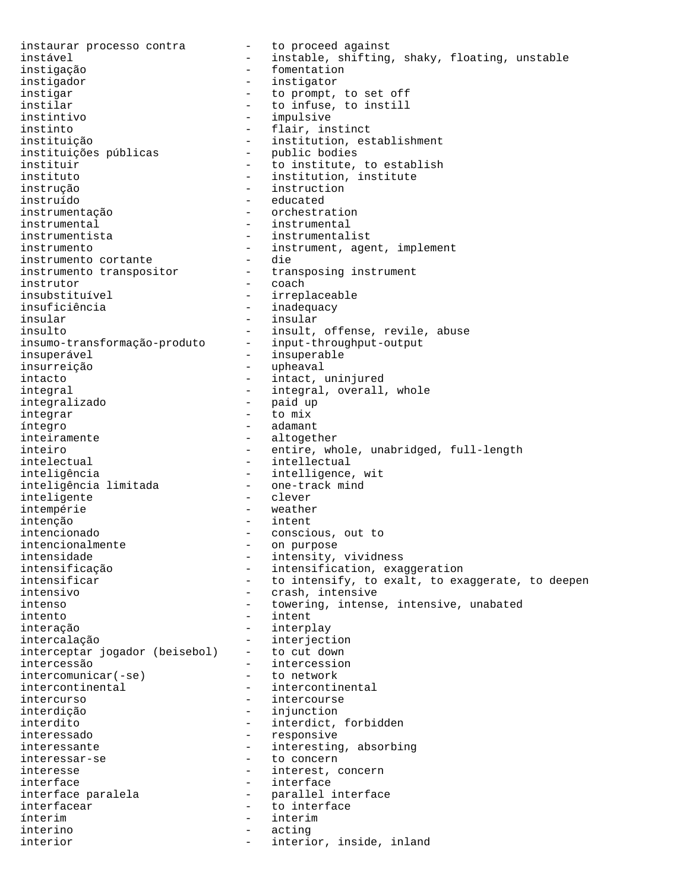instaurar processo contra - to proceed against
instável - instable, shifting, shaky, floating, unstable
instigação - fomentation
instigador - instigator
instigar - to prompt, to set off
instilar - to infuse, to instill
instintivo - impulsive
instinto - flair, instinct
instituição - institution, establishment
instituições públicas - public bodies
instituir - to institute, to establish
instituto - institution, institute
instrução - instruction
instruído - educated
instrumentação - orchestration
instrumental - instrumental
instrumentista - instrumentalist
instrumento - instrument, agent, implement
instrumento cortante - die
instrumento transpositor - transposing instrument
instrutor - coach
insubstituível - irreplaceable
insuficiência - inadequacy
insular - insular
insulto - insult, offense, revile, abuse
insumo-transformação-produto - input-throughput-output
insuperável - insuperable
insurreição - upheaval
intacto - intact, uninjured
integral - integral, overall, whole
integralizado - paid up
integrar - to mix
íntegro - adamant
inteiramente - altogether
inteiro - entire, whole, unabridged, full-length
intelectual - intellectual
inteligência - intelligence, wit
inteligência limitada - one-track mind
inteligente - clever
intempérie - weather
intenção - intent
intencionado - conscious, out to
intencionalmente - on purpose
intensidade - intensity, vividness
intensificação - intensification, exaggeration
intensificar - to intensify, to exalt, to exaggerate, to deepen
intensivo - crash, intensive
intenso - towering, intense, intensive, unabated
intento - intent
interação - interplay
intercalação - interjection
interceptar jogador (beisebol) - to cut down
intercessão - intercession
intercomunicar(-se) - to network
intercontinental - intercontinental
intercurso - intercourse
interdição - injunction
interdito - interdict, forbidden
interessado - responsive
interessante - interesting, absorbing
interessar-se - to concern
interesse - interest, concern
interface - interface
interface paralela - parallel interface
interfacear - to interface
ínterim - interim
interino - acting
interior - interior, inside, inland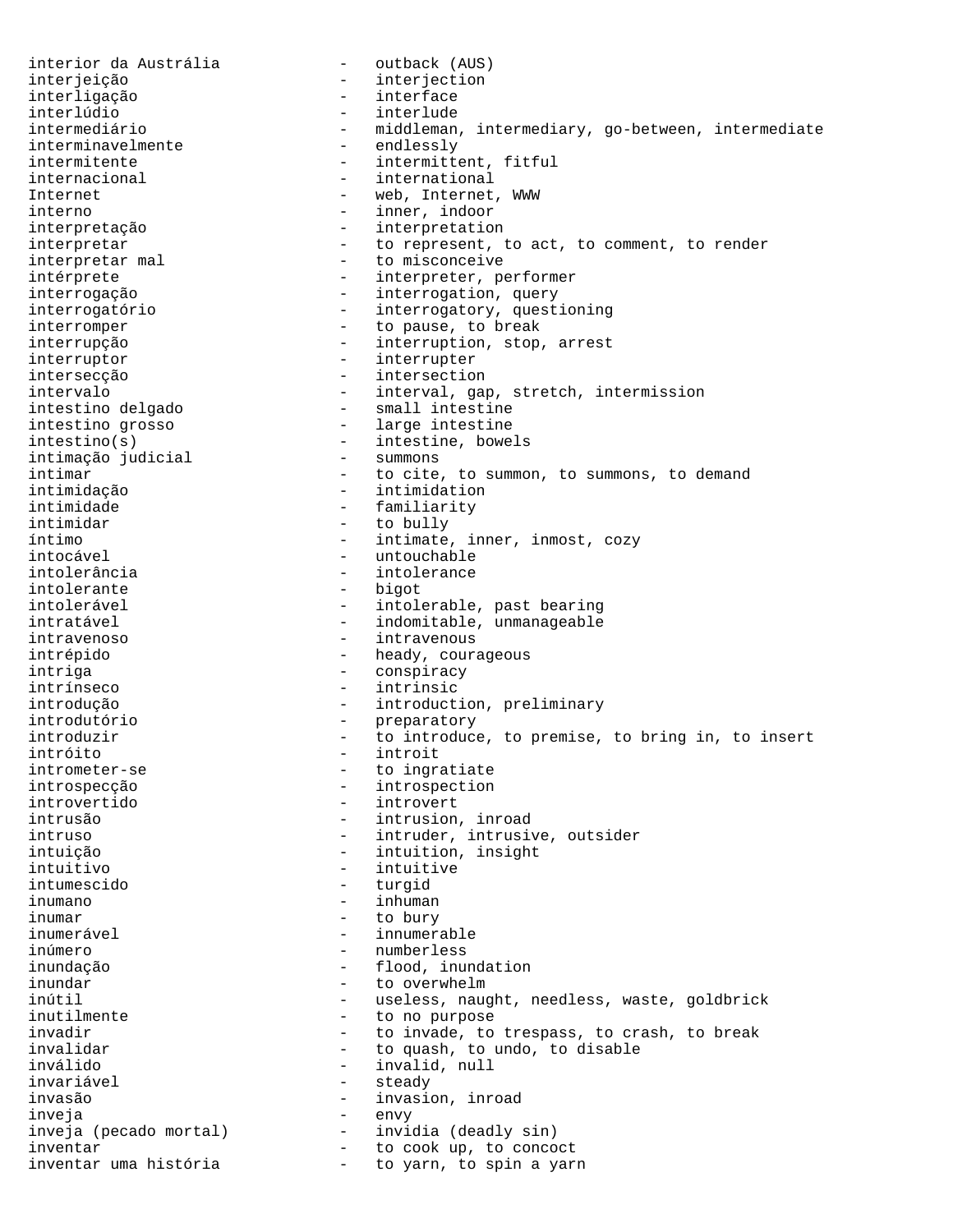interior da Austrália - outback (AUS)
interjeição - interjection
interligação - interface
interlúdio - interlude
intermediário - middleman, intermediary, go-between, intermediate
interminavelmente - endlessly
intermitente - intermittent, fitful
internacional - international
Internet - web, Internet, WWW
interno - inner, indoor
interpretação - interpretation
interpretar - to represent, to act, to comment, to render
interpretar mal - to misconceive
intérprete - interpreter, performer
interrogação - interrogation, query
interrogatório - interrogatory, questioning
interromper - to pause, to break
interrupção - interruption, stop, arrest
interruptor - interrupter
intersecção - intersection
intervalo - interval, gap, stretch, intermission
intestino delgado - small intestine
intestino grosso - large intestine
intestino(s) - intestine, bowels
intimação judicial - summons
intimar - to cite, to summon, to summons, to demand
intimidação - intimidation
intimidade - familiarity
intimidar - to bully
íntimo - intimate, inner, inmost, cozy
intocável - untouchable
intolerância - intolerance
intolerante - bigot
intolerável - intolerable, past bearing
intratável - indomitable, unmanageable
intravenoso - intravenous
intrépido - heady, courageous
intriga - conspiracy
intrínseco - intrinsic
introdução - introduction, preliminary
introdutório - preparatory
introduzir - to introduce, to premise, to bring in, to insert
intróito - introit
intrometer-se - to ingratiate
introspecção - introspection
introvertido - introvert
intrusão - intrusion, inroad
intruso - intruder, intrusive, outsider
intuição - intuition, insight
intuitivo - intuitive
intumescido - turgid
inumano - inhuman
inumar - to bury
inumerável - innumerable
inúmero - numberless
inundação - flood, inundation
inundar - to overwhelm
inútil - useless, naught, needless, waste, goldbrick
inutilmente - to no purpose
invadir - to invade, to trespass, to crash, to break
invalidar - to quash, to undo, to disable
inválido - invalid, null
invariável - steady
invasão - invasion, inroad
inveja - envy
inveja (pecado mortal) - invidia (deadly sin)
inventar - to cook up, to concoct
inventar uma história - to yarn, to spin a yarn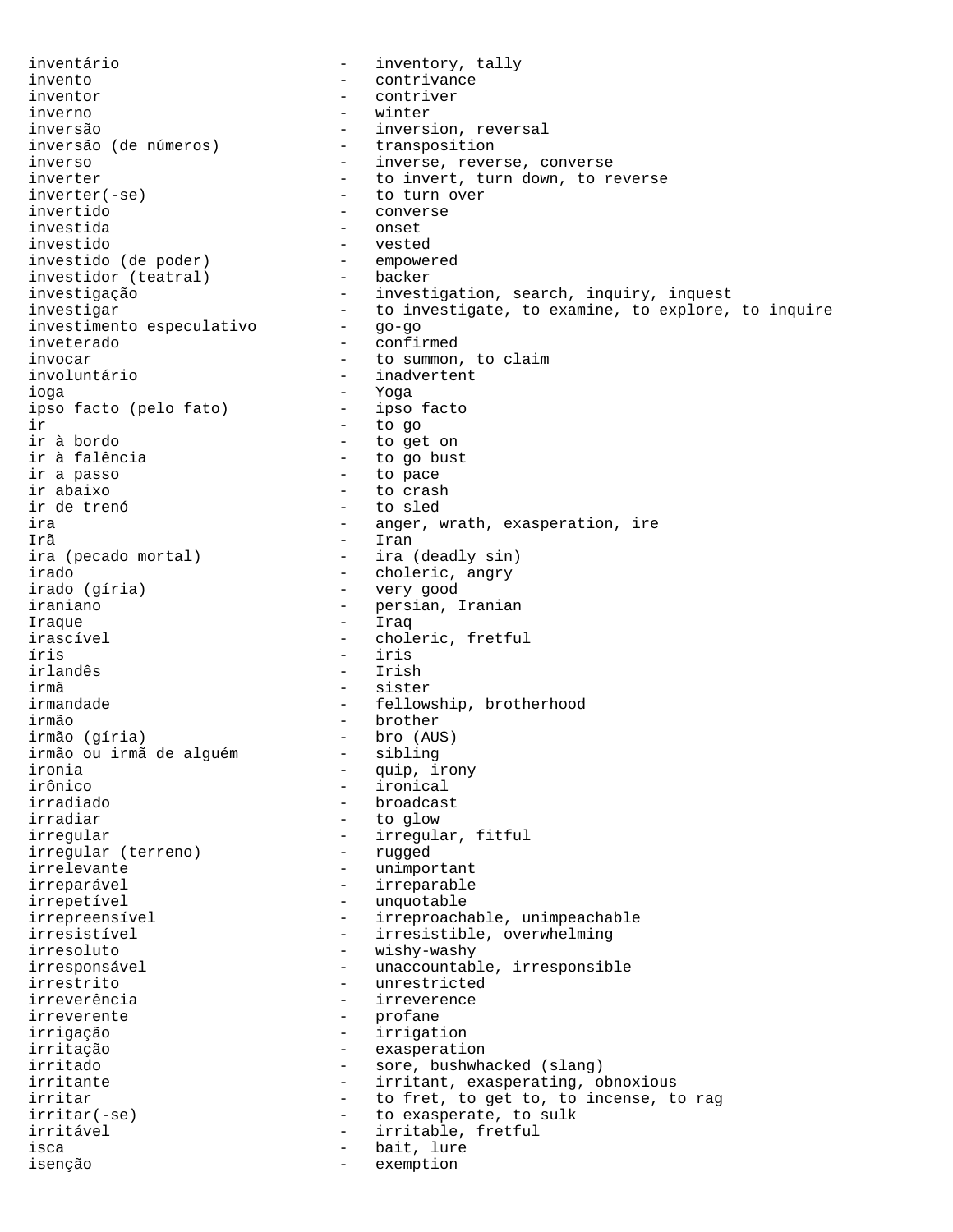inventário - inventory, tally
invento - contrivance
inventor - contriver
inverno - winter
inversão - inversion, reversal
inversão (de números) - transposition
inverso - inverse, reverse, converse
inverter - to invert, turn down, to reverse
inverter(-se) - to turn over
invertido - converse
investida - onset
investido - vested
investido (de poder) - empowered
investidor (teatral) - backer
investigação - investigation, search, inquiry, inquest
investigar - to investigate, to examine, to explore, to inquire
investimento especulativo - go-go
inveterado - confirmed
invocar - to summon, to claim
involuntário - inadvertent
ioga - Yoga
ipso facto (pelo fato) - ipso facto
ir - to go
ir à bordo - to get on
ir à falência - to go bust
ir a passo - to pace
ir abaixo - to crash
ir de trenó - to sled
ira - anger, wrath, exasperation, ire
Irã - Iran
ira (pecado mortal) - ira (deadly sin)
irado - choleric, angry
irado (gíria) - very good
iraniano - persian, Iranian
Iraque - Iraq
irascível - choleric, fretful
íris - iris
irlandês - Irish
irmã - sister
irmandade - fellowship, brotherhood
irmão - brother
irmão (gíria) - bro (AUS)
irmão ou irmã de alguém - sibling
ironia - quip, irony
irônico - ironical
irradiado - broadcast
irradiar - to glow
irregular - irregular, fitful
irregular (terreno) - rugged
irrelevante - unimportant
irreparável - irreparable
irrepetível - unquotable
irrepreensível - irreproachable, unimpeachable
irresistível - irresistible, overwhelming
irresoluto - wishy-washy
irresponsável - unaccountable, irresponsible
irrestrito - unrestricted
irreverência - irreverence
irreverente - profane
irrigação - irrigation
irritação - exasperation
irritado - sore, bushwhacked (slang)
irritante - irritant, exasperating, obnoxious
irritar - to fret, to get to, to incense, to rag
irritar(-se) - to exasperate, to sulk
irritável - irritable, fretful
isca - bait, lure
isenção - exemption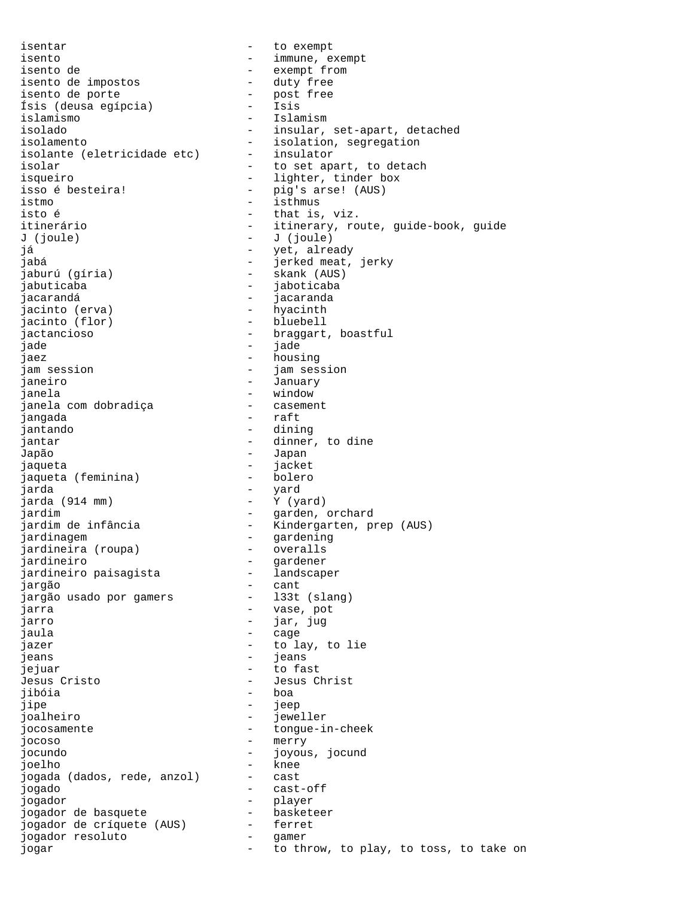isentar - to exempt
isento - immune, exempt
isento de - exempt from
isento de impostos - duty free
isento de porte - post free
Ísis (deusa egípcia) - Isis
islamismo - Islamism
isolado - insular, set-apart, detached
isolamento - isolation, segregation
isolante (eletricidade etc) - insulator
isolar - to set apart, to detach
isqueiro - lighter, tinder box
isso é besteira! - pig's arse! (AUS)
istmo - isthmus
isto é - that is, viz.
itinerário - itinerary, route, guide-book, guide
J (joule) - J (joule)
já - yet, already
jabá - jerked meat, jerky
jaburú (gíria) - skank (AUS)
jabuticaba - jaboticaba
jacarandá - jacaranda
jacinto (erva) - hyacinth
jacinto (flor) - bluebell
jactancioso - braggart, boastful
jade - jade
jaez - housing
jam session - jam session
janeiro - January
janela - window
janela com dobradiça - casement
jangada - raft
jantando - dining
jantar - dinner, to dine
Japão - Japan
jaqueta - jacket
jaqueta (feminina) - bolero
jarda - yard
jarda (914 mm) - Y (yard)
jardim - garden, orchard
jardim de infância - Kindergarten, prep (AUS)
jardinagem - gardening
jardineira (roupa) - overalls
jardineiro - gardener
jardineiro paisagista - landscaper
jargão - cant
jargão usado por gamers - l33t (slang)
jarra - vase, pot
jarro - jar, jug
jaula - cage
jazer - to lay, to lie
jeans - jeans
jejuar - to fast
Jesus Cristo - Jesus Christ
jibóia - boa
jipe - jeep
joalheiro - jeweller
jocosamente - tongue-in-cheek
jocoso - merry
jocundo - joyous, jocund
joelho - knee
jogada (dados, rede, anzol) - cast
jogado - cast-off
jogador - player
jogador de basquete - basketeer
jogador de críquete (AUS) - ferret
jogador resoluto - gamer
jogar - to throw, to play, to toss, to take on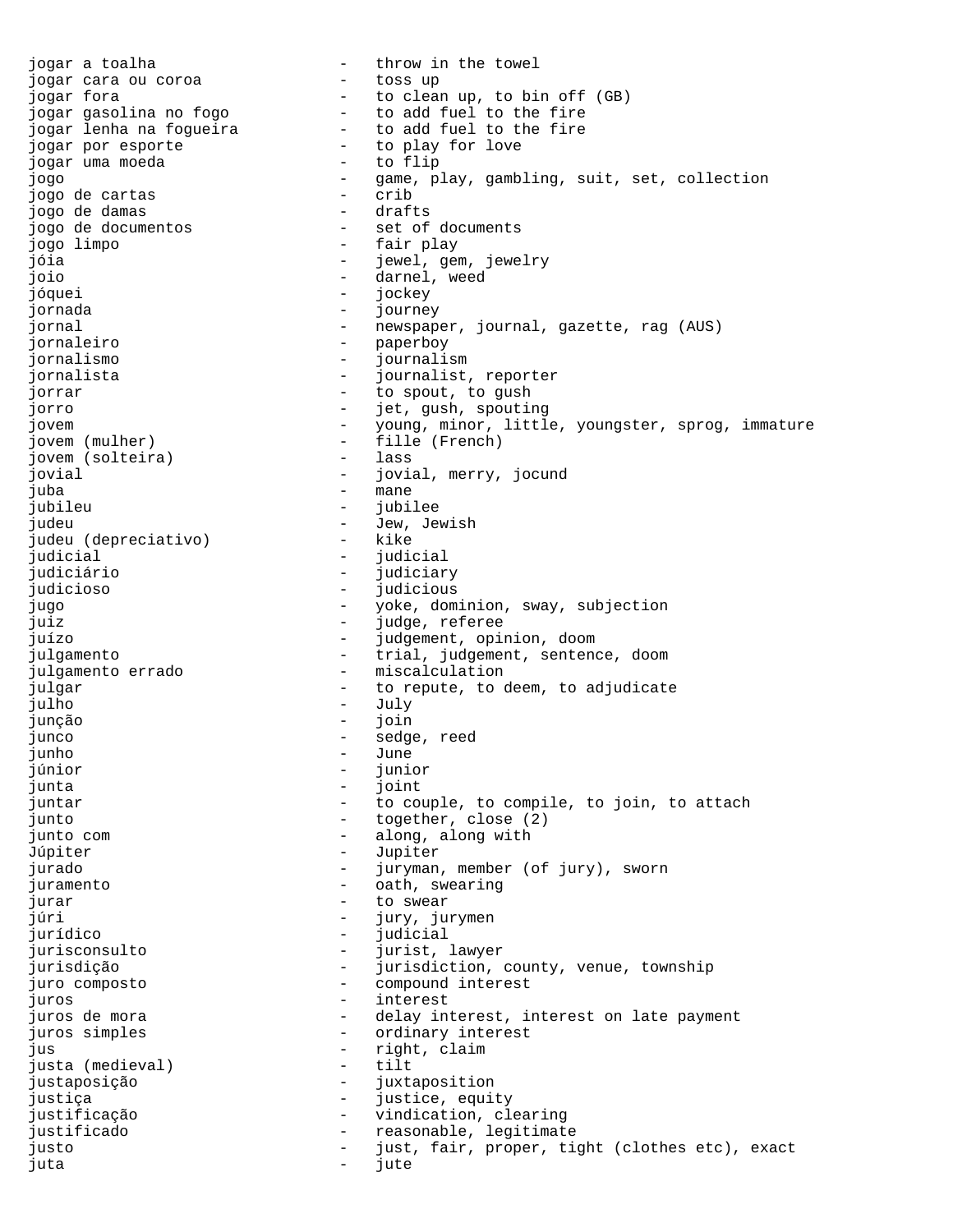jogar a toalha - throw in the towel
jogar cara ou coroa - toss up
jogar fora - to clean up, to bin off (GB)
jogar gasolina no fogo - to add fuel to the fire
jogar lenha na fogueira - to add fuel to the fire
jogar por esporte - to play for love
jogar uma moeda - to flip
jogo - game, play, gambling, suit, set, collection
jogo de cartas - crib
jogo de damas - drafts
jogo de documentos - set of documents
jogo limpo - fair play
jóia - jewel, gem, jewelry
joio - darnel, weed
jóquei - jockey
jornada - journey
jornal - newspaper, journal, gazette, rag (AUS)
jornaleiro - paperboy
jornalismo - journalism
jornalista - journalist, reporter
jorrar - to spout, to gush
jorro - jet, gush, spouting
jovem - young, minor, little, youngster, sprog, immature
jovem (mulher) - fille (French)
jovem (solteira) - lass
jovial - jovial, merry, jocund
juba - mane
jubileu - jubilee
judeu - Jew, Jewish
judeu (depreciativo) - kike
judicial - judicial
judiciário - judiciary
judicioso - judicious
jugo - yoke, dominion, sway, subjection
juiz - judge, referee
juízo - judgement, opinion, doom
julgamento - trial, judgement, sentence, doom
julgamento errado - miscalculation
julgar - to repute, to deem, to adjudicate
julho - July
junção - join
junco - sedge, reed
junho - June
júnior - junior
junta - joint
juntar - to couple, to compile, to join, to attach
junto - together, close (2)
junto com - along, along with
Júpiter - Jupiter
jurado - juryman, member (of jury), sworn
juramento - oath, swearing
jurar - to swear
júri - jury, jurymen
jurídico - judicial
jurisconsulto - jurist, lawyer
jurisdição - jurisdiction, county, venue, township
juro composto - compound interest
juros - interest
juros de mora - delay interest, interest on late payment
juros simples - ordinary interest
jus - right, claim
justa (medieval) - tilt
justaposição - juxtaposition
justiça - justice, equity
justificação - vindication, clearing
justificado - reasonable, legitimate
justo - just, fair, proper, tight (clothes etc), exact
juta - jute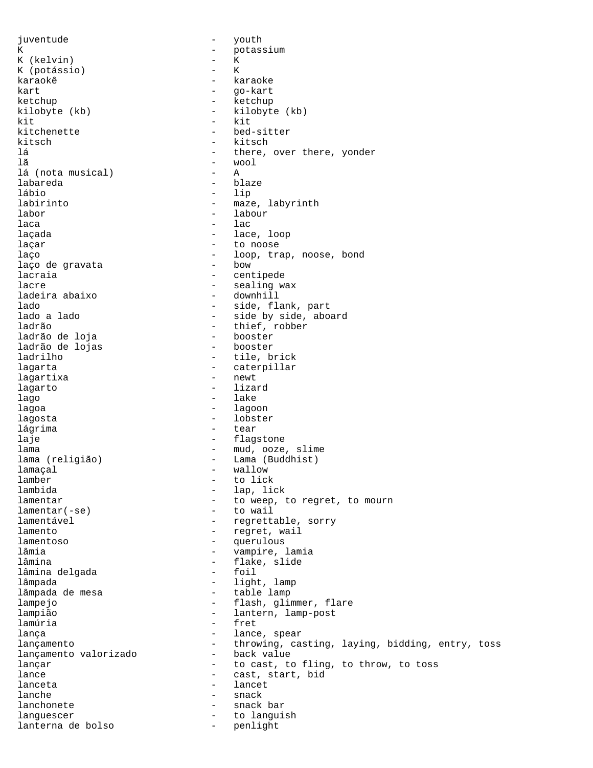juventude - youth
K - potassium
K (kelvin) - K
K (potássio) - K
karaokê - karaoke
kart - go-kart
ketchup - ketchup
kilobyte (kb) - kilobyte (kb)
kit - kit
kitchenette - bed-sitter
kitsch - kitsch
lá - there, over there, yonder
lã - wool
lá (nota musical) - A
labareda - blaze
lábio - lip
labirinto - maze, labyrinth
labor - labour
laca - lac
laçada - lace, loop
laçar - to noose
laço - loop, trap, noose, bond
laço de gravata - bow
lacraia - centipede
lacre - sealing wax
ladeira abaixo - downhill
lado - side, flank, part
lado a lado - side by side, aboard
ladrão - thief, robber
ladrão de loja - booster
ladrão de lojas - booster
ladrilho - tile, brick
lagarta - caterpillar
lagartixa - newt
lagarto - lizard
lago - lake
lagoa - lagoon
lagosta - lobster
lágrima - tear
laje - flagstone
lama - mud, ooze, slime
lama (religião) - Lama (Buddhist)
lamaçal - wallow
lamber - to lick
lambida - lap, lick
lamentar - to weep, to regret, to mourn
lamentar(-se) - to wail
lamentável - regrettable, sorry
lamento - regret, wail
lamentoso - querulous
lâmia - vampire, lamia
lâmina - flake, slide
lâmina delgada - foil
lâmpada - light, lamp
lâmpada de mesa - table lamp
lampejo - flash, glimmer, flare
lampião - lantern, lamp-post
lamúria - fret
lança - lance, spear
lançamento - throwing, casting, laying, bidding, entry, toss
lançamento valorizado - back value
lançar - to cast, to fling, to throw, to toss
lance - cast, start, bid
lanceta - lancet
lanche - snack
lanchonete - snack bar
languescer - to languish
lanterna de bolso - penlight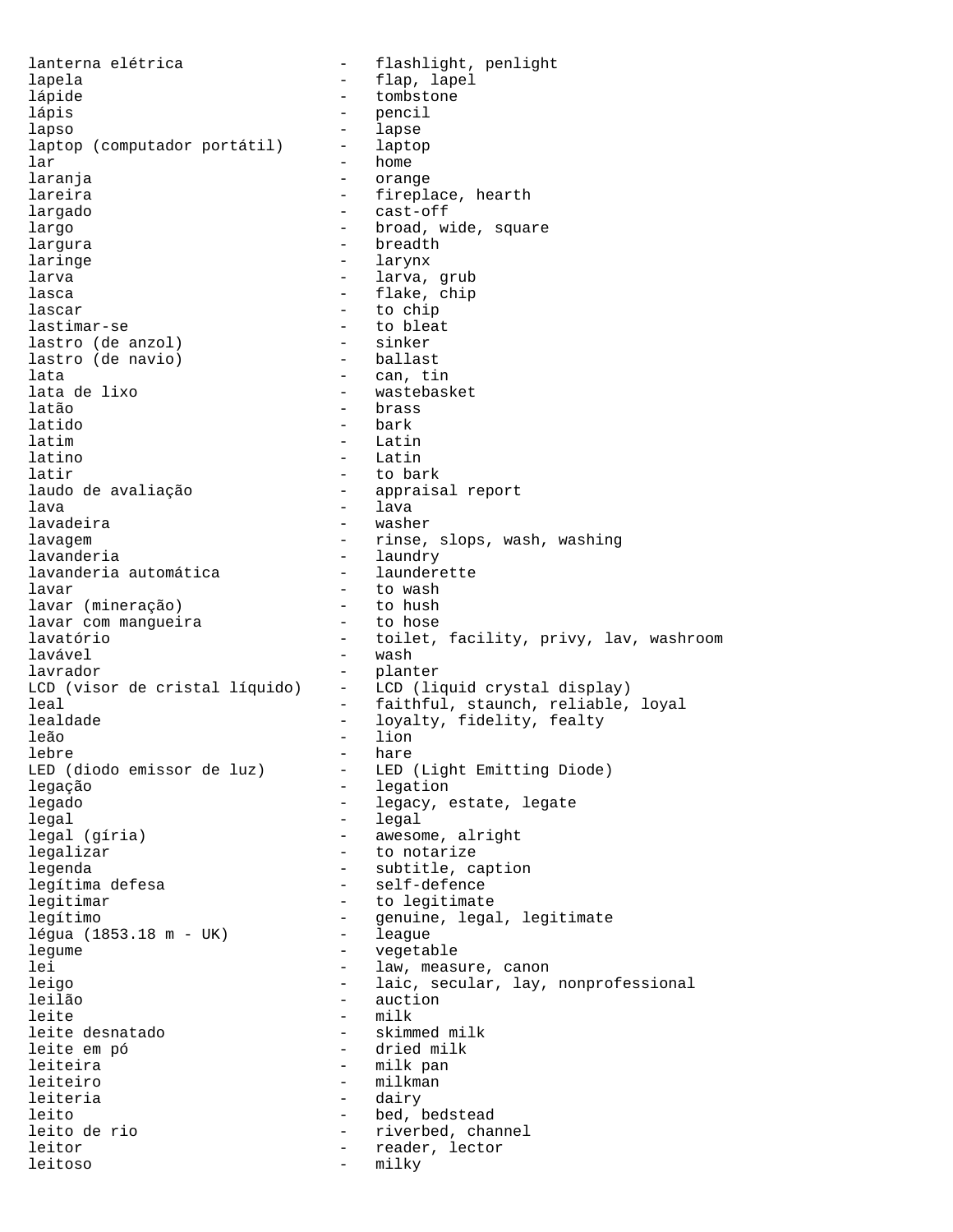lanterna elétrica - flashlight, penlight
lapela - flap, lapel
lápide - tombstone
lápis - pencil
lapso - lapse
laptop (computador portátil) - laptop
lar - home
laranja - orange
lareira - fireplace, hearth
largado - cast-off
largo - broad, wide, square
largura - breadth
laringe - larynx
larva - larva, grub
lasca - flake, chip
lascar - to chip
lastimar-se - to bleat
lastro (de anzol) - sinker
lastro (de navio) - ballast
lata - can, tin
lata de lixo - wastebasket
latão - brass
latido - bark
latim - Latin
latino - Latin
latir - to bark
laudo de avaliação - appraisal report
lava - lava
lavadeira - washer
lavagem - rinse, slops, wash, washing
lavanderia - laundry
lavanderia automática - launderette
lavar - to wash
lavar (mineração) - to hush
lavar com mangueira - to hose
lavatório - toilet, facility, privy, lav, washroom
lavável - wash
lavrador - planter
LCD (visor de cristal líquido) - LCD (liquid crystal display)
leal - faithful, staunch, reliable, loyal
lealdade - loyalty, fidelity, fealty
leão - lion
lebre - hare
LED (diodo emissor de luz) - LED (Light Emitting Diode)
legação - legation
legado - legacy, estate, legate
legal - legal
legal (gíria) - awesome, alright
legalizar - to notarize
legenda - subtitle, caption
legítima defesa - self-defence
legitimar - to legitimate
legítimo - genuine, legal, legitimate
légua (1853.18 m - UK) - league
legume - vegetable
lei - law, measure, canon
leigo - laic, secular, lay, nonprofessional
leilão - auction
leite - milk
leite desnatado - skimmed milk
leite em pó - dried milk
leiteira - milk pan
leiteiro - milkman
leiteria - dairy
leito - bed, bedstead
leito de rio - riverbed, channel
leitor - reader, lector
leitoso - milky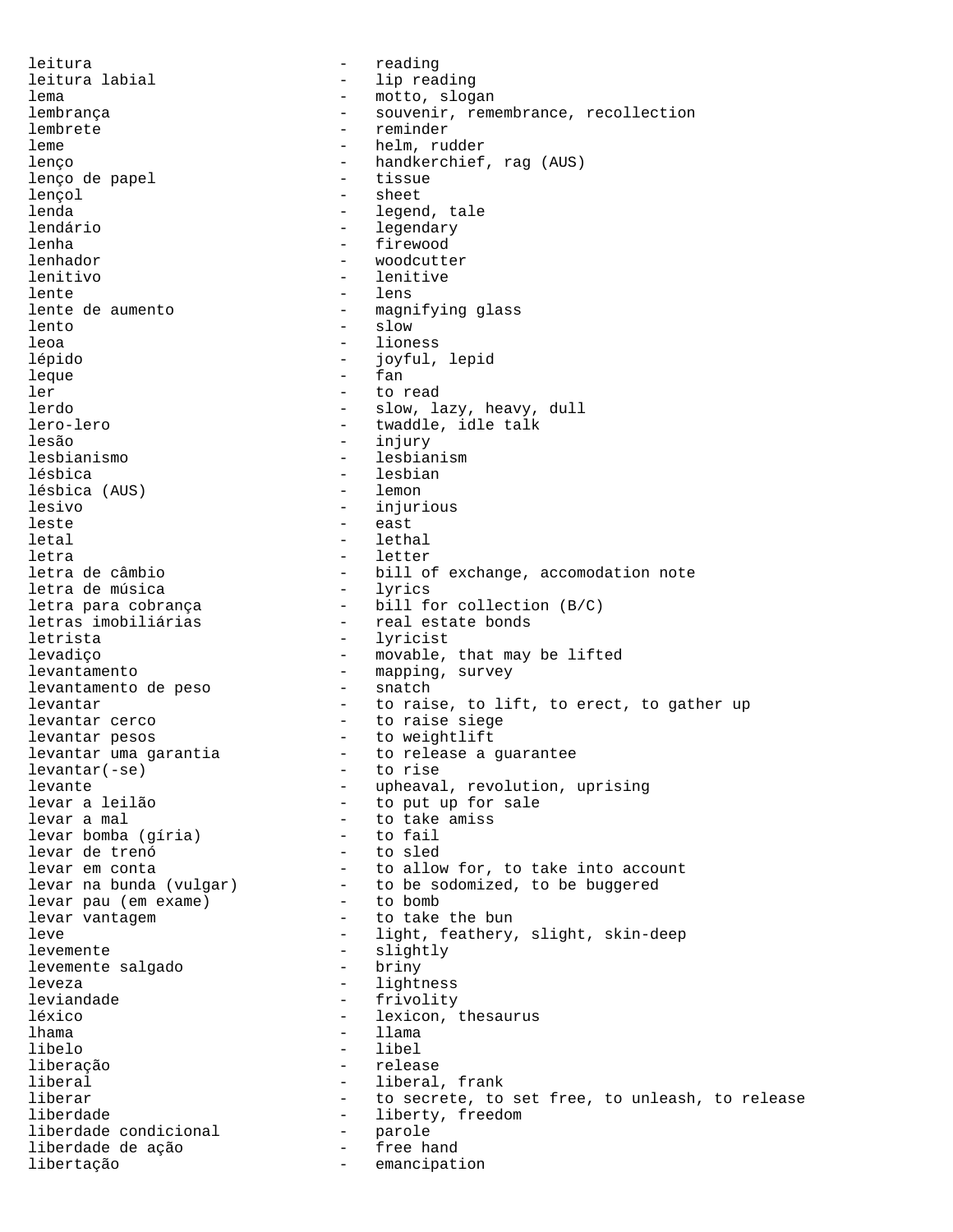leitura - reading
leitura labial - lip reading
lema - motto, slogan
lembrança - souvenir, remembrance, recollection
lembrete - reminder
leme - helm, rudder
lenço - handkerchief, rag (AUS)
lenço de papel - tissue
lençol - sheet
lenda - legend, tale
lendário - legendary
lenha - firewood
lenhador - woodcutter
lenitivo - lenitive
lente - lens
lente de aumento - magnifying glass
lento - slow
leoa - lioness
lépido - joyful, lepid
leque - fan
ler - to read
lerdo - slow, lazy, heavy, dull
lero-lero - twaddle, idle talk
lesão - injury
lesbianismo - lesbianism
lésbica - lesbian
lésbica (AUS) - lemon
lesivo - injurious
leste - east
letal - lethal
letra - letter
letra de câmbio - bill of exchange, accomodation note
letra de música - lyrics
letra para cobrança - bill for collection (B/C)
letras imobiliárias - real estate bonds
letrista - lyricist
levadiço - movable, that may be lifted
levantamento - mapping, survey
levantamento de peso - snatch
levantar - to raise, to lift, to erect, to gather up
levantar cerco - to raise siege
levantar pesos - to weightlift
levantar uma garantia - to release a guarantee
levantar(-se) - to rise
levante - upheaval, revolution, uprising
levar a leilão - to put up for sale
levar a mal - to take amiss
levar bomba (gíria) - to fail
levar de trenó - to sled
levar em conta - to allow for, to take into account
levar na bunda (vulgar) - to be sodomized, to be buggered
levar pau (em exame) - to bomb
levar vantagem - to take the bun
leve - light, feathery, slight, skin-deep
levemente - slightly
levemente salgado - briny
leveza - lightness
leviandade - frivolity
léxico - lexicon, thesaurus
lhama - llama
libelo - libel
liberação - release
liberal - liberal, frank
liberar - to secrete, to set free, to unleash, to release
liberdade - liberty, freedom
liberdade condicional - parole
liberdade de ação - free hand
libertação - emancipation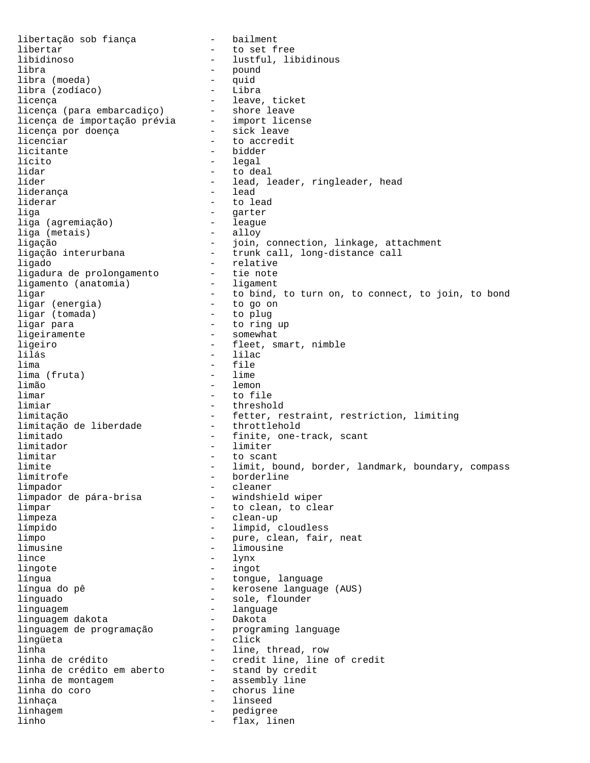libertação sob fiança - bailment
libertar - to set free
libidinoso - lustful, libidinous
libra - pound
libra (moeda) - quid
libra (zodíaco) - Libra
licença - leave, ticket
licença (para embarcadiço) - shore leave
licença de importação prévia - import license
licença por doença - sick leave
licenciar - to accredit
licitante - bidder
lícito - legal
lidar - to deal
líder - lead, leader, ringleader, head
liderança - lead
liderar - to lead
liga - garter
liga (agremiação) - league
liga (metais) - alloy
ligação - join, connection, linkage, attachment
ligação interurbana - trunk call, long-distance call
ligado - relative
ligadura de prolongamento - tie note
ligamento (anatomia) - ligament
ligar - to bind, to turn on, to connect, to join, to bond
ligar (energia) - to go on
ligar (tomada) - to plug
ligar para - to ring up
ligeiramente - somewhat
ligeiro - fleet, smart, nimble
lilás - lilac
lima - file
lima (fruta) - lime
limão - lemon
limar - to file
limiar - threshold
limitação - fetter, restraint, restriction, limiting
limitação de liberdade - throttlehold
limitado - finite, one-track, scant
limitador - limiter
limitar - to scant
limite - limit, bound, border, landmark, boundary, compass
limítrofe - borderline
limpador - cleaner
limpador de pára-brisa - windshield wiper
limpar - to clean, to clear
limpeza - clean-up
límpido - limpid, cloudless
limpo - pure, clean, fair, neat
limusine - limousine
lince - lynx
lingote - ingot
língua - tongue, language
língua do pê - kerosene language (AUS)
linguado - sole, flounder
linguagem - language
linguagem dakota - Dakota
linguagem de programação - programing language
lingüeta - click
linha - line, thread, row
linha de crédito - credit line, line of credit
linha de crédito em aberto - stand by credit
linha de montagem - assembly line
linha do coro - chorus line
linhaça - linseed
linhagem - pedigree
linho - flax, linen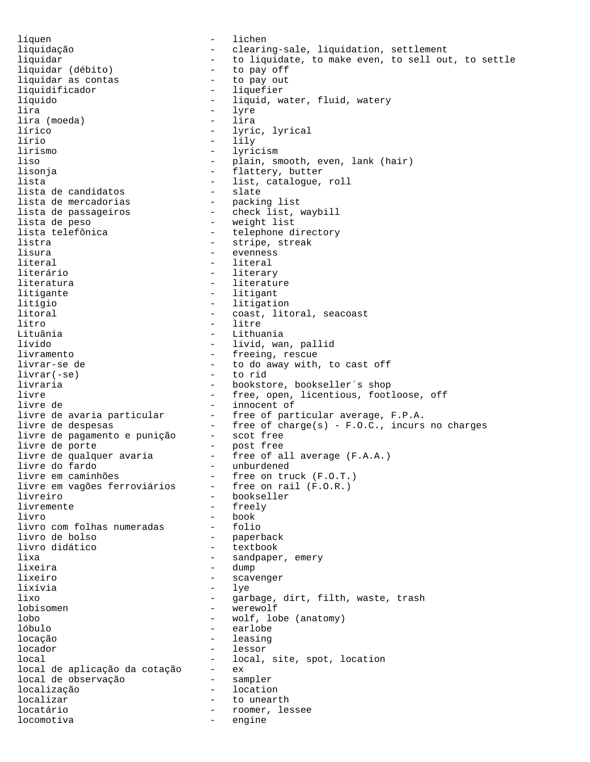líquen - lichen
liquidação - clearing-sale, liquidation, settlement
liquidar - to liquidate, to make even, to sell out, to settle
liquidar (débito) - to pay off
liquidar as contas - to pay out
liquidificador - liquefier
líquido - liquid, water, fluid, watery
lira - lyre
lira (moeda) - lira
lírico - lyric, lyrical
lírio - lily
lirismo - lyricism
liso - plain, smooth, even, lank (hair)
lisonja - flattery, butter
lista - list, catalogue, roll
lista de candidatos - slate
lista de mercadorias - packing list
lista de passageiros - check list, waybill
lista de peso - weight list
lista telefônica - telephone directory
listra - stripe, streak
lisura - evenness
literal - literal
literário - literary
literatura - literature
litigante - litigant
litígio - litigation
litoral - coast, litoral, seacoast
litro - litre
Lituânia - Lithuania
lívido - livid, wan, pallid
livramento - freeing, rescue
livrar-se de - to do away with, to cast off
livrar(-se) - to rid
livraria - bookstore, bookseller´s shop
livre - free, open, licentious, footloose, off
livre de - innocent of
livre de avaria particular - free of particular average, F.P.A.
livre de despesas - free of charge(s) - F.O.C., incurs no charges
livre de pagamento e punição - scot free
livre de porte - post free
livre de qualquer avaria - free of all average (F.A.A.)
livre do fardo - unburdened
livre em caminhões - free on truck (F.O.T.)
livre em vagões ferroviários - free on rail (F.O.R.)
livreiro - bookseller
livremente - freely
livro - book
livro com folhas numeradas - folio
livro de bolso - paperback
livro didático - textbook
lixa - sandpaper, emery
lixeira - dump
lixeiro - scavenger
lixívia - lye
lixo - garbage, dirt, filth, waste, trash
lobisomen - werewolf
lobo - wolf, lobe (anatomy)
lóbulo - earlobe
locação - leasing
locador - lessor
local - local, site, spot, location
local de aplicação da cotação - ex
local de observação - sampler
localização - location
localizar - to unearth
locatário - roomer, lessee
locomotiva - engine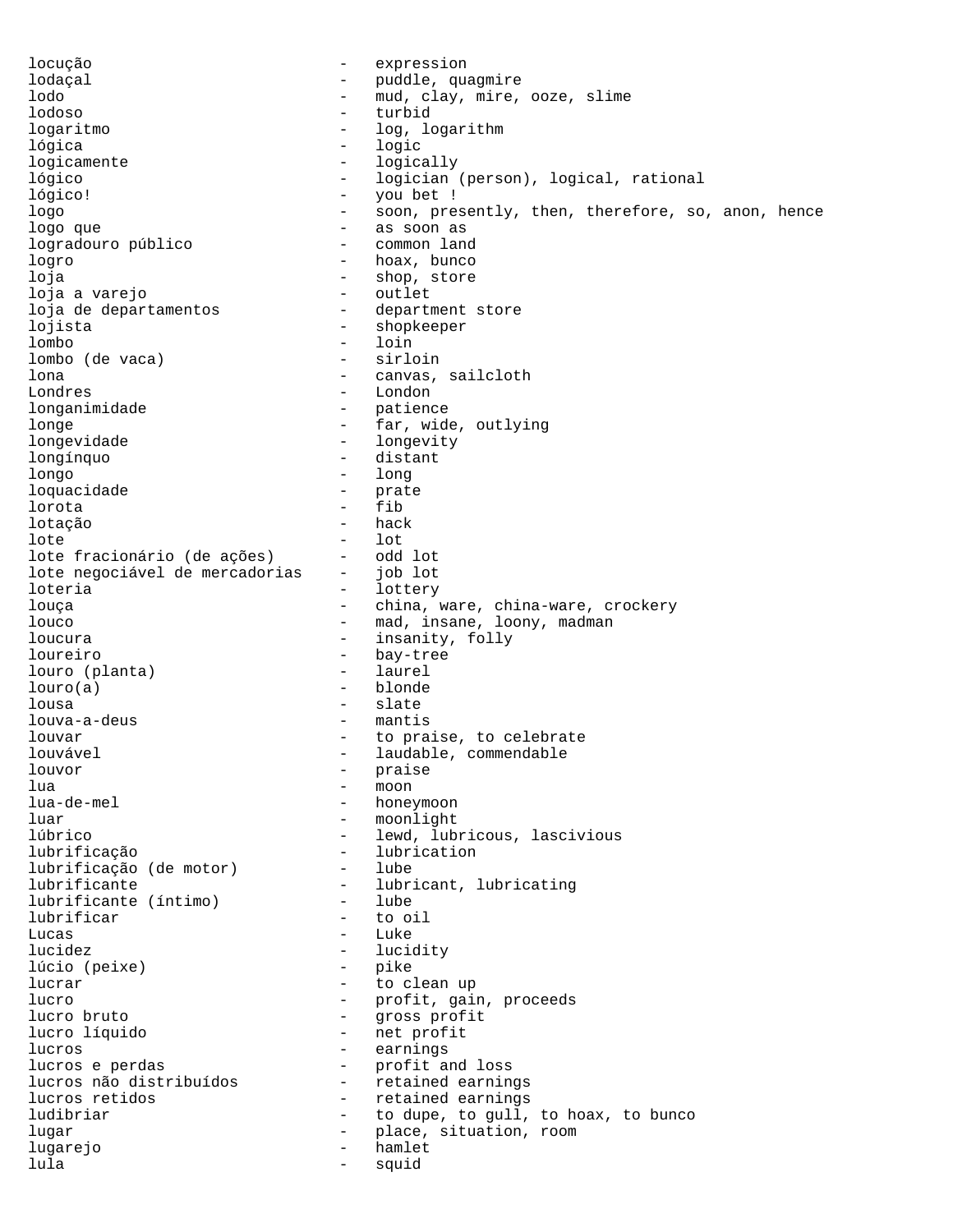locução - expression
lodaçal - puddle, quagmire
lodo - mud, clay, mire, ooze, slime
lodoso - turbid
logaritmo - log, logarithm
lógica - logic
logicamente - logically
lógico - logician (person), logical, rational
lógico! - you bet !
logo - soon, presently, then, therefore, so, anon, hence
logo que - as soon as
logradouro público - common land
logro - hoax, bunco
loja - shop, store
loja a varejo - outlet
loja de departamentos - department store
lojista - shopkeeper
lombo - loin
lombo (de vaca) - sirloin
lona - canvas, sailcloth
Londres - London
longanimidade - patience
longe - far, wide, outlying
longevidade - longevity
longínquo - distant
longo - long
loquacidade - prate
lorota - fib
lotação - hack
lote - lot
lote fracionário (de ações) - odd lot
lote negociável de mercadorias - job lot
loteria - lottery
louça - china, ware, china-ware, crockery
louco - mad, insane, loony, madman
loucura - insanity, folly
loureiro - bay-tree
louro (planta) - laurel
louro(a) - blonde
lousa - slate
louva-a-deus - mantis
louvar - to praise, to celebrate
louvável - laudable, commendable
louvor - praise
lua - moon
lua-de-mel - honeymoon
luar - moonlight
lúbrico - lewd, lubricous, lascivious
lubrificação - lubrication
lubrificação (de motor) - lube
lubrificante - lubricant, lubricating
lubrificante (íntimo) - lube
lubrificar - to oil
Lucas - Luke
lucidez - lucidity
lúcio (peixe) - pike
lucrar - to clean up
lucro - profit, gain, proceeds
lucro bruto - gross profit
lucro líquido - net profit
lucros - earnings
lucros e perdas - profit and loss
lucros não distribuídos - retained earnings
lucros retidos - retained earnings
ludibriar - to dupe, to gull, to hoax, to bunco
lugar - place, situation, room
lugarejo - hamlet
lula - squid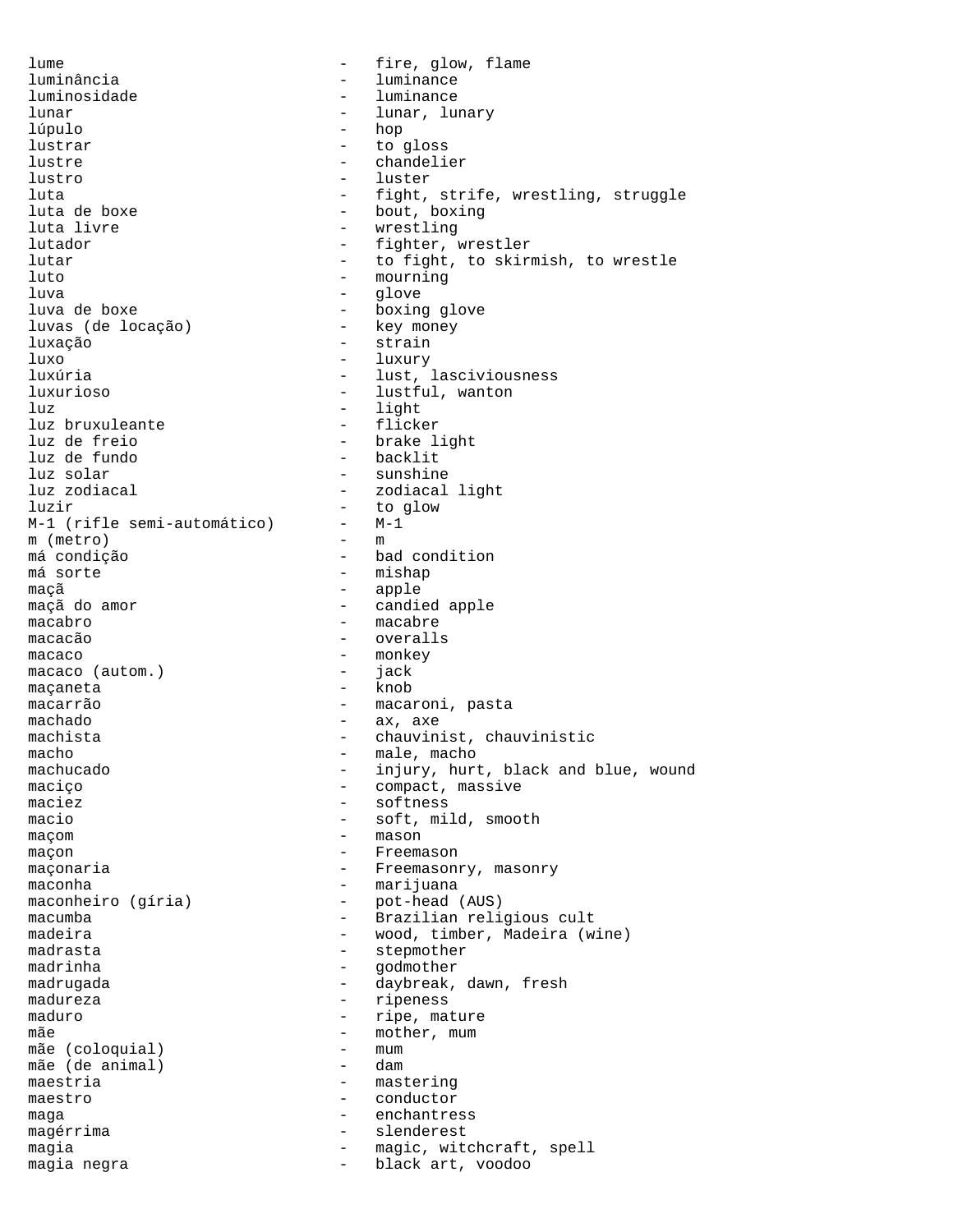lume - fire, glow, flame
luminância - luminance
luminosidade - luminance
lunar - lunar, lunary
lúpulo - hop
lustrar - to gloss
lustre - chandelier
lustro - luster
luta - fight, strife, wrestling, struggle
luta de boxe - bout, boxing
luta livre - wrestling
lutador - fighter, wrestler
lutar - to fight, to skirmish, to wrestle
luto - mourning
luva - glove
luva de boxe - boxing glove
luvas (de locação) - key money
luxação - strain
luxo - luxury
luxúria - lust, lasciviousness
luxurioso - lustful, wanton
luz - light
luz bruxuleante - flicker
luz de freio - brake light
luz de fundo - backlit
luz solar - sunshine
luz zodiacal - zodiacal light
luzir - to glow
M-1 (rifle semi-automático) - M-1
m (metro) - m
má condição - bad condition
má sorte - mishap
maçã - apple
maçã do amor - candied apple
macabro - macabre
macacão - overalls
macaco - monkey
macaco (autom.) - jack
maçaneta - knob
macarrão - macaroni, pasta
machado - ax, axe
machista - chauvinist, chauvinistic
macho - male, macho
machucado - injury, hurt, black and blue, wound
maciço - compact, massive
maciez - softness
macio - soft, mild, smooth
maçom - mason
maçon - Freemason
maçonaria - Freemasonry, masonry
maconha - marijuana
maconheiro (gíria) - pot-head (AUS)
macumba - Brazilian religious cult
madeira - wood, timber, Madeira (wine)
madrasta - stepmother
madrinha - godmother
madrugada - daybreak, dawn, fresh
madureza - ripeness
maduro - ripe, mature
mãe - mother, mum
mãe (coloquial) - mum
mãe (de animal) - dam
maestria - mastering
maestro - conductor
maga - enchantress
magérrima - slenderest
magia - magic, witchcraft, spell
magia negra - black art, voodoo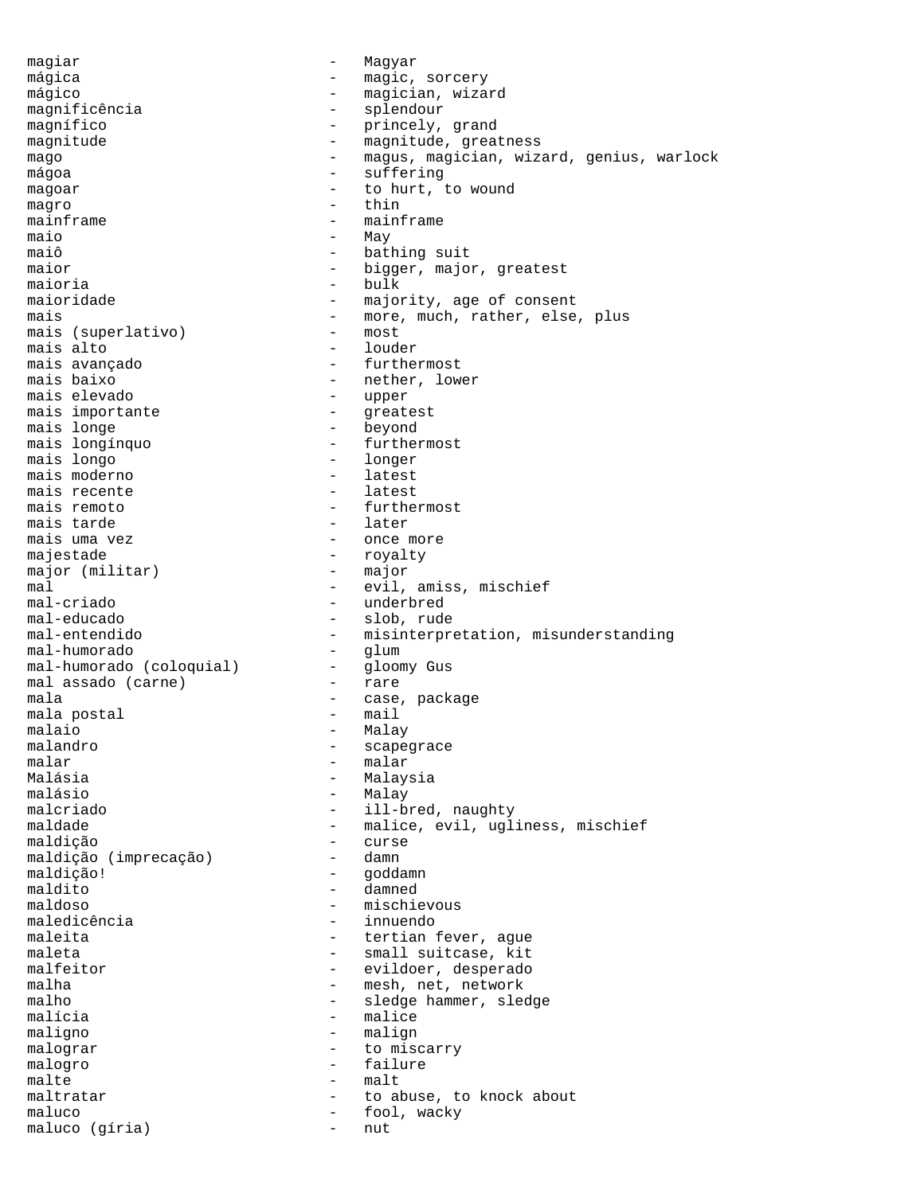magiar - Magyar
mágica - magic, sorcery
mágico - magician, wizard
magnificência - splendour
magnífico - princely, grand
magnitude - magnitude, greatness
mago - magus, magician, wizard, genius, warlock
mágoa - suffering
magoar - to hurt, to wound
magro - thin
mainframe - mainframe
maio - May
maiô - bathing suit
maior - bigger, major, greatest
maioria - bulk
maioridade - majority, age of consent
mais - more, much, rather, else, plus
mais (superlativo) - most
mais alto - louder
mais avançado - furthermost
mais baixo - nether, lower
mais elevado - upper
mais importante - greatest
mais longe - beyond
mais longínquo - furthermost
mais longo - longer
mais moderno - latest
mais recente - latest
mais remoto - furthermost
mais tarde - later
mais uma vez - once more
majestade - royalty
major (militar) - major
mal - evil, amiss, mischief
mal-criado - underbred
mal-educado - slob, rude
mal-entendido - misinterpretation, misunderstanding
mal-humorado - glum
mal-humorado (coloquial) - gloomy Gus
mal assado (carne) - rare
mala - case, package
mala postal - mail
malaio - Malay
malandro - scapegrace
malar - malar
Malásia - Malaysia
malásio - Malay
malcriado - ill-bred, naughty
maldade - malice, evil, ugliness, mischief
maldição - curse
maldição (imprecação) - damn
maldição! - goddamn
maldito - damned
maldoso - mischievous
maledicência - innuendo
maleita - tertian fever, ague
maleta - small suitcase, kit
malfeitor - evildoer, desperado
malha - mesh, net, network
malho - sledge hammer, sledge
malícia - malice
maligno - malign
malograr - to miscarry
malogro - failure
malte - malt
maltratar - to abuse, to knock about
maluco - fool, wacky
maluco (gíria) - nut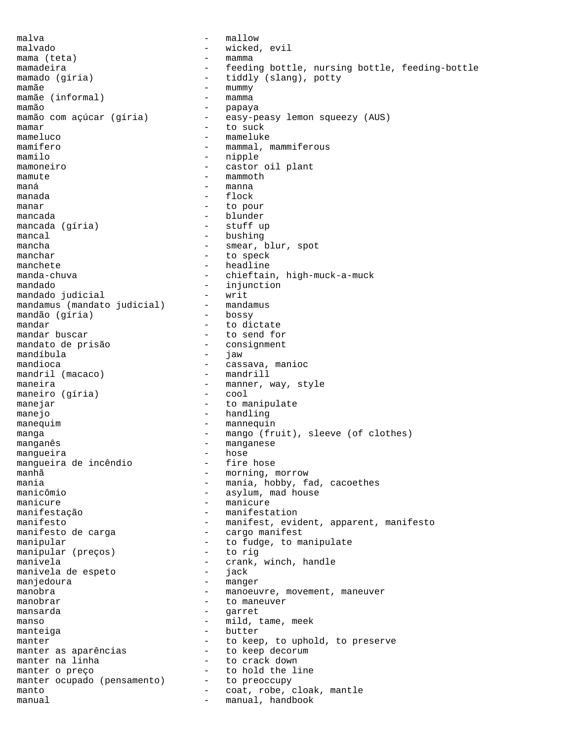malva - mallow
malvado - wicked, evil
mama (teta) - mamma
mamadeira - feeding bottle, nursing bottle, feeding-bottle
mamado (gíria) - tiddly (slang), potty
mamãe - mummy
mamãe (informal) - mamma
mamão - papaya
mamão com açúcar (gíria) - easy-peasy lemon squeezy (AUS)
mamar - to suck
mameluco - mameluke
mamífero - mammal, mammiferous
mamilo - nipple
mamoneiro - castor oil plant
mamute - mammoth
maná - manna
manada - flock
manar - to pour
mancada - blunder
mancada (gíria) - stuff up
mancal - bushing
mancha - smear, blur, spot
manchar - to speck
manchete - headline
manda-chuva - chieftain, high-muck-a-muck
mandado - injunction
mandado judicial - writ
mandamus (mandato judicial) - mandamus
mandão (gíria) - bossy
mandar - to dictate
mandar buscar - to send for
mandato de prisão - consignment
mandíbula - jaw
mandioca - cassava, manioc
mandril (macaco) - mandrill
maneira - manner, way, style
maneiro (gíria) - cool
manejar - to manipulate
manejo - handling
manequim - mannequin
manga - mango (fruit), sleeve (of clothes)
manganês - manganese
mangueira - hose
mangueira de incêndio - fire hose
manhã - morning, morrow
mania - mania, hobby, fad, cacoethes
manicômio - asylum, mad house
manicure - manicure
manifestação - manifestation
manifesto - manifest, evident, apparent, manifesto
manifesto de carga - cargo manifest
manipular - to fudge, to manipulate
manipular (preços) - to rig
manivela - crank, winch, handle
manivela de espeto - jack
manjedoura - manger
manobra - manoeuvre, movement, maneuver
manobrar - to maneuver
mansarda - garret
manso - mild, tame, meek
manteiga - butter
manter - to keep, to uphold, to preserve
manter as aparências - to keep decorum
manter na linha - to crack down
manter o preço - to hold the line
manter ocupado (pensamento) - to preoccupy
manto - coat, robe, cloak, mantle
manual - manual, handbook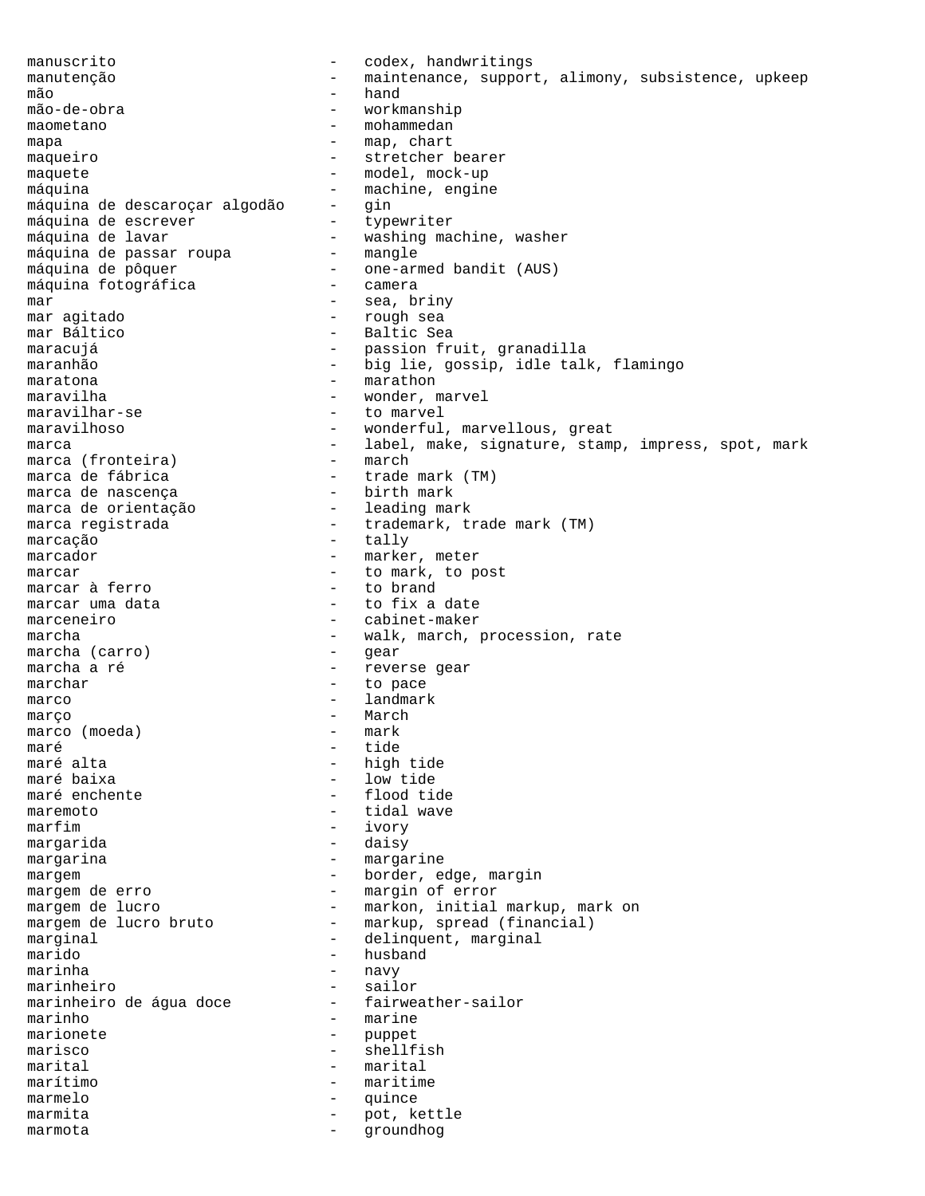manuscrito - codex, handwritings
manutenção - maintenance, support, alimony, subsistence, upkeep
mão - hand
mão-de-obra - workmanship
maometano - mohammedan
mapa - map, chart
maqueiro - stretcher bearer
maquete - model, mock-up
máquina - machine, engine
máquina de descaroçar algodão - gin
máquina de escrever - typewriter
máquina de lavar - washing machine, washer
máquina de passar roupa - mangle
máquina de pôquer - one-armed bandit (AUS)
máquina fotográfica - camera
mar - sea, briny
mar agitado - rough sea
mar Báltico - Baltic Sea
maracujá - passion fruit, granadilla
maranhão - big lie, gossip, idle talk, flamingo
maratona - marathon
maravilha - wonder, marvel
maravilhar-se - to marvel
maravilhoso - wonderful, marvellous, great
marca - label, make, signature, stamp, impress, spot, mark
marca (fronteira) - march
marca de fábrica - trade mark (TM)
marca de nascença - birth mark
marca de orientação - leading mark
marca registrada - trademark, trade mark (TM)
marcação - tally
marcador - marker, meter
marcar - to mark, to post
marcar à ferro - to brand
marcar uma data - to fix a date
marceneiro - cabinet-maker
marcha - walk, march, procession, rate
marcha (carro) - gear
marcha a ré - reverse gear
marchar - to pace
marco - landmark
março - March
marco (moeda) - mark
maré - tide
maré alta - high tide
maré baixa - low tide
maré enchente - flood tide
maremoto - tidal wave
marfim - ivory
margarida - daisy
margarina - margarine
margem - border, edge, margin
margem de erro - margin of error
margem de lucro - markon, initial markup, mark on
margem de lucro bruto - markup, spread (financial)
marginal - delinquent, marginal
marido - husband
marinha - navy
marinheiro - sailor
marinheiro de água doce - fairweather-sailor
marinho - marine
marionete - puppet
marisco - shellfish
marital - marital
marítimo - maritime
marmelo - quince
marmita - pot, kettle
marmota - groundhog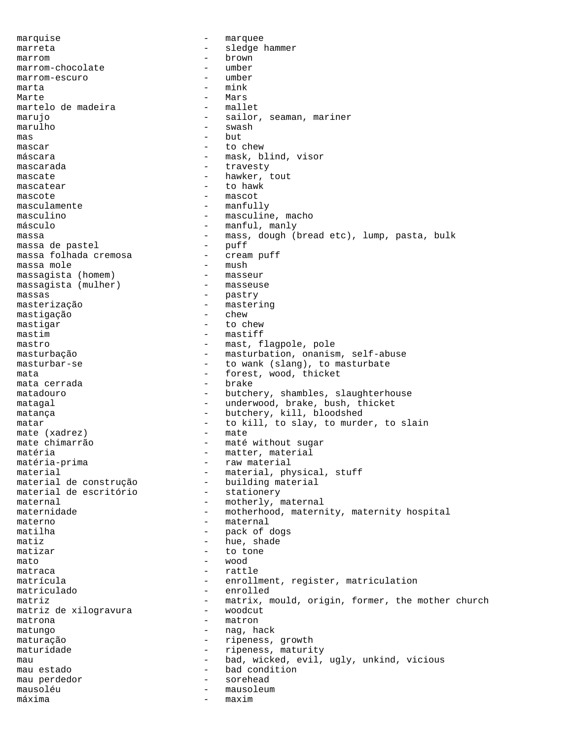marquise - marquee
marreta - sledge hammer
marrom - brown
marrom-chocolate - umber
marrom-escuro - umber
marta - mink
Marte - Mars
martelo de madeira - mallet
marujo - sailor, seaman, mariner
marulho - swash
mas - but
mascar - to chew
máscara - mask, blind, visor
mascarada - travesty
mascate - hawker, tout
mascatear - to hawk
mascote - mascot
masculamente - manfully
masculino - masculine, macho
másculo - manful, manly
massa - mass, dough (bread etc), lump, pasta, bulk
massa de pastel - puff
massa folhada cremosa - cream puff
massa mole - mush
massagista (homem) - masseur
massagista (mulher) - masseuse
massas - pastry
masterização - mastering
mastigação - chew
mastigar - to chew
mastim - mastiff
mastro - mast, flagpole, pole
masturbação - masturbation, onanism, self-abuse
masturbar-se - to wank (slang), to masturbate
mata - forest, wood, thicket
mata cerrada - brake
matadouro - butchery, shambles, slaughterhouse
matagal - underwood, brake, bush, thicket
matança - butchery, kill, bloodshed
matar - to kill, to slay, to murder, to slain
mate (xadrez) - mate
mate chimarrão - maté without sugar
matéria - matter, material
matéria-prima - raw material
material - material, physical, stuff
material de construção - building material
material de escritório - stationery
maternal - motherly, maternal
maternidade - motherhood, maternity, maternity hospital
materno - maternal
matilha - pack of dogs
matiz - hue, shade
matizar - to tone
mato - wood
matraca - rattle
matrícula - enrollment, register, matriculation
matriculado - enrolled
matriz - matrix, mould, origin, former, the mother church
matriz de xilogravura - woodcut
matrona - matron
matungo - nag, hack
maturação - ripeness, growth
maturidade - ripeness, maturity
mau - bad, wicked, evil, ugly, unkind, vicious
mau estado - bad condition
mau perdedor - sorehead
mausoléu - mausoleum
máxima - maxim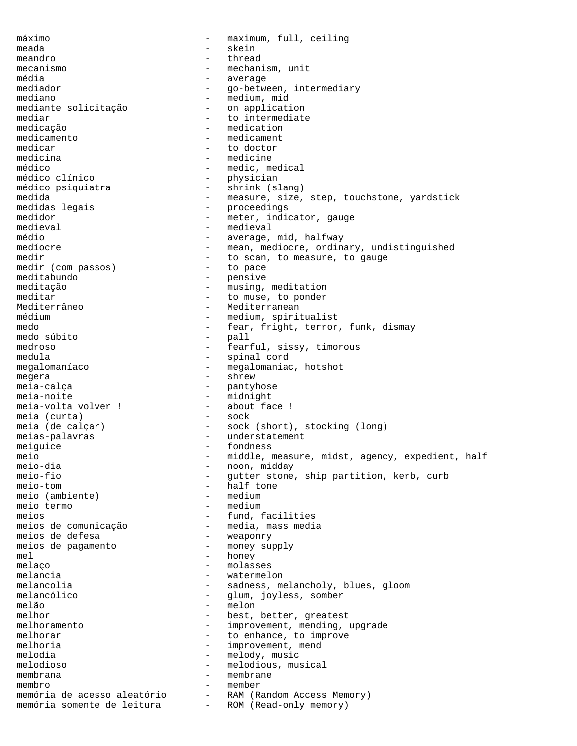máximo - maximum, full, ceiling
meada - skein
meandro - thread
mecanismo - mechanism, unit
média - average
mediador - go-between, intermediary
mediano - medium, mid
mediante solicitação - on application
mediar - to intermediate
medicação - medication
medicamento - medicament
medicar - to doctor
medicina - medicine
médico - medic, medical
médico clínico - physician
médico psiquiatra - shrink (slang)
medida - measure, size, step, touchstone, yardstick
medidas legais - proceedings
medidor - meter, indicator, gauge
medieval - medieval
médio - average, mid, halfway
medíocre - mean, mediocre, ordinary, undistinguished
medir - to scan, to measure, to gauge
medir (com passos) - to pace
meditabundo - pensive
meditação - musing, meditation
meditar - to muse, to ponder
Mediterrâneo - Mediterranean
médium - medium, spiritualist
medo - fear, fright, terror, funk, dismay
medo súbito - pall
medroso - fearful, sissy, timorous
medula - spinal cord
megalomaníaco - megalomaniac, hotshot
megera - shrew
meia-calça - pantyhose
meia-noite - midnight
meia-volta volver ! - about face !
meia (curta) - sock
meia (de calçar) - sock (short), stocking (long)
meias-palavras - understatement
meiguice - fondness
meio - middle, measure, midst, agency, expedient, half
meio-dia - noon, midday
meio-fio - gutter stone, ship partition, kerb, curb
meio-tom - half tone
meio (ambiente) - medium
meio termo - medium
meios - fund, facilities
meios de comunicação - media, mass media
meios de defesa - weaponry
meios de pagamento - money supply
mel - honey
melaço - molasses
melancia - watermelon
melancolia - sadness, melancholy, blues, gloom
melancólico - glum, joyless, somber
melão - melon
melhor - best, better, greatest
melhoramento - improvement, mending, upgrade
melhorar - to enhance, to improve
melhoria - improvement, mend
melodia - melody, music
melodioso - melodious, musical
membrana - membrane
membro - member
memória de acesso aleatório - RAM (Random Access Memory)
memória somente de leitura - ROM (Read-only memory)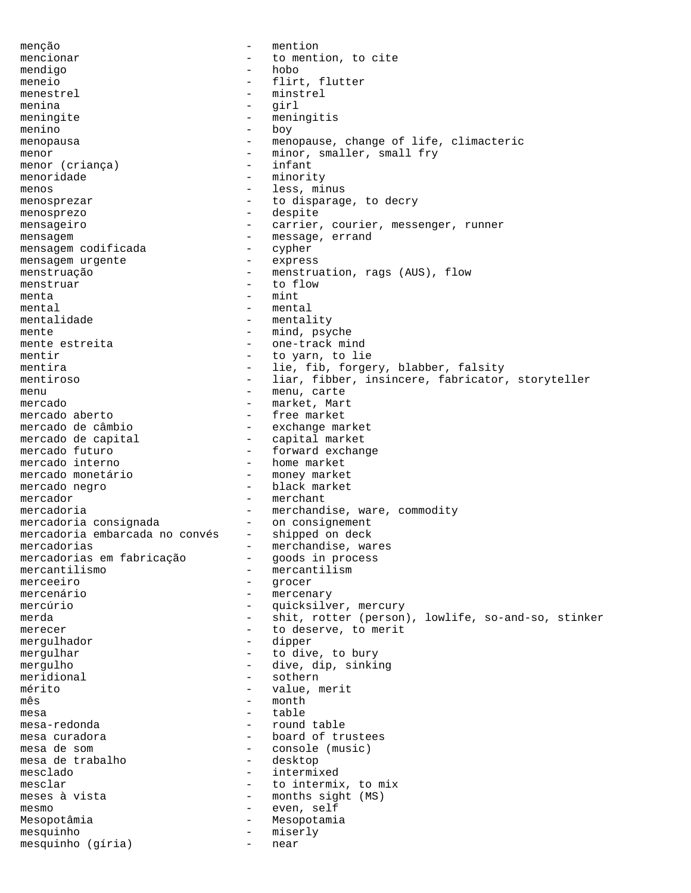menção - mention
mencionar - to mention, to cite
mendigo - hobo
meneio - flirt, flutter
menestrel - minstrel
menina - girl
meningite - meningitis
menino - boy
menopausa - menopause, change of life, climacteric
menor - minor, smaller, small fry
menor (criança) - infant
menoridade - minority
menos - less, minus
menosprezar - to disparage, to decry
menosprezo - despite
mensageiro - carrier, courier, messenger, runner
mensagem - message, errand
mensagem codificada - cypher
mensagem urgente - express
menstruação - menstruation, rags (AUS), flow
menstruar - to flow
menta - mint
mental - mental
mentalidade - mentality
mente - mind, psyche
mente estreita - one-track mind
mentir - to yarn, to lie
mentira - lie, fib, forgery, blabber, falsity
mentiroso - liar, fibber, insincere, fabricator, storyteller
menu - menu, carte
mercado - market, Mart
mercado aberto - free market
mercado de câmbio - exchange market
mercado de capital - capital market
mercado futuro - forward exchange
mercado interno - home market
mercado monetário - money market
mercado negro - black market
mercador - merchant
mercadoria - merchandise, ware, commodity
mercadoria consignada - on consignement
mercadoria embarcada no convés - shipped on deck
mercadorias - merchandise, wares
mercadorias em fabricação - goods in process
mercantilismo - mercantilism
merceeiro - grocer
mercenário - mercenary
mercúrio - quicksilver, mercury
merda - shit, rotter (person), lowlife, so-and-so, stinker
merecer - to deserve, to merit
mergulhador - dipper
mergulhar - to dive, to bury
mergulho - dive, dip, sinking
meridional - sothern
mérito - value, merit
mês - month
mesa - table
mesa-redonda - round table
mesa curadora - board of trustees
mesa de som - console (music)
mesa de trabalho - desktop
mesclado - intermixed
mesclar - to intermix, to mix
meses à vista - months sight (MS)
mesmo - even, self
Mesopotâmia - Mesopotamia
mesquinho - miserly
mesquinho (gíria) - near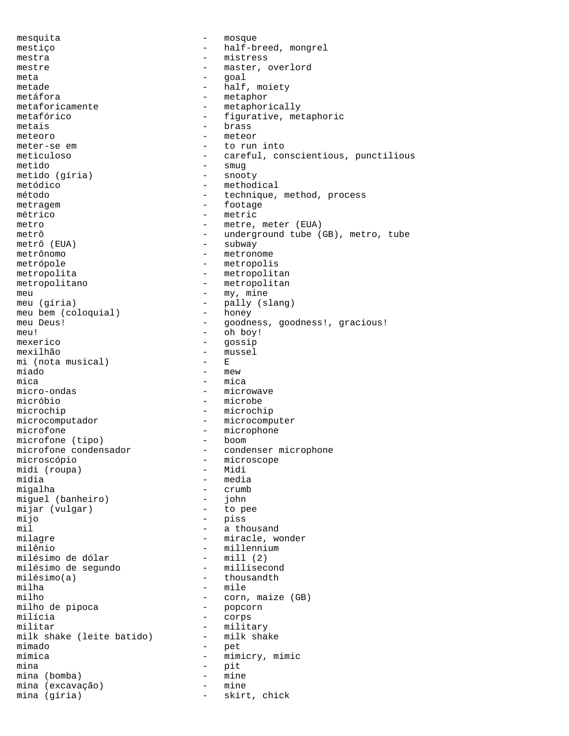mesquita - mosque
mestiço - half-breed, mongrel
mestra - mistress
mestre - master, overlord
meta - goal
metade - half, moiety
metáfora - metaphor
metaforicamente - metaphorically
metafórico - figurative, metaphoric
metais - brass
meteoro - meteor
meter-se em - to run into
meticuloso - careful, conscientious, punctilious
metido - smug
metido (gíria) - snooty
metódico - methodical
método - technique, method, process
metragem - footage
métrico - metric
metro - metre, meter (EUA)
metrô - underground tube (GB), metro, tube
metrô (EUA) - subway
metrônomo - metronome
metrópole - metropolis
metropolita - metropolitan
metropolitano - metropolitan
meu - my, mine
meu (gíria) - pally (slang)
meu bem (coloquial) - honey
meu Deus! - goodness, goodness!, gracious!
meu! - oh boy!
mexerico - gossip
mexilhão - mussel
mi (nota musical) - E
miado - mew
mica - mica
micro-ondas - microwave
micróbio - microbe
microchip - microchip
microcomputador - microcomputer
microfone - microphone
microfone (tipo) - boom
microfone condensador - condenser microphone
microscópio - microscope
midi (roupa) - Midi
mídia - media
migalha - crumb
miguel (banheiro) - john
mijar (vulgar) - to pee
mijo - piss
mil - a thousand
milagre - miracle, wonder
milênio - millennium
milésimo de dólar - mill (2)
milésimo de segundo - millisecond
milésimo(a) - thousandth
milha - mile
milho - corn, maize (GB)
milho de pipoca - popcorn
milícia - corps
militar - military
milk shake (leite batido) - milk shake
mimado - pet
mímica - mimicry, mimic
mina - pit
mina (bomba) - mine
mina (excavação) - mine
mina (gíria) - skirt, chick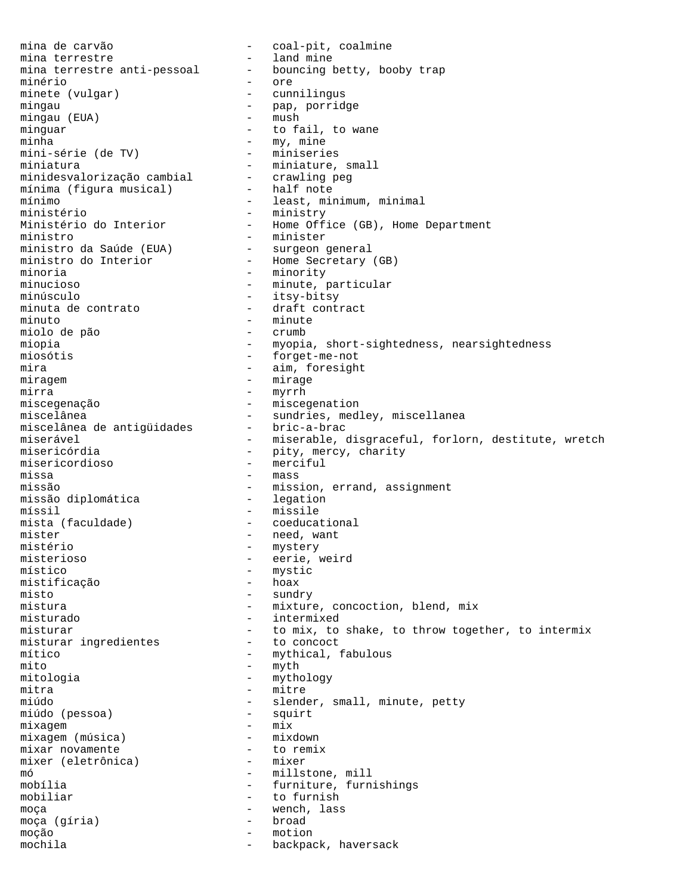mina de carvão - coal-pit, coalmine
mina terrestre - land mine
mina terrestre anti-pessoal - bouncing betty, booby trap
minério - ore
minete (vulgar) - cunnilingus
mingau - pap, porridge
mingau (EUA) - mush
minguar - to fail, to wane
minha - my, mine
mini-série (de TV) - miniseries
miniatura - miniature, small
minidesvalorização cambial - crawling peg
mínima (figura musical) - half note
mínimo - least, minimum, minimal
ministério - ministry
Ministério do Interior - Home Office (GB), Home Department
ministro - minister
ministro da Saúde (EUA) - surgeon general
ministro do Interior - Home Secretary (GB)
minoria - minority
minucioso - minute, particular
minúsculo - itsy-bitsy
minuta de contrato - draft contract
minuto - minute
miolo de pão - crumb
miopia - myopia, short-sightedness, nearsightedness
miosótis - forget-me-not
mira - aim, foresight
miragem - mirage
mirra - myrrh
miscegenação - miscegenation
miscelânea - sundries, medley, miscellanea
miscelânea de antigüidades - bric-a-brac
miserável - miserable, disgraceful, forlorn, destitute, wretch
misericórdia - pity, mercy, charity
misericordioso - merciful
missa - mass
missão - mission, errand, assignment
missão diplomática - legation
míssil - missile
mista (faculdade) - coeducational
mister - need, want
mistério - mystery
misterioso - eerie, weird
místico - mystic
mistificação - hoax
misto - sundry
mistura - mixture, concoction, blend, mix
misturado - intermixed
misturar - to mix, to shake, to throw together, to intermix
misturar ingredientes - to concoct
mítico - mythical, fabulous
mito - myth
mitologia - mythology
mitra - mitre
miúdo - slender, small, minute, petty
miúdo (pessoa) - squirt
mixagem - mix
mixagem (música) - mixdown
mixar novamente - to remix
mixer (eletrônica) - mixer
mó - millstone, mill
mobília - furniture, furnishings
mobiliar - to furnish
moça - wench, lass
moça (gíria) - broad
moção - motion
mochila - backpack, haversack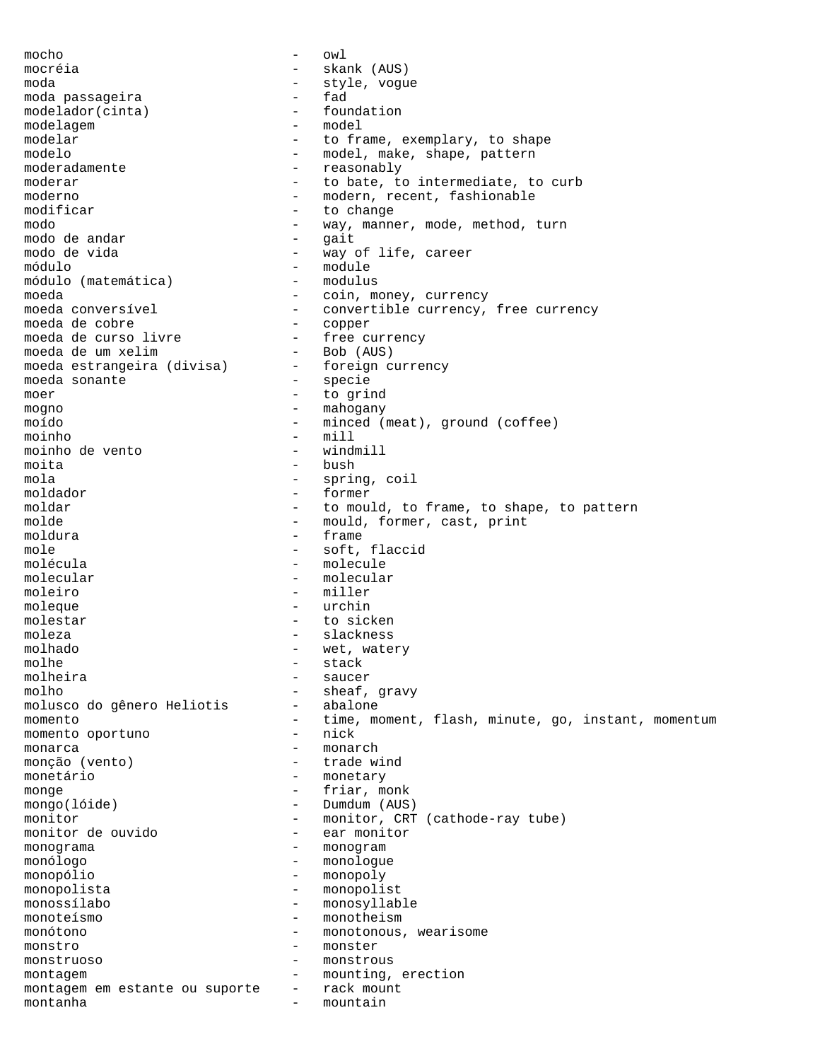mocho - owl
mocréia - skank (AUS)
moda - style, vogue
moda passageira - fad
modelador(cinta) - foundation
modelagem - model
modelar - to frame, exemplary, to shape
modelo - model, make, shape, pattern
moderadamente - reasonably
moderar - to bate, to intermediate, to curb
moderno - modern, recent, fashionable
modificar - to change
modo - way, manner, mode, method, turn
modo de andar - gait
modo de vida - way of life, career
módulo - module
módulo (matemática) - modulus
moeda - coin, money, currency
moeda conversível - convertible currency, free currency
moeda de cobre - copper
moeda de curso livre - free currency
moeda de um xelim - Bob (AUS)
moeda estrangeira (divisa) - foreign currency
moeda sonante - specie
moer - to grind
mogno - mahogany
moído - minced (meat), ground (coffee)
moinho - mill
moinho de vento - windmill
moita - bush
mola - spring, coil
moldador - former
moldar - to mould, to frame, to shape, to pattern
molde - mould, former, cast, print
moldura - frame
mole - soft, flaccid
molécula - molecule
molecular - molecular
moleiro - miller
moleque - urchin
molestar - to sicken
moleza - slackness
molhado - wet, watery
molhe - stack
molheira - saucer
molho - sheaf, gravy
molusco do gênero Heliotis - abalone
momento - time, moment, flash, minute, go, instant, momentum
momento oportuno - nick
monarca - monarch
monção (vento) - trade wind
monetário - monetary
monge - friar, monk
mongo(lóide) - Dumdum (AUS)
monitor - monitor, CRT (cathode-ray tube)
monitor de ouvido - ear monitor
monograma - monogram
monólogo - monologue
monopólio - monopoly
monopolista - monopolist
monossílabo - monosyllable
monoteísmo - monotheism
monótono - monotonous, wearisome
monstro - monster
monstruoso - monstrous
montagem - mounting, erection
montagem em estante ou suporte - rack mount
montanha - mountain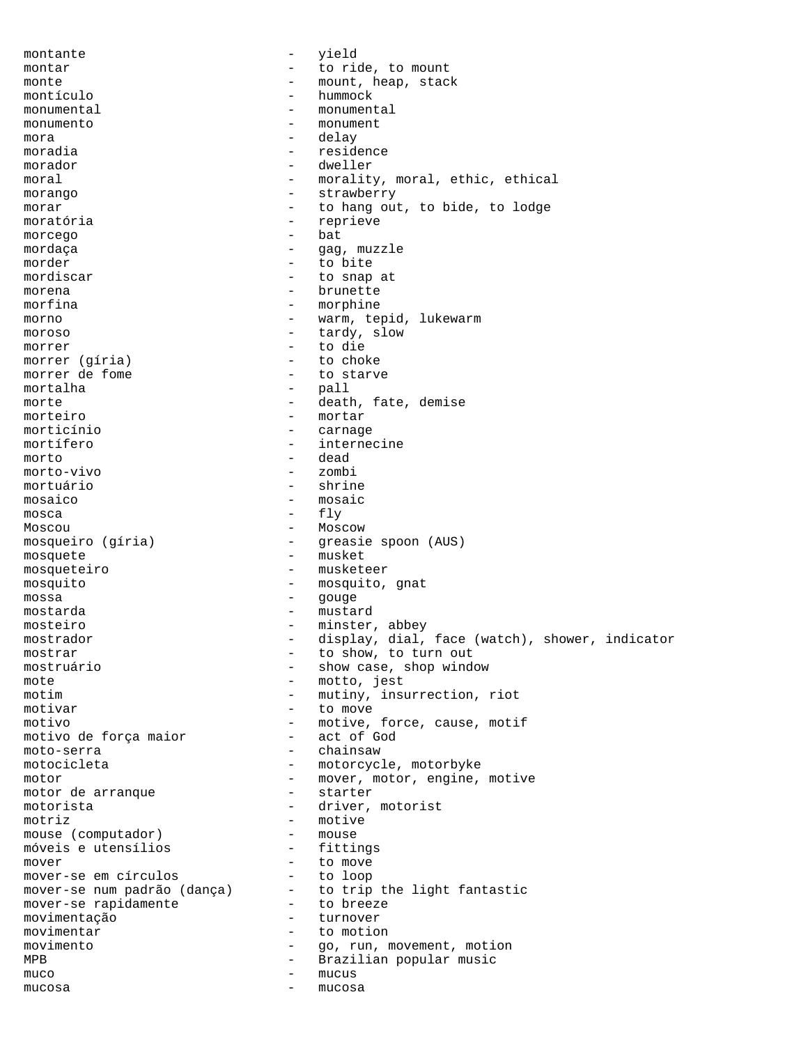montante - yield
montar - to ride, to mount
monte - mount, heap, stack
montículo - hummock
monumental - monumental
monumento - monument
mora - delay
moradia - residence
morador - dweller
moral - morality, moral, ethic, ethical
morango - strawberry
morar - to hang out, to bide, to lodge
moratória - reprieve
morcego - bat
mordaça - gag, muzzle
morder - to bite
mordiscar - to snap at
morena - brunette
morfina - morphine
morno - warm, tepid, lukewarm
moroso - tardy, slow
morrer - to die
morrer (gíria) - to choke
morrer de fome - to starve
mortalha - pall
morte - death, fate, demise
morteiro - mortar
morticínio - carnage
mortífero - internecine
morto - dead
morto-vivo - zombi
mortuário - shrine
mosaico - mosaic
mosca - fly
Moscou - Moscow
mosqueiro (gíria) - greasie spoon (AUS)
mosquete - musket
mosqueteiro - musketeer
mosquito - mosquito, gnat
mossa - gouge
mostarda - mustard
mosteiro - minster, abbey
mostrador - display, dial, face (watch), shower, indicator
mostrar - to show, to turn out
mostruário - show case, shop window
mote - motto, jest
motim - mutiny, insurrection, riot
motivar - to move
motivo - motive, force, cause, motif
motivo de força maior - act of God
moto-serra - chainsaw
motocicleta - motorcycle, motorbyke
motor - mover, motor, engine, motive
motor de arranque - starter
motorista - driver, motorist
motriz - motive
mouse (computador) - mouse
móveis e utensílios - fittings
mover - to move
mover-se em círculos - to loop
mover-se num padrão (dança) - to trip the light fantastic
mover-se rapidamente - to breeze
movimentação - turnover
movimentar - to motion
movimento - go, run, movement, motion
MPB - Brazilian popular music
muco - mucus
mucosa - mucosa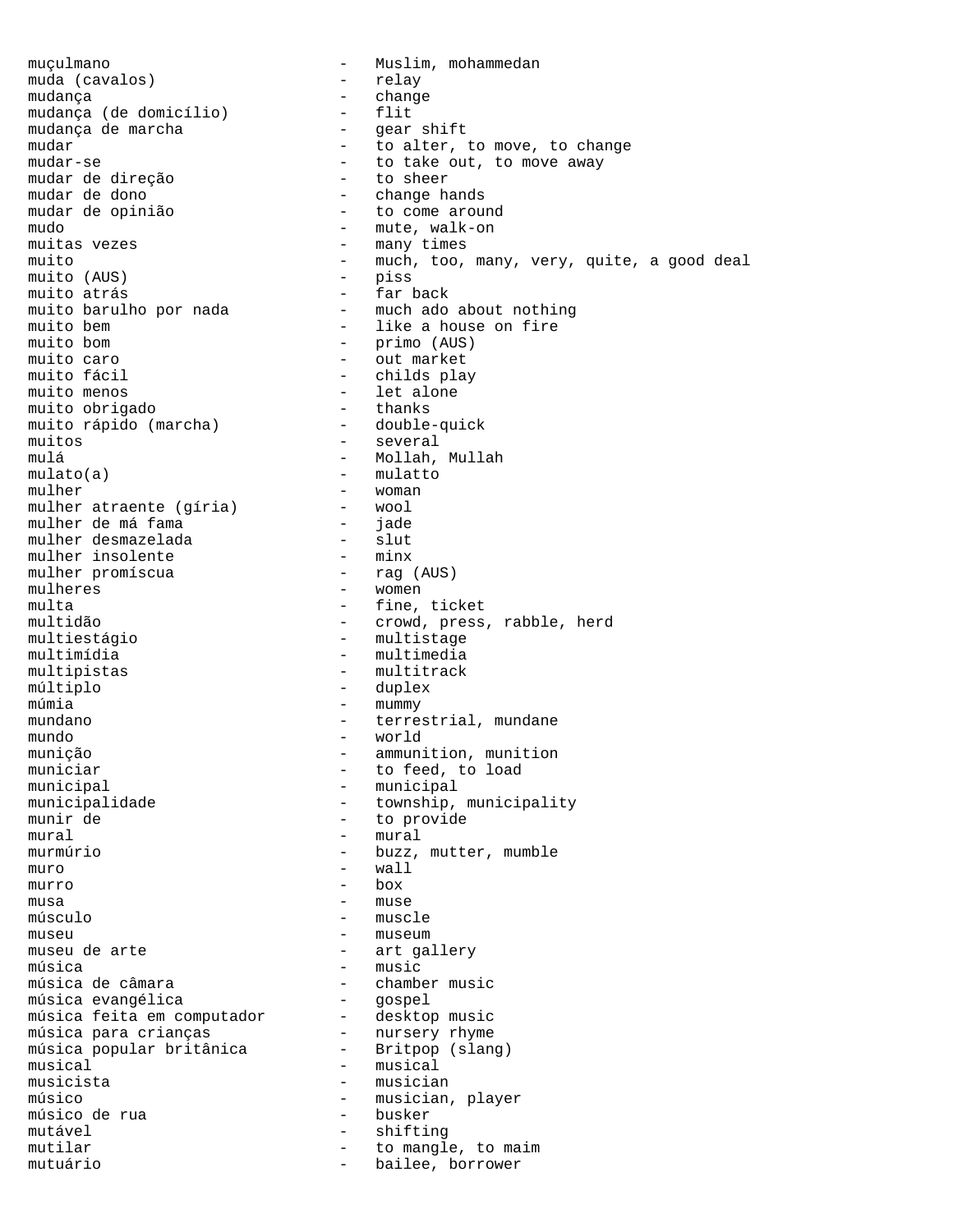muçulmano - Muslim, mohammedan
muda (cavalos) - relay
mudança - change
mudança (de domicílio) - flit
mudança de marcha - gear shift
mudar - to alter, to move, to change
mudar-se - to take out, to move away
mudar de direção - to sheer
mudar de dono - change hands
mudar de opinião - to come around
mudo - mute, walk-on
muitas vezes - many times
muito - much, too, many, very, quite, a good deal
muito (AUS) - piss
muito atrás - far back
muito barulho por nada - much ado about nothing
muito bem - like a house on fire
muito bom - primo (AUS)
muito caro - out market
muito fácil - childs play
muito menos - let alone
muito obrigado - thanks
muito rápido (marcha) - double-quick
muitos - several
mulá - Mollah, Mullah
mulato(a) - mulatto
mulher - woman
mulher atraente (gíria) - wool
mulher de má fama - jade
mulher desmazelada - slut
mulher insolente - minx
mulher promíscua - rag (AUS)
mulheres - women
multa - fine, ticket
multidão - crowd, press, rabble, herd
multiestágio - multistage
multimídia - multimedia
multipistas - multitrack
múltiplo - duplex
múmia - mummy
mundano - terrestrial, mundane
mundo - world
munição - ammunition, munition
municiar - to feed, to load
municipal - municipal
municipalidade - township, municipality
munir de - to provide
mural - mural
murmúrio - buzz, mutter, mumble
muro - wall
murro - box
musa - muse
músculo - muscle
museu - museum
museu de arte - art gallery
música - music
música de câmara - chamber music
música evangélica - gospel
música feita em computador - desktop music
música para crianças - nursery rhyme
música popular britânica - Britpop (slang)
musical - musical
musicista - musician
músico - musician, player
músico de rua - busker
mutável - shifting
mutilar - to mangle, to maim
mutuário - bailee, borrower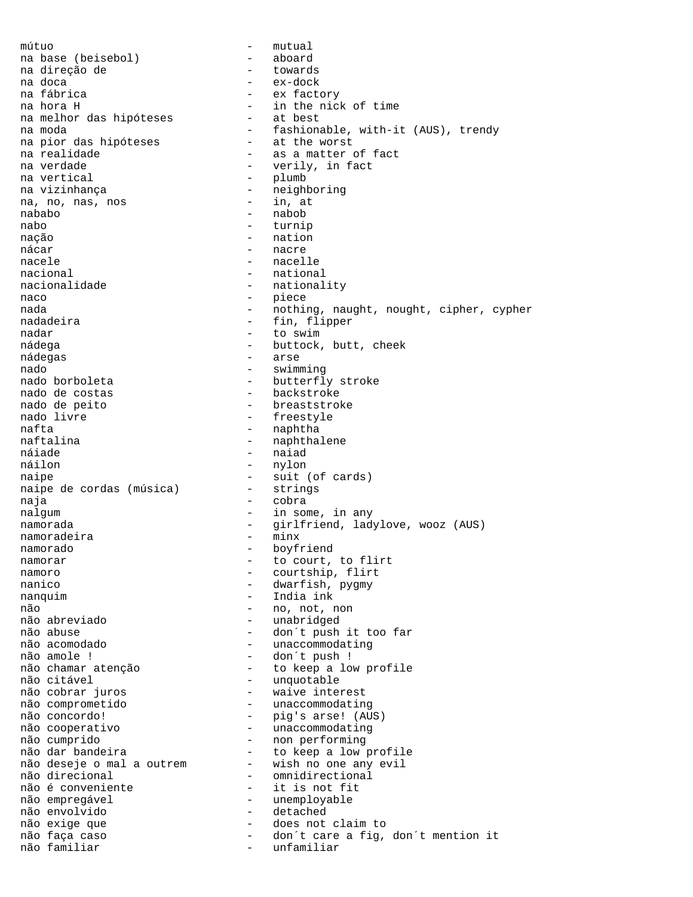mútuo - mutual
na base (beisebol) - aboard
na direção de - towards
na doca - ex-dock
na fábrica - ex factory
na hora H - in the nick of time
na melhor das hipóteses - at best
na moda - fashionable, with-it (AUS), trendy
na pior das hipóteses - at the worst
na realidade - as a matter of fact
na verdade - verily, in fact
na vertical - plumb
na vizinhança - neighboring
na, no, nas, nos - in, at
nababo - nabob
nabo - turnip
nação - nation
nácar - nacre
nacele - nacelle
nacional - national
nacionalidade - nationality
naco - piece
nada - nothing, naught, nought, cipher, cypher
nadadeira - fin, flipper
nadar - to swim
nádega - buttock, butt, cheek
nádegas - arse
nado - swimming
nado borboleta - butterfly stroke
nado de costas - backstroke
nado de peito - breaststroke
nado livre - freestyle
nafta - naphtha
naftalina - naphthalene
náiade - naiad
náilon - nylon
naipe - suit (of cards)
naipe de cordas (música) - strings
naja - cobra
nalgum - in some, in any
namorada - girlfriend, ladylove, wooz (AUS)
namoradeira - minx
namorado - boyfriend
namorar - to court, to flirt
namoro - courtship, flirt
nanico - dwarfish, pygmy
nanquim - India ink
não - no, not, non
não abreviado - unabridged
não abuse - don´t push it too far
não acomodado - unaccommodating
não amole ! - don´t push !
não chamar atenção - to keep a low profile
não citável - unquotable
não cobrar juros - waive interest
não comprometido - unaccommodating
não concordo! - pig's arse! (AUS)
não cooperativo - unaccommodating
não cumprido - non performing
não dar bandeira - to keep a low profile
não deseje o mal a outrem - wish no one any evil
não direcional - omnidirectional
não é conveniente - it is not fit
não empregável - unemployable
não envolvido - detached
não exige que - does not claim to
não faça caso - don´t care a fig, don´t mention it
não familiar - unfamiliar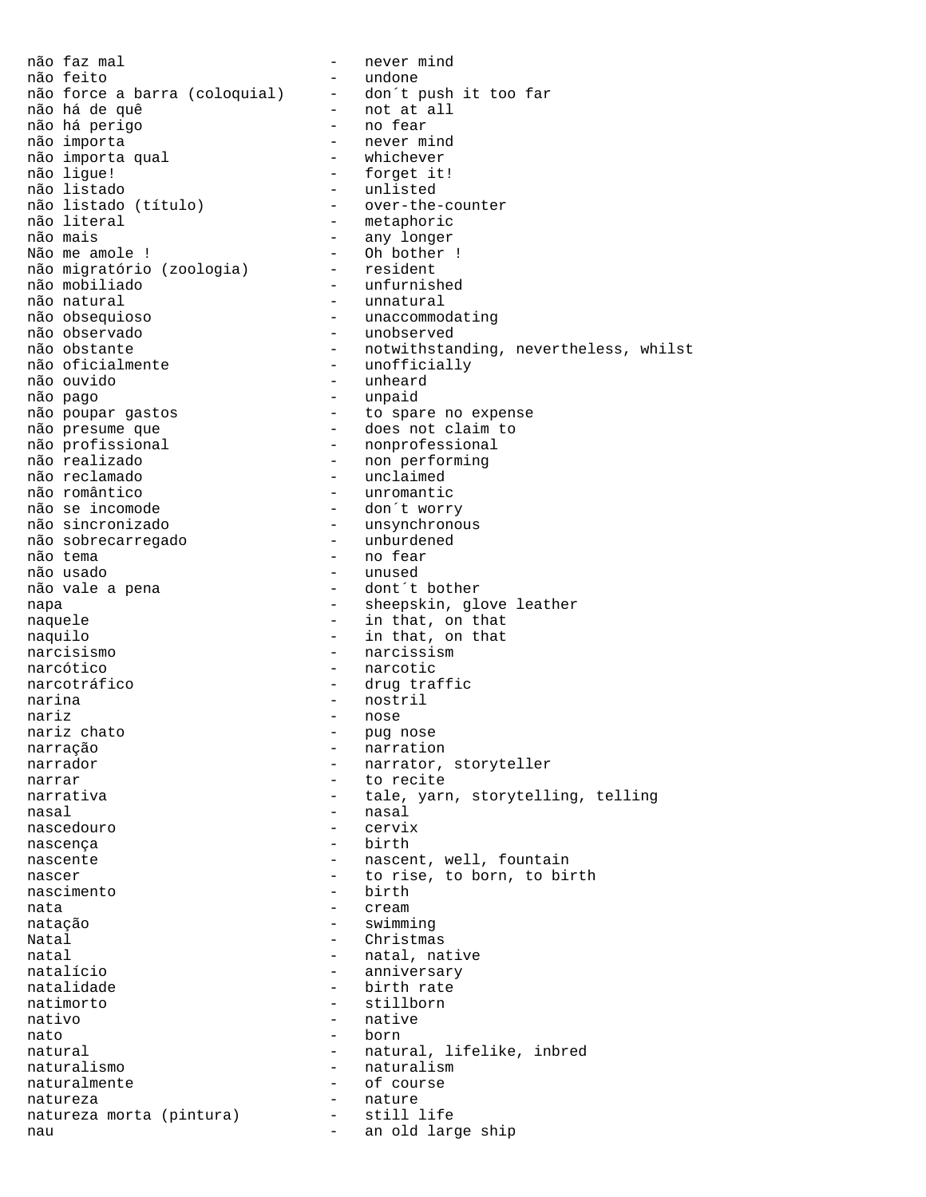não faz mal - never mind
não feito - undone
não force a barra (coloquial) - don´t push it too far
não há de quê - not at all
não há perigo - no fear
não importa - never mind
não importa qual - whichever
não ligue! - forget it!
não listado - unlisted
não listado (título) - over-the-counter
não literal - metaphoric
não mais - any longer
Não me amole ! - Oh bother !
não migratório (zoologia) - resident
não mobiliado - unfurnished
não natural - unnatural
não obsequioso - unaccommodating
não observado - unobserved
não obstante - notwithstanding, nevertheless, whilst
não oficialmente - unofficially
não ouvido - unheard
não pago - unpaid
não poupar gastos - to spare no expense
não presume que - does not claim to
não profissional - nonprofessional
não realizado - non performing
não reclamado - unclaimed
não romântico - unromantic
não se incomode - don´t worry
não sincronizado - unsynchronous
não sobrecarregado - unburdened
não tema - no fear
não usado - unused
não vale a pena - dont´t bother
napa - sheepskin, glove leather
naquele - in that, on that
naquilo - in that, on that
narcisismo - narcissism
narcótico - narcotic
narcotráfico - drug traffic
narina - nostril
nariz - nose
nariz chato - pug nose
narração - narration
narrador - narrator, storyteller
narrar - to recite
narrativa - tale, yarn, storytelling, telling
nasal - nasal
nascedouro - cervix
nascença - birth
nascente - nascent, well, fountain
nascer - to rise, to born, to birth
nascimento - birth
nata - cream
natação - swimming
Natal - Christmas
natal - natal, native
natalício - anniversary
natalidade - birth rate
natimorto - stillborn
nativo - native
nato - born
natural - natural, lifelike, inbred
naturalismo - naturalism
naturalmente - of course
natureza - nature
natureza morta (pintura) - still life
nau - an old large ship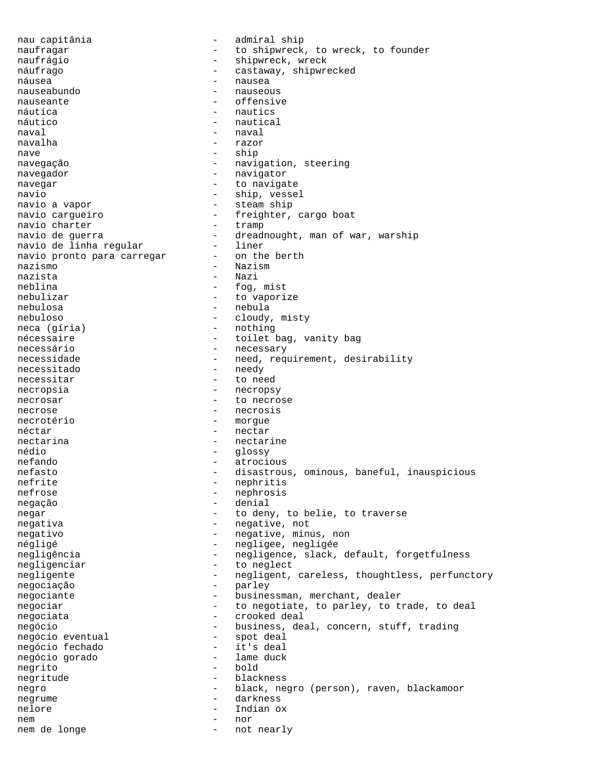nau capitânia - admiral ship
naufragar - to shipwreck, to wreck, to founder
naufrágio - shipwreck, wreck
náufrago - castaway, shipwrecked
náusea - nausea
nauseabundo - nauseous
nauseante - offensive
náutica - nautics
náutico - nautical
naval - naval
navalha - razor
nave - ship
navegação - navigation, steering
navegador - navigator
navegar - to navigate
navio - ship, vessel
navio a vapor - steam ship
navio cargueiro - freighter, cargo boat
navio charter - tramp
navio de guerra - dreadnought, man of war, warship
navio de linha regular - liner
navio pronto para carregar - on the berth
nazismo - Nazism
nazista - Nazi
neblina - fog, mist
nebulizar - to vaporize
nebulosa - nebula
nebuloso - cloudy, misty
neca (gíria) - nothing
nécessaire - toilet bag, vanity bag
necessário - necessary
necessidade - need, requirement, desirability
necessitado - needy
necessitar - to need
necropsia - necropsy
necrosar - to necrose
necrose - necrosis
necrotério - morgue
néctar - nectar
nectarina - nectarine
nédio - glossy
nefando - atrocious
nefasto - disastrous, ominous, baneful, inauspicious
nefrite - nephritis
nefrose - nephrosis
negação - denial
negar - to deny, to belie, to traverse
negativa - negative, not
negativo - negative, minus, non
négligé - negligee, negligée
negligência - negligence, slack, default, forgetfulness
negligenciar - to neglect
negligente - negligent, careless, thoughtless, perfunctory
negociação - parley
negociante - businessman, merchant, dealer
negociar - to negotiate, to parley, to trade, to deal
negociata - crooked deal
negócio - business, deal, concern, stuff, trading
negócio eventual - spot deal
negócio fechado - it's deal
negócio gorado - lame duck
negrito - bold
negritude - blackness
negro - black, negro (person), raven, blackamoor
negrume - darkness
nelore - Indian ox
nem - nor
nem de longe - not nearly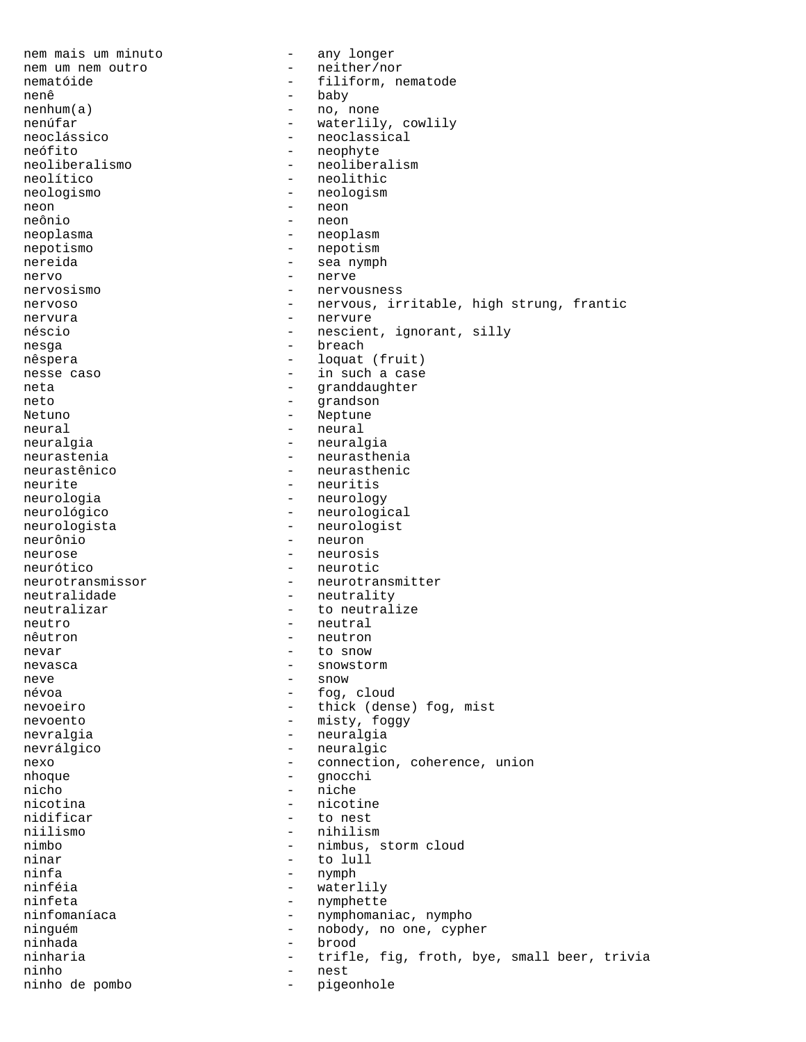nem mais um minuto - any longer
nem um nem outro - neither/nor
nematóide - filiform, nematode
nenê - baby
nenhum(a) - no, none
nenúfar - waterlily, cowlily
neoclássico - neoclassical
neófito - neophyte
neoliberalismo - neoliberalism
neolítico - neolithic
neologismo - neologism
neon - neon
neônio - neon
neoplasma - neoplasm
nepotismo - nepotism
nereida - sea nymph
nervo - nerve
nervosismo - nervousness
nervoso - nervous, irritable, high strung, frantic
nervura - nervure
néscio - nescient, ignorant, silly
nesga - breach
nêspera - loquat (fruit)
nesse caso - in such a case
neta - granddaughter
neto - grandson
Netuno - Neptune
neural - neural
neuralgia - neuralgia
neurastenia - neurasthenia
neurastênico - neurasthenic
neurite - neuritis
neurologia - neurology
neurológico - neurological
neurologista - neurologist
neurônio - neuron
neurose - neurosis
neurótico - neurotic
neurotransmissor - neurotransmitter
neutralidade - neutrality
neutralizar - to neutralize
neutro - neutral
nêutron - neutron
nevar - to snow
nevasca - snowstorm
neve - snow
névoa - fog, cloud
nevoeiro - thick (dense) fog, mist
nevoento - misty, foggy
nevralgia - neuralgia
nevrálgico - neuralgic
nexo - connection, coherence, union
nhoque - gnocchi
nicho - niche
nicotina - nicotine
nidificar - to nest
niilismo - nihilism
nimbo - nimbus, storm cloud
ninar - to lull
ninfa - nymph
ninféia - waterlily
ninfeta - nymphette
ninfomaníaca - nymphomaniac, nympho
ninguém - nobody, no one, cypher
ninhada - brood
ninharia - trifle, fig, froth, bye, small beer, trivia
ninho - nest
ninho de pombo - pigeonhole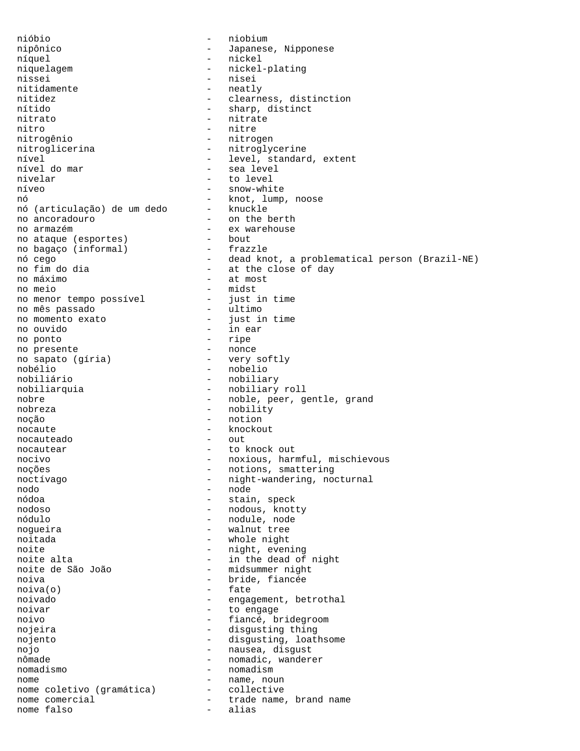nióbio - niobium
nipônico - Japanese, Nipponese
níquel - nickel
niquelagem - nickel-plating
nissei - nisei
nitidamente - neatly
nitidez - clearness, distinction
nítido - sharp, distinct
nitrato - nitrate
nitro - nitre
nitrogênio - nitrogen
nitroglicerina - nitroglycerine
nível - level, standard, extent
nível do mar - sea level
nivelar - to level
níveo - snow-white
nó - knot, lump, noose
nó (articulação) de um dedo - knuckle
no ancoradouro - on the berth
no armazém - ex warehouse
no ataque (esportes) - bout
no bagaço (informal) - frazzle
nó cego - dead knot, a problematical person (Brazil-NE)
no fim do dia - at the close of day
no máximo - at most
no meio - midst
no menor tempo possível - just in time
no mês passado - ultimo
no momento exato - just in time
no ouvido - in ear
no ponto - ripe
no presente - nonce
no sapato (gíria) - very softly
nobélio - nobelio
nobiliário - nobiliary
nobiliarquia - nobiliary roll
nobre - noble, peer, gentle, grand
nobreza - nobility
noção - notion
nocaute - knockout
nocauteado - out
nocautear - to knock out
nocivo - noxious, harmful, mischievous
noções - notions, smattering
noctívago - night-wandering, nocturnal
nodo - node
nódoa - stain, speck
nodoso - nodous, knotty
nódulo - nodule, node
nogueira - walnut tree
noitada - whole night
noite - night, evening
noite alta - in the dead of night
noite de São João - midsummer night
noiva - bride, fiancée
noiva(o) - fate
noivado - engagement, betrothal
noivar - to engage
noivo - fiancé, bridegroom
nojeira - disgusting thing
nojento - disgusting, loathsome
nojo - nausea, disgust
nômade - nomadic, wanderer
nomadismo - nomadism
nome - name, noun
nome coletivo (gramática) - collective
nome comercial - trade name, brand name
nome falso - alias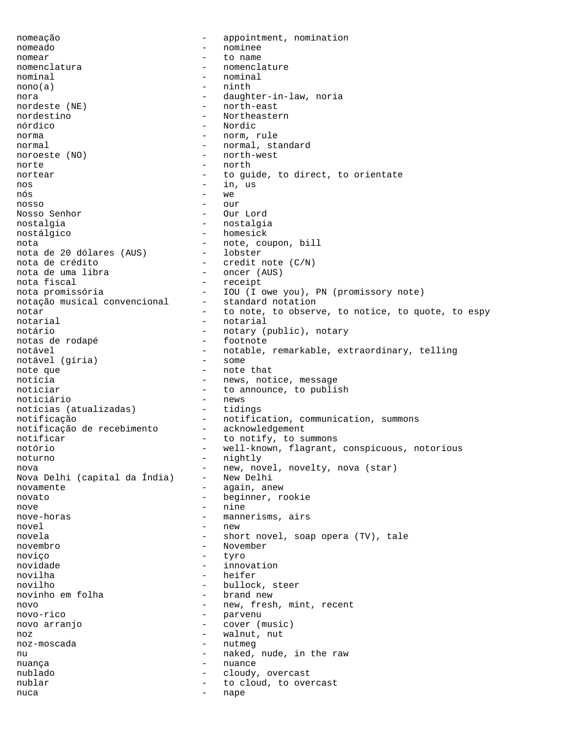nomeação - appointment, nomination
nomeado - nominee
nomear - to name
nomenclatura - nomenclature
nominal - nominal
nono(a) - ninth
nora - daughter-in-law, noria
nordeste (NE) - north-east
nordestino - Northeastern
nórdico - Nordic
norma - norm, rule
normal - normal, standard
noroeste (NO) - north-west
norte - north
nortear - to guide, to direct, to orientate
nos - in, us
nós - we
nosso - our
Nosso Senhor - Our Lord
nostalgia - nostalgia
nostálgico - homesick
nota - note, coupon, bill
nota de 20 dólares (AUS) - lobster
nota de crédito - credit note (C/N)
nota de uma libra - oncer (AUS)
nota fiscal - receipt
nota promissória - IOU (I owe you), PN (promissory note)
notação musical convencional - standard notation
notar - to note, to observe, to notice, to quote, to espy
notarial - notarial
notário - notary (public), notary
notas de rodapé - footnote
notável - notable, remarkable, extraordinary, telling
notável (gíria) - some
note que - note that
notícia - news, notice, message
noticiar - to announce, to publish
noticiário - news
notícias (atualizadas) - tidings
notificação - notification, communication, summons
notificação de recebimento - acknowledgement
notificar - to notify, to summons
notório - well-known, flagrant, conspicuous, notorious
noturno - nightly
nova - new, novel, novelty, nova (star)
Nova Delhi (capital da Índia) - New Delhi
novamente - again, anew
novato - beginner, rookie
nove - nine
nove-horas - mannerisms, airs
novel - new
novela - short novel, soap opera (TV), tale
novembro - November
noviço - tyro
novidade - innovation
novilha - heifer
novilho - bullock, steer
novinho em folha - brand new
novo - new, fresh, mint, recent
novo-rico - parvenu
novo arranjo - cover (music)
noz - walnut, nut
noz-moscada - nutmeg
nu - naked, nude, in the raw
nuança - nuance
nublado - cloudy, overcast
nublar - to cloud, to overcast
nuca - nape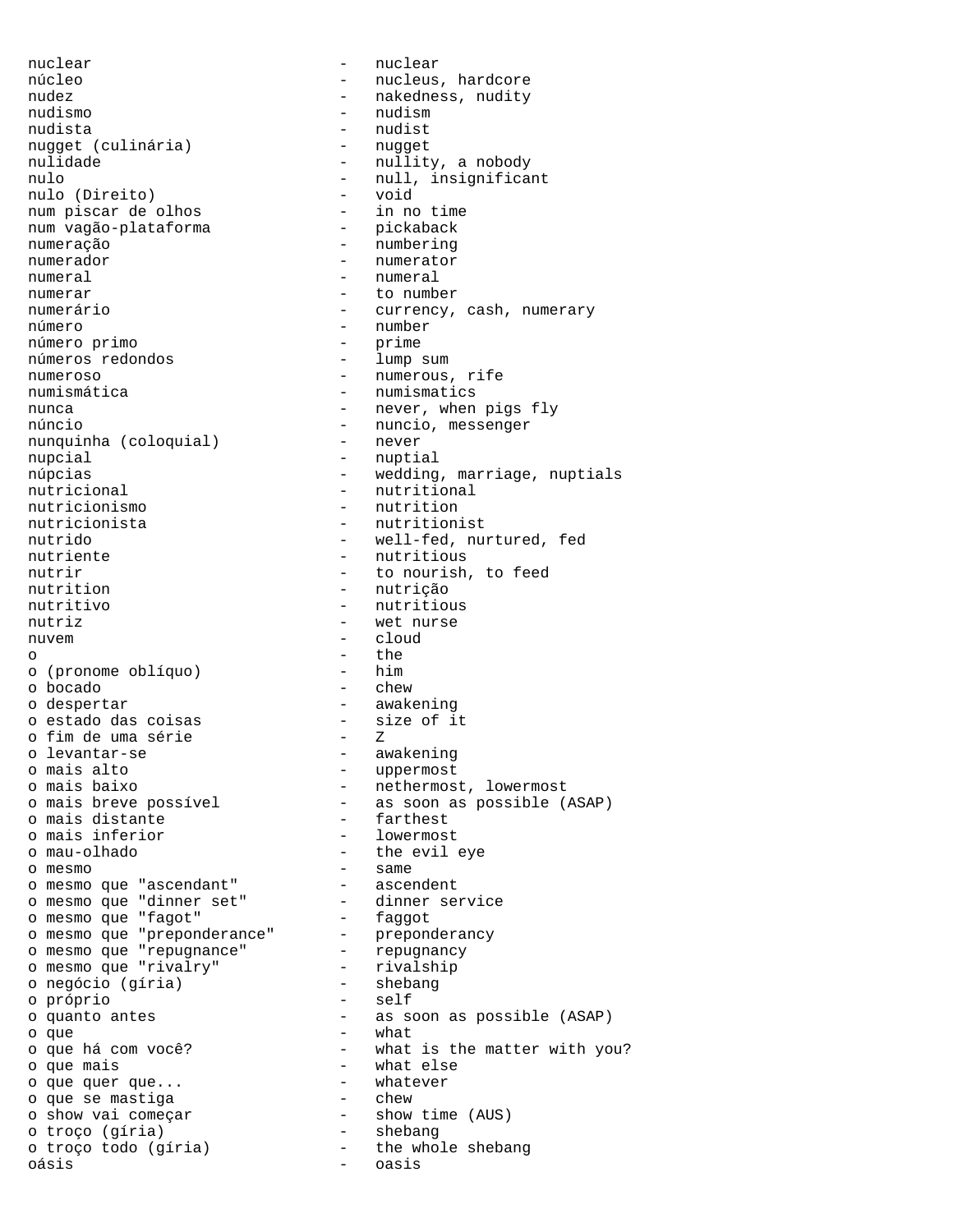nuclear - nuclear
núcleo - nucleus, hardcore
nudez - nakedness, nudity
nudismo - nudism
nudista - nudist
nugget (culinária) - nugget
nulidade - nullity, a nobody
nulo - null, insignificant
nulo (Direito) - void
num piscar de olhos - in no time
num vagão-plataforma - pickaback
numeração - numbering
numerador - numerator
numeral - numeral
numerar - to number
numerário - currency, cash, numerary
número - number
número primo - prime
números redondos - lump sum
numeroso - numerous, rife
numismática - numismatics
nunca - never, when pigs fly
núncio - nuncio, messenger
nunquinha (coloquial) - never
nupcial - nuptial
núpcias - wedding, marriage, nuptials
nutricional - nutritional
nutricionismo - nutrition
nutricionista - nutritionist
nutrido - well-fed, nurtured, fed
nutriente - nutritious
nutrir - to nourish, to feed
nutrition - nutrição
nutritivo - nutritious
nutriz - wet nurse
nuvem - cloud
o - the
o (pronome oblíquo) - him
o bocado - chew
o despertar - awakening
o estado das coisas - size of it
o fim de uma série - Z
o levantar-se - awakening
o mais alto - uppermost
o mais baixo - nethermost, lowermost
o mais breve possível - as soon as possible (ASAP)
o mais distante - farthest
o mais inferior - lowermost
o mau-olhado - the evil eye
o mesmo - same
o mesmo que "ascendant" - ascendent
o mesmo que "dinner set" - dinner service
o mesmo que "fagot" - faggot
o mesmo que "preponderance" - preponderancy
o mesmo que "repugnance" - repugnancy
o mesmo que "rivalry" - rivalship
o negócio (gíria) - shebang
o próprio - self
o quanto antes - as soon as possible (ASAP)
o que - what
o que há com você? - what is the matter with you?
o que mais - what else
o que quer que... - whatever
o que se mastiga - chew
o show vai começar - show time (AUS)
o troço (gíria) - shebang
o troço todo (gíria) - the whole shebang
oásis - oasis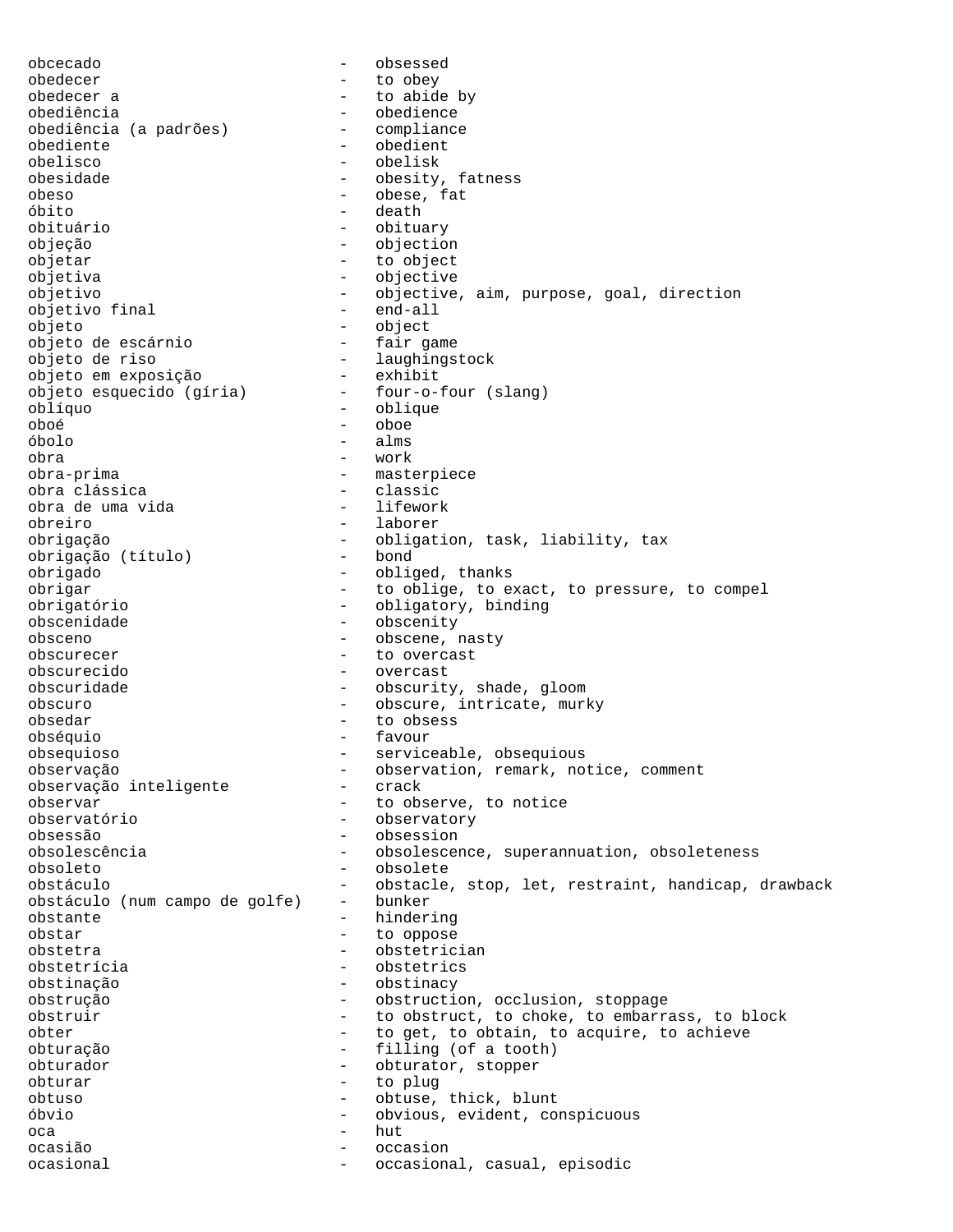obcecado - obsessed
obedecer - to obey
obedecer a - to abide by
obediência - obedience
obediência (a padrões) - compliance
obediente - obedient
obelisco - obelisk
obesidade - obesity, fatness
obeso - obese, fat
óbito - death
obituário - obituary
objeção - objection
objetar - to object
objetiva - objective
objetivo - objective, aim, purpose, goal, direction
objetivo final - end-all
objeto - object
objeto de escárnio - fair game
objeto de riso - laughingstock
objeto em exposição - exhibit
objeto esquecido (gíria) - four-o-four (slang)
oblíquo - oblique
oboé - oboe
óbolo - alms
obra - work
obra-prima - masterpiece
obra clássica - classic
obra de uma vida - lifework
obreiro - laborer
obrigação - obligation, task, liability, tax
obrigação (título) - bond
obrigado - obliged, thanks
obrigar - to oblige, to exact, to pressure, to compel
obrigatório - obligatory, binding
obscenidade - obscenity
obsceno - obscene, nasty
obscurecer - to overcast
obscurecido - overcast
obscuridade - obscurity, shade, gloom
obscuro - obscure, intricate, murky
obsedar - to obsess
obséquio - favour
obsequioso - serviceable, obsequious
observação - observation, remark, notice, comment
observação inteligente - crack
observar - to observe, to notice
observatório - observatory
obsessão - obsession
obsolescência - obsolescence, superannuation, obsoleteness
obsoleto - obsolete
obstáculo - obstacle, stop, let, restraint, handicap, drawback
obstáculo (num campo de golfe) - bunker
obstante - hindering
obstar - to oppose
obstetra - obstetrician
obstetrícia - obstetrics
obstinação - obstinacy
obstrução - obstruction, occlusion, stoppage
obstruir - to obstruct, to choke, to embarrass, to block
obter - to get, to obtain, to acquire, to achieve
obturação - filling (of a tooth)
obturador - obturator, stopper
obturar - to plug
obtuso - obtuse, thick, blunt
óbvio - obvious, evident, conspicuous
oca - hut
ocasião - occasion
ocasional - occasional, casual, episodic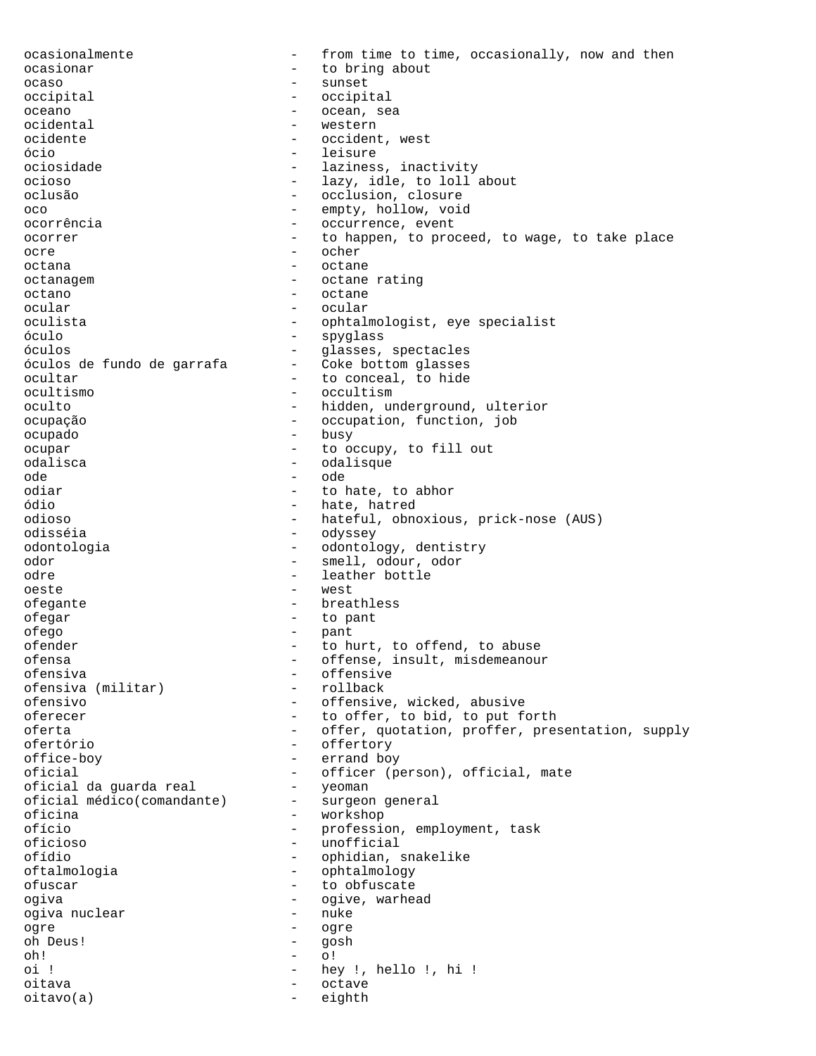ocasionalmente - from time to time, occasionally, now and then
ocasionar - to bring about
ocaso - sunset
occipital - occipital
oceano - ocean, sea
ocidental - western
ocidente - occident, west
ócio - leisure
ociosidade - laziness, inactivity
ocioso - lazy, idle, to loll about
oclusão - occlusion, closure
oco - empty, hollow, void
ocorrência - occurrence, event
ocorrer - to happen, to proceed, to wage, to take place
ocre - ocher
octana - octane
octanagem - octane rating
octano - octane
ocular - ocular
oculista - ophtalmologist, eye specialist
óculo - spyglass
óculos - glasses, spectacles
óculos de fundo de garrafa - Coke bottom glasses
ocultar - to conceal, to hide
ocultismo - occultism
oculto - hidden, underground, ulterior
ocupação - occupation, function, job
ocupado - busy
ocupar - to occupy, to fill out
odalisca - odalisque
ode - ode
odiar - to hate, to abhor
ódio - hate, hatred
odioso - hateful, obnoxious, prick-nose (AUS)
odisséia - odyssey
odontologia - odontology, dentistry
odor - smell, odour, odor
odre - leather bottle
oeste - west
ofegante - breathless
ofegar - to pant
ofego - pant
ofender - to hurt, to offend, to abuse
ofensa - offense, insult, misdemeanour
ofensiva - offensive
ofensiva (militar) - rollback
ofensivo - offensive, wicked, abusive
oferecer - to offer, to bid, to put forth
oferta - offer, quotation, proffer, presentation, supply
ofertório - offertory
office-boy - errand boy
oficial - officer (person), official, mate
oficial da guarda real - yeoman
oficial médico(comandante) - surgeon general
oficina - workshop
ofício - profession, employment, task
oficioso - unofficial
ofídio - ophidian, snakelike
oftalmologia - ophtalmology
ofuscar - to obfuscate
ogiva - ogive, warhead
ogiva nuclear - nuke
ogre - ogre
oh Deus! - gosh
oh! - o!
oi ! - hey !, hello !, hi !
oitava - octave
oitavo(a) - eighth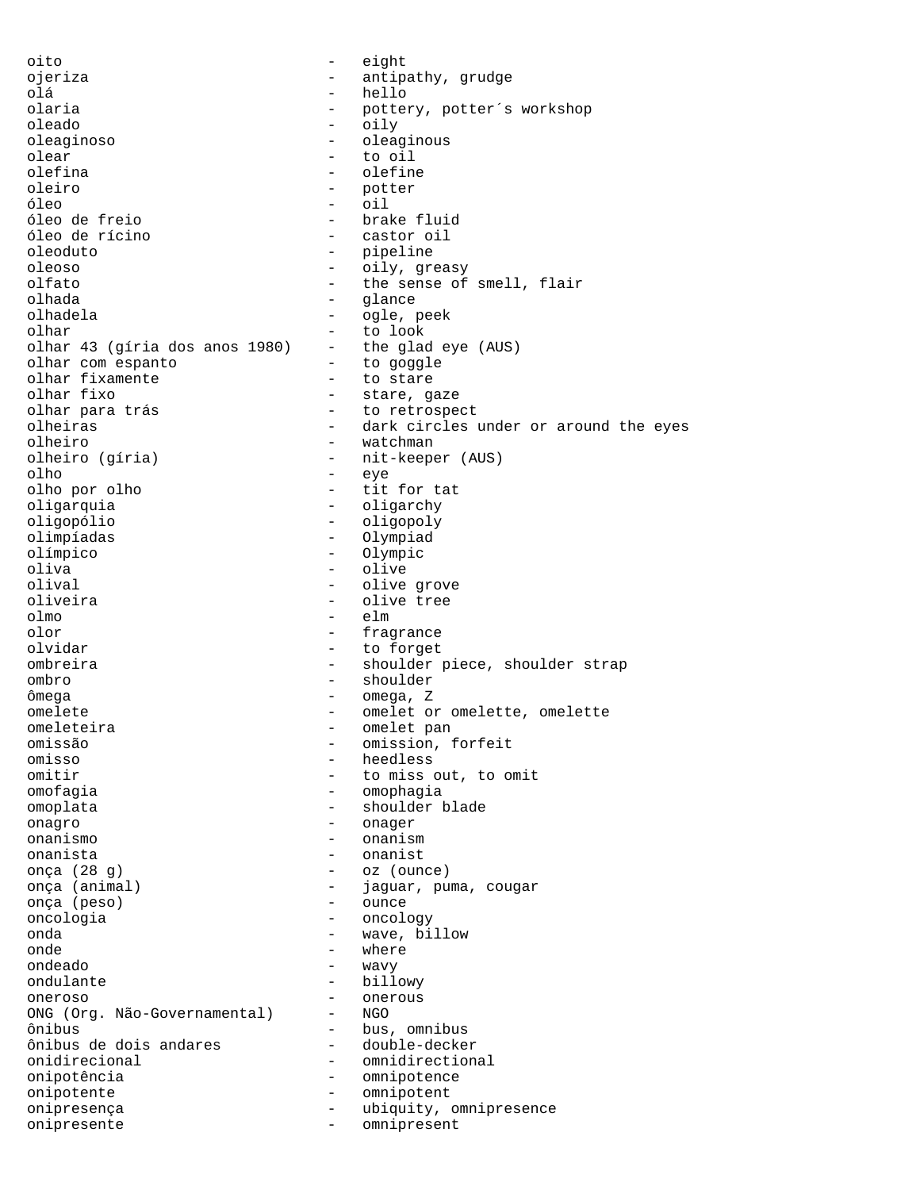oito - eight
ojeriza - antipathy, grudge
olá - hello
olaria - pottery, potter´s workshop
oleado - oily
oleaginoso - oleaginous
olear - to oil
olefina - olefine
oleiro - potter
óleo - oil
óleo de freio - brake fluid
óleo de rícino - castor oil
oleoduto - pipeline
oleoso - oily, greasy
olfato - the sense of smell, flair
olhada - glance
olhadela - ogle, peek
olhar - to look
olhar 43 (gíria dos anos 1980) - the glad eye (AUS)
olhar com espanto - to goggle
olhar fixamente - to stare
olhar fixo - stare, gaze
olhar para trás - to retrospect
olheiras - dark circles under or around the eyes
olheiro - watchman
olheiro (gíria) - nit-keeper (AUS)
olho - eye
olho por olho - tit for tat
oligarquia - oligarchy
oligopólio - oligopoly
olimpíadas - Olympiad
olímpico - Olympic
oliva - olive
olival - olive grove
oliveira - olive tree
olmo - elm
olor - fragrance
olvidar - to forget
ombreira - shoulder piece, shoulder strap
ombro - shoulder
ômega - omega, Z
omelete - omelet or omelette, omelette
omeleteira - omelet pan
omissão - omission, forfeit
omisso - heedless
omitir - to miss out, to omit
omofagia - omophagia
omoplata - shoulder blade
onagro - onager
onanismo - onanism
onanista - onanist
onça (28 g) - oz (ounce)
onça (animal) - jaguar, puma, cougar
onça (peso) - ounce
oncologia - oncology
onda - wave, billow
onde - where
ondeado - wavy
ondulante - billowy
oneroso - onerous
ONG (Org. Não-Governamental) - NGO
ônibus - bus, omnibus
ônibus de dois andares - double-decker
onidirecional - omnidirectional
onipotência - omnipotence
onipotente - omnipotent
onipresença - ubiquity, omnipresence
onipresente - omnipresent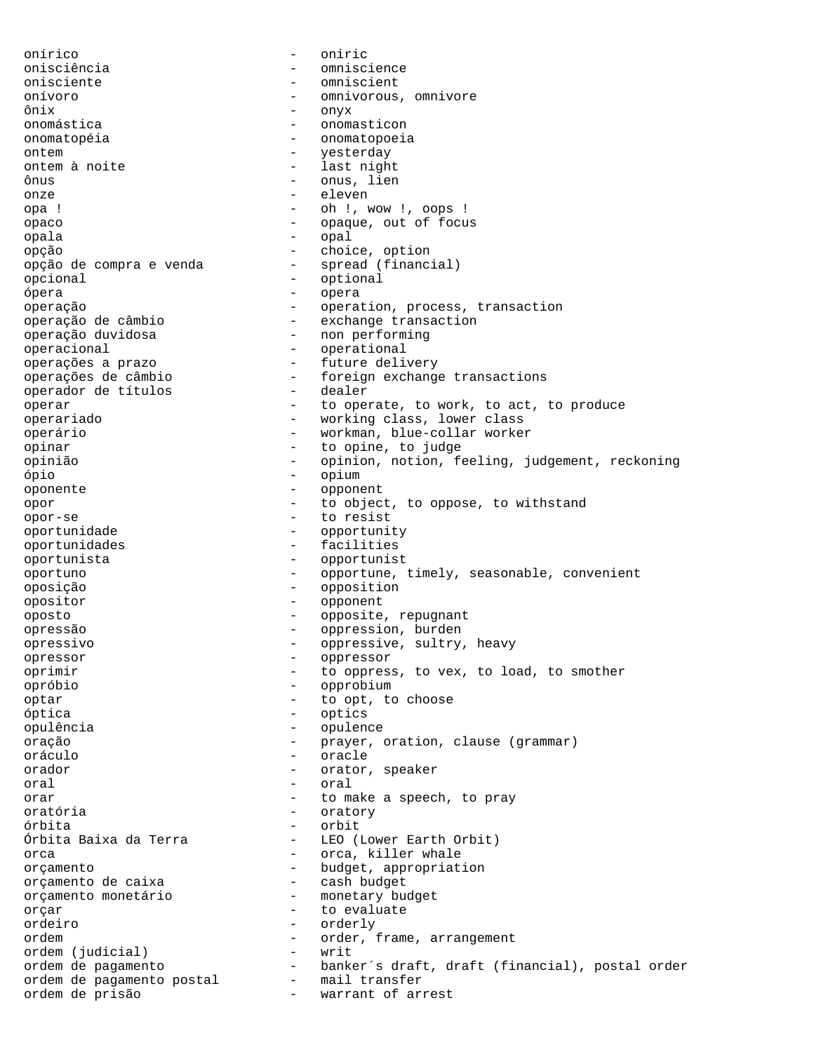onírico - oniric
onisciência - omniscience
onisciente - omniscient
onívoro - omnivorous, omnivore
ônix - onyx
onomástica - onomasticon
onomatopéia - onomatopoeia
ontem - yesterday
ontem à noite - last night
ônus - onus, lien
onze - eleven
opa ! - oh !, wow !, oops !
opaco - opaque, out of focus
opala - opal
opção - choice, option
opção de compra e venda - spread (financial)
opcional - optional
ópera - opera
operação - operation, process, transaction
operação de câmbio - exchange transaction
operação duvidosa - non performing
operacional - operational
operações a prazo - future delivery
operações de câmbio - foreign exchange transactions
operador de títulos - dealer
operar - to operate, to work, to act, to produce
operariado - working class, lower class
operário - workman, blue-collar worker
opinar - to opine, to judge
opinião - opinion, notion, feeling, judgement, reckoning
ópio - opium
oponente - opponent
opor - to object, to oppose, to withstand
opor-se - to resist
oportunidade - opportunity
oportunidades - facilities
oportunista - opportunist
oportuno - opportune, timely, seasonable, convenient
oposição - opposition
opositor - opponent
oposto - opposite, repugnant
opressão - oppression, burden
opressivo - oppressive, sultry, heavy
opressor - oppressor
oprimir - to oppress, to vex, to load, to smother
opróbio - opprobium
optar - to opt, to choose
óptica - optics
opulência - opulence
oração - prayer, oration, clause (grammar)
oráculo - oracle
orador - orator, speaker
oral - oral
orar - to make a speech, to pray
oratória - oratory
órbita - orbit
Órbita Baixa da Terra - LEO (Lower Earth Orbit)
orca - orca, killer whale
orçamento - budget, appropriation
orçamento de caixa - cash budget
orçamento monetário - monetary budget
orçar - to evaluate
ordeiro - orderly
ordem - order, frame, arrangement
ordem (judicial) - writ
ordem de pagamento - banker´s draft, draft (financial), postal order
ordem de pagamento postal - mail transfer
ordem de prisão - warrant of arrest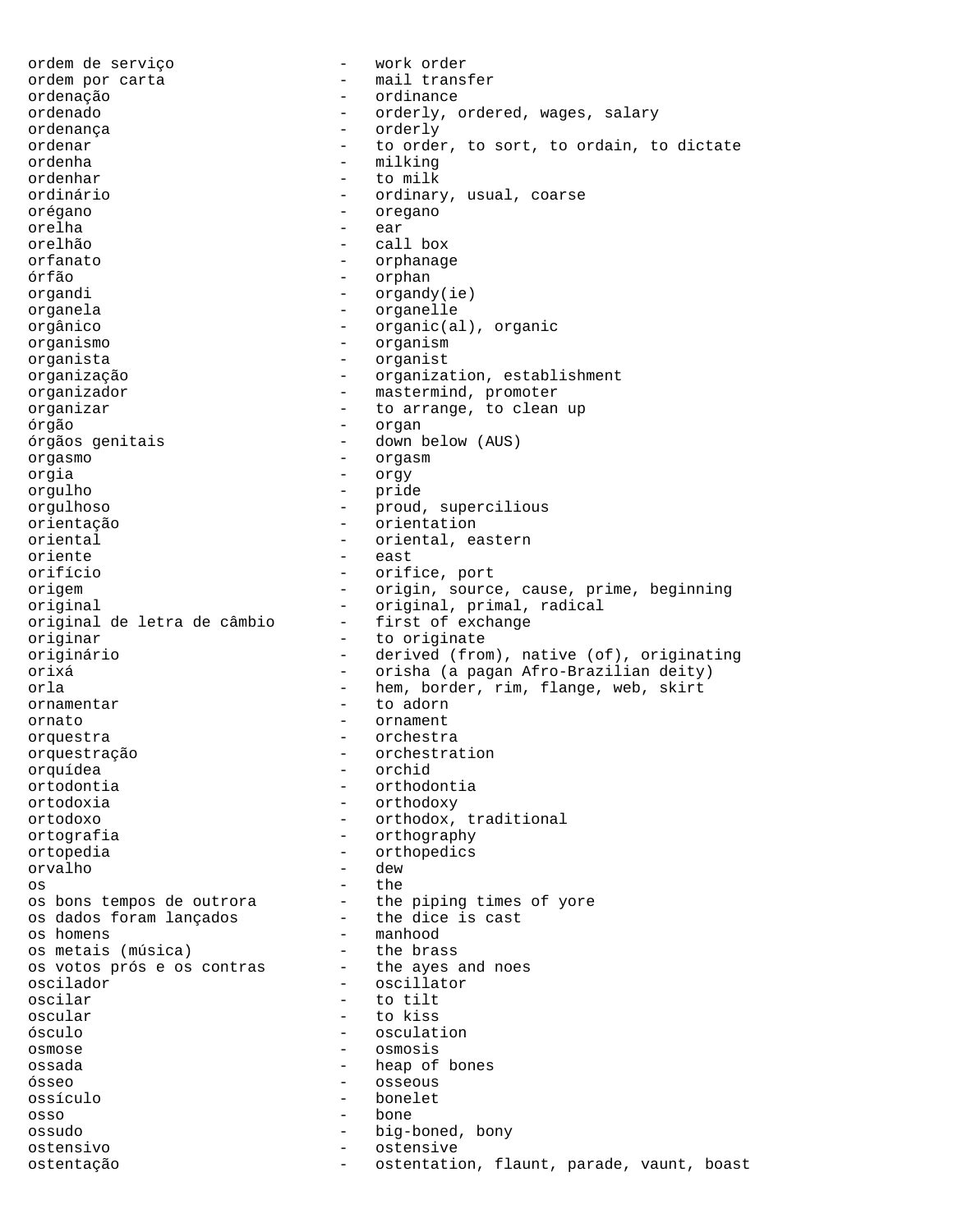ordem de serviço - work order
ordem por carta - mail transfer
ordenação - ordinance
ordenado - orderly, ordered, wages, salary
ordenança - orderly
ordenar - to order, to sort, to ordain, to dictate
ordenha - milking
ordenhar - to milk
ordinário - ordinary, usual, coarse
orégano - oregano
orelha - ear
orelhão - call box
orfanato - orphanage
órfão - orphan
organdi - organdy(ie)
organela - organelle
orgânico - organic(al), organic
organismo - organism
organista - organist
organização - organization, establishment
organizador - mastermind, promoter
organizar - to arrange, to clean up
órgão - organ
órgãos genitais - down below (AUS)
orgasmo - orgasm
orgia - orgy
orgulho - pride
orgulhoso - proud, supercilious
orientação - orientation
oriental - oriental, eastern
oriente - east
orifício - orifice, port
origem - origin, source, cause, prime, beginning
original - original, primal, radical
original de letra de câmbio - first of exchange
originar - to originate
originário - derived (from), native (of), originating
orixá - orisha (a pagan Afro-Brazilian deity)
orla - hem, border, rim, flange, web, skirt
ornamentar - to adorn
ornato - ornament
orquestra - orchestra
orquestração - orchestration
orquídea - orchid
ortodontia - orthodontia
ortodoxia - orthodoxy
ortodoxo - orthodox, traditional
ortografia - orthography
ortopedia - orthopedics
orvalho - dew
os - the
os bons tempos de outrora - the piping times of yore
os dados foram lançados - the dice is cast
os homens - manhood
os metais (música) - the brass
os votos prós e os contras - the ayes and noes
oscilador - oscillator
oscilar - to tilt
oscular - to kiss
ósculo - osculation
osmose - osmosis
ossada - heap of bones
ósseo - osseous
ossículo - bonelet
osso - bone
ossudo - big-boned, bony
ostensivo - ostensive
ostentação - ostentation, flaunt, parade, vaunt, boast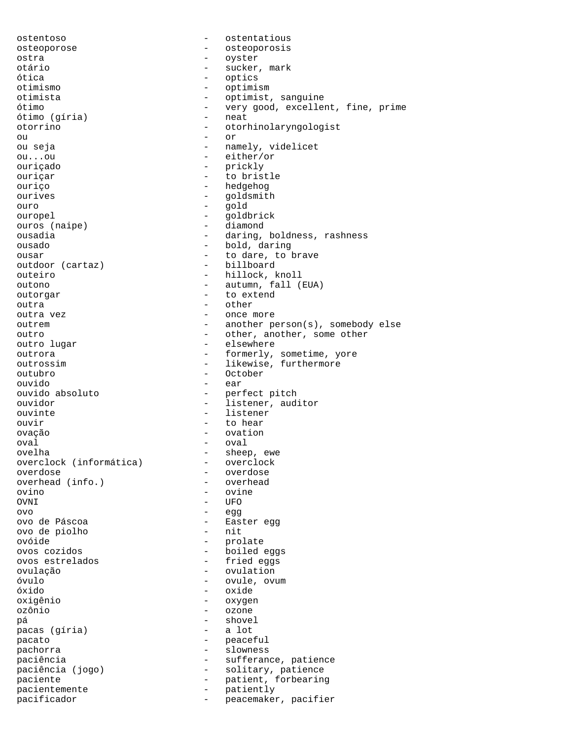ostentoso - ostentatious
osteoporose - osteoporosis
ostra - oyster
otário - sucker, mark
ótica - optics
otimismo - optimism
otimista - optimist, sanguine
ótimo - very good, excellent, fine, prime
ótimo (gíria) - neat
otorrino - otorhinolaryngologist
ou - or
ou seja - namely, videlicet
ou...ou - either/or
ouriçado - prickly
ouriçar - to bristle
ouriço - hedgehog
ourives - goldsmith
ouro - gold
ouropel - goldbrick
ouros (naipe) - diamond
ousadia - daring, boldness, rashness
ousado - bold, daring
ousar - to dare, to brave
outdoor (cartaz) - billboard
outeiro - hillock, knoll
outono - autumn, fall (EUA)
outorgar - to extend
outra - other
outra vez - once more
outrem - another person(s), somebody else
outro - other, another, some other
outro lugar - elsewhere
outrora - formerly, sometime, yore
outrossim - likewise, furthermore
outubro - October
ouvido - ear
ouvido absoluto - perfect pitch
ouvidor - listener, auditor
ouvinte - listener
ouvir - to hear
ovação - ovation
oval - oval
ovelha - sheep, ewe
overclock (informática) - overclock
overdose - overdose
overhead (info.) - overhead
ovino - ovine
OVNI - UFO
ovo - egg
ovo de Páscoa - Easter egg
ovo de piolho - nit
ovóide - prolate
ovos cozidos - boiled eggs
ovos estrelados - fried eggs
ovulação - ovulation
óvulo - ovule, ovum
óxido - oxide
oxigênio - oxygen
ozônio - ozone
pá - shovel
pacas (gíria) - a lot
pacato - peaceful
pachorra - slowness
paciência - sufferance, patience
paciência (jogo) - solitary, patience
paciente - patient, forbearing
pacientemente - patiently
pacificador - peacemaker, pacifier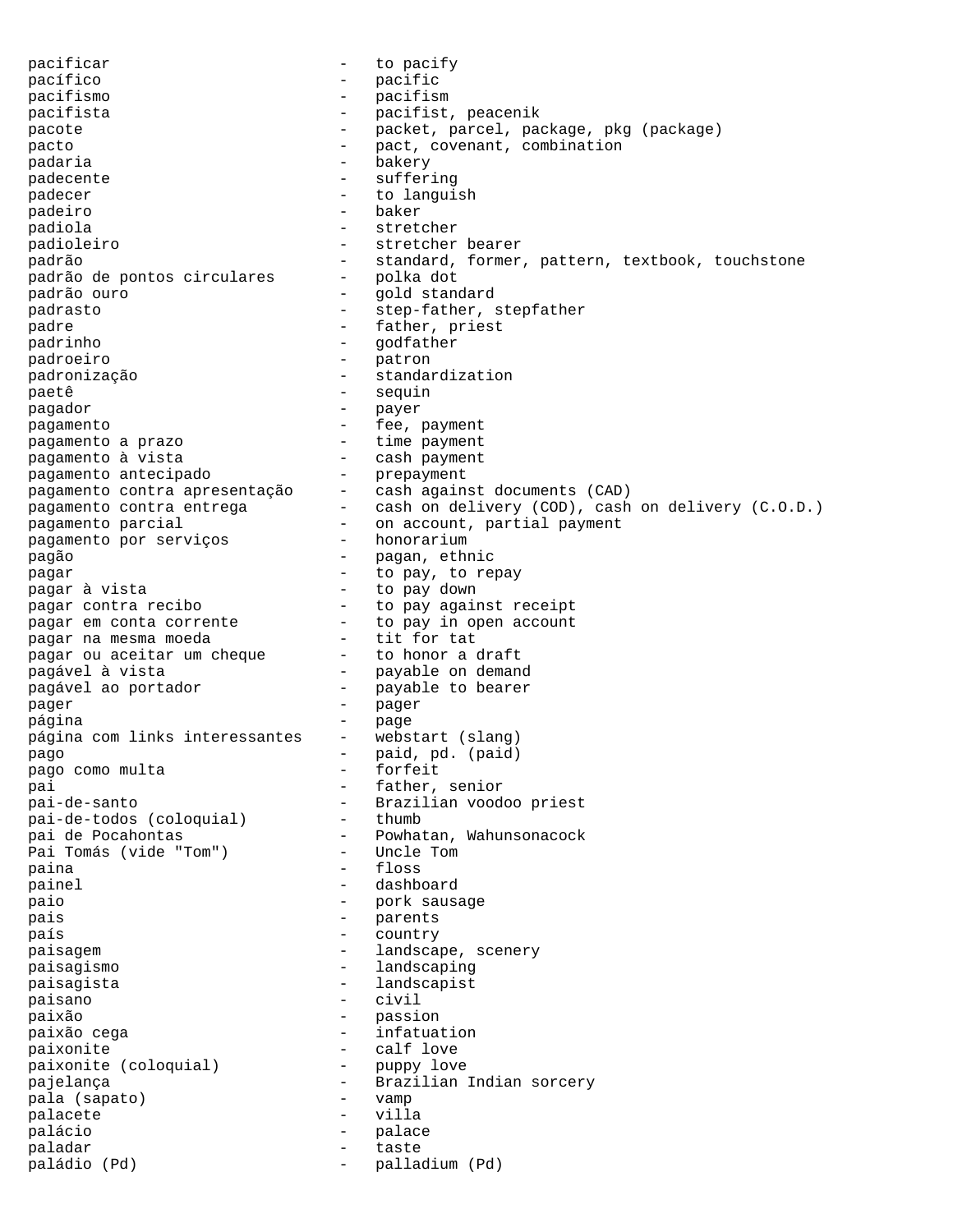pacificar - to pacify
pacífico - pacific
pacifismo - pacifism
pacifista - pacifist, peacenik
pacote - packet, parcel, package, pkg (package)
pacto - pact, covenant, combination
padaria - bakery
padecente - suffering
padecer - to languish
padeiro - baker
padiola - stretcher
padioleiro - stretcher bearer
padrão - standard, former, pattern, textbook, touchstone
padrão de pontos circulares - polka dot
padrão ouro - gold standard
padrasto - step-father, stepfather
padre - father, priest
padrinho - godfather
padroeiro - patron
padronização - standardization
paetê - sequin
pagador - payer
pagamento - fee, payment
pagamento a prazo - time payment
pagamento à vista - cash payment
pagamento antecipado - prepayment
pagamento contra apresentação - cash against documents (CAD)
pagamento contra entrega - cash on delivery (COD), cash on delivery (C.O.D.)
pagamento parcial - on account, partial payment
pagamento por serviços - honorarium
pagão - pagan, ethnic
pagar - to pay, to repay
pagar à vista - to pay down
pagar contra recibo - to pay against receipt
pagar em conta corrente - to pay in open account
pagar na mesma moeda - tit for tat
pagar ou aceitar um cheque - to honor a draft
pagável à vista - payable on demand
pagável ao portador - payable to bearer
pager - pager
página - page
página com links interessantes - webstart (slang)
pago - paid, pd. (paid)
pago como multa - forfeit
pai - father, senior
pai-de-santo - Brazilian voodoo priest
pai-de-todos (coloquial) - thumb
pai de Pocahontas - Powhatan, Wahunsonacock
Pai Tomás (vide "Tom") - Uncle Tom
paina - floss
painel - dashboard
paio - pork sausage
pais - parents
país - country
paisagem - landscape, scenery
paisagismo - landscaping
paisagista - landscapist
paisano - civil
paixão - passion
paixão cega - infatuation
paixonite - calf love
paixonite (coloquial) - puppy love
pajelança - Brazilian Indian sorcery
pala (sapato) - vamp
palacete - villa
palácio - palace
paladar - taste
paládio (Pd) - palladium (Pd)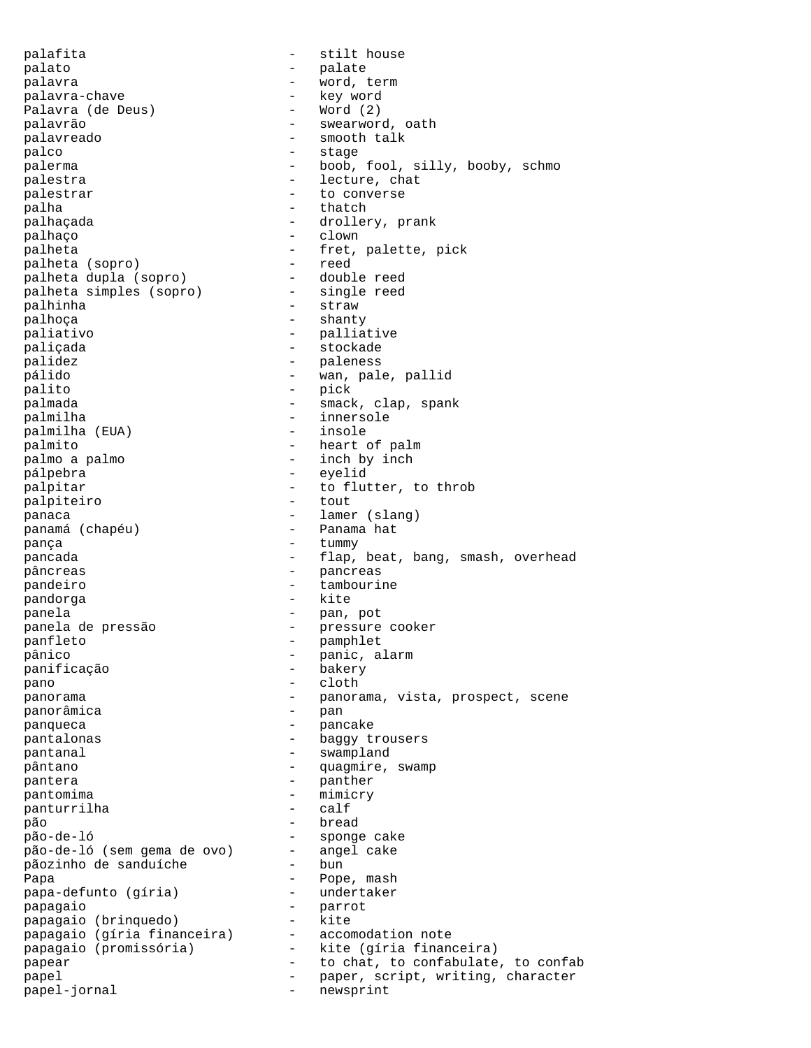palafita - stilt house
palato - palate
palavra - word, term
palavra-chave - key word
Palavra (de Deus) - Word (2)
palavrão - swearword, oath
palavreado - smooth talk
palco - stage
palerma - boob, fool, silly, booby, schmo
palestra - lecture, chat
palestrar - to converse
palha - thatch
palhaçada - drollery, prank
palhaço - clown
palheta - fret, palette, pick
palheta (sopro) - reed
palheta dupla (sopro) - double reed
palheta simples (sopro) - single reed
palhinha - straw
palhoça - shanty
paliativo - palliative
paliçada - stockade
palidez - paleness
pálido - wan, pale, pallid
palito - pick
palmada - smack, clap, spank
palmilha - innersole
palmilha (EUA) - insole
palmito - heart of palm
palmo a palmo - inch by inch
pálpebra - eyelid
palpitar - to flutter, to throb
palpiteiro - tout
panaca - lamer (slang)
panamá (chapéu) - Panama hat
pança - tummy
pancada - flap, beat, bang, smash, overhead
pâncreas - pancreas
pandeiro - tambourine
pandorga - kite
panela - pan, pot
panela de pressão - pressure cooker
panfleto - pamphlet
pânico - panic, alarm
panificação - bakery
pano - cloth
panorama - panorama, vista, prospect, scene
panorâmica - pan
panqueca - pancake
pantalonas - baggy trousers
pantanal - swampland
pântano - quagmire, swamp
pantera - panther
pantomima - mimicry
panturrilha - calf
pão - bread
pão-de-ló - sponge cake
pão-de-ló (sem gema de ovo) - angel cake
pãozinho de sanduíche - bun
Papa - Pope, mash
papa-defunto (gíria) - undertaker
papagaio - parrot
papagaio (brinquedo) - kite
papagaio (gíria financeira) - accomodation note
papagaio (promissória) - kite (gíria financeira)
papear - to chat, to confabulate, to confab
papel - paper, script, writing, character
papel-jornal - newsprint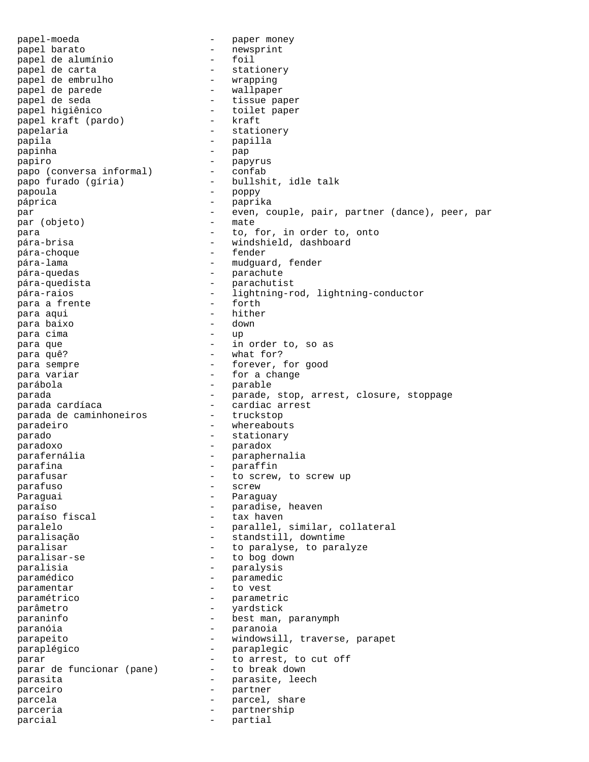papel-moeda - paper money
papel barato - newsprint
papel de alumínio - foil
papel de carta - stationery
papel de embrulho - wrapping
papel de parede - wallpaper
papel de seda - tissue paper
papel higiênico - toilet paper
papel kraft (pardo) - kraft
papelaria - stationery
papila - papilla
papinha - pap
papiro - papyrus
papo (conversa informal) - confab
papo furado (gíria) - bullshit, idle talk
papoula - poppy
páprica - paprika
par - even, couple, pair, partner (dance), peer, par
par (objeto) - mate
para - to, for, in order to, onto
pára-brisa - windshield, dashboard
pára-choque - fender
pára-lama - mudguard, fender
pára-quedas - parachute
pára-quedista - parachutist
pára-raios - lightning-rod, lightning-conductor
para a frente - forth
para aqui - hither
para baixo - down
para cima - up
para que - in order to, so as
para quê? - what for?
para sempre - forever, for good
para variar - for a change
parábola - parable
parada - parade, stop, arrest, closure, stoppage
parada cardíaca - cardiac arrest
parada de caminhoneiros - truckstop
paradeiro - whereabouts
parado - stationary
paradoxo - paradox
parafernália - paraphernalia
parafina - paraffin
parafusar - to screw, to screw up
parafuso - screw
Paraguai - Paraguay
paraíso - paradise, heaven
paraíso fiscal - tax haven
paralelo - parallel, similar, collateral
paralisação - standstill, downtime
paralisar - to paralyse, to paralyze
paralisar-se - to bog down
paralisia - paralysis
paramédico - paramedic
paramentar - to vest
paramétrico - parametric
parâmetro - yardstick
paraninfo - best man, paranymph
paranóia - paranoia
parapeito - windowsill, traverse, parapet
paraplégico - paraplegic
parar - to arrest, to cut off
parar de funcionar (pane) - to break down
parasita - parasite, leech
parceiro - partner
parcela - parcel, share
parceria - partnership
parcial - partial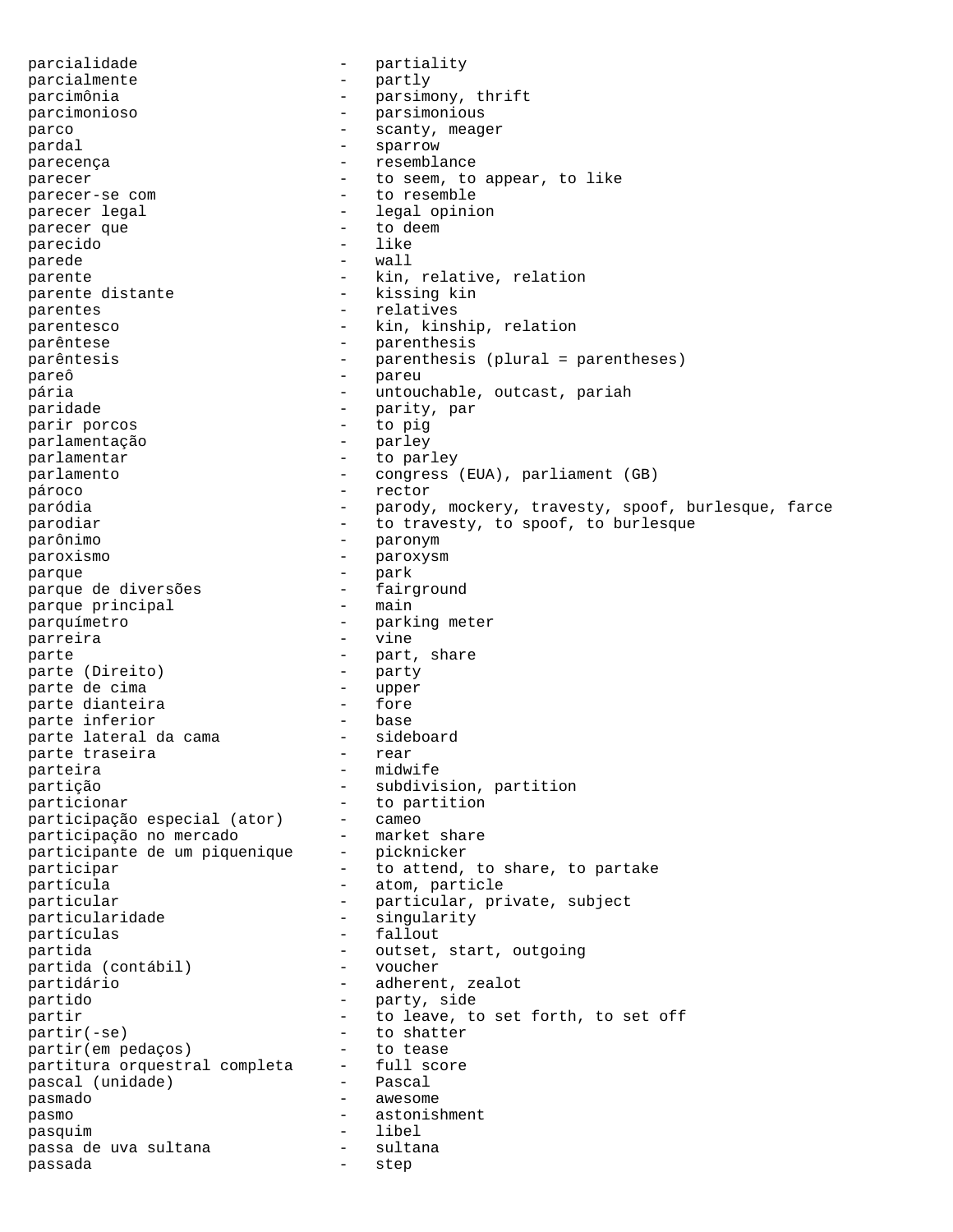parcialidade - partiality
parcialmente - partly
parcimônia - parsimony, thrift
parcimonioso - parsimonious
parco - scanty, meager
pardal - sparrow
parecença - resemblance
parecer - to seem, to appear, to like
parecer-se com - to resemble
parecer legal - legal opinion
parecer que - to deem
parecido - like
parede - wall
parente - kin, relative, relation
parente distante - kissing kin
parentes - relatives
parentesco - kin, kinship, relation
parêntese - parenthesis
parêntesis - parenthesis (plural = parentheses)
pareô - pareu
pária - untouchable, outcast, pariah
paridade - parity, par
parir porcos - to pig
parlamentação - parley
parlamentar - to parley
parlamento - congress (EUA), parliament (GB)
pároco - rector
paródia - parody, mockery, travesty, spoof, burlesque, farce
parodiar - to travesty, to spoof, to burlesque
parônimo - paronym
paroxismo - paroxysm
parque - park
parque de diversões - fairground
parque principal - main
parquímetro - parking meter
parreira - vine
parte - part, share
parte (Direito) - party
parte de cima - upper
parte dianteira - fore
parte inferior - base
parte lateral da cama - sideboard
parte traseira - rear
parteira - midwife
partição - subdivision, partition
particionar - to partition
participação especial (ator) - cameo
participação no mercado - market share
participante de um piquenique - picknicker
participar - to attend, to share, to partake
partícula - atom, particle
particular - particular, private, subject
particularidade - singularity
partículas - fallout
partida - outset, start, outgoing
partida (contábil) - voucher
partidário - adherent, zealot
partido - party, side
partir - to leave, to set forth, to set off
partir(-se) - to shatter
partir(em pedaços) - to tease
partitura orquestral completa - full score
pascal (unidade) - Pascal
pasmado - awesome
pasmo - astonishment
pasquim - libel
passa de uva sultana - sultana
passada - step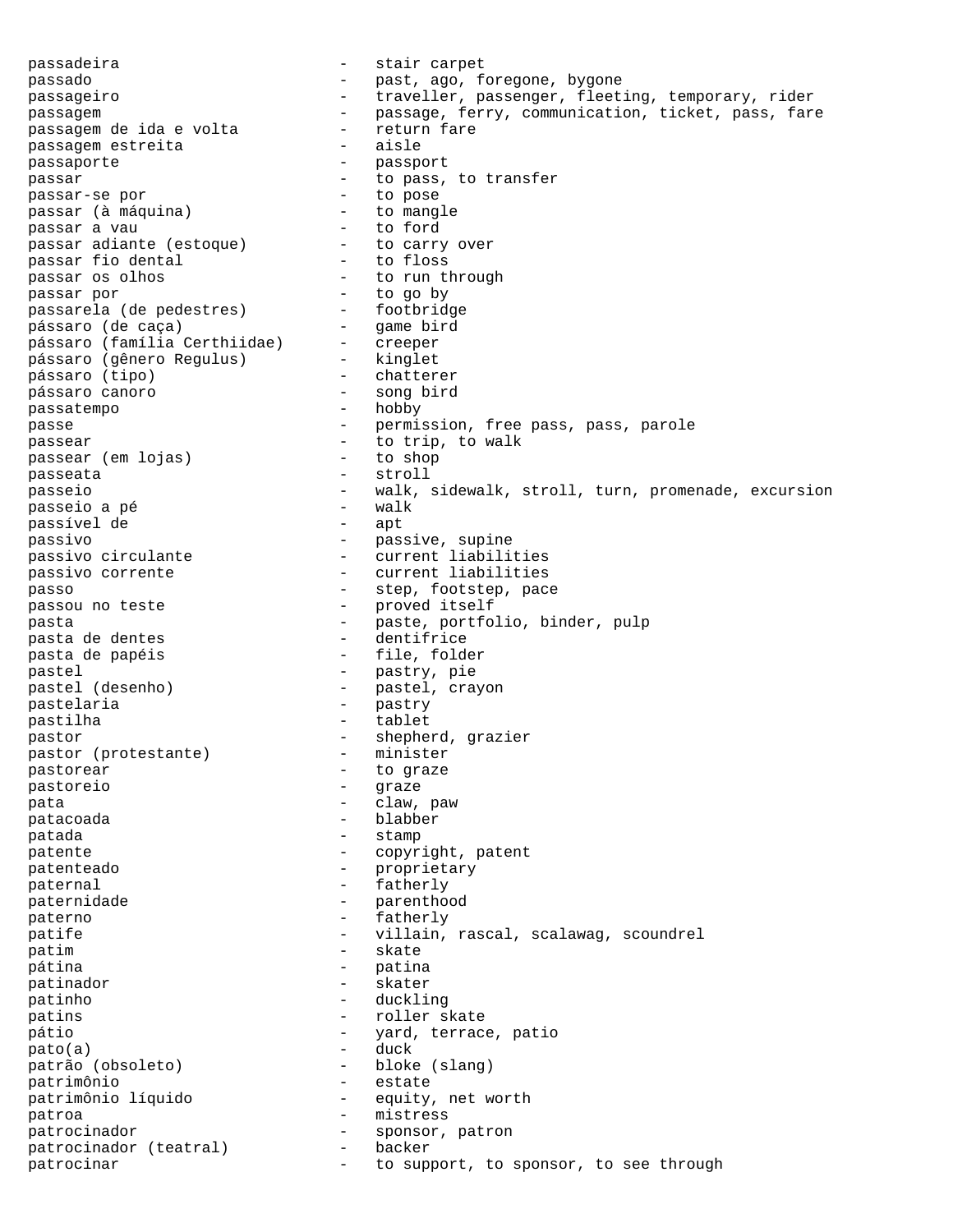passadeira - stair carpet
passado - past, ago, foregone, bygone
passageiro - traveller, passenger, fleeting, temporary, rider
passagem - passage, ferry, communication, ticket, pass, fare
passagem de ida e volta - return fare
passagem estreita - aisle
passaporte - passport
passar - to pass, to transfer
passar-se por - to pose
passar (à máquina) - to mangle
passar a vau - to ford
passar adiante (estoque) - to carry over
passar fio dental - to floss
passar os olhos - to run through
passar por - to go by
passarela (de pedestres) - footbridge
pássaro (de caça) - game bird
pássaro (família Certhiidae) - creeper
pássaro (gênero Regulus) - kinglet
pássaro (tipo) - chatterer
pássaro canoro - song bird
passatempo - hobby
passe - permission, free pass, pass, parole
passear - to trip, to walk
passear (em lojas) - to shop
passeata - stroll
passeio - walk, sidewalk, stroll, turn, promenade, excursion
passeio a pé - walk
passível de - apt
passivo - passive, supine
passivo circulante - current liabilities
passivo corrente - current liabilities
passo - step, footstep, pace
passou no teste - proved itself
pasta - paste, portfolio, binder, pulp
pasta de dentes - dentifrice
pasta de papéis - file, folder
pastel - pastry, pie
pastel (desenho) - pastel, crayon
pastelaria - pastry
pastilha - tablet
pastor - shepherd, grazier
pastor (protestante) - minister
pastorear - to graze
pastoreio - graze
pata - claw, paw
patacoada - blabber
patada - stamp
patente - copyright, patent
patenteado - proprietary
paternal - fatherly
paternidade - parenthood
paterno - fatherly
patife - villain, rascal, scalawag, scoundrel
patim - skate
pátina - patina
patinador - skater
patinho - duckling
patins - roller skate
pátio - yard, terrace, patio
pato(a) - duck
patrão (obsoleto) - bloke (slang)
patrimônio - estate
patrimônio líquido - equity, net worth
patroa - mistress
patrocinador - sponsor, patron
patrocinador (teatral) - backer
patrocinar - to support, to sponsor, to see through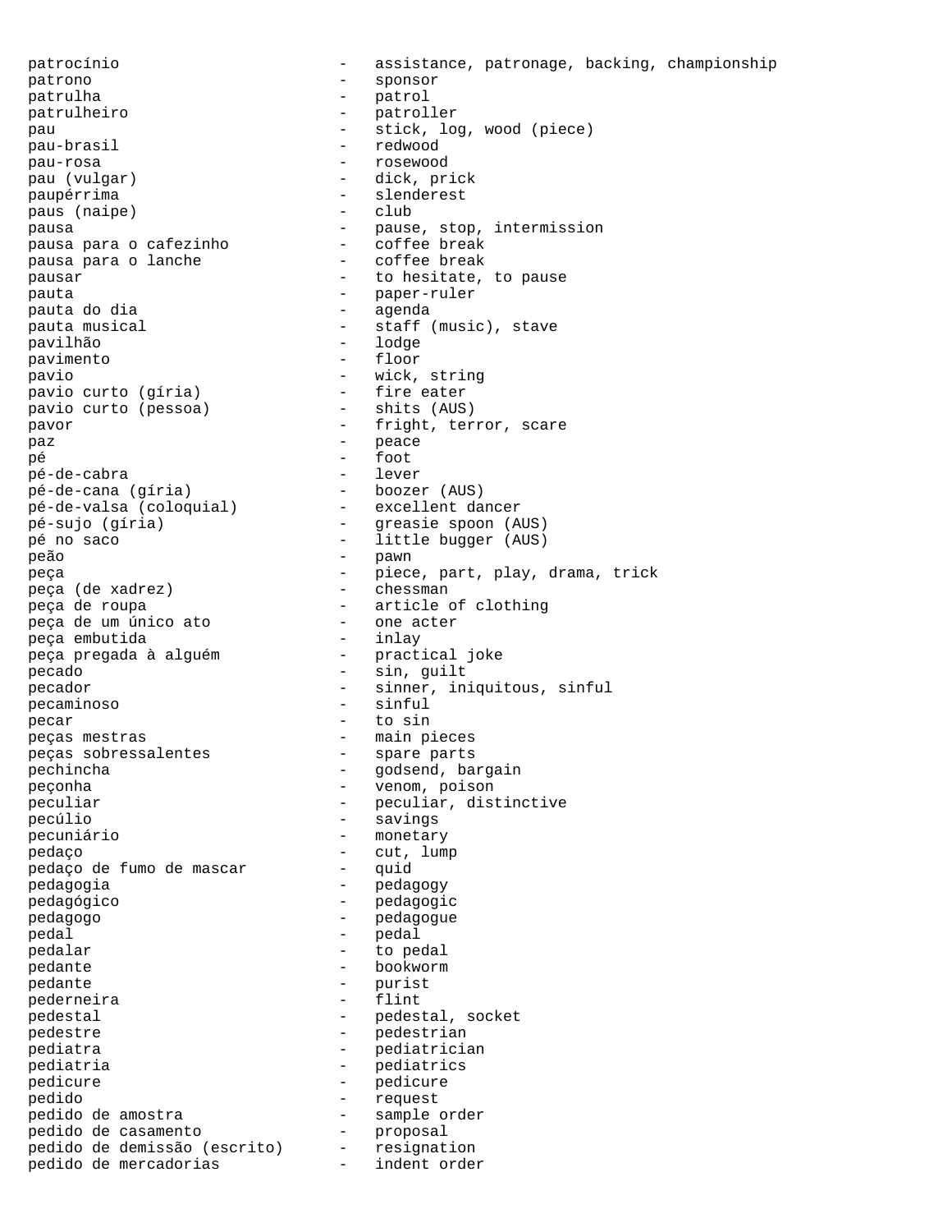patrocínio - assistance, patronage, backing, championship
patrono - sponsor
patrulha - patrol
patrulheiro - patroller
pau - stick, log, wood (piece)
pau-brasil - redwood
pau-rosa - rosewood
pau (vulgar) - dick, prick
paupérrima - slenderest
paus (naipe) - club
pausa - pause, stop, intermission
pausa para o cafezinho - coffee break
pausa para o lanche - coffee break
pausar - to hesitate, to pause
pauta - paper-ruler
pauta do dia - agenda
pauta musical - staff (music), stave
pavilhão - lodge
pavimento - floor
pavio - wick, string
pavio curto (gíria) - fire eater
pavio curto (pessoa) - shits (AUS)
pavor - fright, terror, scare
paz - peace
pé - foot
pé-de-cabra - lever
pé-de-cana (gíria) - boozer (AUS)
pé-de-valsa (coloquial) - excellent dancer
pé-sujo (gíria) - greasie spoon (AUS)
pé no saco - little bugger (AUS)
peão - pawn
peça - piece, part, play, drama, trick
peça (de xadrez) - chessman
peça de roupa - article of clothing
peça de um único ato - one acter
peça embutida - inlay
peça pregada à alguém - practical joke
pecado - sin, guilt
pecador - sinner, iniquitous, sinful
pecaminoso - sinful
pecar - to sin
peças mestras - main pieces
peças sobressalentes - spare parts
pechincha - godsend, bargain
peçonha - venom, poison
peculiar - peculiar, distinctive
pecúlio - savings
pecuniário - monetary
pedaço - cut, lump
pedaço de fumo de mascar - quid
pedagogia - pedagogy
pedagógico - pedagogic
pedagogo - pedagogue
pedal - pedal
pedalar - to pedal
pedante - bookworm
pedante - purist
pederneira - flint
pedestal - pedestal, socket
pedestre - pedestrian
pediatra - pediatrician
pediatria - pediatrics
pedicure - pedicure
pedido - request
pedido de amostra - sample order
pedido de casamento - proposal
pedido de demissão (escrito) - resignation
pedido de mercadorias - indent order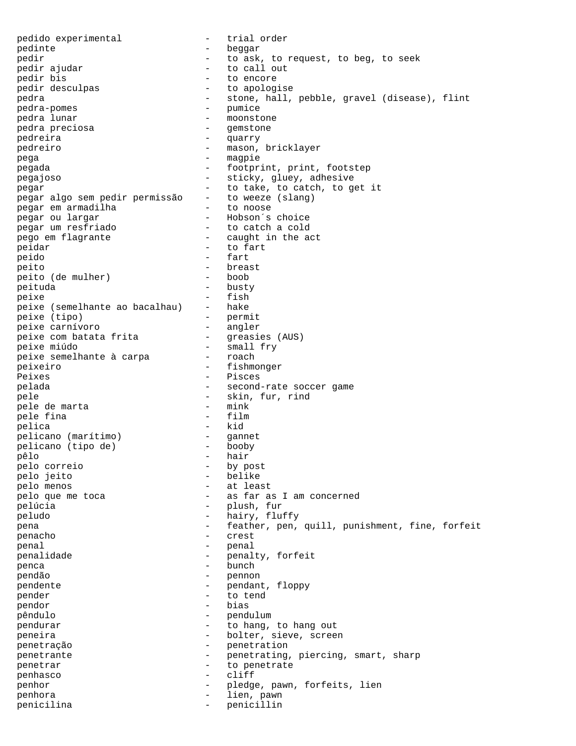pedido experimental - trial order
pedinte - beggar
pedir - to ask, to request, to beg, to seek
pedir ajudar - to call out
pedir bis - to encore
pedir desculpas - to apologise
pedra - stone, hall, pebble, gravel (disease), flint
pedra-pomes - pumice
pedra lunar - moonstone
pedra preciosa - gemstone
pedreira - quarry
pedreiro - mason, bricklayer
pega - magpie
pegada - footprint, print, footstep
pegajoso - sticky, gluey, adhesive
pegar - to take, to catch, to get it
pegar algo sem pedir permissão - to weeze (slang)
pegar em armadilha - to noose
pegar ou largar - Hobson´s choice
pegar um resfriado - to catch a cold
pego em flagrante - caught in the act
peidar - to fart
peido - fart
peito - breast
peito (de mulher) - boob
peituda - busty
peixe - fish
peixe (semelhante ao bacalhau) - hake
peixe (tipo) - permit
peixe carnívoro - angler
peixe com batata frita - greasies (AUS)
peixe miúdo - small fry
peixe semelhante à carpa - roach
peixeiro - fishmonger
Peixes - Pisces
pelada - second-rate soccer game
pele - skin, fur, rind
pele de marta - mink
pele fina - film
pelica - kid
pelicano (marítimo) - gannet
pelicano (tipo de) - booby
pêlo - hair
pelo correio - by post
pelo jeito - belike
pelo menos - at least
pelo que me toca - as far as I am concerned
pelúcia - plush, fur
peludo - hairy, fluffy
pena - feather, pen, quill, punishment, fine, forfeit
penacho - crest
penal - penal
penalidade - penalty, forfeit
penca - bunch
pendão - pennon
pendente - pendant, floppy
pender - to tend
pendor - bias
pêndulo - pendulum
pendurar - to hang, to hang out
peneira - bolter, sieve, screen
penetração - penetration
penetrante - penetrating, piercing, smart, sharp
penetrar - to penetrate
penhasco - cliff
penhor - pledge, pawn, forfeits, lien
penhora - lien, pawn
penicilina - penicillin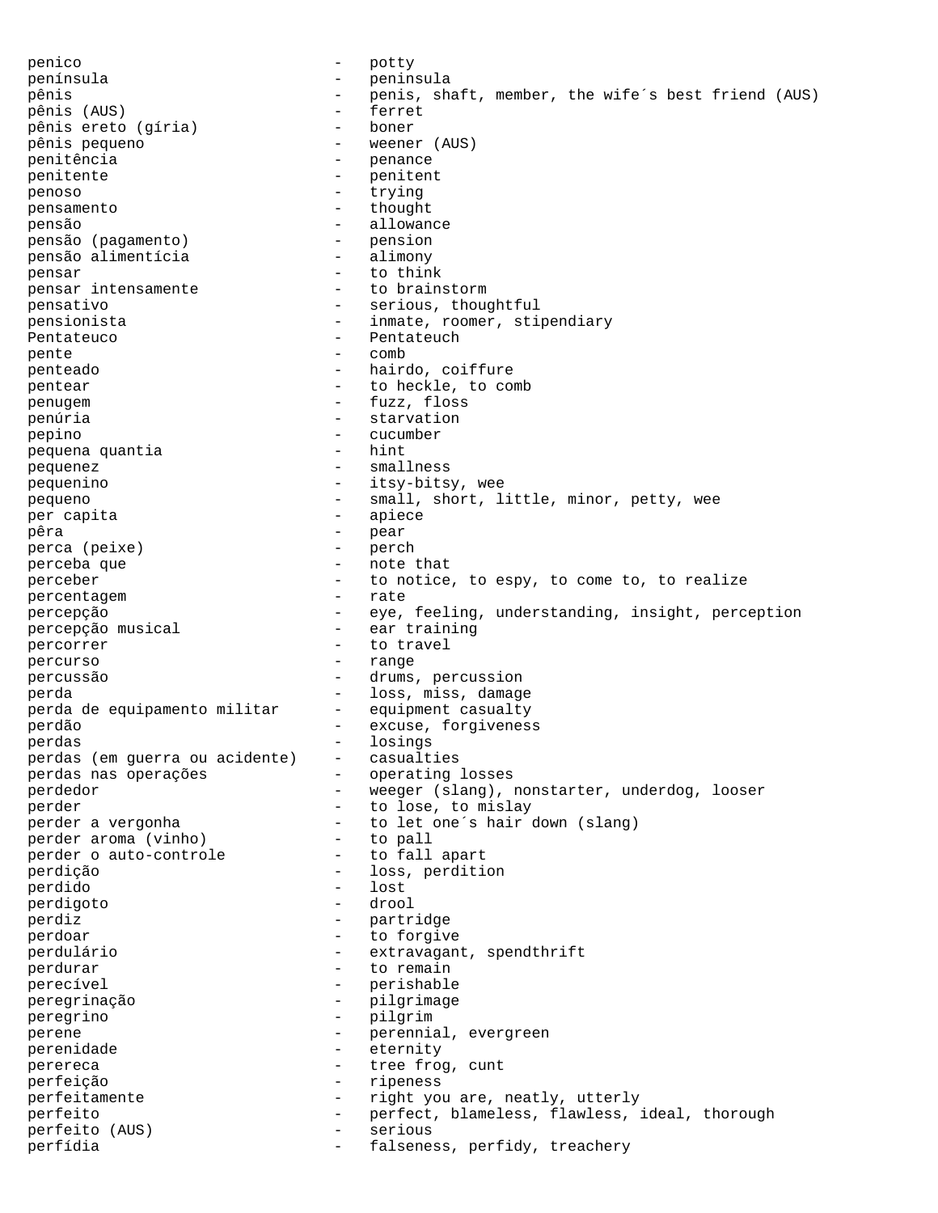```
penico                         -   potty
península                      -   peninsula
pênis                          -   penis, shaft, member, the wife´s best friend (AUS)
pênis (AUS)                    -   ferret
pênis ereto (gíria)            -   boner
pênis pequeno                  -   weener (AUS)
penitência                     -   penance
penitente                      -   penitent
penoso                         -   trying
pensamento                     -   thought
pensão                         -   allowance
pensão (pagamento)             -   pension
pensão alimentícia             -   alimony
pensar                         -   to think
pensar intensamente            -   to brainstorm
pensativo                      -   serious, thoughtful
pensionista                    -   inmate, roomer, stipendiary
Pentateuco                     -   Pentateuch
pente                          -   comb
penteado                       -   hairdo, coiffure
pentear                        -   to heckle, to comb
penugem                        -   fuzz, floss
penúria                        -   starvation
pepino                         -   cucumber
pequena quantia                -   hint
pequenez                       -   smallness
pequenino                      -   itsy-bitsy, wee
pequeno                        -   small, short, little, minor, petty, wee
per capita                     -   apiece
pêra                           -   pear
perca (peixe)                  -   perch
perceba que                    -   note that
perceber                       -   to notice, to espy, to come to, to realize
percentagem                    -   rate
percepção                      -   eye, feeling, understanding, insight, perception
percepção musical              -   ear training
percorrer                      -   to travel
percurso                       -   range
percussão                      -   drums, percussion
perda                          -   loss, miss, damage
perda de equipamento militar   -   equipment casualty
perdão                         -   excuse, forgiveness
perdas                         -   losings
perdas (em guerra ou acidente) -   casualties
perdas nas operações           -   operating losses
perdedor                       -   weeger (slang), nonstarter, underdog, looser
perder                         -   to lose, to mislay
perder a vergonha              -   to let one´s hair down (slang)
perder aroma (vinho)           -   to pall
perder o auto-controle         -   to fall apart
perdição                       -   loss, perdition
perdido                        -   lost
perdigoto                      -   drool
perdiz                         -   partridge
perdoar                        -   to forgive
perdulário                     -   extravagant, spendthrift
perdurar                       -   to remain
perecível                      -   perishable
peregrinação                   -   pilgrimage
peregrino                      -   pilgrim
perene                         -   perennial, evergreen
perenidade                     -   eternity
perereca                       -   tree frog, cunt
perfeição                      -   ripeness
perfeitamente                  -   right you are, neatly, utterly
perfeito                       -   perfect, blameless, flawless, ideal, thorough
perfeito (AUS)                 -   serious
perfídia                       -   falseness, perfidy, treachery
```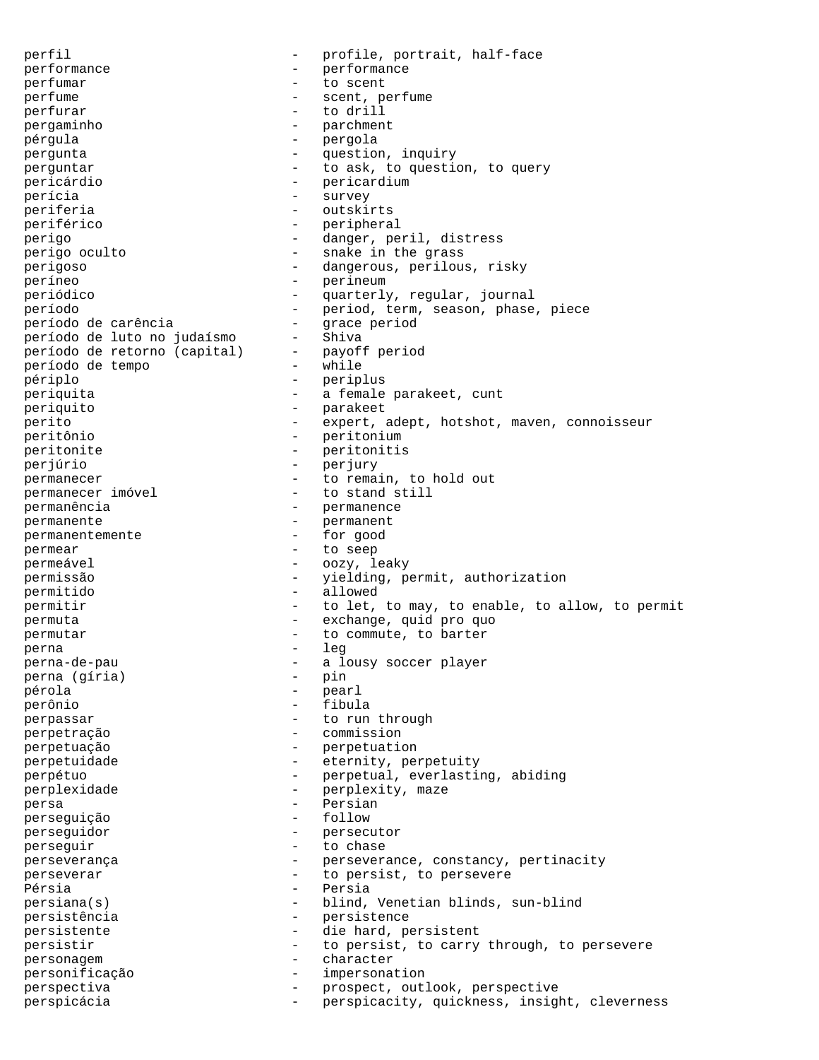perfil - profile, portrait, half-face
performance - performance
perfumar - to scent
perfume - scent, perfume
perfurar - to drill
pergaminho - parchment
pérgula - pergola
pergunta - question, inquiry
perguntar - to ask, to question, to query
pericárdio - pericardium
perícia - survey
periferia - outskirts
periférico - peripheral
perigo - danger, peril, distress
perigo oculto - snake in the grass
perigoso - dangerous, perilous, risky
períneo - perineum
periódico - quarterly, regular, journal
período - period, term, season, phase, piece
período de carência - grace period
período de luto no judaísmo - Shiva
período de retorno (capital) - payoff period
período de tempo - while
périplo - periplus
periquita - a female parakeet, cunt
periquito - parakeet
perito - expert, adept, hotshot, maven, connoisseur
peritônio - peritonium
peritonite - peritonitis
perjúrio - perjury
permanecer - to remain, to hold out
permanecer imóvel - to stand still
permanência - permanence
permanente - permanent
permanentemente - for good
permear - to seep
permeável - oozy, leaky
permissão - yielding, permit, authorization
permitido - allowed
permitir - to let, to may, to enable, to allow, to permit
permuta - exchange, quid pro quo
permutar - to commute, to barter
perna - leg
perna-de-pau - a lousy soccer player
perna (gíria) - pin
pérola - pearl
perônio - fibula
perpassar - to run through
perpetração - commission
perpetuação - perpetuation
perpetuidade - eternity, perpetuity
perpétuo - perpetual, everlasting, abiding
perplexidade - perplexity, maze
persa - Persian
perseguição - follow
perseguidor - persecutor
perseguir - to chase
perseverança - perseverance, constancy, pertinacity
perseverar - to persist, to persevere
Pérsia - Persia
persiana(s) - blind, Venetian blinds, sun-blind
persistência - persistence
persistente - die hard, persistent
persistir - to persist, to carry through, to persevere
personagem - character
personificação - impersonation
perspectiva - prospect, outlook, perspective
perspicácia - perspicacity, quickness, insight, cleverness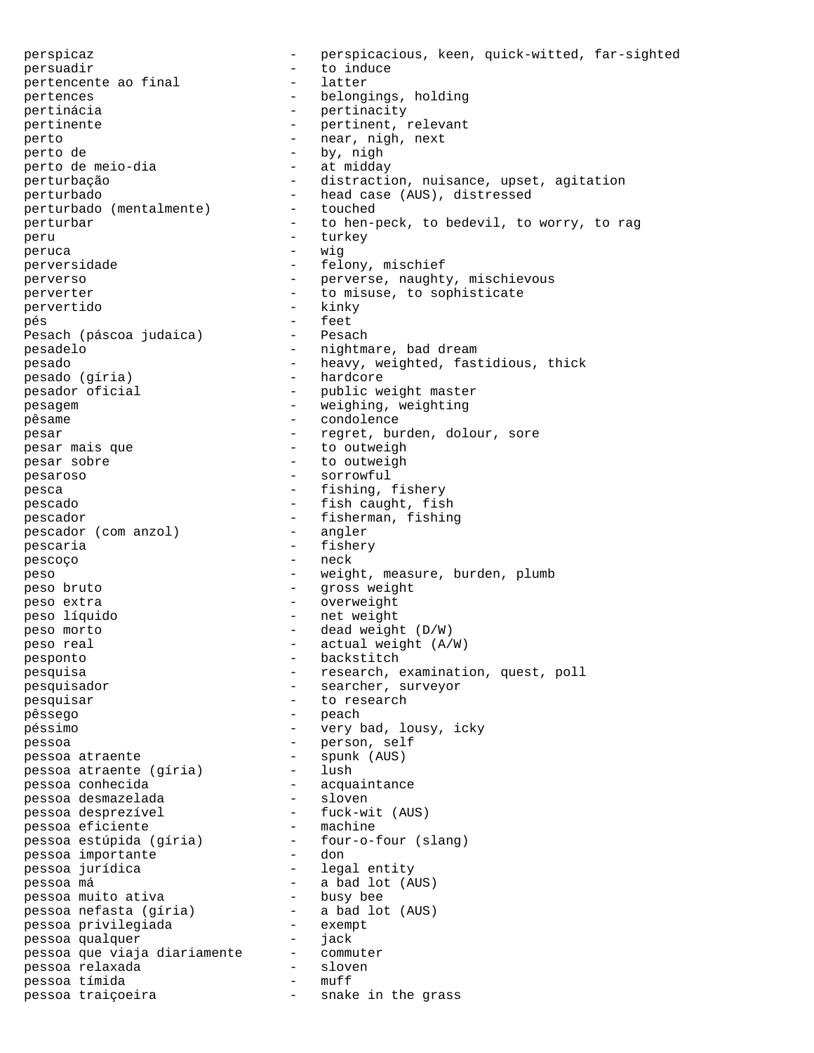perspicaz - perspicacious, keen, quick-witted, far-sighted
persuadir - to induce
pertencente ao final - latter
pertences - belongings, holding
pertinácia - pertinacity
pertinente - pertinent, relevant
perto - near, nigh, next
perto de - by, nigh
perto de meio-dia - at midday
perturbação - distraction, nuisance, upset, agitation
perturbado - head case (AUS), distressed
perturbado (mentalmente) - touched
perturbar - to hen-peck, to bedevil, to worry, to rag
peru - turkey
peruca - wig
perversidade - felony, mischief
perverso - perverse, naughty, mischievous
perverter - to misuse, to sophisticate
pervertido - kinky
pés - feet
Pesach (páscoa judaica) - Pesach
pesadelo - nightmare, bad dream
pesado - heavy, weighted, fastidious, thick
pesado (gíria) - hardcore
pesador oficial - public weight master
pesagem - weighing, weighting
pêsame - condolence
pesar - regret, burden, dolour, sore
pesar mais que - to outweigh
pesar sobre - to outweigh
pesaroso - sorrowful
pesca - fishing, fishery
pescado - fish caught, fish
pescador - fisherman, fishing
pescador (com anzol) - angler
pescaria - fishery
pescoço - neck
peso - weight, measure, burden, plumb
peso bruto - gross weight
peso extra - overweight
peso líquido - net weight
peso morto - dead weight (D/W)
peso real - actual weight (A/W)
pesponto - backstitch
pesquisa - research, examination, quest, poll
pesquisador - searcher, surveyor
pesquisar - to research
pêssego - peach
péssimo - very bad, lousy, icky
pessoa - person, self
pessoa atraente - spunk (AUS)
pessoa atraente (gíria) - lush
pessoa conhecida - acquaintance
pessoa desmazelada - sloven
pessoa desprezível - fuck-wit (AUS)
pessoa eficiente - machine
pessoa estúpida (gíria) - four-o-four (slang)
pessoa importante - don
pessoa jurídica - legal entity
pessoa má - a bad lot (AUS)
pessoa muito ativa - busy bee
pessoa nefasta (gíria) - a bad lot (AUS)
pessoa privilegiada - exempt
pessoa qualquer - jack
pessoa que viaja diariamente - commuter
pessoa relaxada - sloven
pessoa tímida - muff
pessoa traiçoeira - snake in the grass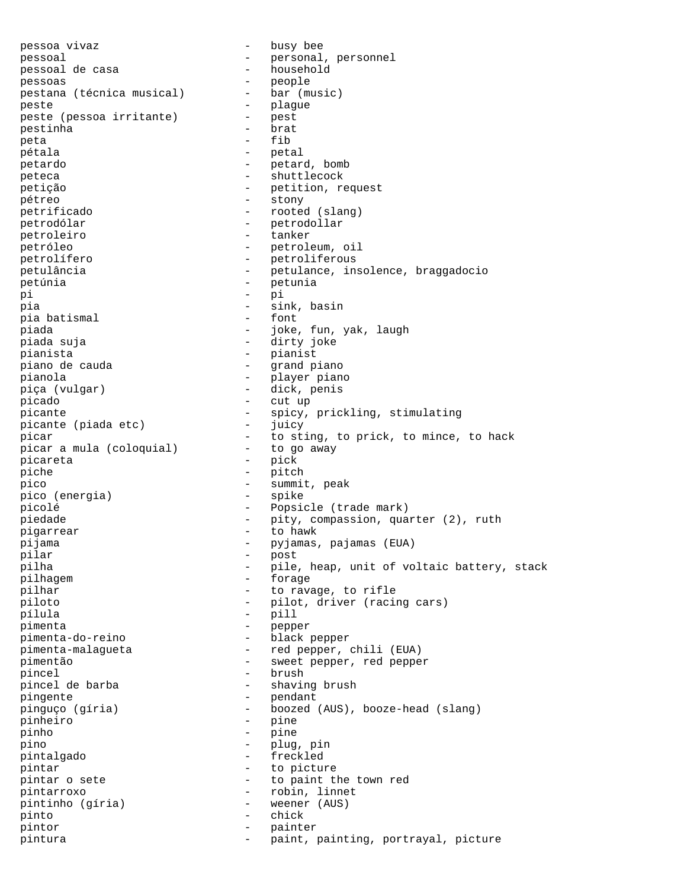pessoa vivaz - busy bee
pessoal - personal, personnel
pessoal de casa - household
pessoas - people
pestana (técnica musical) - bar (music)
peste - plague
peste (pessoa irritante) - pest
pestinha - brat
peta - fib
pétala - petal
petardo - petard, bomb
peteca - shuttlecock
petição - petition, request
pétreo - stony
petrificado - rooted (slang)
petrodólar - petrodollar
petroleiro - tanker
petróleo - petroleum, oil
petrolífero - petroliferous
petulância - petulance, insolence, braggadocio
petúnia - petunia
pi - pi
pia - sink, basin
pia batismal - font
piada - joke, fun, yak, laugh
piada suja - dirty joke
pianista - pianist
piano de cauda - grand piano
pianola - player piano
piça (vulgar) - dick, penis
picado - cut up
picante - spicy, prickling, stimulating
picante (piada etc) - juicy
picar - to sting, to prick, to mince, to hack
picar a mula (coloquial) - to go away
picareta - pick
piche - pitch
pico - summit, peak
pico (energia) - spike
picolé - Popsicle (trade mark)
piedade - pity, compassion, quarter (2), ruth
pigarrear - to hawk
pijama - pyjamas, pajamas (EUA)
pilar - post
pilha - pile, heap, unit of voltaic battery, stack
pilhagem - forage
pilhar - to ravage, to rifle
piloto - pilot, driver (racing cars)
pílula - pill
pimenta - pepper
pimenta-do-reino - black pepper
pimenta-malagueta - red pepper, chili (EUA)
pimentão - sweet pepper, red pepper
pincel - brush
pincel de barba - shaving brush
pingente - pendant
pinguço (gíria) - boozed (AUS), booze-head (slang)
pinheiro - pine
pinho - pine
pino - plug, pin
pintalgado - freckled
pintar - to picture
pintar o sete - to paint the town red
pintarroxo - robin, linnet
pintinho (gíria) - weener (AUS)
pinto - chick
pintor - painter
pintura - paint, painting, portrayal, picture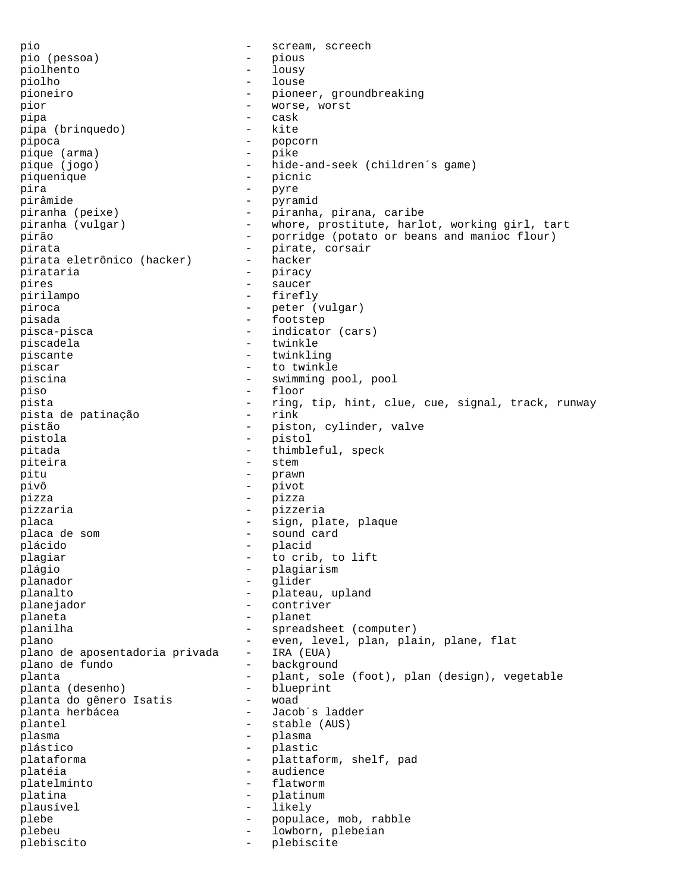pio - scream, screech
pio (pessoa) - pious
piolhento - lousy
piolho - louse
pioneiro - pioneer, groundbreaking
pior - worse, worst
pipa - cask
pipa (brinquedo) - kite
pipoca - popcorn
pique (arma) - pike
pique (jogo) - hide-and-seek (children´s game)
piquenique - picnic
pira - pyre
pirâmide - pyramid
piranha (peixe) - piranha, pirana, caribe
piranha (vulgar) - whore, prostitute, harlot, working girl, tart
pirão - porridge (potato or beans and manioc flour)
pirata - pirate, corsair
pirata eletrônico (hacker) - hacker
pirataria - piracy
pires - saucer
pirilampo - firefly
piroca - peter (vulgar)
pisada - footstep
pisca-pisca - indicator (cars)
piscadela - twinkle
piscante - twinkling
piscar - to twinkle
piscina - swimming pool, pool
piso - floor
pista - ring, tip, hint, clue, cue, signal, track, runway
pista de patinação - rink
pistão - piston, cylinder, valve
pistola - pistol
pitada - thimbleful, speck
piteira - stem
pitu - prawn
pivô - pivot
pizza - pizza
pizzaria - pizzeria
placa - sign, plate, plaque
placa de som - sound card
plácido - placid
plagiar - to crib, to lift
plágio - plagiarism
planador - glider
planalto - plateau, upland
planejador - contriver
planeta - planet
planilha - spreadsheet (computer)
plano - even, level, plan, plain, plane, flat
plano de aposentadoria privada - IRA (EUA)
plano de fundo - background
planta - plant, sole (foot), plan (design), vegetable
planta (desenho) - blueprint
planta do gênero Isatis - woad
planta herbácea - Jacob´s ladder
plantel - stable (AUS)
plasma - plasma
plástico - plastic
plataforma - plattaform, shelf, pad
platéia - audience
platelminto - flatworm
platina - platinum
plausível - likely
plebe - populace, mob, rabble
plebeu - lowborn, plebeian
plebiscito - plebiscite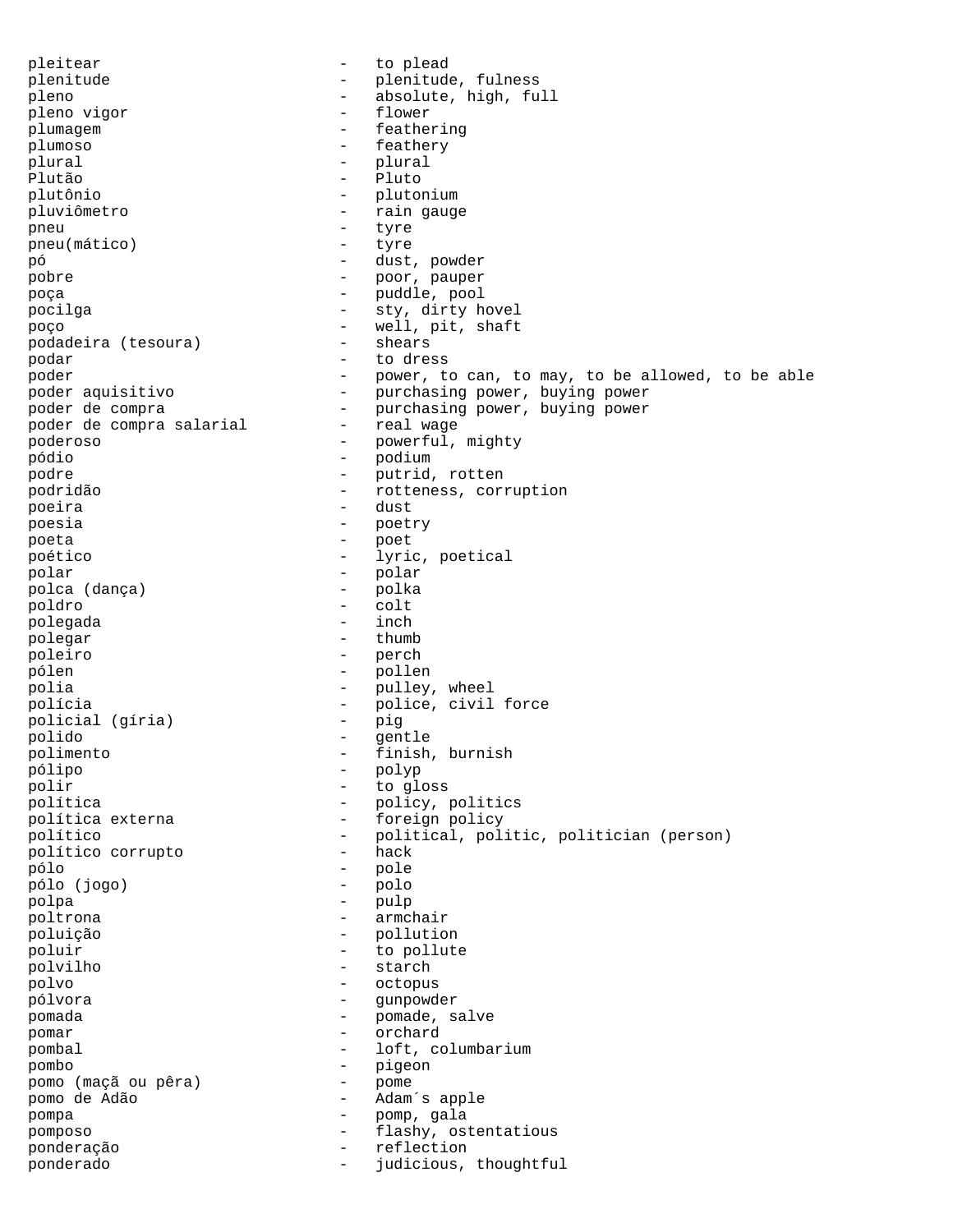pleitear - to plead
plenitude - plenitude, fulness
pleno - absolute, high, full
pleno vigor - flower
plumagem - feathering
plumoso - feathery
plural - plural
Plutão - Pluto
plutônio - plutonium
pluviômetro - rain gauge
pneu - tyre
pneu(mático) - tyre
pó - dust, powder
pobre - poor, pauper
poça - puddle, pool
pocilga - sty, dirty hovel
poço - well, pit, shaft
podadeira (tesoura) - shears
podar - to dress
poder - power, to can, to may, to be allowed, to be able
poder aquisitivo - purchasing power, buying power
poder de compra - purchasing power, buying power
poder de compra salarial - real wage
poderoso - powerful, mighty
pódio - podium
podre - putrid, rotten
podridão - rotteness, corruption
poeira - dust
poesia - poetry
poeta - poet
poético - lyric, poetical
polar - polar
polca (dança) - polka
poldro - colt
polegada - inch
polegar - thumb
poleiro - perch
pólen - pollen
polia - pulley, wheel
polícia - police, civil force
policial (gíria) - pig
polido - gentle
polimento - finish, burnish
pólipo - polyp
polir - to gloss
política - policy, politics
política externa - foreign policy
político - political, politic, politician (person)
político corrupto - hack
pólo - pole
pólo (jogo) - polo
polpa - pulp
poltrona - armchair
poluição - pollution
poluir - to pollute
polvilho - starch
polvo - octopus
pólvora - gunpowder
pomada - pomade, salve
pomar - orchard
pombal - loft, columbarium
pombo - pigeon
pomo (maçã ou pêra) - pome
pomo de Adão - Adam´s apple
pompa - pomp, gala
pomposo - flashy, ostentatious
ponderação - reflection
ponderado - judicious, thoughtful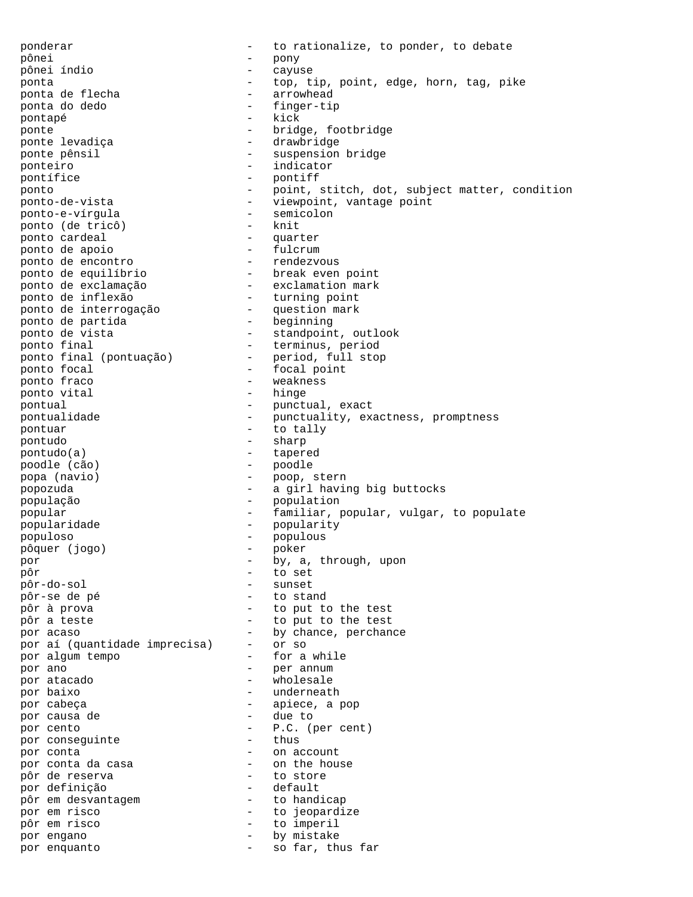ponderar - to rationalize, to ponder, to debate
pônei - pony
pônei índio - cayuse
ponta - top, tip, point, edge, horn, tag, pike
ponta de flecha - arrowhead
ponta do dedo - finger-tip
pontapé - kick
ponte - bridge, footbridge
ponte levadiça - drawbridge
ponte pênsil - suspension bridge
ponteiro - indicator
pontífice - pontiff
ponto - point, stitch, dot, subject matter, condition
ponto-de-vista - viewpoint, vantage point
ponto-e-vírgula - semicolon
ponto (de tricô) - knit
ponto cardeal - quarter
ponto de apoio - fulcrum
ponto de encontro - rendezvous
ponto de equilíbrio - break even point
ponto de exclamação - exclamation mark
ponto de inflexão - turning point
ponto de interrogação - question mark
ponto de partida - beginning
ponto de vista - standpoint, outlook
ponto final - terminus, period
ponto final (pontuação) - period, full stop
ponto focal - focal point
ponto fraco - weakness
ponto vital - hinge
pontual - punctual, exact
pontualidade - punctuality, exactness, promptness
pontuar - to tally
pontudo - sharp
pontudo(a) - tapered
poodle (cão) - poodle
popa (navio) - poop, stern
popozuda - a girl having big buttocks
população - population
popular - familiar, popular, vulgar, to populate
popularidade - popularity
populoso - populous
pôquer (jogo) - poker
por - by, a, through, upon
pôr - to set
pôr-do-sol - sunset
pôr-se de pé - to stand
pôr à prova - to put to the test
pôr a teste - to put to the test
por acaso - by chance, perchance
por aí (quantidade imprecisa) - or so
por algum tempo - for a while
por ano - per annum
por atacado - wholesale
por baixo - underneath
por cabeça - apiece, a pop
por causa de - due to
por cento - P.C. (per cent)
por conseguinte - thus
por conta - on account
por conta da casa - on the house
pôr de reserva - to store
por definição - default
pôr em desvantagem - to handicap
por em risco - to jeopardize
pôr em risco - to imperil
por engano - by mistake
por enquanto - so far, thus far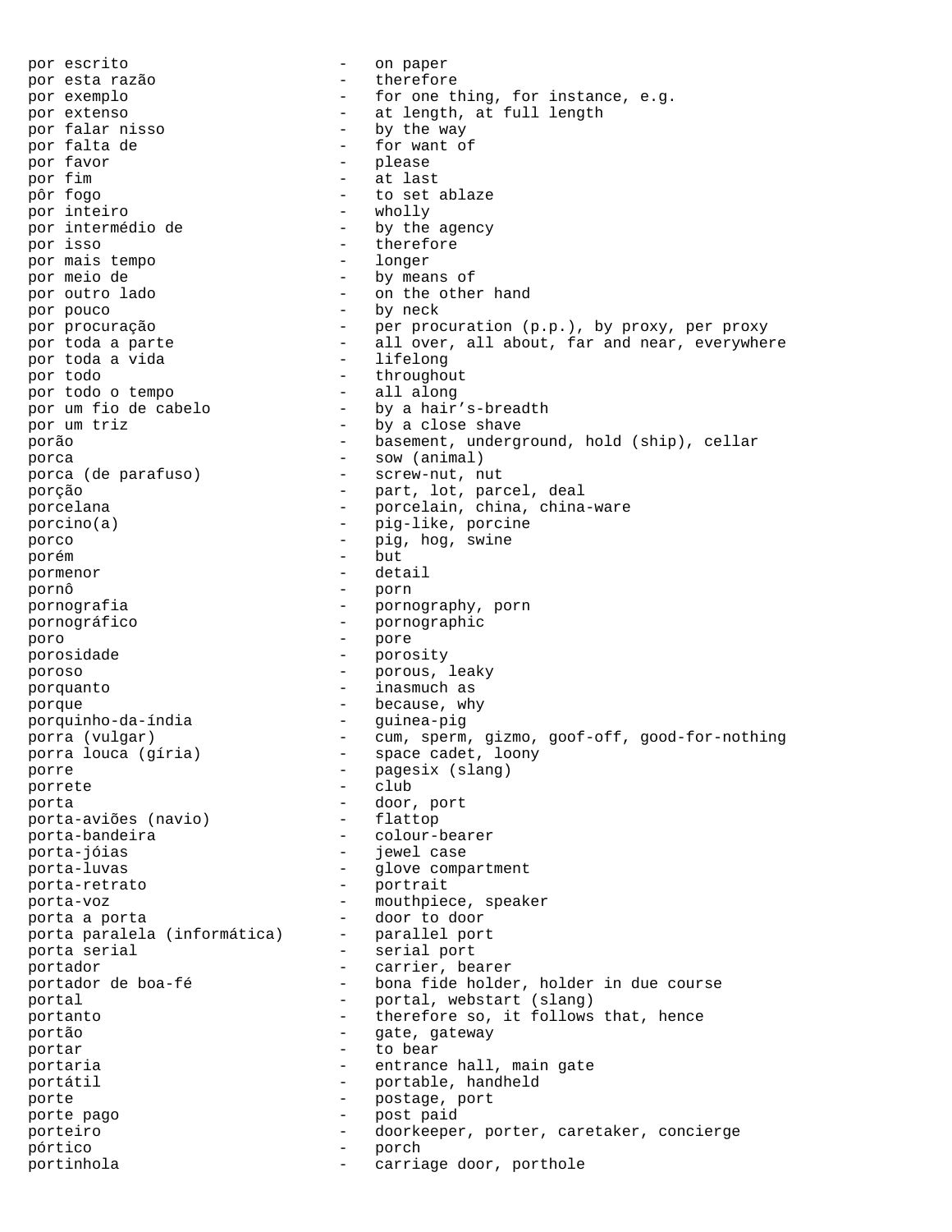por escrito - on paper
por esta razão - therefore
por exemplo - for one thing, for instance, e.g.
por extenso - at length, at full length
por falar nisso - by the way
por falta de - for want of
por favor - please
por fim - at last
pôr fogo - to set ablaze
por inteiro - wholly
por intermédio de - by the agency
por isso - therefore
por mais tempo - longer
por meio de - by means of
por outro lado - on the other hand
por pouco - by neck
por procuração - per procuration (p.p.), by proxy, per proxy
por toda a parte - all over, all about, far and near, everywhere
por toda a vida - lifelong
por todo - throughout
por todo o tempo - all along
por um fio de cabelo - by a hair’s-breadth
por um triz - by a close shave
porão - basement, underground, hold (ship), cellar
porca - sow (animal)
porca (de parafuso) - screw-nut, nut
porção - part, lot, parcel, deal
porcelana - porcelain, china, china-ware
porcino(a) - pig-like, porcine
porco - pig, hog, swine
porém - but
pormenor - detail
pornô - porn
pornografia - pornography, porn
pornográfico - pornographic
poro - pore
porosidade - porosity
poroso - porous, leaky
porquanto - inasmuch as
porque - because, why
porquinho-da-índia - guinea-pig
porra (vulgar) - cum, sperm, gizmo, goof-off, good-for-nothing
porra louca (gíria) - space cadet, loony
porre - pagesix (slang)
porrete - club
porta - door, port
porta-aviões (navio) - flattop
porta-bandeira - colour-bearer
porta-jóias - jewel case
porta-luvas - glove compartment
porta-retrato - portrait
porta-voz - mouthpiece, speaker
porta a porta - door to door
porta paralela (informática) - parallel port
porta serial - serial port
portador - carrier, bearer
portador de boa-fé - bona fide holder, holder in due course
portal - portal, webstart (slang)
portanto - therefore so, it follows that, hence
portão - gate, gateway
portar - to bear
portaria - entrance hall, main gate
portátil - portable, handheld
porte - postage, port
porte pago - post paid
porteiro - doorkeeper, porter, caretaker, concierge
pórtico - porch
portinhola - carriage door, porthole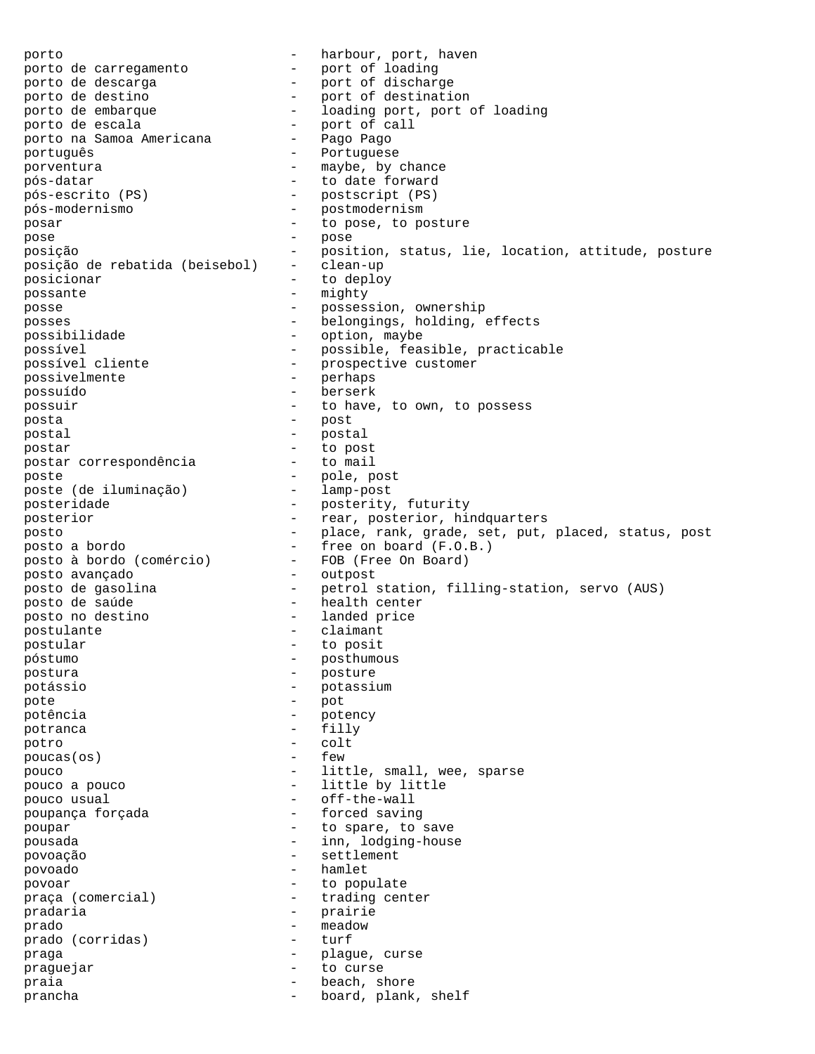porto - harbour, port, haven
porto de carregamento - port of loading
porto de descarga - port of discharge
porto de destino - port of destination
porto de embarque - loading port, port of loading
porto de escala - port of call
porto na Samoa Americana - Pago Pago
português - Portuguese
porventura - maybe, by chance
pós-datar - to date forward
pós-escrito (PS) - postscript (PS)
pós-modernismo - postmodernism
posar - to pose, to posture
pose - pose
posição - position, status, lie, location, attitude, posture
posição de rebatida (beisebol) - clean-up
posicionar - to deploy
possante - mighty
posse - possession, ownership
posses - belongings, holding, effects
possibilidade - option, maybe
possível - possible, feasible, practicable
possível cliente - prospective customer
possivelmente - perhaps
possuído - berserk
possuir - to have, to own, to possess
posta - post
postal - postal
postar - to post
postar correspondência - to mail
poste - pole, post
poste (de iluminação) - lamp-post
posteridade - posterity, futurity
posterior - rear, posterior, hindquarters
posto - place, rank, grade, set, put, placed, status, post
posto a bordo - free on board (F.O.B.)
posto à bordo (comércio) - FOB (Free On Board)
posto avançado - outpost
posto de gasolina - petrol station, filling-station, servo (AUS)
posto de saúde - health center
posto no destino - landed price
postulante - claimant
postular - to posit
póstumo - posthumous
postura - posture
potássio - potassium
pote - pot
potência - potency
potranca - filly
potro - colt
poucas(os) - few
pouco - little, small, wee, sparse
pouco a pouco - little by little
pouco usual - off-the-wall
poupança forçada - forced saving
poupar - to spare, to save
pousada - inn, lodging-house
povoação - settlement
povoado - hamlet
povoar - to populate
praça (comercial) - trading center
pradaria - prairie
prado - meadow
prado (corridas) - turf
praga - plague, curse
praguejar - to curse
praia - beach, shore
prancha - board, plank, shelf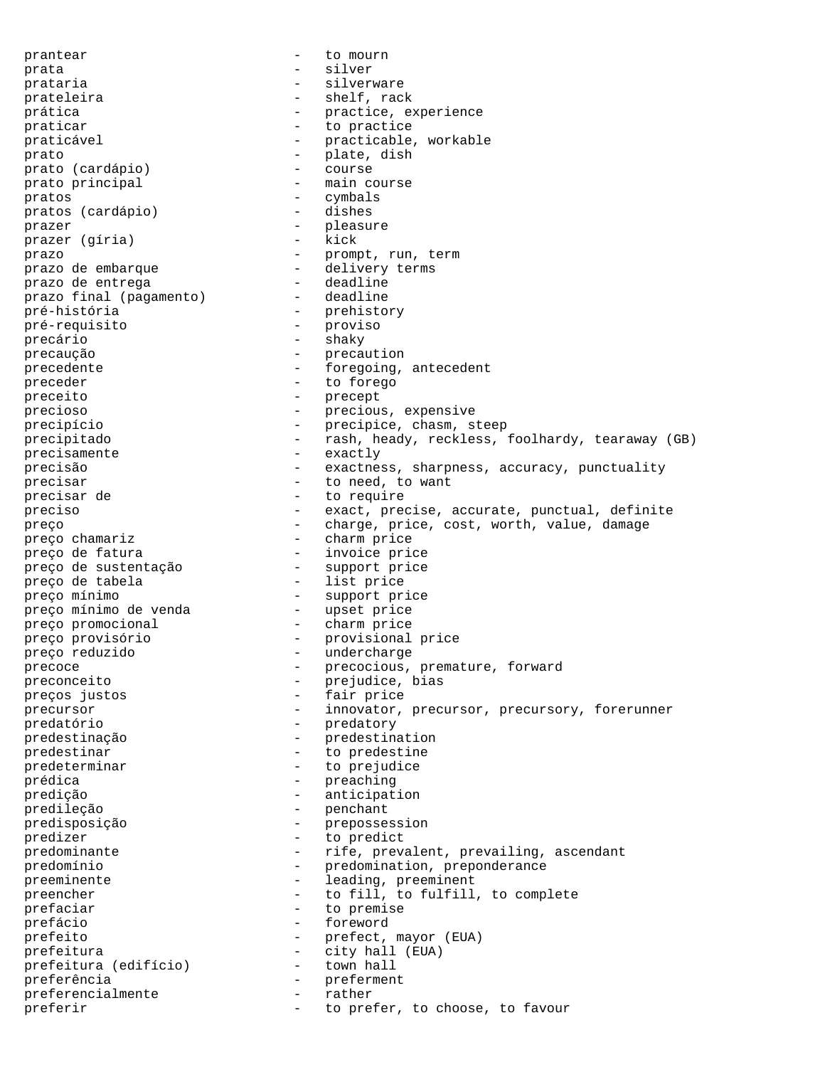prantear - to mourn
prata - silver
prataria - silverware
prateleira - shelf, rack
prática - practice, experience
praticar - to practice
praticável - practicable, workable
prato - plate, dish
prato (cardápio) - course
prato principal - main course
pratos - cymbals
pratos (cardápio) - dishes
prazer - pleasure
prazer (gíria) - kick
prazo - prompt, run, term
prazo de embarque - delivery terms
prazo de entrega - deadline
prazo final (pagamento) - deadline
pré-história - prehistory
pré-requisito - proviso
precário - shaky
precaução - precaution
precedente - foregoing, antecedent
preceder - to forego
preceito - precept
precioso - precious, expensive
precipício - precipice, chasm, steep
precipitado - rash, heady, reckless, foolhardy, tearaway (GB)
precisamente - exactly
precisão - exactness, sharpness, accuracy, punctuality
precisar - to need, to want
precisar de - to require
preciso - exact, precise, accurate, punctual, definite
preço - charge, price, cost, worth, value, damage
preço chamariz - charm price
preço de fatura - invoice price
preço de sustentação - support price
preço de tabela - list price
preço mínimo - support price
preço mínimo de venda - upset price
preço promocional - charm price
preço provisório - provisional price
preço reduzido - undercharge
precoce - precocious, premature, forward
preconceito - prejudice, bias
preços justos - fair price
precursor - innovator, precursor, precursory, forerunner
predatório - predatory
predestinação - predestination
predestinar - to predestine
predeterminar - to prejudice
prédica - preaching
predição - anticipation
predileção - penchant
predisposição - prepossession
predizer - to predict
predominante - rife, prevalent, prevailing, ascendant
predomínio - predomination, preponderance
preeminente - leading, preeminent
preencher - to fill, to fulfill, to complete
prefaciar - to premise
prefácio - foreword
prefeito - prefect, mayor (EUA)
prefeitura - city hall (EUA)
prefeitura (edifício) - town hall
preferência - preferment
preferencialmente - rather
preferir - to prefer, to choose, to favour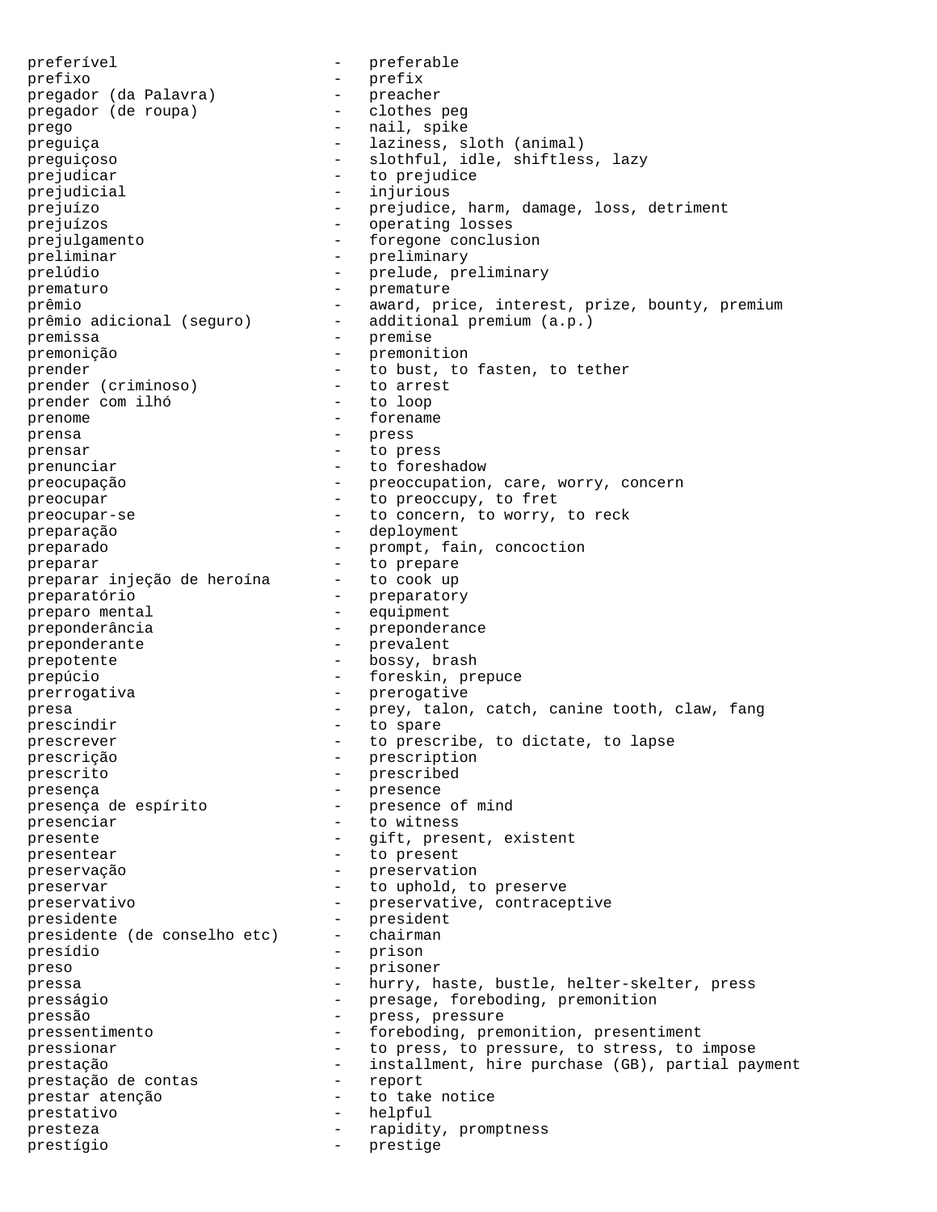preferível - preferable
prefixo - prefix
pregador (da Palavra) - preacher
pregador (de roupa) - clothes peg
prego - nail, spike
preguiça - laziness, sloth (animal)
preguiçoso - slothful, idle, shiftless, lazy
prejudicar - to prejudice
prejudicial - injurious
prejuízo - prejudice, harm, damage, loss, detriment
prejuízos - operating losses
prejulgamento - foregone conclusion
preliminar - preliminary
prelúdio - prelude, preliminary
prematuro - premature
prêmio - award, price, interest, prize, bounty, premium
prêmio adicional (seguro) - additional premium (a.p.)
premissa - premise
premonição - premonition
prender - to bust, to fasten, to tether
prender (criminoso) - to arrest
prender com ilhó - to loop
prenome - forename
prensa - press
prensar - to press
prenunciar - to foreshadow
preocupação - preoccupation, care, worry, concern
preocupar - to preoccupy, to fret
preocupar-se - to concern, to worry, to reck
preparação - deployment
preparado - prompt, fain, concoction
preparar - to prepare
preparar injeção de heroína - to cook up
preparatório - preparatory
preparo mental - equipment
preponderância - preponderance
preponderante - prevalent
prepotente - bossy, brash
prepúcio - foreskin, prepuce
prerrogativa - prerogative
presa - prey, talon, catch, canine tooth, claw, fang
prescindir - to spare
prescrever - to prescribe, to dictate, to lapse
prescrição - prescription
prescrito - prescribed
presença - presence
presença de espírito - presence of mind
presenciar - to witness
presente - gift, present, existent
presentear - to present
preservação - preservation
preservar - to uphold, to preserve
preservativo - preservative, contraceptive
presidente - president
presidente (de conselho etc) - chairman
presídio - prison
preso - prisoner
pressa - hurry, haste, bustle, helter-skelter, press
presságio - presage, foreboding, premonition
pressão - press, pressure
pressentimento - foreboding, premonition, presentiment
pressionar - to press, to pressure, to stress, to impose
prestação - installment, hire purchase (GB), partial payment
prestação de contas - report
prestar atenção - to take notice
prestativo - helpful
presteza - rapidity, promptness
prestígio - prestige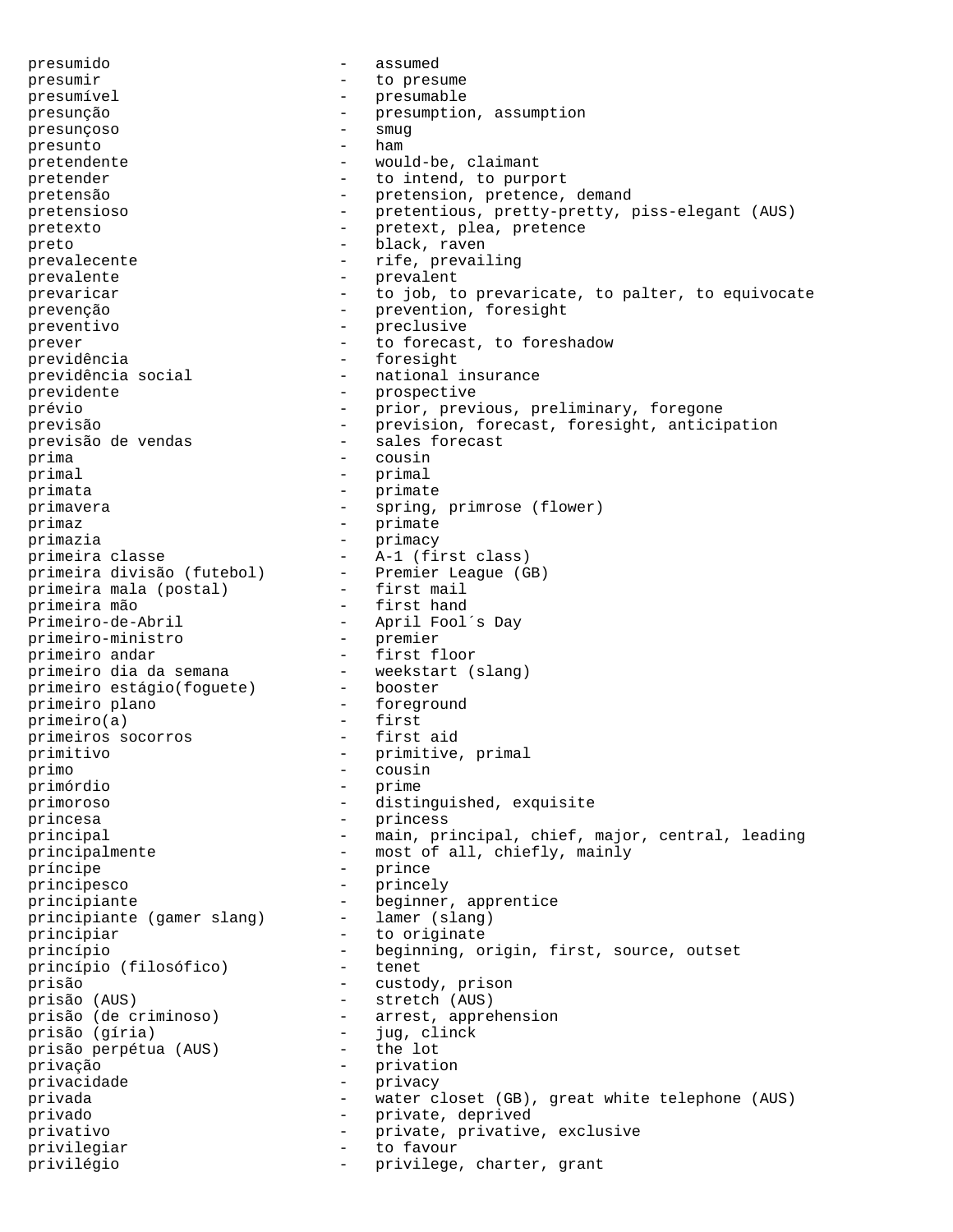presumido - assumed
presumir - to presume
presumível - presumable
presunção - presumption, assumption
presunçoso - smug
presunto - ham
pretendente - would-be, claimant
pretender - to intend, to purport
pretensão - pretension, pretence, demand
pretensioso - pretentious, pretty-pretty, piss-elegant (AUS)
pretexto - pretext, plea, pretence
preto - black, raven
prevalecente - rife, prevailing
prevalente - prevalent
prevaricar - to job, to prevaricate, to palter, to equivocate
prevenção - prevention, foresight
preventivo - preclusive
prever - to forecast, to foreshadow
previdência - foresight
previdência social - national insurance
previdente - prospective
prévio - prior, previous, preliminary, foregone
previsão - prevision, forecast, foresight, anticipation
previsão de vendas - sales forecast
prima - cousin
primal - primal
primata - primate
primavera - spring, primrose (flower)
primaz - primate
primazia - primacy
primeira classe - A-1 (first class)
primeira divisão (futebol) - Premier League (GB)
primeira mala (postal) - first mail
primeira mão - first hand
Primeiro-de-Abril - April Fool´s Day
primeiro-ministro - premier
primeiro andar - first floor
primeiro dia da semana - weekstart (slang)
primeiro estágio(foguete) - booster
primeiro plano - foreground
primeiro(a) - first
primeiros socorros - first aid
primitivo - primitive, primal
primo - cousin
primórdio - prime
primoroso - distinguished, exquisite
princesa - princess
principal - main, principal, chief, major, central, leading
principalmente - most of all, chiefly, mainly
príncipe - prince
principesco - princely
principiante - beginner, apprentice
principiante (gamer slang) - lamer (slang)
principiar - to originate
princípio - beginning, origin, first, source, outset
princípio (filosófico) - tenet
prisão - custody, prison
prisão (AUS) - stretch (AUS)
prisão (de criminoso) - arrest, apprehension
prisão (gíria) - jug, clinck
prisão perpétua (AUS) - the lot
privação - privation
privacidade - privacy
privada - water closet (GB), great white telephone (AUS)
privado - private, deprived
privativo - private, privative, exclusive
privilegiar - to favour
privilégio - privilege, charter, grant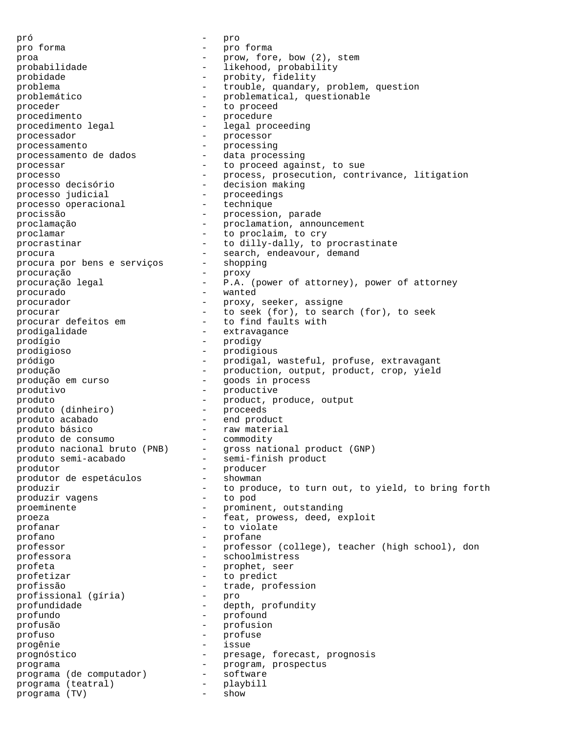```
pró                            -   pro
pro forma                      -   pro forma
proa                           -   prow, fore, bow (2), stem
probabilidade                  -   likehood, probability
probidade                      -   probity, fidelity
problema                       -   trouble, quandary, problem, question
problemático                   -   problematical, questionable
proceder                       -   to proceed
procedimento                   -   procedure
procedimento legal             -   legal proceeding
processador                    -   processor
processamento                  -   processing
processamento de dados         -   data processing
processar                      -   to proceed against, to sue
processo                       -   process, prosecution, contrivance, litigation
processo decisório             -   decision making
processo judicial              -   proceedings
processo operacional           -   technique
procissão                      -   procession, parade
proclamação                    -   proclamation, announcement
proclamar                      -   to proclaim, to cry
procrastinar                   -   to dilly-dally, to procrastinate
procura                        -   search, endeavour, demand
procura por bens e serviços    -   shopping
procuração                     -   proxy
procuração legal               -   P.A. (power of attorney), power of attorney
procurado                      -   wanted
procurador                     -   proxy, seeker, assigne
procurar                       -   to seek (for), to search (for), to seek
procurar defeitos em           -   to find faults with
prodigalidade                  -   extravagance
prodígio                       -   prodigy
prodigioso                     -   prodigious
pródigo                        -   prodigal, wasteful, profuse, extravagant
produção                       -   production, output, product, crop, yield
produção em curso              -   goods in process
produtivo                      -   productive
produto                        -   product, produce, output
produto (dinheiro)             -   proceeds
produto acabado                -   end product
produto básico                 -   raw material
produto de consumo             -   commodity
produto nacional bruto (PNB)   -   gross national product (GNP)
produto semi-acabado           -   semi-finish product
produtor                       -   producer
produtor de espetáculos        -   showman
produzir                       -   to produce, to turn out, to yield, to bring forth
produzir vagens                -   to pod
proeminente                    -   prominent, outstanding
proeza                         -   feat, prowess, deed, exploit
profanar                       -   to violate
profano                        -   profane
professor                      -   professor (college), teacher (high school), don
professora                     -   schoolmistress
profeta                        -   prophet, seer
profetizar                     -   to predict
profissão                      -   trade, profession
profissional (gíria)           -   pro
profundidade                   -   depth, profundity
profundo                       -   profound
profusão                       -   profusion
profuso                        -   profuse
progênie                       -   issue
prognóstico                    -   presage, forecast, prognosis
programa                       -   program, prospectus
programa (de computador)       -   software
programa (teatral)             -   playbill
programa (TV)                  -   show
```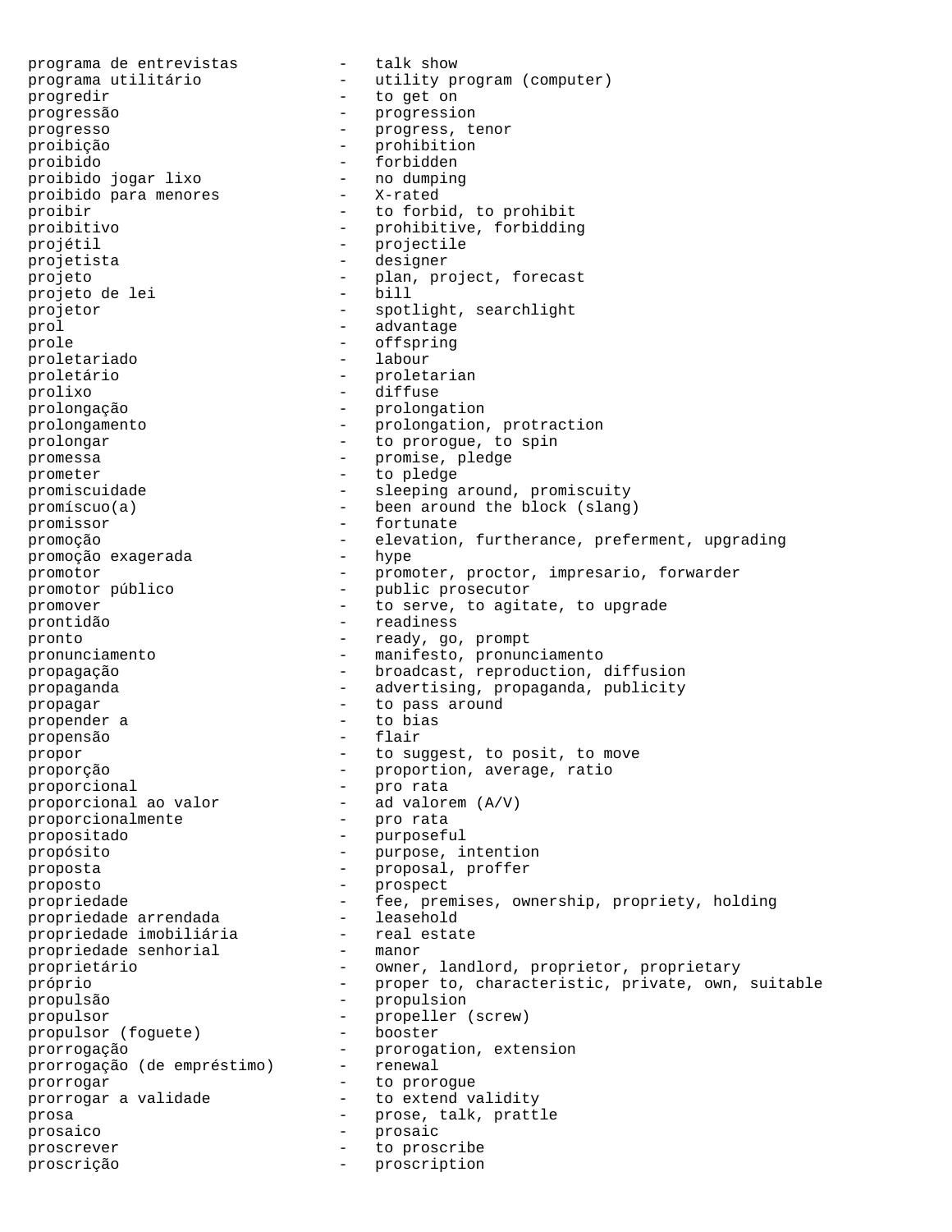```
programa de entrevistas          -   talk show
programa utilitário              -   utility program (computer)
progredir                        -   to get on
progressão                       -   progression
progresso                        -   progress, tenor
proibição                        -   prohibition
proibido                         -   forbidden
proibido jogar lixo              -   no dumping
proibido para menores            -   X-rated
proibir                          -   to forbid, to prohibit
proibitivo                       -   prohibitive, forbidding
projétil                         -   projectile
projetista                       -   designer
projeto                          -   plan, project, forecast
projeto de lei                   -   bill
projetor                         -   spotlight, searchlight
prol                             -   advantage
prole                            -   offspring
proletariado                     -   labour
proletário                       -   proletarian
prolixo                          -   diffuse
prolongação                      -   prolongation
prolongamento                    -   prolongation, protraction
prolongar                        -   to prorogue, to spin
promessa                         -   promise, pledge
prometer                         -   to pledge
promiscuidade                    -   sleeping around, promiscuity
promíscuo(a)                     -   been around the block (slang)
promissor                        -   fortunate
promoção                         -   elevation, furtherance, preferment, upgrading
promoção exagerada               -   hype
promotor                         -   promoter, proctor, impresario, forwarder
promotor público                 -   public prosecutor
promover                         -   to serve, to agitate, to upgrade
prontidão                        -   readiness
pronto                           -   ready, go, prompt
pronunciamento                   -   manifesto, pronunciamento
propagação                       -   broadcast, reproduction, diffusion
propaganda                       -   advertising, propaganda, publicity
propagar                         -   to pass around
propender a                      -   to bias
propensão                        -   flair
propor                           -   to suggest, to posit, to move
proporção                        -   proportion, average, ratio
proporcional                     -   pro rata
proporcional ao valor            -   ad valorem (A/V)
proporcionalmente                -   pro rata
propositado                      -   purposeful
propósito                        -   purpose, intention
proposta                         -   proposal, proffer
proposto                         -   prospect
propriedade                      -   fee, premises, ownership, propriety, holding
propriedade arrendada            -   leasehold
propriedade imobiliária          -   real estate
propriedade senhorial            -   manor
proprietário                     -   owner, landlord, proprietor, proprietary
próprio                          -   proper to, characteristic, private, own, suitable
propulsão                        -   propulsion
propulsor                        -   propeller (screw)
propulsor (foguete)              -   booster
prorrogação                      -   prorogation, extension
prorrogação (de empréstimo)      -   renewal
prorrogar                        -   to prorogue
prorrogar a validade             -   to extend validity
prosa                            -   prose, talk, prattle
prosaico                         -   prosaic
proscrever                       -   to proscribe
proscrição                       -   proscription
```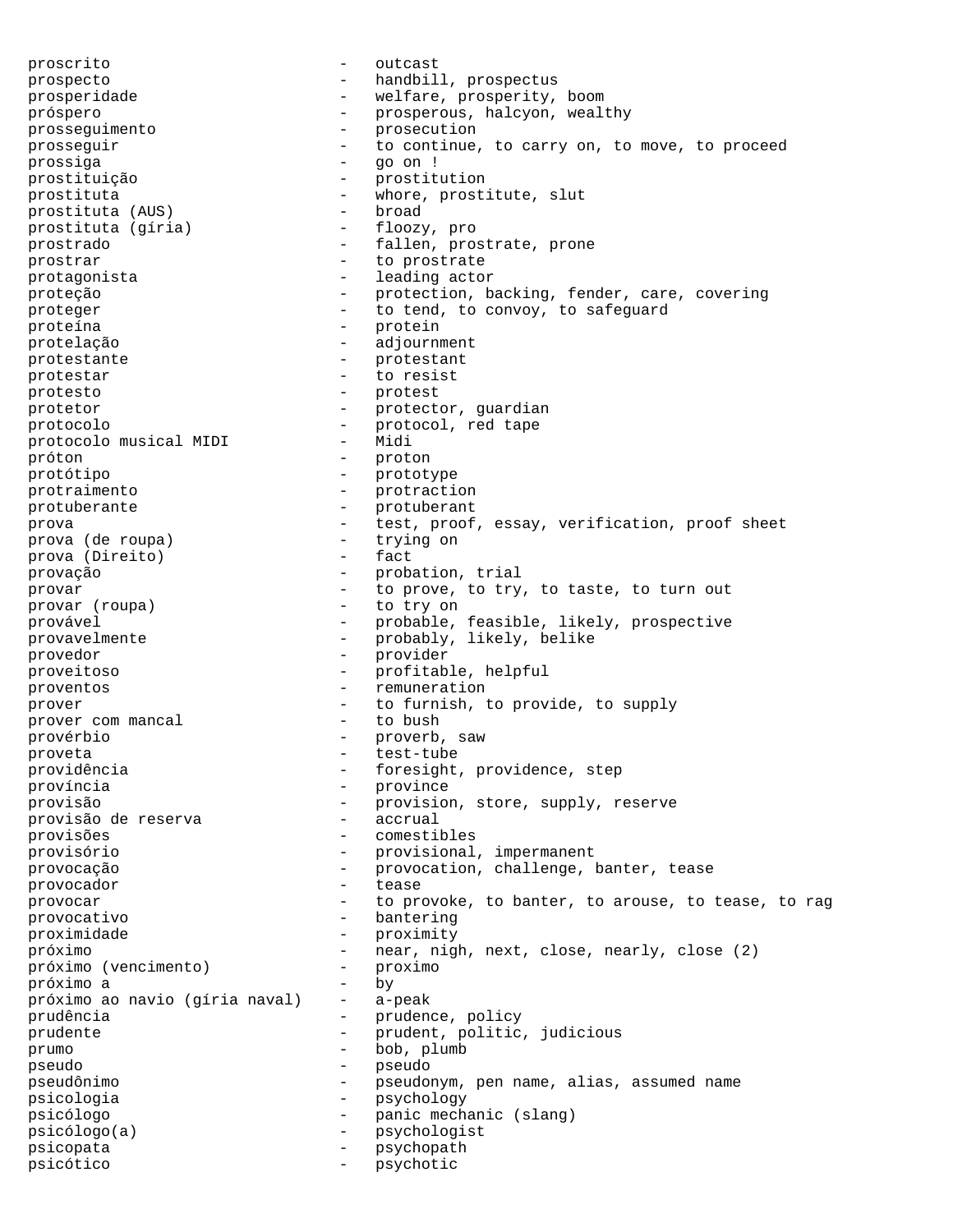proscrito - outcast
prospecto - handbill, prospectus
prosperidade - welfare, prosperity, boom
próspero - prosperous, halcyon, wealthy
prosseguimento - prosecution
prosseguir - to continue, to carry on, to move, to proceed
prossiga - go on !
prostituição - prostitution
prostituta - whore, prostitute, slut
prostituta (AUS) - broad
prostituta (gíria) - floozy, pro
prostrado - fallen, prostrate, prone
prostrar - to prostrate
protagonista - leading actor
proteção - protection, backing, fender, care, covering
proteger - to tend, to convoy, to safeguard
proteína - protein
protelação - adjournment
protestante - protestant
protestar - to resist
protesto - protest
protetor - protector, guardian
protocolo - protocol, red tape
protocolo musical MIDI - Midi
próton - proton
protótipo - prototype
protraimento - protraction
protuberante - protuberant
prova - test, proof, essay, verification, proof sheet
prova (de roupa) - trying on
prova (Direito) - fact
provação - probation, trial
provar - to prove, to try, to taste, to turn out
provar (roupa) - to try on
provável - probable, feasible, likely, prospective
provavelmente - probably, likely, belike
provedor - provider
proveitoso - profitable, helpful
proventos - remuneration
prover - to furnish, to provide, to supply
prover com mancal - to bush
provérbio - proverb, saw
proveta - test-tube
providência - foresight, providence, step
província - province
provisão - provision, store, supply, reserve
provisão de reserva - accrual
provisões - comestibles
provisório - provisional, impermanent
provocação - provocation, challenge, banter, tease
provocador - tease
provocar - to provoke, to banter, to arouse, to tease, to rag
provocativo - bantering
proximidade - proximity
próximo - near, nigh, next, close, nearly, close (2)
próximo (vencimento) - proximo
próximo a - by
próximo ao navio (gíria naval) - a-peak
prudência - prudence, policy
prudente - prudent, politic, judicious
prumo - bob, plumb
pseudo - pseudo
pseudônimo - pseudonym, pen name, alias, assumed name
psicologia - psychology
psicólogo - panic mechanic (slang)
psicólogo(a) - psychologist
psicopata - psychopath
psicótico - psychotic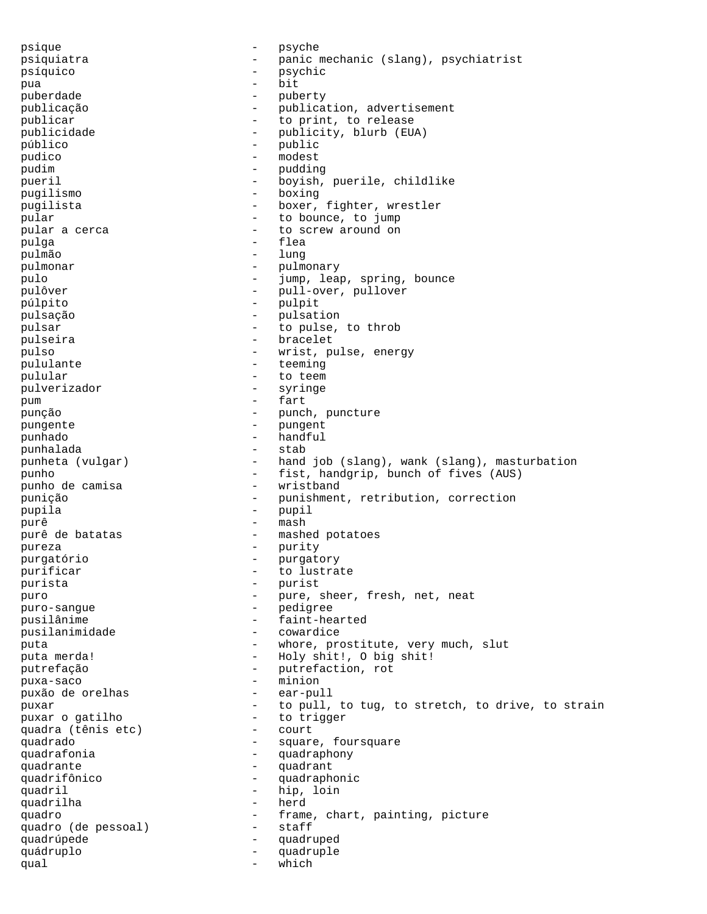psique - psyche
psiquiatra - panic mechanic (slang), psychiatrist
psíquico - psychic
pua - bit
puberdade - puberty
publicação - publication, advertisement
publicar - to print, to release
publicidade - publicity, blurb (EUA)
público - public
pudico - modest
pudim - pudding
pueril - boyish, puerile, childlike
pugilismo - boxing
pugilista - boxer, fighter, wrestler
pular - to bounce, to jump
pular a cerca - to screw around on
pulga - flea
pulmão - lung
pulmonar - pulmonary
pulo - jump, leap, spring, bounce
pulôver - pull-over, pullover
púlpito - pulpit
pulsação - pulsation
pulsar - to pulse, to throb
pulseira - bracelet
pulso - wrist, pulse, energy
pululante - teeming
pulular - to teem
pulverizador - syringe
pum - fart
punção - punch, puncture
pungente - pungent
punhado - handful
punhalada - stab
punheta (vulgar) - hand job (slang), wank (slang), masturbation
punho - fist, handgrip, bunch of fives (AUS)
punho de camisa - wristband
punição - punishment, retribution, correction
pupila - pupil
purê - mash
purê de batatas - mashed potatoes
pureza - purity
purgatório - purgatory
purificar - to lustrate
purista - purist
puro - pure, sheer, fresh, net, neat
puro-sangue - pedigree
pusilânime - faint-hearted
pusilanimidade - cowardice
puta - whore, prostitute, very much, slut
puta merda! - Holy shit!, O big shit!
putrefação - putrefaction, rot
puxa-saco - minion
puxão de orelhas - ear-pull
puxar - to pull, to tug, to stretch, to drive, to strain
puxar o gatilho - to trigger
quadra (tênis etc) - court
quadrado - square, foursquare
quadrafonia - quadraphony
quadrante - quadrant
quadrifônico - quadraphonic
quadril - hip, loin
quadrilha - herd
quadro - frame, chart, painting, picture
quadro (de pessoal) - staff
quadrúpede - quadruped
quádruplo - quadruple
qual - which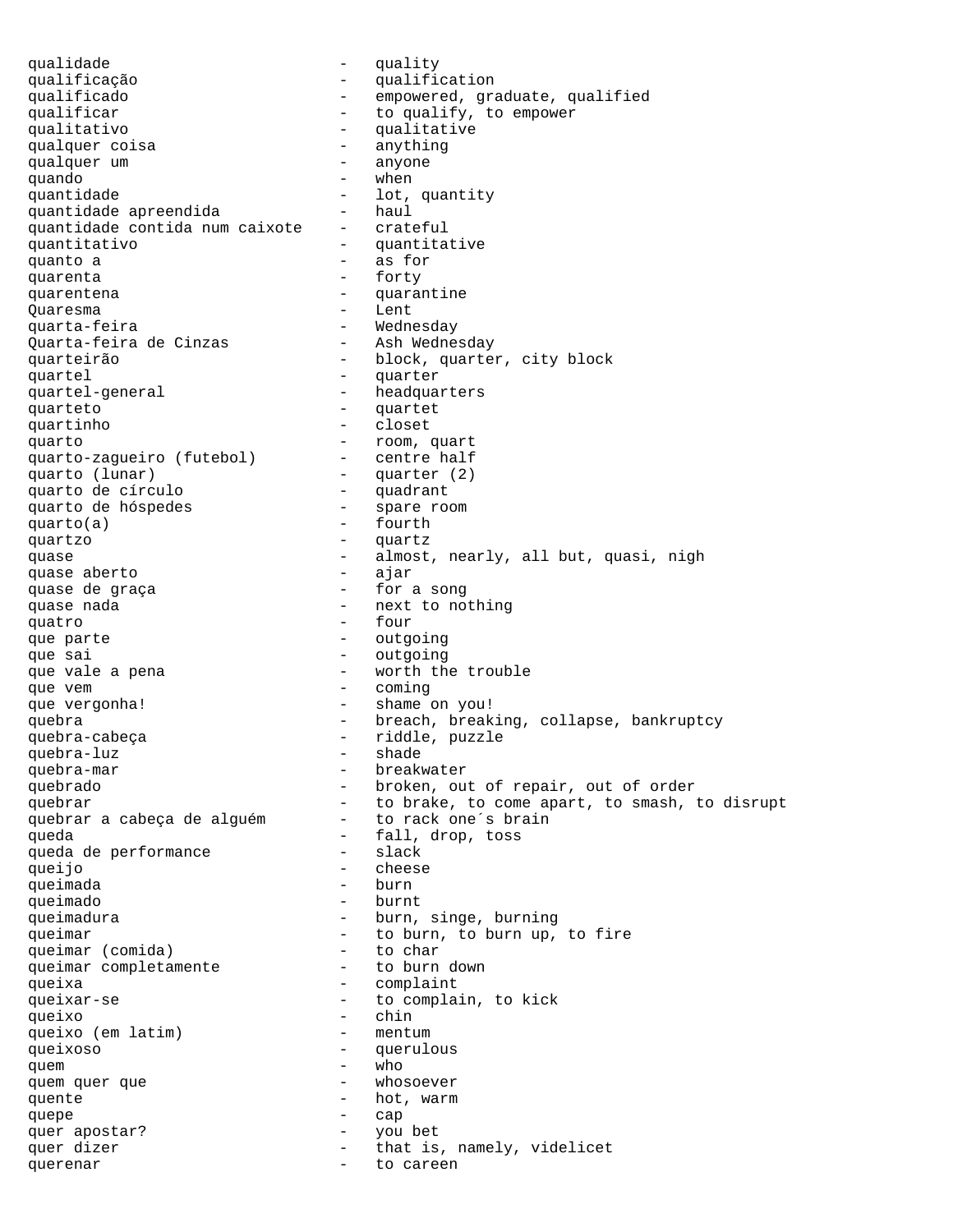qualidade - quality
qualificação - qualification
qualificado - empowered, graduate, qualified
qualificar - to qualify, to empower
qualitativo - qualitative
qualquer coisa - anything
qualquer um - anyone
quando - when
quantidade - lot, quantity
quantidade apreendida - haul
quantidade contida num caixote - crateful
quantitativo - quantitative
quanto a - as for
quarenta - forty
quarentena - quarantine
Quaresma - Lent
quarta-feira - Wednesday
Quarta-feira de Cinzas - Ash Wednesday
quarteirão - block, quarter, city block
quartel - quarter
quartel-general - headquarters
quarteto - quartet
quartinho - closet
quarto - room, quart
quarto-zagueiro (futebol) - centre half
quarto (lunar) - quarter (2)
quarto de círculo - quadrant
quarto de hóspedes - spare room
quarto(a) - fourth
quartzo - quartz
quase - almost, nearly, all but, quasi, nigh
quase aberto - ajar
quase de graça - for a song
quase nada - next to nothing
quatro - four
que parte - outgoing
que sai - outgoing
que vale a pena - worth the trouble
que vem - coming
que vergonha! - shame on you!
quebra - breach, breaking, collapse, bankruptcy
quebra-cabeça - riddle, puzzle
quebra-luz - shade
quebra-mar - breakwater
quebrado - broken, out of repair, out of order
quebrar - to brake, to come apart, to smash, to disrupt
quebrar a cabeça de alguém - to rack one´s brain
queda - fall, drop, toss
queda de performance - slack
queijo - cheese
queimada - burn
queimado - burnt
queimadura - burn, singe, burning
queimar - to burn, to burn up, to fire
queimar (comida) - to char
queimar completamente - to burn down
queixa - complaint
queixar-se - to complain, to kick
queixo - chin
queixo (em latim) - mentum
queixoso - querulous
quem - who
quem quer que - whosoever
quente - hot, warm
quepe - cap
quer apostar? - you bet
quer dizer - that is, namely, videlicet
querenar - to careen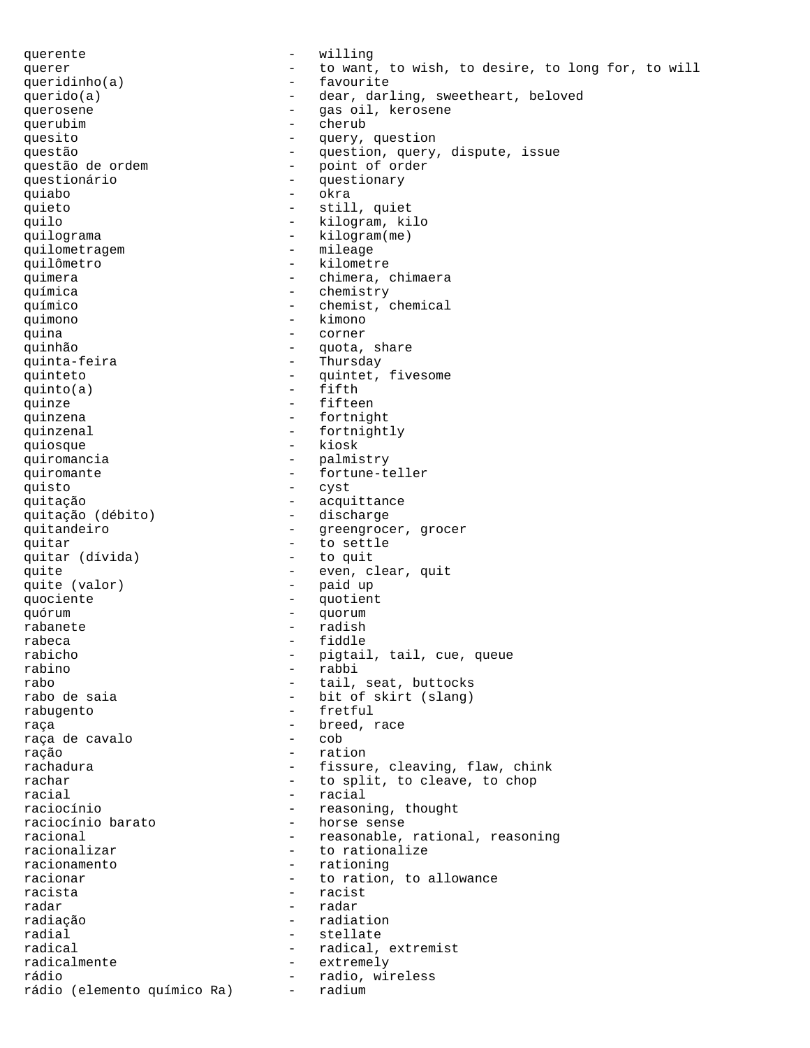querente - willing
querer - to want, to wish, to desire, to long for, to will
queridinho(a) - favourite
querido(a) - dear, darling, sweetheart, beloved
querosene - gas oil, kerosene
querubim - cherub
quesito - query, question
questão - question, query, dispute, issue
questão de ordem - point of order
questionário - questionary
quiabo - okra
quieto - still, quiet
quilo - kilogram, kilo
quilograma - kilogram(me)
quilometragem - mileage
quilômetro - kilometre
quimera - chimera, chimaera
química - chemistry
químico - chemist, chemical
quimono - kimono
quina - corner
quinhão - quota, share
quinta-feira - Thursday
quinteto - quintet, fivesome
quinto(a) - fifth
quinze - fifteen
quinzena - fortnight
quinzenal - fortnightly
quiosque - kiosk
quiromancia - palmistry
quiromante - fortune-teller
quisto - cyst
quitação - acquittance
quitação (débito) - discharge
quitandeiro - greengrocer, grocer
quitar - to settle
quitar (dívida) - to quit
quite - even, clear, quit
quite (valor) - paid up
quociente - quotient
quórum - quorum
rabanete - radish
rabeca - fiddle
rabicho - pigtail, tail, cue, queue
rabino - rabbi
rabo - tail, seat, buttocks
rabo de saia - bit of skirt (slang)
rabugento - fretful
raça - breed, race
raça de cavalo - cob
ração - ration
rachadura - fissure, cleaving, flaw, chink
rachar - to split, to cleave, to chop
racial - racial
raciocínio - reasoning, thought
raciocínio barato - horse sense
racional - reasonable, rational, reasoning
racionalizar - to rationalize
racionamento - rationing
racionar - to ration, to allowance
racista - racist
radar - radar
radiação - radiation
radial - stellate
radical - radical, extremist
radicalmente - extremely
rádio - radio, wireless
rádio (elemento químico Ra) - radium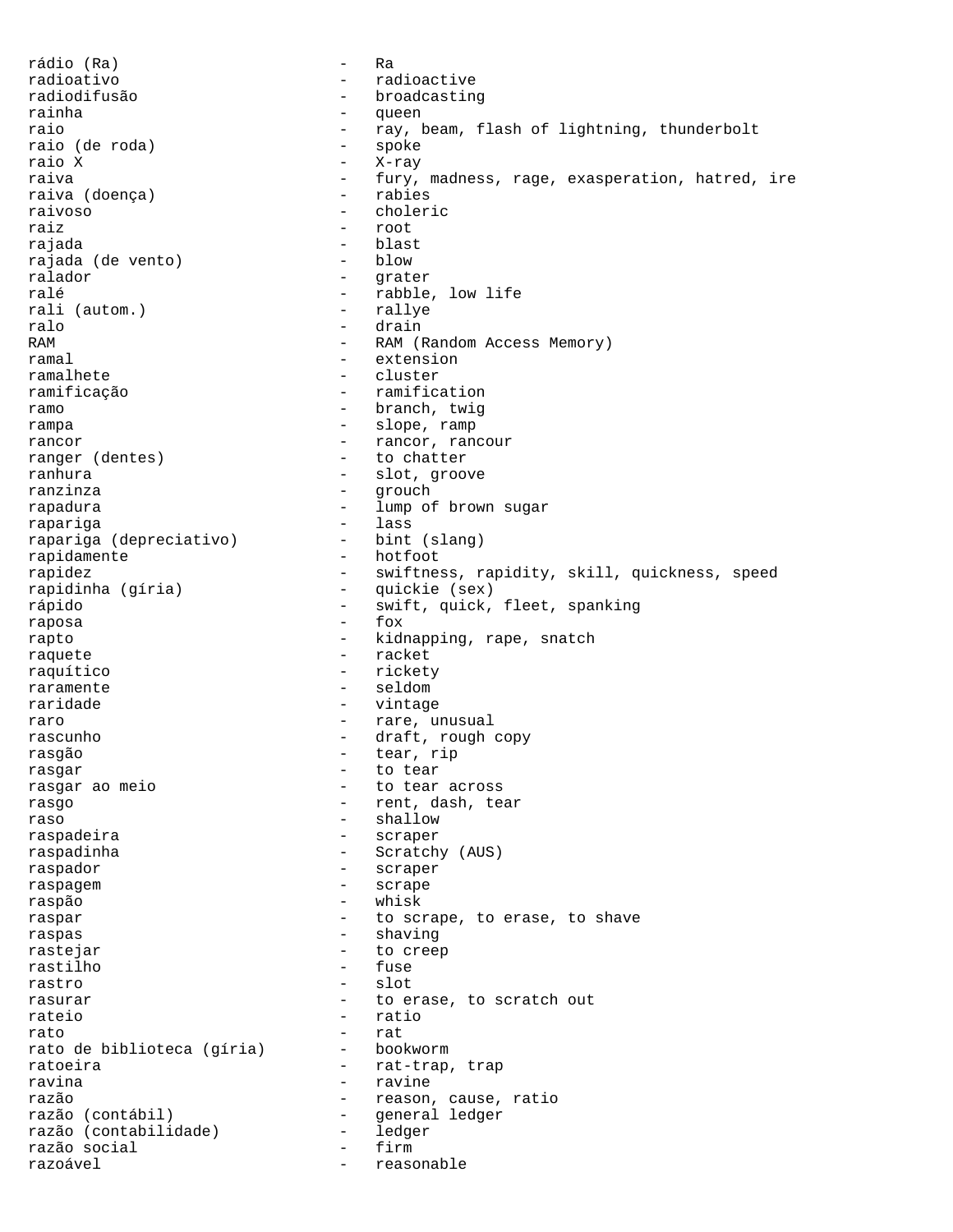rádio (Ra) - Ra
radioativo - radioactive
radiodifusão - broadcasting
rainha - queen
raio - ray, beam, flash of lightning, thunderbolt
raio (de roda) - spoke
raio X - X-ray
raiva - fury, madness, rage, exasperation, hatred, ire
raiva (doença) - rabies
raivoso - choleric
raiz - root
rajada - blast
rajada (de vento) - blow
ralador - grater
ralé - rabble, low life
rali (autom.) - rallye
ralo - drain
RAM - RAM (Random Access Memory)
ramal - extension
ramalhete - cluster
ramificação - ramification
ramo - branch, twig
rampa - slope, ramp
rancor - rancor, rancour
ranger (dentes) - to chatter
ranhura - slot, groove
ranzinza - grouch
rapadura - lump of brown sugar
rapariga - lass
rapariga (depreciativo) - bint (slang)
rapidamente - hotfoot
rapidez - swiftness, rapidity, skill, quickness, speed
rapidinha (gíria) - quickie (sex)
rápido - swift, quick, fleet, spanking
raposa - fox
rapto - kidnapping, rape, snatch
raquete - racket
raquítico - rickety
raramente - seldom
raridade - vintage
raro - rare, unusual
rascunho - draft, rough copy
rasgão - tear, rip
rasgar - to tear
rasgar ao meio - to tear across
rasgo - rent, dash, tear
raso - shallow
raspadeira - scraper
raspadinha - Scratchy (AUS)
raspador - scraper
raspagem - scrape
raspão - whisk
raspar - to scrape, to erase, to shave
raspas - shaving
rastejar - to creep
rastilho - fuse
rastro - slot
rasurar - to erase, to scratch out
rateio - ratio
rato - rat
rato de biblioteca (gíria) - bookworm
ratoeira - rat-trap, trap
ravina - ravine
razão - reason, cause, ratio
razão (contábil) - general ledger
razão (contabilidade) - ledger
razão social - firm
razoável - reasonable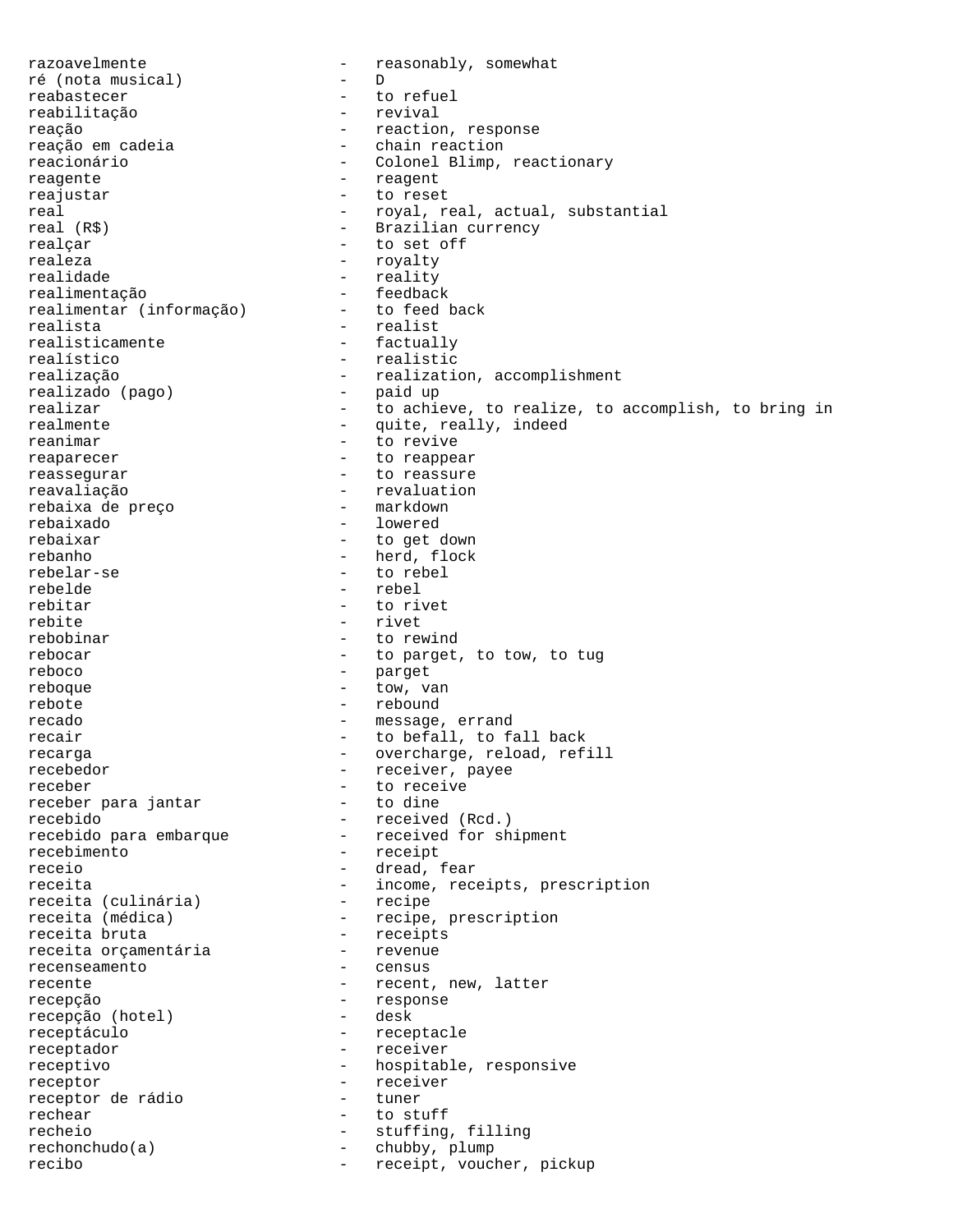razoavelmente - reasonably, somewhat
ré (nota musical) - D
reabastecer - to refuel
reabilitação - revival
reação - reaction, response
reação em cadeia - chain reaction
reacionário - Colonel Blimp, reactionary
reagente - reagent
reajustar - to reset
real - royal, real, actual, substantial
real (R$) - Brazilian currency
realçar - to set off
realeza - royalty
realidade - reality
realimentação - feedback
realimentar (informação) - to feed back
realista - realist
realisticamente - factually
realístico - realistic
realização - realization, accomplishment
realizado (pago) - paid up
realizar - to achieve, to realize, to accomplish, to bring in
realmente - quite, really, indeed
reanimar - to revive
reaparecer - to reappear
reassegurar - to reassure
reavaliação - revaluation
rebaixa de preço - markdown
rebaixado - lowered
rebaixar - to get down
rebanho - herd, flock
rebelar-se - to rebel
rebelde - rebel
rebitar - to rivet
rebite - rivet
rebobinar - to rewind
rebocar - to parget, to tow, to tug
reboco - parget
reboque - tow, van
rebote - rebound
recado - message, errand
recair - to befall, to fall back
recarga - overcharge, reload, refill
recebedor - receiver, payee
receber - to receive
receber para jantar - to dine
recebido - received (Rcd.)
recebido para embarque - received for shipment
recebimento - receipt
receio - dread, fear
receita - income, receipts, prescription
receita (culinária) - recipe
receita (médica) - recipe, prescription
receita bruta - receipts
receita orçamentária - revenue
recenseamento - census
recente - recent, new, latter
recepção - response
recepção (hotel) - desk
receptáculo - receptacle
receptador - receiver
receptivo - hospitable, responsive
receptor - receiver
receptor de rádio - tuner
rechear - to stuff
recheio - stuffing, filling
rechonchudo(a) - chubby, plump
recibo - receipt, voucher, pickup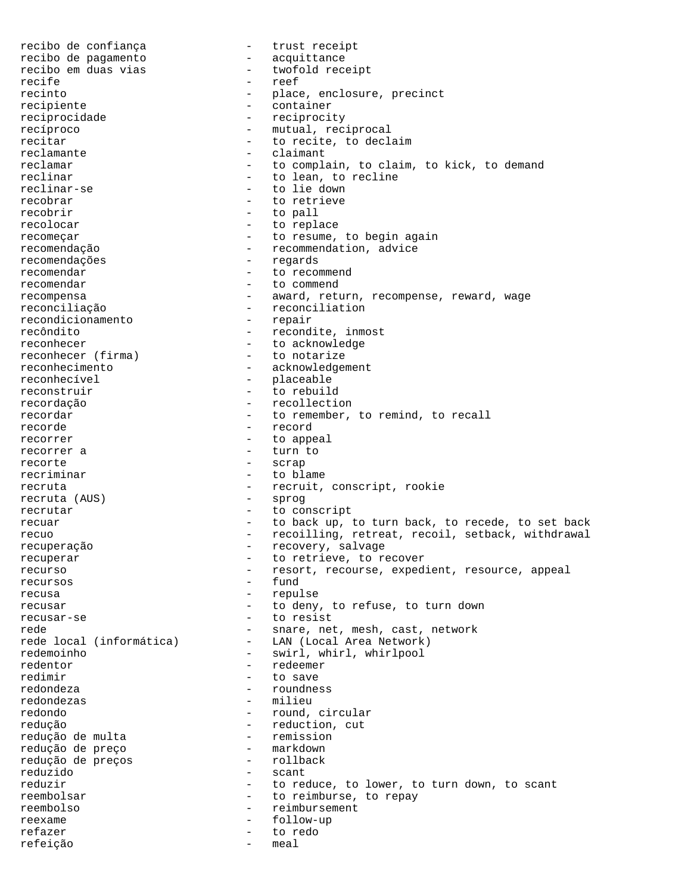recibo de confiança - trust receipt
recibo de pagamento - acquittance
recibo em duas vias - twofold receipt
recife - reef
recinto - place, enclosure, precinct
recipiente - container
reciprocidade - reciprocity
recíproco - mutual, reciprocal
recitar - to recite, to declaim
reclamante - claimant
reclamar - to complain, to claim, to kick, to demand
reclinar - to lean, to recline
reclinar-se - to lie down
recobrar - to retrieve
recobrir - to pall
recolocar - to replace
recomeçar - to resume, to begin again
recomendação - recommendation, advice
recomendações - regards
recomendar - to recommend
recomendar - to commend
recompensa - award, return, recompense, reward, wage
reconciliação - reconciliation
recondicionamento - repair
recôndito - recondite, inmost
reconhecer - to acknowledge
reconhecer (firma) - to notarize
reconhecimento - acknowledgement
reconhecível - placeable
reconstruir - to rebuild
recordação - recollection
recordar - to remember, to remind, to recall
recorde - record
recorrer - to appeal
recorrer a - turn to
recorte - scrap
recriminar - to blame
recruta - recruit, conscript, rookie
recruta (AUS) - sprog
recrutar - to conscript
recuar - to back up, to turn back, to recede, to set back
recuo - recoilling, retreat, recoil, setback, withdrawal
recuperação - recovery, salvage
recuperar - to retrieve, to recover
recurso - resort, recourse, expedient, resource, appeal
recursos - fund
recusa - repulse
recusar - to deny, to refuse, to turn down
recusar-se - to resist
rede - snare, net, mesh, cast, network
rede local (informática) - LAN (Local Area Network)
redemoinho - swirl, whirl, whirlpool
redentor - redeemer
redimir - to save
redondeza - roundness
redondezas - milieu
redondo - round, circular
redução - reduction, cut
redução de multa - remission
redução de preço - markdown
redução de preços - rollback
reduzido - scant
reduzir - to reduce, to lower, to turn down, to scant
reembolsar - to reimburse, to repay
reembolso - reimbursement
reexame - follow-up
refazer - to redo
refeição - meal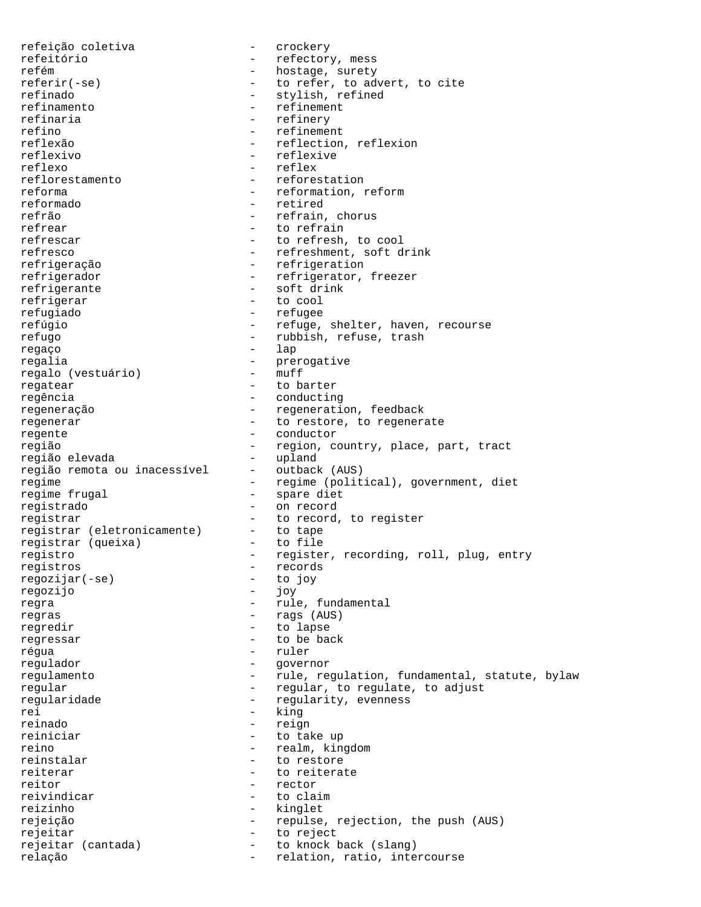refeição coletiva - crockery
refeitório - refectory, mess
refém - hostage, surety
referir(-se) - to refer, to advert, to cite
refinado - stylish, refined
refinamento - refinement
refinaria - refinery
refino - refinement
reflexão - reflection, reflexion
reflexivo - reflexive
reflexo - reflex
reflorestamento - reforestation
reforma - reformation, reform
reformado - retired
refrão - refrain, chorus
refrear - to refrain
refrescar - to refresh, to cool
refresco - refreshment, soft drink
refrigeração - refrigeration
refrigerador - refrigerator, freezer
refrigerante - soft drink
refrigerar - to cool
refugiado - refugee
refúgio - refuge, shelter, haven, recourse
refugo - rubbish, refuse, trash
regaço - lap
regalia - prerogative
regalo (vestuário) - muff
regatear - to barter
regência - conducting
regeneração - regeneration, feedback
regenerar - to restore, to regenerate
regente - conductor
região - region, country, place, part, tract
região elevada - upland
região remota ou inacessível - outback (AUS)
regime - regime (political), government, diet
regime frugal - spare diet
registrado - on record
registrar - to record, to register
registrar (eletronicamente) - to tape
registrar (queixa) - to file
registro - register, recording, roll, plug, entry
registros - records
regozijar(-se) - to joy
regozijo - joy
regra - rule, fundamental
regras - rags (AUS)
regredir - to lapse
regressar - to be back
régua - ruler
regulador - governor
regulamento - rule, regulation, fundamental, statute, bylaw
regular - regular, to regulate, to adjust
regularidade - regularity, evenness
rei - king
reinado - reign
reiniciar - to take up
reino - realm, kingdom
reinstalar - to restore
reiterar - to reiterate
reitor - rector
reivindicar - to claim
reizinho - kinglet
rejeição - repulse, rejection, the push (AUS)
rejeitar - to reject
rejeitar (cantada) - to knock back (slang)
relação - relation, ratio, intercourse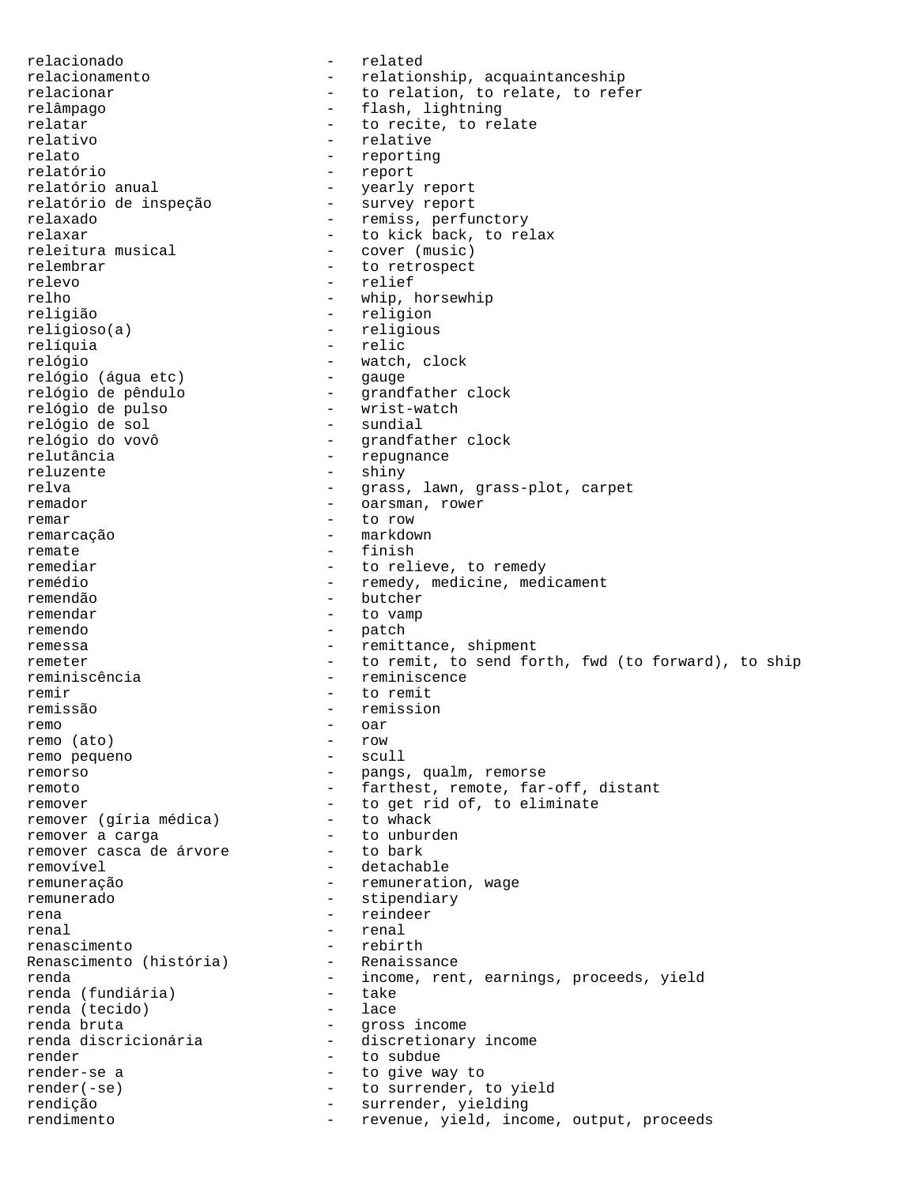relacionado - related
relacionamento - relationship, acquaintanceship
relacionar - to relation, to relate, to refer
relâmpago - flash, lightning
relatar - to recite, to relate
relativo - relative
relato - reporting
relatório - report
relatório anual - yearly report
relatório de inspeção - survey report
relaxado - remiss, perfunctory
relaxar - to kick back, to relax
releitura musical - cover (music)
relembrar - to retrospect
relevo - relief
relho - whip, horsewhip
religião - religion
religioso(a) - religious
relíquia - relic
relógio - watch, clock
relógio (água etc) - gauge
relógio de pêndulo - grandfather clock
relógio de pulso - wrist-watch
relógio de sol - sundial
relógio do vovô - grandfather clock
relutância - repugnance
reluzente - shiny
relva - grass, lawn, grass-plot, carpet
remador - oarsman, rower
remar - to row
remarcação - markdown
remate - finish
remediar - to relieve, to remedy
remédio - remedy, medicine, medicament
remendão - butcher
remendar - to vamp
remendo - patch
remessa - remittance, shipment
remeter - to remit, to send forth, fwd (to forward), to ship
reminiscência - reminiscence
remir - to remit
remissão - remission
remo - oar
remo (ato) - row
remo pequeno - scull
remorso - pangs, qualm, remorse
remoto - farthest, remote, far-off, distant
remover - to get rid of, to eliminate
remover (gíria médica) - to whack
remover a carga - to unburden
remover casca de árvore - to bark
removível - detachable
remuneração - remuneration, wage
remunerado - stipendiary
rena - reindeer
renal - renal
renascimento - rebirth
Renascimento (história) - Renaissance
renda - income, rent, earnings, proceeds, yield
renda (fundiária) - take
renda (tecido) - lace
renda bruta - gross income
renda discricionária - discretionary income
render - to subdue
render-se a - to give way to
render(-se) - to surrender, to yield
rendição - surrender, yielding
rendimento - revenue, yield, income, output, proceeds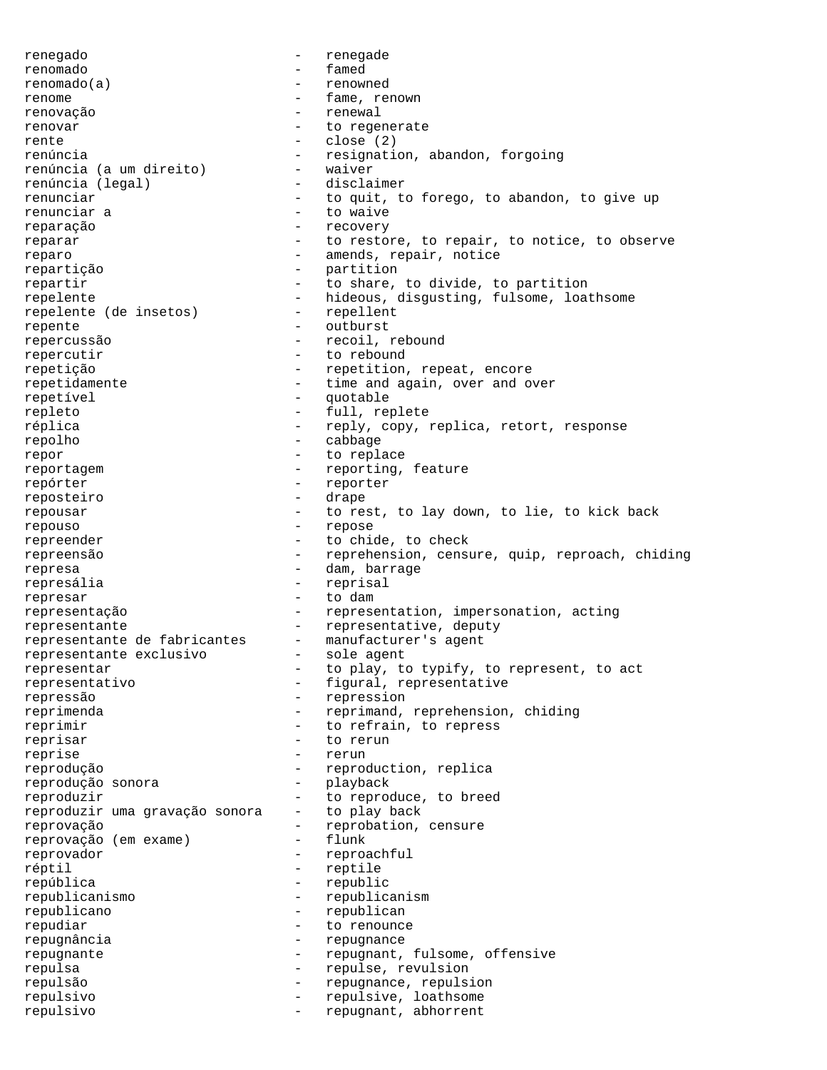renegado - renegade
renomado - famed
renomado(a) - renowned
renome - fame, renown
renovação - renewal
renovar - to regenerate
rente - close (2)
renúncia - resignation, abandon, forgoing
renúncia (a um direito) - waiver
renúncia (legal) - disclaimer
renunciar - to quit, to forego, to abandon, to give up
renunciar a - to waive
reparação - recovery
reparar - to restore, to repair, to notice, to observe
reparo - amends, repair, notice
repartição - partition
repartir - to share, to divide, to partition
repelente - hideous, disgusting, fulsome, loathsome
repelente (de insetos) - repellent
repente - outburst
repercussão - recoil, rebound
repercutir - to rebound
repetição - repetition, repeat, encore
repetidamente - time and again, over and over
repetível - quotable
repleto - full, replete
réplica - reply, copy, replica, retort, response
repolho - cabbage
repor - to replace
reportagem - reporting, feature
repórter - reporter
reposteiro - drape
repousar - to rest, to lay down, to lie, to kick back
repouso - repose
repreender - to chide, to check
repreensão - reprehension, censure, quip, reproach, chiding
represa - dam, barrage
represália - reprisal
represar - to dam
representação - representation, impersonation, acting
representante - representative, deputy
representante de fabricantes - manufacturer's agent
representante exclusivo - sole agent
representar - to play, to typify, to represent, to act
representativo - figural, representative
repressão - repression
reprimenda - reprimand, reprehension, chiding
reprimir - to refrain, to repress
reprisar - to rerun
reprise - rerun
reprodução - reproduction, replica
reprodução sonora - playback
reproduzir - to reproduce, to breed
reproduzir uma gravação sonora - to play back
reprovação - reprobation, censure
reprovação (em exame) - flunk
reprovador - reproachful
réptil - reptile
república - republic
republicanismo - republicanism
republicano - republican
repudiar - to renounce
repugnância - repugnance
repugnante - repugnant, fulsome, offensive
repulsa - repulse, revulsion
repulsão - repugnance, repulsion
repulsivo - repulsive, loathsome
repulsivo - repugnant, abhorrent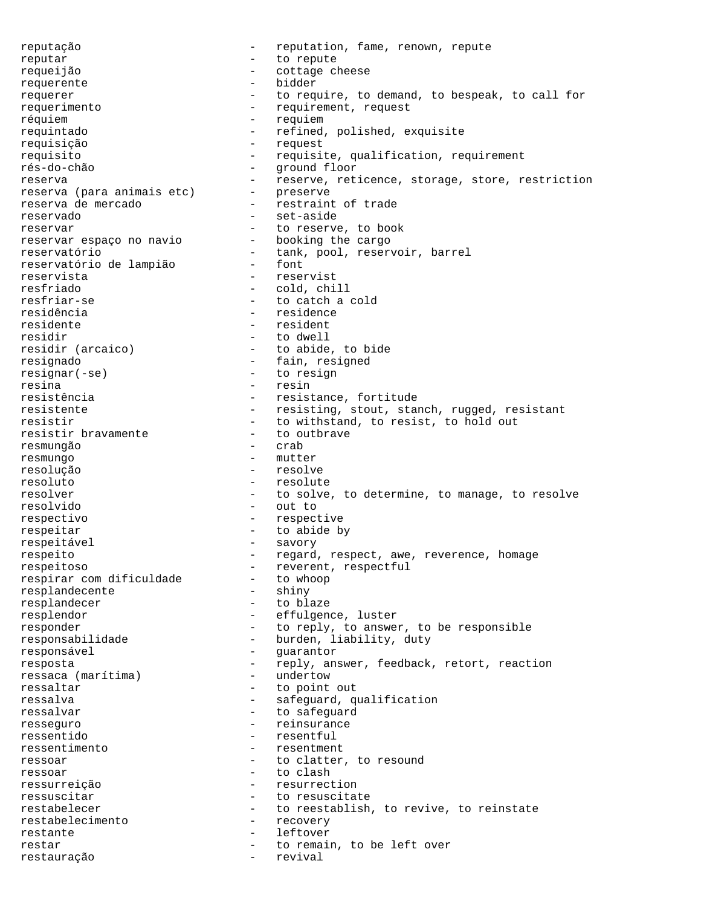reputação - reputation, fame, renown, repute
reputar - to repute
requeijão - cottage cheese
requerente - bidder
requerer - to require, to demand, to bespeak, to call for
requerimento - requirement, request
réquiem - requiem
requintado - refined, polished, exquisite
requisição - request
requisito - requisite, qualification, requirement
rés-do-chão - ground floor
reserva - reserve, reticence, storage, store, restriction
reserva (para animais etc) - preserve
reserva de mercado - restraint of trade
reservado - set-aside
reservar - to reserve, to book
reservar espaço no navio - booking the cargo
reservatório - tank, pool, reservoir, barrel
reservatório de lampião - font
reservista - reservist
resfriado - cold, chill
resfriar-se - to catch a cold
residência - residence
residente - resident
residir - to dwell
residir (arcaico) - to abide, to bide
resignado - fain, resigned
resignar(-se) - to resign
resina - resin
resistência - resistance, fortitude
resistente - resisting, stout, stanch, rugged, resistant
resistir - to withstand, to resist, to hold out
resistir bravamente - to outbrave
resmungão - crab
resmungo - mutter
resolução - resolve
resoluto - resolute
resolver - to solve, to determine, to manage, to resolve
resolvido - out to
respectivo - respective
respeitar - to abide by
respeitável - savory
respeito - regard, respect, awe, reverence, homage
respeitoso - reverent, respectful
respirar com dificuldade - to whoop
resplandecente - shiny
resplandecer - to blaze
resplendor - effulgence, luster
responder - to reply, to answer, to be responsible
responsabilidade - burden, liability, duty
responsável - guarantor
resposta - reply, answer, feedback, retort, reaction
ressaca (marítima) - undertow
ressaltar - to point out
ressalva - safeguard, qualification
ressalvar - to safeguard
resseguro - reinsurance
ressentido - resentful
ressentimento - resentment
ressoar - to clatter, to resound
ressoar - to clash
ressurreição - resurrection
ressuscitar - to resuscitate
restabelecer - to reestablish, to revive, to reinstate
restabelecimento - recovery
restante - leftover
restar - to remain, to be left over
restauração - revival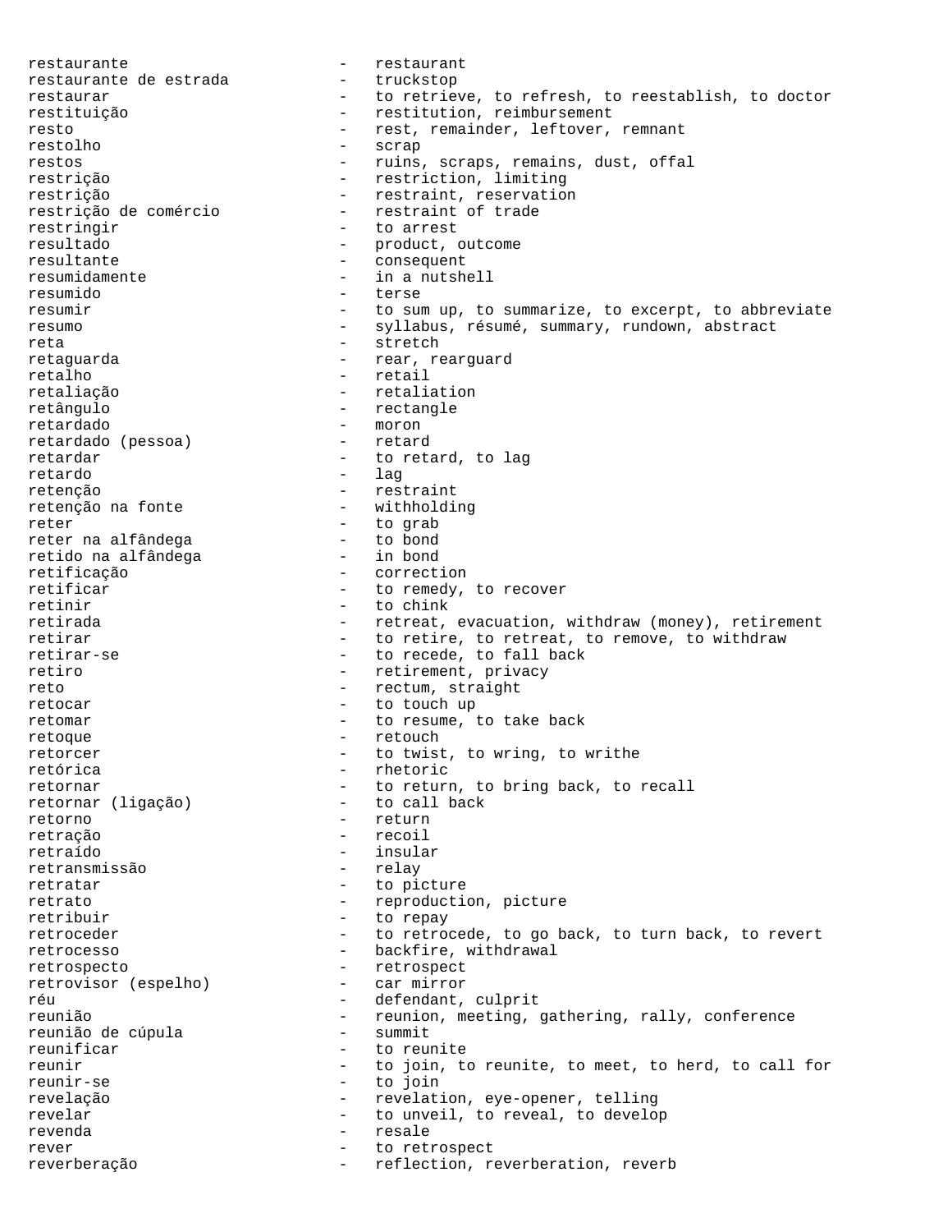restaurante - restaurant
restaurante de estrada - truckstop
restaurar - to retrieve, to refresh, to reestablish, to doctor
restituição - restitution, reimbursement
resto - rest, remainder, leftover, remnant
restolho - scrap
restos - ruins, scraps, remains, dust, offal
restrição - restriction, limiting
restrição - restraint, reservation
restrição de comércio - restraint of trade
restringir - to arrest
resultado - product, outcome
resultante - consequent
resumidamente - in a nutshell
resumido - terse
resumir - to sum up, to summarize, to excerpt, to abbreviate
resumo - syllabus, résumé, summary, rundown, abstract
reta - stretch
retaguarda - rear, rearguard
retalho - retail
retaliação - retaliation
retângulo - rectangle
retardado - moron
retardado (pessoa) - retard
retardar - to retard, to lag
retardo - lag
retenção - restraint
retenção na fonte - withholding
reter - to grab
reter na alfândega - to bond
retido na alfândega - in bond
retificação - correction
retificar - to remedy, to recover
retinir - to chink
retirada - retreat, evacuation, withdraw (money), retirement
retirar - to retire, to retreat, to remove, to withdraw
retirar-se - to recede, to fall back
retiro - retirement, privacy
reto - rectum, straight
retocar - to touch up
retomar - to resume, to take back
retoque - retouch
retorcer - to twist, to wring, to writhe
retórica - rhetoric
retornar - to return, to bring back, to recall
retornar (ligação) - to call back
retorno - return
retração - recoil
retraído - insular
retransmissão - relay
retratar - to picture
retrato - reproduction, picture
retribuir - to repay
retroceder - to retrocede, to go back, to turn back, to revert
retrocesso - backfire, withdrawal
retrospecto - retrospect
retrovisor (espelho) - car mirror
réu - defendant, culprit
reunião - reunion, meeting, gathering, rally, conference
reunião de cúpula - summit
reunificar - to reunite
reunir - to join, to reunite, to meet, to herd, to call for
reunir-se - to join
revelação - revelation, eye-opener, telling
revelar - to unveil, to reveal, to develop
revenda - resale
rever - to retrospect
reverberação - reflection, reverberation, reverb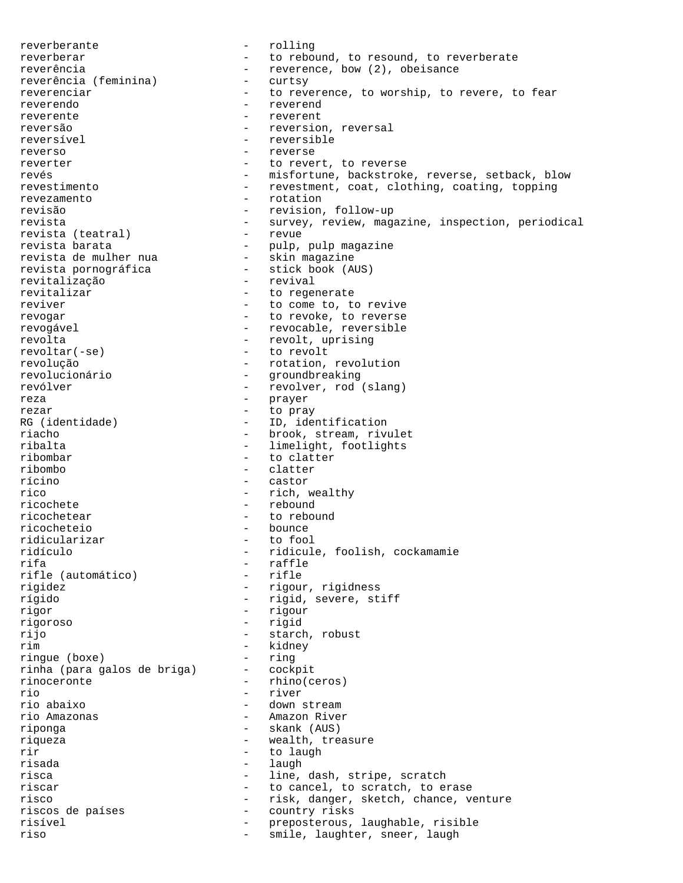reverberante - rolling
reverberar - to rebound, to resound, to reverberate
reverência - reverence, bow (2), obeisance
reverência (feminina) - curtsy
reverenciar - to reverence, to worship, to revere, to fear
reverendo - reverend
reverente - reverent
reversão - reversion, reversal
reversível - reversible
reverso - reverse
reverter - to revert, to reverse
revés - misfortune, backstroke, reverse, setback, blow
revestimento - revestment, coat, clothing, coating, topping
revezamento - rotation
revisão - revision, follow-up
revista - survey, review, magazine, inspection, periodical
revista (teatral) - revue
revista barata - pulp, pulp magazine
revista de mulher nua - skin magazine
revista pornográfica - stick book (AUS)
revitalização - revival
revitalizar - to regenerate
reviver - to come to, to revive
revogar - to revoke, to reverse
revogável - revocable, reversible
revolta - revolt, uprising
revoltar(-se) - to revolt
revolução - rotation, revolution
revolucionário - groundbreaking
revólver - revolver, rod (slang)
reza - prayer
rezar - to pray
RG (identidade) - ID, identification
riacho - brook, stream, rivulet
ribalta - limelight, footlights
ribombar - to clatter
ribombo - clatter
rícino - castor
rico - rich, wealthy
ricochete - rebound
ricochetear - to rebound
ricocheteio - bounce
ridicularizar - to fool
ridículo - ridicule, foolish, cockamamie
rifa - raffle
rifle (automático) - rifle
rigidez - rigour, rigidness
rígido - rigid, severe, stiff
rigor - rigour
rigoroso - rigid
rijo - starch, robust
rim - kidney
ringue (boxe) - ring
rinha (para galos de briga) - cockpit
rinoceronte - rhino(ceros)
rio - river
rio abaixo - down stream
rio Amazonas - Amazon River
riponga - skank (AUS)
riqueza - wealth, treasure
rir - to laugh
risada - laugh
risca - line, dash, stripe, scratch
riscar - to cancel, to scratch, to erase
risco - risk, danger, sketch, chance, venture
riscos de países - country risks
risível - preposterous, laughable, risible
riso - smile, laughter, sneer, laugh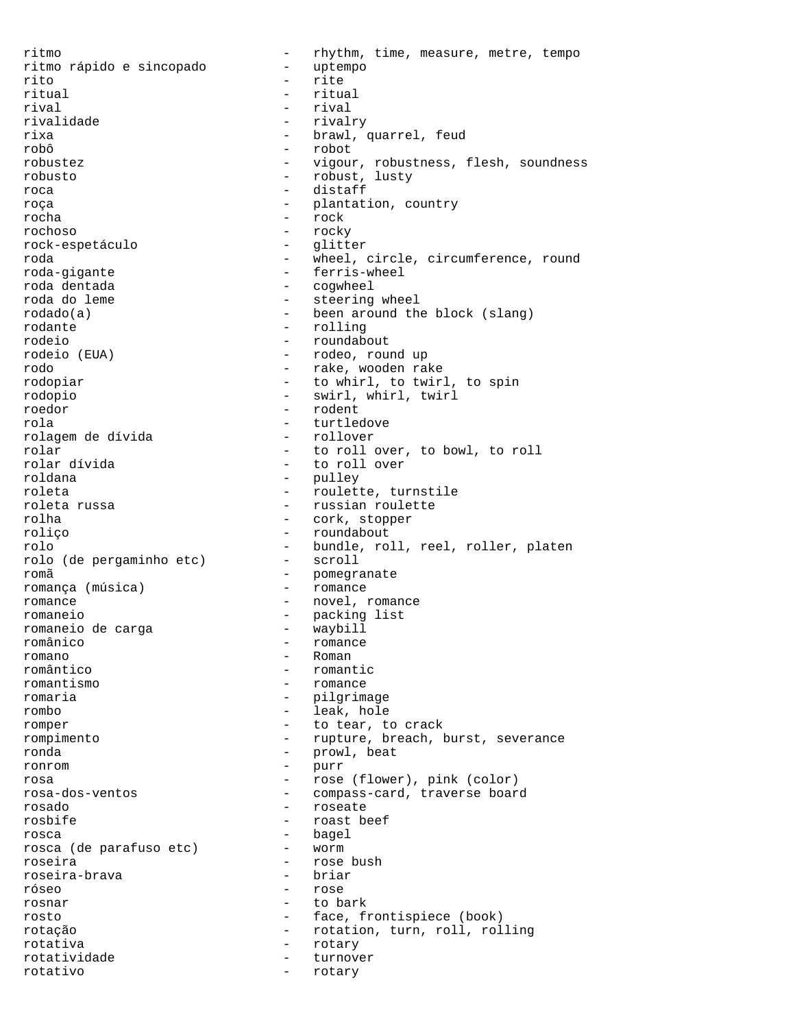ritmo - rhythm, time, measure, metre, tempo
ritmo rápido e sincopado - uptempo
rito - rite
ritual - ritual
rival - rival
rivalidade - rivalry
rixa - brawl, quarrel, feud
robô - robot
robustez - vigour, robustness, flesh, soundness
robusto - robust, lusty
roca - distaff
roça - plantation, country
rocha - rock
rochoso - rocky
rock-espetáculo - glitter
roda - wheel, circle, circumference, round
roda-gigante - ferris-wheel
roda dentada - cogwheel
roda do leme - steering wheel
rodado(a) - been around the block (slang)
rodante - rolling
rodeio - roundabout
rodeio (EUA) - rodeo, round up
rodo - rake, wooden rake
rodopiar - to whirl, to twirl, to spin
rodopio - swirl, whirl, twirl
roedor - rodent
rola - turtledove
rolagem de dívida - rollover
rolar - to roll over, to bowl, to roll
rolar dívida - to roll over
roldana - pulley
roleta - roulette, turnstile
roleta russa - russian roulette
rolha - cork, stopper
roliço - roundabout
rolo - bundle, roll, reel, roller, platen
rolo (de pergaminho etc) - scroll
romã - pomegranate
romança (música) - romance
romance - novel, romance
romaneio - packing list
romaneio de carga - waybill
românico - romance
romano - Roman
romântico - romantic
romantismo - romance
romaria - pilgrimage
rombo - leak, hole
romper - to tear, to crack
rompimento - rupture, breach, burst, severance
ronda - prowl, beat
ronrom - purr
rosa - rose (flower), pink (color)
rosa-dos-ventos - compass-card, traverse board
rosado - roseate
rosbife - roast beef
rosca - bagel
rosca (de parafuso etc) - worm
roseira - rose bush
roseira-brava - briar
róseo - rose
rosnar - to bark
rosto - face, frontispiece (book)
rotação - rotation, turn, roll, rolling
rotativa - rotary
rotatividade - turnover
rotativo - rotary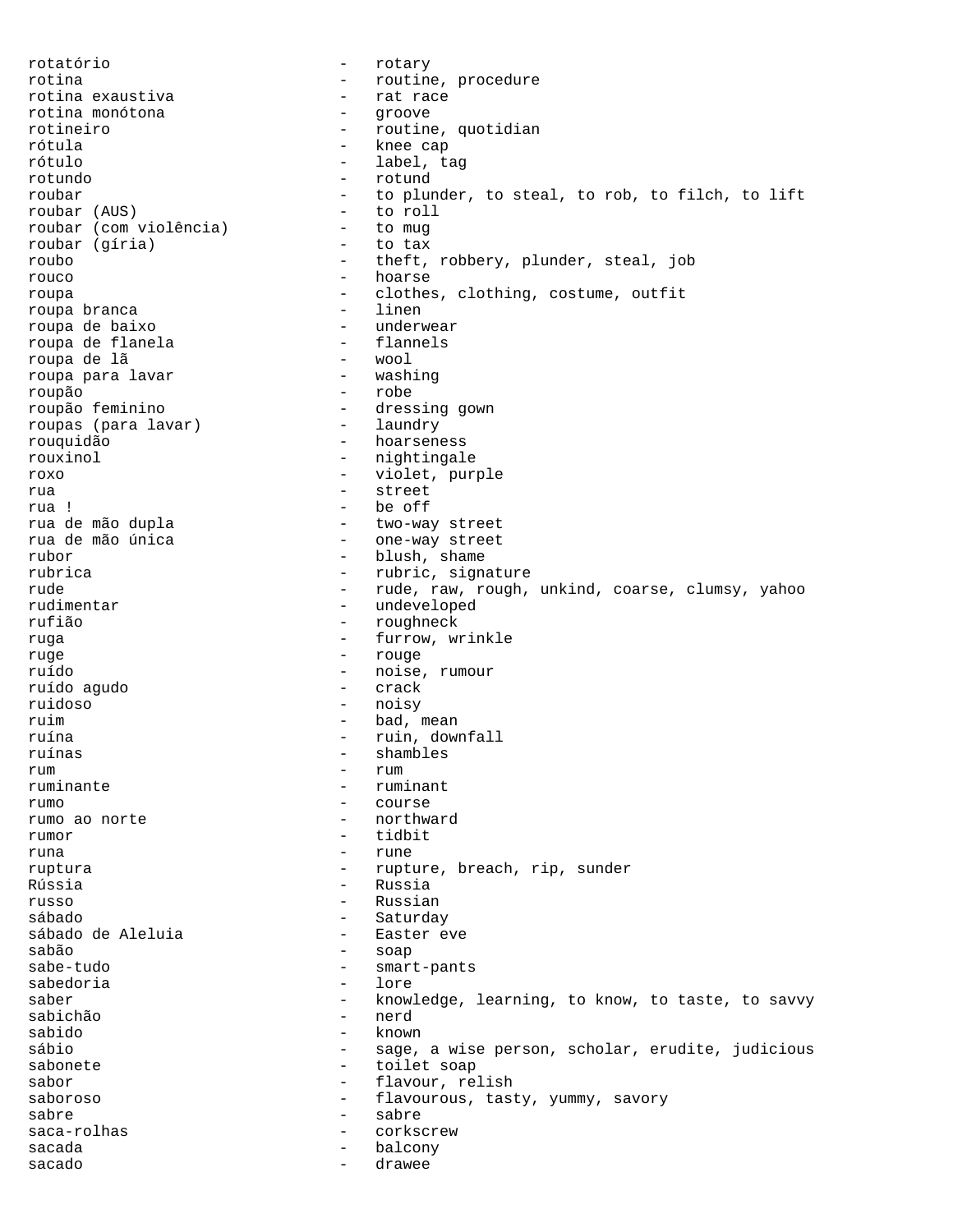rotatório - rotary
rotina - routine, procedure
rotina exaustiva - rat race
rotina monótona - groove
rotineiro - routine, quotidian
rótula - knee cap
rótulo - label, tag
rotundo - rotund
roubar - to plunder, to steal, to rob, to filch, to lift
roubar (AUS) - to roll
roubar (com violência) - to mug
roubar (gíria) - to tax
roubo - theft, robbery, plunder, steal, job
rouco - hoarse
roupa - clothes, clothing, costume, outfit
roupa branca - linen
roupa de baixo - underwear
roupa de flanela - flannels
roupa de lã - wool
roupa para lavar - washing
roupão - robe
roupão feminino - dressing gown
roupas (para lavar) - laundry
rouquidão - hoarseness
rouxinol - nightingale
roxo - violet, purple
rua - street
rua ! - be off
rua de mão dupla - two-way street
rua de mão única - one-way street
rubor - blush, shame
rubrica - rubric, signature
rude - rude, raw, rough, unkind, coarse, clumsy, yahoo
rudimentar - undeveloped
rufião - roughneck
ruga - furrow, wrinkle
ruge - rouge
ruído - noise, rumour
ruído agudo - crack
ruidoso - noisy
ruim - bad, mean
ruína - ruin, downfall
ruínas - shambles
rum - rum
ruminante - ruminant
rumo - course
rumo ao norte - northward
rumor - tidbit
runa - rune
ruptura - rupture, breach, rip, sunder
Rússia - Russia
russo - Russian
sábado - Saturday
sábado de Aleluia - Easter eve
sabão - soap
sabe-tudo - smart-pants
sabedoria - lore
saber - knowledge, learning, to know, to taste, to savvy
sabichão - nerd
sabido - known
sábio - sage, a wise person, scholar, erudite, judicious
sabonete - toilet soap
sabor - flavour, relish
saboroso - flavourous, tasty, yummy, savory
sabre - sabre
saca-rolhas - corkscrew
sacada - balcony
sacado - drawee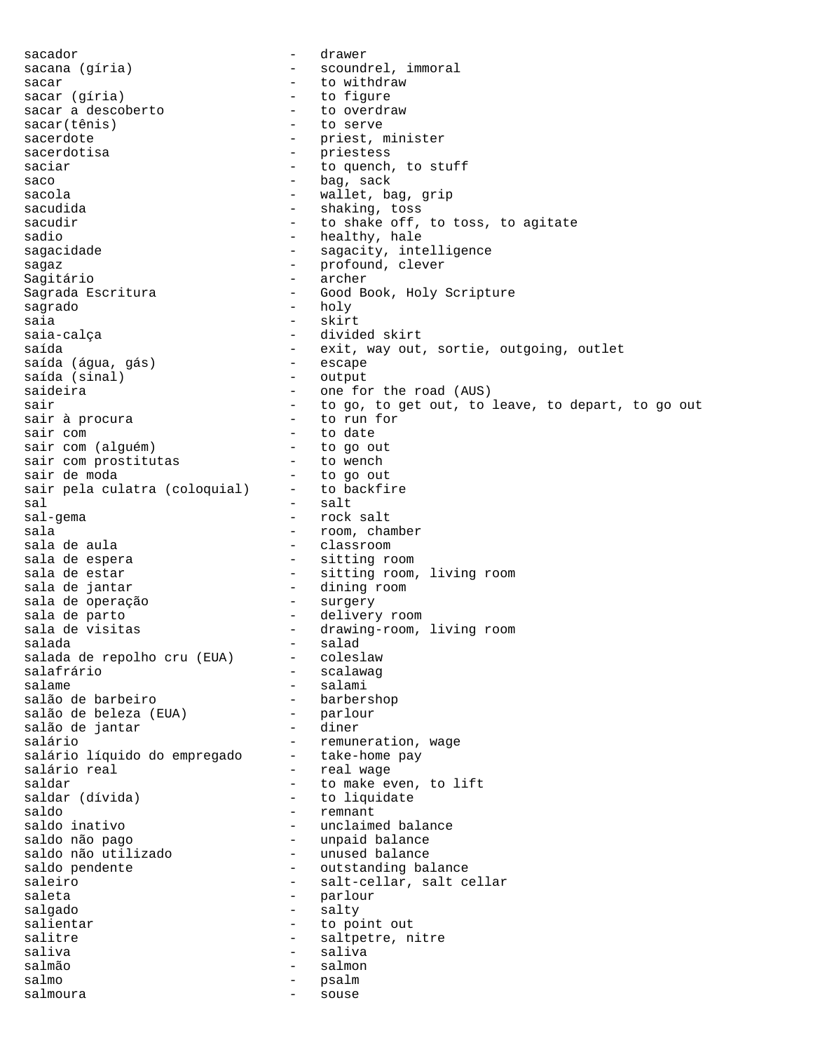sacador - drawer
sacana (gíria) - scoundrel, immoral
sacar - to withdraw
sacar (gíria) - to figure
sacar a descoberto - to overdraw
sacar(tênis) - to serve
sacerdote - priest, minister
sacerdotisa - priestess
saciar - to quench, to stuff
saco - bag, sack
sacola - wallet, bag, grip
sacudida - shaking, toss
sacudir - to shake off, to toss, to agitate
sadio - healthy, hale
sagacidade - sagacity, intelligence
sagaz - profound, clever
Sagitário - archer
Sagrada Escritura - Good Book, Holy Scripture
sagrado - holy
saia - skirt
saia-calça - divided skirt
saída - exit, way out, sortie, outgoing, outlet
saída (água, gás) - escape
saída (sinal) - output
saideira - one for the road (AUS)
sair - to go, to get out, to leave, to depart, to go out
sair à procura - to run for
sair com - to date
sair com (alguém) - to go out
sair com prostitutas - to wench
sair de moda - to go out
sair pela culatra (coloquial) - to backfire
sal - salt
sal-gema - rock salt
sala - room, chamber
sala de aula - classroom
sala de espera - sitting room
sala de estar - sitting room, living room
sala de jantar - dining room
sala de operação - surgery
sala de parto - delivery room
sala de visitas - drawing-room, living room
salada - salad
salada de repolho cru (EUA) - coleslaw
salafrário - scalawag
salame - salami
salão de barbeiro - barbershop
salão de beleza (EUA) - parlour
salão de jantar - diner
salário - remuneration, wage
salário líquido do empregado - take-home pay
salário real - real wage
saldar - to make even, to lift
saldar (dívida) - to liquidate
saldo - remnant
saldo inativo - unclaimed balance
saldo não pago - unpaid balance
saldo não utilizado - unused balance
saldo pendente - outstanding balance
saleiro - salt-cellar, salt cellar
saleta - parlour
salgado - salty
salientar - to point out
salitre - saltpetre, nitre
saliva - saliva
salmão - salmon
salmo - psalm
salmoura - souse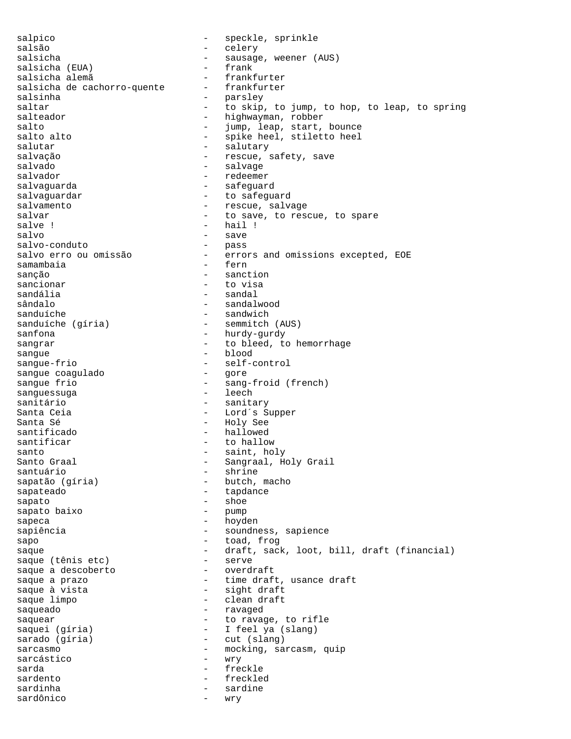salpico - speckle, sprinkle
salsão - celery
salsicha - sausage, weener (AUS)
salsicha (EUA) - frank
salsicha alemã - frankfurter
salsicha de cachorro-quente - frankfurter
salsinha - parsley
saltar - to skip, to jump, to hop, to leap, to spring
salteador - highwayman, robber
salto - jump, leap, start, bounce
salto alto - spike heel, stiletto heel
salutar - salutary
salvação - rescue, safety, save
salvado - salvage
salvador - redeemer
salvaguarda - safeguard
salvaguardar - to safeguard
salvamento - rescue, salvage
salvar - to save, to rescue, to spare
salve ! - hail !
salvo - save
salvo-conduto - pass
salvo erro ou omissão - errors and omissions excepted, EOE
samambaia - fern
sanção - sanction
sancionar - to visa
sandália - sandal
sândalo - sandalwood
sanduíche - sandwich
sanduíche (gíria) - semmitch (AUS)
sanfona - hurdy-gurdy
sangrar - to bleed, to hemorrhage
sangue - blood
sangue-frio - self-control
sangue coagulado - gore
sangue frio - sang-froid (french)
sanguessuga - leech
sanitário - sanitary
Santa Ceia - Lord´s Supper
Santa Sé - Holy See
santificado - hallowed
santificar - to hallow
santo - saint, holy
Santo Graal - Sangraal, Holy Grail
santuário - shrine
sapatão (gíria) - butch, macho
sapateado - tapdance
sapato - shoe
sapato baixo - pump
sapeca - hoyden
sapiência - soundness, sapience
sapo - toad, frog
saque - draft, sack, loot, bill, draft (financial)
saque (tênis etc) - serve
saque a descoberto - overdraft
saque a prazo - time draft, usance draft
saque à vista - sight draft
saque limpo - clean draft
saqueado - ravaged
saquear - to ravage, to rifle
saquei (gíria) - I feel ya (slang)
sarado (gíria) - cut (slang)
sarcasmo - mocking, sarcasm, quip
sarcástico - wry
sarda - freckle
sardento - freckled
sardinha - sardine
sardônico - wry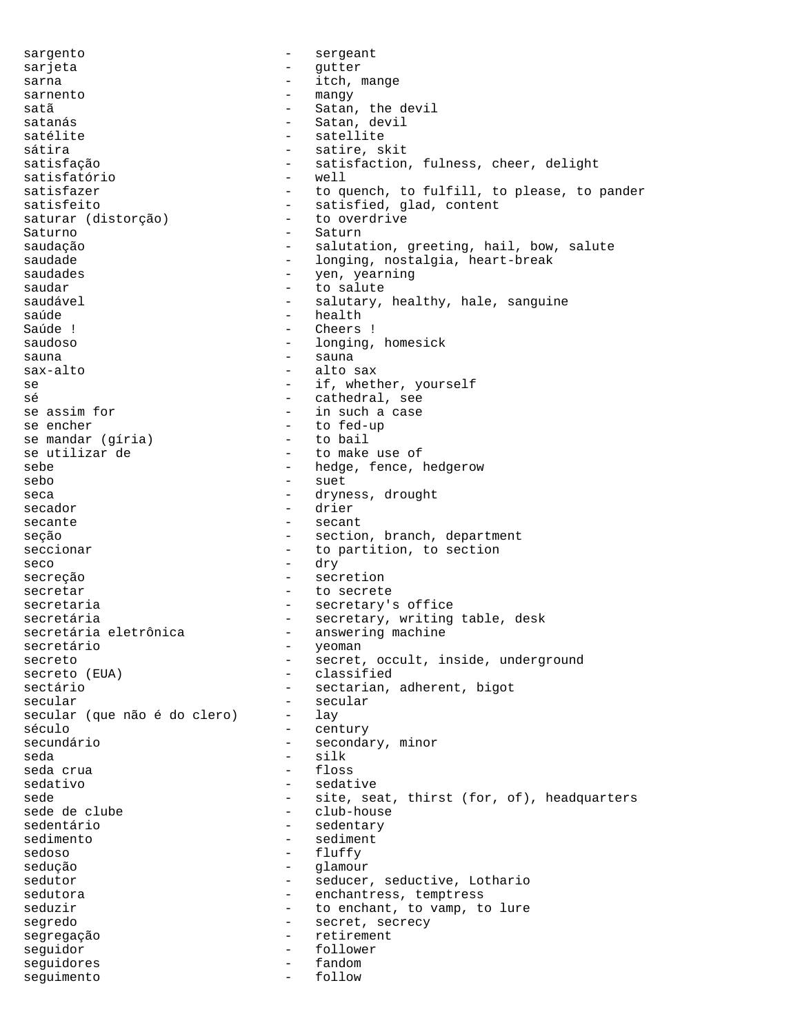sargento - sergeant
sarjeta - gutter
sarna - itch, mange
sarnento - mangy
satã - Satan, the devil
satanás - Satan, devil
satélite - satellite
sátira - satire, skit
satisfação - satisfaction, fulness, cheer, delight
satisfatório - well
satisfazer - to quench, to fulfill, to please, to pander
satisfeito - satisfied, glad, content
saturar (distorção) - to overdrive
Saturno - Saturn
saudação - salutation, greeting, hail, bow, salute
saudade - longing, nostalgia, heart-break
saudades - yen, yearning
saudar - to salute
saudável - salutary, healthy, hale, sanguine
saúde - health
Saúde ! - Cheers !
saudoso - longing, homesick
sauna - sauna
sax-alto - alto sax
se - if, whether, yourself
sé - cathedral, see
se assim for - in such a case
se encher - to fed-up
se mandar (gíria) - to bail
se utilizar de - to make use of
sebe - hedge, fence, hedgerow
sebo - suet
seca - dryness, drought
secador - drier
secante - secant
seção - section, branch, department
seccionar - to partition, to section
seco - dry
secreção - secretion
secretar - to secrete
secretaria - secretary's office
secretária - secretary, writing table, desk
secretária eletrônica - answering machine
secretário - yeoman
secreto - secret, occult, inside, underground
secreto (EUA) - classified
sectário - sectarian, adherent, bigot
secular - secular
secular (que não é do clero) - lay
século - century
secundário - secondary, minor
seda - silk
seda crua - floss
sedativo - sedative
sede - site, seat, thirst (for, of), headquarters
sede de clube - club-house
sedentário - sedentary
sedimento - sediment
sedoso - fluffy
sedução - glamour
sedutor - seducer, seductive, Lothario
sedutora - enchantress, temptress
seduzir - to enchant, to vamp, to lure
segredo - secret, secrecy
segregação - retirement
seguidor - follower
seguidores - fandom
seguimento - follow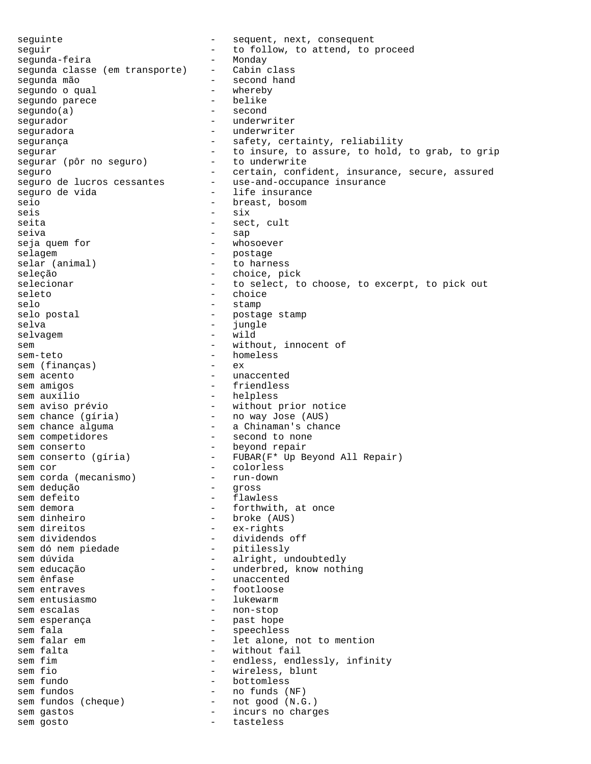seguinte - sequent, next, consequent
seguir - to follow, to attend, to proceed
segunda-feira - Monday
segunda classe (em transporte) - Cabin class
segunda mão - second hand
segundo o qual - whereby
segundo parece - belike
segundo(a) - second
segurador - underwriter
seguradora - underwriter
segurança - safety, certainty, reliability
segurar - to insure, to assure, to hold, to grab, to grip
segurar (pôr no seguro) - to underwrite
seguro - certain, confident, insurance, secure, assured
seguro de lucros cessantes - use-and-occupance insurance
seguro de vida - life insurance
seio - breast, bosom
seis - six
seita - sect, cult
seiva - sap
seja quem for - whosoever
selagem - postage
selar (animal) - to harness
seleção - choice, pick
selecionar - to select, to choose, to excerpt, to pick out
seleto - choice
selo - stamp
selo postal - postage stamp
selva - jungle
selvagem - wild
sem - without, innocent of
sem-teto - homeless
sem (finanças) - ex
sem acento - unaccented
sem amigos - friendless
sem auxílio - helpless
sem aviso prévio - without prior notice
sem chance (gíria) - no way Jose (AUS)
sem chance alguma - a Chinaman's chance
sem competidores - second to none
sem conserto - beyond repair
sem conserto (gíria) - FUBAR(F* Up Beyond All Repair)
sem cor - colorless
sem corda (mecanismo) - run-down
sem dedução - gross
sem defeito - flawless
sem demora - forthwith, at once
sem dinheiro - broke (AUS)
sem direitos - ex-rights
sem dividendos - dividends off
sem dó nem piedade - pitilessly
sem dúvida - alright, undoubtedly
sem educação - underbred, know nothing
sem ênfase - unaccented
sem entraves - footloose
sem entusiasmo - lukewarm
sem escalas - non-stop
sem esperança - past hope
sem fala - speechless
sem falar em - let alone, not to mention
sem falta - without fail
sem fim - endless, endlessly, infinity
sem fio - wireless, blunt
sem fundo - bottomless
sem fundos - no funds (NF)
sem fundos (cheque) - not good (N.G.)
sem gastos - incurs no charges
sem gosto - tasteless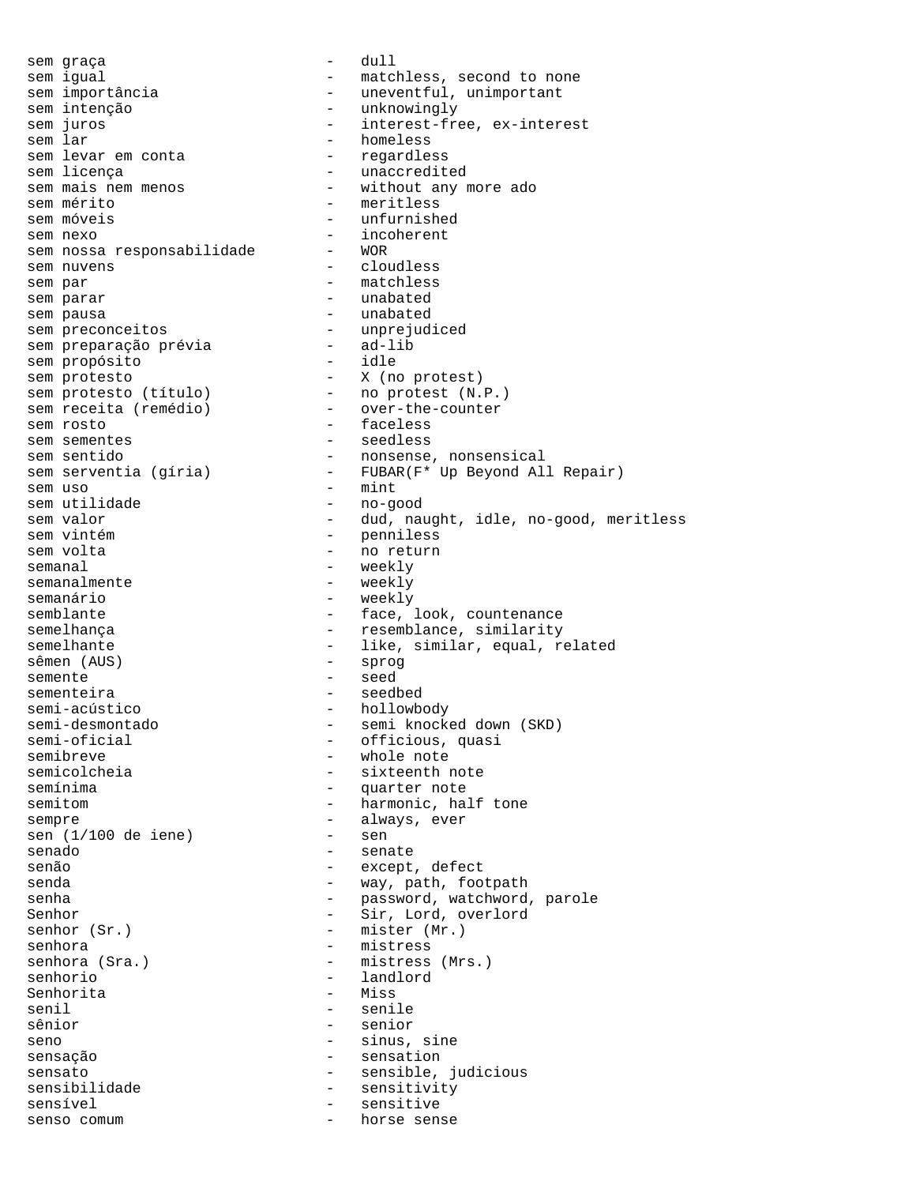sem graça - dull
sem igual - matchless, second to none
sem importância - uneventful, unimportant
sem intenção - unknowingly
sem juros - interest-free, ex-interest
sem lar - homeless
sem levar em conta - regardless
sem licença - unaccredited
sem mais nem menos - without any more ado
sem mérito - meritless
sem móveis - unfurnished
sem nexo - incoherent
sem nossa responsabilidade - WOR
sem nuvens - cloudless
sem par - matchless
sem parar - unabated
sem pausa - unabated
sem preconceitos - unprejudiced
sem preparação prévia - ad-lib
sem propósito - idle
sem protesto - X (no protest)
sem protesto (título) - no protest (N.P.)
sem receita (remédio) - over-the-counter
sem rosto - faceless
sem sementes - seedless
sem sentido - nonsense, nonsensical
sem serventia (gíria) - FUBAR(F* Up Beyond All Repair)
sem uso - mint
sem utilidade - no-good
sem valor - dud, naught, idle, no-good, meritless
sem vintém - penniless
sem volta - no return
semanal - weekly
semanalmente - weekly
semanário - weekly
semblante - face, look, countenance
semelhança - resemblance, similarity
semelhante - like, similar, equal, related
sêmen (AUS) - sprog
semente - seed
sementeira - seedbed
semi-acústico - hollowbody
semi-desmontado - semi knocked down (SKD)
semi-oficial - officious, quasi
semibreve - whole note
semicolcheia - sixteenth note
semínima - quarter note
semitom - harmonic, half tone
sempre - always, ever
sen (1/100 de iene) - sen
senado - senate
senão - except, defect
senda - way, path, footpath
senha - password, watchword, parole
Senhor - Sir, Lord, overlord
senhor (Sr.) - mister (Mr.)
senhora - mistress
senhora (Sra.) - mistress (Mrs.)
senhorio - landlord
Senhorita - Miss
senil - senile
sênior - senior
seno - sinus, sine
sensação - sensation
sensato - sensible, judicious
sensibilidade - sensitivity
sensível - sensitive
senso comum - horse sense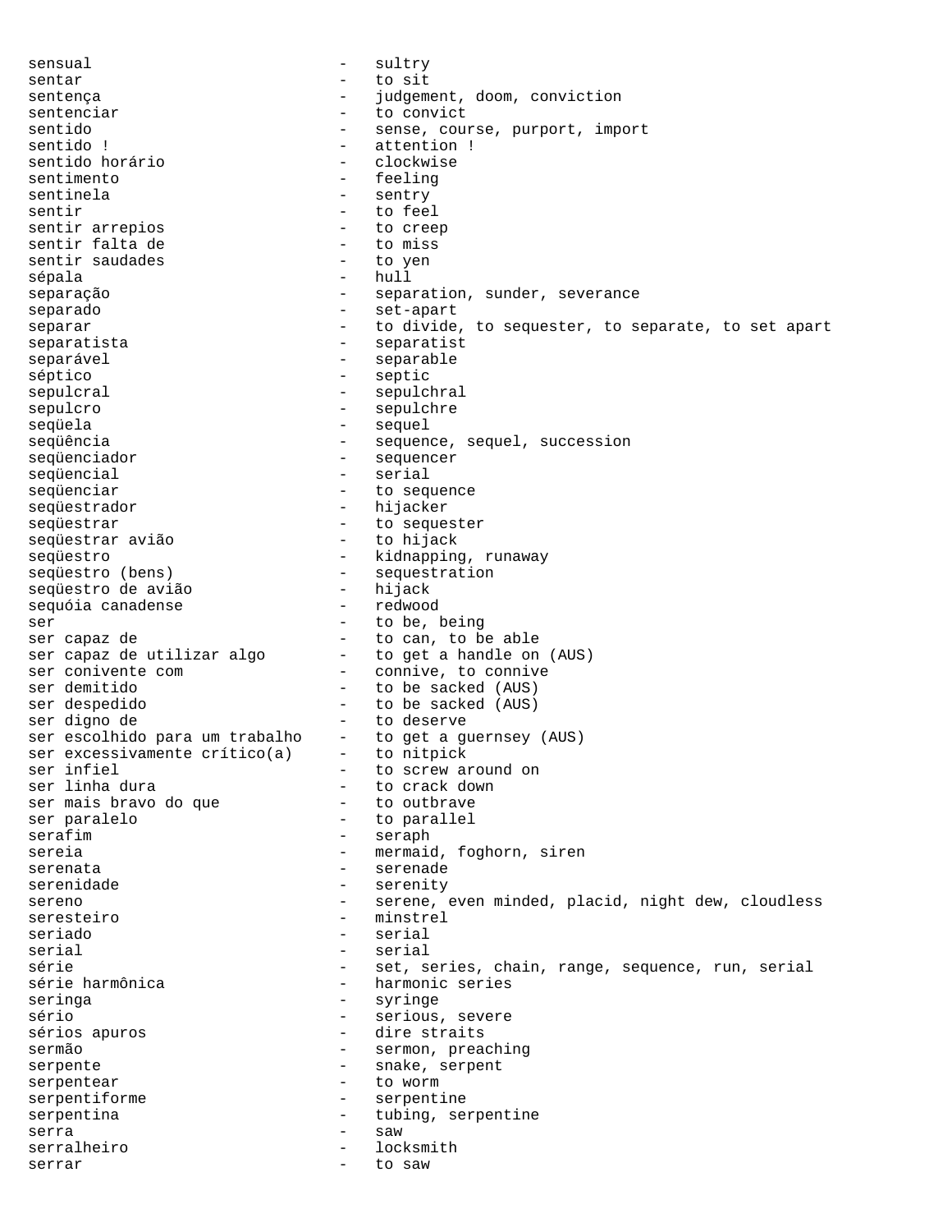sensual - sultry
sentar - to sit
sentença - judgement, doom, conviction
sentenciar - to convict
sentido - sense, course, purport, import
sentido ! - attention !
sentido horário - clockwise
sentimento - feeling
sentinela - sentry
sentir - to feel
sentir arrepios - to creep
sentir falta de - to miss
sentir saudades - to yen
sépala - hull
separação - separation, sunder, severance
separado - set-apart
separar - to divide, to sequester, to separate, to set apart
separatista - separatist
separável - separable
séptico - septic
sepulcral - sepulchral
sepulcro - sepulchre
seqüela - sequel
seqüência - sequence, sequel, succession
seqüenciador - sequencer
seqüencial - serial
seqüenciar - to sequence
seqüestrador - hijacker
seqüestrar - to sequester
seqüestrar avião - to hijack
seqüestro - kidnapping, runaway
seqüestro (bens) - sequestration
seqüestro de avião - hijack
sequóia canadense - redwood
ser - to be, being
ser capaz de - to can, to be able
ser capaz de utilizar algo - to get a handle on (AUS)
ser conivente com - connive, to connive
ser demitido - to be sacked (AUS)
ser despedido - to be sacked (AUS)
ser digno de - to deserve
ser escolhido para um trabalho - to get a guernsey (AUS)
ser excessivamente crítico(a) - to nitpick
ser infiel - to screw around on
ser linha dura - to crack down
ser mais bravo do que - to outbrave
ser paralelo - to parallel
serafim - seraph
sereia - mermaid, foghorn, siren
serenata - serenade
serenidade - serenity
sereno - serene, even minded, placid, night dew, cloudless
seresteiro - minstrel
seriado - serial
serial - serial
série - set, series, chain, range, sequence, run, serial
série harmônica - harmonic series
seringa - syringe
sério - serious, severe
sérios apuros - dire straits
sermão - sermon, preaching
serpente - snake, serpent
serpentear - to worm
serpentiforme - serpentine
serpentina - tubing, serpentine
serra - saw
serralheiro - locksmith
serrar - to saw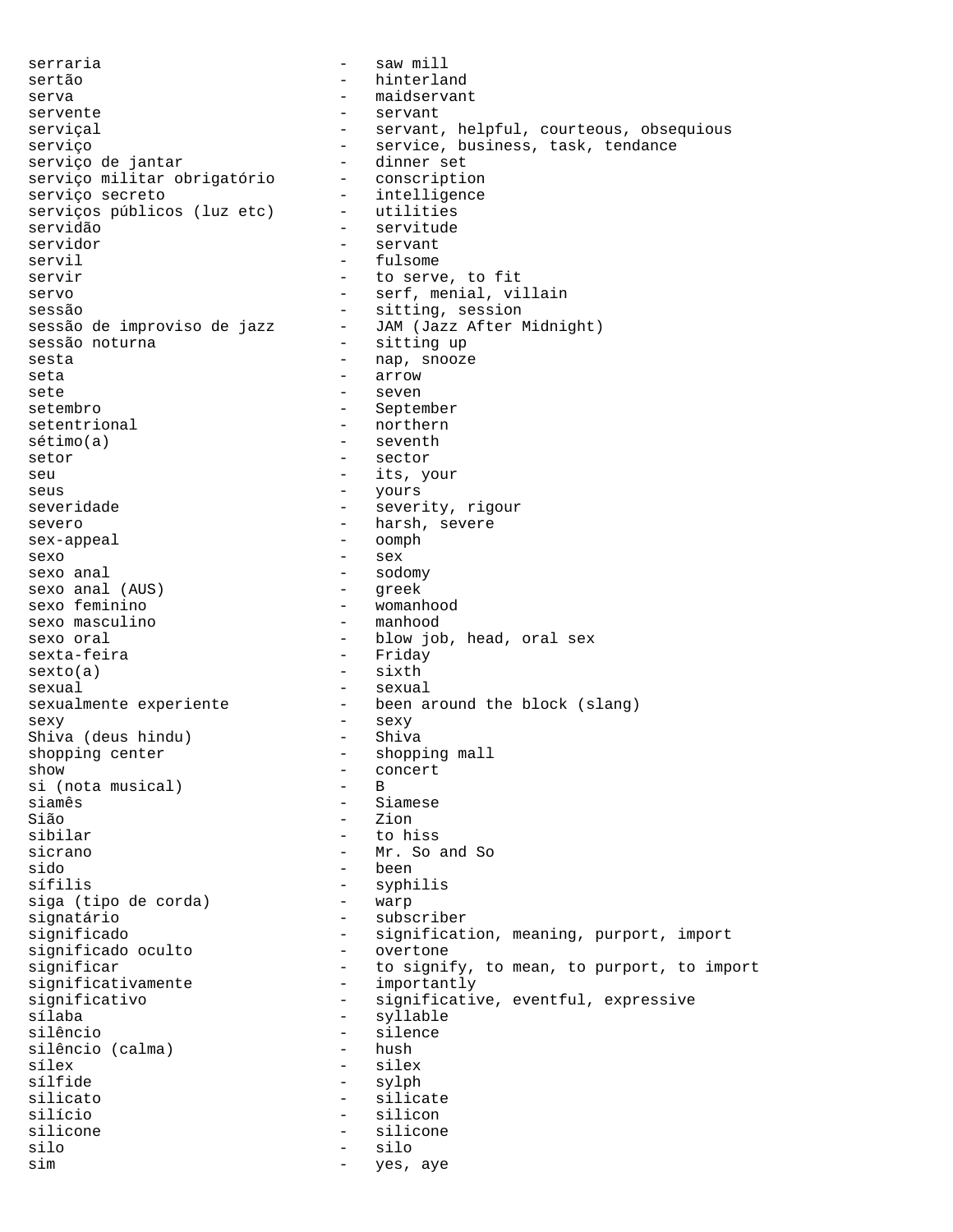serraria - saw mill
sertão - hinterland
serva - maidservant
servente - servant
serviçal - servant, helpful, courteous, obsequious
serviço - service, business, task, tendance
serviço de jantar - dinner set
serviço militar obrigatório - conscription
serviço secreto - intelligence
serviços públicos (luz etc) - utilities
servidão - servitude
servidor - servant
servil - fulsome
servir - to serve, to fit
servo - serf, menial, villain
sessão - sitting, session
sessão de improviso de jazz - JAM (Jazz After Midnight)
sessão noturna - sitting up
sesta - nap, snooze
seta - arrow
sete - seven
setembro - September
setentrional - northern
sétimo(a) - seventh
setor - sector
seu - its, your
seus - yours
severidade - severity, rigour
severo - harsh, severe
sex-appeal - oomph
sexo - sex
sexo anal - sodomy
sexo anal (AUS) - greek
sexo feminino - womanhood
sexo masculino - manhood
sexo oral - blow job, head, oral sex
sexta-feira - Friday
sexto(a) - sixth
sexual - sexual
sexualmente experiente - been around the block (slang)
sexy - sexy
Shiva (deus hindu) - Shiva
shopping center - shopping mall
show - concert
si (nota musical) - B
siamês - Siamese
Sião - Zion
sibilar - to hiss
sicrano - Mr. So and So
sido - been
sífilis - syphilis
siga (tipo de corda) - warp
signatário - subscriber
significado - signification, meaning, purport, import
significado oculto - overtone
significar - to signify, to mean, to purport, to import
significativamente - importantly
significativo - significative, eventful, expressive
sílaba - syllable
silêncio - silence
silêncio (calma) - hush
sílex - silex
sílfide - sylph
silicato - silicate
silício - silicon
silicone - silicone
silo - silo
sim - yes, aye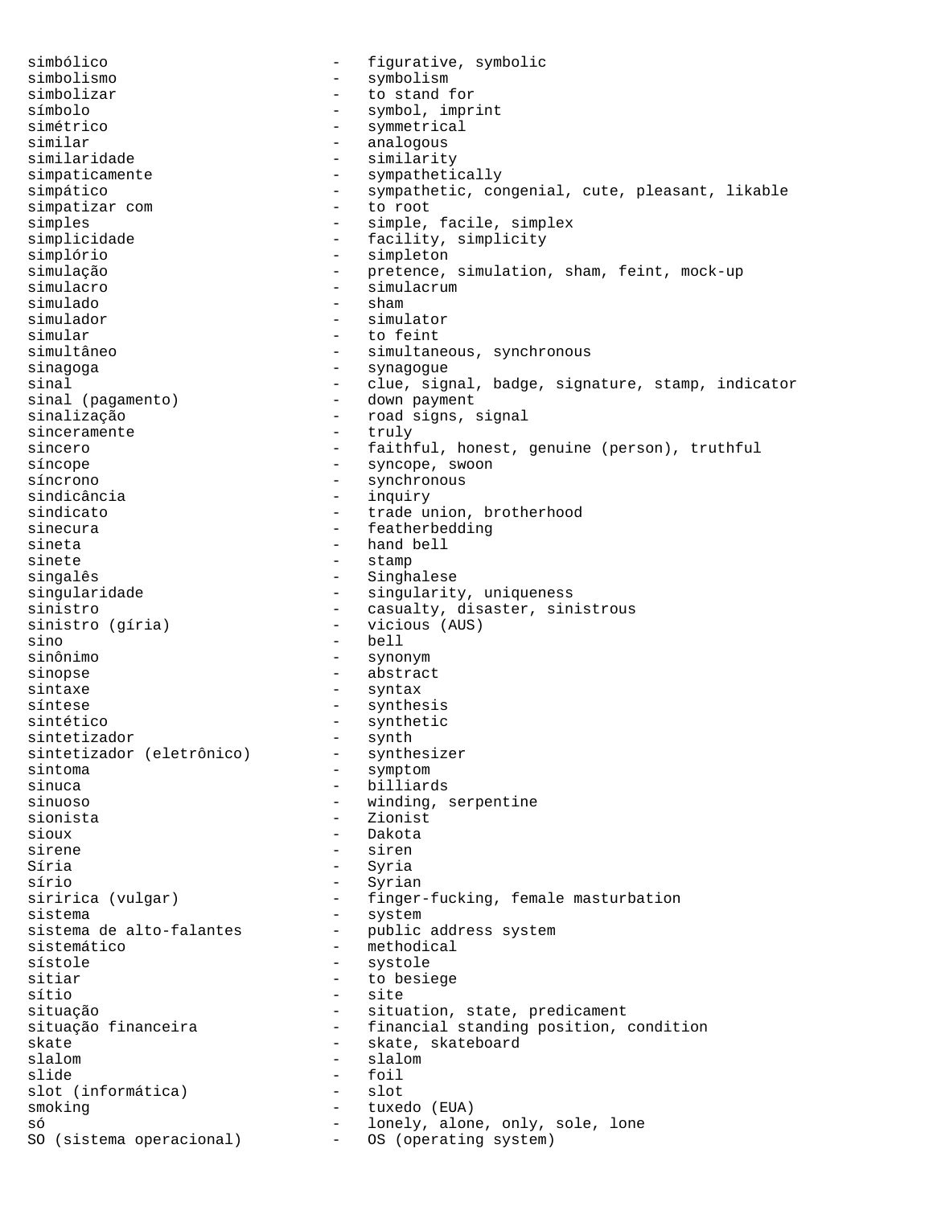simbólico - figurative, symbolic
simbolismo - symbolism
simbolizar - to stand for
símbolo - symbol, imprint
simétrico - symmetrical
similar - analogous
similaridade - similarity
simpaticamente - sympathetically
simpático - sympathetic, congenial, cute, pleasant, likable
simpatizar com - to root
simples - simple, facile, simplex
simplicidade - facility, simplicity
simplório - simpleton
simulação - pretence, simulation, sham, feint, mock-up
simulacro - simulacrum
simulado - sham
simulador - simulator
simular - to feint
simultâneo - simultaneous, synchronous
sinagoga - synagogue
sinal - clue, signal, badge, signature, stamp, indicator
sinal (pagamento) - down payment
sinalização - road signs, signal
sinceramente - truly
sincero - faithful, honest, genuine (person), truthful
síncope - syncope, swoon
síncrono - synchronous
sindicância - inquiry
sindicato - trade union, brotherhood
sinecura - featherbedding
sineta - hand bell
sinete - stamp
singalês - Singhalese
singularidade - singularity, uniqueness
sinistro - casualty, disaster, sinistrous
sinistro (gíria) - vicious (AUS)
sino - bell
sinônimo - synonym
sinopse - abstract
sintaxe - syntax
síntese - synthesis
sintético - synthetic
sintetizador - synth
sintetizador (eletrônico) - synthesizer
sintoma - symptom
sinuca - billiards
sinuoso - winding, serpentine
sionista - Zionist
sioux - Dakota
sirene - siren
Síria - Syria
sírio - Syrian
siririca (vulgar) - finger-fucking, female masturbation
sistema - system
sistema de alto-falantes - public address system
sistemático - methodical
sístole - systole
sitiar - to besiege
sítio - site
situação - situation, state, predicament
situação financeira - financial standing position, condition
skate - skate, skateboard
slalom - slalom
slide - foil
slot (informática) - slot
smoking - tuxedo (EUA)
só - lonely, alone, only, sole, lone
SO (sistema operacional) - OS (operating system)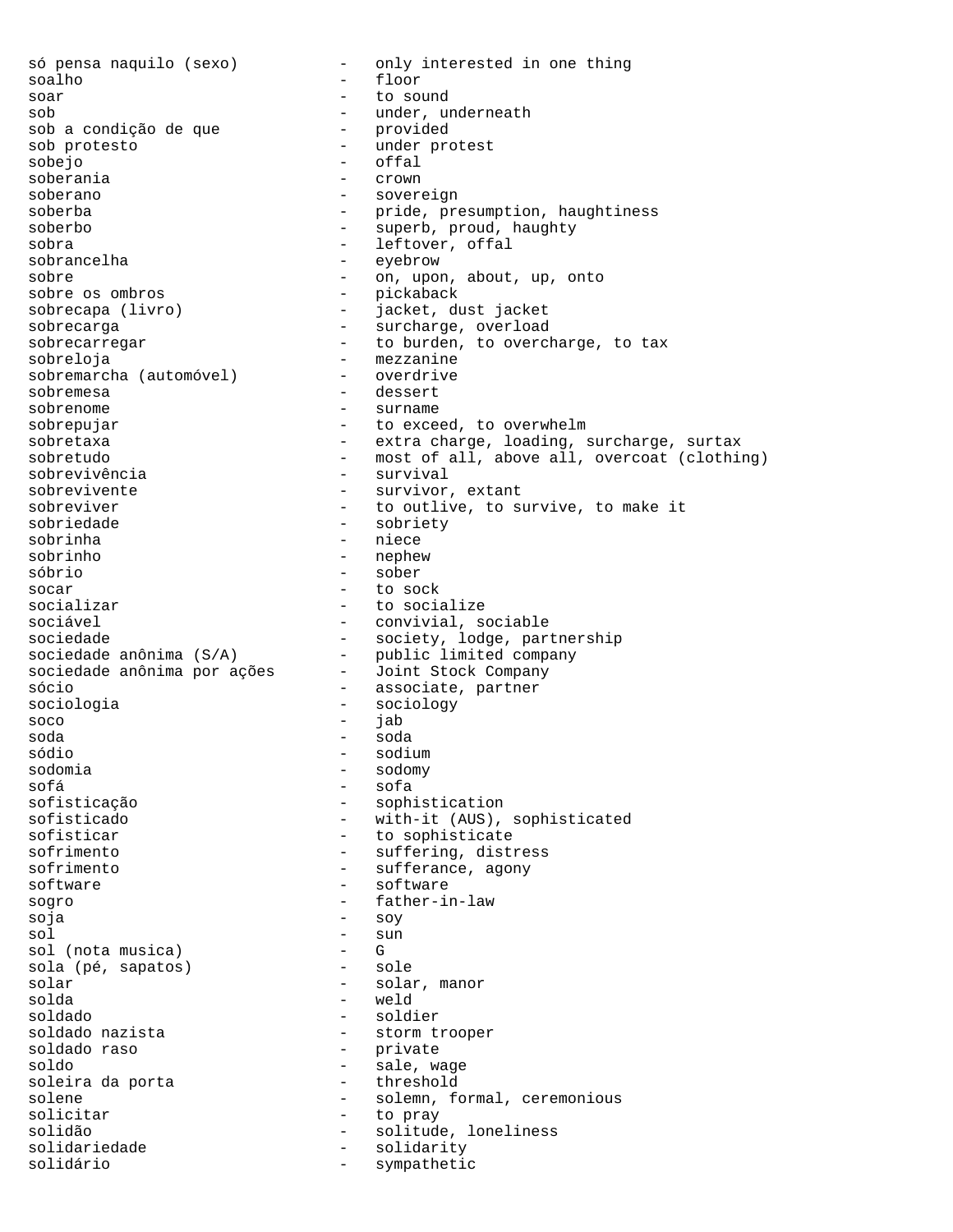só pensa naquilo (sexo) - only interested in one thing
soalho - floor
soar - to sound
sob - under, underneath
sob a condição de que - provided
sob protesto - under protest
sobejo - offal
soberania - crown
soberano - sovereign
soberba - pride, presumption, haughtiness
soberbo - superb, proud, haughty
sobra - leftover, offal
sobrancelha - eyebrow
sobre - on, upon, about, up, onto
sobre os ombros - pickaback
sobrecapa (livro) - jacket, dust jacket
sobrecarga - surcharge, overload
sobrecarregar - to burden, to overcharge, to tax
sobreloja - mezzanine
sobremarcha (automóvel) - overdrive
sobremesa - dessert
sobrenome - surname
sobrepujar - to exceed, to overwhelm
sobretaxa - extra charge, loading, surcharge, surtax
sobretudo - most of all, above all, overcoat (clothing)
sobrevivência - survival
sobrevivente - survivor, extant
sobreviver - to outlive, to survive, to make it
sobriedade - sobriety
sobrinha - niece
sobrinho - nephew
sóbrio - sober
socar - to sock
socializar - to socialize
sociável - convivial, sociable
sociedade - society, lodge, partnership
sociedade anônima (S/A) - public limited company
sociedade anônima por ações - Joint Stock Company
sócio - associate, partner
sociologia - sociology
soco - jab
soda - soda
sódio - sodium
sodomia - sodomy
sofá - sofa
sofisticação - sophistication
sofisticado - with-it (AUS), sophisticated
sofisticar - to sophisticate
sofrimento - suffering, distress
sofrimento - sufferance, agony
software - software
sogro - father-in-law
soja - soy
sol - sun
sol (nota musica) - G
sola (pé, sapatos) - sole
solar - solar, manor
solda - weld
soldado - soldier
soldado nazista - storm trooper
soldado raso - private
soldo - sale, wage
soleira da porta - threshold
solene - solemn, formal, ceremonious
solicitar - to pray
solidão - solitude, loneliness
solidariedade - solidarity
solidário - sympathetic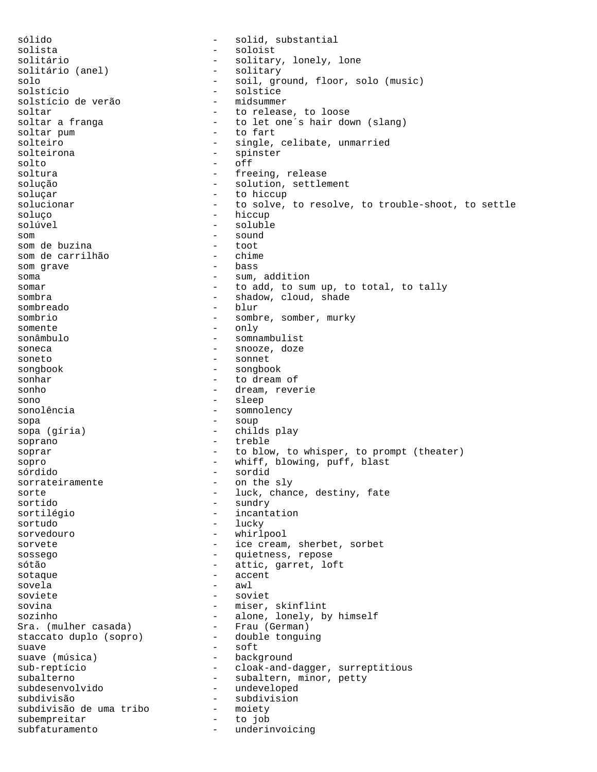sólido - solid, substantial
solista - soloist
solitário - solitary, lonely, lone
solitário (anel) - solitary
solo - soil, ground, floor, solo (music)
solstício - solstice
solstício de verão - midsummer
soltar - to release, to loose
soltar a franga - to let one´s hair down (slang)
soltar pum - to fart
solteiro - single, celibate, unmarried
solteirona - spinster
solto - off
soltura - freeing, release
solução - solution, settlement
soluçar - to hiccup
solucionar - to solve, to resolve, to trouble-shoot, to settle
soluço - hiccup
solúvel - soluble
som - sound
som de buzina - toot
som de carrilhão - chime
som grave - bass
soma - sum, addition
somar - to add, to sum up, to total, to tally
sombra - shadow, cloud, shade
sombreado - blur
sombrio - sombre, somber, murky
somente - only
sonâmbulo - somnambulist
soneca - snooze, doze
soneto - sonnet
songbook - songbook
sonhar - to dream of
sonho - dream, reverie
sono - sleep
sonolência - somnolency
sopa - soup
sopa (gíria) - childs play
soprano - treble
soprar - to blow, to whisper, to prompt (theater)
sopro - whiff, blowing, puff, blast
sórdido - sordid
sorrateiramente - on the sly
sorte - luck, chance, destiny, fate
sortido - sundry
sortilégio - incantation
sortudo - lucky
sorvedouro - whirlpool
sorvete - ice cream, sherbet, sorbet
sossego - quietness, repose
sótão - attic, garret, loft
sotaque - accent
sovela - awl
soviete - soviet
sovina - miser, skinflint
sozinho - alone, lonely, by himself
Sra. (mulher casada) - Frau (German)
staccato duplo (sopro) - double tonguing
suave - soft
suave (música) - background
sub-reptício - cloak-and-dagger, surreptitious
subalterno - subaltern, minor, petty
subdesenvolvido - undeveloped
subdivisão - subdivision
subdivisão de uma tribo - moiety
subempreitar - to job
subfaturamento - underinvoicing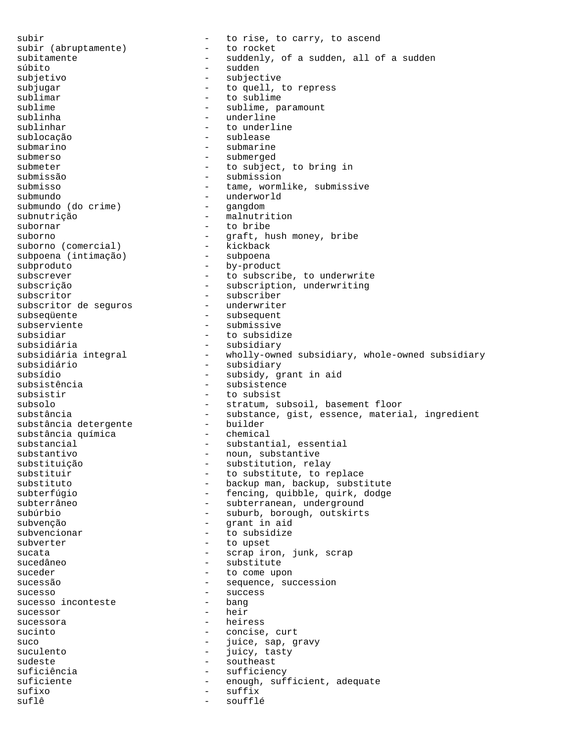subir - to rise, to carry, to ascend
subir (abruptamente) - to rocket
subitamente - suddenly, of a sudden, all of a sudden
súbito - sudden
subjetivo - subjective
subjugar - to quell, to repress
sublimar - to sublime
sublime - sublime, paramount
sublinha - underline
sublinhar - to underline
sublocação - sublease
submarino - submarine
submerso - submerged
submeter - to subject, to bring in
submissão - submission
submisso - tame, wormlike, submissive
submundo - underworld
submundo (do crime) - gangdom
subnutrição - malnutrition
subornar - to bribe
suborno - graft, hush money, bribe
suborno (comercial) - kickback
subpoena (intimação) - subpoena
subproduto - by-product
subscrever - to subscribe, to underwrite
subscrição - subscription, underwriting
subscritor - subscriber
subscritor de seguros - underwriter
subseqüente - subsequent
subserviente - submissive
subsidiar - to subsidize
subsidiária - subsidiary
subsidiária integral - wholly-owned subsidiary, whole-owned subsidiary
subsidiário - subsidiary
subsídio - subsidy, grant in aid
subsistência - subsistence
subsistir - to subsist
subsolo - stratum, subsoil, basement floor
substância - substance, gist, essence, material, ingredient
substância detergente - builder
substância química - chemical
substancial - substantial, essential
substantivo - noun, substantive
substituição - substitution, relay
substituir - to substitute, to replace
substituto - backup man, backup, substitute
subterfúgio - fencing, quibble, quirk, dodge
subterrâneo - subterranean, underground
subúrbio - suburb, borough, outskirts
subvenção - grant in aid
subvencionar - to subsidize
subverter - to upset
sucata - scrap iron, junk, scrap
sucedâneo - substitute
suceder - to come upon
sucessão - sequence, succession
sucesso - success
sucesso inconteste - bang
sucessor - heir
sucessora - heiress
sucinto - concise, curt
suco - juice, sap, gravy
suculento - juicy, tasty
sudeste - southeast
suficiência - sufficiency
suficiente - enough, sufficient, adequate
sufixo - suffix
suflê - soufflé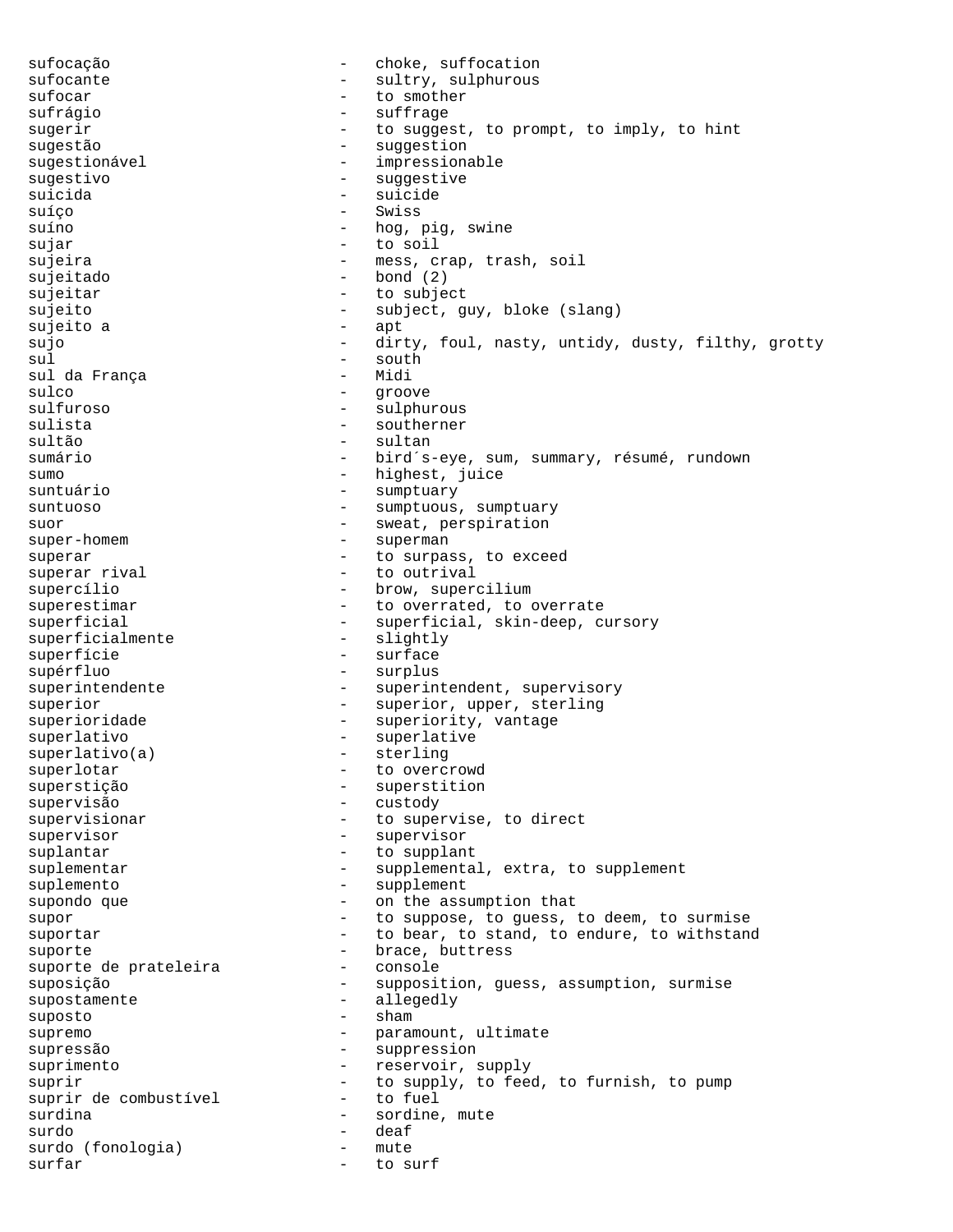sufocação - choke, suffocation
sufocante - sultry, sulphurous
sufocar - to smother
sufrágio - suffrage
sugerir - to suggest, to prompt, to imply, to hint
sugestão - suggestion
sugestionável - impressionable
sugestivo - suggestive
suicida - suicide
suíço - Swiss
suíno - hog, pig, swine
sujar - to soil
sujeira - mess, crap, trash, soil
sujeitado - bond (2)
sujeitar - to subject
sujeito - subject, guy, bloke (slang)
sujeito a - apt
sujo - dirty, foul, nasty, untidy, dusty, filthy, grotty
sul - south
sul da França - Midi
sulco - groove
sulfuroso - sulphurous
sulista - southerner
sultão - sultan
sumário - bird´s-eye, sum, summary, résumé, rundown
sumo - highest, juice
suntuário - sumptuary
suntuoso - sumptuous, sumptuary
suor - sweat, perspiration
super-homem - superman
superar - to surpass, to exceed
superar rival - to outrival
supercílio - brow, supercilium
superestimar - to overrated, to overrate
superficial - superficial, skin-deep, cursory
superficialmente - slightly
superfície - surface
supérfluo - surplus
superintendente - superintendent, supervisory
superior - superior, upper, sterling
superioridade - superiority, vantage
superlativo - superlative
superlativo(a) - sterling
superlotar - to overcrowd
superstição - superstition
supervisão - custody
supervisionar - to supervise, to direct
supervisor - supervisor
suplantar - to supplant
suplementar - supplemental, extra, to supplement
suplemento - supplement
supondo que - on the assumption that
supor - to suppose, to guess, to deem, to surmise
suportar - to bear, to stand, to endure, to withstand
suporte - brace, buttress
suporte de prateleira - console
suposição - supposition, guess, assumption, surmise
supostamente - allegedly
suposto - sham
supremo - paramount, ultimate
supressão - suppression
suprimento - reservoir, supply
suprir - to supply, to feed, to furnish, to pump
suprir de combustível - to fuel
surdina - sordine, mute
surdo - deaf
surdo (fonologia) - mute
surfar - to surf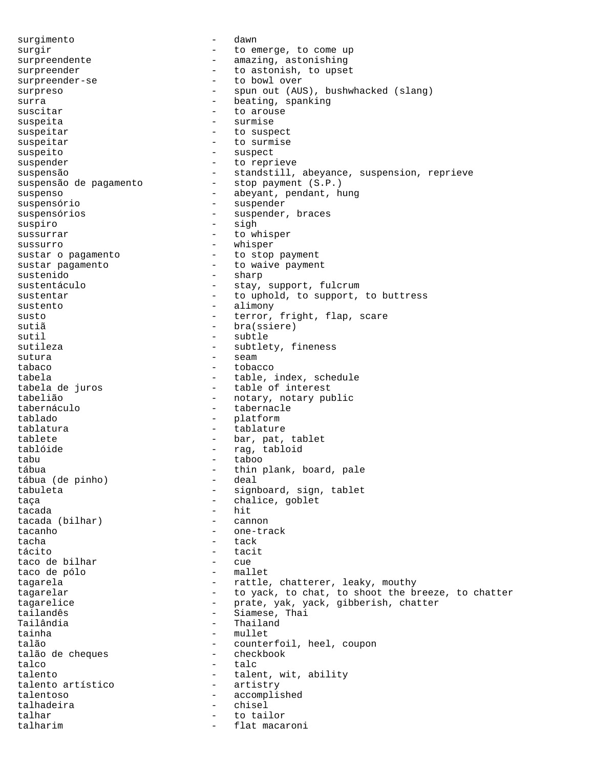surgimento - dawn
surgir - to emerge, to come up
surpreendente - amazing, astonishing
surpreender - to astonish, to upset
surpreender-se - to bowl over
surpreso - spun out (AUS), bushwhacked (slang)
surra - beating, spanking
suscitar - to arouse
suspeita - surmise
suspeitar - to suspect
suspeitar - to surmise
suspeito - suspect
suspender - to reprieve
suspensão - standstill, abeyance, suspension, reprieve
suspensão de pagamento - stop payment (S.P.)
suspenso - abeyant, pendant, hung
suspensório - suspender
suspensórios - suspender, braces
suspiro - sigh
sussurrar - to whisper
sussurro - whisper
sustar o pagamento - to stop payment
sustar pagamento - to waive payment
sustenido - sharp
sustentáculo - stay, support, fulcrum
sustentar - to uphold, to support, to buttress
sustento - alimony
susto - terror, fright, flap, scare
sutiã - bra(ssiere)
sutil - subtle
sutileza - subtlety, fineness
sutura - seam
tabaco - tobacco
tabela - table, index, schedule
tabela de juros - table of interest
tabelião - notary, notary public
tabernáculo - tabernacle
tablado - platform
tablatura - tablature
tablete - bar, pat, tablet
tablóide - rag, tabloid
tabu - taboo
tábua - thin plank, board, pale
tábua (de pinho) - deal
tabuleta - signboard, sign, tablet
taça - chalice, goblet
tacada - hit
tacada (bilhar) - cannon
tacanho - one-track
tacha - tack
tácito - tacit
taco de bilhar - cue
taco de pólo - mallet
tagarela - rattle, chatterer, leaky, mouthy
tagarelar - to yack, to chat, to shoot the breeze, to chatter
tagarelice - prate, yak, yack, gibberish, chatter
tailandês - Siamese, Thai
Tailândia - Thailand
tainha - mullet
talão - counterfoil, heel, coupon
talão de cheques - checkbook
talco - talc
talento - talent, wit, ability
talento artístico - artistry
talentoso - accomplished
talhadeira - chisel
talhar - to tailor
talharim - flat macaroni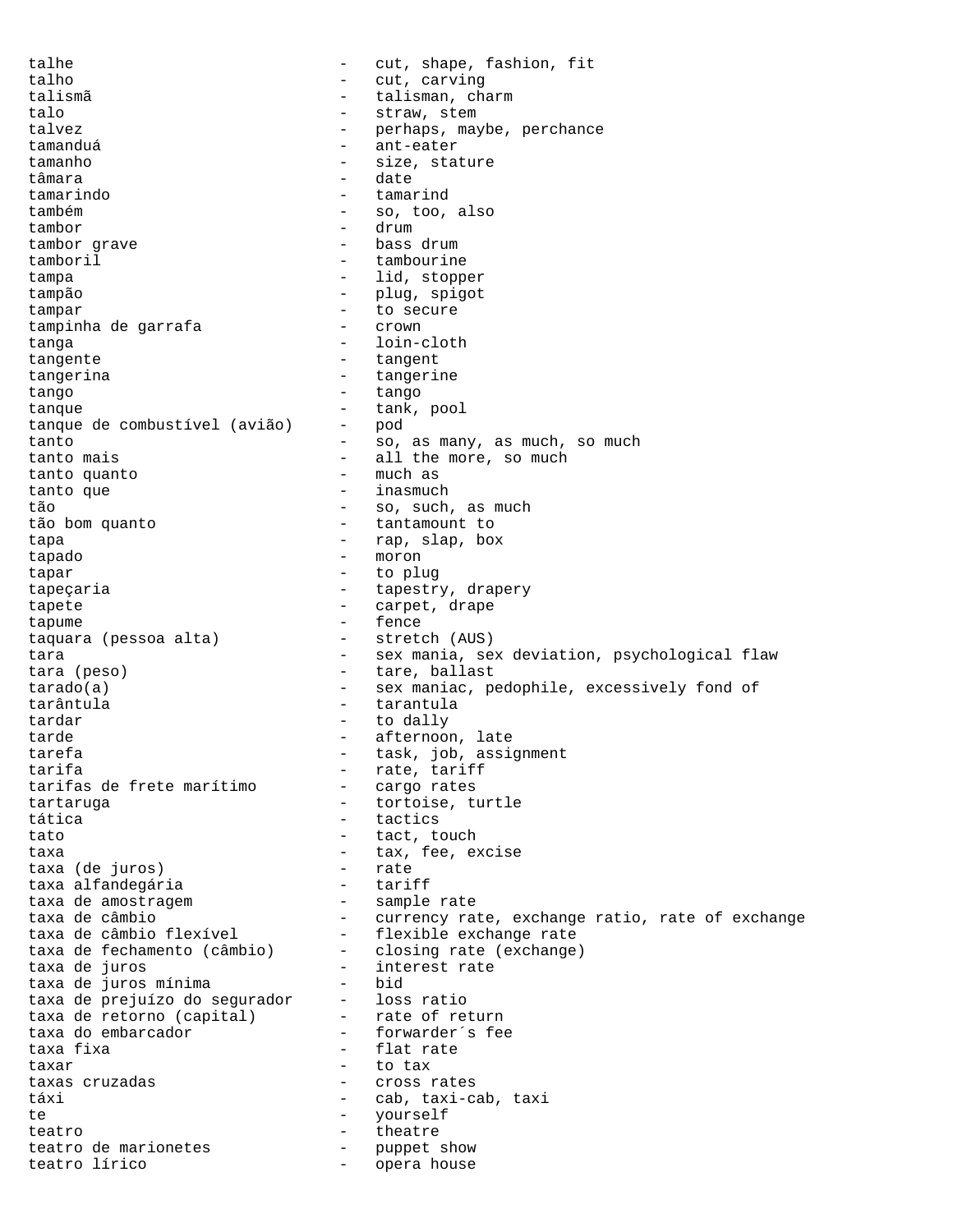talhe - cut, shape, fashion, fit
talho - cut, carving
talismã - talisman, charm
talo - straw, stem
talvez - perhaps, maybe, perchance
tamanduá - ant-eater
tamanho - size, stature
tâmara - date
tamarindo - tamarind
também - so, too, also
tambor - drum
tambor grave - bass drum
tamboril - tambourine
tampa - lid, stopper
tampão - plug, spigot
tampar - to secure
tampinha de garrafa - crown
tanga - loin-cloth
tangente - tangent
tangerina - tangerine
tango - tango
tanque - tank, pool
tanque de combustível (avião) - pod
tanto - so, as many, as much, so much
tanto mais - all the more, so much
tanto quanto - much as
tanto que - inasmuch
tão - so, such, as much
tão bom quanto - tantamount to
tapa - rap, slap, box
tapado - moron
tapar - to plug
tapeçaria - tapestry, drapery
tapete - carpet, drape
tapume - fence
taquara (pessoa alta) - stretch (AUS)
tara - sex mania, sex deviation, psychological flaw
tara (peso) - tare, ballast
tarado(a) - sex maniac, pedophile, excessively fond of
tarântula - tarantula
tardar - to dally
tarde - afternoon, late
tarefa - task, job, assignment
tarifa - rate, tariff
tarifas de frete marítimo - cargo rates
tartaruga - tortoise, turtle
tática - tactics
tato - tact, touch
taxa - tax, fee, excise
taxa (de juros) - rate
taxa alfandegária - tariff
taxa de amostragem - sample rate
taxa de câmbio - currency rate, exchange ratio, rate of exchange
taxa de câmbio flexível - flexible exchange rate
taxa de fechamento (câmbio) - closing rate (exchange)
taxa de juros - interest rate
taxa de juros mínima - bid
taxa de prejuízo do segurador - loss ratio
taxa de retorno (capital) - rate of return
taxa do embarcador - forwarder´s fee
taxa fixa - flat rate
taxar - to tax
taxas cruzadas - cross rates
táxi - cab, taxi-cab, taxi
te - yourself
teatro - theatre
teatro de marionetes - puppet show
teatro lírico - opera house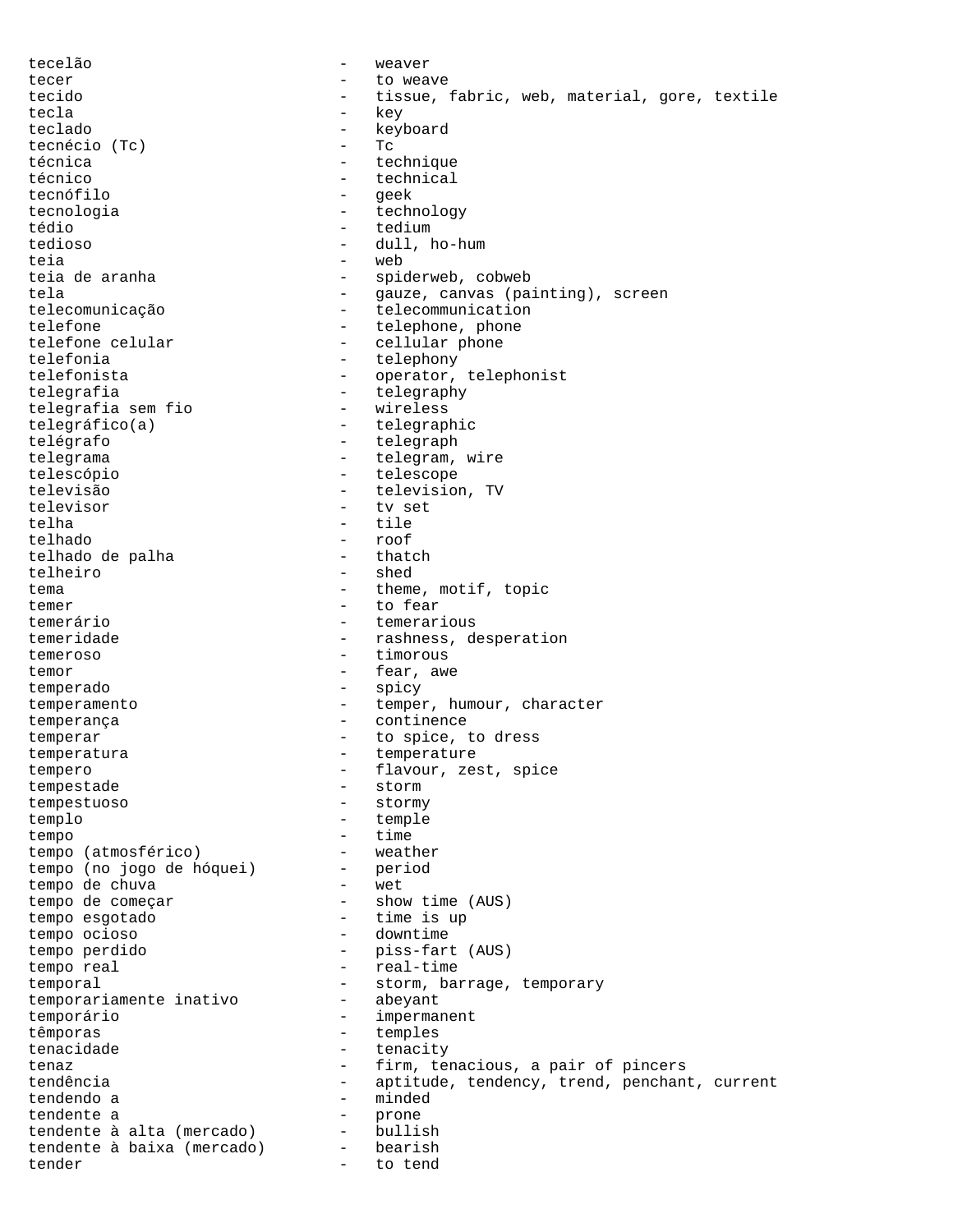tecelão - weaver
tecer - to weave
tecido - tissue, fabric, web, material, gore, textile
tecla - key
teclado - keyboard
tecnécio (Tc) - Tc
técnica - technique
técnico - technical
tecnófilo - geek
tecnologia - technology
tédio - tedium
tedioso - dull, ho-hum
teia - web
teia de aranha - spiderweb, cobweb
tela - gauze, canvas (painting), screen
telecomunicação - telecommunication
telefone - telephone, phone
telefone celular - cellular phone
telefonia - telephony
telefonista - operator, telephonist
telegrafia - telegraphy
telegrafia sem fio - wireless
telegráfico(a) - telegraphic
telégrafo - telegraph
telegrama - telegram, wire
telescópio - telescope
televisão - television, TV
televisor - tv set
telha - tile
telhado - roof
telhado de palha - thatch
telheiro - shed
tema - theme, motif, topic
temer - to fear
temerário - temerarious
temeridade - rashness, desperation
temeroso - timorous
temor - fear, awe
temperado - spicy
temperamento - temper, humour, character
temperança - continence
temperar - to spice, to dress
temperatura - temperature
tempero - flavour, zest, spice
tempestade - storm
tempestuoso - stormy
templo - temple
tempo - time
tempo (atmosférico) - weather
tempo (no jogo de hóquei) - period
tempo de chuva - wet
tempo de começar - show time (AUS)
tempo esgotado - time is up
tempo ocioso - downtime
tempo perdido - piss-fart (AUS)
tempo real - real-time
temporal - storm, barrage, temporary
temporariamente inativo - abeyant
temporário - impermanent
têmporas - temples
tenacidade - tenacity
tenaz - firm, tenacious, a pair of pincers
tendência - aptitude, tendency, trend, penchant, current
tendendo a - minded
tendente a - prone
tendente à alta (mercado) - bullish
tendente à baixa (mercado) - bearish
tender - to tend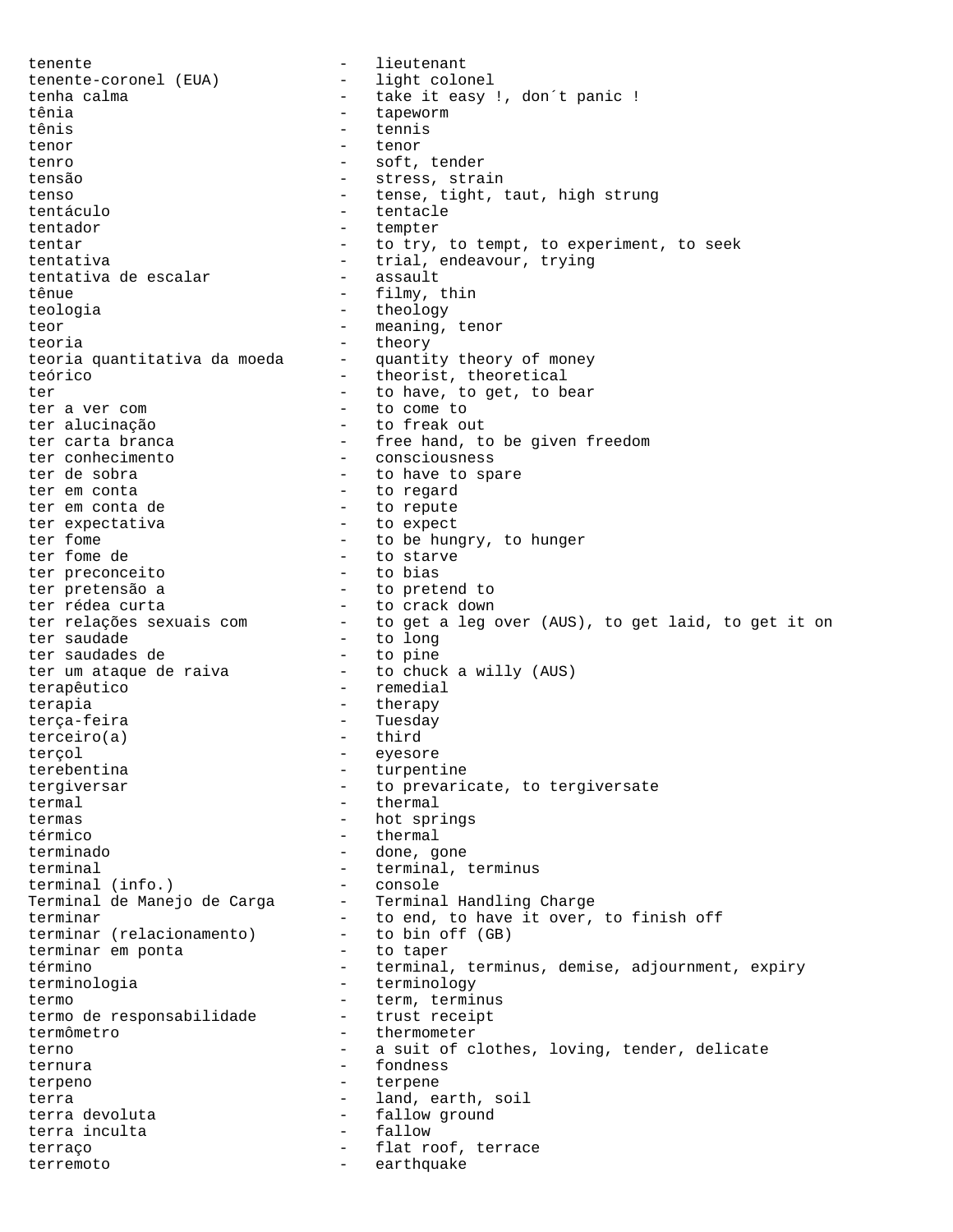tenente - lieutenant
tenente-coronel (EUA) - light colonel
tenha calma - take it easy !, don´t panic !
tênia - tapeworm
tênis - tennis
tenor - tenor
tenro - soft, tender
tensão - stress, strain
tenso - tense, tight, taut, high strung
tentáculo - tentacle
tentador - tempter
tentar - to try, to tempt, to experiment, to seek
tentativa - trial, endeavour, trying
tentativa de escalar - assault
tênue - filmy, thin
teologia - theology
teor - meaning, tenor
teoria - theory
teoria quantitativa da moeda - quantity theory of money
teórico - theorist, theoretical
ter - to have, to get, to bear
ter a ver com - to come to
ter alucinação - to freak out
ter carta branca - free hand, to be given freedom
ter conhecimento - consciousness
ter de sobra - to have to spare
ter em conta - to regard
ter em conta de - to repute
ter expectativa - to expect
ter fome - to be hungry, to hunger
ter fome de - to starve
ter preconceito - to bias
ter pretensão a - to pretend to
ter rédea curta - to crack down
ter relações sexuais com - to get a leg over (AUS), to get laid, to get it on
ter saudade - to long
ter saudades de - to pine
ter um ataque de raiva - to chuck a willy (AUS)
terapêutico - remedial
terapia - therapy
terça-feira - Tuesday
terceiro(a) - third
terçol - eyesore
terebentina - turpentine
tergiversar - to prevaricate, to tergiversate
termal - thermal
termas - hot springs
térmico - thermal
terminado - done, gone
terminal - terminal, terminus
terminal (info.) - console
Terminal de Manejo de Carga - Terminal Handling Charge
terminar - to end, to have it over, to finish off
terminar (relacionamento) - to bin off (GB)
terminar em ponta - to taper
término - terminal, terminus, demise, adjournment, expiry
terminologia - terminology
termo - term, terminus
termo de responsabilidade - trust receipt
termômetro - thermometer
terno - a suit of clothes, loving, tender, delicate
ternura - fondness
terpeno - terpene
terra - land, earth, soil
terra devoluta - fallow ground
terra inculta - fallow
terraço - flat roof, terrace
terremoto - earthquake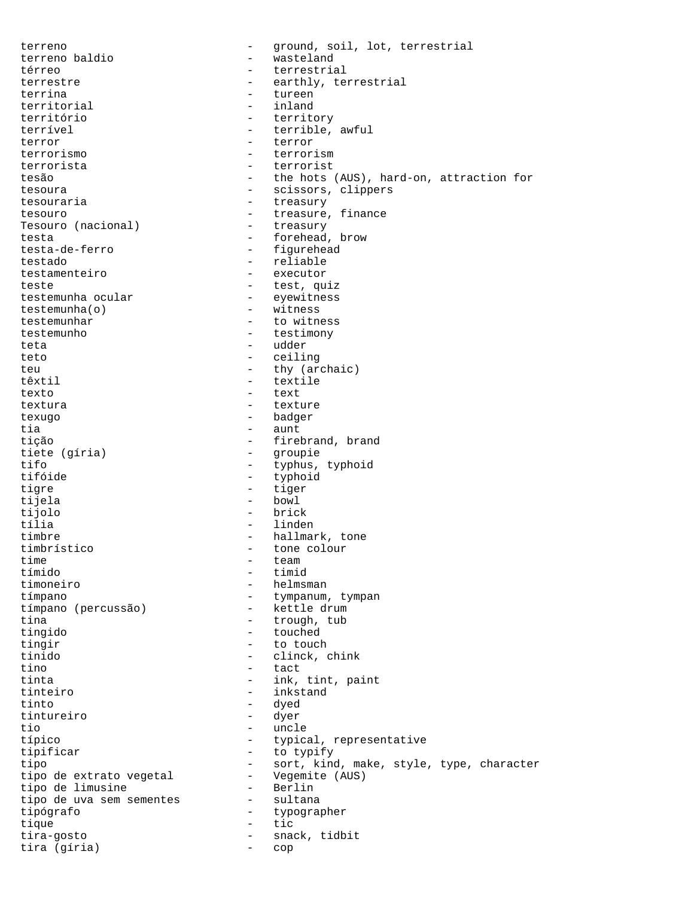terreno - ground, soil, lot, terrestrial
terreno baldio - wasteland
térreo - terrestrial
terrestre - earthly, terrestrial
terrina - tureen
territorial - inland
território - territory
terrível - terrible, awful
terror - terror
terrorismo - terrorism
terrorista - terrorist
tesão - the hots (AUS), hard-on, attraction for
tesoura - scissors, clippers
tesouraria - treasury
tesouro - treasure, finance
Tesouro (nacional) - treasury
testa - forehead, brow
testa-de-ferro - figurehead
testado - reliable
testamenteiro - executor
teste - test, quiz
testemunha ocular - eyewitness
testemunha(o) - witness
testemunhar - to witness
testemunho - testimony
teta - udder
teto - ceiling
teu - thy (archaic)
têxtil - textile
texto - text
textura - texture
texugo - badger
tia - aunt
tição - firebrand, brand
tiete (gíria) - groupie
tifo - typhus, typhoid
tifóide - typhoid
tigre - tiger
tijela - bowl
tijolo - brick
tília - linden
timbre - hallmark, tone
timbrístico - tone colour
time - team
tímido - timid
timoneiro - helmsman
tímpano - tympanum, tympan
tímpano (percussão) - kettle drum
tina - trough, tub
tingido - touched
tingir - to touch
tinido - clinck, chink
tino - tact
tinta - ink, tint, paint
tinteiro - inkstand
tinto - dyed
tintureiro - dyer
tio - uncle
típico - typical, representative
tipificar - to typify
tipo - sort, kind, make, style, type, character
tipo de extrato vegetal - Vegemite (AUS)
tipo de limusine - Berlin
tipo de uva sem sementes - sultana
tipógrafo - typographer
tique - tic
tira-gosto - snack, tidbit
tira (gíria) - cop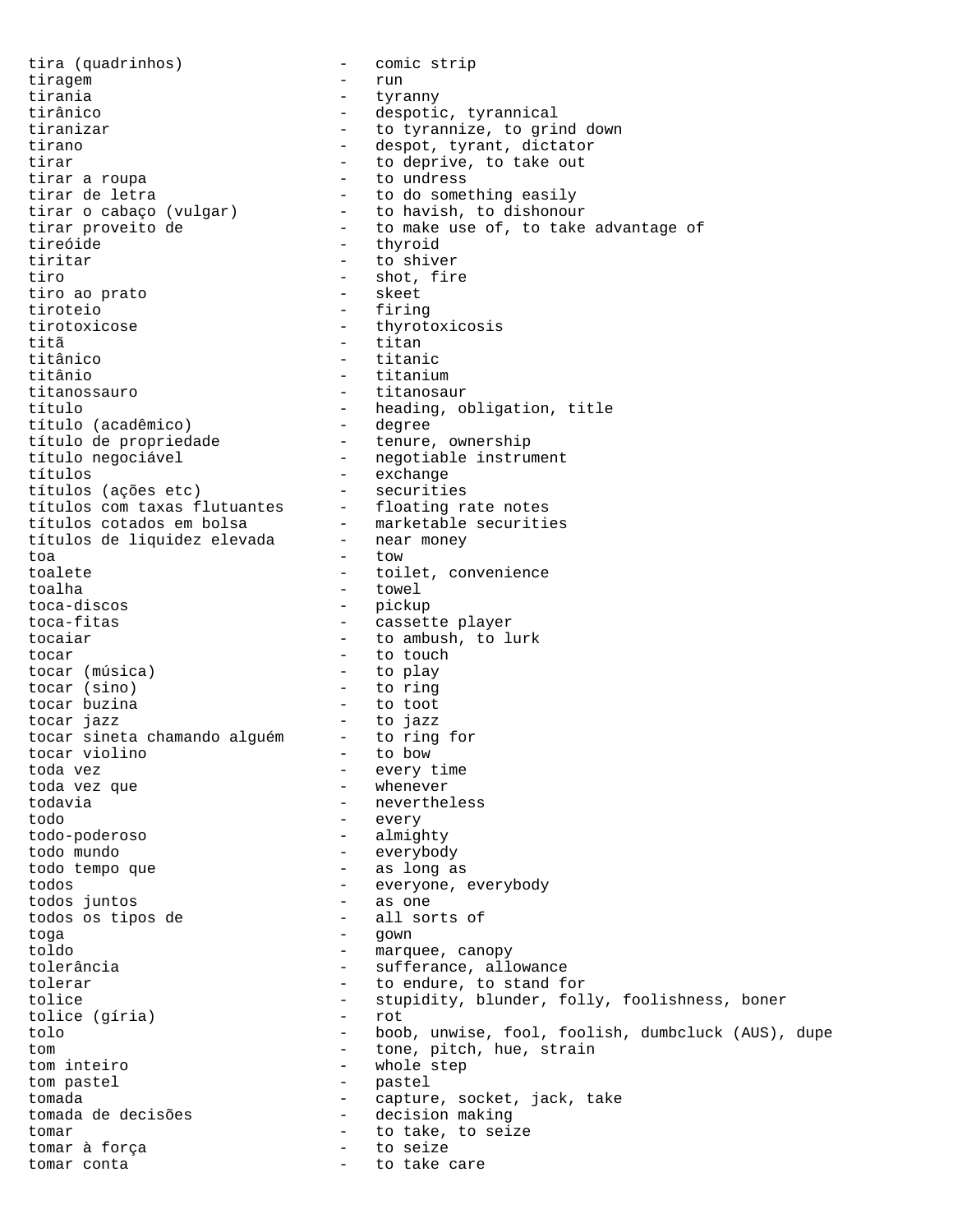tira (quadrinhos) - comic strip
tiragem - run
tirania - tyranny
tirânico - despotic, tyrannical
tiranizar - to tyrannize, to grind down
tirano - despot, tyrant, dictator
tirar - to deprive, to take out
tirar a roupa - to undress
tirar de letra - to do something easily
tirar o cabaço (vulgar) - to havish, to dishonour
tirar proveito de - to make use of, to take advantage of
tireóide - thyroid
tiritar - to shiver
tiro - shot, fire
tiro ao prato - skeet
tiroteio - firing
tirotoxicose - thyrotoxicosis
titã - titan
titânico - titanic
titânio - titanium
titanossauro - titanosaur
título - heading, obligation, title
título (acadêmico) - degree
título de propriedade - tenure, ownership
título negociável - negotiable instrument
títulos - exchange
títulos (ações etc) - securities
títulos com taxas flutuantes - floating rate notes
títulos cotados em bolsa - marketable securities
títulos de liquidez elevada - near money
toa - tow
toalete - toilet, convenience
toalha - towel
toca-discos - pickup
toca-fitas - cassette player
tocaiar - to ambush, to lurk
tocar - to touch
tocar (música) - to play
tocar (sino) - to ring
tocar buzina - to toot
tocar jazz - to jazz
tocar sineta chamando alguém - to ring for
tocar violino - to bow
toda vez - every time
toda vez que - whenever
todavia - nevertheless
todo - every
todo-poderoso - almighty
todo mundo - everybody
todo tempo que - as long as
todos - everyone, everybody
todos juntos - as one
todos os tipos de - all sorts of
toga - gown
toldo - marquee, canopy
tolerância - sufferance, allowance
tolerar - to endure, to stand for
tolice - stupidity, blunder, folly, foolishness, boner
tolice (gíria) - rot
tolo - boob, unwise, fool, foolish, dumbcluck (AUS), dupe
tom - tone, pitch, hue, strain
tom inteiro - whole step
tom pastel - pastel
tomada - capture, socket, jack, take
tomada de decisões - decision making
tomar - to take, to seize
tomar à força - to seize
tomar conta - to take care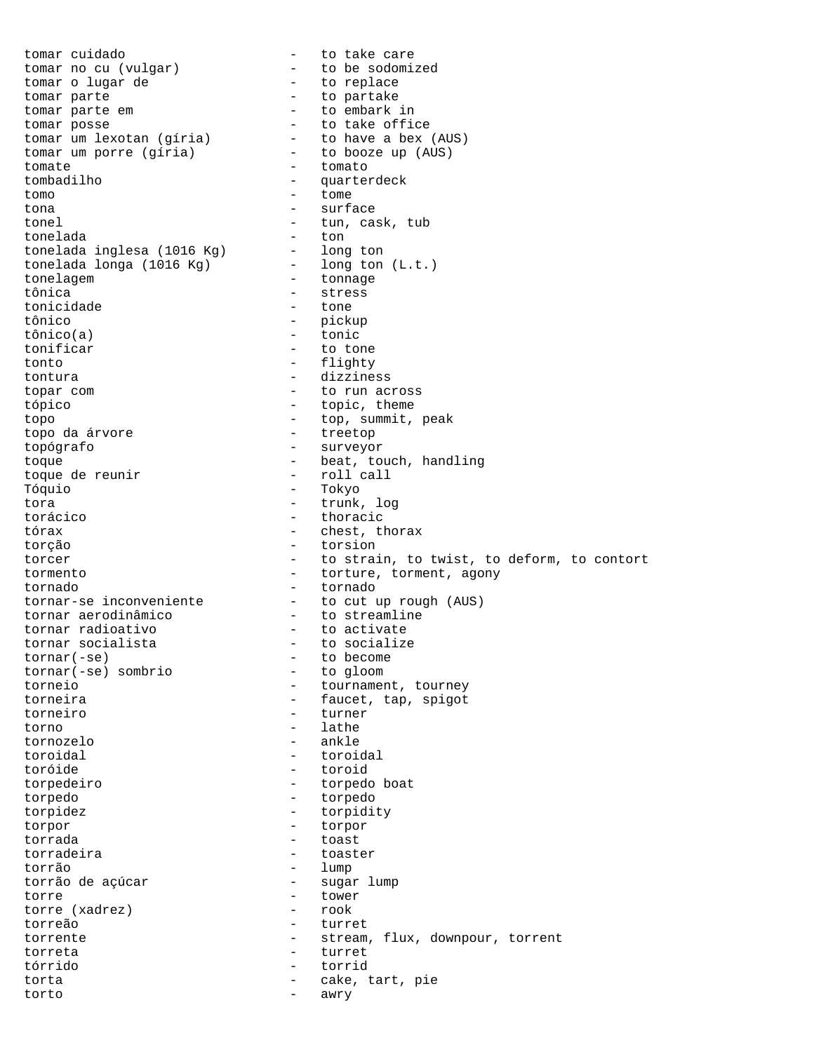tomar cuidado - to take care
tomar no cu (vulgar) - to be sodomized
tomar o lugar de - to replace
tomar parte - to partake
tomar parte em - to embark in
tomar posse - to take office
tomar um lexotan (gíria) - to have a bex (AUS)
tomar um porre (gíria) - to booze up (AUS)
tomate - tomato
tombadilho - quarterdeck
tomo - tome
tona - surface
tonel - tun, cask, tub
tonelada - ton
tonelada inglesa (1016 Kg) - long ton
tonelada longa (1016 Kg) - long ton (L.t.)
tonelagem - tonnage
tônica - stress
tonicidade - tone
tônico - pickup
tônico(a) - tonic
tonificar - to tone
tonto - flighty
tontura - dizziness
topar com - to run across
tópico - topic, theme
topo - top, summit, peak
topo da árvore - treetop
topógrafo - surveyor
toque - beat, touch, handling
toque de reunir - roll call
Tóquio - Tokyo
tora - trunk, log
torácico - thoracic
tórax - chest, thorax
torção - torsion
torcer - to strain, to twist, to deform, to contort
tormento - torture, torment, agony
tornado - tornado
tornar-se inconveniente - to cut up rough (AUS)
tornar aerodinâmico - to streamline
tornar radioativo - to activate
tornar socialista - to socialize
tornar(-se) - to become
tornar(-se) sombrio - to gloom
torneio - tournament, tourney
torneira - faucet, tap, spigot
torneiro - turner
torno - lathe
tornozelo - ankle
toroidal - toroidal
toróide - toroid
torpedeiro - torpedo boat
torpedo - torpedo
torpidez - torpidity
torpor - torpor
torrada - toast
torradeira - toaster
torrão - lump
torrão de açúcar - sugar lump
torre - tower
torre (xadrez) - rook
torreão - turret
torrente - stream, flux, downpour, torrent
torreta - turret
tórrido - torrid
torta - cake, tart, pie
torto - awry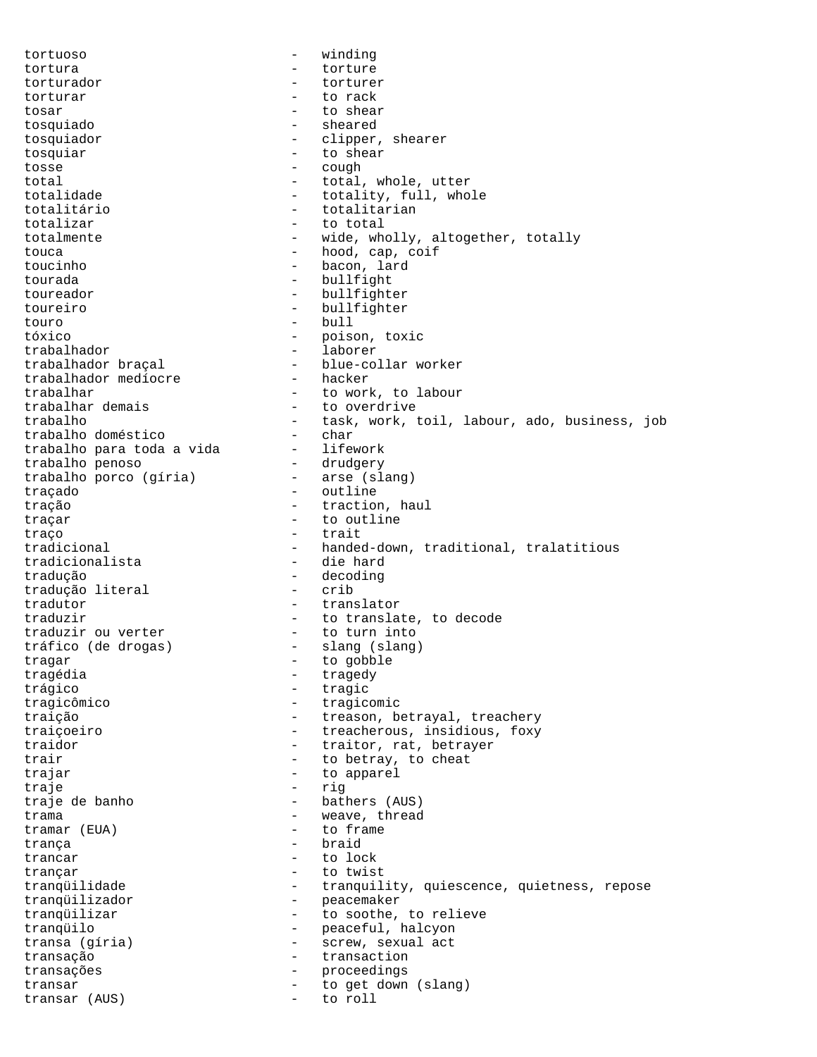tortuoso - winding
tortura - torture
torturador - torturer
torturar - to rack
tosar - to shear
tosquiado - sheared
tosquiador - clipper, shearer
tosquiar - to shear
tosse - cough
total - total, whole, utter
totalidade - totality, full, whole
totalitário - totalitarian
totalizar - to total
totalmente - wide, wholly, altogether, totally
touca - hood, cap, coif
toucinho - bacon, lard
tourada - bullfight
toureador - bullfighter
toureiro - bullfighter
touro - bull
tóxico - poison, toxic
trabalhador - laborer
trabalhador braçal - blue-collar worker
trabalhador medíocre - hacker
trabalhar - to work, to labour
trabalhar demais - to overdrive
trabalho - task, work, toil, labour, ado, business, job
trabalho doméstico - char
trabalho para toda a vida - lifework
trabalho penoso - drudgery
trabalho porco (gíria) - arse (slang)
traçado - outline
tração - traction, haul
traçar - to outline
traço - trait
tradicional - handed-down, traditional, tralatitious
tradicionalista - die hard
tradução - decoding
tradução literal - crib
tradutor - translator
traduzir - to translate, to decode
traduzir ou verter - to turn into
tráfico (de drogas) - slang (slang)
tragar - to gobble
tragédia - tragedy
trágico - tragic
tragicômico - tragicomic
traição - treason, betrayal, treachery
traiçoeiro - treacherous, insidious, foxy
traidor - traitor, rat, betrayer
trair - to betray, to cheat
trajar - to apparel
traje - rig
traje de banho - bathers (AUS)
trama - weave, thread
tramar (EUA) - to frame
trança - braid
trancar - to lock
trançar - to twist
tranqüilidade - tranquility, quiescence, quietness, repose
tranqüilizador - peacemaker
tranqüilizar - to soothe, to relieve
tranqüilo - peaceful, halcyon
transa (gíria) - screw, sexual act
transação - transaction
transações - proceedings
transar - to get down (slang)
transar (AUS) - to roll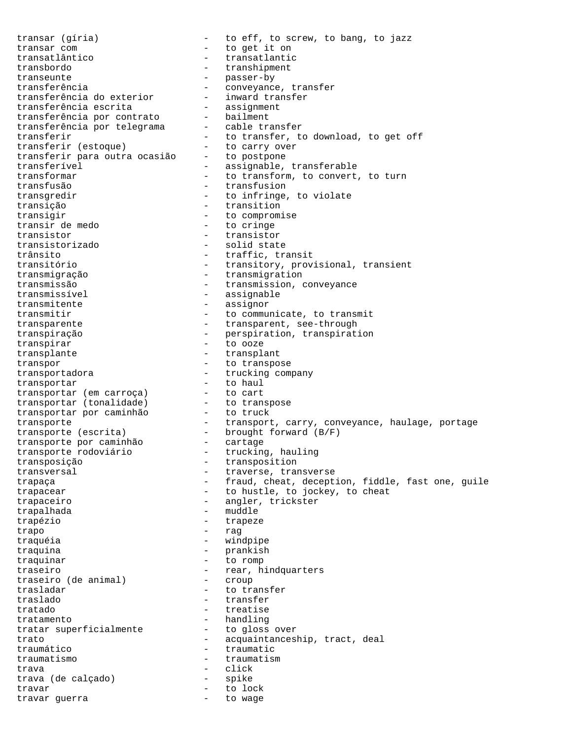transar (gíria) - to eff, to screw, to bang, to jazz
transar com - to get it on
transatlântico - transatlantic
transbordo - transhipment
transeunte - passer-by
transferência - conveyance, transfer
transferência do exterior - inward transfer
transferência escrita - assignment
transferência por contrato - bailment
transferência por telegrama - cable transfer
transferir - to transfer, to download, to get off
transferir (estoque) - to carry over
transferir para outra ocasião - to postpone
transferível - assignable, transferable
transformar - to transform, to convert, to turn
transfusão - transfusion
transgredir - to infringe, to violate
transição - transition
transigir - to compromise
transir de medo - to cringe
transistor - transistor
transistorizado - solid state
trânsito - traffic, transit
transitório - transitory, provisional, transient
transmigração - transmigration
transmissão - transmission, conveyance
transmissível - assignable
transmitente - assignor
transmitir - to communicate, to transmit
transparente - transparent, see-through
transpiração - perspiration, transpiration
transpirar - to ooze
transplante - transplant
transpor - to transpose
transportadora - trucking company
transportar - to haul
transportar (em carroça) - to cart
transportar (tonalidade) - to transpose
transportar por caminhão - to truck
transporte - transport, carry, conveyance, haulage, portage
transporte (escrita) - brought forward (B/F)
transporte por caminhão - cartage
transporte rodoviário - trucking, hauling
transposição - transposition
transversal - traverse, transverse
trapaça - fraud, cheat, deception, fiddle, fast one, guile
trapacear - to hustle, to jockey, to cheat
trapaceiro - angler, trickster
trapalhada - muddle
trapézio - trapeze
trapo - rag
traquéia - windpipe
traquina - prankish
traquinar - to romp
traseiro - rear, hindquarters
traseiro (de animal) - croup
trasladar - to transfer
traslado - transfer
tratado - treatise
tratamento - handling
tratar superficialmente - to gloss over
trato - acquaintanceship, tract, deal
traumático - traumatic
traumatismo - traumatism
trava - click
trava (de calçado) - spike
travar - to lock
travar guerra - to wage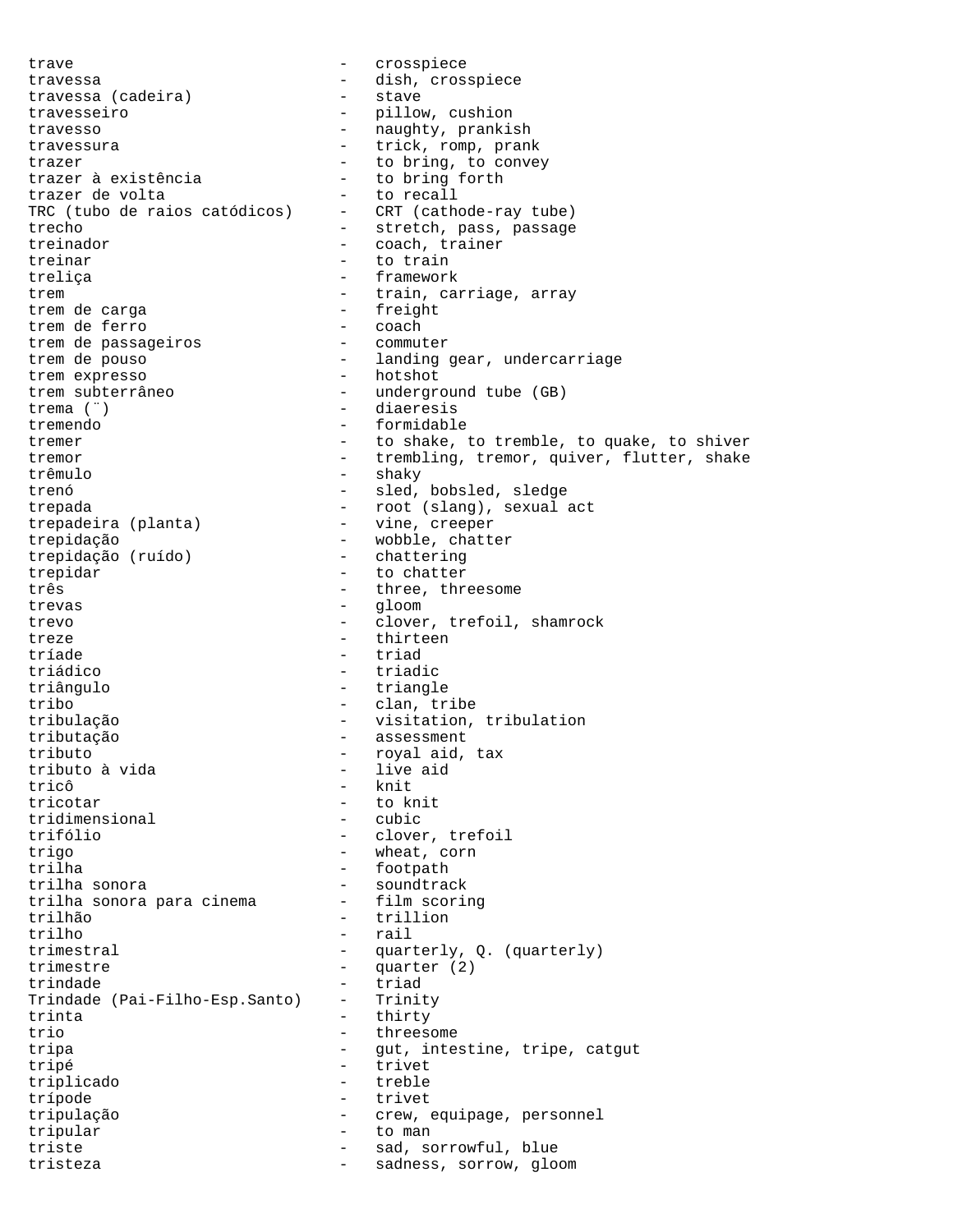```
trave                              -   crosspiece
travessa                           -   dish, crosspiece
travessa (cadeira)                 -   stave
travesseiro                        -   pillow, cushion
travesso                           -   naughty, prankish
travessura                         -   trick, romp, prank
trazer                             -   to bring, to convey
trazer à existência                -   to bring forth
trazer de volta                    -   to recall
TRC (tubo de raios catódicos)      -   CRT (cathode-ray tube)
trecho                             -   stretch, pass, passage
treinador                          -   coach, trainer
treinar                            -   to train
treliça                            -   framework
trem                               -   train, carriage, array
trem de carga                      -   freight
trem de ferro                      -   coach
trem de passageiros                -   commuter
trem de pouso                      -   landing gear, undercarriage
trem expresso                      -   hotshot
trem subterrâneo                   -   underground tube (GB)
trema (¨)                          -   diaeresis
tremendo                           -   formidable
tremer                             -   to shake, to tremble, to quake, to shiver
tremor                             -   trembling, tremor, quiver, flutter, shake
trêmulo                            -   shaky
trenó                              -   sled, bobsled, sledge
trepada                            -   root (slang), sexual act
trepadeira (planta)                -   vine, creeper
trepidação                         -   wobble, chatter
trepidação (ruído)                 -   chattering
trepidar                           -   to chatter
três                               -   three, threesome
trevas                             -   gloom
trevo                              -   clover, trefoil, shamrock
treze                              -   thirteen
tríade                             -   triad
triádico                           -   triadic
triângulo                          -   triangle
tribo                              -   clan, tribe
tribulação                         -   visitation, tribulation
tributação                         -   assessment
tributo                            -   royal aid, tax
tributo à vida                     -   live aid
tricô                              -   knit
tricotar                           -   to knit
tridimensional                     -   cubic
trifólio                           -   clover, trefoil
trigo                              -   wheat, corn
trilha                             -   footpath
trilha sonora                      -   soundtrack
trilha sonora para cinema          -   film scoring
trilhão                            -   trillion
trilho                             -   rail
trimestral                         -   quarterly, Q. (quarterly)
trimestre                          -   quarter (2)
trindade                           -   triad
Trindade (Pai-Filho-Esp.Santo)     -   Trinity
trinta                             -   thirty
trio                               -   threesome
tripa                              -   gut, intestine, tripe, catgut
tripé                              -   trivet
triplicado                         -   treble
trípode                            -   trivet
tripulação                         -   crew, equipage, personnel
tripular                           -   to man
triste                             -   sad, sorrowful, blue
tristeza                           -   sadness, sorrow, gloom
```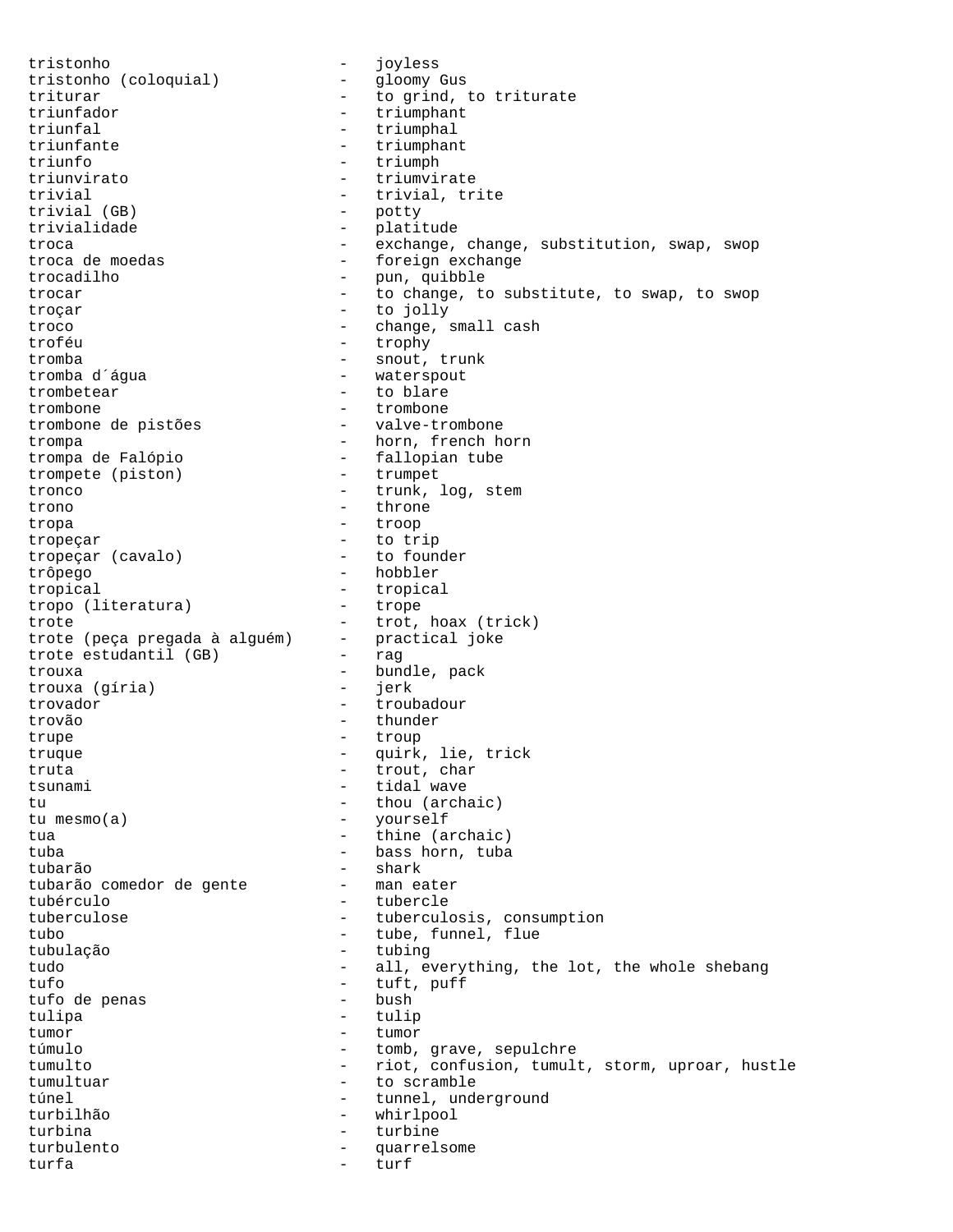tristonho - joyless
tristonho (coloquial) - gloomy Gus
triturar - to grind, to triturate
triunfador - triumphant
triunfal - triumphal
triunfante - triumphant
triunfo - triumph
triunvirato - triumvirate
trivial - trivial, trite
trivial (GB) - potty
trivialidade - platitude
troca - exchange, change, substitution, swap, swop
troca de moedas - foreign exchange
trocadilho - pun, quibble
trocar - to change, to substitute, to swap, to swop
troçar - to jolly
troco - change, small cash
troféu - trophy
tromba - snout, trunk
tromba d´água - waterspout
trombetear - to blare
trombone - trombone
trombone de pistões - valve-trombone
trompa - horn, french horn
trompa de Falópio - fallopian tube
trompete (piston) - trumpet
tronco - trunk, log, stem
trono - throne
tropa - troop
tropeçar - to trip
tropeçar (cavalo) - to founder
trôpego - hobbler
tropical - tropical
tropo (literatura) - trope
trote - trot, hoax (trick)
trote (peça pregada à alguém) - practical joke
trote estudantil (GB) - rag
trouxa - bundle, pack
trouxa (gíria) - jerk
trovador - troubadour
trovão - thunder
trupe - troup
truque - quirk, lie, trick
truta - trout, char
tsunami - tidal wave
tu - thou (archaic)
tu mesmo(a) - yourself
tua - thine (archaic)
tuba - bass horn, tuba
tubarão - shark
tubarão comedor de gente - man eater
tubérculo - tubercle
tuberculose - tuberculosis, consumption
tubo - tube, funnel, flue
tubulação - tubing
tudo - all, everything, the lot, the whole shebang
tufo - tuft, puff
tufo de penas - bush
tulipa - tulip
tumor - tumor
túmulo - tomb, grave, sepulchre
tumulto - riot, confusion, tumult, storm, uproar, hustle
tumultuar - to scramble
túnel - tunnel, underground
turbilhão - whirlpool
turbina - turbine
turbulento - quarrelsome
turfa - turf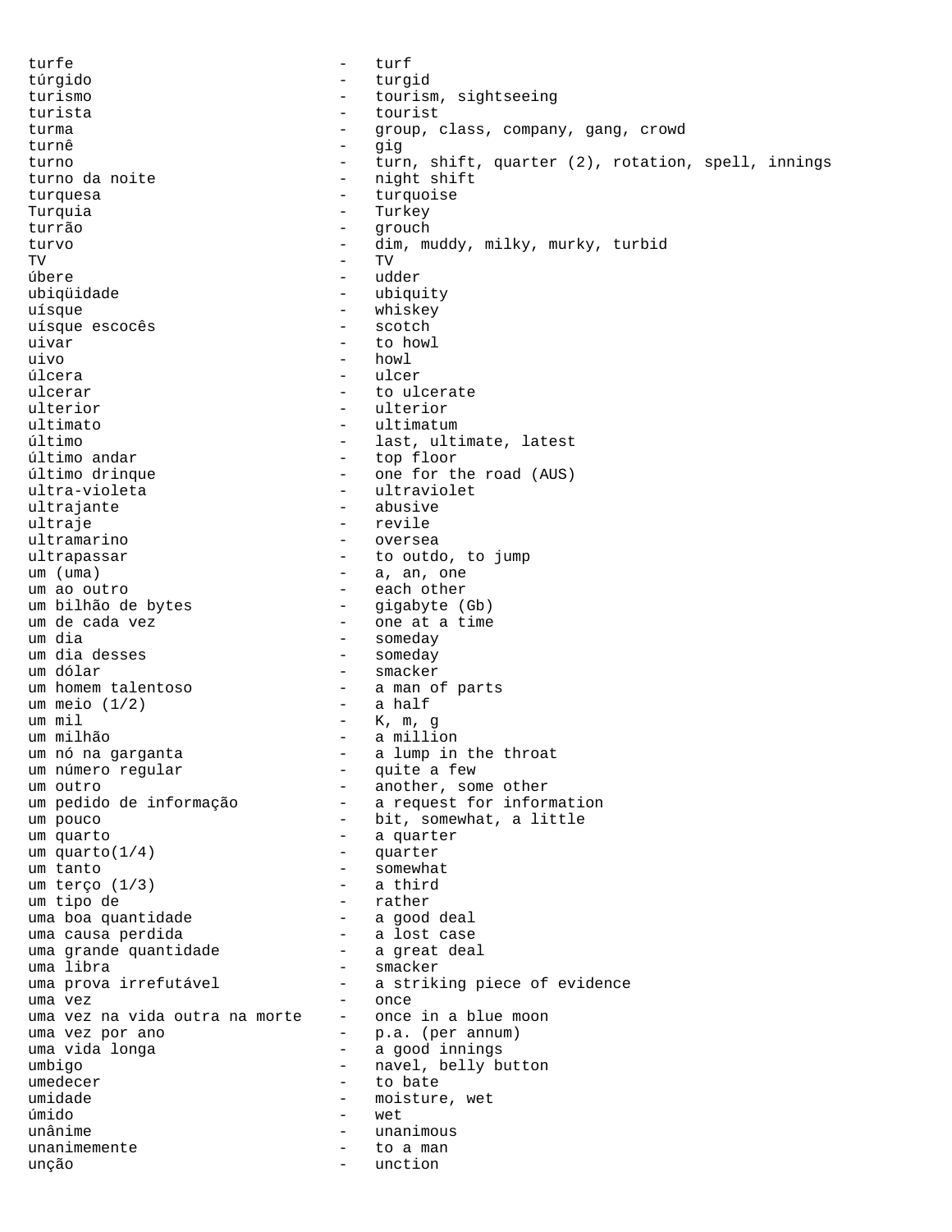turfe - turf
túrgido - turgid
turismo - tourism, sightseeing
turista - tourist
turma - group, class, company, gang, crowd
turnê - gig
turno - turn, shift, quarter (2), rotation, spell, innings
turno da noite - night shift
turquesa - turquoise
Turquia - Turkey
turrão - grouch
turvo - dim, muddy, milky, murky, turbid
TV - TV
úbere - udder
ubiqüidade - ubiquity
uísque - whiskey
uísque escocês - scotch
uivar - to howl
uivo - howl
úlcera - ulcer
ulcerar - to ulcerate
ulterior - ulterior
ultimato - ultimatum
último - last, ultimate, latest
último andar - top floor
último drinque - one for the road (AUS)
ultra-violeta - ultraviolet
ultrajante - abusive
ultraje - revile
ultramarino - oversea
ultrapassar - to outdo, to jump
um (uma) - a, an, one
um ao outro - each other
um bilhão de bytes - gigabyte (Gb)
um de cada vez - one at a time
um dia - someday
um dia desses - someday
um dólar - smacker
um homem talentoso - a man of parts
um meio (1/2) - a half
um mil - K, m, g
um milhão - a million
um nó na garganta - a lump in the throat
um número regular - quite a few
um outro - another, some other
um pedido de informação - a request for information
um pouco - bit, somewhat, a little
um quarto - a quarter
um quarto(1/4) - quarter
um tanto - somewhat
um terço (1/3) - a third
um tipo de - rather
uma boa quantidade - a good deal
uma causa perdida - a lost case
uma grande quantidade - a great deal
uma libra - smacker
uma prova irrefutável - a striking piece of evidence
uma vez - once
uma vez na vida outra na morte - once in a blue moon
uma vez por ano - p.a. (per annum)
uma vida longa - a good innings
umbigo - navel, belly button
umedecer - to bate
umidade - moisture, wet
úmido - wet
unânime - unanimous
unanimemente - to a man
unção - unction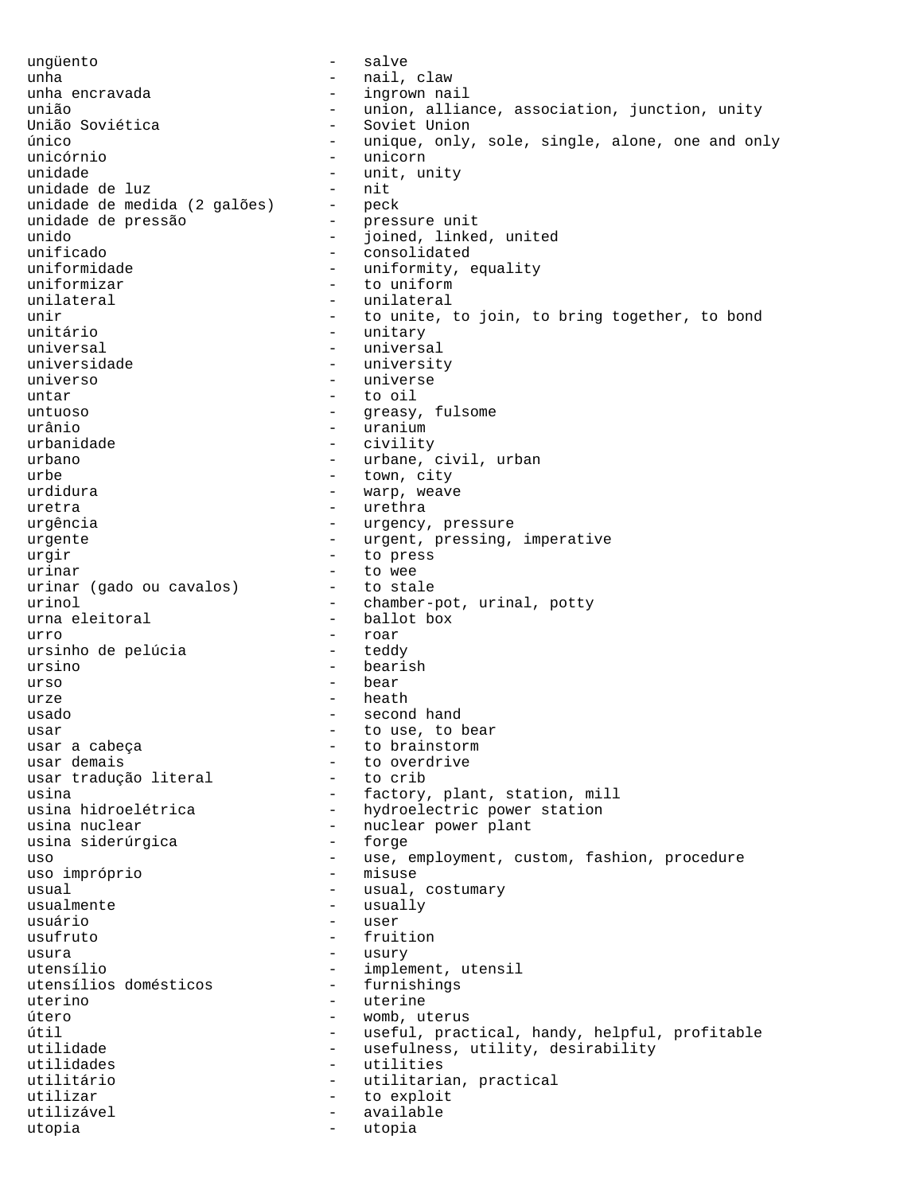ungüento - salve
unha - nail, claw
unha encravada - ingrown nail
união - union, alliance, association, junction, unity
União Soviética - Soviet Union
único - unique, only, sole, single, alone, one and only
unicórnio - unicorn
unidade - unit, unity
unidade de luz - nit
unidade de medida (2 galões) - peck
unidade de pressão - pressure unit
unido - joined, linked, united
unificado - consolidated
uniformidade - uniformity, equality
uniformizar - to uniform
unilateral - unilateral
unir - to unite, to join, to bring together, to bond
unitário - unitary
universal - universal
universidade - university
universo - universe
untar - to oil
untuoso - greasy, fulsome
urânio - uranium
urbanidade - civility
urbano - urbane, civil, urban
urbe - town, city
urdidura - warp, weave
uretra - urethra
urgência - urgency, pressure
urgente - urgent, pressing, imperative
urgir - to press
urinar - to wee
urinar (gado ou cavalos) - to stale
urinol - chamber-pot, urinal, potty
urna eleitoral - ballot box
urro - roar
ursinho de pelúcia - teddy
ursino - bearish
urso - bear
urze - heath
usado - second hand
usar - to use, to bear
usar a cabeça - to brainstorm
usar demais - to overdrive
usar tradução literal - to crib
usina - factory, plant, station, mill
usina hidroelétrica - hydroelectric power station
usina nuclear - nuclear power plant
usina siderúrgica - forge
uso - use, employment, custom, fashion, procedure
uso impróprio - misuse
usual - usual, costumary
usualmente - usually
usuário - user
usufruto - fruition
usura - usury
utensílio - implement, utensil
utensílios domésticos - furnishings
uterino - uterine
útero - womb, uterus
útil - useful, practical, handy, helpful, profitable
utilidade - usefulness, utility, desirability
utilidades - utilities
utilitário - utilitarian, practical
utilizar - to exploit
utilizável - available
utopia - utopia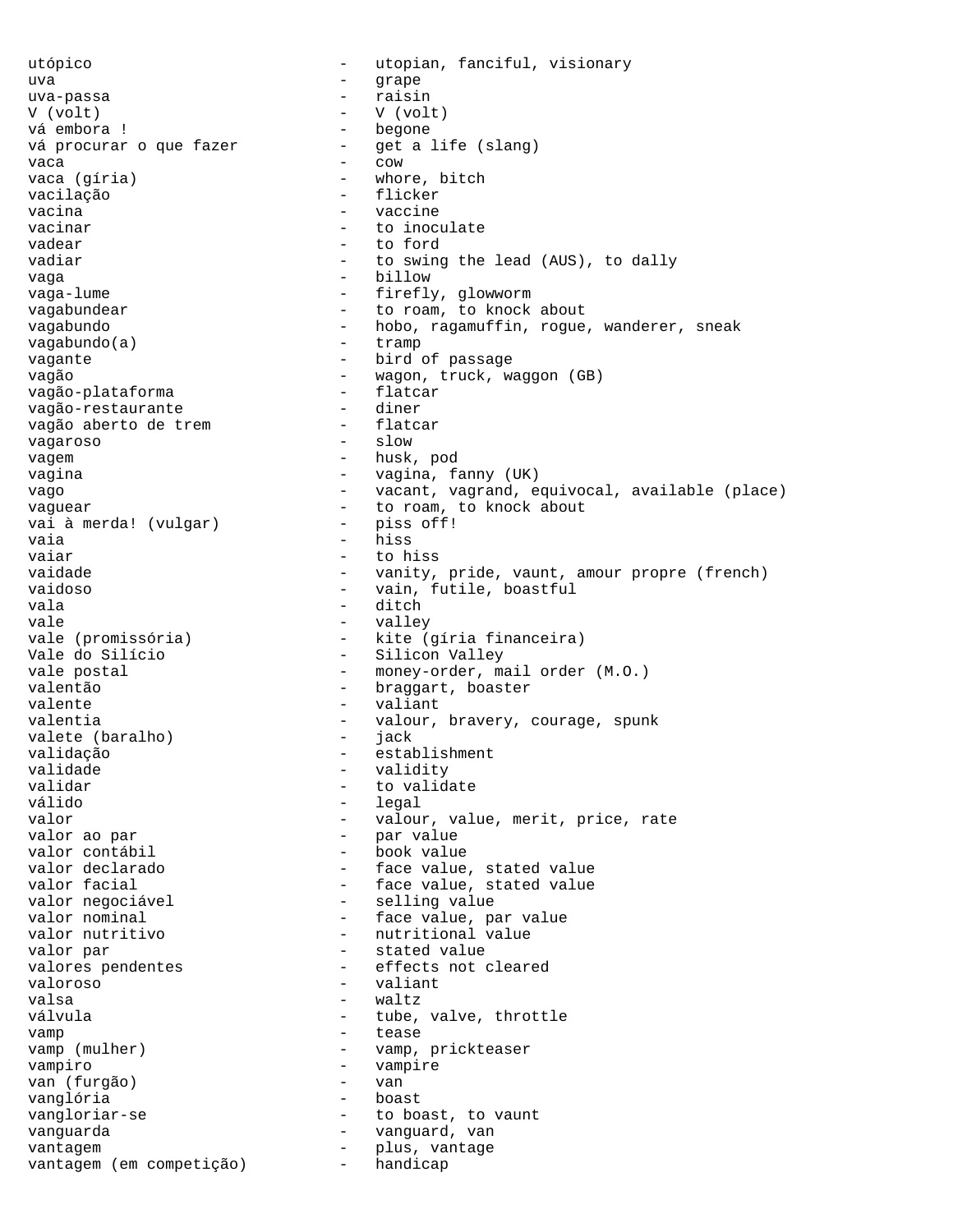utópico - utopian, fanciful, visionary
uva - grape
uva-passa - raisin
V (volt) - V (volt)
vá embora ! - begone
vá procurar o que fazer - get a life (slang)
vaca - cow
vaca (gíria) - whore, bitch
vacilação - flicker
vacina - vaccine
vacinar - to inoculate
vadear - to ford
vadiar - to swing the lead (AUS), to dally
vaga - billow
vaga-lume - firefly, glowworm
vagabundear - to roam, to knock about
vagabundo - hobo, ragamuffin, rogue, wanderer, sneak
vagabundo(a) - tramp
vagante - bird of passage
vagão - wagon, truck, waggon (GB)
vagão-plataforma - flatcar
vagão-restaurante - diner
vagão aberto de trem - flatcar
vagaroso - slow
vagem - husk, pod
vagina - vagina, fanny (UK)
vago - vacant, vagrand, equivocal, available (place)
vaguear - to roam, to knock about
vai à merda! (vulgar) - piss off!
vaia - hiss
vaiar - to hiss
vaidade - vanity, pride, vaunt, amour propre (french)
vaidoso - vain, futile, boastful
vala - ditch
vale - valley
vale (promissória) - kite (gíria financeira)
Vale do Silício - Silicon Valley
vale postal - money-order, mail order (M.O.)
valentão - braggart, boaster
valente - valiant
valentia - valour, bravery, courage, spunk
valete (baralho) - jack
validação - establishment
validade - validity
validar - to validate
válido - legal
valor - valour, value, merit, price, rate
valor ao par - par value
valor contábil - book value
valor declarado - face value, stated value
valor facial - face value, stated value
valor negociável - selling value
valor nominal - face value, par value
valor nutritivo - nutritional value
valor par - stated value
valores pendentes - effects not cleared
valoroso - valiant
valsa - waltz
válvula - tube, valve, throttle
vamp - tease
vamp (mulher) - vamp, prickteaser
vampiro - vampire
van (furgão) - van
vanglória - boast
vangloriar-se - to boast, to vaunt
vanguarda - vanguard, van
vantagem - plus, vantage
vantagem (em competição) - handicap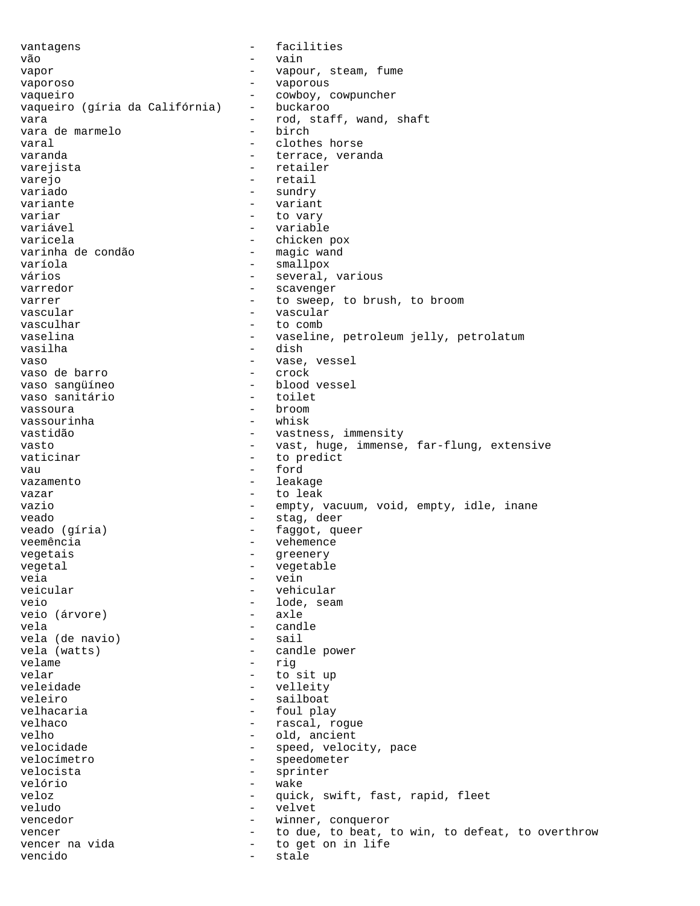vantagens - facilities
vão - vain
vapor - vapour, steam, fume
vaporoso - vaporous
vaqueiro - cowboy, cowpuncher
vaqueiro (gíria da Califórnia) - buckaroo
vara - rod, staff, wand, shaft
vara de marmelo - birch
varal - clothes horse
varanda - terrace, veranda
varejista - retailer
varejo - retail
variado - sundry
variante - variant
variar - to vary
variável - variable
varicela - chicken pox
varinha de condão - magic wand
varíola - smallpox
vários - several, various
varredor - scavenger
varrer - to sweep, to brush, to broom
vascular - vascular
vasculhar - to comb
vaselina - vaseline, petroleum jelly, petrolatum
vasilha - dish
vaso - vase, vessel
vaso de barro - crock
vaso sangüíneo - blood vessel
vaso sanitário - toilet
vassoura - broom
vassourinha - whisk
vastidão - vastness, immensity
vasto - vast, huge, immense, far-flung, extensive
vaticinar - to predict
vau - ford
vazamento - leakage
vazar - to leak
vazio - empty, vacuum, void, empty, idle, inane
veado - stag, deer
veado (gíria) - faggot, queer
veemência - vehemence
vegetais - greenery
vegetal - vegetable
veia - vein
veicular - vehicular
veio - lode, seam
veio (árvore) - axle
vela - candle
vela (de navio) - sail
vela (watts) - candle power
velame - rig
velar - to sit up
veleidade - velleity
veleiro - sailboat
velhacaria - foul play
velhaco - rascal, rogue
velho - old, ancient
velocidade - speed, velocity, pace
velocímetro - speedometer
velocista - sprinter
velório - wake
veloz - quick, swift, fast, rapid, fleet
veludo - velvet
vencedor - winner, conqueror
vencer - to due, to beat, to win, to defeat, to overthrow
vencer na vida - to get on in life
vencido - stale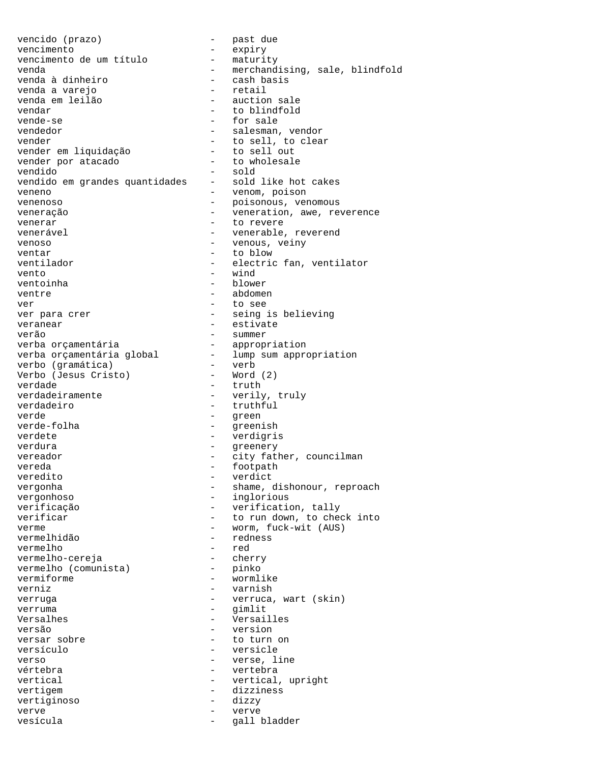vencido (prazo) - past due
vencimento - expiry
vencimento de um título - maturity
venda - merchandising, sale, blindfold
venda à dinheiro - cash basis
venda a varejo - retail
venda em leilão - auction sale
vendar - to blindfold
vende-se - for sale
vendedor - salesman, vendor
vender - to sell, to clear
vender em liquidação - to sell out
vender por atacado - to wholesale
vendido - sold
vendido em grandes quantidades - sold like hot cakes
veneno - venom, poison
venenoso - poisonous, venomous
veneração - veneration, awe, reverence
venerar - to revere
venerável - venerable, reverend
venoso - venous, veiny
ventar - to blow
ventilador - electric fan, ventilator
vento - wind
ventoinha - blower
ventre - abdomen
ver - to see
ver para crer - seing is believing
veranear - estivate
verão - summer
verba orçamentária - appropriation
verba orçamentária global - lump sum appropriation
verbo (gramática) - verb
Verbo (Jesus Cristo) - Word (2)
verdade - truth
verdadeiramente - verily, truly
verdadeiro - truthful
verde - green
verde-folha - greenish
verdete - verdigris
verdura - greenery
vereador - city father, councilman
vereda - footpath
veredito - verdict
vergonha - shame, dishonour, reproach
vergonhoso - inglorious
verificação - verification, tally
verificar - to run down, to check into
verme - worm, fuck-wit (AUS)
vermelhidão - redness
vermelho - red
vermelho-cereja - cherry
vermelho (comunista) - pinko
vermiforme - wormlike
verniz - varnish
verruga - verruca, wart (skin)
verruma - gimlit
Versalhes - Versailles
versão - version
versar sobre - to turn on
versículo - versicle
verso - verse, line
vértebra - vertebra
vertical - vertical, upright
vertigem - dizziness
vertiginoso - dizzy
verve - verve
vesícula - gall bladder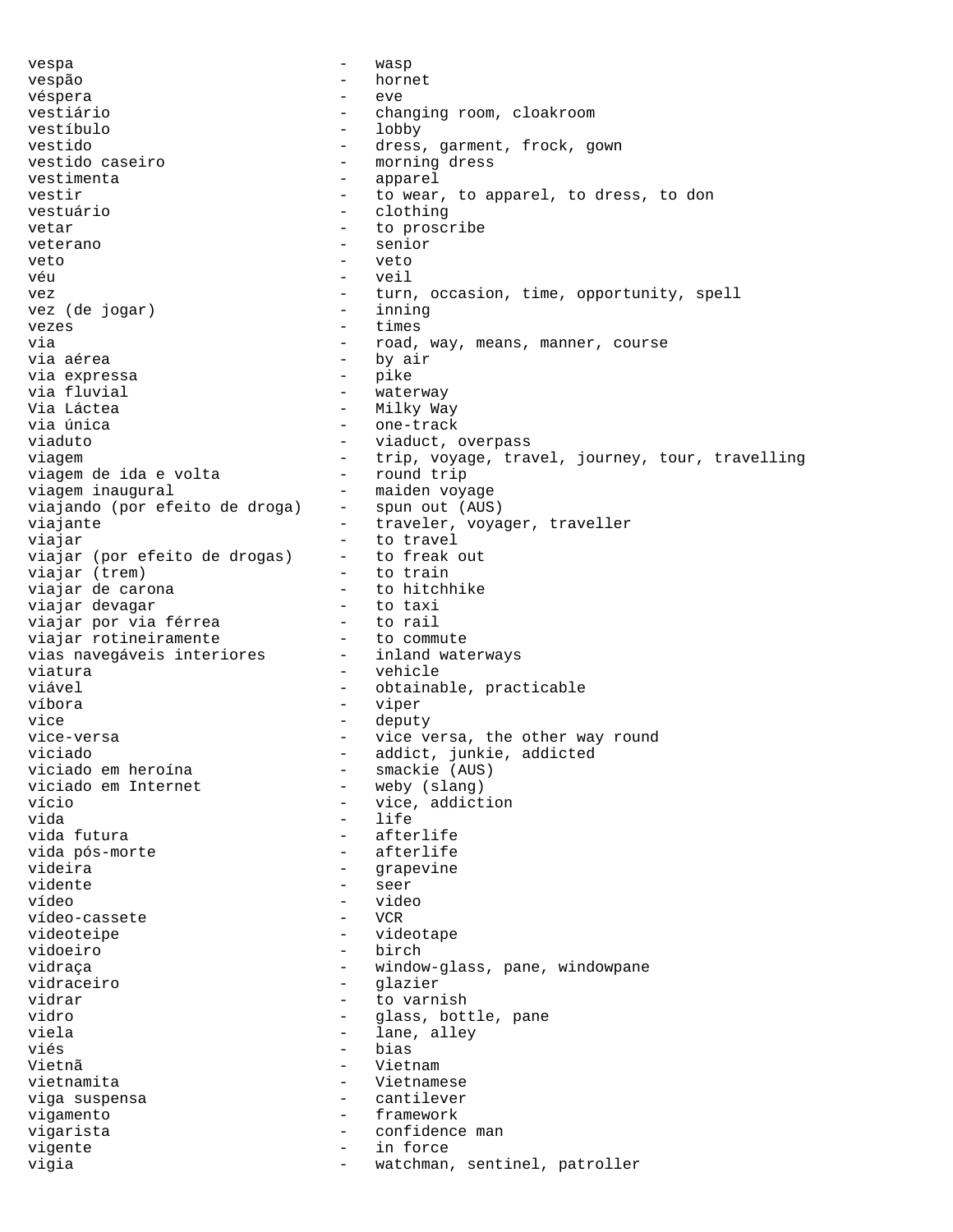vespa - wasp
vespão - hornet
véspera - eve
vestiário - changing room, cloakroom
vestíbulo - lobby
vestido - dress, garment, frock, gown
vestido caseiro - morning dress
vestimenta - apparel
vestir - to wear, to apparel, to dress, to don
vestuário - clothing
vetar - to proscribe
veterano - senior
veto - veto
véu - veil
vez - turn, occasion, time, opportunity, spell
vez (de jogar) - inning
vezes - times
via - road, way, means, manner, course
via aérea - by air
via expressa - pike
via fluvial - waterway
Via Láctea - Milky Way
via única - one-track
viaduto - viaduct, overpass
viagem - trip, voyage, travel, journey, tour, travelling
viagem de ida e volta - round trip
viagem inaugural - maiden voyage
viajando (por efeito de droga) - spun out (AUS)
viajante - traveler, voyager, traveller
viajar - to travel
viajar (por efeito de drogas) - to freak out
viajar (trem) - to train
viajar de carona - to hitchhike
viajar devagar - to taxi
viajar por via férrea - to rail
viajar rotineiramente - to commute
vias navegáveis interiores - inland waterways
viatura - vehicle
viável - obtainable, practicable
víbora - viper
vice - deputy
vice-versa - vice versa, the other way round
viciado - addict, junkie, addicted
viciado em heroína - smackie (AUS)
viciado em Internet - weby (slang)
vício - vice, addiction
vida - life
vida futura - afterlife
vida pós-morte - afterlife
videira - grapevine
vidente - seer
vídeo - video
vídeo-cassete - VCR
videoteipe - videotape
vidoeiro - birch
vidraça - window-glass, pane, windowpane
vidraceiro - glazier
vidrar - to varnish
vidro - glass, bottle, pane
viela - lane, alley
viés - bias
Vietnã - Vietnam
vietnamita - Vietnamese
viga suspensa - cantilever
vigamento - framework
vigarista - confidence man
vigente - in force
vigia - watchman, sentinel, patroller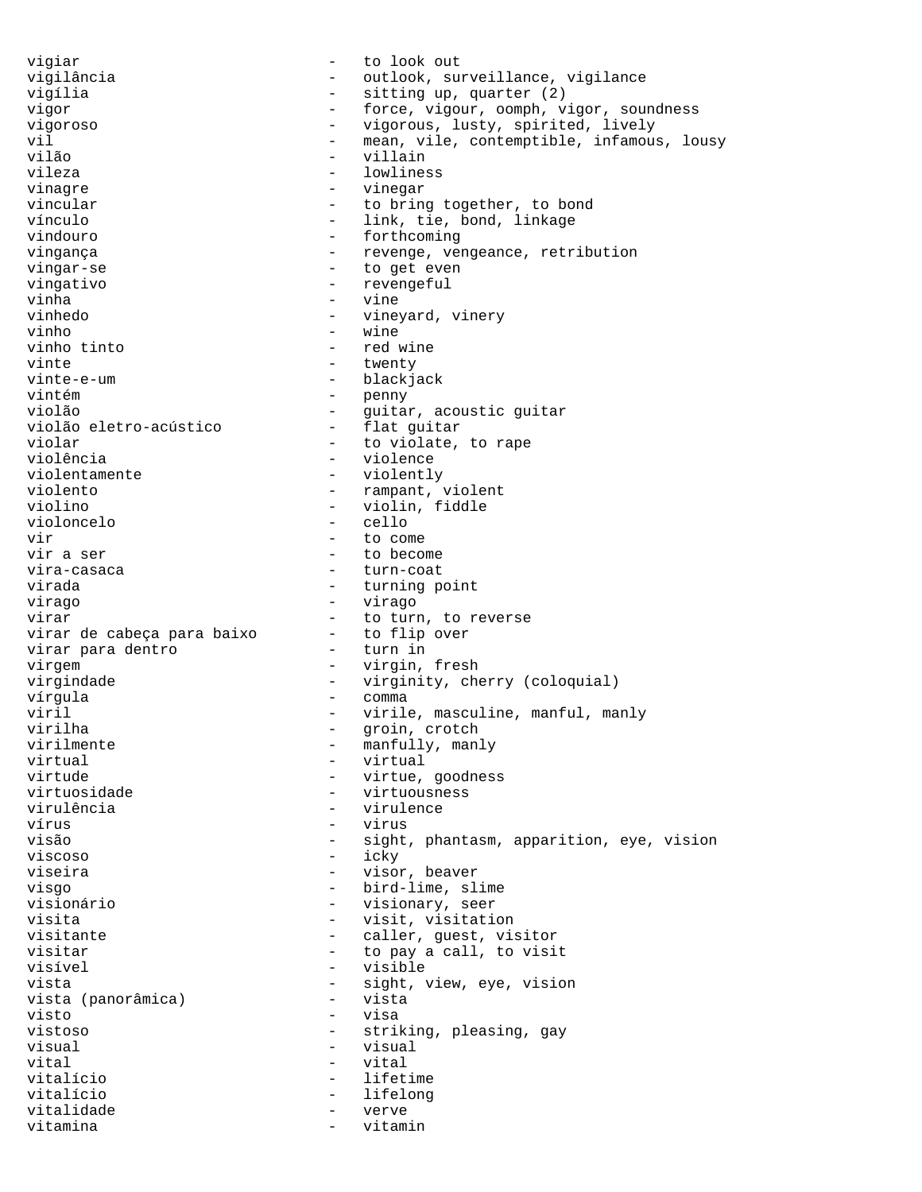vigiar - to look out
vigilância - outlook, surveillance, vigilance
vigília - sitting up, quarter (2)
vigor - force, vigour, oomph, vigor, soundness
vigoroso - vigorous, lusty, spirited, lively
vil - mean, vile, contemptible, infamous, lousy
vilão - villain
vileza - lowliness
vinagre - vinegar
vincular - to bring together, to bond
vínculo - link, tie, bond, linkage
vindouro - forthcoming
vingança - revenge, vengeance, retribution
vingar-se - to get even
vingativo - revengeful
vinha - vine
vinhedo - vineyard, vinery
vinho - wine
vinho tinto - red wine
vinte - twenty
vinte-e-um - blackjack
vintém - penny
violão - guitar, acoustic guitar
violão eletro-acústico - flat guitar
violar - to violate, to rape
violência - violence
violentamente - violently
violento - rampant, violent
violino - violin, fiddle
violoncelo - cello
vir - to come
vir a ser - to become
vira-casaca - turn-coat
virada - turning point
virago - virago
virar - to turn, to reverse
virar de cabeça para baixo - to flip over
virar para dentro - turn in
virgem - virgin, fresh
virgindade - virginity, cherry (coloquial)
vírgula - comma
viril - virile, masculine, manful, manly
virilha - groin, crotch
virilmente - manfully, manly
virtual - virtual
virtude - virtue, goodness
virtuosidade - virtuousness
virulência - virulence
vírus - virus
visão - sight, phantasm, apparition, eye, vision
viscoso - icky
viseira - visor, beaver
visgo - bird-lime, slime
visionário - visionary, seer
visita - visit, visitation
visitante - caller, guest, visitor
visitar - to pay a call, to visit
visível - visible
vista - sight, view, eye, vision
vista (panorâmica) - vista
visto - visa
vistoso - striking, pleasing, gay
visual - visual
vital - vital
vitalício - lifetime
vitalício - lifelong
vitalidade - verve
vitamina - vitamin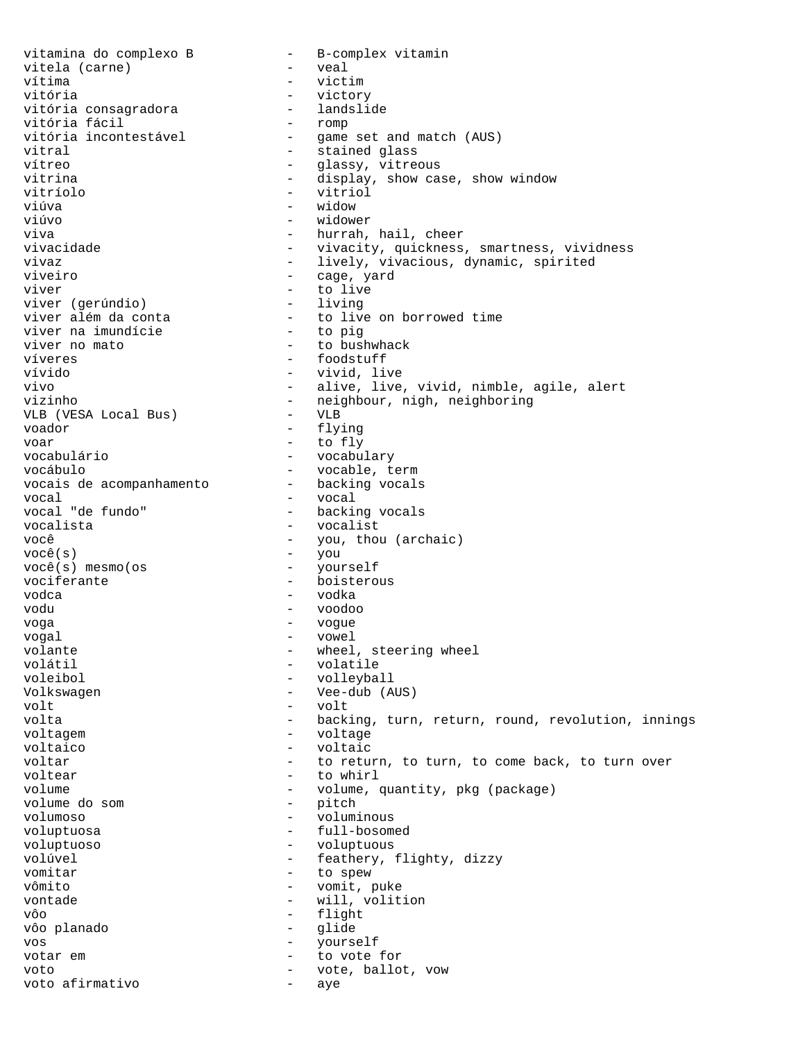vitamina do complexo B - B-complex vitamin
vitela (carne) - veal
vítima - victim
vitória - victory
vitória consagradora - landslide
vitória fácil - romp
vitória incontestável - game set and match (AUS)
vitral - stained glass
vítreo - glassy, vitreous
vitrina - display, show case, show window
vitríolo - vitriol
viúva - widow
viúvo - widower
viva - hurrah, hail, cheer
vivacidade - vivacity, quickness, smartness, vividness
vivaz - lively, vivacious, dynamic, spirited
viveiro - cage, yard
viver - to live
viver (gerúndio) - living
viver além da conta - to live on borrowed time
viver na imundície - to pig
viver no mato - to bushwhack
víveres - foodstuff
vívido - vivid, live
vivo - alive, live, vivid, nimble, agile, alert
vizinho - neighbour, nigh, neighboring
VLB (VESA Local Bus) - VLB
voador - flying
voar - to fly
vocabulário - vocabulary
vocábulo - vocable, term
vocais de acompanhamento - backing vocals
vocal - vocal
vocal "de fundo" - backing vocals
vocalista - vocalist
você - you, thou (archaic)
você(s) - you
você(s) mesmo(os - yourself
vociferante - boisterous
vodca - vodka
vodu - voodoo
voga - vogue
vogal - vowel
volante - wheel, steering wheel
volátil - volatile
voleibol - volleyball
Volkswagen - Vee-dub (AUS)
volt - volt
volta - backing, turn, return, round, revolution, innings
voltagem - voltage
voltaico - voltaic
voltar - to return, to turn, to come back, to turn over
voltear - to whirl
volume - volume, quantity, pkg (package)
volume do som - pitch
volumoso - voluminous
voluptuosa - full-bosomed
voluptuoso - voluptuous
volúvel - feathery, flighty, dizzy
vomitar - to spew
vômito - vomit, puke
vontade - will, volition
vôo - flight
vôo planado - glide
vos - yourself
votar em - to vote for
voto - vote, ballot, vow
voto afirmativo - aye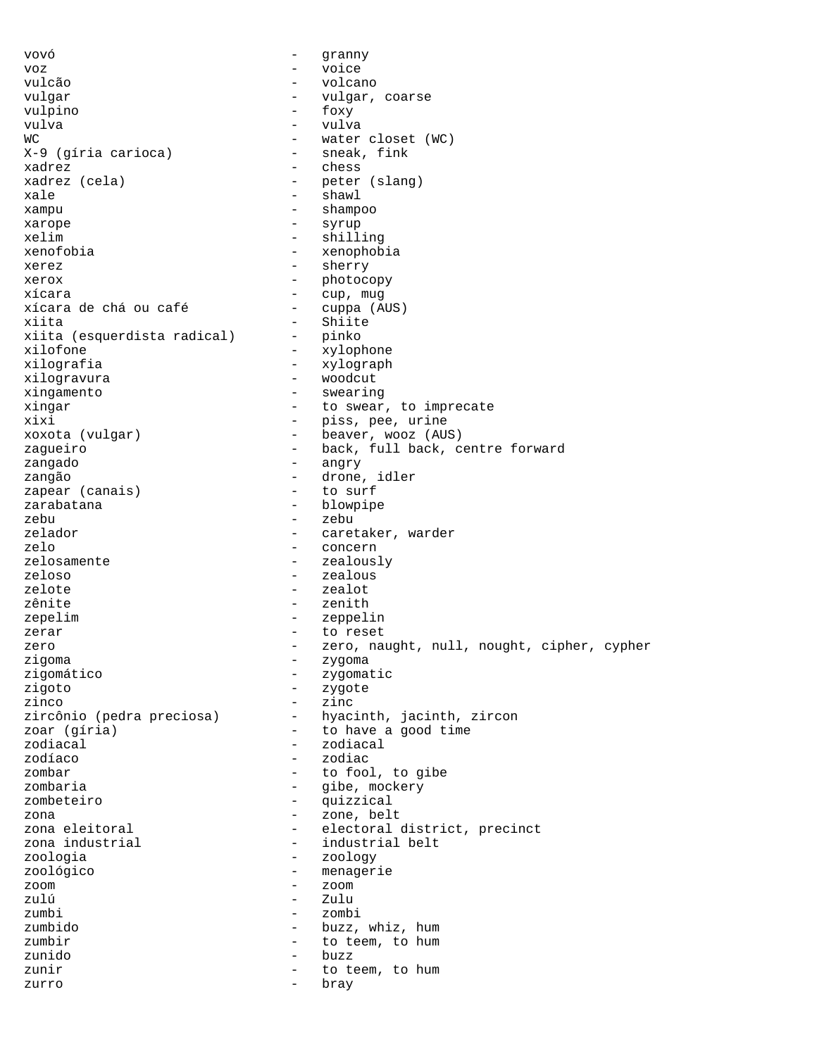vovó - granny
voz - voice
vulcão - volcano
vulgar - vulgar, coarse
vulpino - foxy
vulva - vulva
WC - water closet (WC)
X-9 (gíria carioca) - sneak, fink
xadrez - chess
xadrez (cela) - peter (slang)
xale - shawl
xampu - shampoo
xarope - syrup
xelim - shilling
xenofobia - xenophobia
xerez - sherry
xerox - photocopy
xícara - cup, mug
xícara de chá ou café - cuppa (AUS)
xiita - Shiite
xiita (esquerdista radical) - pinko
xilofone - xylophone
xilografia - xylograph
xilogravura - woodcut
xingamento - swearing
xingar - to swear, to imprecate
xixi - piss, pee, urine
xoxota (vulgar) - beaver, wooz (AUS)
zagueiro - back, full back, centre forward
zangado - angry
zangão - drone, idler
zapear (canais) - to surf
zarabatana - blowpipe
zebu - zebu
zelador - caretaker, warder
zelo - concern
zelosamente - zealously
zeloso - zealous
zelote - zealot
zênite - zenith
zepelim - zeppelin
zerar - to reset
zero - zero, naught, null, nought, cipher, cypher
zigoma - zygoma
zigomático - zygomatic
zigoto - zygote
zinco - zinc
zircônio (pedra preciosa) - hyacinth, jacinth, zircon
zoar (gíria) - to have a good time
zodiacal - zodiacal
zodíaco - zodiac
zombar - to fool, to gibe
zombaria - gibe, mockery
zombeteiro - quizzical
zona - zone, belt
zona eleitoral - electoral district, precinct
zona industrial - industrial belt
zoologia - zoology
zoológico - menagerie
zoom - zoom
zulú - Zulu
zumbi - zombi
zumbido - buzz, whiz, hum
zumbir - to teem, to hum
zunido - buzz
zunir - to teem, to hum
zurro - bray